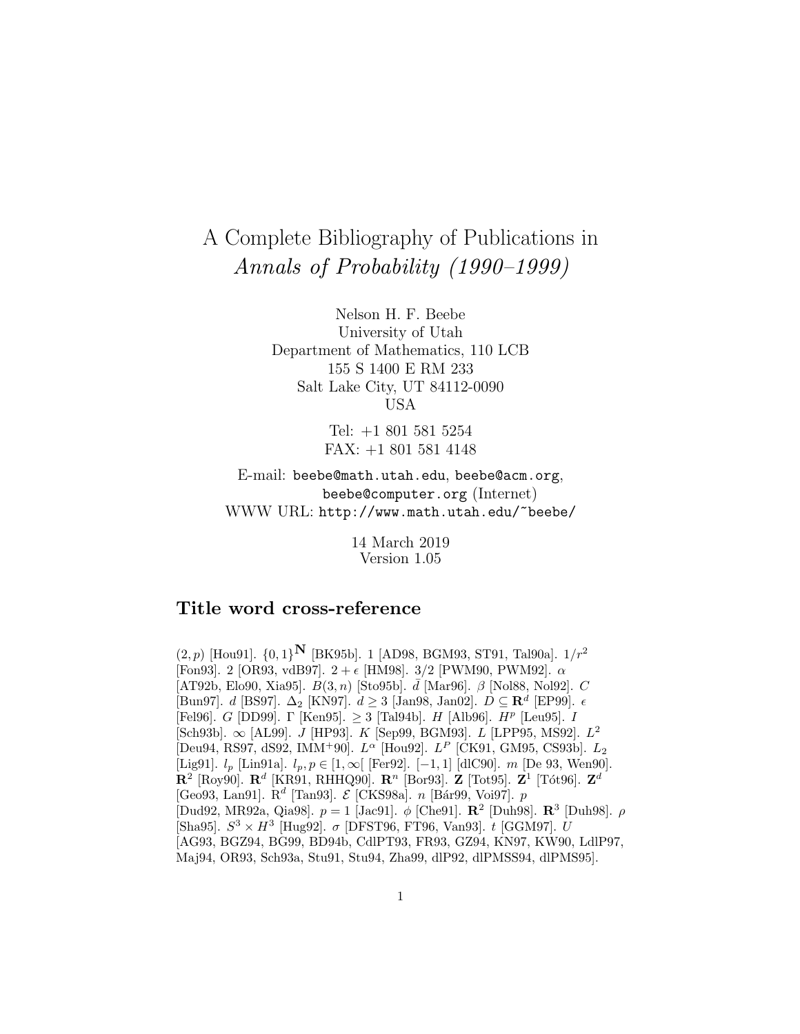# A Complete Bibliography of Publications in *Annals of Probability (1990–1999)*

Nelson H. F. Beebe
University of Utah
Department of Mathematics, 110 LCB
155 S 1400 E RM 233
Salt Lake City, UT 84112-0090
USA

Tel: +1 801 581 5254
FAX: +1 801 581 4148

E-mail: `beebe@math.utah.edu`, `beebe@acm.org`, `beebe@computer.org` (Internet)
WWW URL: `http://www.math.utah.edu/~beebe/`

14 March 2019
Version 1.05

## Title word cross-reference

$(2, p)$ [Hou91]. $\{0, 1\}^{\mathbf{N}}$ [BK95b]. 1 [AD98, BGM93, ST91, Tal90a]. $1/r^2$ [Fon93]. 2 [OR93, vdB97]. $2 + \epsilon$ [HM98]. $3/2$ [PWM90, PWM92]. $\alpha$ [AT92b, Elo90, Xia95]. $B(3, n)$ [Sto95b]. $\bar{d}$ [Mar96]. $\beta$ [Nol88, Nol92]. $C$ [Bun97]. $d$ [BS97]. $\Delta_2$ [KN97]. $d \geq 3$ [Jan98, Jan02]. $D \subseteq \mathbf{R}^d$ [EP99]. $\epsilon$ [Fel96]. $G$ [DD99]. $\Gamma$ [Ken95]. $\geq 3$ [Tal94b]. $H$ [Alb96]. $H^p$ [Leu95]. $I$ [Sch93b]. $\infty$ [AL99]. $J$ [HP93]. $K$ [Sep99, BGM93]. $L$ [LPP95, MS92]. $L^2$ [Deu94, RS97, dS92, IMM$^+$90]. $L^\alpha$ [Hou92]. $L^P$ [CK91, GM95, CS93b]. $L_2$ [Lig91]. $l_p$ [Lin91a]. $l_p, p \in [1, \infty[$ [Fer92]. $[-1, 1]$ [dlC90]. $m$ [De 93, Wen90]. $\mathbf{R}^2$ [Roy90]. $\mathbf{R}^d$ [KR91, RHHQ90]. $\mathbf{R}^n$ [Bor93]. $\mathbf{Z}$ [Tot95]. $\mathbf{Z}^1$ [Tót96]. $\mathbf{Z}^d$ [Geo93, Lan91]. $\mathrm{R}^d$ [Tan93]. $\mathcal{E}$ [CKS98a]. $n$ [Bár99, Voi97]. $p$ [Dud92, MR92a, Qia98]. $p = 1$ [Jac91]. $\phi$ [Che91]. $\mathbf{R}^2$ [Duh98]. $\mathbf{R}^3$ [Duh98]. $\rho$ [Sha95]. $S^3 \times H^3$ [Hug92]. $\sigma$ [DFST96, FT96, Van93]. $t$ [GGM97]. $U$ [AG93, BGZ94, BG99, BD94b, CdlPT93, FR93, GZ94, KN97, KW90, LdlP97, Maj94, OR93, Sch93a, Stu91, Stu94, Zha99, dlP92, dlPMSS94, dlPMS95].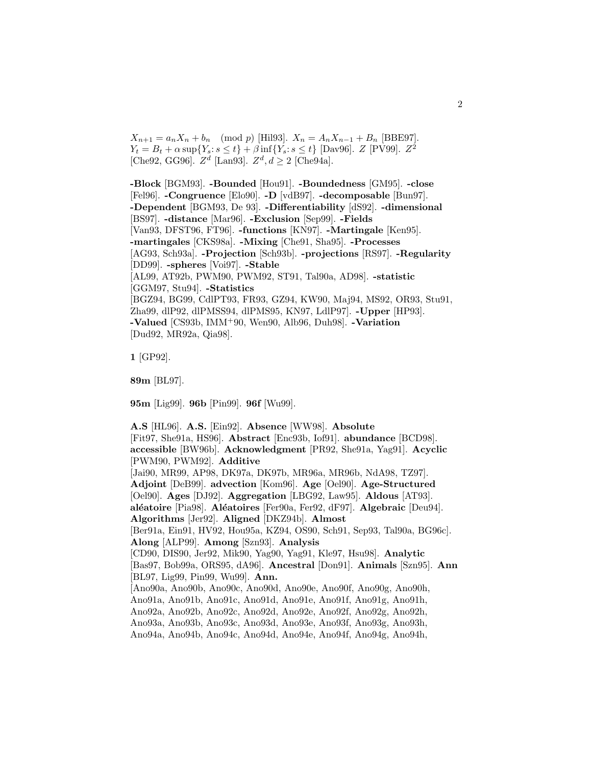$X_{n+1} = a_n X_n + b_n \pmod{p}$ [Hil93]. $X_n = A_n X_{n-1} + B_n$ [BBE97]. $Y_t = B_t + \alpha \sup\{Y_s : s \leq t\} + \beta \inf\{Y_s : s \leq t\}$ [Dav96]. $Z$ [PV99]. $Z^2$ [Che92, GG96]. $Z^d$ [Lan93]. $Z^d, d \geq 2$ [Che94a].

**-Block** [BGM93]. **-Bounded** [Hou91]. **-Boundedness** [GM95]. **-close** [Fel96]. **-Congruence** [Elo90]. **-D** [vdB97]. **-decomposable** [Bun97]. **-Dependent** [BGM93, De 93]. **-Differentiability** [dS92]. **-dimensional** [BS97]. **-distance** [Mar96]. **-Exclusion** [Sep99]. **-Fields** [Van93, DFST96, FT96]. **-functions** [KN97]. **-Martingale** [Ken95]. **-martingales** [CKS98a]. **-Mixing** [Che91, Sha95]. **-Processes** [AG93, Sch93a]. **-Projection** [Sch93b]. **-projections** [RS97]. **-Regularity** [DD99]. **-spheres** [Voi97]. **-Stable** [AL99, AT92b, PWM90, PWM92, ST91, Tal90a, AD98]. **-statistic** [GGM97, Stu94]. **-Statistics** [BGZ94, BG99, CdlPT93, FR93, GZ94, KW90, Maj94, MS92, OR93, Stu91, Zha99, dlP92, dlPMSS94, dlPMS95, KN97, LdlP97]. **-Upper** [HP93]. **-Valued** [CS93b, IMM+90, Wen90, Alb96, Duh98]. **-Variation** [Dud92, MR92a, Qia98].

**1** [GP92].

**89m** [BL97].

**95m** [Lig99]. **96b** [Pin99]. **96f** [Wu99].

**A.S** [HL96]. **A.S.** [Ein92]. **Absence** [WW98]. **Absolute** [Fit97, She91a, HS96]. **Abstract** [Enc93b, Iof91]. **abundance** [BCD98]. **accessible** [BW96b]. **Acknowledgment** [PR92, She91a, Yag91]. **Acyclic** [PWM90, PWM92]. **Additive** [Jai90, MR99, AP98, DK97a, DK97b, MR96a, MR96b, NdA98, TZ97]. **Adjoint** [DeB99]. **advection** [Kom96]. **Age** [Oel90]. **Age-Structured** [Oel90]. **Ages** [DJ92]. **Aggregation** [LBG92, Law95]. **Aldous** [AT93]. **aléatoire** [Pia98]. **Aléatoires** [Fer90a, Fer92, dF97]. **Algebraic** [Deu94]. **Algorithms** [Jer92]. **Aligned** [DKZ94b]. **Almost** [Ber91a, Ein91, HV92, Hou95a, KZ94, OS90, Sch91, Sep93, Tal90a, BG96c]. **Along** [ALP99]. **Among** [Szn93]. **Analysis** [CD90, DIS90, Jer92, Mik90, Yag90, Yag91, Kle97, Hsu98]. **Analytic** [Bas97, Bob99a, ORS95, dA96]. **Ancestral** [Don91]. **Animals** [Szn95]. **Ann** [BL97, Lig99, Pin99, Wu99]. **Ann.** [Ano90a, Ano90b, Ano90c, Ano90d, Ano90e, Ano90f, Ano90g, Ano90h, Ano91a, Ano91b, Ano91c, Ano91d, Ano91e, Ano91f, Ano91g, Ano91h, Ano92a, Ano92b, Ano92c, Ano92d, Ano92e, Ano92f, Ano92g, Ano92h, Ano93a, Ano93b, Ano93c, Ano93d, Ano93e, Ano93f, Ano93g, Ano93h, Ano94a, Ano94b, Ano94c, Ano94d, Ano94e, Ano94f, Ano94g, Ano94h,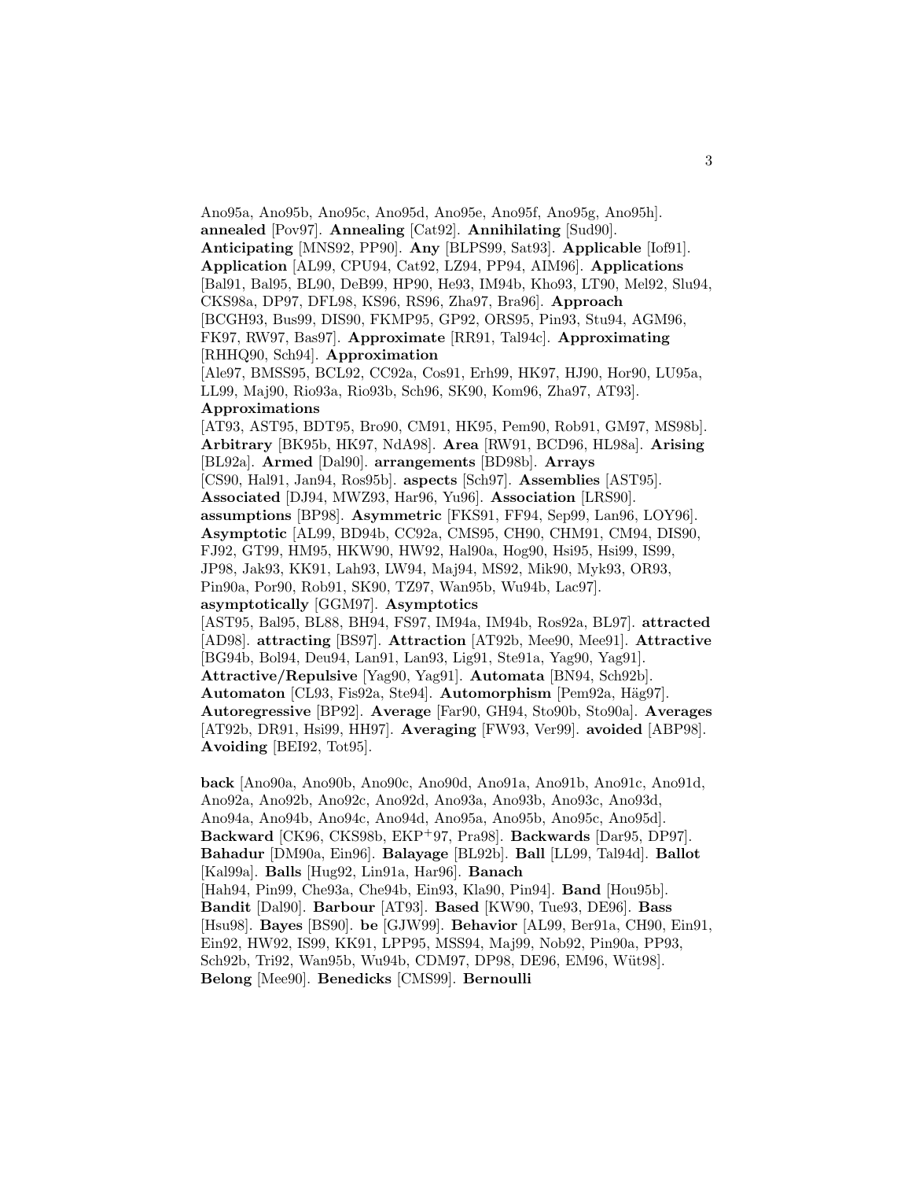Ano95a, Ano95b, Ano95c, Ano95d, Ano95e, Ano95f, Ano95g, Ano95h]. **annealed** [Pov97]. **Annealing** [Cat92]. **Annihilating** [Sud90]. **Anticipating** [MNS92, PP90]. **Any** [BLPS99, Sat93]. **Applicable** [Iof91]. **Application** [AL99, CPU94, Cat92, LZ94, PP94, AIM96]. **Applications** [Bal91, Bal95, BL90, DeB99, HP90, He93, IM94b, Kho93, LT90, Mel92, Slu94, CKS98a, DP97, DFL98, KS96, RS96, Zha97, Bra96]. **Approach** [BCGH93, Bus99, DIS90, FKMP95, GP92, ORS95, Pin93, Stu94, AGM96, FK97, RW97, Bas97]. **Approximate** [RR91, Tal94c]. **Approximating** [RHHQ90, Sch94]. **Approximation** [Ale97, BMSS95, BCL92, CC92a, Cos91, Erh99, HK97, HJ90, Hor90, LU95a, LL99, Maj90, Rio93a, Rio93b, Sch96, SK90, Kom96, Zha97, AT93]. **Approximations** [AT93, AST95, BDT95, Bro90, CM91, HK95, Pem90, Rob91, GM97, MS98b]. **Arbitrary** [BK95b, HK97, NdA98]. **Area** [RW91, BCD96, HL98a]. **Arising** [BL92a]. **Armed** [Dal90]. **arrangements** [BD98b]. **Arrays** [CS90, Hal91, Jan94, Ros95b]. **aspects** [Sch97]. **Assemblies** [AST95]. **Associated** [DJ94, MWZ93, Har96, Yu96]. **Association** [LRS90]. **assumptions** [BP98]. **Asymmetric** [FKS91, FF94, Sep99, Lan96, LOY96]. **Asymptotic** [AL99, BD94b, CC92a, CMS95, CH90, CHM91, CM94, DIS90, FJ92, GT99, HM95, HKW90, HW92, Hal90a, Hog90, Hsi95, Hsi99, IS99, JP98, Jak93, KK91, Lah93, LW94, Maj94, MS92, Mik90, Myk93, OR93, Pin90a, Por90, Rob91, SK90, TZ97, Wan95b, Wu94b, Lac97]. **asymptotically** [GGM97]. **Asymptotics** [AST95, Bal95, BL88, BH94, FS97, IM94a, IM94b, Ros92a, BL97]. **attracted** [AD98]. **attracting** [BS97]. **Attraction** [AT92b, Mee90, Mee91]. **Attractive** [BG94b, Bol94, Deu94, Lan91, Lan93, Lig91, Ste91a, Yag90, Yag91]. **Attractive/Repulsive** [Yag90, Yag91]. **Automata** [BN94, Sch92b]. **Automaton** [CL93, Fis92a, Ste94]. **Automorphism** [Pem92a, Häg97]. **Autoregressive** [BP92]. **Average** [Far90, GH94, Sto90b, Sto90a]. **Averages** [AT92b, DR91, Hsi99, HH97]. **Averaging** [FW93, Ver99]. **avoided** [ABP98]. **Avoiding** [BEI92, Tot95].

**back** [Ano90a, Ano90b, Ano90c, Ano90d, Ano91a, Ano91b, Ano91c, Ano91d, Ano92a, Ano92b, Ano92c, Ano92d, Ano93a, Ano93b, Ano93c, Ano93d, Ano94a, Ano94b, Ano94c, Ano94d, Ano95a, Ano95b, Ano95c, Ano95d]. **Backward** [CK96, CKS98b, EKP+97, Pra98]. **Backwards** [Dar95, DP97]. **Bahadur** [DM90a, Ein96]. **Balayage** [BL92b]. **Ball** [LL99, Tal94d]. **Ballot** [Kal99a]. **Balls** [Hug92, Lin91a, Har96]. **Banach** [Hah94, Pin99, Che93a, Che94b, Ein93, Kla90, Pin94]. **Band** [Hou95b]. **Bandit** [Dal90]. **Barbour** [AT93]. **Based** [KW90, Tue93, DE96]. **Bass** [Hsu98]. **Bayes** [BS90]. **be** [GJW99]. **Behavior** [AL99, Ber91a, CH90, Ein91, Ein92, HW92, IS99, KK91, LPP95, MSS94, Maj99, Nob92, Pin90a, PP93, Sch92b, Tri92, Wan95b, Wu94b, CDM97, DP98, DE96, EM96, Wüt98]. **Belong** [Mee90]. **Benedicks** [CMS99]. **Bernoulli**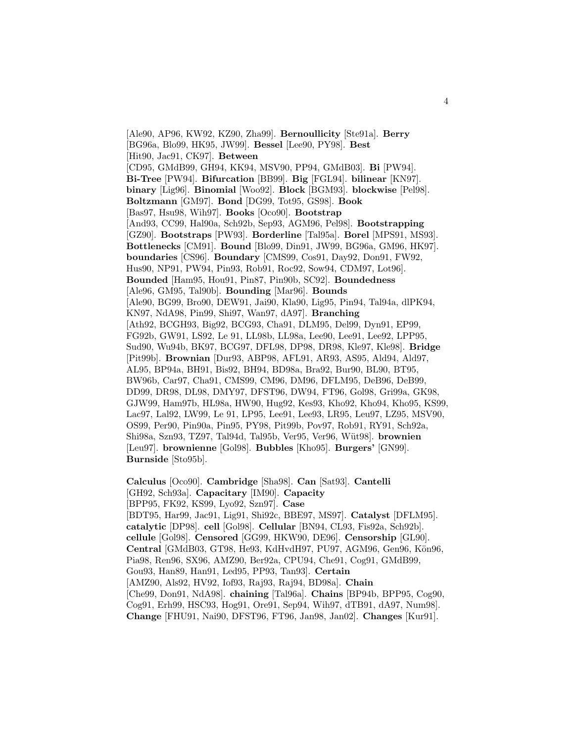[Ale90, AP96, KW92, KZ90, Zha99]. **Bernoullicity** [Ste91a]. **Berry** [BG96a, Blo99, HK95, JW99]. **Bessel** [Lee90, PY98]. **Best** [Hit90, Jac91, CK97]. **Between** [CD95, GMdB99, GH94, KK94, MSV90, PP94, GMdB03]. **Bi** [PW94]. **Bi-Tree** [PW94]. **Bifurcation** [BB99]. **Big** [FGL94]. **bilinear** [KN97]. **binary** [Lig96]. **Binomial** [Woo92]. **Block** [BGM93]. **blockwise** [Pel98]. **Boltzmann** [GM97]. **Bond** [DG99, Tot95, GS98]. **Book** [Bas97, Hsu98, Wih97]. **Books** [Oco90]. **Bootstrap** [And93, CC99, Hal90a, Sch92b, Sep93, AGM96, Pel98]. **Bootstrapping** [GZ90]. **Bootstraps** [PW93]. **Borderline** [Tal95a]. **Borel** [MPS91, MS93]. **Bottlenecks** [CM91]. **Bound** [Blo99, Din91, JW99, BG96a, GM96, HK97]. **boundaries** [CS96]. **Boundary** [CMS99, Cos91, Day92, Don91, FW92, Hus90, NP91, PW94, Pin93, Rob91, Roc92, Sow94, CDM97, Lot96]. **Bounded** [Ham95, Hou91, Pin87, Pin90b, SC92]. **Boundedness** [Ale96, GM95, Tal90b]. **Bounding** [Mar96]. **Bounds** [Ale90, BG99, Bro90, DEW91, Jai90, Kla90, Lig95, Pin94, Tal94a, dlPK94, KN97, NdA98, Pin99, Shi97, Wan97, dA97]. **Branching** [Ath92, BCGH93, Big92, BCG93, Cha91, DLM95, Del99, Dyn91, EP99, FG92b, GW91, LS92, Le 91, LL98b, LL98a, Lee90, Lee91, Lee92, LPP95, Sud90, Wu94b, BK97, BCG97, DFL98, DP98, DR98, Kle97, Kle98]. **Bridge** [Pit99b]. **Brownian** [Dur93, ABP98, AFL91, AR93, AS95, Ald94, Ald97, AL95, BP94a, BH91, Bis92, BH94, BD98a, Bra92, Bur90, BL90, BT95, BW96b, Car97, Cha91, CMS99, CM96, DM96, DFLM95, DeB96, DeB99, DD99, DR98, DL98, DMY97, DFST96, DW94, FT96, Gol98, Gri99a, GK98, GJW99, Ham97b, HL98a, HW90, Hug92, Kes93, Kho92, Kho94, Kho95, KS99, Lac97, Lal92, LW99, Le 91, LP95, Lee91, Lee93, LR95, Leu97, LZ95, MSV90, OS99, Per90, Pin90a, Pin95, PY98, Pit99b, Pov97, Rob91, RY91, Sch92a, Shi98a, Szn93, TZ97, Tal94d, Tal95b, Ver95, Ver96, Wüt98]. **brownien** [Leu97]. **brownienne** [Gol98]. **Bubbles** [Kho95]. **Burgers'** [GN99]. **Burnside** [Sto95b].

**Calculus** [Oco90]. **Cambridge** [Sha98]. **Can** [Sat93]. **Cantelli** [GH92, Sch93a]. **Capacitary** [IM90]. **Capacity** [BPP95, FK92, KS99, Lyo92, Szn97]. **Case** [BDT95, Har99, Jac91, Lig91, Shi92c, BBE97, MS97]. **Catalyst** [DFLM95]. **catalytic** [DP98]. **cell** [Gol98]. **Cellular** [BN94, CL93, Fis92a, Sch92b]. **cellule** [Gol98]. **Censored** [GG99, HKW90, DE96]. **Censorship** [GL90]. **Central** [GMdB03, GT98, He93, KdHvdH97, PU97, AGM96, Gen96, Kön96, Pia98, Ren96, SX96, AMZ90, Ber92a, CPU94, Che91, Cog91, GMdB99, Gou93, Han89, Han91, Led95, PP93, Tan93]. **Certain** [AMZ90, Als92, HV92, Iof93, Raj93, Raj94, BD98a]. **Chain** [Che99, Don91, NdA98]. **chaining** [Tal96a]. **Chains** [BP94b, BPP95, Cog90, Cog91, Erh99, HSC93, Hog91, Ore91, Sep94, Wih97, dTB91, dA97, Num98]. **Change** [FHU91, Nai90, DFST96, FT96, Jan98, Jan02]. **Changes** [Kur91].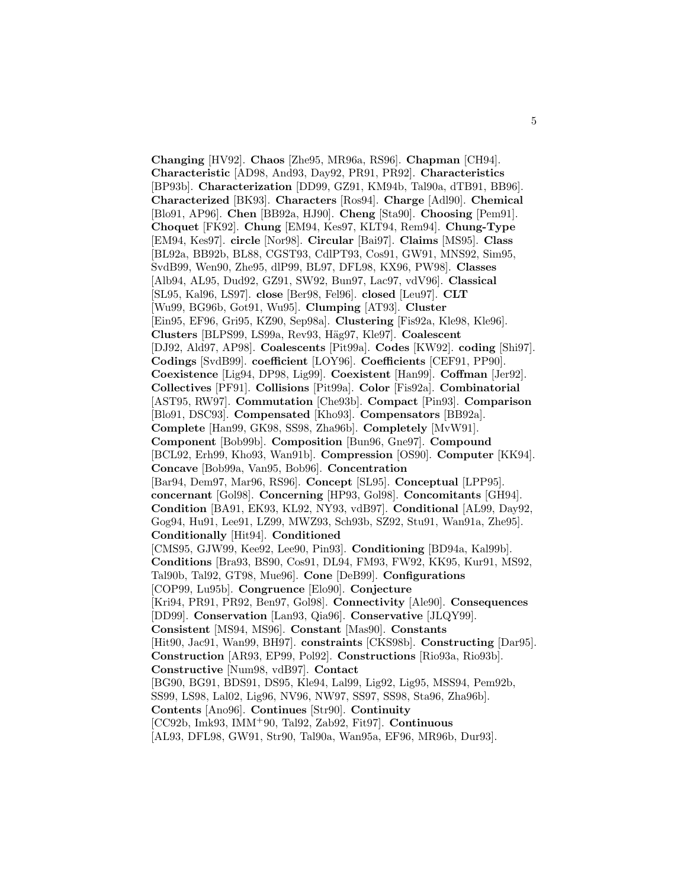**Changing** [HV92]. **Chaos** [Zhe95, MR96a, RS96]. **Chapman** [CH94]. **Characteristic** [AD98, And93, Day92, PR91, PR92]. **Characteristics** [BP93b]. **Characterization** [DD99, GZ91, KM94b, Tal90a, dTB91, BB96]. **Characterized** [BK93]. **Characters** [Ros94]. **Charge** [Adl90]. **Chemical** [Blo91, AP96]. **Chen** [BB92a, HJ90]. **Cheng** [Sta90]. **Choosing** [Pem91]. **Choquet** [FK92]. **Chung** [EM94, Kes97, KLT94, Rem94]. **Chung-Type** [EM94, Kes97]. **circle** [Nor98]. **Circular** [Bai97]. **Claims** [MS95]. **Class** [BL92a, BB92b, BL88, CGST93, CdlPT93, Cos91, GW91, MNS92, Sim95, SvdB99, Wen90, Zhe95, dlP99, BL97, DFL98, KX96, PW98]. **Classes** [Alb94, AL95, Dud92, GZ91, SW92, Bun97, Lac97, vdV96]. **Classical** [SL95, Kal96, LS97]. **close** [Ber98, Fel96]. **closed** [Leu97]. **CLT** [Wu99, BG96b, Got91, Wu95]. **Clumping** [AT93]. **Cluster** [Ein95, EF96, Gri95, KZ90, Sep98a]. **Clustering** [Fis92a, Kle98, Kle96]. **Clusters** [BLPS99, LS99a, Rev93, Häg97, Kle97]. **Coalescent** [DJ92, Ald97, AP98]. **Coalescents** [Pit99a]. **Codes** [KW92]. **coding** [Shi97]. **Codings** [SvdB99]. **coefficient** [LOY96]. **Coefficients** [CEF91, PP90]. **Coexistence** [Lig94, DP98, Lig99]. **Coexistent** [Han99]. **Coffman** [Jer92]. **Collectives** [PF91]. **Collisions** [Pit99a]. **Color** [Fis92a]. **Combinatorial** [AST95, RW97]. **Commutation** [Che93b]. **Compact** [Pin93]. **Comparison** [Blo91, DSC93]. **Compensated** [Kho93]. **Compensators** [BB92a]. **Complete** [Han99, GK98, SS98, Zha96b]. **Completely** [MvW91]. **Component** [Bob99b]. **Composition** [Bun96, Gne97]. **Compound** [BCL92, Erh99, Kho93, Wan91b]. **Compression** [OS90]. **Computer** [KK94]. **Concave** [Bob99a, Van95, Bob96]. **Concentration** [Bar94, Dem97, Mar96, RS96]. **Concept** [SL95]. **Conceptual** [LPP95]. **concernant** [Gol98]. **Concerning** [HP93, Gol98]. **Concomitants** [GH94]. **Condition** [BA91, EK93, KL92, NY93, vdB97]. **Conditional** [AL99, Day92, Gog94, Hu91, Lee91, LZ99, MWZ93, Sch93b, SZ92, Stu91, Wan91a, Zhe95]. **Conditionally** [Hit94]. **Conditioned** [CMS95, GJW99, Kee92, Lee90, Pin93]. **Conditioning** [BD94a, Kal99b]. **Conditions** [Bra93, BS90, Cos91, DL94, FM93, FW92, KK95, Kur91, MS92, Tal90b, Tal92, GT98, Mue96]. **Cone** [DeB99]. **Configurations** [COP99, Lu95b]. **Congruence** [Elo90]. **Conjecture** [Kri94, PR91, PR92, Ben97, Gol98]. **Connectivity** [Ale90]. **Consequences** [DD99]. **Conservation** [Lan93, Qia96]. **Conservative** [JLQY99]. **Consistent** [MS94, MS96]. **Constant** [Mas90]. **Constants** [Hit90, Jac91, Wan99, BH97]. **constraints** [CKS98b]. **Constructing** [Dar95]. **Construction** [AR93, EP99, Pol92]. **Constructions** [Rio93a, Rio93b]. **Constructive** [Num98, vdB97]. **Contact** [BG90, BG91, BDS91, DS95, Kle94, Lal99, Lig92, Lig95, MSS94, Pem92b, SS99, LS98, Lal02, Lig96, NV96, NW97, SS97, SS98, Sta96, Zha96b]. **Contents** [Ano96]. **Continues** [Str90]. **Continuity** [CC92b, Imk93, IMM+90, Tal92, Zab92, Fit97]. **Continuous** [AL93, DFL98, GW91, Str90, Tal90a, Wan95a, EF96, MR96b, Dur93].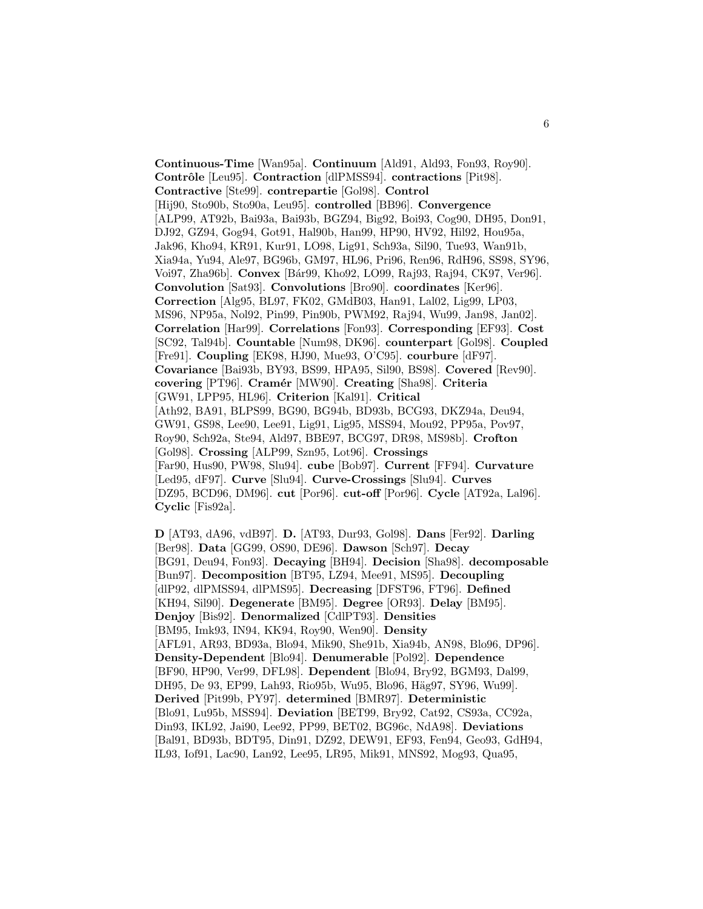**Continuous-Time** [Wan95a]. **Continuum** [Ald91, Ald93, Fon93, Roy90]. **Contrôle** [Leu95]. **Contraction** [dlPMSS94]. **contractions** [Pit98]. **Contractive** [Ste99]. **contrepartie** [Gol98]. **Control** [Hij90, Sto90b, Sto90a, Leu95]. **controlled** [BB96]. **Convergence** [ALP99, AT92b, Bai93a, Bai93b, BGZ94, Big92, Boi93, Cog90, DH95, Don91, DJ92, GZ94, Gog94, Got91, Hal90b, Han99, HP90, HV92, Hil92, Hou95a, Jak96, Kho94, KR91, Kur91, LO98, Lig91, Sch93a, Sil90, Tue93, Wan91b, Xia94a, Yu94, Ale97, BG96b, GM97, HL96, Pri96, Ren96, RdH96, SS98, SY96, Voi97, Zha96b]. **Convex** [Bár99, Kho92, LO99, Raj93, Raj94, CK97, Ver96]. **Convolution** [Sat93]. **Convolutions** [Bro90]. **coordinates** [Ker96]. **Correction** [Alg95, BL97, FK02, GMdB03, Han91, Lal02, Lig99, LP03, MS96, NP95a, Nol92, Pin99, Pin90b, PWM92, Raj94, Wu99, Jan98, Jan02]. **Correlation** [Har99]. **Correlations** [Fon93]. **Corresponding** [EF93]. **Cost** [SC92, Tal94b]. **Countable** [Num98, DK96]. **counterpart** [Gol98]. **Coupled** [Fre91]. **Coupling** [EK98, HJ90, Mue93, O'C95]. **courbure** [dF97]. **Covariance** [Bai93b, BY93, BS99, HPA95, Sil90, BS98]. **Covered** [Rev90]. **covering** [PT96]. **Cramér** [MW90]. **Creating** [Sha98]. **Criteria** [GW91, LPP95, HL96]. **Criterion** [Kal91]. **Critical** [Ath92, BA91, BLPS99, BG90, BG94b, BD93b, BCG93, DKZ94a, Deu94, GW91, GS98, Lee90, Lee91, Lig91, Lig95, MSS94, Mou92, PP95a, Pov97, Roy90, Sch92a, Ste94, Ald97, BBE97, BCG97, DR98, MS98b]. **Crofton** [Gol98]. **Crossing** [ALP99, Szn95, Lot96]. **Crossings** [Far90, Hus90, PW98, Slu94]. **cube** [Bob97]. **Current** [FF94]. **Curvature** [Led95, dF97]. **Curve** [Slu94]. **Curve-Crossings** [Slu94]. **Curves** [DZ95, BCD96, DM96]. **cut** [Por96]. **cut-off** [Por96]. **Cycle** [AT92a, Lal96]. **Cyclic** [Fis92a].

**D** [AT93, dA96, vdB97]. **D.** [AT93, Dur93, Gol98]. **Dans** [Fer92]. **Darling** [Ber98]. **Data** [GG99, OS90, DE96]. **Dawson** [Sch97]. **Decay** [BG91, Deu94, Fon93]. **Decaying** [BH94]. **Decision** [Sha98]. **decomposable** [Bun97]. **Decomposition** [BT95, LZ94, Mee91, MS95]. **Decoupling** [dlP92, dlPMSS94, dlPMS95]. **Decreasing** [DFST96, FT96]. **Defined** [KH94, Sil90]. **Degenerate** [BM95]. **Degree** [OR93]. **Delay** [BM95]. **Denjoy** [Bis92]. **Denormalized** [CdlPT93]. **Densities** [BM95, Imk93, IN94, KK94, Roy90, Wen90]. **Density** [AFL91, AR93, BD93a, Blo94, Mik90, She91b, Xia94b, AN98, Blo96, DP96]. **Density-Dependent** [Blo94]. **Denumerable** [Pol92]. **Dependence** [BF90, HP90, Ver99, DFL98]. **Dependent** [Blo94, Bry92, BGM93, Dal99, DH95, De 93, EP99, Lah93, Rio95b, Wu95, Blo96, Häg97, SY96, Wu99]. **Derived** [Pit99b, PY97]. **determined** [BMR97]. **Deterministic** [Blo91, Lu95b, MSS94]. **Deviation** [BET99, Bry92, Cat92, CS93a, CC92a, Din93, IKL92, Jai90, Lee92, PP99, BET02, BG96c, NdA98]. **Deviations** [Bal91, BD93b, BDT95, Din91, DZ92, DEW91, EF93, Fen94, Geo93, GdH94, IL93, Iof91, Lac90, Lan92, Lee95, LR95, Mik91, MNS92, Mog93, Qua95,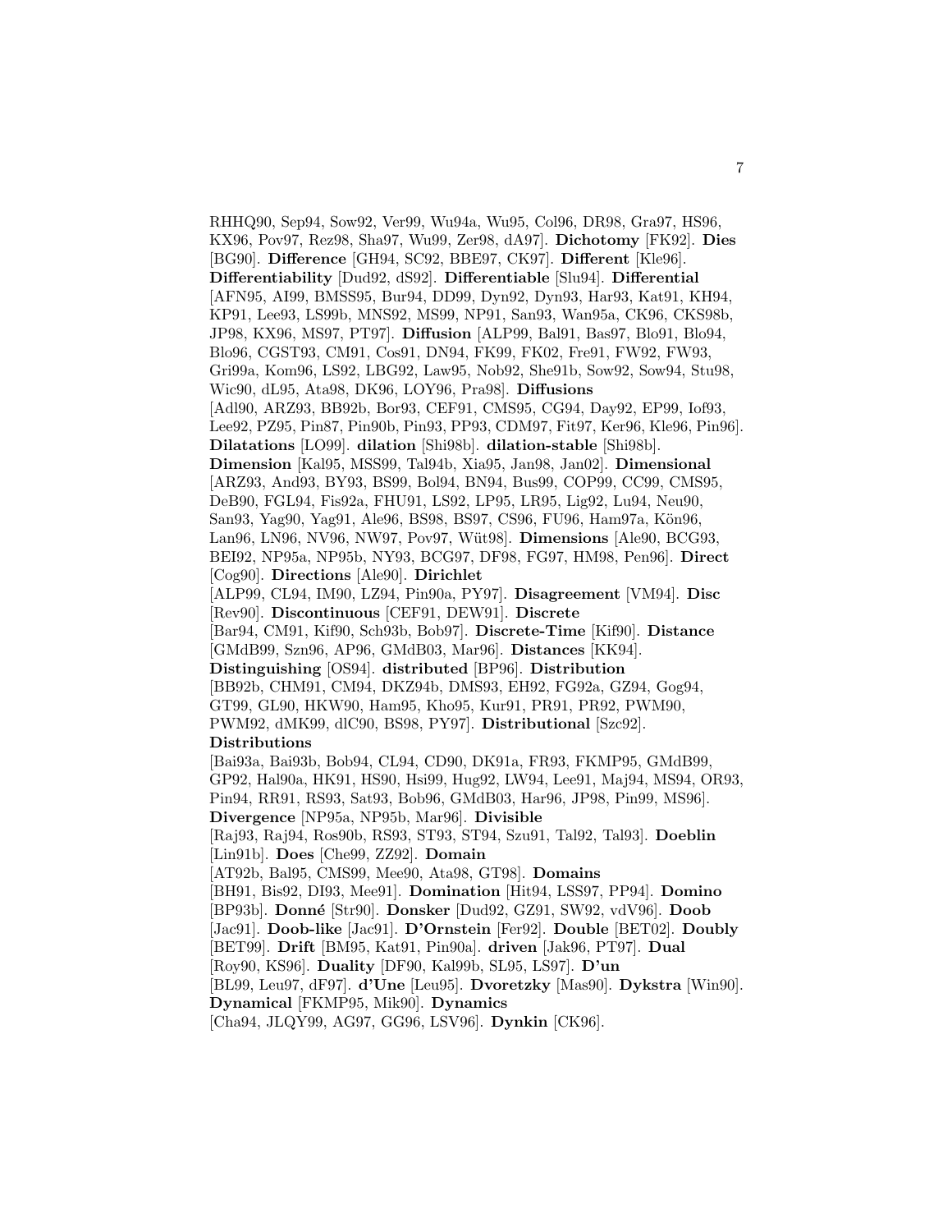RHHQ90, Sep94, Sow92, Ver99, Wu94a, Wu95, Col96, DR98, Gra97, HS96, KX96, Pov97, Rez98, Sha97, Wu99, Zer98, dA97]. **Dichotomy** [FK92]. **Dies** [BG90]. **Difference** [GH94, SC92, BBE97, CK97]. **Different** [Kle96]. **Differentiability** [Dud92, dS92]. **Differentiable** [Slu94]. **Differential** [AFN95, AI99, BMSS95, Bur94, DD99, Dyn92, Dyn93, Har93, Kat91, KH94, KP91, Lee93, LS99b, MNS92, MS99, NP91, San93, Wan95a, CK96, CKS98b, JP98, KX96, MS97, PT97]. **Diffusion** [ALP99, Bal91, Bas97, Blo91, Blo94, Blo96, CGST93, CM91, Cos91, DN94, FK99, FK02, Fre91, FW92, FW93, Gri99a, Kom96, LS92, LBG92, Law95, Nob92, She91b, Sow92, Sow94, Stu98, Wic90, dL95, Ata98, DK96, LOY96, Pra98]. **Diffusions** [Adl90, ARZ93, BB92b, Bor93, CEF91, CMS95, CG94, Day92, EP99, Iof93, Lee92, PZ95, Pin87, Pin90b, Pin93, PP93, CDM97, Fit97, Ker96, Kle96, Pin96]. **Dilatations** [LO99]. **dilation** [Shi98b]. **dilation-stable** [Shi98b]. **Dimension** [Kal95, MSS99, Tal94b, Xia95, Jan98, Jan02]. **Dimensional** [ARZ93, And93, BY93, BS99, Bol94, BN94, Bus99, COP99, CC99, CMS95, DeB90, FGL94, Fis92a, FHU91, LS92, LP95, LR95, Lig92, Lu94, Neu90, San93, Yag90, Yag91, Ale96, BS98, BS97, CS96, FU96, Ham97a, Kön96, Lan96, LN96, NV96, NW97, Pov97, Wüt98]. **Dimensions** [Ale90, BCG93, BEI92, NP95a, NP95b, NY93, BCG97, DF98, FG97, HM98, Pen96]. **Direct** [Cog90]. **Directions** [Ale90]. **Dirichlet** [ALP99, CL94, IM90, LZ94, Pin90a, PY97]. **Disagreement** [VM94]. **Disc** [Rev90]. **Discontinuous** [CEF91, DEW91]. **Discrete** [Bar94, CM91, Kif90, Sch93b, Bob97]. **Discrete-Time** [Kif90]. **Distance** [GMdB99, Szn96, AP96, GMdB03, Mar96]. **Distances** [KK94]. **Distinguishing** [OS94]. **distributed** [BP96]. **Distribution** [BB92b, CHM91, CM94, DKZ94b, DMS93, EH92, FG92a, GZ94, Gog94, GT99, GL90, HKW90, Ham95, Kho95, Kur91, PR91, PR92, PWM90, PWM92, dMK99, dlC90, BS98, PY97]. **Distributional** [Szc92]. **Distributions** [Bai93a, Bai93b, Bob94, CL94, CD90, DK91a, FR93, FKMP95, GMdB99, GP92, Hal90a, HK91, HS90, Hsi99, Hug92, LW94, Lee91, Maj94, MS94, OR93, Pin94, RR91, RS93, Sat93, Bob96, GMdB03, Har96, JP98, Pin99, MS96]. **Divergence** [NP95a, NP95b, Mar96]. **Divisible** [Raj93, Raj94, Ros90b, RS93, ST93, ST94, Szu91, Tal92, Tal93]. **Doeblin** [Lin91b]. **Does** [Che99, ZZ92]. **Domain** [AT92b, Bal95, CMS99, Mee90, Ata98, GT98]. **Domains** [BH91, Bis92, DI93, Mee91]. **Domination** [Hit94, LSS97, PP94]. **Domino** [BP93b]. **Donné** [Str90]. **Donsker** [Dud92, GZ91, SW92, vdV96]. **Doob** [Jac91]. **Doob-like** [Jac91]. **D'Ornstein** [Fer92]. **Double** [BET02]. **Doubly** [BET99]. **Drift** [BM95, Kat91, Pin90a]. **driven** [Jak96, PT97]. **Dual** [Roy90, KS96]. **Duality** [DF90, Kal99b, SL95, LS97]. **D'un** [BL99, Leu97, dF97]. **d'Une** [Leu95]. **Dvoretzky** [Mas90]. **Dykstra** [Win90]. **Dynamical** [FKMP95, Mik90]. **Dynamics** [Cha94, JLQY99, AG97, GG96, LSV96]. **Dynkin** [CK96].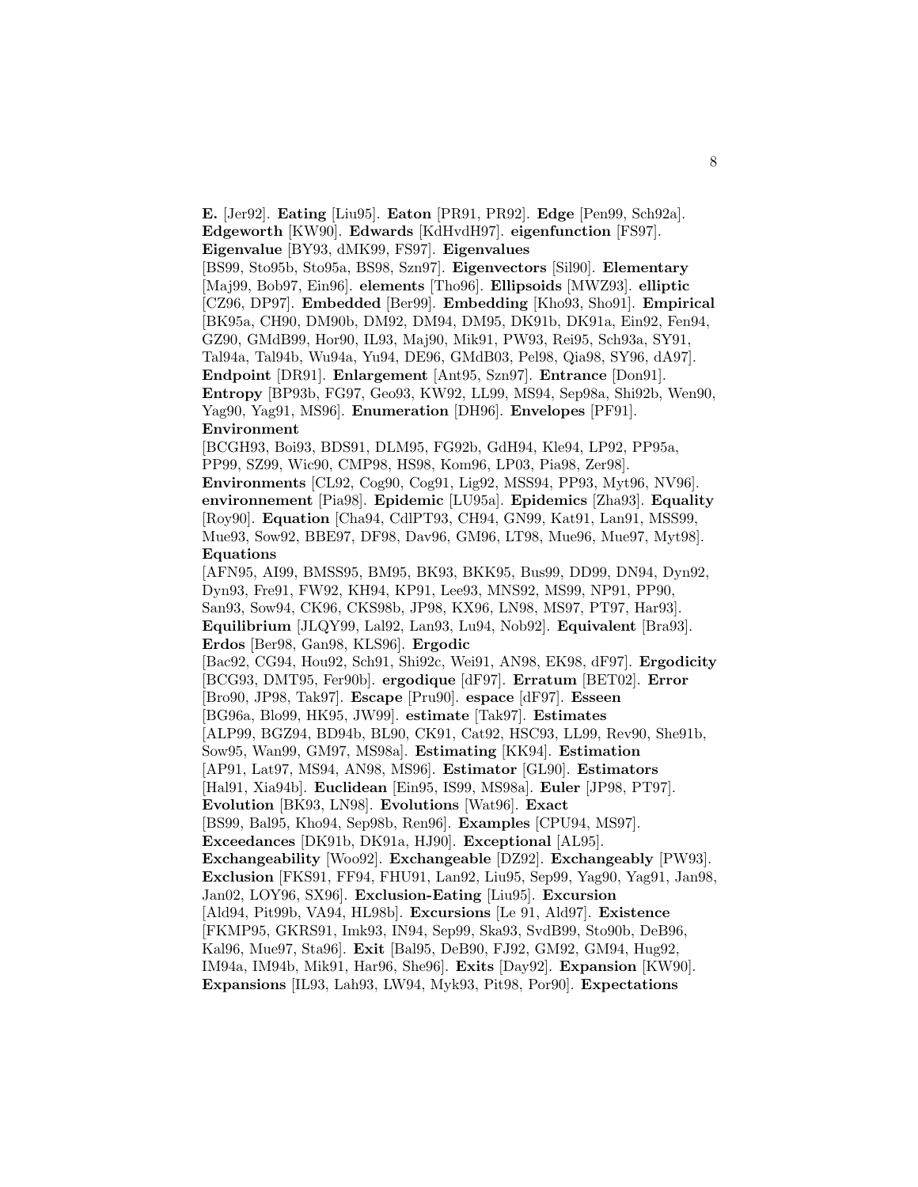**E.** [Jer92]. **Eating** [Liu95]. **Eaton** [PR91, PR92]. **Edge** [Pen99, Sch92a]. **Edgeworth** [KW90]. **Edwards** [KdHvdH97]. **eigenfunction** [FS97]. **Eigenvalue** [BY93, dMK99, FS97]. **Eigenvalues** [BS99, Sto95b, Sto95a, BS98, Szn97]. **Eigenvectors** [Sil90]. **Elementary** [Maj99, Bob97, Ein96]. **elements** [Tho96]. **Ellipsoids** [MWZ93]. **elliptic** [CZ96, DP97]. **Embedded** [Ber99]. **Embedding** [Kho93, Sho91]. **Empirical** [BK95a, CH90, DM90b, DM92, DM94, DM95, DK91b, DK91a, Ein92, Fen94, GZ90, GMdB99, Hor90, IL93, Maj90, Mik91, PW93, Rei95, Sch93a, SY91, Tal94a, Tal94b, Wu94a, Yu94, DE96, GMdB03, Pel98, Qia98, SY96, dA97]. **Endpoint** [DR91]. **Enlargement** [Ant95, Szn97]. **Entrance** [Don91]. **Entropy** [BP93b, FG97, Geo93, KW92, LL99, MS94, Sep98a, Shi92b, Wen90, Yag90, Yag91, MS96]. **Enumeration** [DH96]. **Envelopes** [PF91]. **Environment** [BCGH93, Boi93, BDS91, DLM95, FG92b, GdH94, Kle94, LP92, PP95a, PP99, SZ99, Wic90, CMP98, HS98, Kom96, LP03, Pia98, Zer98]. **Environments** [CL92, Cog90, Cog91, Lig92, MSS94, PP93, Myt96, NV96]. **environnement** [Pia98]. **Epidemic** [LU95a]. **Epidemics** [Zha93]. **Equality** [Roy90]. **Equation** [Cha94, CdlPT93, CH94, GN99, Kat91, Lan91, MSS99, Mue93, Sow92, BBE97, DF98, Dav96, GM96, LT98, Mue96, Mue97, Myt98]. **Equations** [AFN95, AI99, BMSS95, BM95, BK93, BKK95, Bus99, DD99, DN94, Dyn92, Dyn93, Fre91, FW92, KH94, KP91, Lee93, MNS92, MS99, NP91, PP90, San93, Sow94, CK96, CKS98b, JP98, KX96, LN98, MS97, PT97, Har93]. **Equilibrium** [JLQY99, Lal92, Lan93, Lu94, Nob92]. **Equivalent** [Bra93]. **Erdos** [Ber98, Gan98, KLS96]. **Ergodic** [Bac92, CG94, Hou92, Sch91, Shi92c, Wei91, AN98, EK98, dF97]. **Ergodicity** [BCG93, DMT95, Fer90b]. **ergodique** [dF97]. **Erratum** [BET02]. **Error** [Bro90, JP98, Tak97]. **Escape** [Pru90]. **espace** [dF97]. **Esseen** [BG96a, Blo99, HK95, JW99]. **estimate** [Tak97]. **Estimates** [ALP99, BGZ94, BD94b, BL90, CK91, Cat92, HSC93, LL99, Rev90, She91b, Sow95, Wan99, GM97, MS98a]. **Estimating** [KK94]. **Estimation** [AP91, Lat97, MS94, AN98, MS96]. **Estimator** [GL90]. **Estimators** [Hal91, Xia94b]. **Euclidean** [Ein95, IS99, MS98a]. **Euler** [JP98, PT97]. **Evolution** [BK93, LN98]. **Evolutions** [Wat96]. **Exact** [BS99, Bal95, Kho94, Sep98b, Ren96]. **Examples** [CPU94, MS97]. **Exceedances** [DK91b, DK91a, HJ90]. **Exceptional** [AL95]. **Exchangeability** [Woo92]. **Exchangeable** [DZ92]. **Exchangeably** [PW93]. **Exclusion** [FKS91, FF94, FHU91, Lan92, Liu95, Sep99, Yag90, Yag91, Jan98, Jan02, LOY96, SX96]. **Exclusion-Eating** [Liu95]. **Excursion** [Ald94, Pit99b, VA94, HL98b]. **Excursions** [Le 91, Ald97]. **Existence** [FKMP95, GKRS91, Imk93, IN94, Sep99, Ska93, SvdB99, Sto90b, DeB96, Kal96, Mue97, Sta96]. **Exit** [Bal95, DeB90, FJ92, GM92, GM94, Hug92, IM94a, IM94b, Mik91, Har96, She96]. **Exits** [Day92]. **Expansion** [KW90]. **Expansions** [IL93, Lah93, LW94, Myk93, Pit98, Por90]. **Expectations**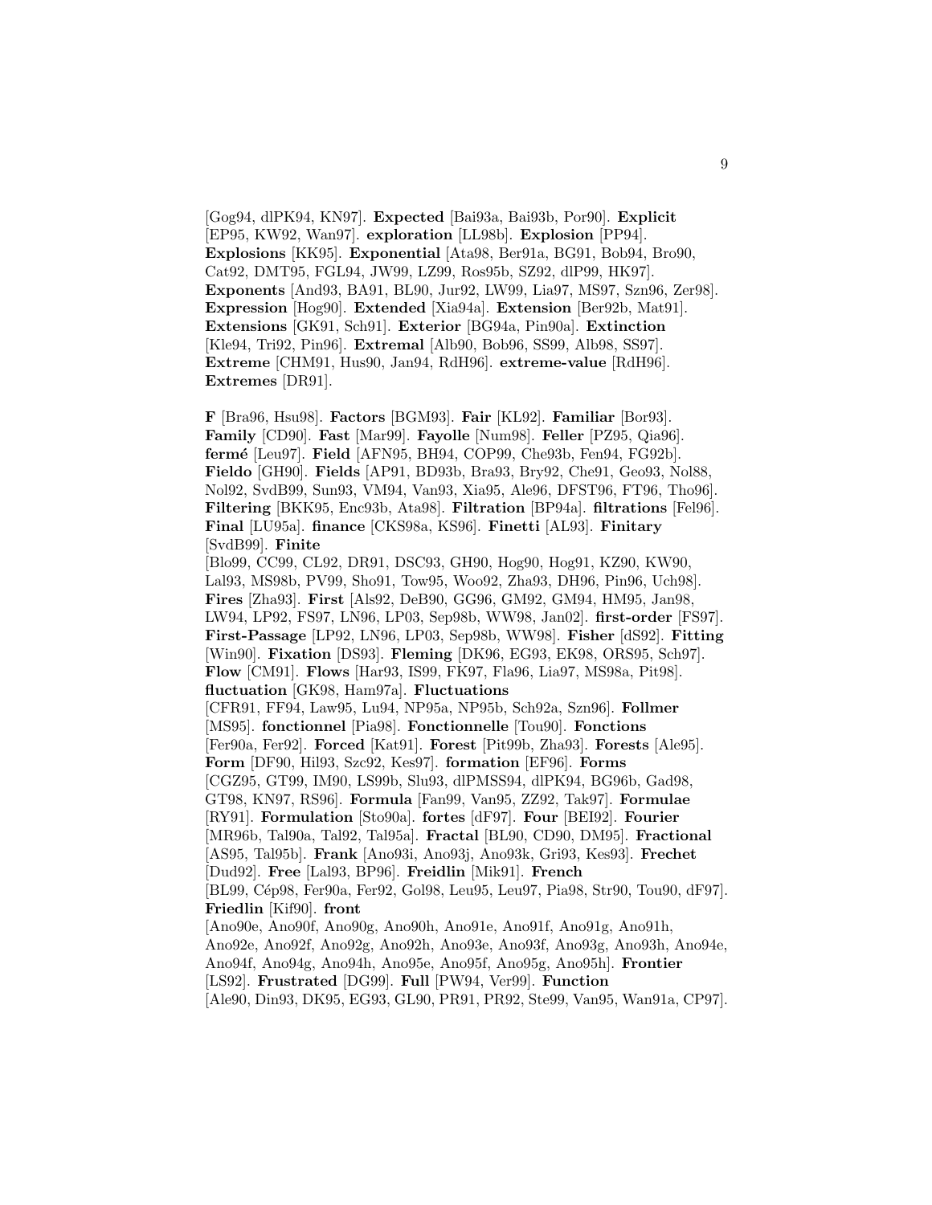[Gog94, dlPK94, KN97]. **Expected** [Bai93a, Bai93b, Por90]. **Explicit** [EP95, KW92, Wan97]. **exploration** [LL98b]. **Explosion** [PP94]. **Explosions** [KK95]. **Exponential** [Ata98, Ber91a, BG91, Bob94, Bro90, Cat92, DMT95, FGL94, JW99, LZ99, Ros95b, SZ92, dlP99, HK97]. **Exponents** [And93, BA91, BL90, Jur92, LW99, Lia97, MS97, Szn96, Zer98]. **Expression** [Hog90]. **Extended** [Xia94a]. **Extension** [Ber92b, Mat91]. **Extensions** [GK91, Sch91]. **Exterior** [BG94a, Pin90a]. **Extinction** [Kle94, Tri92, Pin96]. **Extremal** [Alb90, Bob96, SS99, Alb98, SS97]. **Extreme** [CHM91, Hus90, Jan94, RdH96]. **extreme-value** [RdH96]. **Extremes** [DR91].

**F** [Bra96, Hsu98]. **Factors** [BGM93]. **Fair** [KL92]. **Familiar** [Bor93]. **Family** [CD90]. **Fast** [Mar99]. **Fayolle** [Num98]. **Feller** [PZ95, Qia96]. **fermé** [Leu97]. **Field** [AFN95, BH94, COP99, Che93b, Fen94, FG92b]. **Fieldo** [GH90]. **Fields** [AP91, BD93b, Bra93, Bry92, Che91, Geo93, Nol88, Nol92, SvdB99, Sun93, VM94, Van93, Xia95, Ale96, DFST96, FT96, Tho96]. **Filtering** [BKK95, Enc93b, Ata98]. **Filtration** [BP94a]. **filtrations** [Fel96]. **Final** [LU95a]. **finance** [CKS98a, KS96]. **Finetti** [AL93]. **Finitary** [SvdB99]. **Finite** [Blo99, CC99, CL92, DR91, DSC93, GH90, Hog90, Hog91, KZ90, KW90, Lal93, MS98b, PV99, Sho91, Tow95, Woo92, Zha93, DH96, Pin96, Uch98]. **Fires** [Zha93]. **First** [Als92, DeB90, GG96, GM92, GM94, HM95, Jan98, LW94, LP92, FS97, LN96, LP03, Sep98b, WW98, Jan02]. **first-order** [FS97]. **First-Passage** [LP92, LN96, LP03, Sep98b, WW98]. **Fisher** [dS92]. **Fitting** [Win90]. **Fixation** [DS93]. **Fleming** [DK96, EG93, EK98, ORS95, Sch97]. **Flow** [CM91]. **Flows** [Har93, IS99, FK97, Fla96, Lia97, MS98a, Pit98]. **fluctuation** [GK98, Ham97a]. **Fluctuations** [CFR91, FF94, Law95, Lu94, NP95a, NP95b, Sch92a, Szn96]. **Follmer** [MS95]. **fonctionnel** [Pia98]. **Fonctionnelle** [Tou90]. **Fonctions** [Fer90a, Fer92]. **Forced** [Kat91]. **Forest** [Pit99b, Zha93]. **Forests** [Ale95]. **Form** [DF90, Hil93, Szc92, Kes97]. **formation** [EF96]. **Forms** [CGZ95, GT99, IM90, LS99b, Slu93, dlPMSS94, dlPK94, BG96b, Gad98, GT98, KN97, RS96]. **Formula** [Fan99, Van95, ZZ92, Tak97]. **Formulae** [RY91]. **Formulation** [Sto90a]. **fortes** [dF97]. **Four** [BEI92]. **Fourier** [MR96b, Tal90a, Tal92, Tal95a]. **Fractal** [BL90, CD90, DM95]. **Fractional** [AS95, Tal95b]. **Frank** [Ano93i, Ano93j, Ano93k, Gri93, Kes93]. **Frechet** [Dud92]. **Free** [Lal93, BP96]. **Freidlin** [Mik91]. **French** [BL99, Cép98, Fer90a, Fer92, Gol98, Leu95, Leu97, Pia98, Str90, Tou90, dF97]. **Friedlin** [Kif90]. **front** [Ano90e, Ano90f, Ano90g, Ano90h, Ano91e, Ano91f, Ano91g, Ano91h, Ano92e, Ano92f, Ano92g, Ano92h, Ano93e, Ano93f, Ano93g, Ano93h, Ano94e, Ano94f, Ano94g, Ano94h, Ano95e, Ano95f, Ano95g, Ano95h]. **Frontier** [LS92]. **Frustrated** [DG99]. **Full** [PW94, Ver99]. **Function** [Ale90, Din93, DK95, EG93, GL90, PR91, PR92, Ste99, Van95, Wan91a, CP97].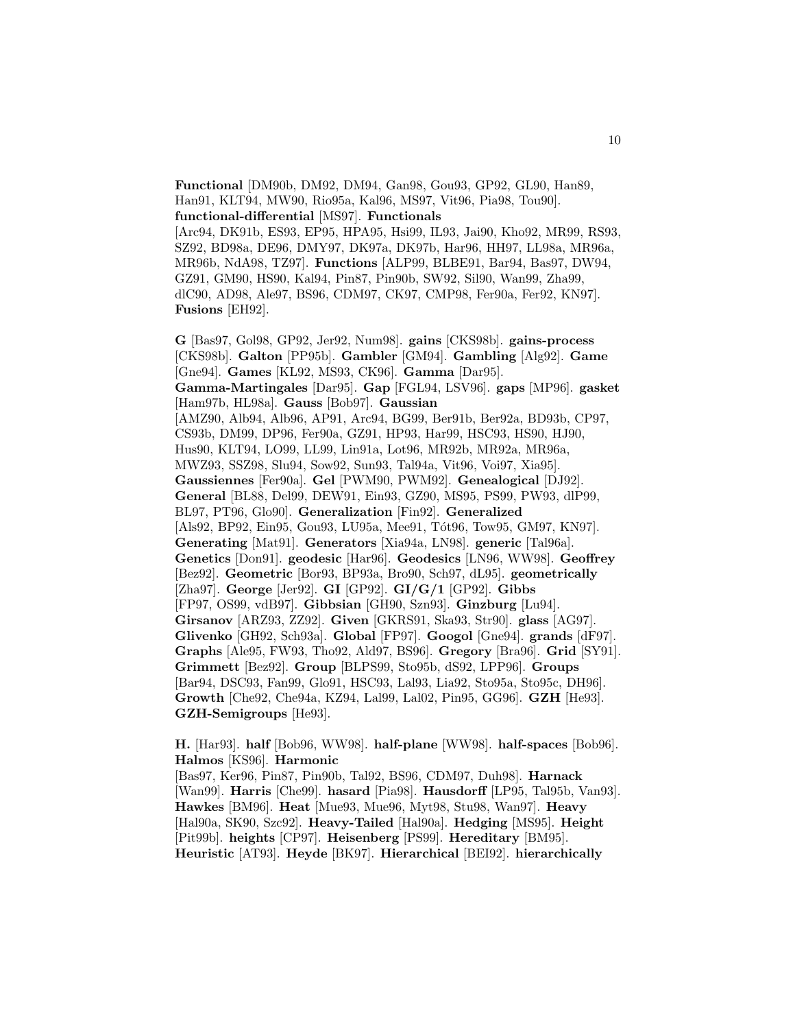**Functional** [DM90b, DM92, DM94, Gan98, Gou93, GP92, GL90, Han89, Han91, KLT94, MW90, Rio95a, Kal96, MS97, Vit96, Pia98, Tou90]. **functional-differential** [MS97]. **Functionals** [Arc94, DK91b, ES93, EP95, HPA95, Hsi99, IL93, Jai90, Kho92, MR99, RS93, SZ92, BD98a, DE96, DMY97, DK97a, DK97b, Har96, HH97, LL98a, MR96a, MR96b, NdA98, TZ97]. **Functions** [ALP99, BLBE91, Bar94, Bas97, DW94, GZ91, GM90, HS90, Kal94, Pin87, Pin90b, SW92, Sil90, Wan99, Zha99, dlC90, AD98, Ale97, BS96, CDM97, CK97, CMP98, Fer90a, Fer92, KN97]. **Fusions** [EH92].

**G** [Bas97, Gol98, GP92, Jer92, Num98]. **gains** [CKS98b]. **gains-process** [CKS98b]. **Galton** [PP95b]. **Gambler** [GM94]. **Gambling** [Alg92]. **Game** [Gne94]. **Games** [KL92, MS93, CK96]. **Gamma** [Dar95]. **Gamma-Martingales** [Dar95]. **Gap** [FGL94, LSV96]. **gaps** [MP96]. **gasket** [Ham97b, HL98a]. **Gauss** [Bob97]. **Gaussian** [AMZ90, Alb94, Alb96, AP91, Arc94, BG99, Ber91b, Ber92a, BD93b, CP97, CS93b, DM99, DP96, Fer90a, GZ91, HP93, Har99, HSC93, HS90, HJ90, Hus90, KLT94, LO99, LL99, Lin91a, Lot96, MR92b, MR92a, MR96a, MWZ93, SSZ98, Slu94, Sow92, Sun93, Tal94a, Vit96, Voi97, Xia95]. **Gaussiennes** [Fer90a]. **Gel** [PWM90, PWM92]. **Genealogical** [DJ92]. **General** [BL88, Del99, DEW91, Ein93, GZ90, MS95, PS99, PW93, dlP99, BL97, PT96, Glo90]. **Generalization** [Fin92]. **Generalized** [Als92, BP92, Ein95, Gou93, LU95a, Mee91, Tót96, Tow95, GM97, KN97]. **Generating** [Mat91]. **Generators** [Xia94a, LN98]. **generic** [Tal96a]. **Genetics** [Don91]. **geodesic** [Har96]. **Geodesics** [LN96, WW98]. **Geoffrey** [Bez92]. **Geometric** [Bor93, BP93a, Bro90, Sch97, dL95]. **geometrically** [Zha97]. **George** [Jer92]. **GI** [GP92]. **GI/G/1** [GP92]. **Gibbs** [FP97, OS99, vdB97]. **Gibbsian** [GH90, Szn93]. **Ginzburg** [Lu94]. **Girsanov** [ARZ93, ZZ92]. **Given** [GKRS91, Ska93, Str90]. **glass** [AG97]. **Glivenko** [GH92, Sch93a]. **Global** [FP97]. **Googol** [Gne94]. **grands** [dF97]. **Graphs** [Ale95, FW93, Tho92, Ald97, BS96]. **Gregory** [Bra96]. **Grid** [SY91]. **Grimmett** [Bez92]. **Group** [BLPS99, Sto95b, dS92, LPP96]. **Groups** [Bar94, DSC93, Fan99, Glo91, HSC93, Lal93, Lia92, Sto95a, Sto95c, DH96]. **Growth** [Che92, Che94a, KZ94, Lal99, Lal02, Pin95, GG96]. **GZH** [He93]. **GZH-Semigroups** [He93].

**H.** [Har93]. **half** [Bob96, WW98]. **half-plane** [WW98]. **half-spaces** [Bob96]. **Halmos** [KS96]. **Harmonic** [Bas97, Ker96, Pin87, Pin90b, Tal92, BS96, CDM97, Duh98]. **Harnack** [Wan99]. **Harris** [Che99]. **hasard** [Pia98]. **Hausdorff** [LP95, Tal95b, Van93]. **Hawkes** [BM96]. **Heat** [Mue93, Mue96, Myt98, Stu98, Wan97]. **Heavy** [Hal90a, SK90, Szc92]. **Heavy-Tailed** [Hal90a]. **Hedging** [MS95]. **Height** [Pit99b]. **heights** [CP97]. **Heisenberg** [PS99]. **Hereditary** [BM95]. **Heuristic** [AT93]. **Heyde** [BK97]. **Hierarchical** [BEI92]. **hierarchically**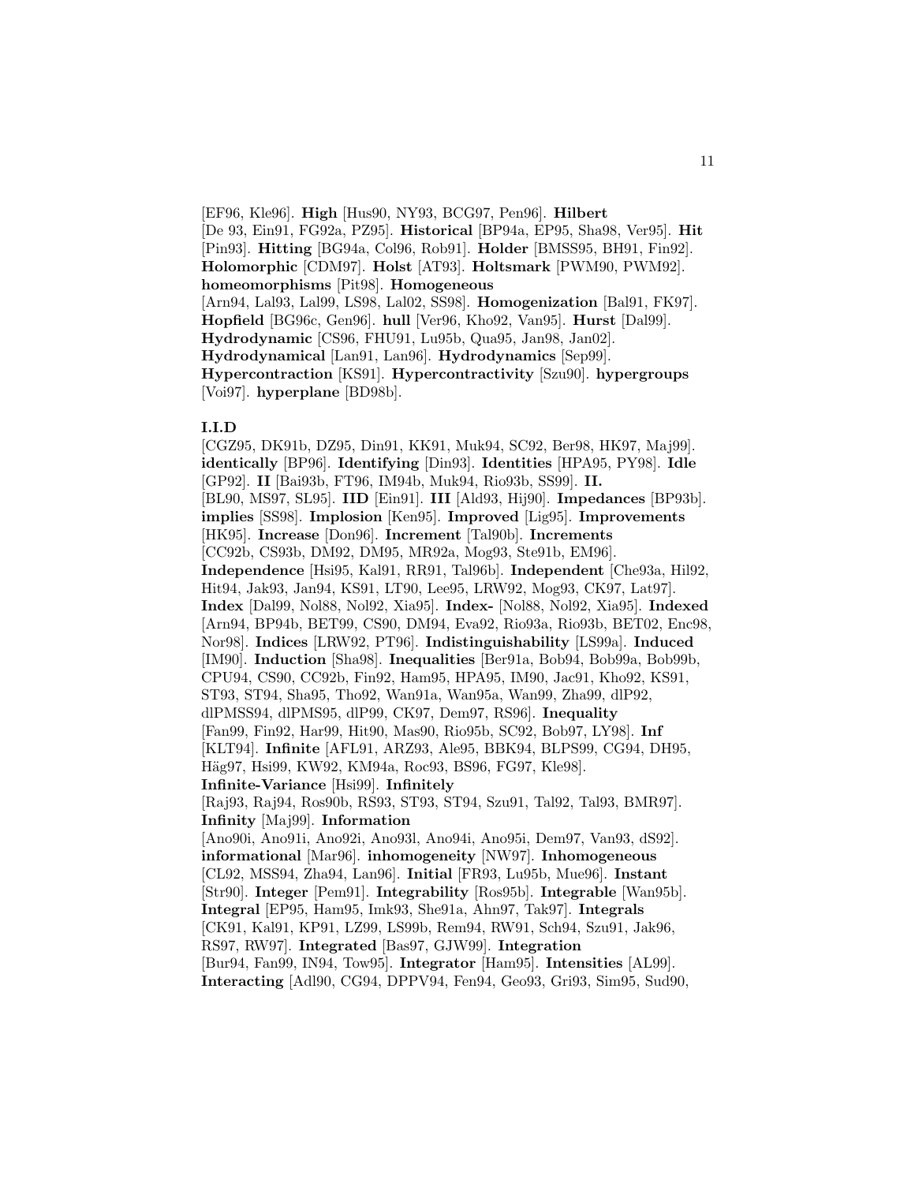[EF96, Kle96]. **High** [Hus90, NY93, BCG97, Pen96]. **Hilbert** [De 93, Ein91, FG92a, PZ95]. **Historical** [BP94a, EP95, Sha98, Ver95]. **Hit** [Pin93]. **Hitting** [BG94a, Col96, Rob91]. **Holder** [BMSS95, BH91, Fin92]. **Holomorphic** [CDM97]. **Holst** [AT93]. **Holtsmark** [PWM90, PWM92]. **homeomorphisms** [Pit98]. **Homogeneous** [Arn94, Lal93, Lal99, LS98, Lal02, SS98]. **Homogenization** [Bal91, FK97]. **Hopfield** [BG96c, Gen96]. **hull** [Ver96, Kho92, Van95]. **Hurst** [Dal99]. **Hydrodynamic** [CS96, FHU91, Lu95b, Qua95, Jan98, Jan02]. **Hydrodynamical** [Lan91, Lan96]. **Hydrodynamics** [Sep99]. **Hypercontraction** [KS91]. **Hypercontractivity** [Szu90]. **hypergroups** [Voi97]. **hyperplane** [BD98b].

**I.I.D** [CGZ95, DK91b, DZ95, Din91, KK91, Muk94, SC92, Ber98, HK97, Maj99]. **identically** [BP96]. **Identifying** [Din93]. **Identities** [HPA95, PY98]. **Idle** [GP92]. **II** [Bai93b, FT96, IM94b, Muk94, Rio93b, SS99]. **II.** [BL90, MS97, SL95]. **IID** [Ein91]. **III** [Ald93, Hij90]. **Impedances** [BP93b]. **implies** [SS98]. **Implosion** [Ken95]. **Improved** [Lig95]. **Improvements** [HK95]. **Increase** [Don96]. **Increment** [Tal90b]. **Increments** [CC92b, CS93b, DM92, DM95, MR92a, Mog93, Ste91b, EM96]. **Independence** [Hsi95, Kal91, RR91, Tal96b]. **Independent** [Che93a, Hil92, Hit94, Jak93, Jan94, KS91, LT90, Lee95, LRW92, Mog93, CK97, Lat97]. **Index** [Dal99, Nol88, Nol92, Xia95]. **Index-** [Nol88, Nol92, Xia95]. **Indexed** [Arn94, BP94b, BET99, CS90, DM94, Eva92, Rio93a, Rio93b, BET02, Enc98, Nor98]. **Indices** [LRW92, PT96]. **Indistinguishability** [LS99a]. **Induced** [IM90]. **Induction** [Sha98]. **Inequalities** [Ber91a, Bob94, Bob99a, Bob99b, CPU94, CS90, CC92b, Fin92, Ham95, HPA95, IM90, Jac91, Kho92, KS91, ST93, ST94, Sha95, Tho92, Wan91a, Wan95a, Wan99, Zha99, dlP92, dlPMSS94, dlPMS95, dlP99, CK97, Dem97, RS96]. **Inequality** [Fan99, Fin92, Har99, Hit90, Mas90, Rio95b, SC92, Bob97, LY98]. **Inf** [KLT94]. **Infinite** [AFL91, ARZ93, Ale95, BBK94, BLPS99, CG94, DH95, Häg97, Hsi99, KW92, KM94a, Roc93, BS96, FG97, Kle98]. **Infinite-Variance** [Hsi99]. **Infinitely** [Raj93, Raj94, Ros90b, RS93, ST93, ST94, Szu91, Tal92, Tal93, BMR97]. **Infinity** [Maj99]. **Information** [Ano90i, Ano91i, Ano92i, Ano93l, Ano94i, Ano95i, Dem97, Van93, dS92]. **informational** [Mar96]. **inhomogeneity** [NW97]. **Inhomogeneous** [CL92, MSS94, Zha94, Lan96]. **Initial** [FR93, Lu95b, Mue96]. **Instant** [Str90]. **Integer** [Pem91]. **Integrability** [Ros95b]. **Integrable** [Wan95b]. **Integral** [EP95, Ham95, Imk93, She91a, Ahn97, Tak97]. **Integrals** [CK91, Kal91, KP91, LZ99, LS99b, Rem94, RW91, Sch94, Szu91, Jak96, RS97, RW97]. **Integrated** [Bas97, GJW99]. **Integration** [Bur94, Fan99, IN94, Tow95]. **Integrator** [Ham95]. **Intensities** [AL99]. **Interacting** [Adl90, CG94, DPPV94, Fen94, Geo93, Gri93, Sim95, Sud90,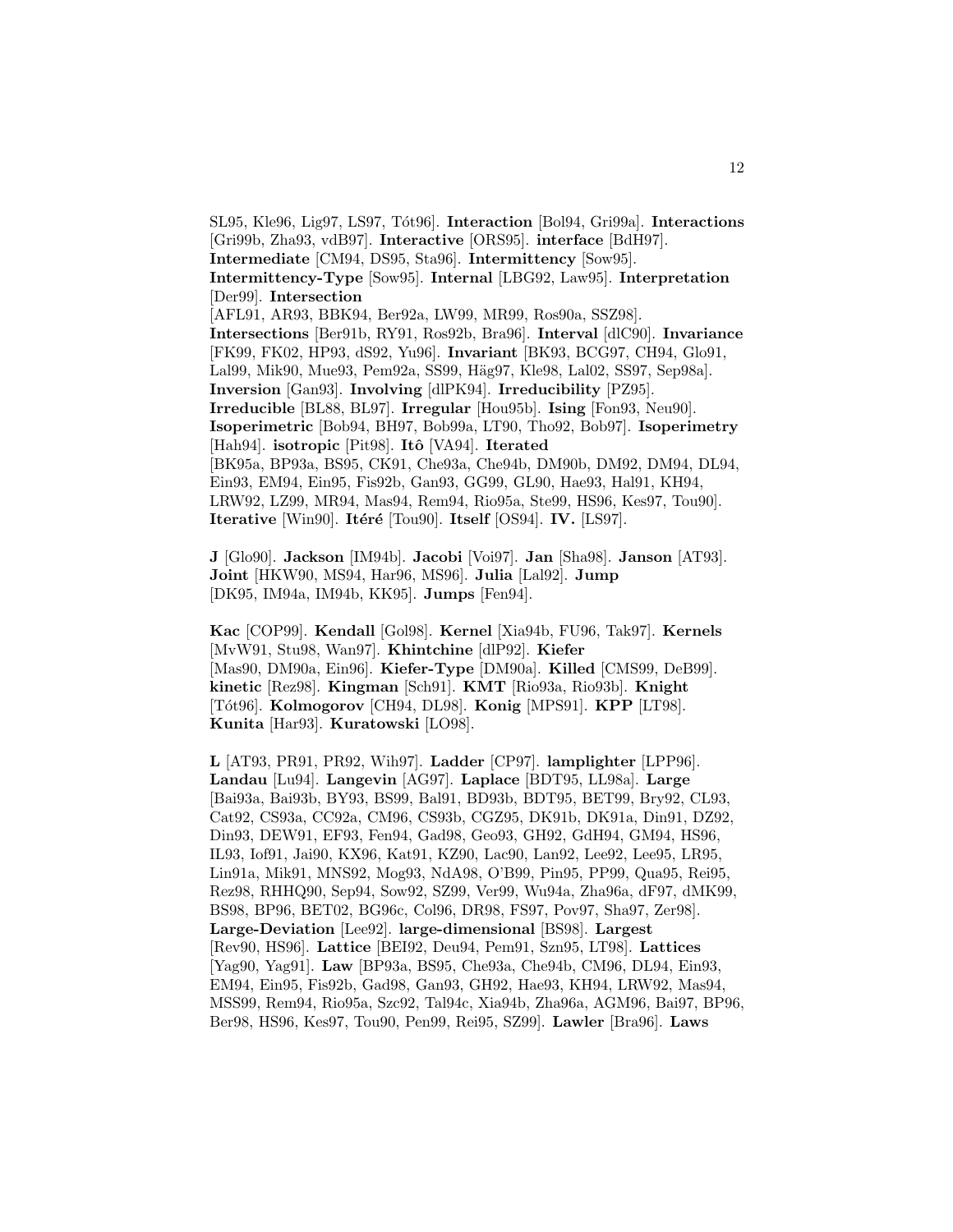SL95, Kle96, Lig97, LS97, Tót96]. **Interaction** [Bol94, Gri99a]. **Interactions** [Gri99b, Zha93, vdB97]. **Interactive** [ORS95]. **interface** [BdH97]. **Intermediate** [CM94, DS95, Sta96]. **Intermittency** [Sow95]. **Intermittency-Type** [Sow95]. **Internal** [LBG92, Law95]. **Interpretation** [Der99]. **Intersection** [AFL91, AR93, BBK94, Ber92a, LW99, MR99, Ros90a, SSZ98]. **Intersections** [Ber91b, RY91, Ros92b, Bra96]. **Interval** [dlC90]. **Invariance** [FK99, FK02, HP93, dS92, Yu96]. **Invariant** [BK93, BCG97, CH94, Glo91, Lal99, Mik90, Mue93, Pem92a, SS99, Häg97, Kle98, Lal02, SS97, Sep98a]. **Inversion** [Gan93]. **Involving** [dlPK94]. **Irreducibility** [PZ95]. **Irreducible** [BL88, BL97]. **Irregular** [Hou95b]. **Ising** [Fon93, Neu90]. **Isoperimetric** [Bob94, BH97, Bob99a, LT90, Tho92, Bob97]. **Isoperimetry** [Hah94]. **isotropic** [Pit98]. **Itô** [VA94]. **Iterated** [BK95a, BP93a, BS95, CK91, Che93a, Che94b, DM90b, DM92, DM94, DL94, Ein93, EM94, Ein95, Fis92b, Gan93, GG99, GL90, Hae93, Hal91, KH94, LRW92, LZ99, MR94, Mas94, Rem94, Rio95a, Ste99, HS96, Kes97, Tou90]. **Iterative** [Win90]. **Itéré** [Tou90]. **Itself** [OS94]. **IV.** [LS97].

**J** [Glo90]. **Jackson** [IM94b]. **Jacobi** [Voi97]. **Jan** [Sha98]. **Janson** [AT93]. **Joint** [HKW90, MS94, Har96, MS96]. **Julia** [Lal92]. **Jump** [DK95, IM94a, IM94b, KK95]. **Jumps** [Fen94].

**Kac** [COP99]. **Kendall** [Gol98]. **Kernel** [Xia94b, FU96, Tak97]. **Kernels** [MvW91, Stu98, Wan97]. **Khintchine** [dlP92]. **Kiefer** [Mas90, DM90a, Ein96]. **Kiefer-Type** [DM90a]. **Killed** [CMS99, DeB99]. **kinetic** [Rez98]. **Kingman** [Sch91]. **KMT** [Rio93a, Rio93b]. **Knight** [Tót96]. **Kolmogorov** [CH94, DL98]. **Konig** [MPS91]. **KPP** [LT98]. **Kunita** [Har93]. **Kuratowski** [LO98].

**L** [AT93, PR91, PR92, Wih97]. **Ladder** [CP97]. **lamplighter** [LPP96]. **Landau** [Lu94]. **Langevin** [AG97]. **Laplace** [BDT95, LL98a]. **Large** [Bai93a, Bai93b, BY93, BS99, Bal91, BD93b, BDT95, BET99, Bry92, CL93, Cat92, CS93a, CC92a, CM96, CS93b, CGZ95, DK91b, DK91a, Din91, DZ92, Din93, DEW91, EF93, Fen94, Gad98, Geo93, GH92, GdH94, GM94, HS96, IL93, Iof91, Jai90, KX96, Kat91, KZ90, Lac90, Lan92, Lee92, Lee95, LR95, Lin91a, Mik91, MNS92, Mog93, NdA98, O'B99, Pin95, PP99, Qua95, Rei95, Rez98, RHHQ90, Sep94, Sow92, SZ99, Ver99, Wu94a, Zha96a, dF97, dMK99, BS98, BP96, BET02, BG96c, Col96, DR98, FS97, Pov97, Sha97, Zer98]. **Large-Deviation** [Lee92]. **large-dimensional** [BS98]. **Largest** [Rev90, HS96]. **Lattice** [BEI92, Deu94, Pem91, Szn95, LT98]. **Lattices** [Yag90, Yag91]. **Law** [BP93a, BS95, Che93a, Che94b, CM96, DL94, Ein93, EM94, Ein95, Fis92b, Gad98, Gan93, GH92, Hae93, KH94, LRW92, Mas94, MSS99, Rem94, Rio95a, Szc92, Tal94c, Xia94b, Zha96a, AGM96, Bai97, BP96, Ber98, HS96, Kes97, Tou90, Pen99, Rei95, SZ99]. **Lawler** [Bra96]. **Laws**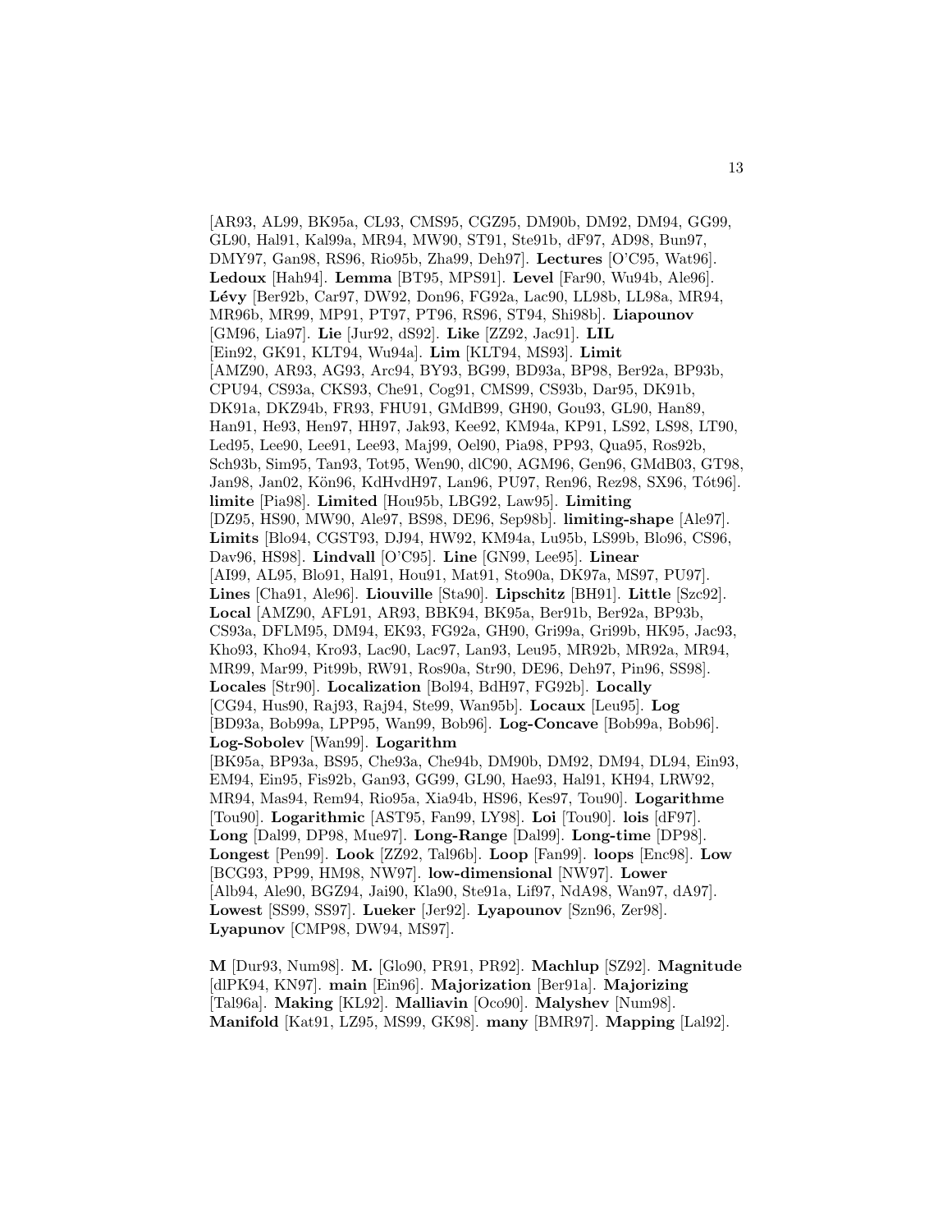[AR93, AL99, BK95a, CL93, CMS95, CGZ95, DM90b, DM92, DM94, GG99, GL90, Hal91, Kal99a, MR94, MW90, ST91, Ste91b, dF97, AD98, Bun97, DMY97, Gan98, RS96, Rio95b, Zha99, Deh97]. **Lectures** [O'C95, Wat96]. **Ledoux** [Hah94]. **Lemma** [BT95, MPS91]. **Level** [Far90, Wu94b, Ale96]. **Lévy** [Ber92b, Car97, DW92, Don96, FG92a, Lac90, LL98b, LL98a, MR94, MR96b, MR99, MP91, PT97, PT96, RS96, ST94, Shi98b]. **Liapounov** [GM96, Lia97]. **Lie** [Jur92, dS92]. **Like** [ZZ92, Jac91]. **LIL** [Ein92, GK91, KLT94, Wu94a]. **Lim** [KLT94, MS93]. **Limit** [AMZ90, AR93, AG93, Arc94, BY93, BG99, BD93a, BP98, Ber92a, BP93b, CPU94, CS93a, CKS93, Che91, Cog91, CMS99, CS93b, Dar95, DK91b, DK91a, DKZ94b, FR93, FHU91, GMdB99, GH90, Gou93, GL90, Han89, Han91, He93, Hen97, HH97, Jak93, Kee92, KM94a, KP91, LS92, LS98, LT90, Led95, Lee90, Lee91, Lee93, Maj99, Oel90, Pia98, PP93, Qua95, Ros92b, Sch93b, Sim95, Tan93, Tot95, Wen90, dlC90, AGM96, Gen96, GMdB03, GT98, Jan98, Jan02, Kön96, KdHvdH97, Lan96, PU97, Ren96, Rez98, SX96, Tót96]. **limite** [Pia98]. **Limited** [Hou95b, LBG92, Law95]. **Limiting** [DZ95, HS90, MW90, Ale97, BS98, DE96, Sep98b]. **limiting-shape** [Ale97]. **Limits** [Blo94, CGST93, DJ94, HW92, KM94a, Lu95b, LS99b, Blo96, CS96, Dav96, HS98]. **Lindvall** [O'C95]. **Line** [GN99, Lee95]. **Linear** [AI99, AL95, Blo91, Hal91, Hou91, Mat91, Sto90a, DK97a, MS97, PU97]. **Lines** [Cha91, Ale96]. **Liouville** [Sta90]. **Lipschitz** [BH91]. **Little** [Szc92]. **Local** [AMZ90, AFL91, AR93, BBK94, BK95a, Ber91b, Ber92a, BP93b, CS93a, DFLM95, DM94, EK93, FG92a, GH90, Gri99a, Gri99b, HK95, Jac93, Kho93, Kho94, Kro93, Lac90, Lac97, Lan93, Leu95, MR92b, MR92a, MR94, MR99, Mar99, Pit99b, RW91, Ros90a, Str90, DE96, Deh97, Pin96, SS98]. **Locales** [Str90]. **Localization** [Bol94, BdH97, FG92b]. **Locally** [CG94, Hus90, Raj93, Raj94, Ste99, Wan95b]. **Locaux** [Leu95]. **Log** [BD93a, Bob99a, LPP95, Wan99, Bob96]. **Log-Concave** [Bob99a, Bob96]. **Log-Sobolev** [Wan99]. **Logarithm** [BK95a, BP93a, BS95, Che93a, Che94b, DM90b, DM92, DM94, DL94, Ein93, EM94, Ein95, Fis92b, Gan93, GG99, GL90, Hae93, Hal91, KH94, LRW92, MR94, Mas94, Rem94, Rio95a, Xia94b, HS96, Kes97, Tou90]. **Logarithme** [Tou90]. **Logarithmic** [AST95, Fan99, LY98]. **Loi** [Tou90]. **lois** [dF97]. **Long** [Dal99, DP98, Mue97]. **Long-Range** [Dal99]. **Long-time** [DP98]. **Longest** [Pen99]. **Look** [ZZ92, Tal96b]. **Loop** [Fan99]. **loops** [Enc98]. **Low** [BCG93, PP99, HM98, NW97]. **low-dimensional** [NW97]. **Lower** [Alb94, Ale90, BGZ94, Jai90, Kla90, Ste91a, Lif97, NdA98, Wan97, dA97]. **Lowest** [SS99, SS97]. **Lueker** [Jer92]. **Lyapounov** [Szn96, Zer98]. **Lyapunov** [CMP98, DW94, MS97].

**M** [Dur93, Num98]. **M.** [Glo90, PR91, PR92]. **Machlup** [SZ92]. **Magnitude** [dlPK94, KN97]. **main** [Ein96]. **Majorization** [Ber91a]. **Majorizing** [Tal96a]. **Making** [KL92]. **Malliavin** [Oco90]. **Malyshev** [Num98]. **Manifold** [Kat91, LZ95, MS99, GK98]. **many** [BMR97]. **Mapping** [Lal92].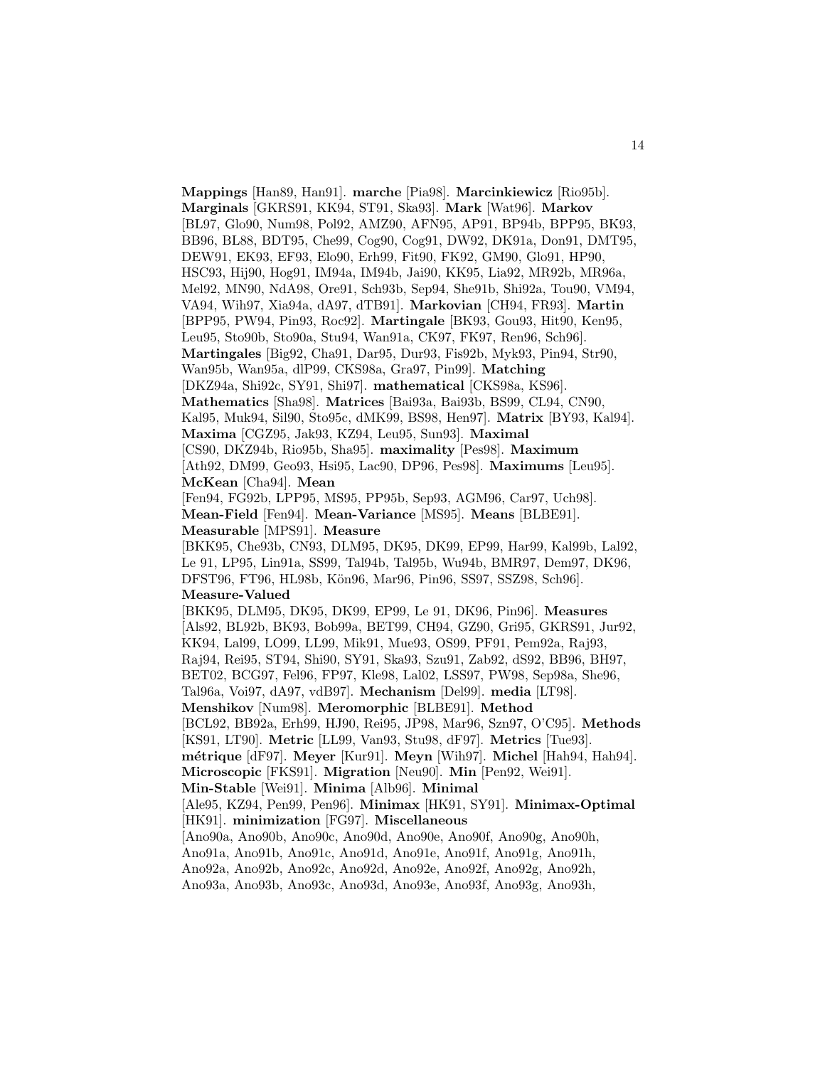**Mappings** [Han89, Han91]. **marche** [Pia98]. **Marcinkiewicz** [Rio95b]. **Marginals** [GKRS91, KK94, ST91, Ska93]. **Mark** [Wat96]. **Markov** [BL97, Glo90, Num98, Pol92, AMZ90, AFN95, AP91, BP94b, BPP95, BK93, BB96, BL88, BDT95, Che99, Cog90, Cog91, DW92, DK91a, Don91, DMT95, DEW91, EK93, EF93, Elo90, Erh99, Fit90, FK92, GM90, Glo91, HP90, HSC93, Hij90, Hog91, IM94a, IM94b, Jai90, KK95, Lia92, MR92b, MR96a, Mel92, MN90, NdA98, Ore91, Sch93b, Sep94, She91b, Shi92a, Tou90, VM94, VA94, Wih97, Xia94a, dA97, dTB91]. **Markovian** [CH94, FR93]. **Martin** [BPP95, PW94, Pin93, Roc92]. **Martingale** [BK93, Gou93, Hit90, Ken95, Leu95, Sto90b, Sto90a, Stu94, Wan91a, CK97, FK97, Ren96, Sch96]. **Martingales** [Big92, Cha91, Dar95, Dur93, Fis92b, Myk93, Pin94, Str90, Wan95b, Wan95a, dlP99, CKS98a, Gra97, Pin99]. **Matching** [DKZ94a, Shi92c, SY91, Shi97]. **mathematical** [CKS98a, KS96]. **Mathematics** [Sha98]. **Matrices** [Bai93a, Bai93b, BS99, CL94, CN90, Kal95, Muk94, Sil90, Sto95c, dMK99, BS98, Hen97]. **Matrix** [BY93, Kal94]. **Maxima** [CGZ95, Jak93, KZ94, Leu95, Sun93]. **Maximal** [CS90, DKZ94b, Rio95b, Sha95]. **maximality** [Pes98]. **Maximum** [Ath92, DM99, Geo93, Hsi95, Lac90, DP96, Pes98]. **Maximums** [Leu95]. **McKean** [Cha94]. **Mean** [Fen94, FG92b, LPP95, MS95, PP95b, Sep93, AGM96, Car97, Uch98]. **Mean-Field** [Fen94]. **Mean-Variance** [MS95]. **Means** [BLBE91]. **Measurable** [MPS91]. **Measure** [BKK95, Che93b, CN93, DLM95, DK95, DK99, EP99, Har99, Kal99b, Lal92, Le 91, LP95, Lin91a, SS99, Tal94b, Tal95b, Wu94b, BMR97, Dem97, DK96, DFST96, FT96, HL98b, Kön96, Mar96, Pin96, SS97, SSZ98, Sch96]. **Measure-Valued** [BKK95, DLM95, DK95, DK99, EP99, Le 91, DK96, Pin96]. **Measures** [Als92, BL92b, BK93, Bob99a, BET99, CH94, GZ90, Gri95, GKRS91, Jur92, KK94, Lal99, LO99, LL99, Mik91, Mue93, OS99, PF91, Pem92a, Raj93, Raj94, Rei95, ST94, Shi90, SY91, Ska93, Szu91, Zab92, dS92, BB96, BH97, BET02, BCG97, Fel96, FP97, Kle98, Lal02, LSS97, PW98, Sep98a, She96, Tal96a, Voi97, dA97, vdB97]. **Mechanism** [Del99]. **media** [LT98]. **Menshikov** [Num98]. **Meromorphic** [BLBE91]. **Method** [BCL92, BB92a, Erh99, HJ90, Rei95, JP98, Mar96, Szn97, O'C95]. **Methods** [KS91, LT90]. **Metric** [LL99, Van93, Stu98, dF97]. **Metrics** [Tue93]. **métrique** [dF97]. **Meyer** [Kur91]. **Meyn** [Wih97]. **Michel** [Hah94, Hah94]. **Microscopic** [FKS91]. **Migration** [Neu90]. **Min** [Pen92, Wei91]. **Min-Stable** [Wei91]. **Minima** [Alb96]. **Minimal** [Ale95, KZ94, Pen99, Pen96]. **Minimax** [HK91, SY91]. **Minimax-Optimal** [HK91]. **minimization** [FG97]. **Miscellaneous** [Ano90a, Ano90b, Ano90c, Ano90d, Ano90e, Ano90f, Ano90g, Ano90h, Ano91a, Ano91b, Ano91c, Ano91d, Ano91e, Ano91f, Ano91g, Ano91h, Ano92a, Ano92b, Ano92c, Ano92d, Ano92e, Ano92f, Ano92g, Ano92h, Ano93a, Ano93b, Ano93c, Ano93d, Ano93e, Ano93f, Ano93g, Ano93h,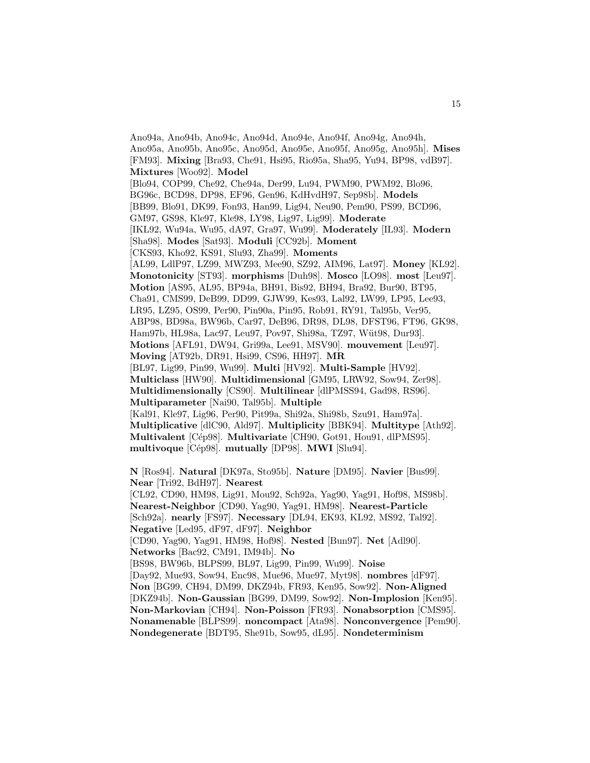Ano94a, Ano94b, Ano94c, Ano94d, Ano94e, Ano94f, Ano94g, Ano94h, Ano95a, Ano95b, Ano95c, Ano95d, Ano95e, Ano95f, Ano95g, Ano95h]. **Mises** [FM93]. **Mixing** [Bra93, Che91, Hsi95, Rio95a, Sha95, Yu94, BP98, vdB97]. **Mixtures** [Woo92]. **Model** [Blo94, COP99, Che92, Che94a, Der99, Lu94, PWM90, PWM92, Blo96, BG96c, BCD98, DP98, EF96, Gen96, KdHvdH97, Sep98b]. **Models** [BB99, Blo91, DK99, Fon93, Han99, Lig94, Neu90, Pem90, PS99, BCD96, GM97, GS98, Kle97, Kle98, LY98, Lig97, Lig99]. **Moderate** [IKL92, Wu94a, Wu95, dA97, Gra97, Wu99]. **Moderately** [IL93]. **Modern** [Sha98]. **Modes** [Sat93]. **Moduli** [CC92b]. **Moment** [CKS93, Kho92, KS91, Slu93, Zha99]. **Moments** [AL99, LdlP97, LZ99, MWZ93, Mee90, SZ92, AIM96, Lat97]. **Money** [KL92]. **Monotonicity** [ST93]. **morphisms** [Duh98]. **Mosco** [LO98]. **most** [Leu97]. **Motion** [AS95, AL95, BP94a, BH91, Bis92, BH94, Bra92, Bur90, BT95, Cha91, CMS99, DeB99, DD99, GJW99, Kes93, Lal92, LW99, LP95, Lee93, LR95, LZ95, OS99, Per90, Pin90a, Pin95, Rob91, RY91, Tal95b, Ver95, ABP98, BD98a, BW96b, Car97, DeB96, DR98, DL98, DFST96, FT96, GK98, Ham97b, HL98a, Lac97, Leu97, Pov97, Shi98a, TZ97, Wüt98, Dur93]. **Motions** [AFL91, DW94, Gri99a, Lee91, MSV90]. **mouvement** [Leu97]. **Moving** [AT92b, DR91, Hsi99, CS96, HH97]. **MR** [BL97, Lig99, Pin99, Wu99]. **Multi** [HV92]. **Multi-Sample** [HV92]. **Multiclass** [HW90]. **Multidimensional** [GM95, LRW92, Sow94, Zer98]. **Multidimensionally** [CS90]. **Multilinear** [dlPMSS94, Gad98, RS96]. **Multiparameter** [Nai90, Tal95b]. **Multiple** [Kal91, Kle97, Lig96, Per90, Pit99a, Shi92a, Shi98b, Szu91, Ham97a]. **Multiplicative** [dlC90, Ald97]. **Multiplicity** [BBK94]. **Multitype** [Ath92]. **Multivalent** [Cép98]. **Multivariate** [CH90, Got91, Hou91, dlPMS95]. **multivoque** [Cép98]. **mutually** [DP98]. **MWI** [Slu94].

**N** [Ros94]. **Natural** [DK97a, Sto95b]. **Nature** [DM95]. **Navier** [Bus99]. **Near** [Tri92, BdH97]. **Nearest** [CL92, CD90, HM98, Lig91, Mou92, Sch92a, Yag90, Yag91, Hof98, MS98b]. **Nearest-Neighbor** [CD90, Yag90, Yag91, HM98]. **Nearest-Particle** [Sch92a]. **nearly** [FS97]. **Necessary** [DL94, EK93, KL92, MS92, Tal92]. **Negative** [Led95, dF97, dF97]. **Neighbor** [CD90, Yag90, Yag91, HM98, Hof98]. **Nested** [Bun97]. **Net** [Adl90]. **Networks** [Bac92, CM91, IM94b]. **No** [BS98, BW96b, BLPS99, BL97, Lig99, Pin99, Wu99]. **Noise** [Day92, Mue93, Sow94, Enc98, Mue96, Mue97, Myt98]. **nombres** [dF97]. **Non** [BG99, CH94, DM99, DKZ94b, FR93, Ken95, Sow92]. **Non-Aligned** [DKZ94b]. **Non-Gaussian** [BG99, DM99, Sow92]. **Non-Implosion** [Ken95]. **Non-Markovian** [CH94]. **Non-Poisson** [FR93]. **Nonabsorption** [CMS95]. **Nonamenable** [BLPS99]. **noncompact** [Ata98]. **Nonconvergence** [Pem90]. **Nondegenerate** [BDT95, She91b, Sow95, dL95]. **Nondeterminism**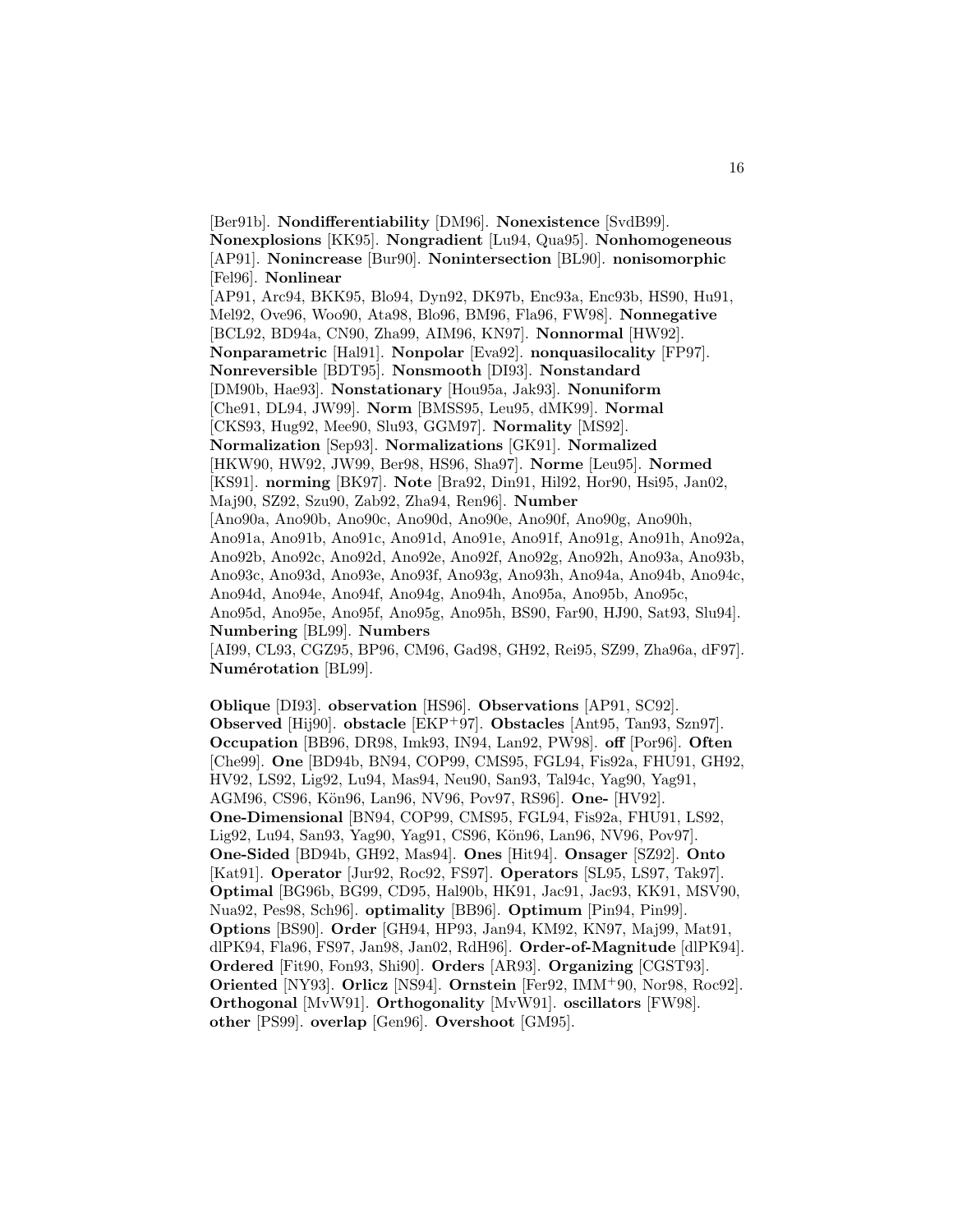[Ber91b]. **Nondifferentiability** [DM96]. **Nonexistence** [SvdB99]. **Nonexplosions** [KK95]. **Nongradient** [Lu94, Qua95]. **Nonhomogeneous** [AP91]. **Nonincrease** [Bur90]. **Nonintersection** [BL90]. **nonisomorphic** [Fel96]. **Nonlinear** [AP91, Arc94, BKK95, Blo94, Dyn92, DK97b, Enc93a, Enc93b, HS90, Hu91, Mel92, Ove96, Woo90, Ata98, Blo96, BM96, Fla96, FW98]. **Nonnegative** [BCL92, BD94a, CN90, Zha99, AIM96, KN97]. **Nonnormal** [HW92]. **Nonparametric** [Hal91]. **Nonpolar** [Eva92]. **nonquasilocality** [FP97]. **Nonreversible** [BDT95]. **Nonsmooth** [DI93]. **Nonstandard** [DM90b, Hae93]. **Nonstationary** [Hou95a, Jak93]. **Nonuniform** [Che91, DL94, JW99]. **Norm** [BMSS95, Leu95, dMK99]. **Normal** [CKS93, Hug92, Mee90, Slu93, GGM97]. **Normality** [MS92]. **Normalization** [Sep93]. **Normalizations** [GK91]. **Normalized** [HKW90, HW92, JW99, Ber98, HS96, Sha97]. **Norme** [Leu95]. **Normed** [KS91]. **norming** [BK97]. **Note** [Bra92, Din91, Hil92, Hor90, Hsi95, Jan02, Maj90, SZ92, Szu90, Zab92, Zha94, Ren96]. **Number** [Ano90a, Ano90b, Ano90c, Ano90d, Ano90e, Ano90f, Ano90g, Ano90h, Ano91a, Ano91b, Ano91c, Ano91d, Ano91e, Ano91f, Ano91g, Ano91h, Ano92a, Ano92b, Ano92c, Ano92d, Ano92e, Ano92f, Ano92g, Ano92h, Ano93a, Ano93b, Ano93c, Ano93d, Ano93e, Ano93f, Ano93g, Ano93h, Ano94a, Ano94b, Ano94c, Ano94d, Ano94e, Ano94f, Ano94g, Ano94h, Ano95a, Ano95b, Ano95c, Ano95d, Ano95e, Ano95f, Ano95g, Ano95h, BS90, Far90, HJ90, Sat93, Slu94]. **Numbering** [BL99]. **Numbers** [AI99, CL93, CGZ95, BP96, CM96, Gad98, GH92, Rei95, SZ99, Zha96a, dF97]. **Numérotation** [BL99].

**Oblique** [DI93]. **observation** [HS96]. **Observations** [AP91, SC92]. **Observed** [Hij90]. **obstacle** [EKP+97]. **Obstacles** [Ant95, Tan93, Szn97]. **Occupation** [BB96, DR98, Imk93, IN94, Lan92, PW98]. **off** [Por96]. **Often** [Che99]. **One** [BD94b, BN94, COP99, CMS95, FGL94, Fis92a, FHU91, GH92, HV92, LS92, Lig92, Lu94, Mas94, Neu90, San93, Tal94c, Yag90, Yag91, AGM96, CS96, Kön96, Lan96, NV96, Pov97, RS96]. **One-** [HV92]. **One-Dimensional** [BN94, COP99, CMS95, FGL94, Fis92a, FHU91, LS92, Lig92, Lu94, San93, Yag90, Yag91, CS96, Kön96, Lan96, NV96, Pov97]. **One-Sided** [BD94b, GH92, Mas94]. **Ones** [Hit94]. **Onsager** [SZ92]. **Onto** [Kat91]. **Operator** [Jur92, Roc92, FS97]. **Operators** [SL95, LS97, Tak97]. **Optimal** [BG96b, BG99, CD95, Hal90b, HK91, Jac91, Jac93, KK91, MSV90, Nua92, Pes98, Sch96]. **optimality** [BB96]. **Optimum** [Pin94, Pin99]. **Options** [BS90]. **Order** [GH94, HP93, Jan94, KM92, KN97, Maj99, Mat91, dlPK94, Fla96, FS97, Jan98, Jan02, RdH96]. **Order-of-Magnitude** [dlPK94]. **Ordered** [Fit90, Fon93, Shi90]. **Orders** [AR93]. **Organizing** [CGST93]. **Oriented** [NY93]. **Orlicz** [NS94]. **Ornstein** [Fer92, IMM+90, Nor98, Roc92]. **Orthogonal** [MvW91]. **Orthogonality** [MvW91]. **oscillators** [FW98]. **other** [PS99]. **overlap** [Gen96]. **Overshoot** [GM95].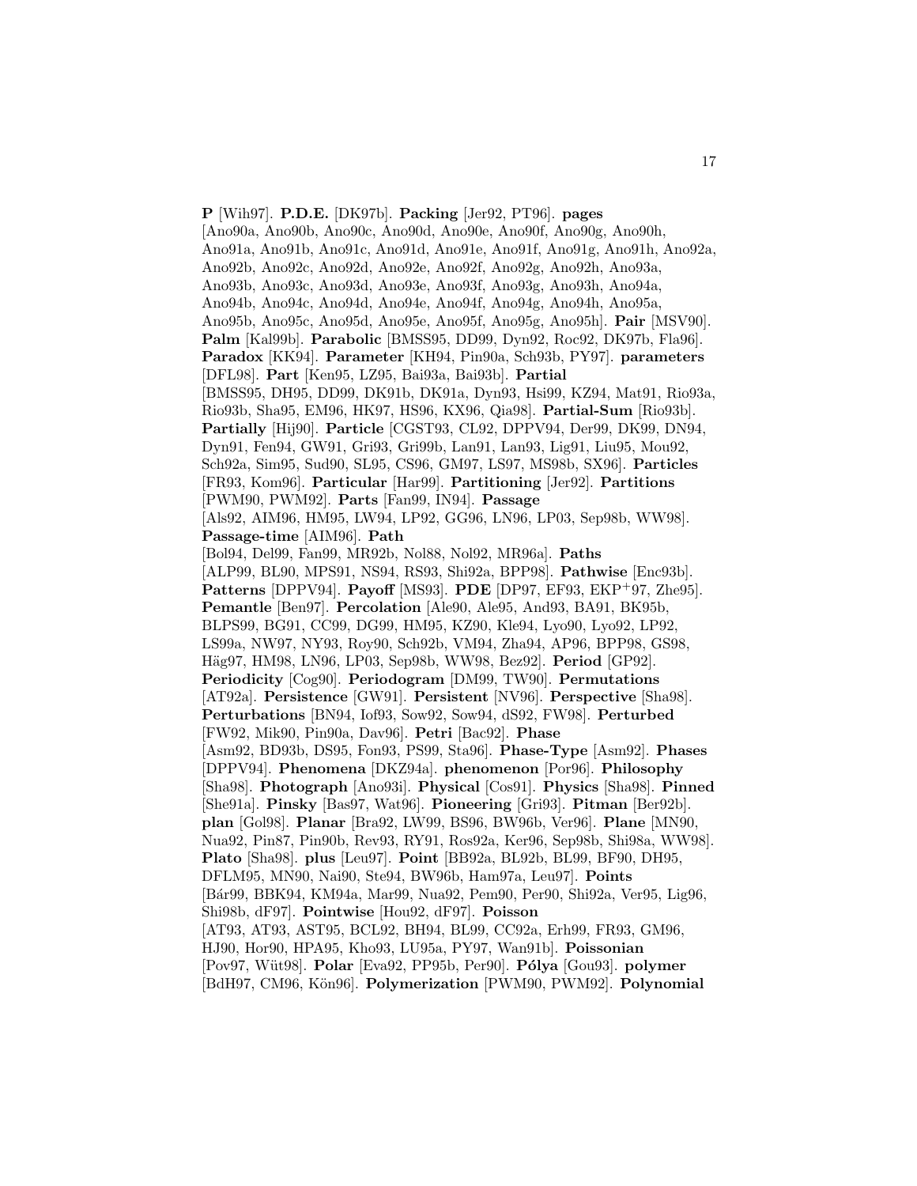**P** [Wih97]. **P.D.E.** [DK97b]. **Packing** [Jer92, PT96]. **pages** [Ano90a, Ano90b, Ano90c, Ano90d, Ano90e, Ano90f, Ano90g, Ano90h, Ano91a, Ano91b, Ano91c, Ano91d, Ano91e, Ano91f, Ano91g, Ano91h, Ano92a, Ano92b, Ano92c, Ano92d, Ano92e, Ano92f, Ano92g, Ano92h, Ano93a, Ano93b, Ano93c, Ano93d, Ano93e, Ano93f, Ano93g, Ano93h, Ano94a, Ano94b, Ano94c, Ano94d, Ano94e, Ano94f, Ano94g, Ano94h, Ano95a, Ano95b, Ano95c, Ano95d, Ano95e, Ano95f, Ano95g, Ano95h]. **Pair** [MSV90]. **Palm** [Kal99b]. **Parabolic** [BMSS95, DD99, Dyn92, Roc92, DK97b, Fla96]. **Paradox** [KK94]. **Parameter** [KH94, Pin90a, Sch93b, PY97]. **parameters** [DFL98]. **Part** [Ken95, LZ95, Bai93a, Bai93b]. **Partial** [BMSS95, DH95, DD99, DK91b, DK91a, Dyn93, Hsi99, KZ94, Mat91, Rio93a, Rio93b, Sha95, EM96, HK97, HS96, KX96, Qia98]. **Partial-Sum** [Rio93b]. **Partially** [Hij90]. **Particle** [CGST93, CL92, DPPV94, Der99, DK99, DN94, Dyn91, Fen94, GW91, Gri93, Gri99b, Lan91, Lan93, Lig91, Liu95, Mou92, Sch92a, Sim95, Sud90, SL95, CS96, GM97, LS97, MS98b, SX96]. **Particles** [FR93, Kom96]. **Particular** [Har99]. **Partitioning** [Jer92]. **Partitions** [PWM90, PWM92]. **Parts** [Fan99, IN94]. **Passage** [Als92, AIM96, HM95, LW94, LP92, GG96, LN96, LP03, Sep98b, WW98]. **Passage-time** [AIM96]. **Path** [Bol94, Del99, Fan99, MR92b, Nol88, Nol92, MR96a]. **Paths** [ALP99, BL90, MPS91, NS94, RS93, Shi92a, BPP98]. **Pathwise** [Enc93b]. **Patterns** [DPPV94]. **Payoff** [MS93]. **PDE** [DP97, EF93, EKP$^{+}$97, Zhe95]. **Pemantle** [Ben97]. **Percolation** [Ale90, Ale95, And93, BA91, BK95b, BLPS99, BG91, CC99, DG99, HM95, KZ90, Kle94, Lyo90, Lyo92, LP92, LS99a, NW97, NY93, Roy90, Sch92b, VM94, Zha94, AP96, BPP98, GS98, Häg97, HM98, LN96, LP03, Sep98b, WW98, Bez92]. **Period** [GP92]. **Periodicity** [Cog90]. **Periodogram** [DM99, TW90]. **Permutations** [AT92a]. **Persistence** [GW91]. **Persistent** [NV96]. **Perspective** [Sha98]. **Perturbations** [BN94, Iof93, Sow92, Sow94, dS92, FW98]. **Perturbed** [FW92, Mik90, Pin90a, Dav96]. **Petri** [Bac92]. **Phase** [Asm92, BD93b, DS95, Fon93, PS99, Sta96]. **Phase-Type** [Asm92]. **Phases** [DPPV94]. **Phenomena** [DKZ94a]. **phenomenon** [Por96]. **Philosophy** [Sha98]. **Photograph** [Ano93i]. **Physical** [Cos91]. **Physics** [Sha98]. **Pinned** [She91a]. **Pinsky** [Bas97, Wat96]. **Pioneering** [Gri93]. **Pitman** [Ber92b]. **plan** [Gol98]. **Planar** [Bra92, LW99, BS96, BW96b, Ver96]. **Plane** [MN90, Nua92, Pin87, Pin90b, Rev93, RY91, Ros92a, Ker96, Sep98b, Shi98a, WW98]. **Plato** [Sha98]. **plus** [Leu97]. **Point** [BB92a, BL92b, BL99, BF90, DH95, DFLM95, MN90, Nai90, Ste94, BW96b, Ham97a, Leu97]. **Points** [Bár99, BBK94, KM94a, Mar99, Nua92, Pem90, Per90, Shi92a, Ver95, Lig96, Shi98b, dF97]. **Pointwise** [Hou92, dF97]. **Poisson** [AT93, AT93, AST95, BCL92, BH94, BL99, CC92a, Erh99, FR93, GM96, HJ90, Hor90, HPA95, Kho93, LU95a, PY97, Wan91b]. **Poissonian** [Pov97, Wüt98]. **Polar** [Eva92, PP95b, Per90]. **Pólya** [Gou93]. **polymer** [BdH97, CM96, Kön96]. **Polymerization** [PWM90, PWM92]. **Polynomial**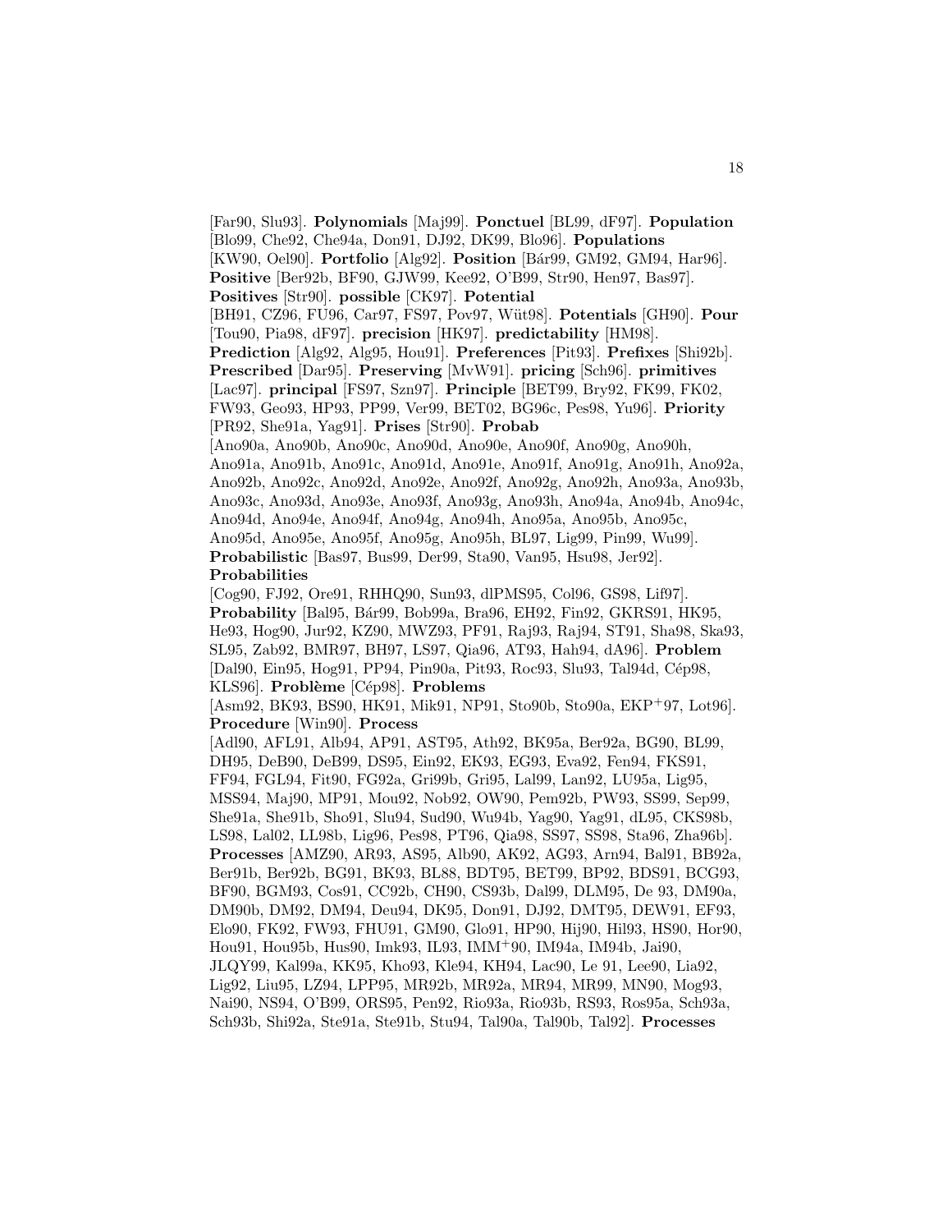[Far90, Slu93]. **Polynomials** [Maj99]. **Ponctuel** [BL99, dF97]. **Population** [Blo99, Che92, Che94a, Don91, DJ92, DK99, Blo96]. **Populations** [KW90, Oel90]. **Portfolio** [Alg92]. **Position** [Bár99, GM92, GM94, Har96]. **Positive** [Ber92b, BF90, GJW99, Kee92, O'B99, Str90, Hen97, Bas97]. **Positives** [Str90]. **possible** [CK97]. **Potential** [BH91, CZ96, FU96, Car97, FS97, Pov97, Wüt98]. **Potentials** [GH90]. **Pour** [Tou90, Pia98, dF97]. **precision** [HK97]. **predictability** [HM98]. **Prediction** [Alg92, Alg95, Hou91]. **Preferences** [Pit93]. **Prefixes** [Shi92b]. **Prescribed** [Dar95]. **Preserving** [MvW91]. **pricing** [Sch96]. **primitives** [Lac97]. **principal** [FS97, Szn97]. **Principle** [BET99, Bry92, FK99, FK02, FW93, Geo93, HP93, PP99, Ver99, BET02, BG96c, Pes98, Yu96]. **Priority** [PR92, She91a, Yag91]. **Prises** [Str90]. **Probab** [Ano90a, Ano90b, Ano90c, Ano90d, Ano90e, Ano90f, Ano90g, Ano90h, Ano91a, Ano91b, Ano91c, Ano91d, Ano91e, Ano91f, Ano91g, Ano91h, Ano92a, Ano92b, Ano92c, Ano92d, Ano92e, Ano92f, Ano92g, Ano92h, Ano93a, Ano93b, Ano93c, Ano93d, Ano93e, Ano93f, Ano93g, Ano93h, Ano94a, Ano94b, Ano94c, Ano94d, Ano94e, Ano94f, Ano94g, Ano94h, Ano95a, Ano95b, Ano95c, Ano95d, Ano95e, Ano95f, Ano95g, Ano95h, BL97, Lig99, Pin99, Wu99]. **Probabilistic** [Bas97, Bus99, Der99, Sta90, Van95, Hsu98, Jer92]. **Probabilities** [Cog90, FJ92, Ore91, RHHQ90, Sun93, dlPMS95, Col96, GS98, Lif97]. **Probability** [Bal95, Bár99, Bob99a, Bra96, EH92, Fin92, GKRS91, HK95, He93, Hog90, Jur92, KZ90, MWZ93, PF91, Raj93, Raj94, ST91, Sha98, Ska93, SL95, Zab92, BMR97, BH97, LS97, Qia96, AT93, Hah94, dA96]. **Problem** [Dal90, Ein95, Hog91, PP94, Pin90a, Pit93, Roc93, Slu93, Tal94d, Cép98, KLS96]. **Problème** [Cép98]. **Problems** [Asm92, BK93, BS90, HK91, Mik91, NP91, Sto90b, Sto90a, EKP+97, Lot96]. **Procedure** [Win90]. **Process** [Adl90, AFL91, Alb94, AP91, AST95, Ath92, BK95a, Ber92a, BG90, BL99, DH95, DeB90, DeB99, DS95, Ein92, EK93, EG93, Eva92, Fen94, FKS91, FF94, FGL94, Fit90, FG92a, Gri99b, Gri95, Lal99, Lan92, LU95a, Lig95, MSS94, Maj90, MP91, Mou92, Nob92, OW90, Pem92b, PW93, SS99, Sep99, She91a, She91b, Sho91, Slu94, Sud90, Wu94b, Yag90, Yag91, dL95, CKS98b, LS98, Lal02, LL98b, Lig96, Pes98, PT96, Qia98, SS97, SS98, Sta96, Zha96b]. **Processes** [AMZ90, AR93, AS95, Alb90, AK92, AG93, Arn94, Bal91, BB92a, Ber91b, Ber92b, BG91, BK93, BL88, BDT95, BET99, BP92, BDS91, BCG93, BF90, BGM93, Cos91, CC92b, CH90, CS93b, Dal99, DLM95, De 93, DM90a, DM90b, DM92, DM94, Deu94, DK95, Don91, DJ92, DMT95, DEW91, EF93, Elo90, FK92, FW93, FHU91, GM90, Glo91, HP90, Hij90, Hil93, HS90, Hor90, Hou91, Hou95b, Hus90, Imk93, IL93, IMM+90, IM94a, IM94b, Jai90, JLQY99, Kal99a, KK95, Kho93, Kle94, KH94, Lac90, Le 91, Lee90, Lia92, Lig92, Liu95, LZ94, LPP95, MR92b, MR92a, MR94, MR99, MN90, Mog93, Nai90, NS94, O'B99, ORS95, Pen92, Rio93a, Rio93b, RS93, Ros95a, Sch93a, Sch93b, Shi92a, Ste91a, Ste91b, Stu94, Tal90a, Tal90b, Tal92]. **Processes**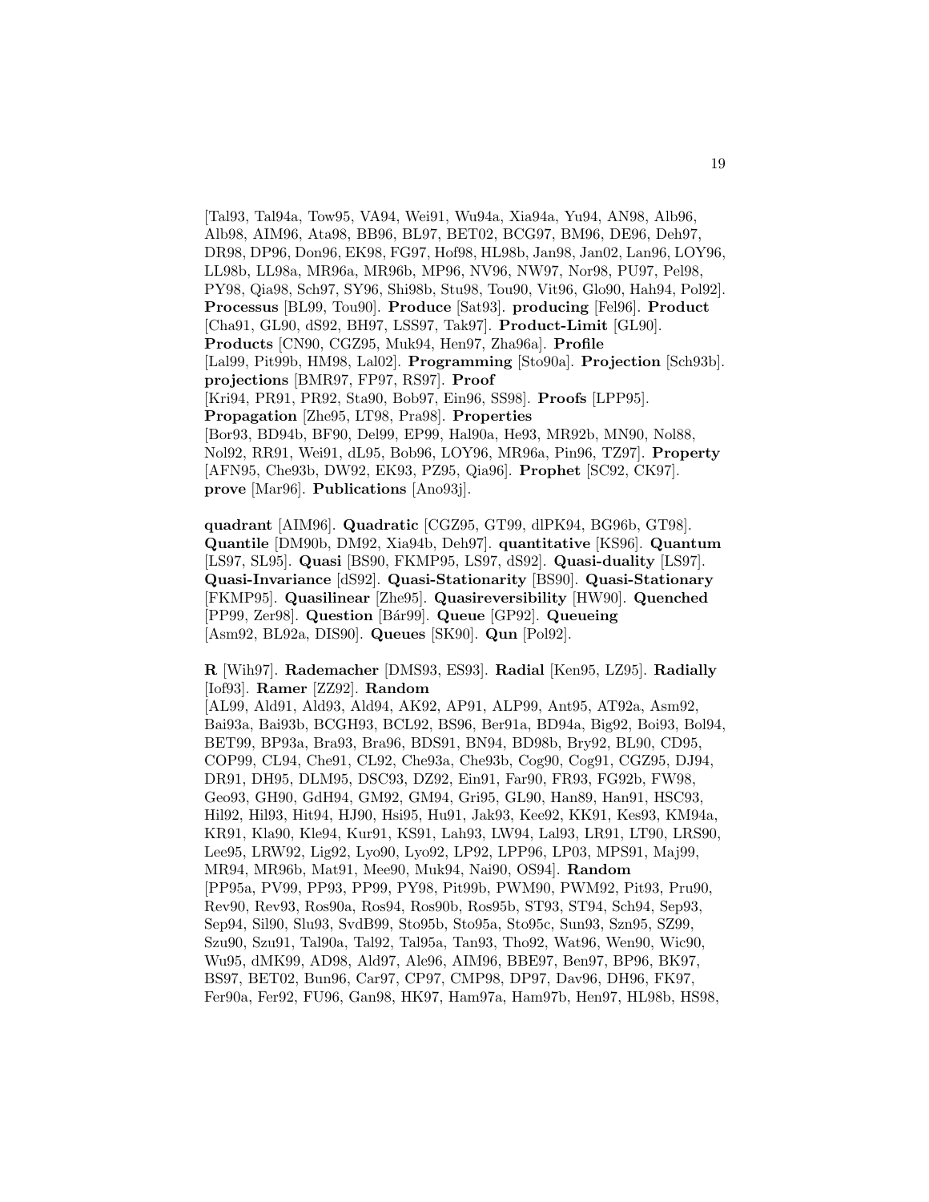[Tal93, Tal94a, Tow95, VA94, Wei91, Wu94a, Xia94a, Yu94, AN98, Alb96, Alb98, AIM96, Ata98, BB96, BL97, BET02, BCG97, BM96, DE96, Deh97, DR98, DP96, Don96, EK98, FG97, Hof98, HL98b, Jan98, Jan02, Lan96, LOY96, LL98b, LL98a, MR96a, MR96b, MP96, NV96, NW97, Nor98, PU97, Pel98, PY98, Qia98, Sch97, SY96, Shi98b, Stu98, Tou90, Vit96, Glo90, Hah94, Pol92]. **Processus** [BL99, Tou90]. **Produce** [Sat93]. **producing** [Fel96]. **Product** [Cha91, GL90, dS92, BH97, LSS97, Tak97]. **Product-Limit** [GL90]. **Products** [CN90, CGZ95, Muk94, Hen97, Zha96a]. **Profile** [Lal99, Pit99b, HM98, Lal02]. **Programming** [Sto90a]. **Projection** [Sch93b]. **projections** [BMR97, FP97, RS97]. **Proof** [Kri94, PR91, PR92, Sta90, Bob97, Ein96, SS98]. **Proofs** [LPP95]. **Propagation** [Zhe95, LT98, Pra98]. **Properties** [Bor93, BD94b, BF90, Del99, EP99, Hal90a, He93, MR92b, MN90, Nol88, Nol92, RR91, Wei91, dL95, Bob96, LOY96, MR96a, Pin96, TZ97]. **Property** [AFN95, Che93b, DW92, EK93, PZ95, Qia96]. **Prophet** [SC92, CK97]. **prove** [Mar96]. **Publications** [Ano93j].

**quadrant** [AIM96]. **Quadratic** [CGZ95, GT99, dlPK94, BG96b, GT98]. **Quantile** [DM90b, DM92, Xia94b, Deh97]. **quantitative** [KS96]. **Quantum** [LS97, SL95]. **Quasi** [BS90, FKMP95, LS97, dS92]. **Quasi-duality** [LS97]. **Quasi-Invariance** [dS92]. **Quasi-Stationarity** [BS90]. **Quasi-Stationary** [FKMP95]. **Quasilinear** [Zhe95]. **Quasireversibility** [HW90]. **Quenched** [PP99, Zer98]. **Question** [Bár99]. **Queue** [GP92]. **Queueing** [Asm92, BL92a, DIS90]. **Queues** [SK90]. **Qun** [Pol92].

**R** [Wih97]. **Rademacher** [DMS93, ES93]. **Radial** [Ken95, LZ95]. **Radially** [Iof93]. **Ramer** [ZZ92]. **Random** [AL99, Ald91, Ald93, Ald94, AK92, AP91, ALP99, Ant95, AT92a, Asm92, Bai93a, Bai93b, BCGH93, BCL92, BS96, Ber91a, BD94a, Big92, Boi93, Bol94, BET99, BP93a, Bra93, Bra96, BDS91, BN94, BD98b, Bry92, BL90, CD95, COP99, CL94, Che91, CL92, Che93a, Che93b, Cog90, Cog91, CGZ95, DJ94, DR91, DH95, DLM95, DSC93, DZ92, Ein91, Far90, FR93, FG92b, FW98, Geo93, GH90, GdH94, GM92, GM94, Gri95, GL90, Han89, Han91, HSC93, Hil92, Hil93, Hit94, HJ90, Hsi95, Hu91, Jak93, Kee92, KK91, Kes93, KM94a, KR91, Kla90, Kle94, Kur91, KS91, Lah93, LW94, Lal93, LR91, LT90, LRS90, Lee95, LRW92, Lig92, Lyo90, Lyo92, LP92, LPP96, LP03, MPS91, Maj99, MR94, MR96b, Mat91, Mee90, Muk94, Nai90, OS94]. **Random** [PP95a, PV99, PP93, PP99, PY98, Pit99b, PWM90, PWM92, Pit93, Pru90, Rev90, Rev93, Ros90a, Ros94, Ros90b, Ros95b, ST93, ST94, Sch94, Sep93, Sep94, Sil90, Slu93, SvdB99, Sto95b, Sto95a, Sto95c, Sun93, Szn95, SZ99, Szu90, Szu91, Tal90a, Tal92, Tal95a, Tan93, Tho92, Wat96, Wen90, Wic90, Wu95, dMK99, AD98, Ald97, Ale96, AIM96, BBE97, Ben97, BP96, BK97, BS97, BET02, Bun96, Car97, CP97, CMP98, DP97, Dav96, DH96, FK97, Fer90a, Fer92, FU96, Gan98, HK97, Ham97a, Ham97b, Hen97, HL98b, HS98,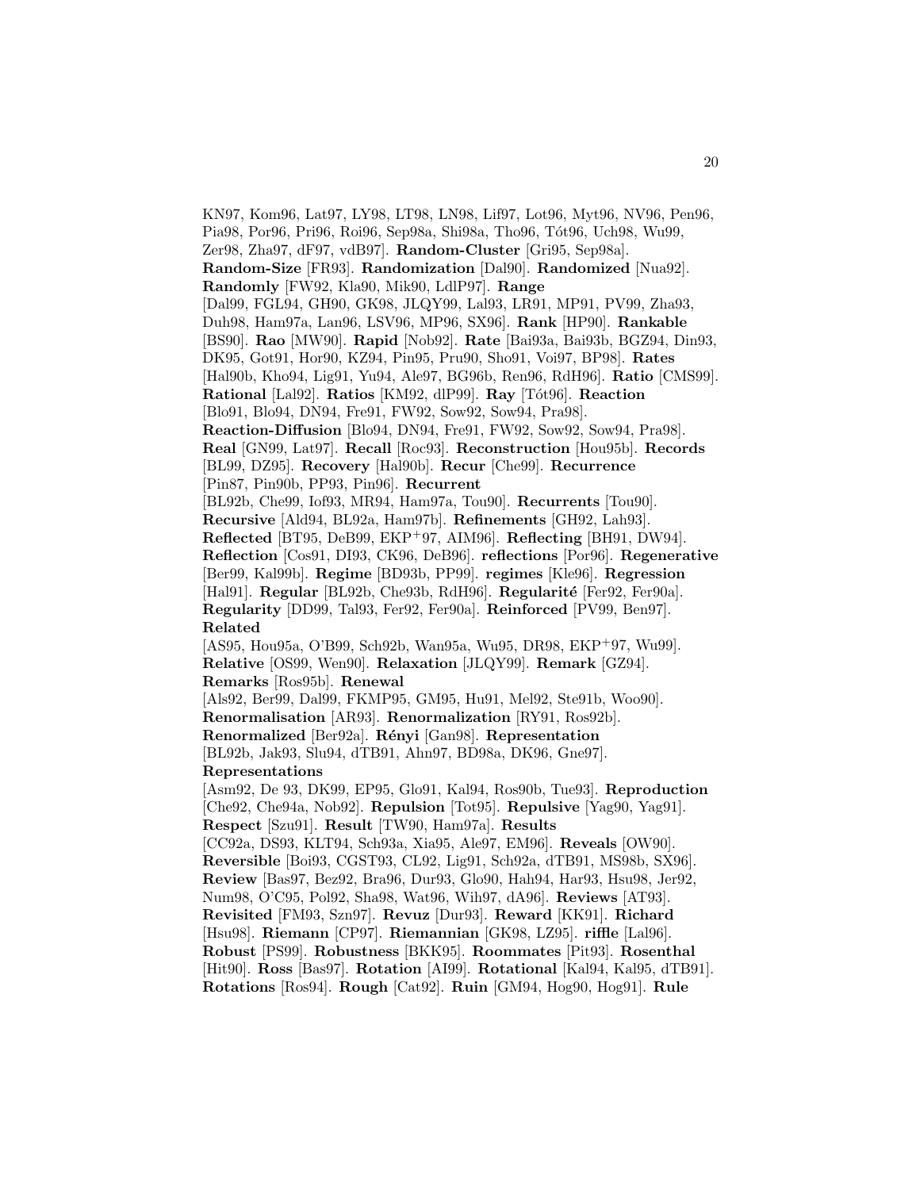KN97, Kom96, Lat97, LY98, LT98, LN98, Lif97, Lot96, Myt96, NV96, Pen96, Pia98, Por96, Pri96, Roi96, Sep98a, Shi98a, Tho96, Tót96, Uch98, Wu99, Zer98, Zha97, dF97, vdB97]. **Random-Cluster** [Gri95, Sep98a]. **Random-Size** [FR93]. **Randomization** [Dal90]. **Randomized** [Nua92]. **Randomly** [FW92, Kla90, Mik90, LdlP97]. **Range** [Dal99, FGL94, GH90, GK98, JLQY99, Lal93, LR91, MP91, PV99, Zha93, Duh98, Ham97a, Lan96, LSV96, MP96, SX96]. **Rank** [HP90]. **Rankable** [BS90]. **Rao** [MW90]. **Rapid** [Nob92]. **Rate** [Bai93a, Bai93b, BGZ94, Din93, DK95, Got91, Hor90, KZ94, Pin95, Pru90, Sho91, Voi97, BP98]. **Rates** [Hal90b, Kho94, Lig91, Yu94, Ale97, BG96b, Ren96, RdH96]. **Ratio** [CMS99]. **Rational** [Lal92]. **Ratios** [KM92, dlP99]. **Ray** [Tót96]. **Reaction** [Blo91, Blo94, DN94, Fre91, FW92, Sow92, Sow94, Pra98]. **Reaction-Diffusion** [Blo94, DN94, Fre91, FW92, Sow92, Sow94, Pra98]. **Real** [GN99, Lat97]. **Recall** [Roc93]. **Reconstruction** [Hou95b]. **Records** [BL99, DZ95]. **Recovery** [Hal90b]. **Recur** [Che99]. **Recurrence** [Pin87, Pin90b, PP93, Pin96]. **Recurrent** [BL92b, Che99, Iof93, MR94, Ham97a, Tou90]. **Recurrents** [Tou90]. **Recursive** [Ald94, BL92a, Ham97b]. **Refinements** [GH92, Lah93]. **Reflected** [BT95, DeB99, EKP+97, AIM96]. **Reflecting** [BH91, DW94]. **Reflection** [Cos91, DI93, CK96, DeB96]. **reflections** [Por96]. **Regenerative** [Ber99, Kal99b]. **Regime** [BD93b, PP99]. **regimes** [Kle96]. **Regression** [Hal91]. **Regular** [BL92b, Che93b, RdH96]. **Regularité** [Fer92, Fer90a]. **Regularity** [DD99, Tal93, Fer92, Fer90a]. **Reinforced** [PV99, Ben97]. **Related** [AS95, Hou95a, O'B99, Sch92b, Wan95a, Wu95, DR98, EKP+97, Wu99]. **Relative** [OS99, Wen90]. **Relaxation** [JLQY99]. **Remark** [GZ94]. **Remarks** [Ros95b]. **Renewal** [Als92, Ber99, Dal99, FKMP95, GM95, Hu91, Mel92, Ste91b, Woo90]. **Renormalisation** [AR93]. **Renormalization** [RY91, Ros92b]. **Renormalized** [Ber92a]. **Rényi** [Gan98]. **Representation** [BL92b, Jak93, Slu94, dTB91, Ahn97, BD98a, DK96, Gne97]. **Representations** [Asm92, De 93, DK99, EP95, Glo91, Kal94, Ros90b, Tue93]. **Reproduction** [Che92, Che94a, Nob92]. **Repulsion** [Tot95]. **Repulsive** [Yag90, Yag91]. **Respect** [Szu91]. **Result** [TW90, Ham97a]. **Results** [CC92a, DS93, KLT94, Sch93a, Xia95, Ale97, EM96]. **Reveals** [OW90]. **Reversible** [Boi93, CGST93, CL92, Lig91, Sch92a, dTB91, MS98b, SX96]. **Review** [Bas97, Bez92, Bra96, Dur93, Glo90, Hah94, Har93, Hsu98, Jer92, Num98, O'C95, Pol92, Sha98, Wat96, Wih97, dA96]. **Reviews** [AT93]. **Revisited** [FM93, Szn97]. **Revuz** [Dur93]. **Reward** [KK91]. **Richard** [Hsu98]. **Riemann** [CP97]. **Riemannian** [GK98, LZ95]. **riffle** [Lal96]. **Robust** [PS99]. **Robustness** [BKK95]. **Roommates** [Pit93]. **Rosenthal** [Hit90]. **Ross** [Bas97]. **Rotation** [AI99]. **Rotational** [Kal94, Kal95, dTB91]. **Rotations** [Ros94]. **Rough** [Cat92]. **Ruin** [GM94, Hog90, Hog91]. **Rule**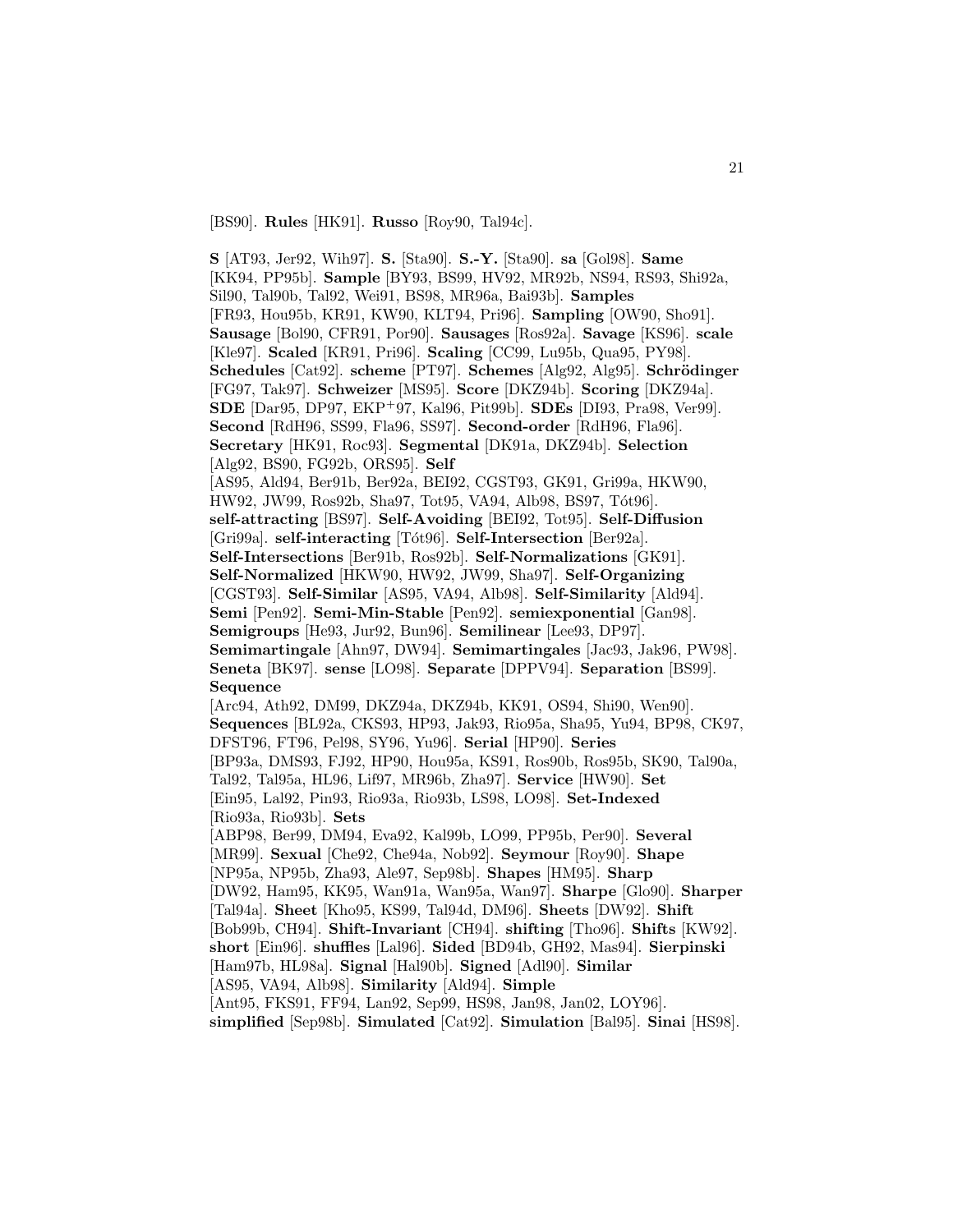[BS90]. **Rules** [HK91]. **Russo** [Roy90, Tal94c].

**S** [AT93, Jer92, Wih97]. **S.** [Sta90]. **S.-Y.** [Sta90]. **sa** [Gol98]. **Same** [KK94, PP95b]. **Sample** [BY93, BS99, HV92, MR92b, NS94, RS93, Shi92a, Sil90, Tal90b, Tal92, Wei91, BS98, MR96a, Bai93b]. **Samples** [FR93, Hou95b, KR91, KW90, KLT94, Pri96]. **Sampling** [OW90, Sho91]. **Sausage** [Bol90, CFR91, Por90]. **Sausages** [Ros92a]. **Savage** [KS96]. **scale** [Kle97]. **Scaled** [KR91, Pri96]. **Scaling** [CC99, Lu95b, Qua95, PY98]. **Schedules** [Cat92]. **scheme** [PT97]. **Schemes** [Alg92, Alg95]. **Schrödinger** [FG97, Tak97]. **Schweizer** [MS95]. **Score** [DKZ94b]. **Scoring** [DKZ94a]. **SDE** [Dar95, DP97, EKP+97, Kal96, Pit99b]. **SDEs** [DI93, Pra98, Ver99]. **Second** [RdH96, SS99, Fla96, SS97]. **Second-order** [RdH96, Fla96]. **Secretary** [HK91, Roc93]. **Segmental** [DK91a, DKZ94b]. **Selection** [Alg92, BS90, FG92b, ORS95]. **Self** [AS95, Ald94, Ber91b, Ber92a, BEI92, CGST93, GK91, Gri99a, HKW90, HW92, JW99, Ros92b, Sha97, Tot95, VA94, Alb98, BS97, Tót96]. **self-attracting** [BS97]. **Self-Avoiding** [BEI92, Tot95]. **Self-Diffusion** [Gri99a]. **self-interacting** [Tót96]. **Self-Intersection** [Ber92a]. **Self-Intersections** [Ber91b, Ros92b]. **Self-Normalizations** [GK91]. **Self-Normalized** [HKW90, HW92, JW99, Sha97]. **Self-Organizing** [CGST93]. **Self-Similar** [AS95, VA94, Alb98]. **Self-Similarity** [Ald94]. **Semi** [Pen92]. **Semi-Min-Stable** [Pen92]. **semiexponential** [Gan98]. **Semigroups** [He93, Jur92, Bun96]. **Semilinear** [Lee93, DP97]. **Semimartingale** [Ahn97, DW94]. **Semimartingales** [Jac93, Jak96, PW98]. **Seneta** [BK97]. **sense** [LO98]. **Separate** [DPPV94]. **Separation** [BS99]. **Sequence** [Arc94, Ath92, DM99, DKZ94a, DKZ94b, KK91, OS94, Shi90, Wen90]. **Sequences** [BL92a, CKS93, HP93, Jak93, Rio95a, Sha95, Yu94, BP98, CK97, DFST96, FT96, Pel98, SY96, Yu96]. **Serial** [HP90]. **Series** [BP93a, DMS93, FJ92, HP90, Hou95a, KS91, Ros90b, Ros95b, SK90, Tal90a, Tal92, Tal95a, HL96, Lif97, MR96b, Zha97]. **Service** [HW90]. **Set** [Ein95, Lal92, Pin93, Rio93a, Rio93b, LS98, LO98]. **Set-Indexed** [Rio93a, Rio93b]. **Sets** [ABP98, Ber99, DM94, Eva92, Kal99b, LO99, PP95b, Per90]. **Several** [MR99]. **Sexual** [Che92, Che94a, Nob92]. **Seymour** [Roy90]. **Shape** [NP95a, NP95b, Zha93, Ale97, Sep98b]. **Shapes** [HM95]. **Sharp** [DW92, Ham95, KK95, Wan91a, Wan95a, Wan97]. **Sharpe** [Glo90]. **Sharper** [Tal94a]. **Sheet** [Kho95, KS99, Tal94d, DM96]. **Sheets** [DW92]. **Shift** [Bob99b, CH94]. **Shift-Invariant** [CH94]. **shifting** [Tho96]. **Shifts** [KW92]. **short** [Ein96]. **shuffles** [Lal96]. **Sided** [BD94b, GH92, Mas94]. **Sierpinski** [Ham97b, HL98a]. **Signal** [Hal90b]. **Signed** [Adl90]. **Similar** [AS95, VA94, Alb98]. **Similarity** [Ald94]. **Simple** [Ant95, FKS91, FF94, Lan92, Sep99, HS98, Jan98, Jan02, LOY96]. **simplified** [Sep98b]. **Simulated** [Cat92]. **Simulation** [Bal95]. **Sinai** [HS98].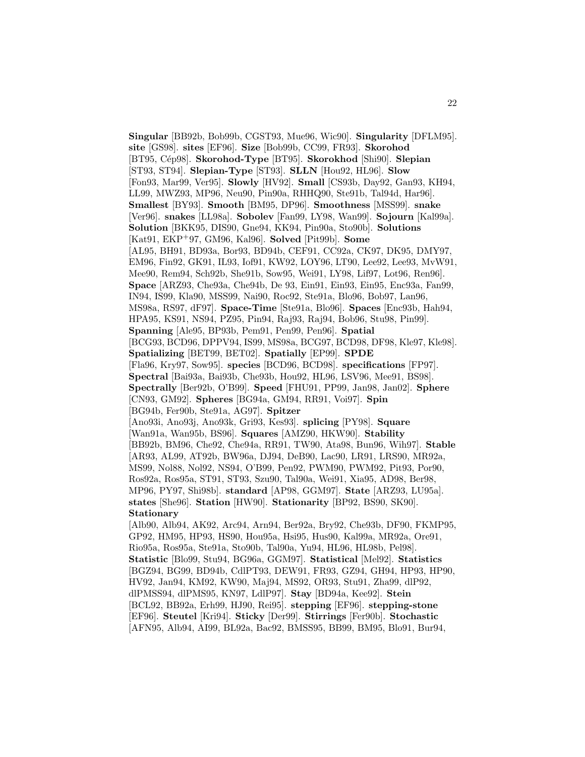**Singular** [BB92b, Bob99b, CGST93, Mue96, Wic90]. **Singularity** [DFLM95]. **site** [GS98]. **sites** [EF96]. **Size** [Bob99b, CC99, FR93]. **Skorohod** [BT95, Cép98]. **Skorohod-Type** [BT95]. **Skorokhod** [Shi90]. **Slepian** [ST93, ST94]. **Slepian-Type** [ST93]. **SLLN** [Hou92, HL96]. **Slow** [Fon93, Mar99, Ver95]. **Slowly** [HV92]. **Small** [CS93b, Day92, Gan93, KH94, LL99, MWZ93, MP96, Neu90, Pin90a, RHHQ90, Ste91b, Tal94d, Har96]. **Smallest** [BY93]. **Smooth** [BM95, DP96]. **Smoothness** [MSS99]. **snake** [Ver96]. **snakes** [LL98a]. **Sobolev** [Fan99, LY98, Wan99]. **Sojourn** [Kal99a]. **Solution** [BKK95, DIS90, Gne94, KK94, Pin90a, Sto90b]. **Solutions** [Kat91, EKP+97, GM96, Kal96]. **Solved** [Pit99b]. **Some** [AL95, BH91, BD93a, Bor93, BD94b, CEF91, CC92a, CK97, DK95, DMY97, EM96, Fin92, GK91, IL93, Iof91, KW92, LOY96, LT90, Lee92, Lee93, MvW91, Mee90, Rem94, Sch92b, She91b, Sow95, Wei91, LY98, Lif97, Lot96, Ren96]. **Space** [ARZ93, Che93a, Che94b, De 93, Ein91, Ein93, Ein95, Enc93a, Fan99, IN94, IS99, Kla90, MSS99, Nai90, Roc92, Ste91a, Blo96, Bob97, Lan96, MS98a, RS97, dF97]. **Space-Time** [Ste91a, Blo96]. **Spaces** [Enc93b, Hah94, HPA95, KS91, NS94, PZ95, Pin94, Raj93, Raj94, Bob96, Stu98, Pin99]. **Spanning** [Ale95, BP93b, Pem91, Pen99, Pen96]. **Spatial** [BCG93, BCD96, DPPV94, IS99, MS98a, BCG97, BCD98, DF98, Kle97, Kle98]. **Spatializing** [BET99, BET02]. **Spatially** [EP99]. **SPDE** [Fla96, Kry97, Sow95]. **species** [BCD96, BCD98]. **specifications** [FP97]. **Spectral** [Bai93a, Bai93b, Che93b, Hou92, HL96, LSV96, Mee91, BS98]. **Spectrally** [Ber92b, O'B99]. **Speed** [FHU91, PP99, Jan98, Jan02]. **Sphere** [CN93, GM92]. **Spheres** [BG94a, GM94, RR91, Voi97]. **Spin** [BG94b, Fer90b, Ste91a, AG97]. **Spitzer** [Ano93i, Ano93j, Ano93k, Gri93, Kes93]. **splicing** [PY98]. **Square** [Wan91a, Wan95b, BS96]. **Squares** [AMZ90, HKW90]. **Stability** [BB92b, BM96, Che92, Che94a, RR91, TW90, Ata98, Bun96, Wih97]. **Stable** [AR93, AL99, AT92b, BW96a, DJ94, DeB90, Lac90, LR91, LRS90, MR92a, MS99, Nol88, Nol92, NS94, O'B99, Pen92, PWM90, PWM92, Pit93, Por90, Ros92a, Ros95a, ST91, ST93, Szu90, Tal90a, Wei91, Xia95, AD98, Ber98, MP96, PY97, Shi98b]. **standard** [AP98, GGM97]. **State** [ARZ93, LU95a]. **states** [She96]. **Station** [HW90]. **Stationarity** [BP92, BS90, SK90]. **Stationary** [Alb90, Alb94, AK92, Arc94, Arn94, Ber92a, Bry92, Che93b, DF90, FKMP95, GP92, HM95, HP93, HS90, Hou95a, Hsi95, Hus90, Kal99a, MR92a, Ore91, Rio95a, Ros95a, Ste91a, Sto90b, Tal90a, Yu94, HL96, HL98b, Pel98]. **Statistic** [Blo99, Stu94, BG96a, GGM97]. **Statistical** [Mel92]. **Statistics** [BGZ94, BG99, BD94b, CdlPT93, DEW91, FR93, GZ94, GH94, HP93, HP90, HV92, Jan94, KM92, KW90, Maj94, MS92, OR93, Stu91, Zha99, dlP92, dlPMSS94, dlPMS95, KN97, LdlP97]. **Stay** [BD94a, Kee92]. **Stein** [BCL92, BB92a, Erh99, HJ90, Rei95]. **stepping** [EF96]. **stepping-stone** [EF96]. **Steutel** [Kri94]. **Sticky** [Der99]. **Stirrings** [Fer90b]. **Stochastic** [AFN95, Alb94, AI99, BL92a, Bac92, BMSS95, BB99, BM95, Blo91, Bur94,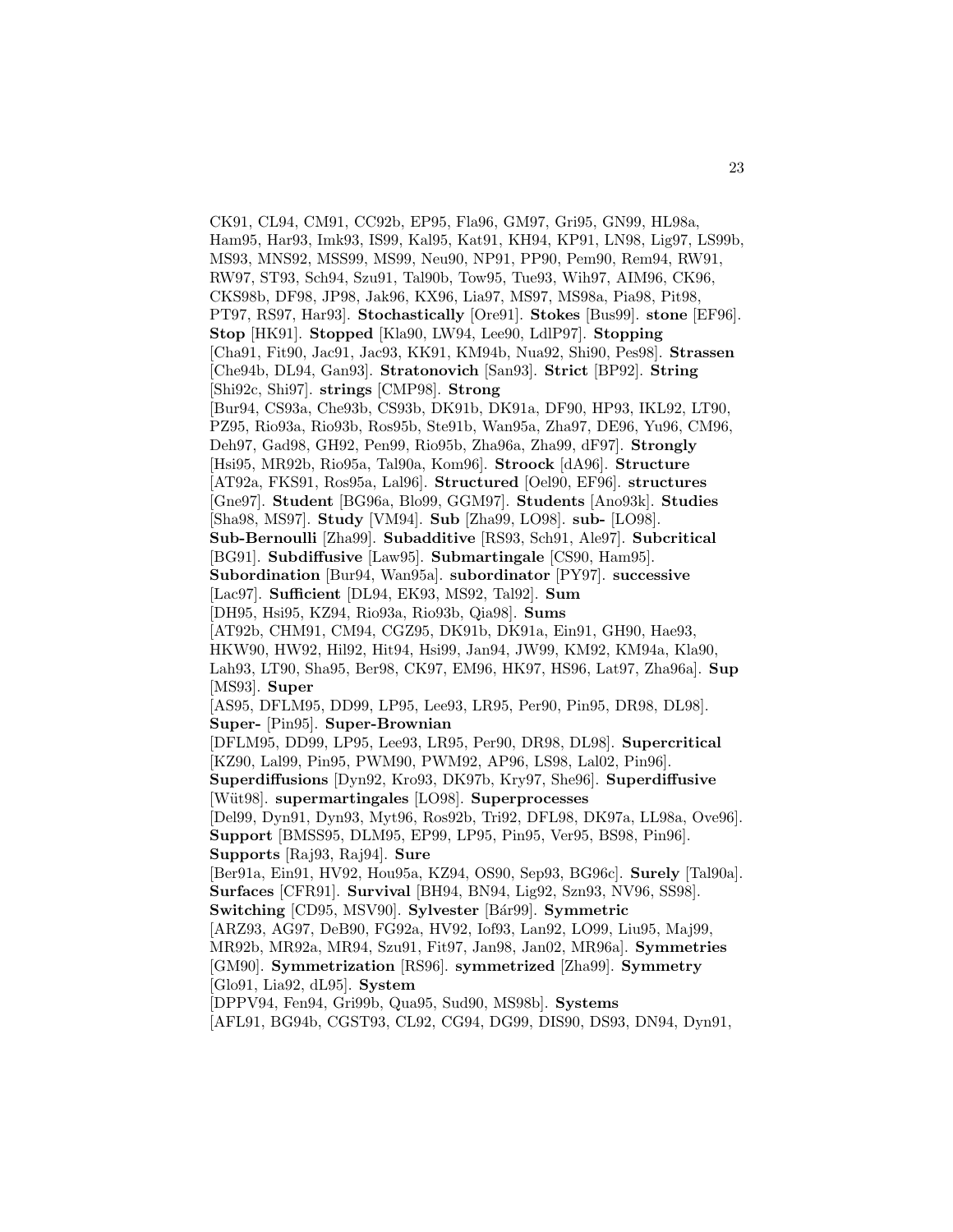CK91, CL94, CM91, CC92b, EP95, Fla96, GM97, Gri95, GN99, HL98a, Ham95, Har93, Imk93, IS99, Kal95, Kat91, KH94, KP91, LN98, Lig97, LS99b, MS93, MNS92, MSS99, MS99, Neu90, NP91, PP90, Pem90, Rem94, RW91, RW97, ST93, Sch94, Szu91, Tal90b, Tow95, Tue93, Wih97, AIM96, CK96, CKS98b, DF98, JP98, Jak96, KX96, Lia97, MS97, MS98a, Pia98, Pit98, PT97, RS97, Har93]. **Stochastically** [Ore91]. **Stokes** [Bus99]. **stone** [EF96]. **Stop** [HK91]. **Stopped** [Kla90, LW94, Lee90, LdlP97]. **Stopping** [Cha91, Fit90, Jac91, Jac93, KK91, KM94b, Nua92, Shi90, Pes98]. **Strassen** [Che94b, DL94, Gan93]. **Stratonovich** [San93]. **Strict** [BP92]. **String** [Shi92c, Shi97]. **strings** [CMP98]. **Strong** [Bur94, CS93a, Che93b, CS93b, DK91b, DK91a, DF90, HP93, IKL92, LT90, PZ95, Rio93a, Rio93b, Ros95b, Ste91b, Wan95a, Zha97, DE96, Yu96, CM96, Deh97, Gad98, GH92, Pen99, Rio95b, Zha96a, Zha99, dF97]. **Strongly** [Hsi95, MR92b, Rio95a, Tal90a, Kom96]. **Stroock** [dA96]. **Structure** [AT92a, FKS91, Ros95a, Lal96]. **Structured** [Oel90, EF96]. **structures** [Gne97]. **Student** [BG96a, Blo99, GGM97]. **Students** [Ano93k]. **Studies** [Sha98, MS97]. **Study** [VM94]. **Sub** [Zha99, LO98]. **sub-** [LO98]. **Sub-Bernoulli** [Zha99]. **Subadditive** [RS93, Sch91, Ale97]. **Subcritical** [BG91]. **Subdiffusive** [Law95]. **Submartingale** [CS90, Ham95]. **Subordination** [Bur94, Wan95a]. **subordinator** [PY97]. **successive** [Lac97]. **Sufficient** [DL94, EK93, MS92, Tal92]. **Sum** [DH95, Hsi95, KZ94, Rio93a, Rio93b, Qia98]. **Sums** [AT92b, CHM91, CM94, CGZ95, DK91b, DK91a, Ein91, GH90, Hae93, HKW90, HW92, Hil92, Hit94, Hsi99, Jan94, JW99, KM92, KM94a, Kla90, Lah93, LT90, Sha95, Ber98, CK97, EM96, HK97, HS96, Lat97, Zha96a]. **Sup** [MS93]. **Super** [AS95, DFLM95, DD99, LP95, Lee93, LR95, Per90, Pin95, DR98, DL98]. **Super-** [Pin95]. **Super-Brownian** [DFLM95, DD99, LP95, Lee93, LR95, Per90, DR98, DL98]. **Supercritical** [KZ90, Lal99, Pin95, PWM90, PWM92, AP96, LS98, Lal02, Pin96]. **Superdiffusions** [Dyn92, Kro93, DK97b, Kry97, She96]. **Superdiffusive** [Wüt98]. **supermartingales** [LO98]. **Superprocesses** [Del99, Dyn91, Dyn93, Myt96, Ros92b, Tri92, DFL98, DK97a, LL98a, Ove96]. **Support** [BMSS95, DLM95, EP99, LP95, Pin95, Ver95, BS98, Pin96]. **Supports** [Raj93, Raj94]. **Sure** [Ber91a, Ein91, HV92, Hou95a, KZ94, OS90, Sep93, BG96c]. **Surely** [Tal90a]. **Surfaces** [CFR91]. **Survival** [BH94, BN94, Lig92, Szn93, NV96, SS98]. **Switching** [CD95, MSV90]. **Sylvester** [Bár99]. **Symmetric** [ARZ93, AG97, DeB90, FG92a, HV92, Iof93, Lan92, LO99, Liu95, Maj99, MR92b, MR92a, MR94, Szu91, Fit97, Jan98, Jan02, MR96a]. **Symmetries** [GM90]. **Symmetrization** [RS96]. **symmetrized** [Zha99]. **Symmetry** [Glo91, Lia92, dL95]. **System** [DPPV94, Fen94, Gri99b, Qua95, Sud90, MS98b]. **Systems** [AFL91, BG94b, CGST93, CL92, CG94, DG99, DIS90, DS93, DN94, Dyn91,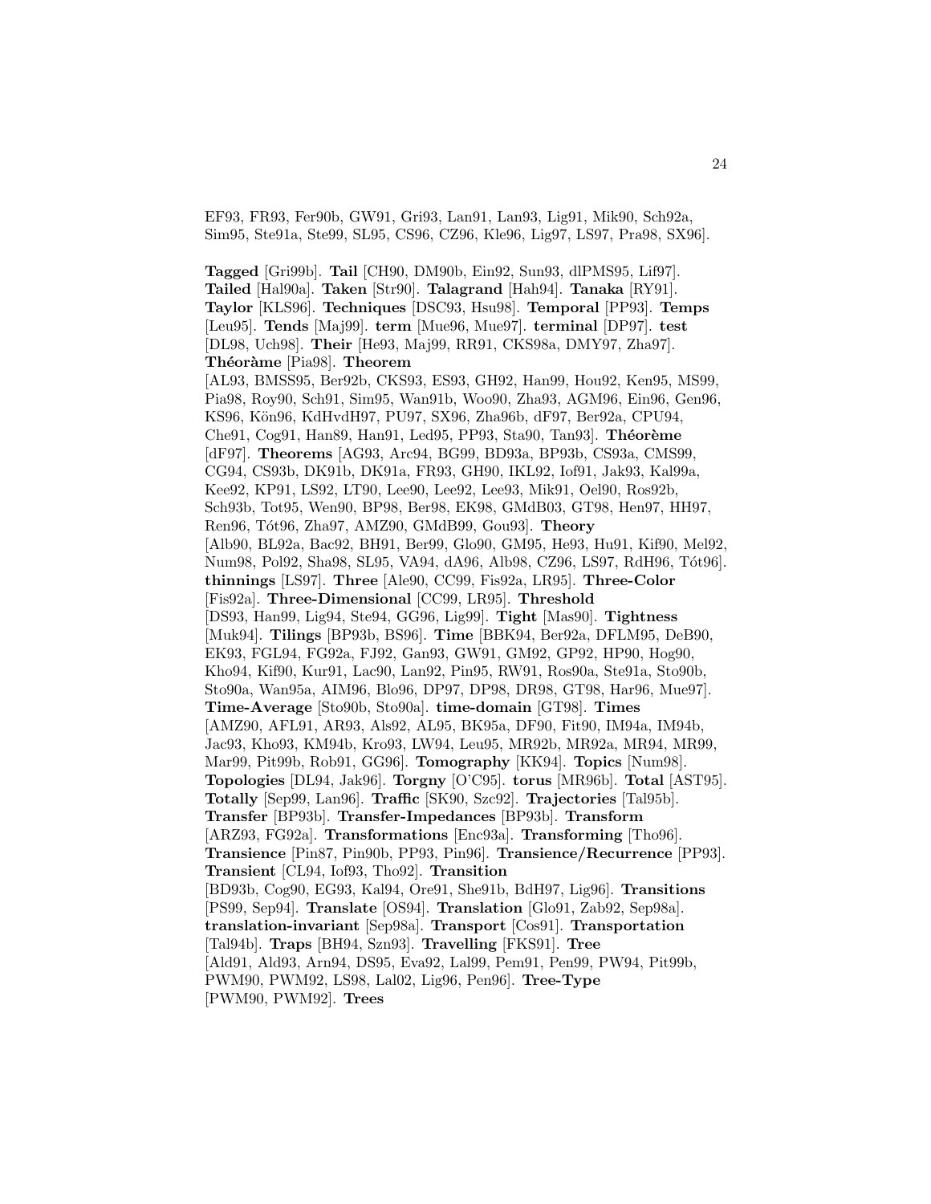EF93, FR93, Fer90b, GW91, Gri93, Lan91, Lan93, Lig91, Mik90, Sch92a, Sim95, Ste91a, Ste99, SL95, CS96, CZ96, Kle96, Lig97, LS97, Pra98, SX96].

**Tagged** [Gri99b]. **Tail** [CH90, DM90b, Ein92, Sun93, dlPMS95, Lif97]. **Tailed** [Hal90a]. **Taken** [Str90]. **Talagrand** [Hah94]. **Tanaka** [RY91]. **Taylor** [KLS96]. **Techniques** [DSC93, Hsu98]. **Temporal** [PP93]. **Temps** [Leu95]. **Tends** [Maj99]. **term** [Mue96, Mue97]. **terminal** [DP97]. **test** [DL98, Uch98]. **Their** [He93, Maj99, RR91, CKS98a, DMY97, Zha97]. **Théoràme** [Pia98]. **Theorem** [AL93, BMSS95, Ber92b, CKS93, ES93, GH92, Han99, Hou92, Ken95, MS99, Pia98, Roy90, Sch91, Sim95, Wan91b, Woo90, Zha93, AGM96, Ein96, Gen96, KS96, Kön96, KdHvdH97, PU97, SX96, Zha96b, dF97, Ber92a, CPU94, Che91, Cog91, Han89, Han91, Led95, PP93, Sta90, Tan93]. **Théorème** [dF97]. **Theorems** [AG93, Arc94, BG99, BD93a, BP93b, CS93a, CMS99, CG94, CS93b, DK91b, DK91a, FR93, GH90, IKL92, Iof91, Jak93, Kal99a, Kee92, KP91, LS92, LT90, Lee90, Lee92, Lee93, Mik91, Oel90, Ros92b, Sch93b, Tot95, Wen90, BP98, Ber98, EK98, GMdB03, GT98, Hen97, HH97, Ren96, Tót96, Zha97, AMZ90, GMdB99, Gou93]. **Theory** [Alb90, BL92a, Bac92, BH91, Ber99, Glo90, GM95, He93, Hu91, Kif90, Mel92, Num98, Pol92, Sha98, SL95, VA94, dA96, Alb98, CZ96, LS97, RdH96, Tót96]. **thinnings** [LS97]. **Three** [Ale90, CC99, Fis92a, LR95]. **Three-Color** [Fis92a]. **Three-Dimensional** [CC99, LR95]. **Threshold** [DS93, Han99, Lig94, Ste94, GG96, Lig99]. **Tight** [Mas90]. **Tightness** [Muk94]. **Tilings** [BP93b, BS96]. **Time** [BBK94, Ber92a, DFLM95, DeB90, EK93, FGL94, FG92a, FJ92, Gan93, GW91, GM92, GP92, HP90, Hog90, Kho94, Kif90, Kur91, Lac90, Lan92, Pin95, RW91, Ros90a, Ste91a, Sto90b, Sto90a, Wan95a, AIM96, Blo96, DP97, DP98, DR98, GT98, Har96, Mue97]. **Time-Average** [Sto90b, Sto90a]. **time-domain** [GT98]. **Times** [AMZ90, AFL91, AR93, Als92, AL95, BK95a, DF90, Fit90, IM94a, IM94b, Jac93, Kho93, KM94b, Kro93, LW94, Leu95, MR92b, MR92a, MR94, MR99, Mar99, Pit99b, Rob91, GG96]. **Tomography** [KK94]. **Topics** [Num98]. **Topologies** [DL94, Jak96]. **Torgny** [O'C95]. **torus** [MR96b]. **Total** [AST95]. **Totally** [Sep99, Lan96]. **Traffic** [SK90, Szc92]. **Trajectories** [Tal95b]. **Transfer** [BP93b]. **Transfer-Impedances** [BP93b]. **Transform** [ARZ93, FG92a]. **Transformations** [Enc93a]. **Transforming** [Tho96]. **Transience** [Pin87, Pin90b, PP93, Pin96]. **Transience/Recurrence** [PP93]. **Transient** [CL94, Iof93, Tho92]. **Transition** [BD93b, Cog90, EG93, Kal94, Ore91, She91b, BdH97, Lig96]. **Transitions** [PS99, Sep94]. **Translate** [OS94]. **Translation** [Glo91, Zab92, Sep98a]. **translation-invariant** [Sep98a]. **Transport** [Cos91]. **Transportation** [Tal94b]. **Traps** [BH94, Szn93]. **Travelling** [FKS91]. **Tree** [Ald91, Ald93, Arn94, DS95, Eva92, Lal99, Pem91, Pen99, PW94, Pit99b, PWM90, PWM92, LS98, Lal02, Lig96, Pen96]. **Tree-Type** [PWM90, PWM92]. **Trees**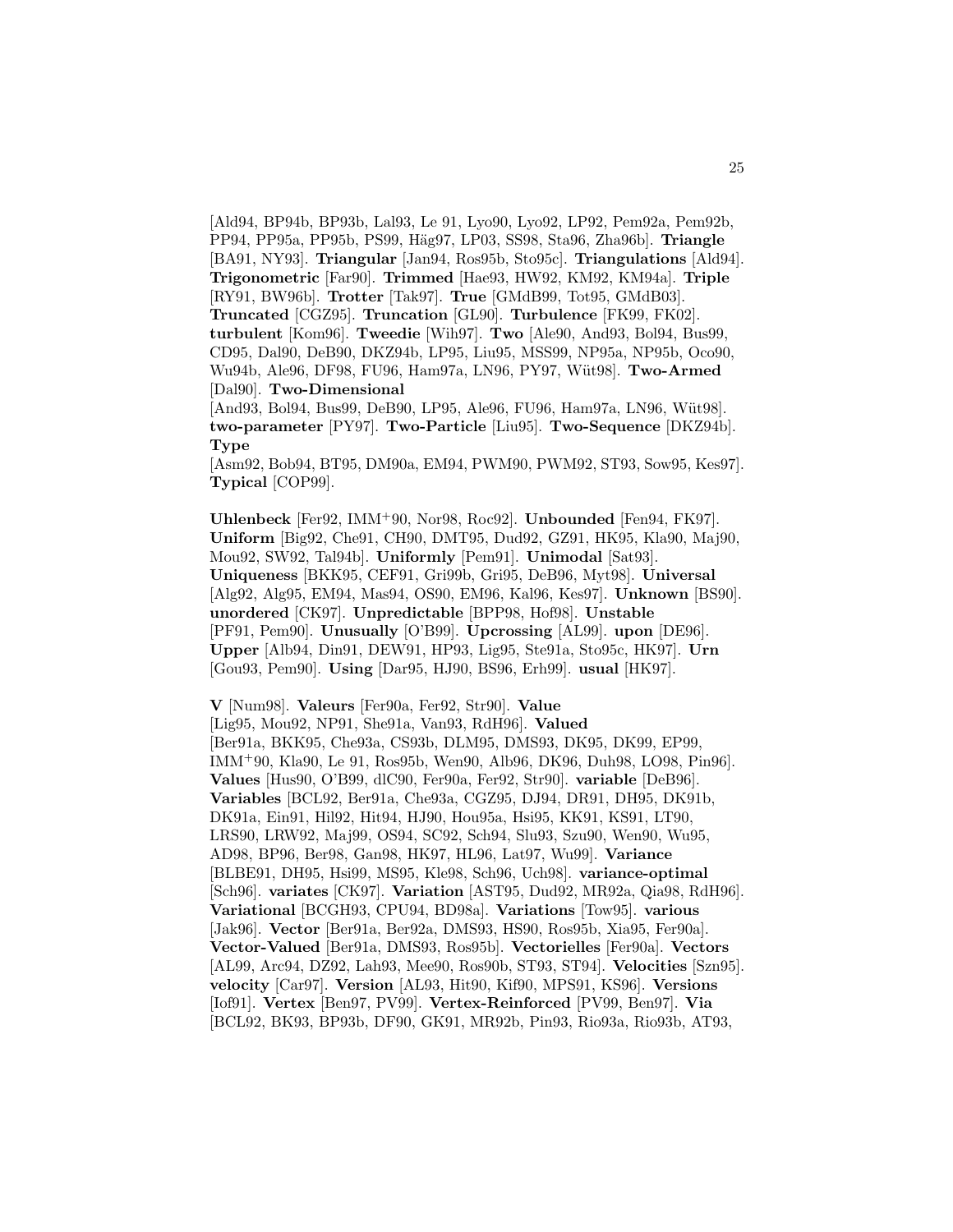[Ald94, BP94b, BP93b, Lal93, Le 91, Lyo90, Lyo92, LP92, Pem92a, Pem92b, PP94, PP95a, PP95b, PS99, Häg97, LP03, SS98, Sta96, Zha96b]. **Triangle** [BA91, NY93]. **Triangular** [Jan94, Ros95b, Sto95c]. **Triangulations** [Ald94]. **Trigonometric** [Far90]. **Trimmed** [Hae93, HW92, KM92, KM94a]. **Triple** [RY91, BW96b]. **Trotter** [Tak97]. **True** [GMdB99, Tot95, GMdB03]. **Truncated** [CGZ95]. **Truncation** [GL90]. **Turbulence** [FK99, FK02]. **turbulent** [Kom96]. **Tweedie** [Wih97]. **Two** [Ale90, And93, Bol94, Bus99, CD95, Dal90, DeB90, DKZ94b, LP95, Liu95, MSS99, NP95a, NP95b, Oco90, Wu94b, Ale96, DF98, FU96, Ham97a, LN96, PY97, Wüt98]. **Two-Armed** [Dal90]. **Two-Dimensional** [And93, Bol94, Bus99, DeB90, LP95, Ale96, FU96, Ham97a, LN96, Wüt98]. **two-parameter** [PY97]. **Two-Particle** [Liu95]. **Two-Sequence** [DKZ94b]. **Type** [Asm92, Bob94, BT95, DM90a, EM94, PWM90, PWM92, ST93, Sow95, Kes97]. **Typical** [COP99].

**Uhlenbeck** [Fer92, IMM+90, Nor98, Roc92]. **Unbounded** [Fen94, FK97]. **Uniform** [Big92, Che91, CH90, DMT95, Dud92, GZ91, HK95, Kla90, Maj90, Mou92, SW92, Tal94b]. **Uniformly** [Pem91]. **Unimodal** [Sat93]. **Uniqueness** [BKK95, CEF91, Gri99b, Gri95, DeB96, Myt98]. **Universal** [Alg92, Alg95, EM94, Mas94, OS90, EM96, Kal96, Kes97]. **Unknown** [BS90]. **unordered** [CK97]. **Unpredictable** [BPP98, Hof98]. **Unstable** [PF91, Pem90]. **Unusually** [O'B99]. **Upcrossing** [AL99]. **upon** [DE96]. **Upper** [Alb94, Din91, DEW91, HP93, Lig95, Ste91a, Sto95c, HK97]. **Urn** [Gou93, Pem90]. **Using** [Dar95, HJ90, BS96, Erh99]. **usual** [HK97].

**V** [Num98]. **Valeurs** [Fer90a, Fer92, Str90]. **Value** [Lig95, Mou92, NP91, She91a, Van93, RdH96]. **Valued** [Ber91a, BKK95, Che93a, CS93b, DLM95, DMS93, DK95, DK99, EP99, IMM+90, Kla90, Le 91, Ros95b, Wen90, Alb96, DK96, Duh98, LO98, Pin96]. **Values** [Hus90, O'B99, dlC90, Fer90a, Fer92, Str90]. **variable** [DeB96]. **Variables** [BCL92, Ber91a, Che93a, CGZ95, DJ94, DR91, DH95, DK91b, DK91a, Ein91, Hil92, Hit94, HJ90, Hou95a, Hsi95, KK91, KS91, LT90, LRS90, LRW92, Maj99, OS94, SC92, Sch94, Slu93, Szu90, Wen90, Wu95, AD98, BP96, Ber98, Gan98, HK97, HL96, Lat97, Wu99]. **Variance** [BLBE91, DH95, Hsi99, MS95, Kle98, Sch96, Uch98]. **variance-optimal** [Sch96]. **variates** [CK97]. **Variation** [AST95, Dud92, MR92a, Qia98, RdH96]. **Variational** [BCGH93, CPU94, BD98a]. **Variations** [Tow95]. **various** [Jak96]. **Vector** [Ber91a, Ber92a, DMS93, HS90, Ros95b, Xia95, Fer90a]. **Vector-Valued** [Ber91a, DMS93, Ros95b]. **Vectorielles** [Fer90a]. **Vectors** [AL99, Arc94, DZ92, Lah93, Mee90, Ros90b, ST93, ST94]. **Velocities** [Szn95]. **velocity** [Car97]. **Version** [AL93, Hit90, Kif90, MPS91, KS96]. **Versions** [Iof91]. **Vertex** [Ben97, PV99]. **Vertex-Reinforced** [PV99, Ben97]. **Via** [BCL92, BK93, BP93b, DF90, GK91, MR92b, Pin93, Rio93a, Rio93b, AT93,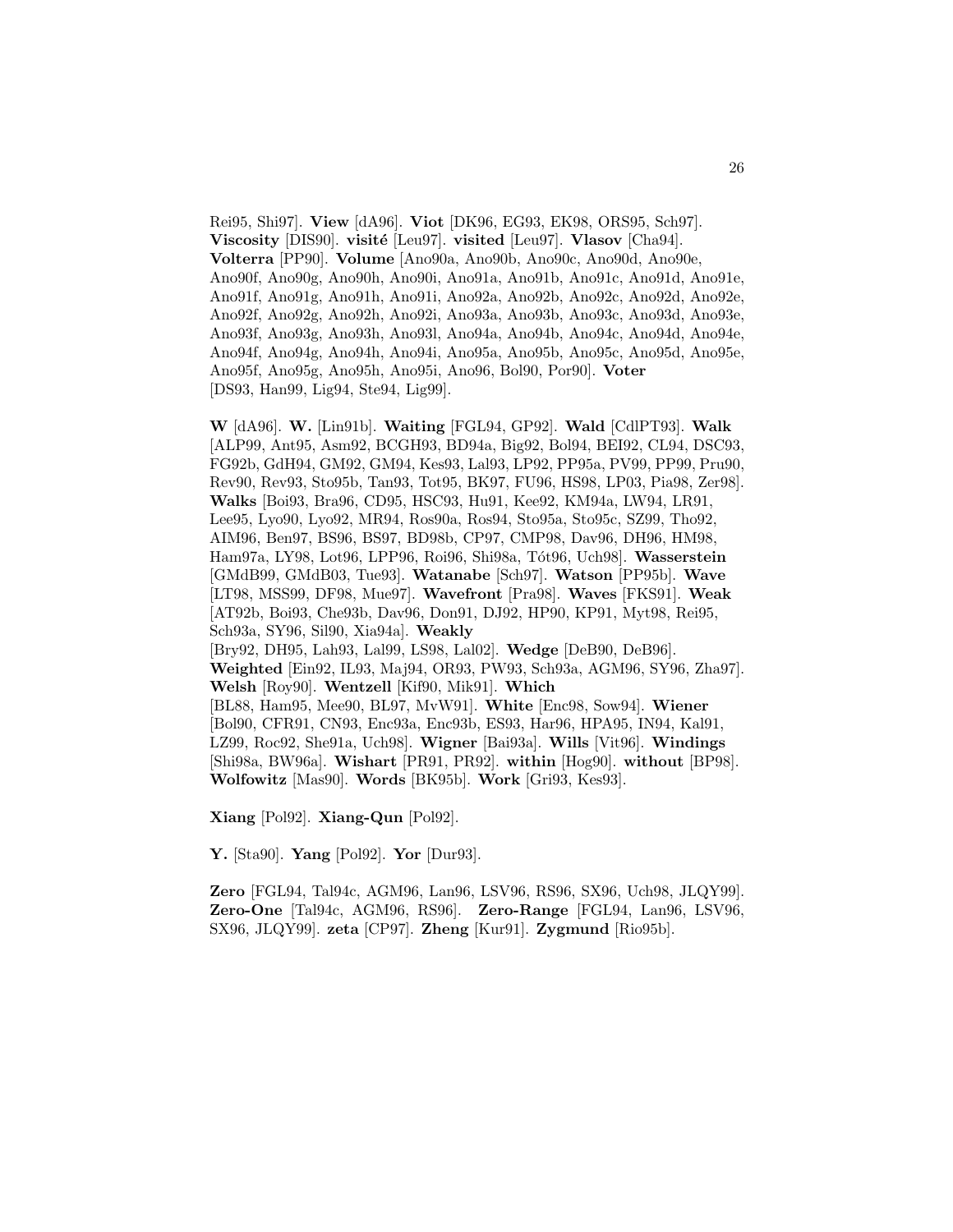Rei95, Shi97]. **View** [dA96]. **Viot** [DK96, EG93, EK98, ORS95, Sch97]. **Viscosity** [DIS90]. **visité** [Leu97]. **visited** [Leu97]. **Vlasov** [Cha94]. **Volterra** [PP90]. **Volume** [Ano90a, Ano90b, Ano90c, Ano90d, Ano90e, Ano90f, Ano90g, Ano90h, Ano90i, Ano91a, Ano91b, Ano91c, Ano91d, Ano91e, Ano91f, Ano91g, Ano91h, Ano91i, Ano92a, Ano92b, Ano92c, Ano92d, Ano92e, Ano92f, Ano92g, Ano92h, Ano92i, Ano93a, Ano93b, Ano93c, Ano93d, Ano93e, Ano93f, Ano93g, Ano93h, Ano93l, Ano94a, Ano94b, Ano94c, Ano94d, Ano94e, Ano94f, Ano94g, Ano94h, Ano94i, Ano95a, Ano95b, Ano95c, Ano95d, Ano95e, Ano95f, Ano95g, Ano95h, Ano95i, Ano96, Bol90, Por90]. **Voter** [DS93, Han99, Lig94, Ste94, Lig99].

**W** [dA96]. **W.** [Lin91b]. **Waiting** [FGL94, GP92]. **Wald** [CdlPT93]. **Walk** [ALP99, Ant95, Asm92, BCGH93, BD94a, Big92, Bol94, BEI92, CL94, DSC93, FG92b, GdH94, GM92, GM94, Kes93, Lal93, LP92, PP95a, PV99, PP99, Pru90, Rev90, Rev93, Sto95b, Tan93, Tot95, BK97, FU96, HS98, LP03, Pia98, Zer98]. **Walks** [Boi93, Bra96, CD95, HSC93, Hu91, Kee92, KM94a, LW94, LR91, Lee95, Lyo90, Lyo92, MR94, Ros90a, Ros94, Sto95a, Sto95c, SZ99, Tho92, AIM96, Ben97, BS96, BS97, BD98b, CP97, CMP98, Dav96, DH96, HM98, Ham97a, LY98, Lot96, LPP96, Roi96, Shi98a, Tót96, Uch98]. **Wasserstein** [GMdB99, GMdB03, Tue93]. **Watanabe** [Sch97]. **Watson** [PP95b]. **Wave** [LT98, MSS99, DF98, Mue97]. **Wavefront** [Pra98]. **Waves** [FKS91]. **Weak** [AT92b, Boi93, Che93b, Dav96, Don91, DJ92, HP90, KP91, Myt98, Rei95, Sch93a, SY96, Sil90, Xia94a]. **Weakly** [Bry92, DH95, Lah93, Lal99, LS98, Lal02]. **Wedge** [DeB90, DeB96]. **Weighted** [Ein92, IL93, Maj94, OR93, PW93, Sch93a, AGM96, SY96, Zha97]. **Welsh** [Roy90]. **Wentzell** [Kif90, Mik91]. **Which** [BL88, Ham95, Mee90, BL97, MvW91]. **White** [Enc98, Sow94]. **Wiener** [Bol90, CFR91, CN93, Enc93a, Enc93b, ES93, Har96, HPA95, IN94, Kal91, LZ99, Roc92, She91a, Uch98]. **Wigner** [Bai93a]. **Wills** [Vit96]. **Windings** [Shi98a, BW96a]. **Wishart** [PR91, PR92]. **within** [Hog90]. **without** [BP98]. **Wolfowitz** [Mas90]. **Words** [BK95b]. **Work** [Gri93, Kes93].

**Xiang** [Pol92]. **Xiang-Qun** [Pol92].

**Y.** [Sta90]. **Yang** [Pol92]. **Yor** [Dur93].

**Zero** [FGL94, Tal94c, AGM96, Lan96, LSV96, RS96, SX96, Uch98, JLQY99]. **Zero-One** [Tal94c, AGM96, RS96]. **Zero-Range** [FGL94, Lan96, LSV96, SX96, JLQY99]. **zeta** [CP97]. **Zheng** [Kur91]. **Zygmund** [Rio95b].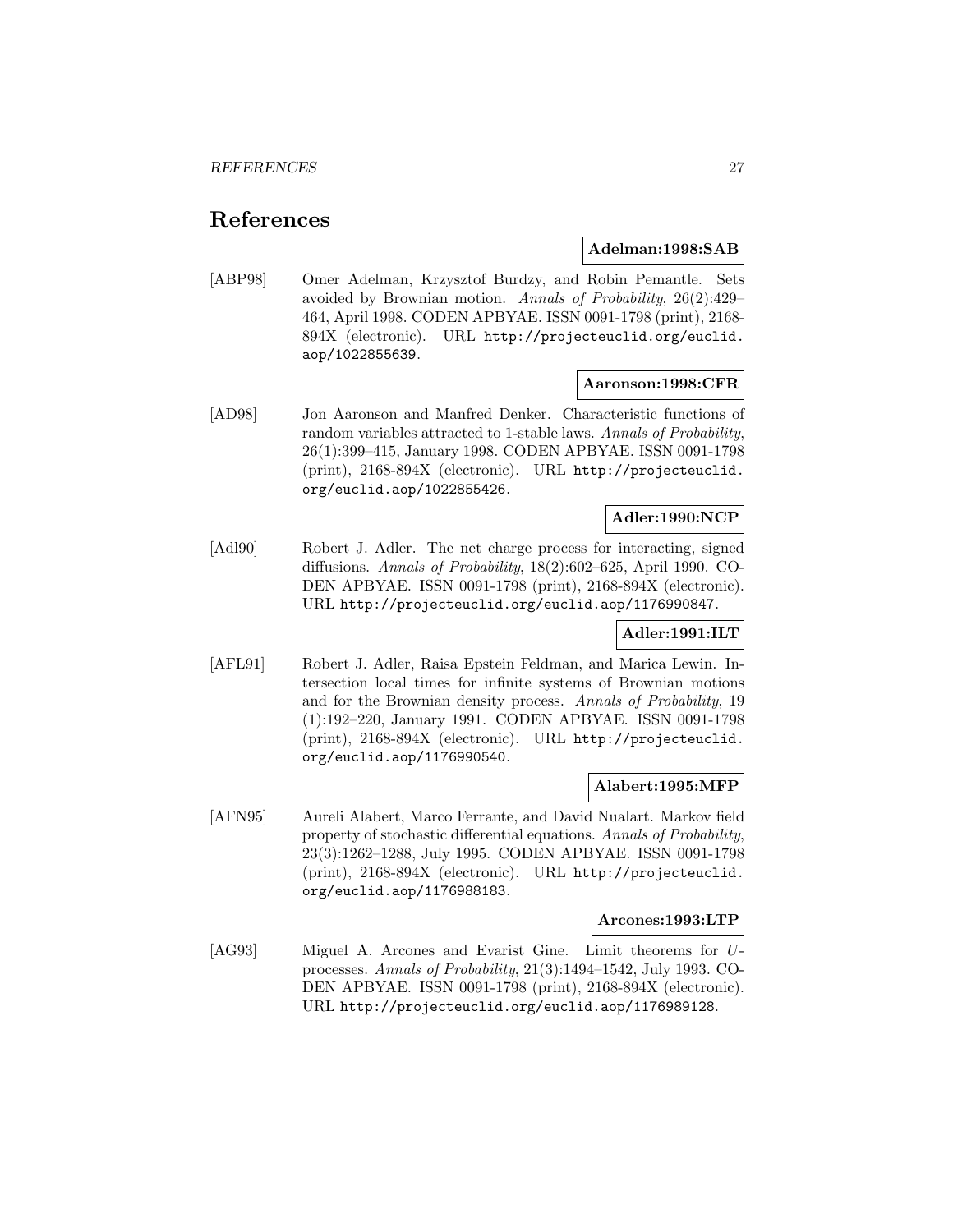# References

**Adelman:1998:SAB**

[ABP98] Omer Adelman, Krzysztof Burdzy, and Robin Pemantle. Sets avoided by Brownian motion. *Annals of Probability*, 26(2):429–464, April 1998. CODEN APBYAE. ISSN 0091-1798 (print), 2168-894X (electronic). URL http://projecteuclid.org/euclid.aop/1022855639.

**Aaronson:1998:CFR**

[AD98] Jon Aaronson and Manfred Denker. Characteristic functions of random variables attracted to 1-stable laws. *Annals of Probability*, 26(1):399–415, January 1998. CODEN APBYAE. ISSN 0091-1798 (print), 2168-894X (electronic). URL http://projecteuclid.org/euclid.aop/1022855426.

**Adler:1990:NCP**

[Adl90] Robert J. Adler. The net charge process for interacting, signed diffusions. *Annals of Probability*, 18(2):602–625, April 1990. CODEN APBYAE. ISSN 0091-1798 (print), 2168-894X (electronic). URL http://projecteuclid.org/euclid.aop/1176990847.

**Adler:1991:ILT**

[AFL91] Robert J. Adler, Raisa Epstein Feldman, and Marica Lewin. Intersection local times for infinite systems of Brownian motions and for the Brownian density process. *Annals of Probability*, 19 (1):192–220, January 1991. CODEN APBYAE. ISSN 0091-1798 (print), 2168-894X (electronic). URL http://projecteuclid.org/euclid.aop/1176990540.

**Alabert:1995:MFP**

[AFN95] Aureli Alabert, Marco Ferrante, and David Nualart. Markov field property of stochastic differential equations. *Annals of Probability*, 23(3):1262–1288, July 1995. CODEN APBYAE. ISSN 0091-1798 (print), 2168-894X (electronic). URL http://projecteuclid.org/euclid.aop/1176988183.

**Arcones:1993:LTP**

[AG93] Miguel A. Arcones and Evarist Gine. Limit theorems for $U$-processes. *Annals of Probability*, 21(3):1494–1542, July 1993. CODEN APBYAE. ISSN 0091-1798 (print), 2168-894X (electronic). URL http://projecteuclid.org/euclid.aop/1176989128.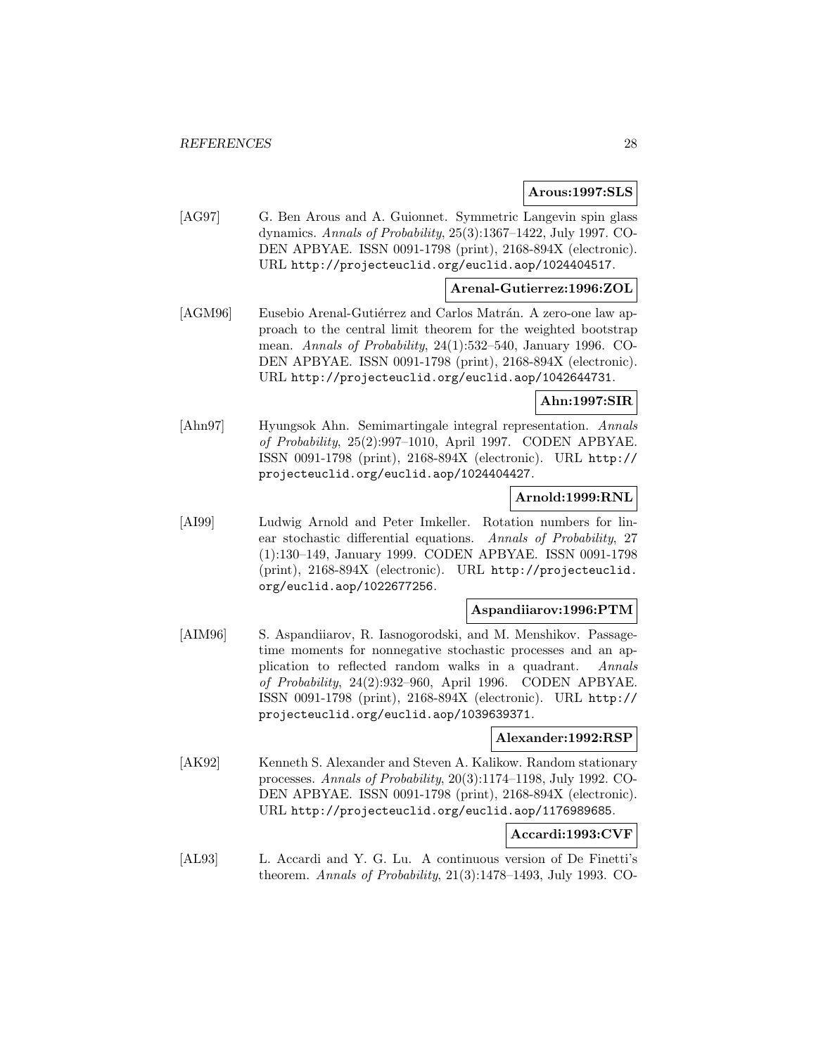**Arous:1997:SLS**

[AG97] G. Ben Arous and A. Guionnet. Symmetric Langevin spin glass dynamics. *Annals of Probability*, 25(3):1367–1422, July 1997. CODEN APBYAE. ISSN 0091-1798 (print), 2168-894X (electronic). URL `http://projecteuclid.org/euclid.aop/1024404517`.

**Arenal-Gutierrez:1996:ZOL**

[AGM96] Eusebio Arenal-Gutiérrez and Carlos Matrán. A zero-one law approach to the central limit theorem for the weighted bootstrap mean. *Annals of Probability*, 24(1):532–540, January 1996. CODEN APBYAE. ISSN 0091-1798 (print), 2168-894X (electronic). URL `http://projecteuclid.org/euclid.aop/1042644731`.

**Ahn:1997:SIR**

[Ahn97] Hyungsok Ahn. Semimartingale integral representation. *Annals of Probability*, 25(2):997–1010, April 1997. CODEN APBYAE. ISSN 0091-1798 (print), 2168-894X (electronic). URL `http://projecteuclid.org/euclid.aop/1024404427`.

**Arnold:1999:RNL**

[AI99] Ludwig Arnold and Peter Imkeller. Rotation numbers for linear stochastic differential equations. *Annals of Probability*, 27 (1):130–149, January 1999. CODEN APBYAE. ISSN 0091-1798 (print), 2168-894X (electronic). URL `http://projecteuclid.org/euclid.aop/1022677256`.

**Aspandiiarov:1996:PTM**

[AIM96] S. Aspandiiarov, R. Iasnogorodski, and M. Menshikov. Passage-time moments for nonnegative stochastic processes and an application to reflected random walks in a quadrant. *Annals of Probability*, 24(2):932–960, April 1996. CODEN APBYAE. ISSN 0091-1798 (print), 2168-894X (electronic). URL `http://projecteuclid.org/euclid.aop/1039639371`.

**Alexander:1992:RSP**

[AK92] Kenneth S. Alexander and Steven A. Kalikow. Random stationary processes. *Annals of Probability*, 20(3):1174–1198, July 1992. CODEN APBYAE. ISSN 0091-1798 (print), 2168-894X (electronic). URL `http://projecteuclid.org/euclid.aop/1176989685`.

**Accardi:1993:CVF**

[AL93] L. Accardi and Y. G. Lu. A continuous version of De Finetti's theorem. *Annals of Probability*, 21(3):1478–1493, July 1993. CO-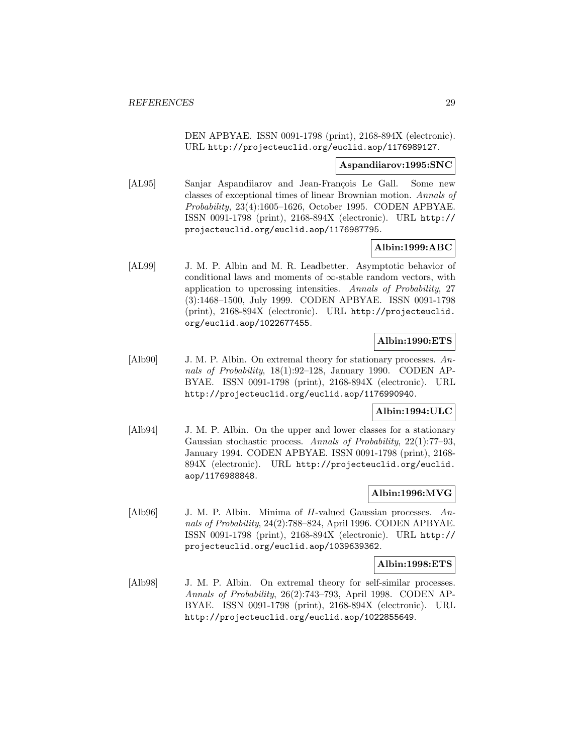DEN APBYAE. ISSN 0091-1798 (print), 2168-894X (electronic). URL http://projecteuclid.org/euclid.aop/1176989127.

**Aspandiiarov:1995:SNC**

[AL95] Sanjar Aspandiiarov and Jean-François Le Gall. Some new classes of exceptional times of linear Brownian motion. *Annals of Probability*, 23(4):1605–1626, October 1995. CODEN APBYAE. ISSN 0091-1798 (print), 2168-894X (electronic). URL http://projecteuclid.org/euclid.aop/1176987795.

**Albin:1999:ABC**

[AL99] J. M. P. Albin and M. R. Leadbetter. Asymptotic behavior of conditional laws and moments of $\infty$-stable random vectors, with application to upcrossing intensities. *Annals of Probability*, 27 (3):1468–1500, July 1999. CODEN APBYAE. ISSN 0091-1798 (print), 2168-894X (electronic). URL http://projecteuclid.org/euclid.aop/1022677455.

**Albin:1990:ETS**

[Alb90] J. M. P. Albin. On extremal theory for stationary processes. *Annals of Probability*, 18(1):92–128, January 1990. CODEN APBYAE. ISSN 0091-1798 (print), 2168-894X (electronic). URL http://projecteuclid.org/euclid.aop/1176990940.

**Albin:1994:ULC**

[Alb94] J. M. P. Albin. On the upper and lower classes for a stationary Gaussian stochastic process. *Annals of Probability*, 22(1):77–93, January 1994. CODEN APBYAE. ISSN 0091-1798 (print), 2168-894X (electronic). URL http://projecteuclid.org/euclid.aop/1176988848.

**Albin:1996:MVG**

[Alb96] J. M. P. Albin. Minima of $H$-valued Gaussian processes. *Annals of Probability*, 24(2):788–824, April 1996. CODEN APBYAE. ISSN 0091-1798 (print), 2168-894X (electronic). URL http://projecteuclid.org/euclid.aop/1039639362.

**Albin:1998:ETS**

[Alb98] J. M. P. Albin. On extremal theory for self-similar processes. *Annals of Probability*, 26(2):743–793, April 1998. CODEN APBYAE. ISSN 0091-1798 (print), 2168-894X (electronic). URL http://projecteuclid.org/euclid.aop/1022855649.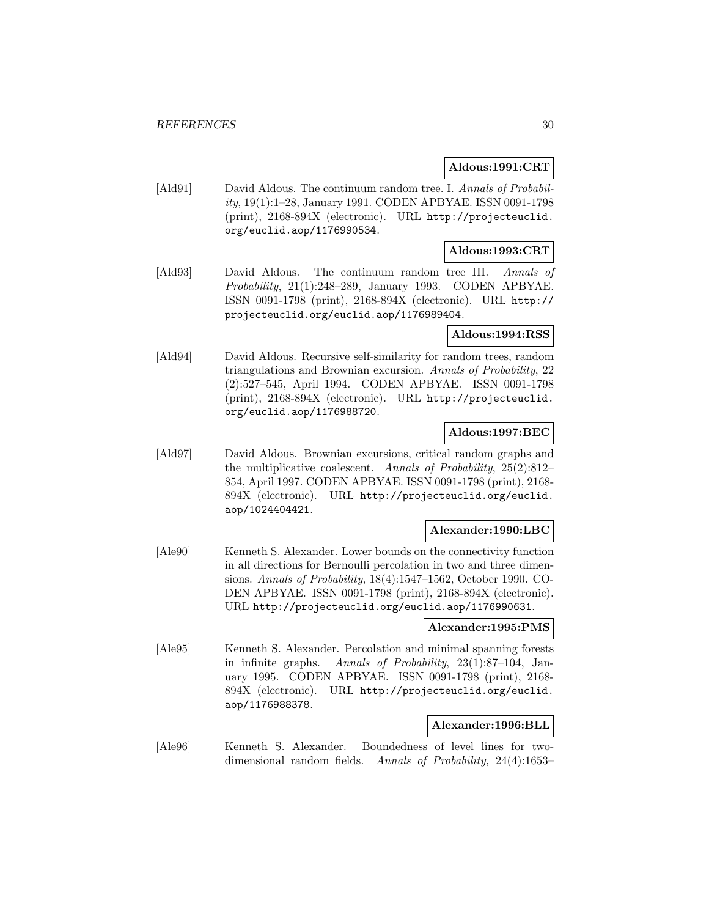**Aldous:1991:CRT**

[Ald91] David Aldous. The continuum random tree. I. *Annals of Probability*, 19(1):1–28, January 1991. CODEN APBYAE. ISSN 0091-1798 (print), 2168-894X (electronic). URL http://projecteuclid.org/euclid.aop/1176990534.

**Aldous:1993:CRT**

[Ald93] David Aldous. The continuum random tree III. *Annals of Probability*, 21(1):248–289, January 1993. CODEN APBYAE. ISSN 0091-1798 (print), 2168-894X (electronic). URL http://projecteuclid.org/euclid.aop/1176989404.

**Aldous:1994:RSS**

[Ald94] David Aldous. Recursive self-similarity for random trees, random triangulations and Brownian excursion. *Annals of Probability*, 22 (2):527–545, April 1994. CODEN APBYAE. ISSN 0091-1798 (print), 2168-894X (electronic). URL http://projecteuclid.org/euclid.aop/1176988720.

**Aldous:1997:BEC**

[Ald97] David Aldous. Brownian excursions, critical random graphs and the multiplicative coalescent. *Annals of Probability*, 25(2):812–854, April 1997. CODEN APBYAE. ISSN 0091-1798 (print), 2168-894X (electronic). URL http://projecteuclid.org/euclid.aop/1024404421.

**Alexander:1990:LBC**

[Ale90] Kenneth S. Alexander. Lower bounds on the connectivity function in all directions for Bernoulli percolation in two and three dimensions. *Annals of Probability*, 18(4):1547–1562, October 1990. CODEN APBYAE. ISSN 0091-1798 (print), 2168-894X (electronic). URL http://projecteuclid.org/euclid.aop/1176990631.

**Alexander:1995:PMS**

[Ale95] Kenneth S. Alexander. Percolation and minimal spanning forests in infinite graphs. *Annals of Probability*, 23(1):87–104, January 1995. CODEN APBYAE. ISSN 0091-1798 (print), 2168-894X (electronic). URL http://projecteuclid.org/euclid.aop/1176988378.

**Alexander:1996:BLL**

[Ale96] Kenneth S. Alexander. Boundedness of level lines for two-dimensional random fields. *Annals of Probability*, 24(4):1653–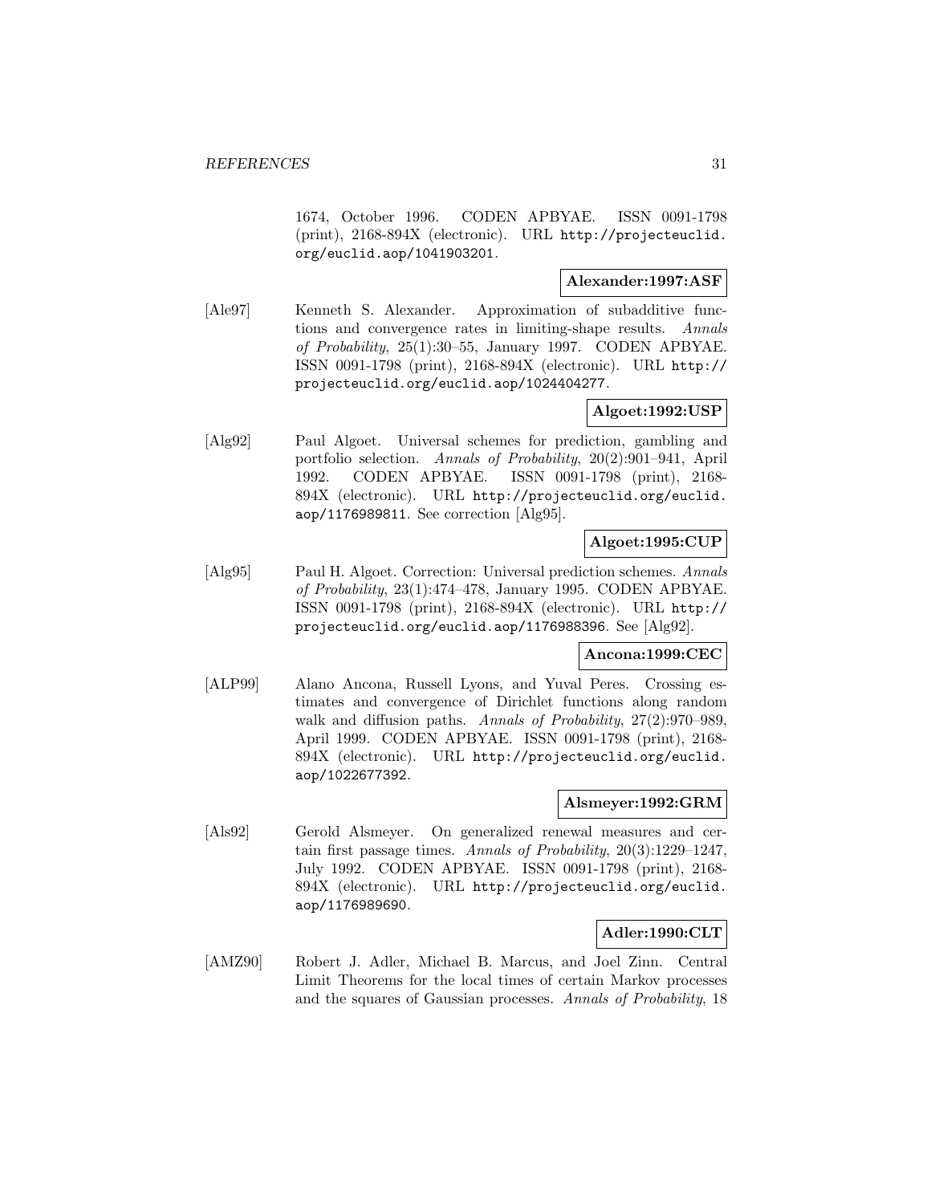1674, October 1996. CODEN APBYAE. ISSN 0091-1798 (print), 2168-894X (electronic). URL http://projecteuclid.org/euclid.aop/1041903201.

**Alexander:1997:ASF**

[Ale97] Kenneth S. Alexander. Approximation of subadditive functions and convergence rates in limiting-shape results. *Annals of Probability*, 25(1):30–55, January 1997. CODEN APBYAE. ISSN 0091-1798 (print), 2168-894X (electronic). URL http://projecteuclid.org/euclid.aop/1024404277.

**Algoet:1992:USP**

[Alg92] Paul Algoet. Universal schemes for prediction, gambling and portfolio selection. *Annals of Probability*, 20(2):901–941, April 1992. CODEN APBYAE. ISSN 0091-1798 (print), 2168-894X (electronic). URL http://projecteuclid.org/euclid.aop/1176989811. See correction [Alg95].

**Algoet:1995:CUP**

[Alg95] Paul H. Algoet. Correction: Universal prediction schemes. *Annals of Probability*, 23(1):474–478, January 1995. CODEN APBYAE. ISSN 0091-1798 (print), 2168-894X (electronic). URL http://projecteuclid.org/euclid.aop/1176988396. See [Alg92].

**Ancona:1999:CEC**

[ALP99] Alano Ancona, Russell Lyons, and Yuval Peres. Crossing estimates and convergence of Dirichlet functions along random walk and diffusion paths. *Annals of Probability*, 27(2):970–989, April 1999. CODEN APBYAE. ISSN 0091-1798 (print), 2168-894X (electronic). URL http://projecteuclid.org/euclid.aop/1022677392.

**Alsmeyer:1992:GRM**

[Als92] Gerold Alsmeyer. On generalized renewal measures and certain first passage times. *Annals of Probability*, 20(3):1229–1247, July 1992. CODEN APBYAE. ISSN 0091-1798 (print), 2168-894X (electronic). URL http://projecteuclid.org/euclid.aop/1176989690.

**Adler:1990:CLT**

[AMZ90] Robert J. Adler, Michael B. Marcus, and Joel Zinn. Central Limit Theorems for the local times of certain Markov processes and the squares of Gaussian processes. *Annals of Probability*, 18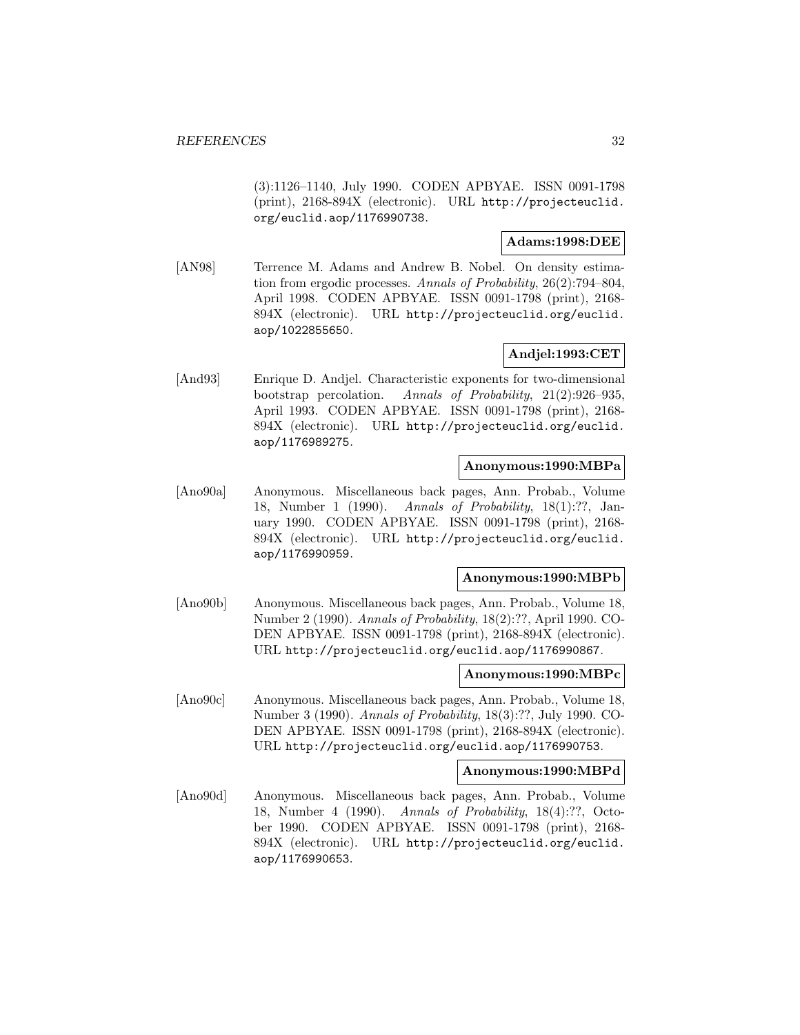(3):1126–1140, July 1990. CODEN APBYAE. ISSN 0091-1798 (print), 2168-894X (electronic). URL http://projecteuclid.org/euclid.aop/1176990738.

**Adams:1998:DEE**

[AN98] Terrence M. Adams and Andrew B. Nobel. On density estimation from ergodic processes. *Annals of Probability*, 26(2):794–804, April 1998. CODEN APBYAE. ISSN 0091-1798 (print), 2168-894X (electronic). URL http://projecteuclid.org/euclid.aop/1022855650.

**Andjel:1993:CET**

[And93] Enrique D. Andjel. Characteristic exponents for two-dimensional bootstrap percolation. *Annals of Probability*, 21(2):926–935, April 1993. CODEN APBYAE. ISSN 0091-1798 (print), 2168-894X (electronic). URL http://projecteuclid.org/euclid.aop/1176989275.

**Anonymous:1990:MBPa**

[Ano90a] Anonymous. Miscellaneous back pages, Ann. Probab., Volume 18, Number 1 (1990). *Annals of Probability*, 18(1):??, January 1990. CODEN APBYAE. ISSN 0091-1798 (print), 2168-894X (electronic). URL http://projecteuclid.org/euclid.aop/1176990959.

**Anonymous:1990:MBPb**

[Ano90b] Anonymous. Miscellaneous back pages, Ann. Probab., Volume 18, Number 2 (1990). *Annals of Probability*, 18(2):??, April 1990. CODEN APBYAE. ISSN 0091-1798 (print), 2168-894X (electronic). URL http://projecteuclid.org/euclid.aop/1176990867.

**Anonymous:1990:MBPc**

[Ano90c] Anonymous. Miscellaneous back pages, Ann. Probab., Volume 18, Number 3 (1990). *Annals of Probability*, 18(3):??, July 1990. CODEN APBYAE. ISSN 0091-1798 (print), 2168-894X (electronic). URL http://projecteuclid.org/euclid.aop/1176990753.

**Anonymous:1990:MBPd**

[Ano90d] Anonymous. Miscellaneous back pages, Ann. Probab., Volume 18, Number 4 (1990). *Annals of Probability*, 18(4):??, October 1990. CODEN APBYAE. ISSN 0091-1798 (print), 2168-894X (electronic). URL http://projecteuclid.org/euclid.aop/1176990653.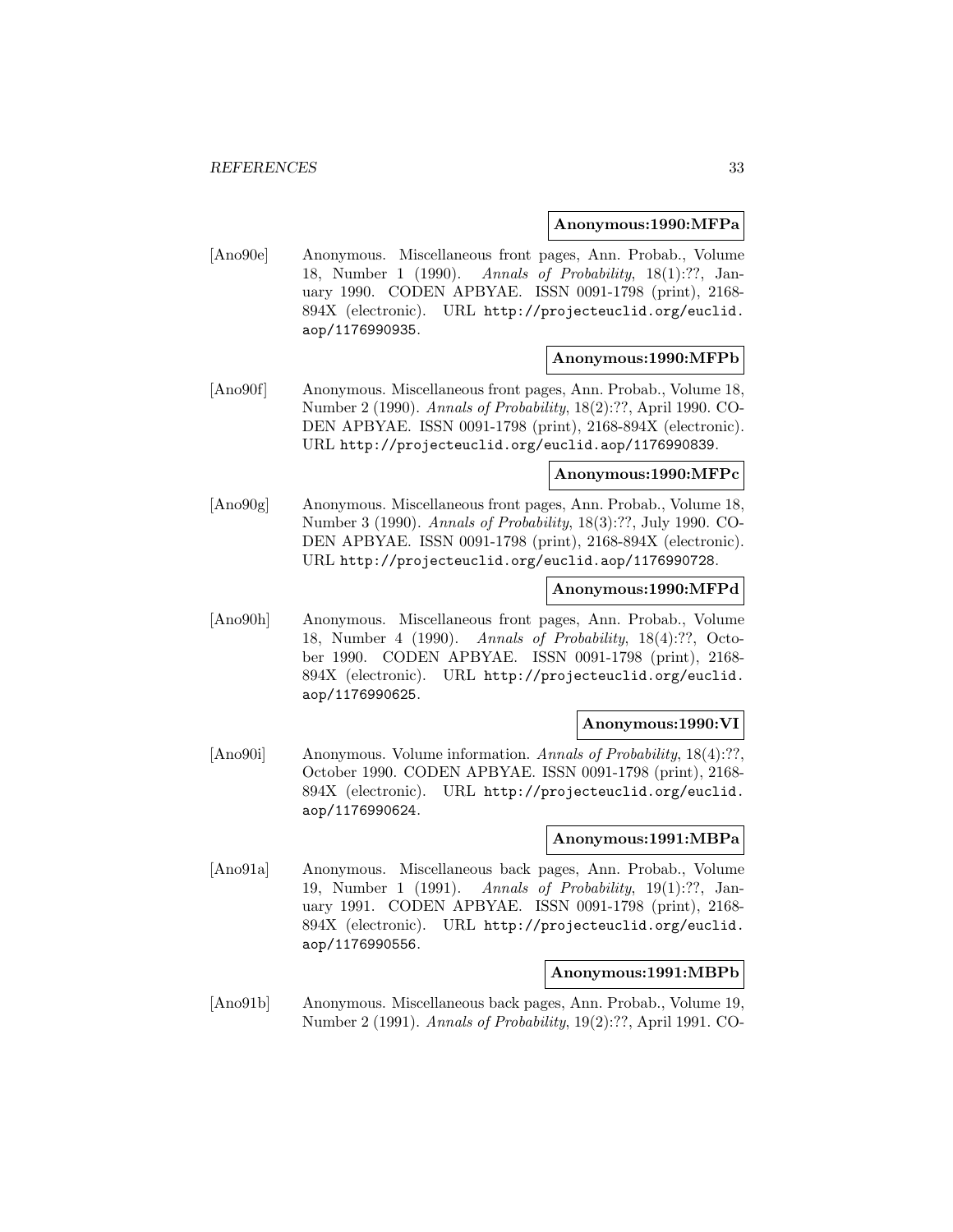**Anonymous:1990:MFPa**

[Ano90e] Anonymous. Miscellaneous front pages, Ann. Probab., Volume 18, Number 1 (1990). *Annals of Probability*, 18(1):??, January 1990. CODEN APBYAE. ISSN 0091-1798 (print), 2168-894X (electronic). URL http://projecteuclid.org/euclid.aop/1176990935.

**Anonymous:1990:MFPb**

[Ano90f] Anonymous. Miscellaneous front pages, Ann. Probab., Volume 18, Number 2 (1990). *Annals of Probability*, 18(2):??, April 1990. CODEN APBYAE. ISSN 0091-1798 (print), 2168-894X (electronic). URL http://projecteuclid.org/euclid.aop/1176990839.

**Anonymous:1990:MFPc**

[Ano90g] Anonymous. Miscellaneous front pages, Ann. Probab., Volume 18, Number 3 (1990). *Annals of Probability*, 18(3):??, July 1990. CODEN APBYAE. ISSN 0091-1798 (print), 2168-894X (electronic). URL http://projecteuclid.org/euclid.aop/1176990728.

**Anonymous:1990:MFPd**

[Ano90h] Anonymous. Miscellaneous front pages, Ann. Probab., Volume 18, Number 4 (1990). *Annals of Probability*, 18(4):??, October 1990. CODEN APBYAE. ISSN 0091-1798 (print), 2168-894X (electronic). URL http://projecteuclid.org/euclid.aop/1176990625.

**Anonymous:1990:VI**

[Ano90i] Anonymous. Volume information. *Annals of Probability*, 18(4):??, October 1990. CODEN APBYAE. ISSN 0091-1798 (print), 2168-894X (electronic). URL http://projecteuclid.org/euclid.aop/1176990624.

**Anonymous:1991:MBPa**

[Ano91a] Anonymous. Miscellaneous back pages, Ann. Probab., Volume 19, Number 1 (1991). *Annals of Probability*, 19(1):??, January 1991. CODEN APBYAE. ISSN 0091-1798 (print), 2168-894X (electronic). URL http://projecteuclid.org/euclid.aop/1176990556.

**Anonymous:1991:MBPb**

[Ano91b] Anonymous. Miscellaneous back pages, Ann. Probab., Volume 19, Number 2 (1991). *Annals of Probability*, 19(2):??, April 1991. CO-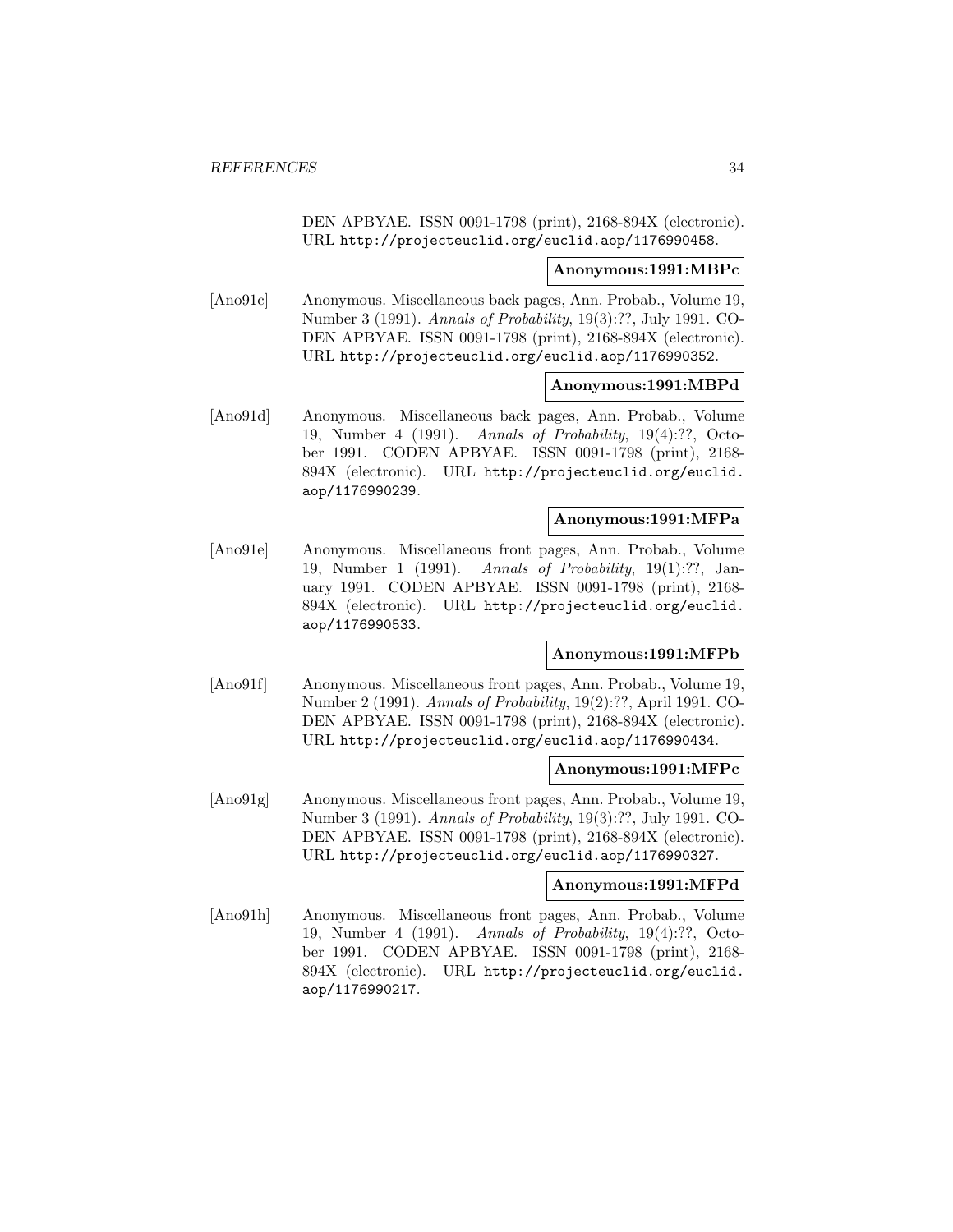DEN APBYAE. ISSN 0091-1798 (print), 2168-894X (electronic). URL http://projecteuclid.org/euclid.aop/1176990458.

**Anonymous:1991:MBPc**

[Ano91c] Anonymous. Miscellaneous back pages, Ann. Probab., Volume 19, Number 3 (1991). *Annals of Probability*, 19(3):??, July 1991. CODEN APBYAE. ISSN 0091-1798 (print), 2168-894X (electronic). URL http://projecteuclid.org/euclid.aop/1176990352.

**Anonymous:1991:MBPd**

[Ano91d] Anonymous. Miscellaneous back pages, Ann. Probab., Volume 19, Number 4 (1991). *Annals of Probability*, 19(4):??, October 1991. CODEN APBYAE. ISSN 0091-1798 (print), 2168-894X (electronic). URL http://projecteuclid.org/euclid.aop/1176990239.

**Anonymous:1991:MFPa**

[Ano91e] Anonymous. Miscellaneous front pages, Ann. Probab., Volume 19, Number 1 (1991). *Annals of Probability*, 19(1):??, January 1991. CODEN APBYAE. ISSN 0091-1798 (print), 2168-894X (electronic). URL http://projecteuclid.org/euclid.aop/1176990533.

**Anonymous:1991:MFPb**

[Ano91f] Anonymous. Miscellaneous front pages, Ann. Probab., Volume 19, Number 2 (1991). *Annals of Probability*, 19(2):??, April 1991. CODEN APBYAE. ISSN 0091-1798 (print), 2168-894X (electronic). URL http://projecteuclid.org/euclid.aop/1176990434.

**Anonymous:1991:MFPc**

[Ano91g] Anonymous. Miscellaneous front pages, Ann. Probab., Volume 19, Number 3 (1991). *Annals of Probability*, 19(3):??, July 1991. CODEN APBYAE. ISSN 0091-1798 (print), 2168-894X (electronic). URL http://projecteuclid.org/euclid.aop/1176990327.

**Anonymous:1991:MFPd**

[Ano91h] Anonymous. Miscellaneous front pages, Ann. Probab., Volume 19, Number 4 (1991). *Annals of Probability*, 19(4):??, October 1991. CODEN APBYAE. ISSN 0091-1798 (print), 2168-894X (electronic). URL http://projecteuclid.org/euclid.aop/1176990217.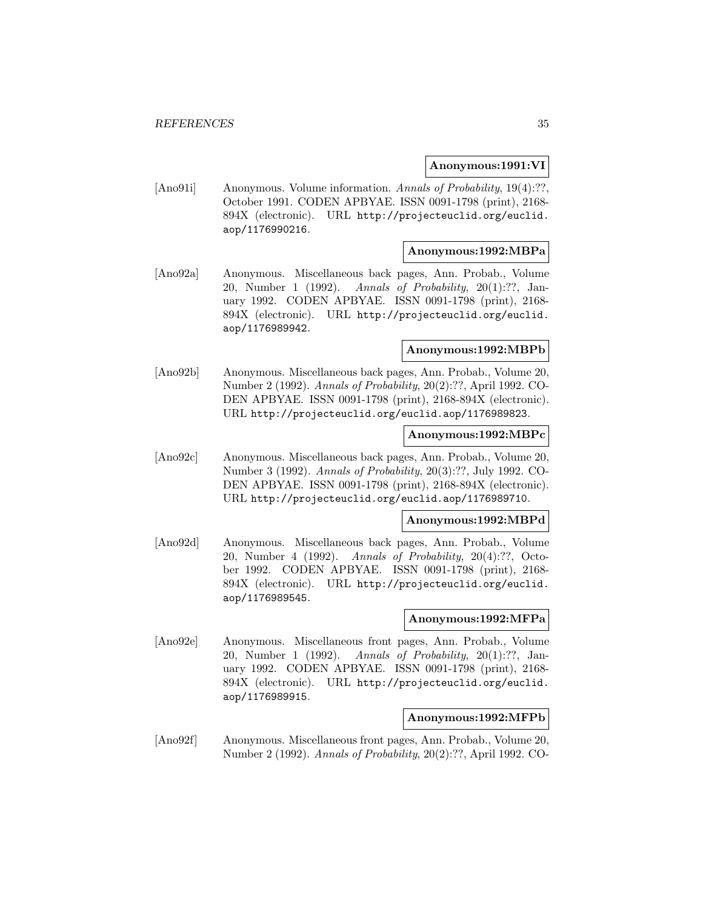**Anonymous:1991:VI**

[Ano91i] Anonymous. Volume information. *Annals of Probability*, 19(4):??, October 1991. CODEN APBYAE. ISSN 0091-1798 (print), 2168-894X (electronic). URL http://projecteuclid.org/euclid.aop/1176990216.

**Anonymous:1992:MBPa**

[Ano92a] Anonymous. Miscellaneous back pages, Ann. Probab., Volume 20, Number 1 (1992). *Annals of Probability*, 20(1):??, January 1992. CODEN APBYAE. ISSN 0091-1798 (print), 2168-894X (electronic). URL http://projecteuclid.org/euclid.aop/1176989942.

**Anonymous:1992:MBPb**

[Ano92b] Anonymous. Miscellaneous back pages, Ann. Probab., Volume 20, Number 2 (1992). *Annals of Probability*, 20(2):??, April 1992. CODEN APBYAE. ISSN 0091-1798 (print), 2168-894X (electronic). URL http://projecteuclid.org/euclid.aop/1176989823.

**Anonymous:1992:MBPc**

[Ano92c] Anonymous. Miscellaneous back pages, Ann. Probab., Volume 20, Number 3 (1992). *Annals of Probability*, 20(3):??, July 1992. CODEN APBYAE. ISSN 0091-1798 (print), 2168-894X (electronic). URL http://projecteuclid.org/euclid.aop/1176989710.

**Anonymous:1992:MBPd**

[Ano92d] Anonymous. Miscellaneous back pages, Ann. Probab., Volume 20, Number 4 (1992). *Annals of Probability*, 20(4):??, October 1992. CODEN APBYAE. ISSN 0091-1798 (print), 2168-894X (electronic). URL http://projecteuclid.org/euclid.aop/1176989545.

**Anonymous:1992:MFPa**

[Ano92e] Anonymous. Miscellaneous front pages, Ann. Probab., Volume 20, Number 1 (1992). *Annals of Probability*, 20(1):??, January 1992. CODEN APBYAE. ISSN 0091-1798 (print), 2168-894X (electronic). URL http://projecteuclid.org/euclid.aop/1176989915.

**Anonymous:1992:MFPb**

[Ano92f] Anonymous. Miscellaneous front pages, Ann. Probab., Volume 20, Number 2 (1992). *Annals of Probability*, 20(2):??, April 1992. CO-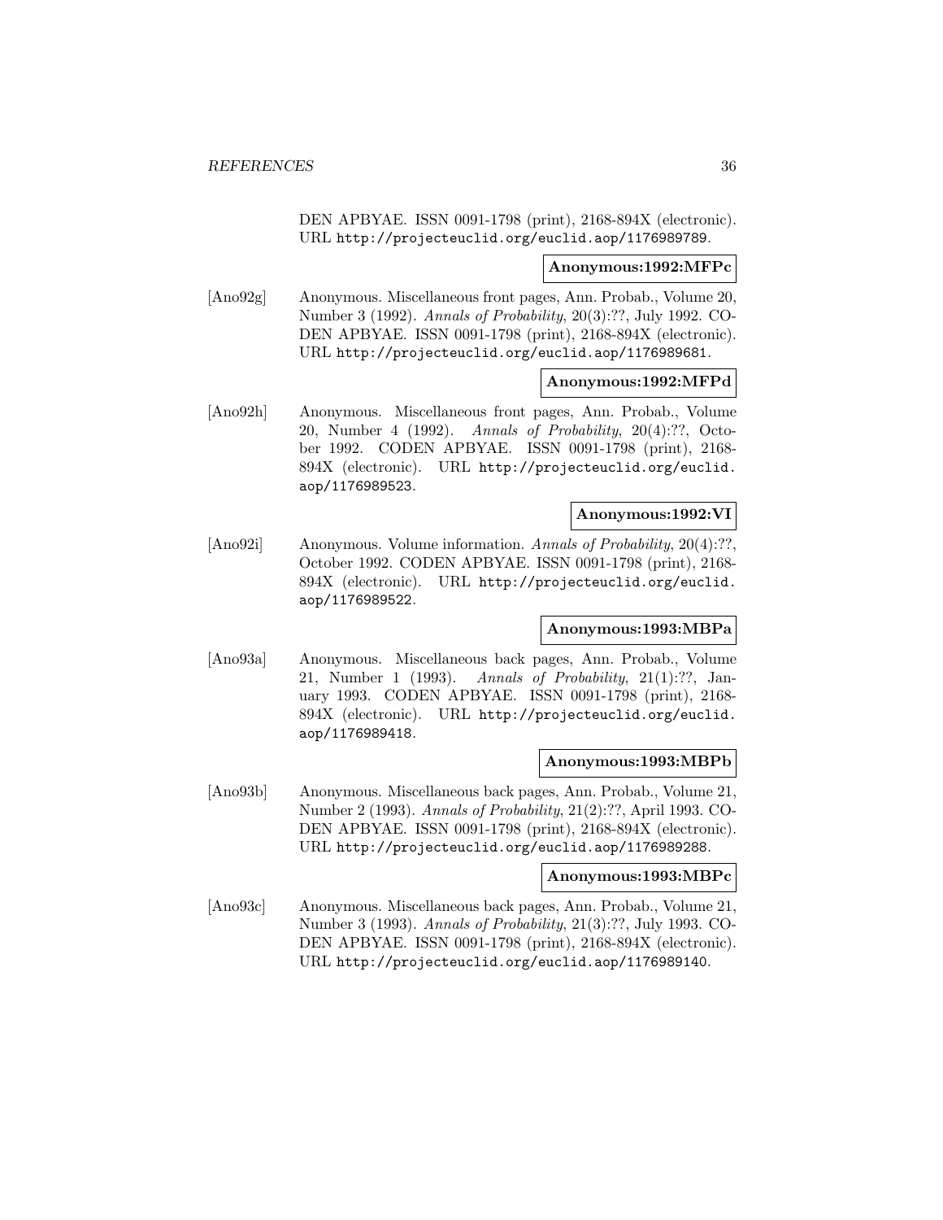DEN APBYAE. ISSN 0091-1798 (print), 2168-894X (electronic). URL http://projecteuclid.org/euclid.aop/1176989789.

**Anonymous:1992:MFPc**

[Ano92g] Anonymous. Miscellaneous front pages, Ann. Probab., Volume 20, Number 3 (1992). *Annals of Probability*, 20(3):??, July 1992. CODEN APBYAE. ISSN 0091-1798 (print), 2168-894X (electronic). URL http://projecteuclid.org/euclid.aop/1176989681.

**Anonymous:1992:MFPd**

[Ano92h] Anonymous. Miscellaneous front pages, Ann. Probab., Volume 20, Number 4 (1992). *Annals of Probability*, 20(4):??, October 1992. CODEN APBYAE. ISSN 0091-1798 (print), 2168-894X (electronic). URL http://projecteuclid.org/euclid.aop/1176989523.

**Anonymous:1992:VI**

[Ano92i] Anonymous. Volume information. *Annals of Probability*, 20(4):??, October 1992. CODEN APBYAE. ISSN 0091-1798 (print), 2168-894X (electronic). URL http://projecteuclid.org/euclid.aop/1176989522.

**Anonymous:1993:MBPa**

[Ano93a] Anonymous. Miscellaneous back pages, Ann. Probab., Volume 21, Number 1 (1993). *Annals of Probability*, 21(1):??, January 1993. CODEN APBYAE. ISSN 0091-1798 (print), 2168-894X (electronic). URL http://projecteuclid.org/euclid.aop/1176989418.

**Anonymous:1993:MBPb**

[Ano93b] Anonymous. Miscellaneous back pages, Ann. Probab., Volume 21, Number 2 (1993). *Annals of Probability*, 21(2):??, April 1993. CODEN APBYAE. ISSN 0091-1798 (print), 2168-894X (electronic). URL http://projecteuclid.org/euclid.aop/1176989288.

**Anonymous:1993:MBPc**

[Ano93c] Anonymous. Miscellaneous back pages, Ann. Probab., Volume 21, Number 3 (1993). *Annals of Probability*, 21(3):??, July 1993. CODEN APBYAE. ISSN 0091-1798 (print), 2168-894X (electronic). URL http://projecteuclid.org/euclid.aop/1176989140.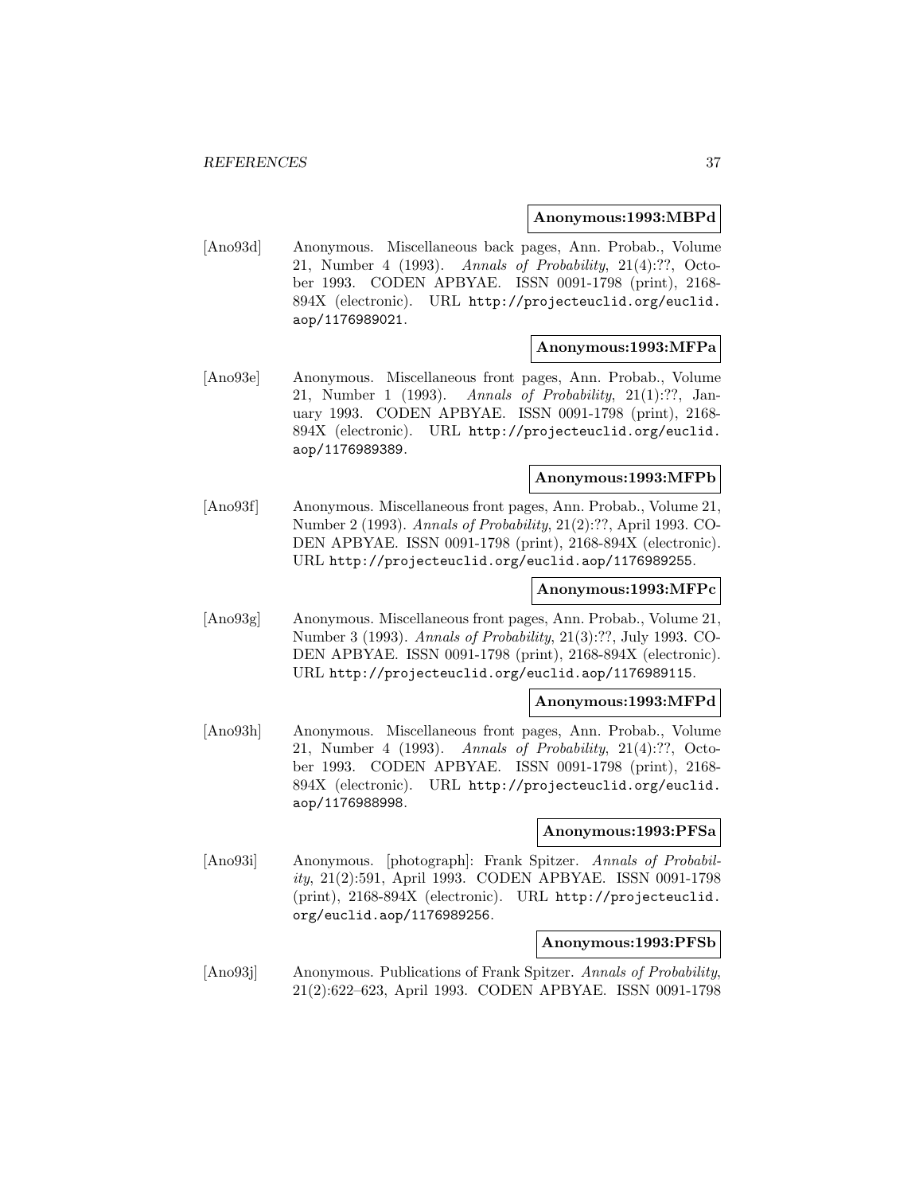**Anonymous:1993:MBPd**

[Ano93d] Anonymous. Miscellaneous back pages, Ann. Probab., Volume 21, Number 4 (1993). *Annals of Probability*, 21(4):??, October 1993. CODEN APBYAE. ISSN 0091-1798 (print), 2168-894X (electronic). URL http://projecteuclid.org/euclid.aop/1176989021.

**Anonymous:1993:MFPa**

[Ano93e] Anonymous. Miscellaneous front pages, Ann. Probab., Volume 21, Number 1 (1993). *Annals of Probability*, 21(1):??, January 1993. CODEN APBYAE. ISSN 0091-1798 (print), 2168-894X (electronic). URL http://projecteuclid.org/euclid.aop/1176989389.

**Anonymous:1993:MFPb**

[Ano93f] Anonymous. Miscellaneous front pages, Ann. Probab., Volume 21, Number 2 (1993). *Annals of Probability*, 21(2):??, April 1993. CODEN APBYAE. ISSN 0091-1798 (print), 2168-894X (electronic). URL http://projecteuclid.org/euclid.aop/1176989255.

**Anonymous:1993:MFPc**

[Ano93g] Anonymous. Miscellaneous front pages, Ann. Probab., Volume 21, Number 3 (1993). *Annals of Probability*, 21(3):??, July 1993. CODEN APBYAE. ISSN 0091-1798 (print), 2168-894X (electronic). URL http://projecteuclid.org/euclid.aop/1176989115.

**Anonymous:1993:MFPd**

[Ano93h] Anonymous. Miscellaneous front pages, Ann. Probab., Volume 21, Number 4 (1993). *Annals of Probability*, 21(4):??, October 1993. CODEN APBYAE. ISSN 0091-1798 (print), 2168-894X (electronic). URL http://projecteuclid.org/euclid.aop/1176988998.

**Anonymous:1993:PFSa**

[Ano93i] Anonymous. [photograph]: Frank Spitzer. *Annals of Probability*, 21(2):591, April 1993. CODEN APBYAE. ISSN 0091-1798 (print), 2168-894X (electronic). URL http://projecteuclid.org/euclid.aop/1176989256.

**Anonymous:1993:PFSb**

[Ano93j] Anonymous. Publications of Frank Spitzer. *Annals of Probability*, 21(2):622–623, April 1993. CODEN APBYAE. ISSN 0091-1798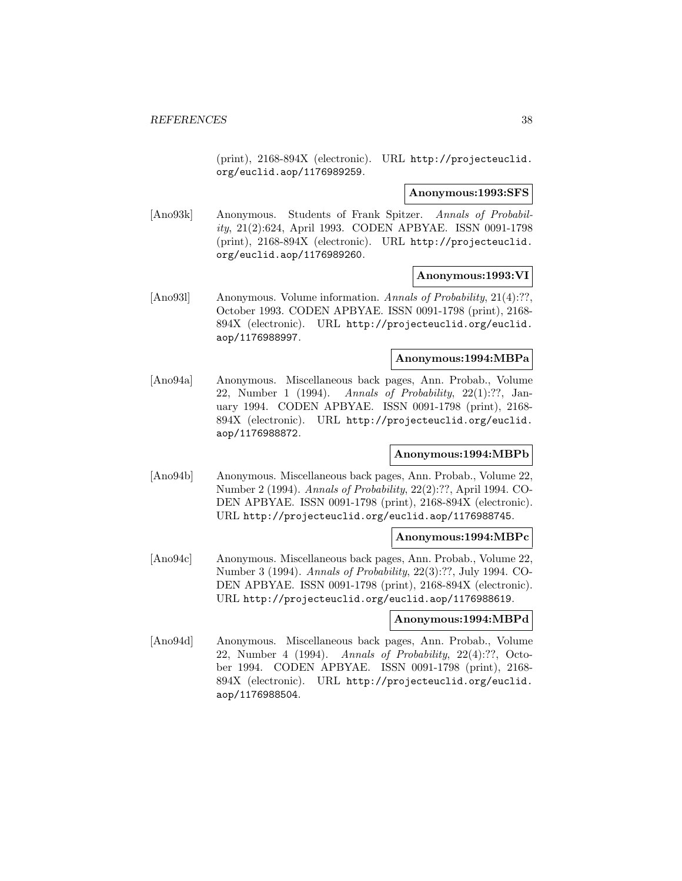(print), 2168-894X (electronic). URL http://projecteuclid.org/euclid.aop/1176989259.

**Anonymous:1993:SFS**

[Ano93k] Anonymous. Students of Frank Spitzer. *Annals of Probability*, 21(2):624, April 1993. CODEN APBYAE. ISSN 0091-1798 (print), 2168-894X (electronic). URL http://projecteuclid.org/euclid.aop/1176989260.

**Anonymous:1993:VI**

[Ano93l] Anonymous. Volume information. *Annals of Probability*, 21(4):??, October 1993. CODEN APBYAE. ISSN 0091-1798 (print), 2168-894X (electronic). URL http://projecteuclid.org/euclid.aop/1176988997.

**Anonymous:1994:MBPa**

[Ano94a] Anonymous. Miscellaneous back pages, Ann. Probab., Volume 22, Number 1 (1994). *Annals of Probability*, 22(1):??, January 1994. CODEN APBYAE. ISSN 0091-1798 (print), 2168-894X (electronic). URL http://projecteuclid.org/euclid.aop/1176988872.

**Anonymous:1994:MBPb**

[Ano94b] Anonymous. Miscellaneous back pages, Ann. Probab., Volume 22, Number 2 (1994). *Annals of Probability*, 22(2):??, April 1994. CODEN APBYAE. ISSN 0091-1798 (print), 2168-894X (electronic). URL http://projecteuclid.org/euclid.aop/1176988745.

**Anonymous:1994:MBPc**

[Ano94c] Anonymous. Miscellaneous back pages, Ann. Probab., Volume 22, Number 3 (1994). *Annals of Probability*, 22(3):??, July 1994. CODEN APBYAE. ISSN 0091-1798 (print), 2168-894X (electronic). URL http://projecteuclid.org/euclid.aop/1176988619.

**Anonymous:1994:MBPd**

[Ano94d] Anonymous. Miscellaneous back pages, Ann. Probab., Volume 22, Number 4 (1994). *Annals of Probability*, 22(4):??, October 1994. CODEN APBYAE. ISSN 0091-1798 (print), 2168-894X (electronic). URL http://projecteuclid.org/euclid.aop/1176988504.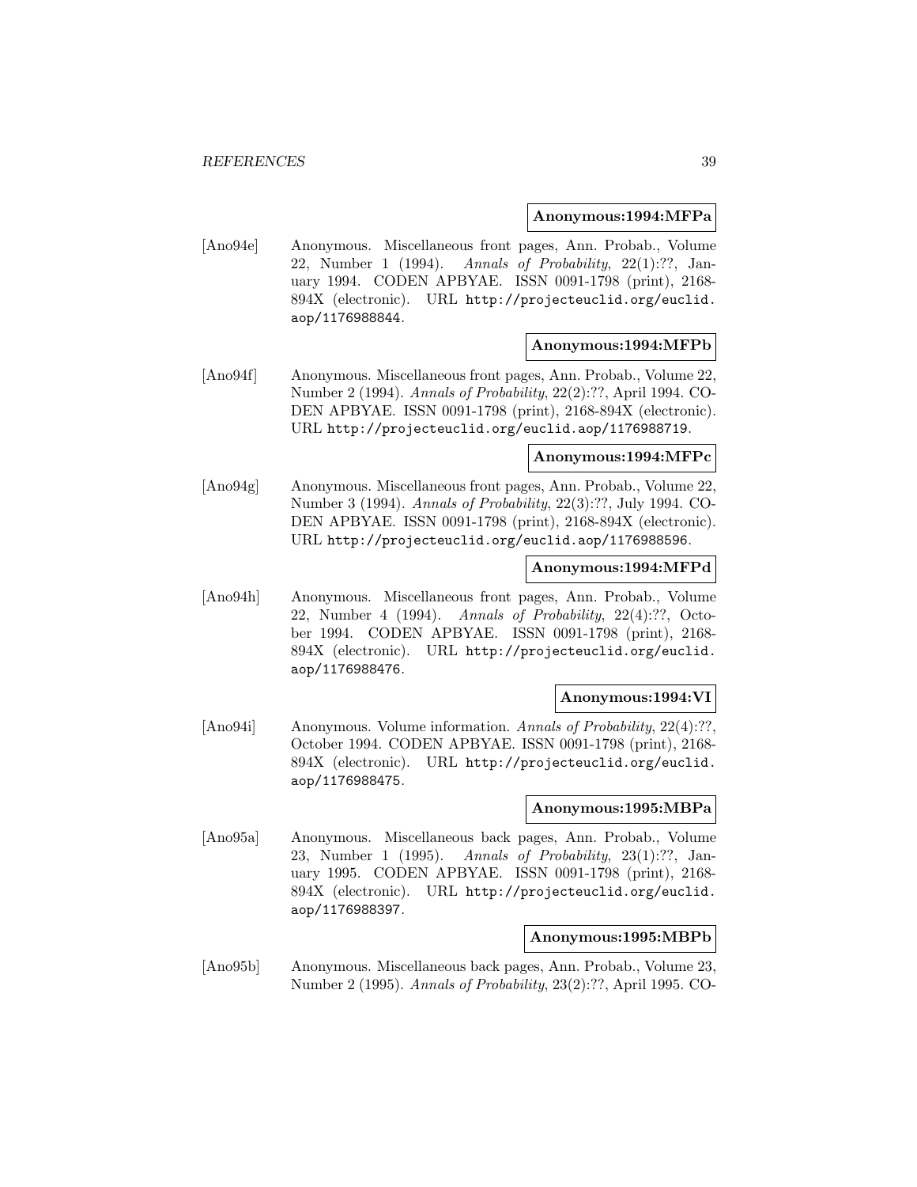**Anonymous:1994:MFPa**

[Ano94e] Anonymous. Miscellaneous front pages, Ann. Probab., Volume 22, Number 1 (1994). *Annals of Probability*, 22(1):??, January 1994. CODEN APBYAE. ISSN 0091-1798 (print), 2168-894X (electronic). URL http://projecteuclid.org/euclid.aop/1176988844.

**Anonymous:1994:MFPb**

[Ano94f] Anonymous. Miscellaneous front pages, Ann. Probab., Volume 22, Number 2 (1994). *Annals of Probability*, 22(2):??, April 1994. CODEN APBYAE. ISSN 0091-1798 (print), 2168-894X (electronic). URL http://projecteuclid.org/euclid.aop/1176988719.

**Anonymous:1994:MFPc**

[Ano94g] Anonymous. Miscellaneous front pages, Ann. Probab., Volume 22, Number 3 (1994). *Annals of Probability*, 22(3):??, July 1994. CODEN APBYAE. ISSN 0091-1798 (print), 2168-894X (electronic). URL http://projecteuclid.org/euclid.aop/1176988596.

**Anonymous:1994:MFPd**

[Ano94h] Anonymous. Miscellaneous front pages, Ann. Probab., Volume 22, Number 4 (1994). *Annals of Probability*, 22(4):??, October 1994. CODEN APBYAE. ISSN 0091-1798 (print), 2168-894X (electronic). URL http://projecteuclid.org/euclid.aop/1176988476.

**Anonymous:1994:VI**

[Ano94i] Anonymous. Volume information. *Annals of Probability*, 22(4):??, October 1994. CODEN APBYAE. ISSN 0091-1798 (print), 2168-894X (electronic). URL http://projecteuclid.org/euclid.aop/1176988475.

**Anonymous:1995:MBPa**

[Ano95a] Anonymous. Miscellaneous back pages, Ann. Probab., Volume 23, Number 1 (1995). *Annals of Probability*, 23(1):??, January 1995. CODEN APBYAE. ISSN 0091-1798 (print), 2168-894X (electronic). URL http://projecteuclid.org/euclid.aop/1176988397.

**Anonymous:1995:MBPb**

[Ano95b] Anonymous. Miscellaneous back pages, Ann. Probab., Volume 23, Number 2 (1995). *Annals of Probability*, 23(2):??, April 1995. CO-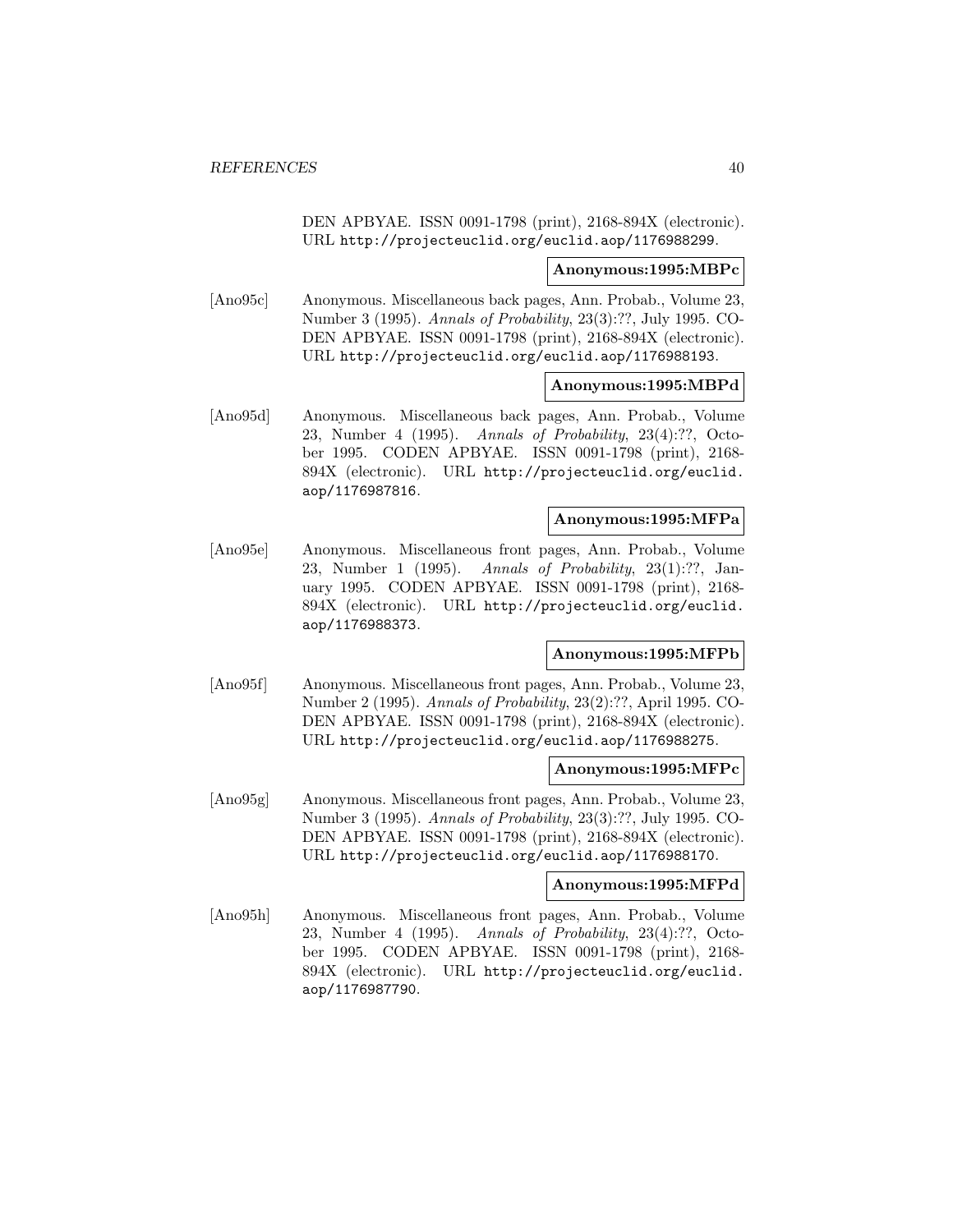DEN APBYAE. ISSN 0091-1798 (print), 2168-894X (electronic). URL http://projecteuclid.org/euclid.aop/1176988299.

**Anonymous:1995:MBPc**

[Ano95c] Anonymous. Miscellaneous back pages, Ann. Probab., Volume 23, Number 3 (1995). *Annals of Probability*, 23(3):??, July 1995. CODEN APBYAE. ISSN 0091-1798 (print), 2168-894X (electronic). URL http://projecteuclid.org/euclid.aop/1176988193.

**Anonymous:1995:MBPd**

[Ano95d] Anonymous. Miscellaneous back pages, Ann. Probab., Volume 23, Number 4 (1995). *Annals of Probability*, 23(4):??, October 1995. CODEN APBYAE. ISSN 0091-1798 (print), 2168-894X (electronic). URL http://projecteuclid.org/euclid.aop/1176987816.

**Anonymous:1995:MFPa**

[Ano95e] Anonymous. Miscellaneous front pages, Ann. Probab., Volume 23, Number 1 (1995). *Annals of Probability*, 23(1):??, January 1995. CODEN APBYAE. ISSN 0091-1798 (print), 2168-894X (electronic). URL http://projecteuclid.org/euclid.aop/1176988373.

**Anonymous:1995:MFPb**

[Ano95f] Anonymous. Miscellaneous front pages, Ann. Probab., Volume 23, Number 2 (1995). *Annals of Probability*, 23(2):??, April 1995. CODEN APBYAE. ISSN 0091-1798 (print), 2168-894X (electronic). URL http://projecteuclid.org/euclid.aop/1176988275.

**Anonymous:1995:MFPc**

[Ano95g] Anonymous. Miscellaneous front pages, Ann. Probab., Volume 23, Number 3 (1995). *Annals of Probability*, 23(3):??, July 1995. CODEN APBYAE. ISSN 0091-1798 (print), 2168-894X (electronic). URL http://projecteuclid.org/euclid.aop/1176988170.

**Anonymous:1995:MFPd**

[Ano95h] Anonymous. Miscellaneous front pages, Ann. Probab., Volume 23, Number 4 (1995). *Annals of Probability*, 23(4):??, October 1995. CODEN APBYAE. ISSN 0091-1798 (print), 2168-894X (electronic). URL http://projecteuclid.org/euclid.aop/1176987790.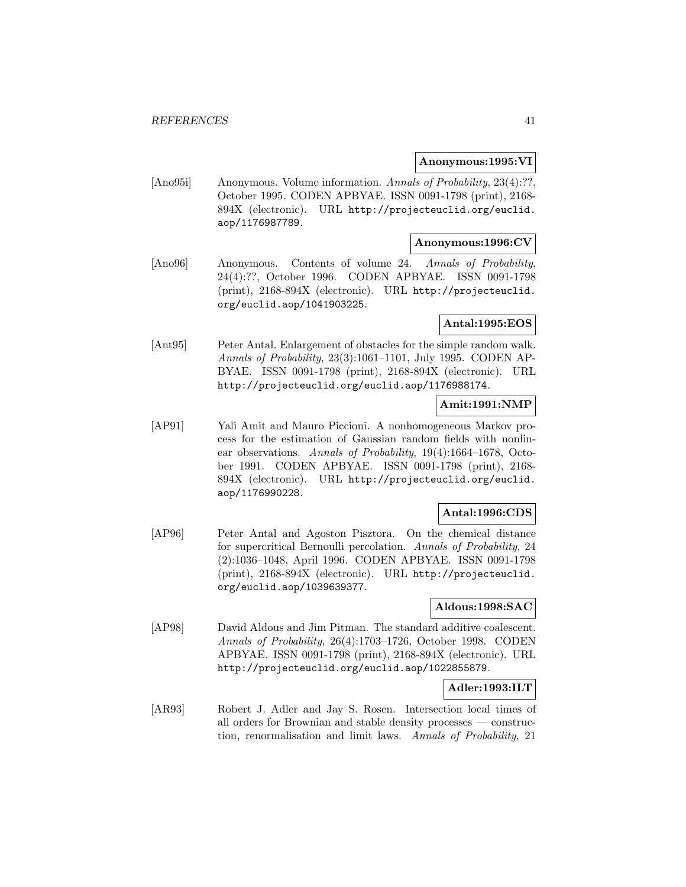**Anonymous:1995:VI**

[Ano95i] Anonymous. Volume information. *Annals of Probability*, 23(4):??, October 1995. CODEN APBYAE. ISSN 0091-1798 (print), 2168-894X (electronic). URL http://projecteuclid.org/euclid.aop/1176987789.

**Anonymous:1996:CV**

[Ano96] Anonymous. Contents of volume 24. *Annals of Probability*, 24(4):??, October 1996. CODEN APBYAE. ISSN 0091-1798 (print), 2168-894X (electronic). URL http://projecteuclid.org/euclid.aop/1041903225.

**Antal:1995:EOS**

[Ant95] Peter Antal. Enlargement of obstacles for the simple random walk. *Annals of Probability*, 23(3):1061–1101, July 1995. CODEN APBYAE. ISSN 0091-1798 (print), 2168-894X (electronic). URL http://projecteuclid.org/euclid.aop/1176988174.

**Amit:1991:NMP**

[AP91] Yali Amit and Mauro Piccioni. A nonhomogeneous Markov process for the estimation of Gaussian random fields with nonlinear observations. *Annals of Probability*, 19(4):1664–1678, October 1991. CODEN APBYAE. ISSN 0091-1798 (print), 2168-894X (electronic). URL http://projecteuclid.org/euclid.aop/1176990228.

**Antal:1996:CDS**

[AP96] Peter Antal and Agoston Pisztora. On the chemical distance for supercritical Bernoulli percolation. *Annals of Probability*, 24(2):1036–1048, April 1996. CODEN APBYAE. ISSN 0091-1798 (print), 2168-894X (electronic). URL http://projecteuclid.org/euclid.aop/1039639377.

**Aldous:1998:SAC**

[AP98] David Aldous and Jim Pitman. The standard additive coalescent. *Annals of Probability*, 26(4):1703–1726, October 1998. CODEN APBYAE. ISSN 0091-1798 (print), 2168-894X (electronic). URL http://projecteuclid.org/euclid.aop/1022855879.

**Adler:1993:ILT**

[AR93] Robert J. Adler and Jay S. Rosen. Intersection local times of all orders for Brownian and stable density processes — construction, renormalisation and limit laws. *Annals of Probability*, 21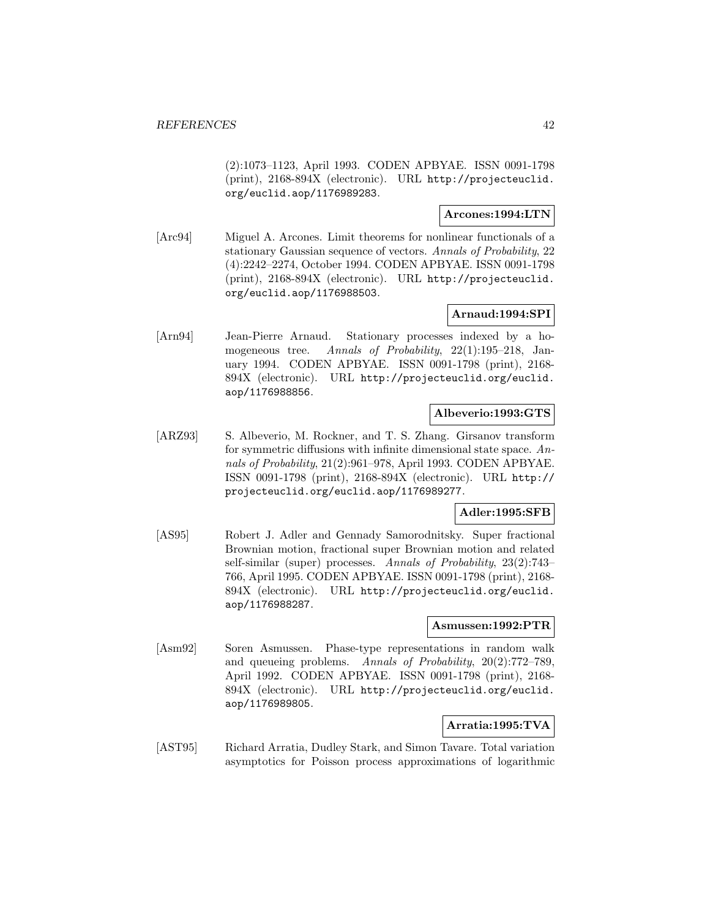(2):1073–1123, April 1993. CODEN APBYAE. ISSN 0091-1798 (print), 2168-894X (electronic). URL http://projecteuclid.org/euclid.aop/1176989283.

**Arcones:1994:LTN**

[Arc94] Miguel A. Arcones. Limit theorems for nonlinear functionals of a stationary Gaussian sequence of vectors. *Annals of Probability*, 22 (4):2242–2274, October 1994. CODEN APBYAE. ISSN 0091-1798 (print), 2168-894X (electronic). URL http://projecteuclid.org/euclid.aop/1176988503.

**Arnaud:1994:SPI**

[Arn94] Jean-Pierre Arnaud. Stationary processes indexed by a homogeneous tree. *Annals of Probability*, 22(1):195–218, January 1994. CODEN APBYAE. ISSN 0091-1798 (print), 2168-894X (electronic). URL http://projecteuclid.org/euclid.aop/1176988856.

**Albeverio:1993:GTS**

[ARZ93] S. Albeverio, M. Rockner, and T. S. Zhang. Girsanov transform for symmetric diffusions with infinite dimensional state space. *Annals of Probability*, 21(2):961–978, April 1993. CODEN APBYAE. ISSN 0091-1798 (print), 2168-894X (electronic). URL http://projecteuclid.org/euclid.aop/1176989277.

**Adler:1995:SFB**

[AS95] Robert J. Adler and Gennady Samorodnitsky. Super fractional Brownian motion, fractional super Brownian motion and related self-similar (super) processes. *Annals of Probability*, 23(2):743–766, April 1995. CODEN APBYAE. ISSN 0091-1798 (print), 2168-894X (electronic). URL http://projecteuclid.org/euclid.aop/1176988287.

**Asmussen:1992:PTR**

[Asm92] Soren Asmussen. Phase-type representations in random walk and queueing problems. *Annals of Probability*, 20(2):772–789, April 1992. CODEN APBYAE. ISSN 0091-1798 (print), 2168-894X (electronic). URL http://projecteuclid.org/euclid.aop/1176989805.

**Arratia:1995:TVA**

[AST95] Richard Arratia, Dudley Stark, and Simon Tavare. Total variation asymptotics for Poisson process approximations of logarithmic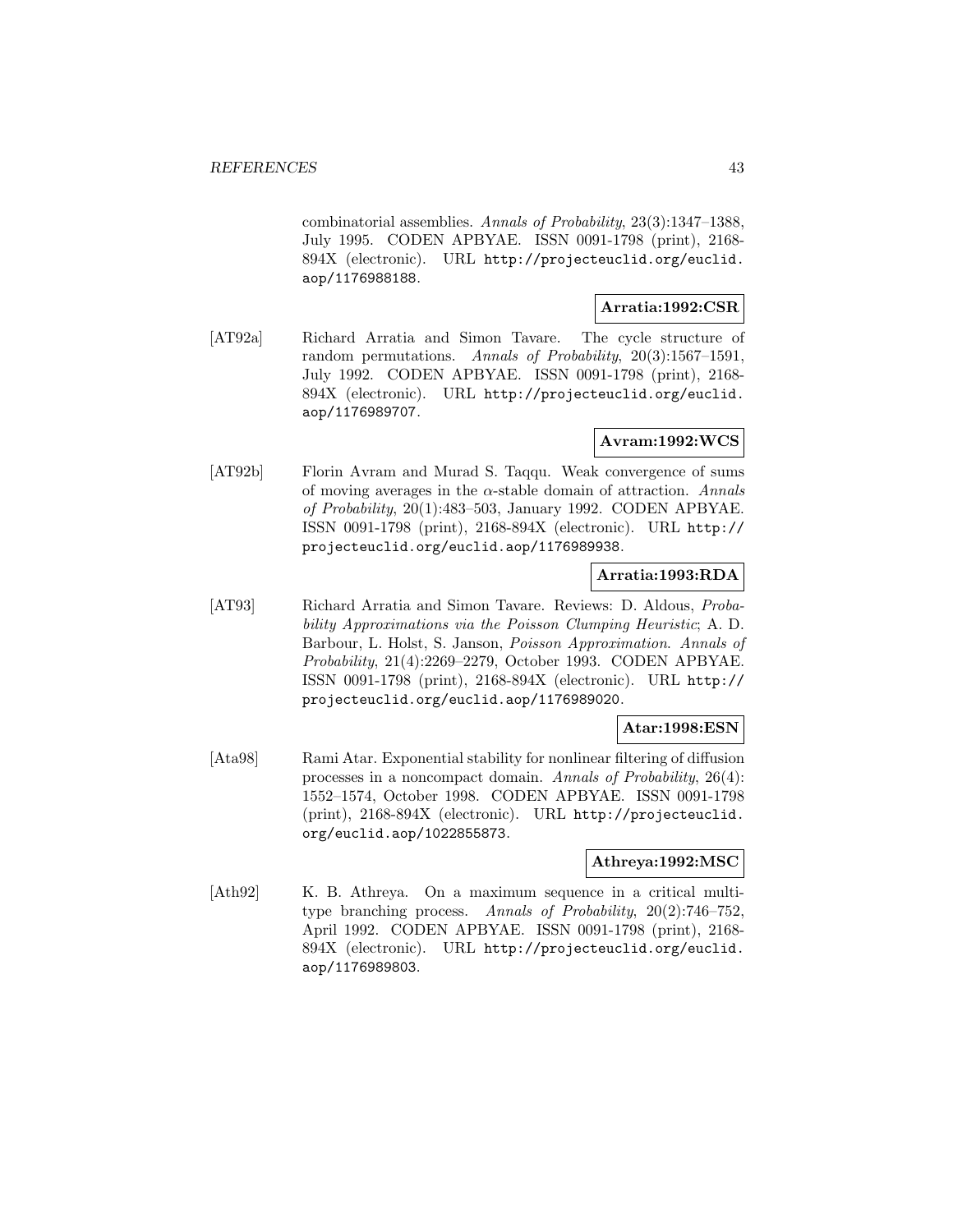combinatorial assemblies. *Annals of Probability*, 23(3):1347–1388, July 1995. CODEN APBYAE. ISSN 0091-1798 (print), 2168-894X (electronic). URL http://projecteuclid.org/euclid.aop/1176988188.

**Arratia:1992:CSR**

[AT92a] Richard Arratia and Simon Tavare. The cycle structure of random permutations. *Annals of Probability*, 20(3):1567–1591, July 1992. CODEN APBYAE. ISSN 0091-1798 (print), 2168-894X (electronic). URL http://projecteuclid.org/euclid.aop/1176989707.

**Avram:1992:WCS**

[AT92b] Florin Avram and Murad S. Taqqu. Weak convergence of sums of moving averages in the $\alpha$-stable domain of attraction. *Annals of Probability*, 20(1):483–503, January 1992. CODEN APBYAE. ISSN 0091-1798 (print), 2168-894X (electronic). URL http://projecteuclid.org/euclid.aop/1176989938.

**Arratia:1993:RDA**

[AT93] Richard Arratia and Simon Tavare. Reviews: D. Aldous, *Probability Approximations via the Poisson Clumping Heuristic*; A. D. Barbour, L. Holst, S. Janson, *Poisson Approximation*. *Annals of Probability*, 21(4):2269–2279, October 1993. CODEN APBYAE. ISSN 0091-1798 (print), 2168-894X (electronic). URL http://projecteuclid.org/euclid.aop/1176989020.

**Atar:1998:ESN**

[Ata98] Rami Atar. Exponential stability for nonlinear filtering of diffusion processes in a noncompact domain. *Annals of Probability*, 26(4):1552–1574, October 1998. CODEN APBYAE. ISSN 0091-1798 (print), 2168-894X (electronic). URL http://projecteuclid.org/euclid.aop/1022855873.

**Athreya:1992:MSC**

[Ath92] K. B. Athreya. On a maximum sequence in a critical multitype branching process. *Annals of Probability*, 20(2):746–752, April 1992. CODEN APBYAE. ISSN 0091-1798 (print), 2168-894X (electronic). URL http://projecteuclid.org/euclid.aop/1176989803.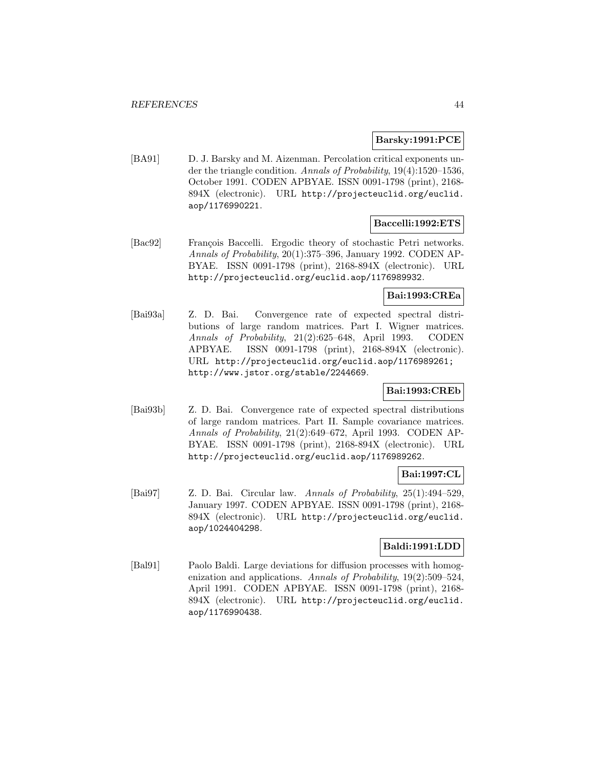**Barsky:1991:PCE**

[BA91] D. J. Barsky and M. Aizenman. Percolation critical exponents under the triangle condition. *Annals of Probability*, 19(4):1520–1536, October 1991. CODEN APBYAE. ISSN 0091-1798 (print), 2168-894X (electronic). URL http://projecteuclid.org/euclid.aop/1176990221.

**Baccelli:1992:ETS**

[Bac92] François Baccelli. Ergodic theory of stochastic Petri networks. *Annals of Probability*, 20(1):375–396, January 1992. CODEN APBYAE. ISSN 0091-1798 (print), 2168-894X (electronic). URL http://projecteuclid.org/euclid.aop/1176989932.

**Bai:1993:CREa**

[Bai93a] Z. D. Bai. Convergence rate of expected spectral distributions of large random matrices. Part I. Wigner matrices. *Annals of Probability*, 21(2):625–648, April 1993. CODEN APBYAE. ISSN 0091-1798 (print), 2168-894X (electronic). URL http://projecteuclid.org/euclid.aop/1176989261; http://www.jstor.org/stable/2244669.

**Bai:1993:CREb**

[Bai93b] Z. D. Bai. Convergence rate of expected spectral distributions of large random matrices. Part II. Sample covariance matrices. *Annals of Probability*, 21(2):649–672, April 1993. CODEN APBYAE. ISSN 0091-1798 (print), 2168-894X (electronic). URL http://projecteuclid.org/euclid.aop/1176989262.

**Bai:1997:CL**

[Bai97] Z. D. Bai. Circular law. *Annals of Probability*, 25(1):494–529, January 1997. CODEN APBYAE. ISSN 0091-1798 (print), 2168-894X (electronic). URL http://projecteuclid.org/euclid.aop/1024404298.

**Baldi:1991:LDD**

[Bal91] Paolo Baldi. Large deviations for diffusion processes with homogenization and applications. *Annals of Probability*, 19(2):509–524, April 1991. CODEN APBYAE. ISSN 0091-1798 (print), 2168-894X (electronic). URL http://projecteuclid.org/euclid.aop/1176990438.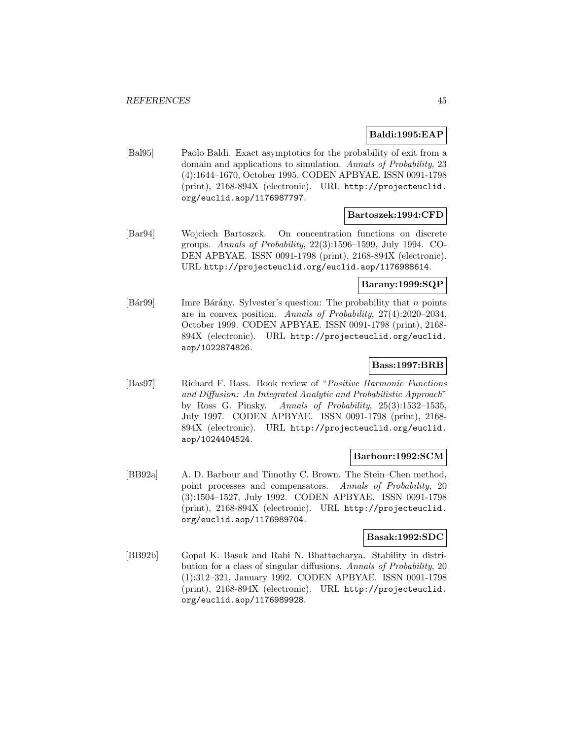**Baldi:1995:EAP**

[Bal95] Paolo Baldi. Exact asymptotics for the probability of exit from a domain and applications to simulation. *Annals of Probability*, 23 (4):1644–1670, October 1995. CODEN APBYAE. ISSN 0091-1798 (print), 2168-894X (electronic). URL http://projecteuclid.org/euclid.aop/1176987797.

**Bartoszek:1994:CFD**

[Bar94] Wojciech Bartoszek. On concentration functions on discrete groups. *Annals of Probability*, 22(3):1596–1599, July 1994. CODEN APBYAE. ISSN 0091-1798 (print), 2168-894X (electronic). URL http://projecteuclid.org/euclid.aop/1176988614.

**Barany:1999:SQP**

[Bár99] Imre Bárány. Sylvester's question: The probability that $n$ points are in convex position. *Annals of Probability*, 27(4):2020–2034, October 1999. CODEN APBYAE. ISSN 0091-1798 (print), 2168-894X (electronic). URL http://projecteuclid.org/euclid.aop/1022874826.

**Bass:1997:BRB**

[Bas97] Richard F. Bass. Book review of "*Positive Harmonic Functions and Diffusion: An Integrated Analytic and Probabilistic Approach*" by Ross G. Pinsky. *Annals of Probability*, 25(3):1532–1535, July 1997. CODEN APBYAE. ISSN 0091-1798 (print), 2168-894X (electronic). URL http://projecteuclid.org/euclid.aop/1024404524.

**Barbour:1992:SCM**

[BB92a] A. D. Barbour and Timothy C. Brown. The Stein–Chen method, point processes and compensators. *Annals of Probability*, 20 (3):1504–1527, July 1992. CODEN APBYAE. ISSN 0091-1798 (print), 2168-894X (electronic). URL http://projecteuclid.org/euclid.aop/1176989704.

**Basak:1992:SDC**

[BB92b] Gopal K. Basak and Rabi N. Bhattacharya. Stability in distribution for a class of singular diffusions. *Annals of Probability*, 20 (1):312–321, January 1992. CODEN APBYAE. ISSN 0091-1798 (print), 2168-894X (electronic). URL http://projecteuclid.org/euclid.aop/1176989928.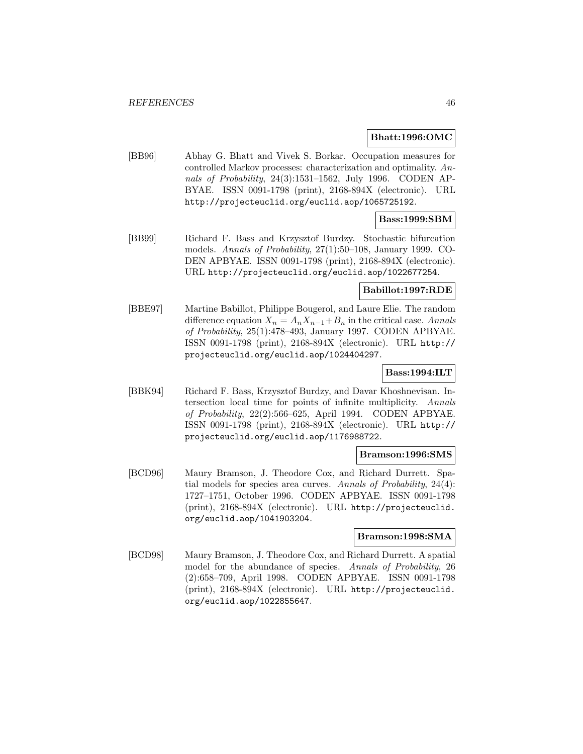**Bhatt:1996:OMC**

[BB96] Abhay G. Bhatt and Vivek S. Borkar. Occupation measures for controlled Markov processes: characterization and optimality. *Annals of Probability*, 24(3):1531–1562, July 1996. CODEN APBYAE. ISSN 0091-1798 (print), 2168-894X (electronic). URL http://projecteuclid.org/euclid.aop/1065725192.

**Bass:1999:SBM**

[BB99] Richard F. Bass and Krzysztof Burdzy. Stochastic bifurcation models. *Annals of Probability*, 27(1):50–108, January 1999. CODEN APBYAE. ISSN 0091-1798 (print), 2168-894X (electronic). URL http://projecteuclid.org/euclid.aop/1022677254.

**Babillot:1997:RDE**

[BBE97] Martine Babillot, Philippe Bougerol, and Laure Elie. The random difference equation $X_n = A_n X_{n-1} + B_n$ in the critical case. *Annals of Probability*, 25(1):478–493, January 1997. CODEN APBYAE. ISSN 0091-1798 (print), 2168-894X (electronic). URL http://projecteuclid.org/euclid.aop/1024404297.

**Bass:1994:ILT**

[BBK94] Richard F. Bass, Krzysztof Burdzy, and Davar Khoshnevisan. Intersection local time for points of infinite multiplicity. *Annals of Probability*, 22(2):566–625, April 1994. CODEN APBYAE. ISSN 0091-1798 (print), 2168-894X (electronic). URL http://projecteuclid.org/euclid.aop/1176988722.

**Bramson:1996:SMS**

[BCD96] Maury Bramson, J. Theodore Cox, and Richard Durrett. Spatial models for species area curves. *Annals of Probability*, 24(4):1727–1751, October 1996. CODEN APBYAE. ISSN 0091-1798 (print), 2168-894X (electronic). URL http://projecteuclid.org/euclid.aop/1041903204.

**Bramson:1998:SMA**

[BCD98] Maury Bramson, J. Theodore Cox, and Richard Durrett. A spatial model for the abundance of species. *Annals of Probability*, 26(2):658–709, April 1998. CODEN APBYAE. ISSN 0091-1798 (print), 2168-894X (electronic). URL http://projecteuclid.org/euclid.aop/1022855647.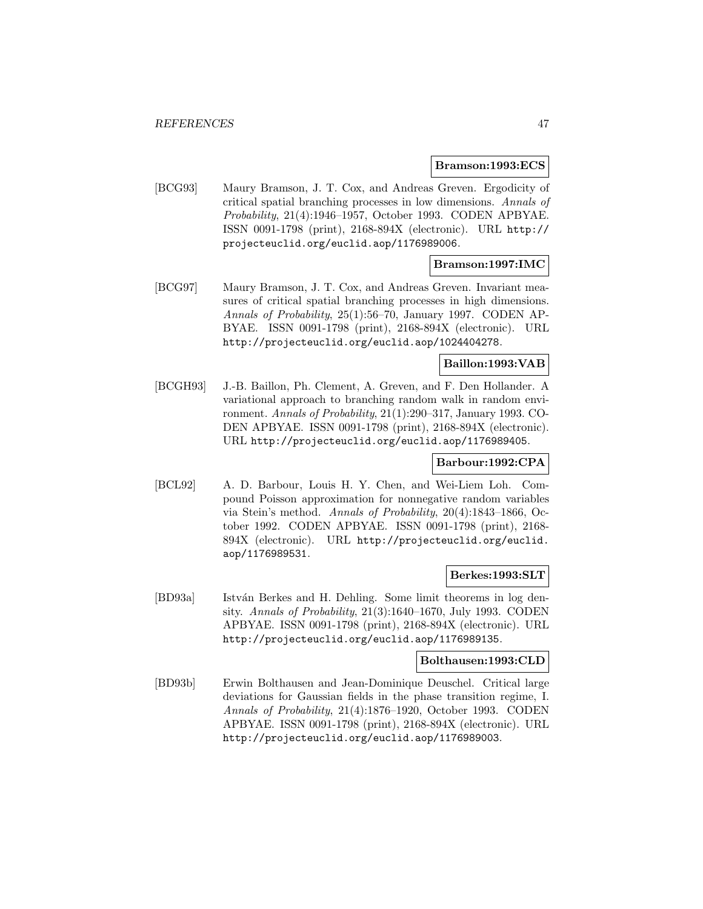**Bramson:1993:ECS**

[BCG93] Maury Bramson, J. T. Cox, and Andreas Greven. Ergodicity of critical spatial branching processes in low dimensions. *Annals of Probability*, 21(4):1946–1957, October 1993. CODEN APBYAE. ISSN 0091-1798 (print), 2168-894X (electronic). URL http://projecteuclid.org/euclid.aop/1176989006.

**Bramson:1997:IMC**

[BCG97] Maury Bramson, J. T. Cox, and Andreas Greven. Invariant measures of critical spatial branching processes in high dimensions. *Annals of Probability*, 25(1):56–70, January 1997. CODEN APBYAE. ISSN 0091-1798 (print), 2168-894X (electronic). URL http://projecteuclid.org/euclid.aop/1024404278.

**Baillon:1993:VAB**

[BCGH93] J.-B. Baillon, Ph. Clement, A. Greven, and F. Den Hollander. A variational approach to branching random walk in random environment. *Annals of Probability*, 21(1):290–317, January 1993. CODEN APBYAE. ISSN 0091-1798 (print), 2168-894X (electronic). URL http://projecteuclid.org/euclid.aop/1176989405.

**Barbour:1992:CPA**

[BCL92] A. D. Barbour, Louis H. Y. Chen, and Wei-Liem Loh. Compound Poisson approximation for nonnegative random variables via Stein's method. *Annals of Probability*, 20(4):1843–1866, October 1992. CODEN APBYAE. ISSN 0091-1798 (print), 2168-894X (electronic). URL http://projecteuclid.org/euclid.aop/1176989531.

**Berkes:1993:SLT**

[BD93a] István Berkes and H. Dehling. Some limit theorems in log density. *Annals of Probability*, 21(3):1640–1670, July 1993. CODEN APBYAE. ISSN 0091-1798 (print), 2168-894X (electronic). URL http://projecteuclid.org/euclid.aop/1176989135.

**Bolthausen:1993:CLD**

[BD93b] Erwin Bolthausen and Jean-Dominique Deuschel. Critical large deviations for Gaussian fields in the phase transition regime, I. *Annals of Probability*, 21(4):1876–1920, October 1993. CODEN APBYAE. ISSN 0091-1798 (print), 2168-894X (electronic). URL http://projecteuclid.org/euclid.aop/1176989003.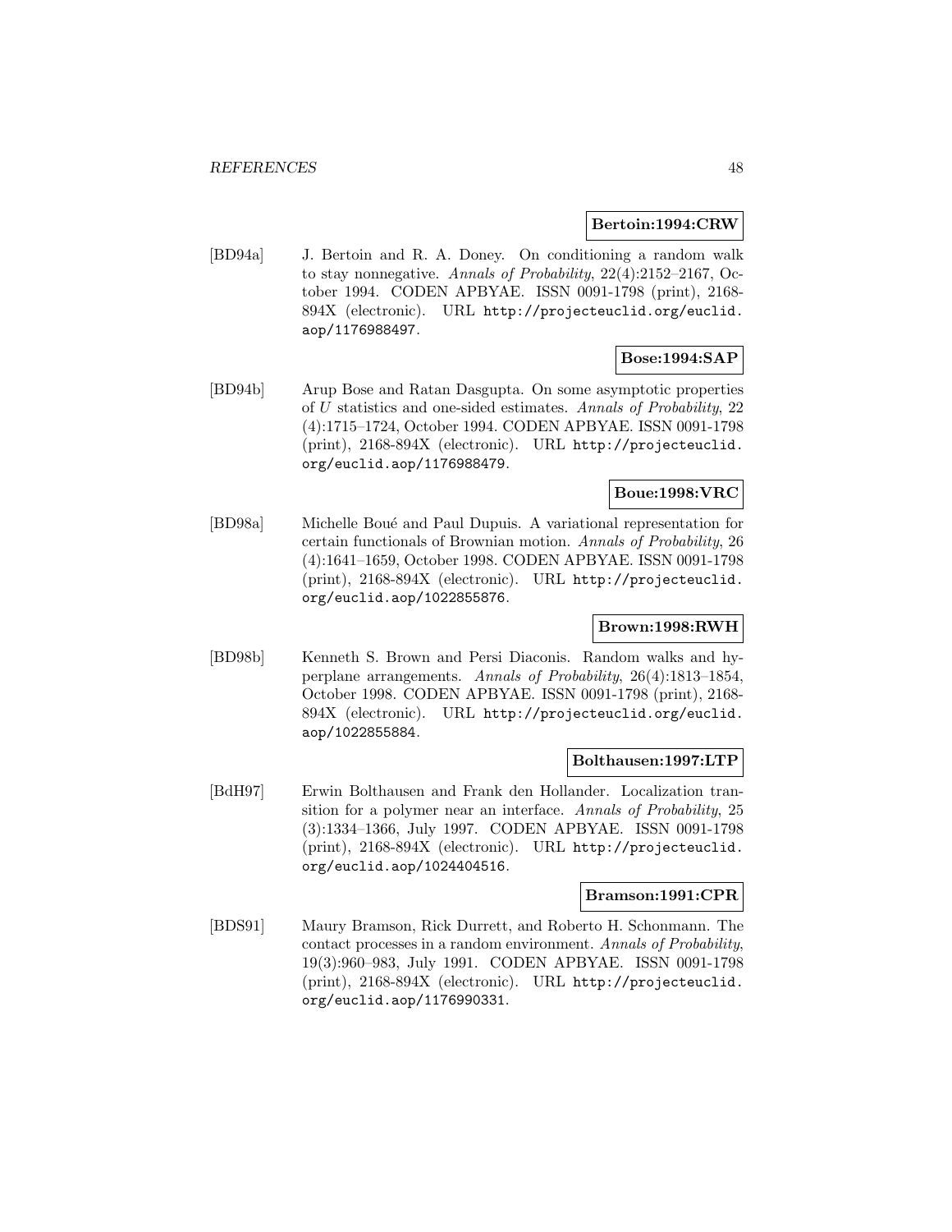**Bertoin:1994:CRW**

[BD94a] J. Bertoin and R. A. Doney. On conditioning a random walk to stay nonnegative. *Annals of Probability*, 22(4):2152–2167, October 1994. CODEN APBYAE. ISSN 0091-1798 (print), 2168-894X (electronic). URL http://projecteuclid.org/euclid.aop/1176988497.

**Bose:1994:SAP**

[BD94b] Arup Bose and Ratan Dasgupta. On some asymptotic properties of $U$ statistics and one-sided estimates. *Annals of Probability*, 22 (4):1715–1724, October 1994. CODEN APBYAE. ISSN 0091-1798 (print), 2168-894X (electronic). URL http://projecteuclid.org/euclid.aop/1176988479.

**Boue:1998:VRC**

[BD98a] Michelle Boué and Paul Dupuis. A variational representation for certain functionals of Brownian motion. *Annals of Probability*, 26 (4):1641–1659, October 1998. CODEN APBYAE. ISSN 0091-1798 (print), 2168-894X (electronic). URL http://projecteuclid.org/euclid.aop/1022855876.

**Brown:1998:RWH**

[BD98b] Kenneth S. Brown and Persi Diaconis. Random walks and hyperplane arrangements. *Annals of Probability*, 26(4):1813–1854, October 1998. CODEN APBYAE. ISSN 0091-1798 (print), 2168-894X (electronic). URL http://projecteuclid.org/euclid.aop/1022855884.

**Bolthausen:1997:LTP**

[BdH97] Erwin Bolthausen and Frank den Hollander. Localization transition for a polymer near an interface. *Annals of Probability*, 25 (3):1334–1366, July 1997. CODEN APBYAE. ISSN 0091-1798 (print), 2168-894X (electronic). URL http://projecteuclid.org/euclid.aop/1024404516.

**Bramson:1991:CPR**

[BDS91] Maury Bramson, Rick Durrett, and Roberto H. Schonmann. The contact processes in a random environment. *Annals of Probability*, 19(3):960–983, July 1991. CODEN APBYAE. ISSN 0091-1798 (print), 2168-894X (electronic). URL http://projecteuclid.org/euclid.aop/1176990331.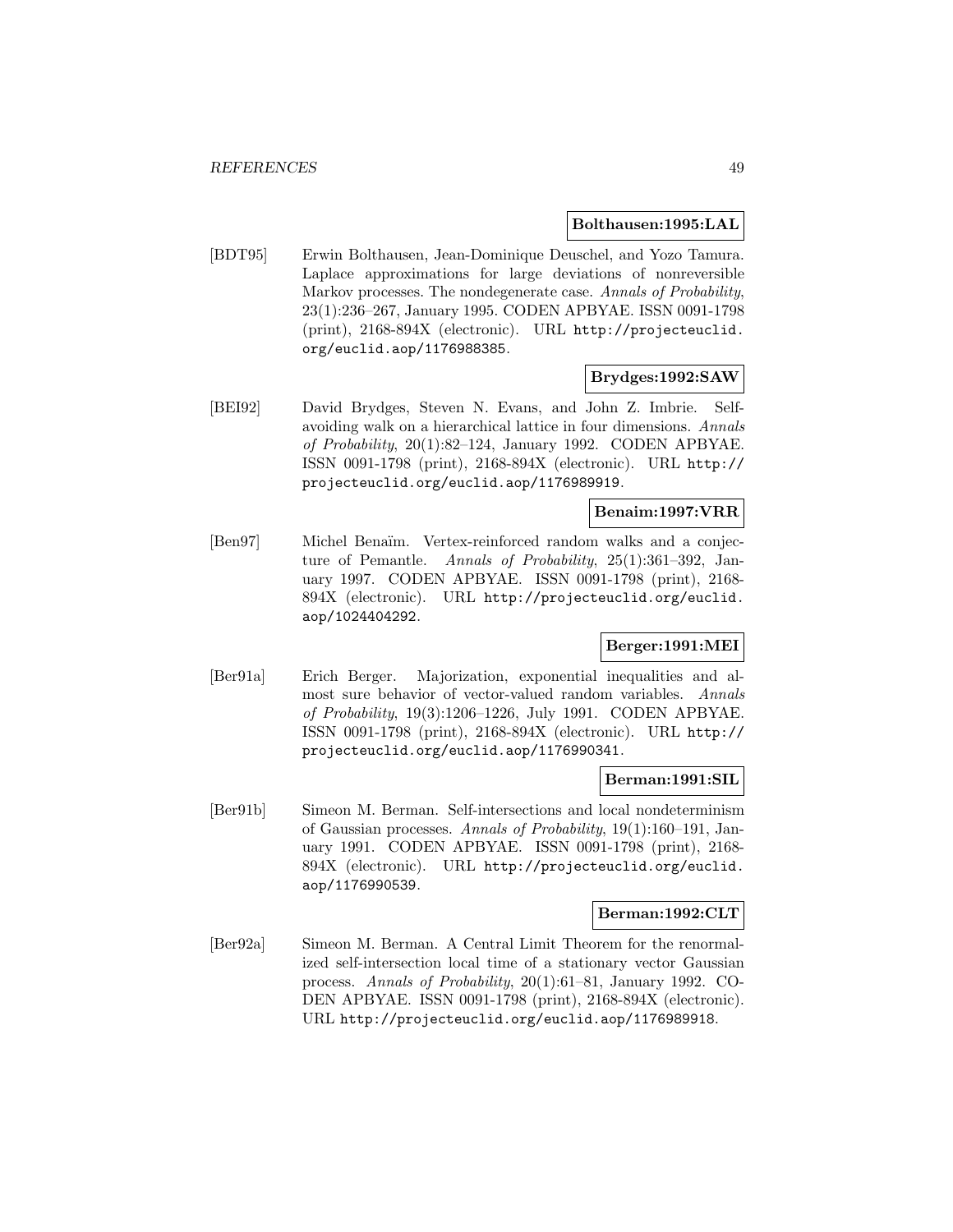**Bolthausen:1995:LAL**

[BDT95] Erwin Bolthausen, Jean-Dominique Deuschel, and Yozo Tamura. Laplace approximations for large deviations of nonreversible Markov processes. The nondegenerate case. *Annals of Probability*, 23(1):236–267, January 1995. CODEN APBYAE. ISSN 0091-1798 (print), 2168-894X (electronic). URL http://projecteuclid.org/euclid.aop/1176988385.

**Brydges:1992:SAW**

[BEI92] David Brydges, Steven N. Evans, and John Z. Imbrie. Self-avoiding walk on a hierarchical lattice in four dimensions. *Annals of Probability*, 20(1):82–124, January 1992. CODEN APBYAE. ISSN 0091-1798 (print), 2168-894X (electronic). URL http://projecteuclid.org/euclid.aop/1176989919.

**Benaim:1997:VRR**

[Ben97] Michel Benaïm. Vertex-reinforced random walks and a conjecture of Pemantle. *Annals of Probability*, 25(1):361–392, January 1997. CODEN APBYAE. ISSN 0091-1798 (print), 2168-894X (electronic). URL http://projecteuclid.org/euclid.aop/1024404292.

**Berger:1991:MEI**

[Ber91a] Erich Berger. Majorization, exponential inequalities and almost sure behavior of vector-valued random variables. *Annals of Probability*, 19(3):1206–1226, July 1991. CODEN APBYAE. ISSN 0091-1798 (print), 2168-894X (electronic). URL http://projecteuclid.org/euclid.aop/1176990341.

**Berman:1991:SIL**

[Ber91b] Simeon M. Berman. Self-intersections and local nondeterminism of Gaussian processes. *Annals of Probability*, 19(1):160–191, January 1991. CODEN APBYAE. ISSN 0091-1798 (print), 2168-894X (electronic). URL http://projecteuclid.org/euclid.aop/1176990539.

**Berman:1992:CLT**

[Ber92a] Simeon M. Berman. A Central Limit Theorem for the renormalized self-intersection local time of a stationary vector Gaussian process. *Annals of Probability*, 20(1):61–81, January 1992. CODEN APBYAE. ISSN 0091-1798 (print), 2168-894X (electronic). URL http://projecteuclid.org/euclid.aop/1176989918.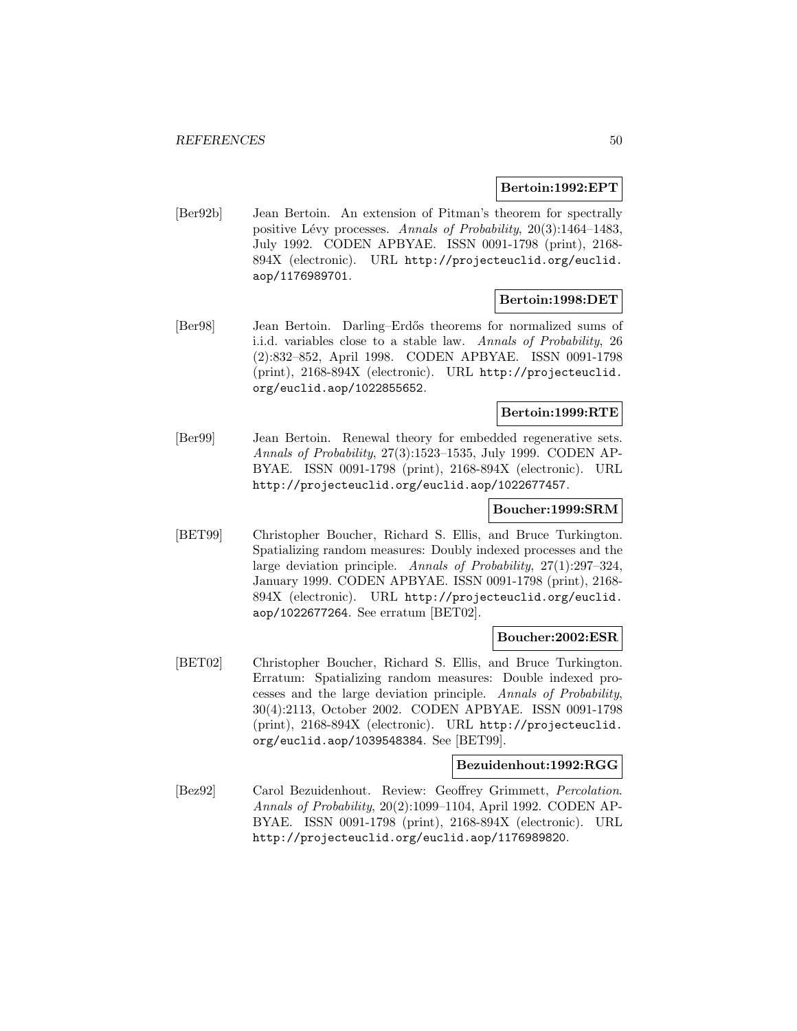**Bertoin:1992:EPT**

[Ber92b] Jean Bertoin. An extension of Pitman's theorem for spectrally positive Lévy processes. *Annals of Probability*, 20(3):1464–1483, July 1992. CODEN APBYAE. ISSN 0091-1798 (print), 2168-894X (electronic). URL http://projecteuclid.org/euclid.aop/1176989701.

**Bertoin:1998:DET**

[Ber98] Jean Bertoin. Darling–Erdős theorems for normalized sums of i.i.d. variables close to a stable law. *Annals of Probability*, 26 (2):832–852, April 1998. CODEN APBYAE. ISSN 0091-1798 (print), 2168-894X (electronic). URL http://projecteuclid.org/euclid.aop/1022855652.

**Bertoin:1999:RTE**

[Ber99] Jean Bertoin. Renewal theory for embedded regenerative sets. *Annals of Probability*, 27(3):1523–1535, July 1999. CODEN APBYAE. ISSN 0091-1798 (print), 2168-894X (electronic). URL http://projecteuclid.org/euclid.aop/1022677457.

**Boucher:1999:SRM**

[BET99] Christopher Boucher, Richard S. Ellis, and Bruce Turkington. Spatializing random measures: Doubly indexed processes and the large deviation principle. *Annals of Probability*, 27(1):297–324, January 1999. CODEN APBYAE. ISSN 0091-1798 (print), 2168-894X (electronic). URL http://projecteuclid.org/euclid.aop/1022677264. See erratum [BET02].

**Boucher:2002:ESR**

[BET02] Christopher Boucher, Richard S. Ellis, and Bruce Turkington. Erratum: Spatializing random measures: Double indexed processes and the large deviation principle. *Annals of Probability*, 30(4):2113, October 2002. CODEN APBYAE. ISSN 0091-1798 (print), 2168-894X (electronic). URL http://projecteuclid.org/euclid.aop/1039548384. See [BET99].

**Bezuidenhout:1992:RGG**

[Bez92] Carol Bezuidenhout. Review: Geoffrey Grimmett, *Percolation*. *Annals of Probability*, 20(2):1099–1104, April 1992. CODEN APBYAE. ISSN 0091-1798 (print), 2168-894X (electronic). URL http://projecteuclid.org/euclid.aop/1176989820.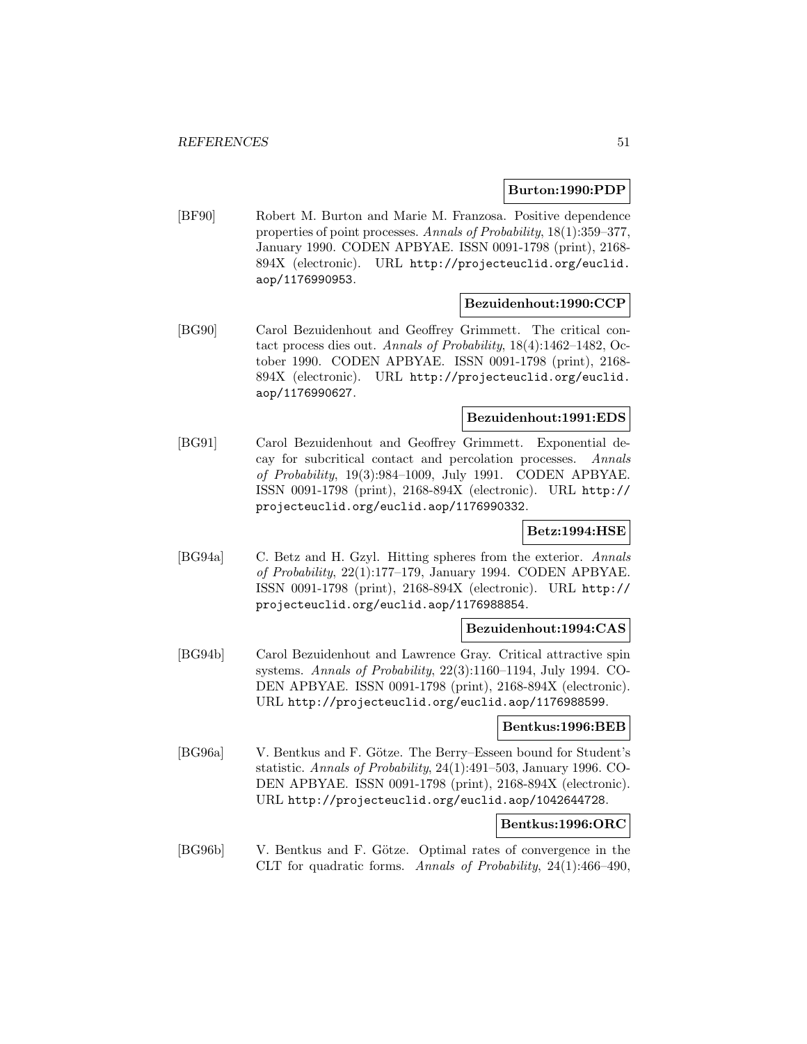**Burton:1990:PDP**

[BF90] Robert M. Burton and Marie M. Franzosa. Positive dependence properties of point processes. *Annals of Probability*, 18(1):359–377, January 1990. CODEN APBYAE. ISSN 0091-1798 (print), 2168-894X (electronic). URL http://projecteuclid.org/euclid.aop/1176990953.

**Bezuidenhout:1990:CCP**

[BG90] Carol Bezuidenhout and Geoffrey Grimmett. The critical contact process dies out. *Annals of Probability*, 18(4):1462–1482, October 1990. CODEN APBYAE. ISSN 0091-1798 (print), 2168-894X (electronic). URL http://projecteuclid.org/euclid.aop/1176990627.

**Bezuidenhout:1991:EDS**

[BG91] Carol Bezuidenhout and Geoffrey Grimmett. Exponential decay for subcritical contact and percolation processes. *Annals of Probability*, 19(3):984–1009, July 1991. CODEN APBYAE. ISSN 0091-1798 (print), 2168-894X (electronic). URL http://projecteuclid.org/euclid.aop/1176990332.

**Betz:1994:HSE**

[BG94a] C. Betz and H. Gzyl. Hitting spheres from the exterior. *Annals of Probability*, 22(1):177–179, January 1994. CODEN APBYAE. ISSN 0091-1798 (print), 2168-894X (electronic). URL http://projecteuclid.org/euclid.aop/1176988854.

**Bezuidenhout:1994:CAS**

[BG94b] Carol Bezuidenhout and Lawrence Gray. Critical attractive spin systems. *Annals of Probability*, 22(3):1160–1194, July 1994. CODEN APBYAE. ISSN 0091-1798 (print), 2168-894X (electronic). URL http://projecteuclid.org/euclid.aop/1176988599.

**Bentkus:1996:BEB**

[BG96a] V. Bentkus and F. Götze. The Berry–Esseen bound for Student's statistic. *Annals of Probability*, 24(1):491–503, January 1996. CODEN APBYAE. ISSN 0091-1798 (print), 2168-894X (electronic). URL http://projecteuclid.org/euclid.aop/1042644728.

**Bentkus:1996:ORC**

[BG96b] V. Bentkus and F. Götze. Optimal rates of convergence in the CLT for quadratic forms. *Annals of Probability*, 24(1):466–490,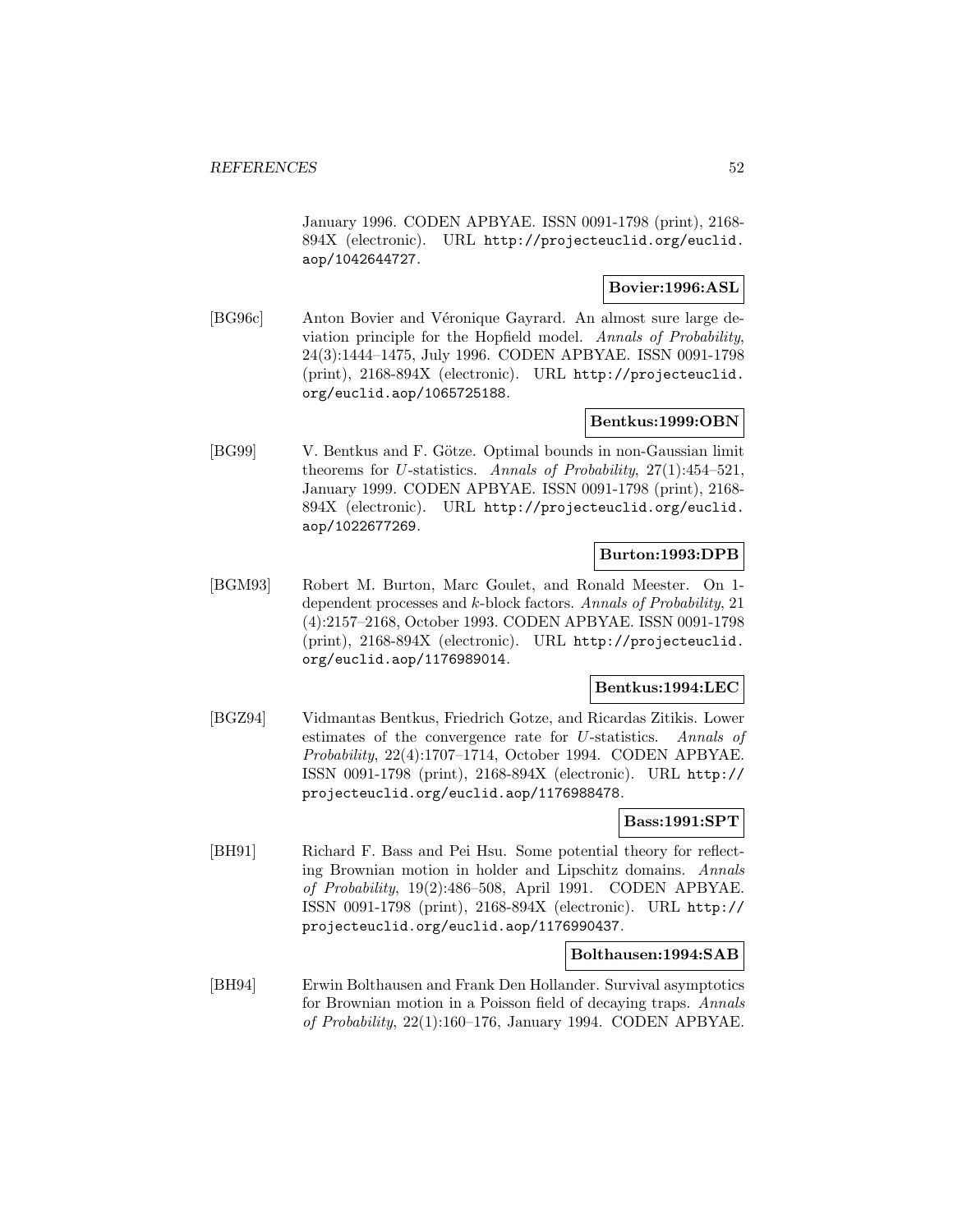January 1996. CODEN APBYAE. ISSN 0091-1798 (print), 2168-894X (electronic). URL http://projecteuclid.org/euclid.aop/1042644727.

**Bovier:1996:ASL**

[BG96c] Anton Bovier and Véronique Gayrard. An almost sure large deviation principle for the Hopfield model. *Annals of Probability*, 24(3):1444–1475, July 1996. CODEN APBYAE. ISSN 0091-1798 (print), 2168-894X (electronic). URL http://projecteuclid.org/euclid.aop/1065725188.

**Bentkus:1999:OBN**

[BG99] V. Bentkus and F. Götze. Optimal bounds in non-Gaussian limit theorems for $U$-statistics. *Annals of Probability*, 27(1):454–521, January 1999. CODEN APBYAE. ISSN 0091-1798 (print), 2168-894X (electronic). URL http://projecteuclid.org/euclid.aop/1022677269.

**Burton:1993:DPB**

[BGM93] Robert M. Burton, Marc Goulet, and Ronald Meester. On 1-dependent processes and $k$-block factors. *Annals of Probability*, 21 (4):2157–2168, October 1993. CODEN APBYAE. ISSN 0091-1798 (print), 2168-894X (electronic). URL http://projecteuclid.org/euclid.aop/1176989014.

**Bentkus:1994:LEC**

[BGZ94] Vidmantas Bentkus, Friedrich Gotze, and Ricardas Zitikis. Lower estimates of the convergence rate for $U$-statistics. *Annals of Probability*, 22(4):1707–1714, October 1994. CODEN APBYAE. ISSN 0091-1798 (print), 2168-894X (electronic). URL http://projecteuclid.org/euclid.aop/1176988478.

**Bass:1991:SPT**

[BH91] Richard F. Bass and Pei Hsu. Some potential theory for reflecting Brownian motion in holder and Lipschitz domains. *Annals of Probability*, 19(2):486–508, April 1991. CODEN APBYAE. ISSN 0091-1798 (print), 2168-894X (electronic). URL http://projecteuclid.org/euclid.aop/1176990437.

**Bolthausen:1994:SAB**

[BH94] Erwin Bolthausen and Frank Den Hollander. Survival asymptotics for Brownian motion in a Poisson field of decaying traps. *Annals of Probability*, 22(1):160–176, January 1994. CODEN APBYAE.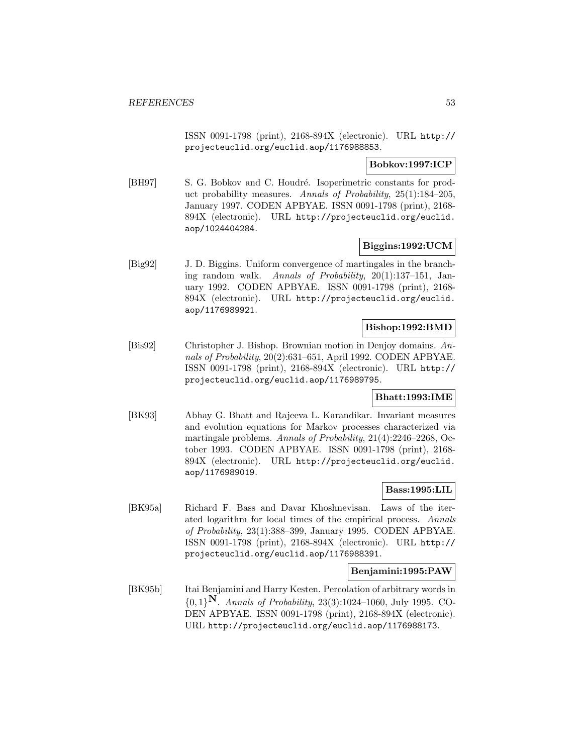ISSN 0091-1798 (print), 2168-894X (electronic). URL http://projecteuclid.org/euclid.aop/1176988853.

**Bobkov:1997:ICP**

[BH97] S. G. Bobkov and C. Houdré. Isoperimetric constants for product probability measures. *Annals of Probability*, 25(1):184–205, January 1997. CODEN APBYAE. ISSN 0091-1798 (print), 2168-894X (electronic). URL http://projecteuclid.org/euclid.aop/1024404284.

**Biggins:1992:UCM**

[Big92] J. D. Biggins. Uniform convergence of martingales in the branching random walk. *Annals of Probability*, 20(1):137–151, January 1992. CODEN APBYAE. ISSN 0091-1798 (print), 2168-894X (electronic). URL http://projecteuclid.org/euclid.aop/1176989921.

**Bishop:1992:BMD**

[Bis92] Christopher J. Bishop. Brownian motion in Denjoy domains. *Annals of Probability*, 20(2):631–651, April 1992. CODEN APBYAE. ISSN 0091-1798 (print), 2168-894X (electronic). URL http://projecteuclid.org/euclid.aop/1176989795.

**Bhatt:1993:IME**

[BK93] Abhay G. Bhatt and Rajeeva L. Karandikar. Invariant measures and evolution equations for Markov processes characterized via martingale problems. *Annals of Probability*, 21(4):2246–2268, October 1993. CODEN APBYAE. ISSN 0091-1798 (print), 2168-894X (electronic). URL http://projecteuclid.org/euclid.aop/1176989019.

**Bass:1995:LIL**

[BK95a] Richard F. Bass and Davar Khoshnevisan. Laws of the iterated logarithm for local times of the empirical process. *Annals of Probability*, 23(1):388–399, January 1995. CODEN APBYAE. ISSN 0091-1798 (print), 2168-894X (electronic). URL http://projecteuclid.org/euclid.aop/1176988391.

**Benjamini:1995:PAW**

[BK95b] Itai Benjamini and Harry Kesten. Percolation of arbitrary words in $\{0,1\}^{\mathbf{N}}$. *Annals of Probability*, 23(3):1024–1060, July 1995. CODEN APBYAE. ISSN 0091-1798 (print), 2168-894X (electronic). URL http://projecteuclid.org/euclid.aop/1176988173.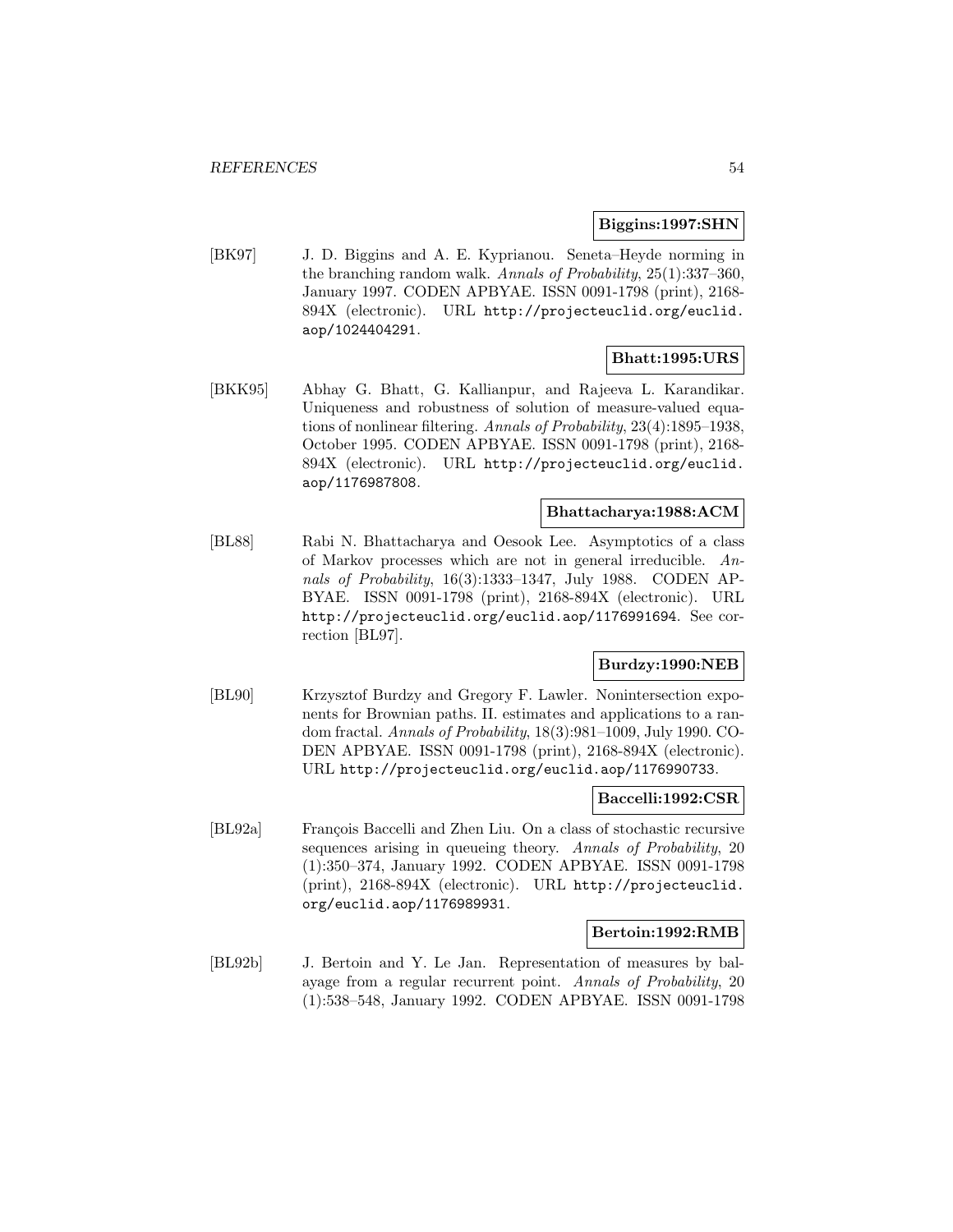**Biggins:1997:SHN**

[BK97] J. D. Biggins and A. E. Kyprianou. Seneta–Heyde norming in the branching random walk. *Annals of Probability*, 25(1):337–360, January 1997. CODEN APBYAE. ISSN 0091-1798 (print), 2168-894X (electronic). URL http://projecteuclid.org/euclid.aop/1024404291.

**Bhatt:1995:URS**

[BKK95] Abhay G. Bhatt, G. Kallianpur, and Rajeeva L. Karandikar. Uniqueness and robustness of solution of measure-valued equations of nonlinear filtering. *Annals of Probability*, 23(4):1895–1938, October 1995. CODEN APBYAE. ISSN 0091-1798 (print), 2168-894X (electronic). URL http://projecteuclid.org/euclid.aop/1176987808.

**Bhattacharya:1988:ACM**

[BL88] Rabi N. Bhattacharya and Oesook Lee. Asymptotics of a class of Markov processes which are not in general irreducible. *Annals of Probability*, 16(3):1333–1347, July 1988. CODEN APBYAE. ISSN 0091-1798 (print), 2168-894X (electronic). URL http://projecteuclid.org/euclid.aop/1176991694. See correction [BL97].

**Burdzy:1990:NEB**

[BL90] Krzysztof Burdzy and Gregory F. Lawler. Nonintersection exponents for Brownian paths. II. estimates and applications to a random fractal. *Annals of Probability*, 18(3):981–1009, July 1990. CODEN APBYAE. ISSN 0091-1798 (print), 2168-894X (electronic). URL http://projecteuclid.org/euclid.aop/1176990733.

**Baccelli:1992:CSR**

[BL92a] François Baccelli and Zhen Liu. On a class of stochastic recursive sequences arising in queueing theory. *Annals of Probability*, 20 (1):350–374, January 1992. CODEN APBYAE. ISSN 0091-1798 (print), 2168-894X (electronic). URL http://projecteuclid.org/euclid.aop/1176989931.

**Bertoin:1992:RMB**

[BL92b] J. Bertoin and Y. Le Jan. Representation of measures by balayage from a regular recurrent point. *Annals of Probability*, 20 (1):538–548, January 1992. CODEN APBYAE. ISSN 0091-1798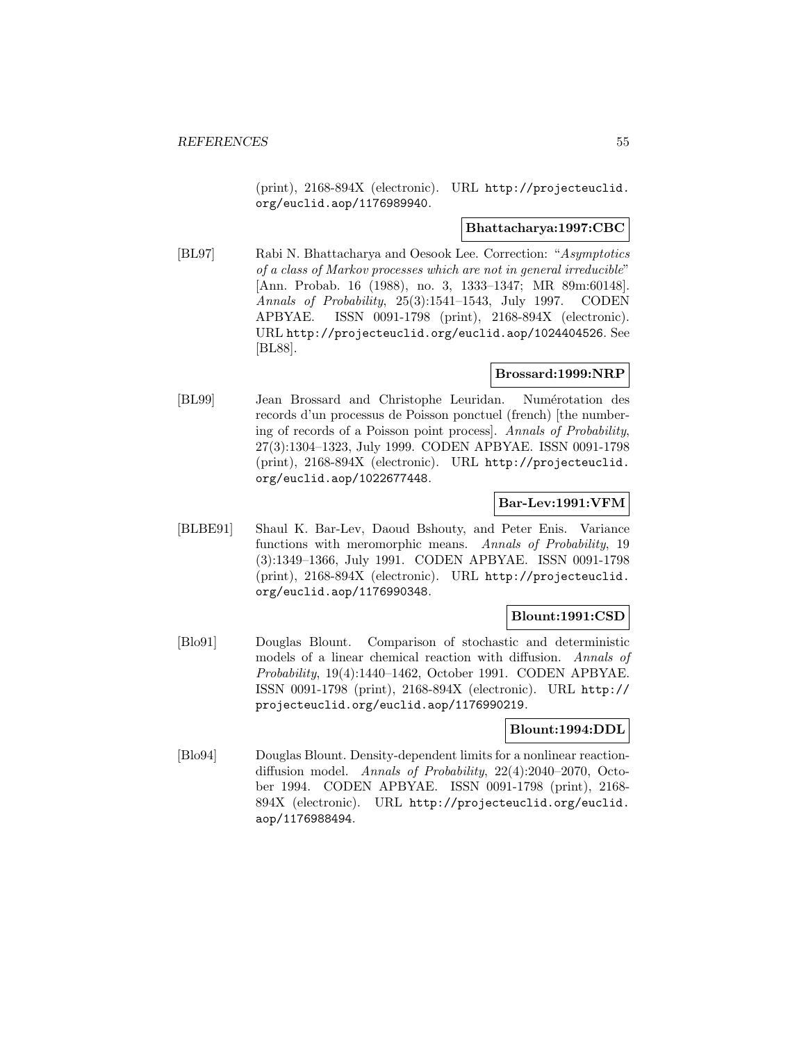(print), 2168-894X (electronic). URL http://projecteuclid.org/euclid.aop/1176989940.

**Bhattacharya:1997:CBC**

[BL97] Rabi N. Bhattacharya and Oesook Lee. Correction: "*Asymptotics of a class of Markov processes which are not in general irreducible*" [Ann. Probab. 16 (1988), no. 3, 1333–1347; MR 89m:60148]. *Annals of Probability*, 25(3):1541–1543, July 1997. CODEN APBYAE. ISSN 0091-1798 (print), 2168-894X (electronic). URL http://projecteuclid.org/euclid.aop/1024404526. See [BL88].

**Brossard:1999:NRP**

[BL99] Jean Brossard and Christophe Leuridan. Numérotation des records d'un processus de Poisson ponctuel (french) [the numbering of records of a Poisson point process]. *Annals of Probability*, 27(3):1304–1323, July 1999. CODEN APBYAE. ISSN 0091-1798 (print), 2168-894X (electronic). URL http://projecteuclid.org/euclid.aop/1022677448.

**Bar-Lev:1991:VFM**

[BLBE91] Shaul K. Bar-Lev, Daoud Bshouty, and Peter Enis. Variance functions with meromorphic means. *Annals of Probability*, 19 (3):1349–1366, July 1991. CODEN APBYAE. ISSN 0091-1798 (print), 2168-894X (electronic). URL http://projecteuclid.org/euclid.aop/1176990348.

**Blount:1991:CSD**

[Blo91] Douglas Blount. Comparison of stochastic and deterministic models of a linear chemical reaction with diffusion. *Annals of Probability*, 19(4):1440–1462, October 1991. CODEN APBYAE. ISSN 0091-1798 (print), 2168-894X (electronic). URL http://projecteuclid.org/euclid.aop/1176990219.

**Blount:1994:DDL**

[Blo94] Douglas Blount. Density-dependent limits for a nonlinear reaction-diffusion model. *Annals of Probability*, 22(4):2040–2070, October 1994. CODEN APBYAE. ISSN 0091-1798 (print), 2168-894X (electronic). URL http://projecteuclid.org/euclid.aop/1176988494.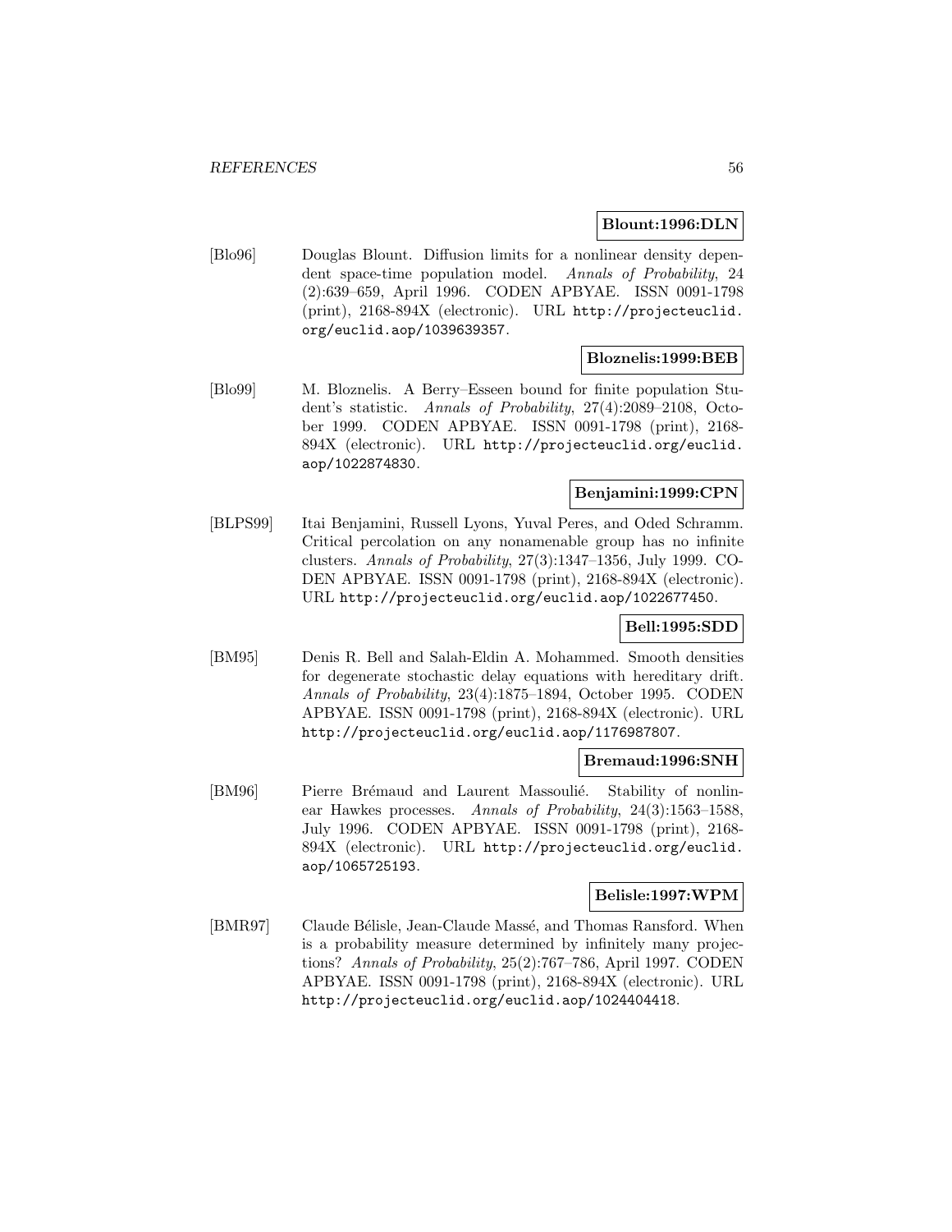**Blount:1996:DLN**

[Blo96] Douglas Blount. Diffusion limits for a nonlinear density dependent space-time population model. *Annals of Probability*, 24 (2):639–659, April 1996. CODEN APBYAE. ISSN 0091-1798 (print), 2168-894X (electronic). URL http://projecteuclid.org/euclid.aop/1039639357.

**Bloznelis:1999:BEB**

[Blo99] M. Bloznelis. A Berry–Esseen bound for finite population Student's statistic. *Annals of Probability*, 27(4):2089–2108, October 1999. CODEN APBYAE. ISSN 0091-1798 (print), 2168-894X (electronic). URL http://projecteuclid.org/euclid.aop/1022874830.

**Benjamini:1999:CPN**

[BLPS99] Itai Benjamini, Russell Lyons, Yuval Peres, and Oded Schramm. Critical percolation on any nonamenable group has no infinite clusters. *Annals of Probability*, 27(3):1347–1356, July 1999. CODEN APBYAE. ISSN 0091-1798 (print), 2168-894X (electronic). URL http://projecteuclid.org/euclid.aop/1022677450.

**Bell:1995:SDD**

[BM95] Denis R. Bell and Salah-Eldin A. Mohammed. Smooth densities for degenerate stochastic delay equations with hereditary drift. *Annals of Probability*, 23(4):1875–1894, October 1995. CODEN APBYAE. ISSN 0091-1798 (print), 2168-894X (electronic). URL http://projecteuclid.org/euclid.aop/1176987807.

**Bremaud:1996:SNH**

[BM96] Pierre Brémaud and Laurent Massoulié. Stability of nonlinear Hawkes processes. *Annals of Probability*, 24(3):1563–1588, July 1996. CODEN APBYAE. ISSN 0091-1798 (print), 2168-894X (electronic). URL http://projecteuclid.org/euclid.aop/1065725193.

**Belisle:1997:WPM**

[BMR97] Claude Bélisle, Jean-Claude Massé, and Thomas Ransford. When is a probability measure determined by infinitely many projections? *Annals of Probability*, 25(2):767–786, April 1997. CODEN APBYAE. ISSN 0091-1798 (print), 2168-894X (electronic). URL http://projecteuclid.org/euclid.aop/1024404418.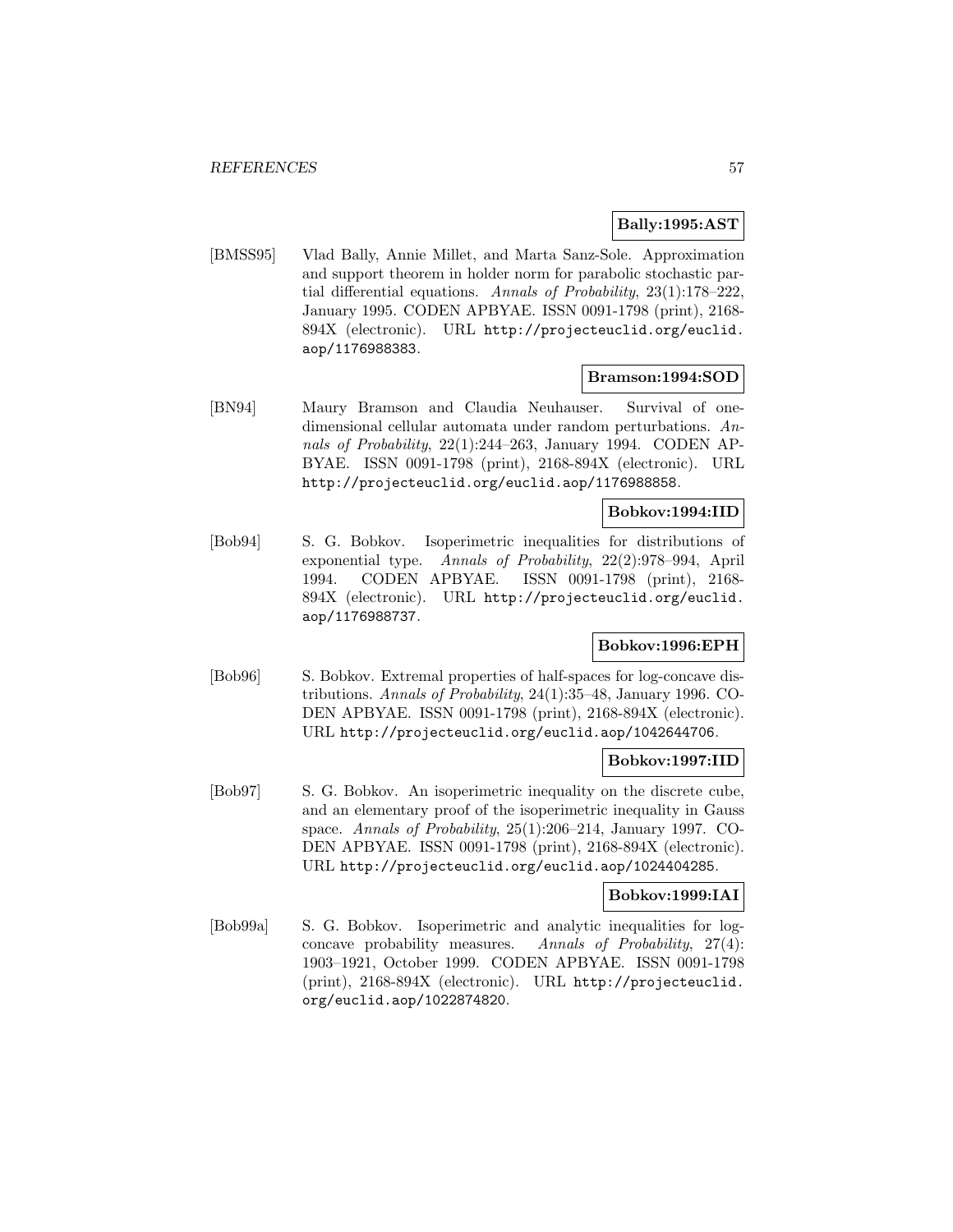**Bally:1995:AST**

[BMSS95] Vlad Bally, Annie Millet, and Marta Sanz-Sole. Approximation and support theorem in holder norm for parabolic stochastic partial differential equations. *Annals of Probability*, 23(1):178–222, January 1995. CODEN APBYAE. ISSN 0091-1798 (print), 2168-894X (electronic). URL http://projecteuclid.org/euclid.aop/1176988383.

**Bramson:1994:SOD**

[BN94] Maury Bramson and Claudia Neuhauser. Survival of one-dimensional cellular automata under random perturbations. *Annals of Probability*, 22(1):244–263, January 1994. CODEN APBYAE. ISSN 0091-1798 (print), 2168-894X (electronic). URL http://projecteuclid.org/euclid.aop/1176988858.

**Bobkov:1994:IID**

[Bob94] S. G. Bobkov. Isoperimetric inequalities for distributions of exponential type. *Annals of Probability*, 22(2):978–994, April 1994. CODEN APBYAE. ISSN 0091-1798 (print), 2168-894X (electronic). URL http://projecteuclid.org/euclid.aop/1176988737.

**Bobkov:1996:EPH**

[Bob96] S. Bobkov. Extremal properties of half-spaces for log-concave distributions. *Annals of Probability*, 24(1):35–48, January 1996. CODEN APBYAE. ISSN 0091-1798 (print), 2168-894X (electronic). URL http://projecteuclid.org/euclid.aop/1042644706.

**Bobkov:1997:IID**

[Bob97] S. G. Bobkov. An isoperimetric inequality on the discrete cube, and an elementary proof of the isoperimetric inequality in Gauss space. *Annals of Probability*, 25(1):206–214, January 1997. CODEN APBYAE. ISSN 0091-1798 (print), 2168-894X (electronic). URL http://projecteuclid.org/euclid.aop/1024404285.

**Bobkov:1999:IAI**

[Bob99a] S. G. Bobkov. Isoperimetric and analytic inequalities for log-concave probability measures. *Annals of Probability*, 27(4): 1903–1921, October 1999. CODEN APBYAE. ISSN 0091-1798 (print), 2168-894X (electronic). URL http://projecteuclid.org/euclid.aop/1022874820.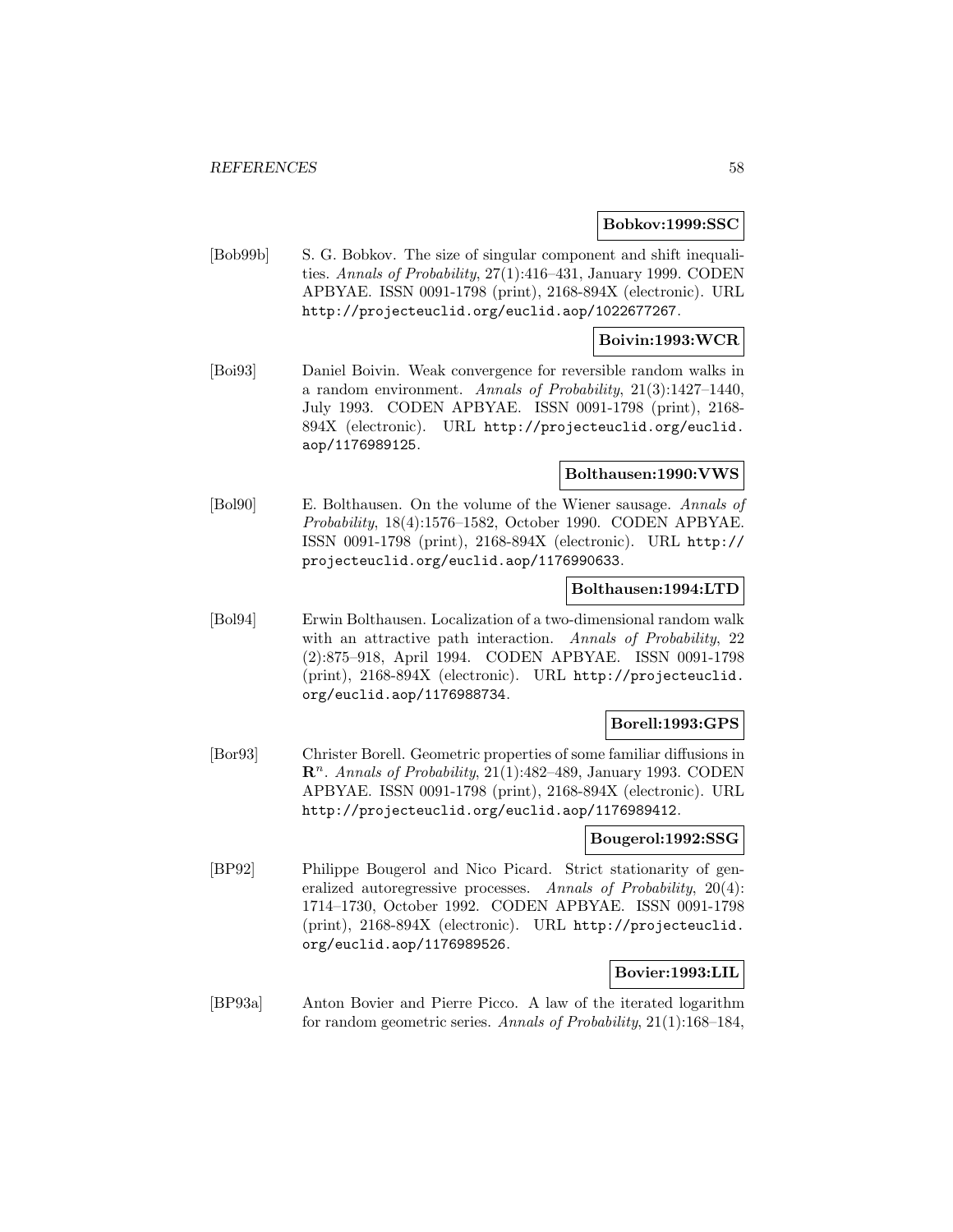**Bobkov:1999:SSC**

[Bob99b] S. G. Bobkov. The size of singular component and shift inequalities. *Annals of Probability*, 27(1):416–431, January 1999. CODEN APBYAE. ISSN 0091-1798 (print), 2168-894X (electronic). URL http://projecteuclid.org/euclid.aop/1022677267.

**Boivin:1993:WCR**

[Boi93] Daniel Boivin. Weak convergence for reversible random walks in a random environment. *Annals of Probability*, 21(3):1427–1440, July 1993. CODEN APBYAE. ISSN 0091-1798 (print), 2168-894X (electronic). URL http://projecteuclid.org/euclid.aop/1176989125.

**Bolthausen:1990:VWS**

[Bol90] E. Bolthausen. On the volume of the Wiener sausage. *Annals of Probability*, 18(4):1576–1582, October 1990. CODEN APBYAE. ISSN 0091-1798 (print), 2168-894X (electronic). URL http://projecteuclid.org/euclid.aop/1176990633.

**Bolthausen:1994:LTD**

[Bol94] Erwin Bolthausen. Localization of a two-dimensional random walk with an attractive path interaction. *Annals of Probability*, 22 (2):875–918, April 1994. CODEN APBYAE. ISSN 0091-1798 (print), 2168-894X (electronic). URL http://projecteuclid.org/euclid.aop/1176988734.

**Borell:1993:GPS**

[Bor93] Christer Borell. Geometric properties of some familiar diffusions in $\mathbf{R}^n$. *Annals of Probability*, 21(1):482–489, January 1993. CODEN APBYAE. ISSN 0091-1798 (print), 2168-894X (electronic). URL http://projecteuclid.org/euclid.aop/1176989412.

**Bougerol:1992:SSG**

[BP92] Philippe Bougerol and Nico Picard. Strict stationarity of generalized autoregressive processes. *Annals of Probability*, 20(4): 1714–1730, October 1992. CODEN APBYAE. ISSN 0091-1798 (print), 2168-894X (electronic). URL http://projecteuclid.org/euclid.aop/1176989526.

**Bovier:1993:LIL**

[BP93a] Anton Bovier and Pierre Picco. A law of the iterated logarithm for random geometric series. *Annals of Probability*, 21(1):168–184,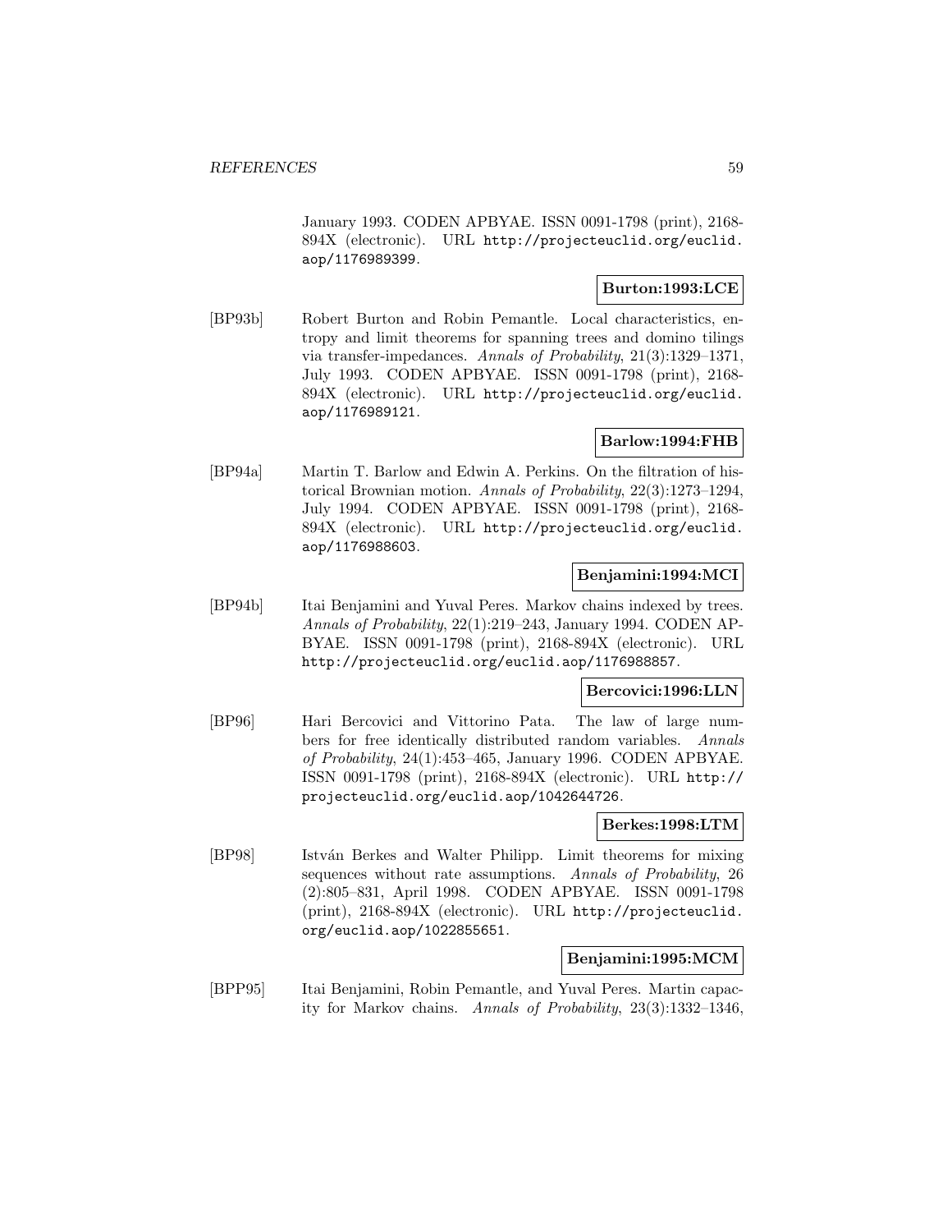January 1993. CODEN APBYAE. ISSN 0091-1798 (print), 2168-894X (electronic). URL http://projecteuclid.org/euclid.aop/1176989399.

**Burton:1993:LCE**

[BP93b] Robert Burton and Robin Pemantle. Local characteristics, entropy and limit theorems for spanning trees and domino tilings via transfer-impedances. *Annals of Probability*, 21(3):1329–1371, July 1993. CODEN APBYAE. ISSN 0091-1798 (print), 2168-894X (electronic). URL http://projecteuclid.org/euclid.aop/1176989121.

**Barlow:1994:FHB**

[BP94a] Martin T. Barlow and Edwin A. Perkins. On the filtration of historical Brownian motion. *Annals of Probability*, 22(3):1273–1294, July 1994. CODEN APBYAE. ISSN 0091-1798 (print), 2168-894X (electronic). URL http://projecteuclid.org/euclid.aop/1176988603.

**Benjamini:1994:MCI**

[BP94b] Itai Benjamini and Yuval Peres. Markov chains indexed by trees. *Annals of Probability*, 22(1):219–243, January 1994. CODEN APBYAE. ISSN 0091-1798 (print), 2168-894X (electronic). URL http://projecteuclid.org/euclid.aop/1176988857.

**Bercovici:1996:LLN**

[BP96] Hari Bercovici and Vittorino Pata. The law of large numbers for free identically distributed random variables. *Annals of Probability*, 24(1):453–465, January 1996. CODEN APBYAE. ISSN 0091-1798 (print), 2168-894X (electronic). URL http://projecteuclid.org/euclid.aop/1042644726.

**Berkes:1998:LTM**

[BP98] István Berkes and Walter Philipp. Limit theorems for mixing sequences without rate assumptions. *Annals of Probability*, 26 (2):805–831, April 1998. CODEN APBYAE. ISSN 0091-1798 (print), 2168-894X (electronic). URL http://projecteuclid.org/euclid.aop/1022855651.

**Benjamini:1995:MCM**

[BPP95] Itai Benjamini, Robin Pemantle, and Yuval Peres. Martin capacity for Markov chains. *Annals of Probability*, 23(3):1332–1346,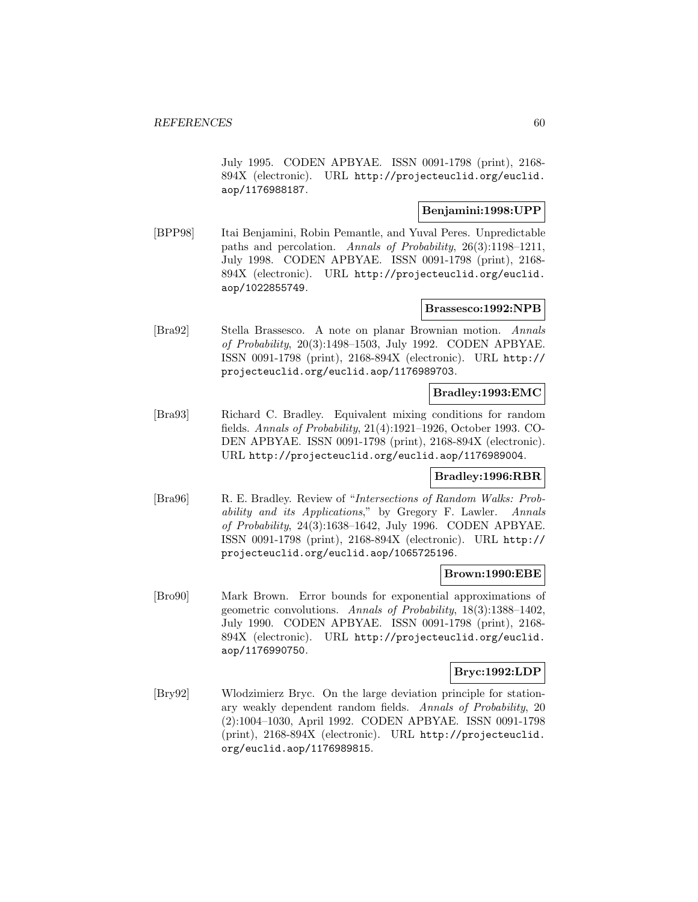July 1995. CODEN APBYAE. ISSN 0091-1798 (print), 2168-894X (electronic). URL http://projecteuclid.org/euclid.aop/1176988187.

**Benjamini:1998:UPP**

[BPP98] Itai Benjamini, Robin Pemantle, and Yuval Peres. Unpredictable paths and percolation. *Annals of Probability*, 26(3):1198–1211, July 1998. CODEN APBYAE. ISSN 0091-1798 (print), 2168-894X (electronic). URL http://projecteuclid.org/euclid.aop/1022855749.

**Brassesco:1992:NPB**

[Bra92] Stella Brassesco. A note on planar Brownian motion. *Annals of Probability*, 20(3):1498–1503, July 1992. CODEN APBYAE. ISSN 0091-1798 (print), 2168-894X (electronic). URL http://projecteuclid.org/euclid.aop/1176989703.

**Bradley:1993:EMC**

[Bra93] Richard C. Bradley. Equivalent mixing conditions for random fields. *Annals of Probability*, 21(4):1921–1926, October 1993. CODEN APBYAE. ISSN 0091-1798 (print), 2168-894X (electronic). URL http://projecteuclid.org/euclid.aop/1176989004.

**Bradley:1996:RBR**

[Bra96] R. E. Bradley. Review of "*Intersections of Random Walks: Probability and its Applications*," by Gregory F. Lawler. *Annals of Probability*, 24(3):1638–1642, July 1996. CODEN APBYAE. ISSN 0091-1798 (print), 2168-894X (electronic). URL http://projecteuclid.org/euclid.aop/1065725196.

**Brown:1990:EBE**

[Bro90] Mark Brown. Error bounds for exponential approximations of geometric convolutions. *Annals of Probability*, 18(3):1388–1402, July 1990. CODEN APBYAE. ISSN 0091-1798 (print), 2168-894X (electronic). URL http://projecteuclid.org/euclid.aop/1176990750.

**Bryc:1992:LDP**

[Bry92] Wlodzimierz Bryc. On the large deviation principle for stationary weakly dependent random fields. *Annals of Probability*, 20 (2):1004–1030, April 1992. CODEN APBYAE. ISSN 0091-1798 (print), 2168-894X (electronic). URL http://projecteuclid.org/euclid.aop/1176989815.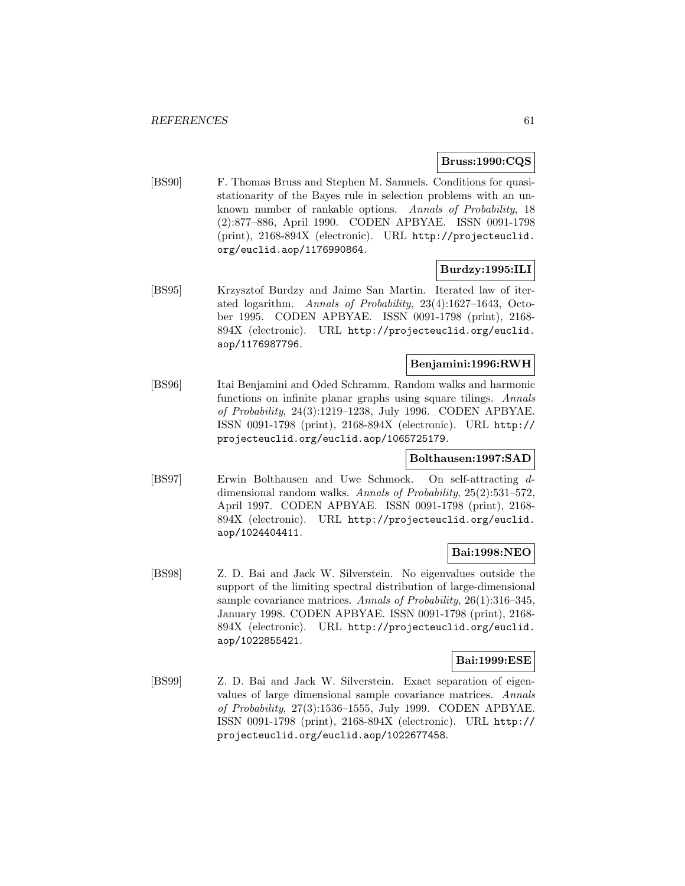**Bruss:1990:CQS**

[BS90] F. Thomas Bruss and Stephen M. Samuels. Conditions for quasi-stationarity of the Bayes rule in selection problems with an unknown number of rankable options. *Annals of Probability*, 18 (2):877–886, April 1990. CODEN APBYAE. ISSN 0091-1798 (print), 2168-894X (electronic). URL http://projecteuclid.org/euclid.aop/1176990864.

**Burdzy:1995:ILI**

[BS95] Krzysztof Burdzy and Jaime San Martin. Iterated law of iterated logarithm. *Annals of Probability*, 23(4):1627–1643, October 1995. CODEN APBYAE. ISSN 0091-1798 (print), 2168-894X (electronic). URL http://projecteuclid.org/euclid.aop/1176987796.

**Benjamini:1996:RWH**

[BS96] Itai Benjamini and Oded Schramm. Random walks and harmonic functions on infinite planar graphs using square tilings. *Annals of Probability*, 24(3):1219–1238, July 1996. CODEN APBYAE. ISSN 0091-1798 (print), 2168-894X (electronic). URL http://projecteuclid.org/euclid.aop/1065725179.

**Bolthausen:1997:SAD**

[BS97] Erwin Bolthausen and Uwe Schmock. On self-attracting $d$-dimensional random walks. *Annals of Probability*, 25(2):531–572, April 1997. CODEN APBYAE. ISSN 0091-1798 (print), 2168-894X (electronic). URL http://projecteuclid.org/euclid.aop/1024404411.

**Bai:1998:NEO**

[BS98] Z. D. Bai and Jack W. Silverstein. No eigenvalues outside the support of the limiting spectral distribution of large-dimensional sample covariance matrices. *Annals of Probability*, 26(1):316–345, January 1998. CODEN APBYAE. ISSN 0091-1798 (print), 2168-894X (electronic). URL http://projecteuclid.org/euclid.aop/1022855421.

**Bai:1999:ESE**

[BS99] Z. D. Bai and Jack W. Silverstein. Exact separation of eigenvalues of large dimensional sample covariance matrices. *Annals of Probability*, 27(3):1536–1555, July 1999. CODEN APBYAE. ISSN 0091-1798 (print), 2168-894X (electronic). URL http://projecteuclid.org/euclid.aop/1022677458.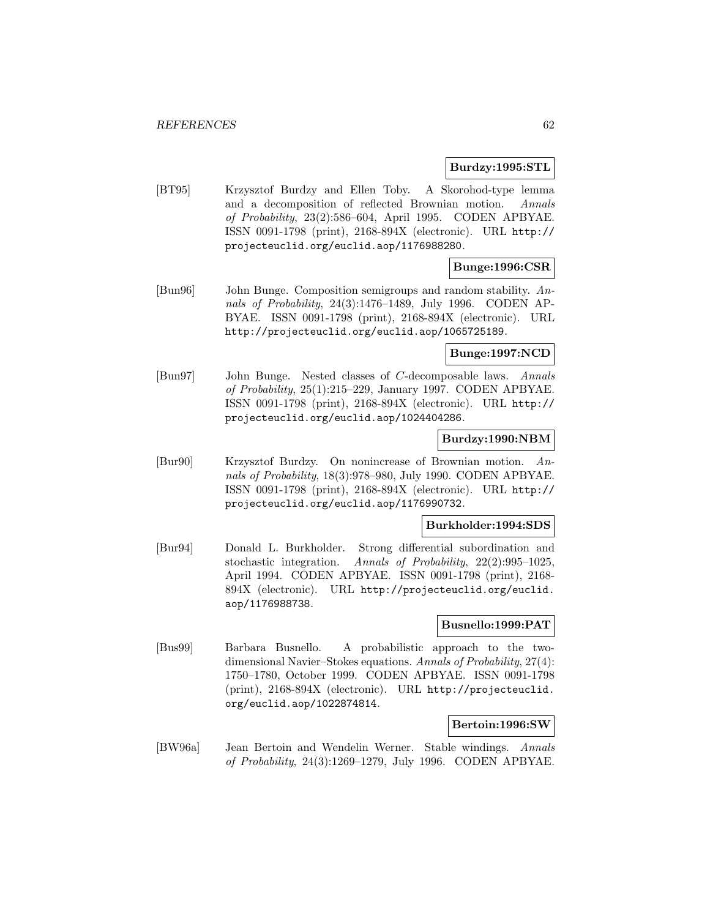**Burdzy:1995:STL**

[BT95] Krzysztof Burdzy and Ellen Toby. A Skorohod-type lemma and a decomposition of reflected Brownian motion. *Annals of Probability*, 23(2):586–604, April 1995. CODEN APBYAE. ISSN 0091-1798 (print), 2168-894X (electronic). URL http://projecteuclid.org/euclid.aop/1176988280.

**Bunge:1996:CSR**

[Bun96] John Bunge. Composition semigroups and random stability. *Annals of Probability*, 24(3):1476–1489, July 1996. CODEN APBYAE. ISSN 0091-1798 (print), 2168-894X (electronic). URL http://projecteuclid.org/euclid.aop/1065725189.

**Bunge:1997:NCD**

[Bun97] John Bunge. Nested classes of $C$-decomposable laws. *Annals of Probability*, 25(1):215–229, January 1997. CODEN APBYAE. ISSN 0091-1798 (print), 2168-894X (electronic). URL http://projecteuclid.org/euclid.aop/1024404286.

**Burdzy:1990:NBM**

[Bur90] Krzysztof Burdzy. On nonincrease of Brownian motion. *Annals of Probability*, 18(3):978–980, July 1990. CODEN APBYAE. ISSN 0091-1798 (print), 2168-894X (electronic). URL http://projecteuclid.org/euclid.aop/1176990732.

**Burkholder:1994:SDS**

[Bur94] Donald L. Burkholder. Strong differential subordination and stochastic integration. *Annals of Probability*, 22(2):995–1025, April 1994. CODEN APBYAE. ISSN 0091-1798 (print), 2168-894X (electronic). URL http://projecteuclid.org/euclid.aop/1176988738.

**Busnello:1999:PAT**

[Bus99] Barbara Busnello. A probabilistic approach to the two-dimensional Navier–Stokes equations. *Annals of Probability*, 27(4):1750–1780, October 1999. CODEN APBYAE. ISSN 0091-1798 (print), 2168-894X (electronic). URL http://projecteuclid.org/euclid.aop/1022874814.

**Bertoin:1996:SW**

[BW96a] Jean Bertoin and Wendelin Werner. Stable windings. *Annals of Probability*, 24(3):1269–1279, July 1996. CODEN APBYAE.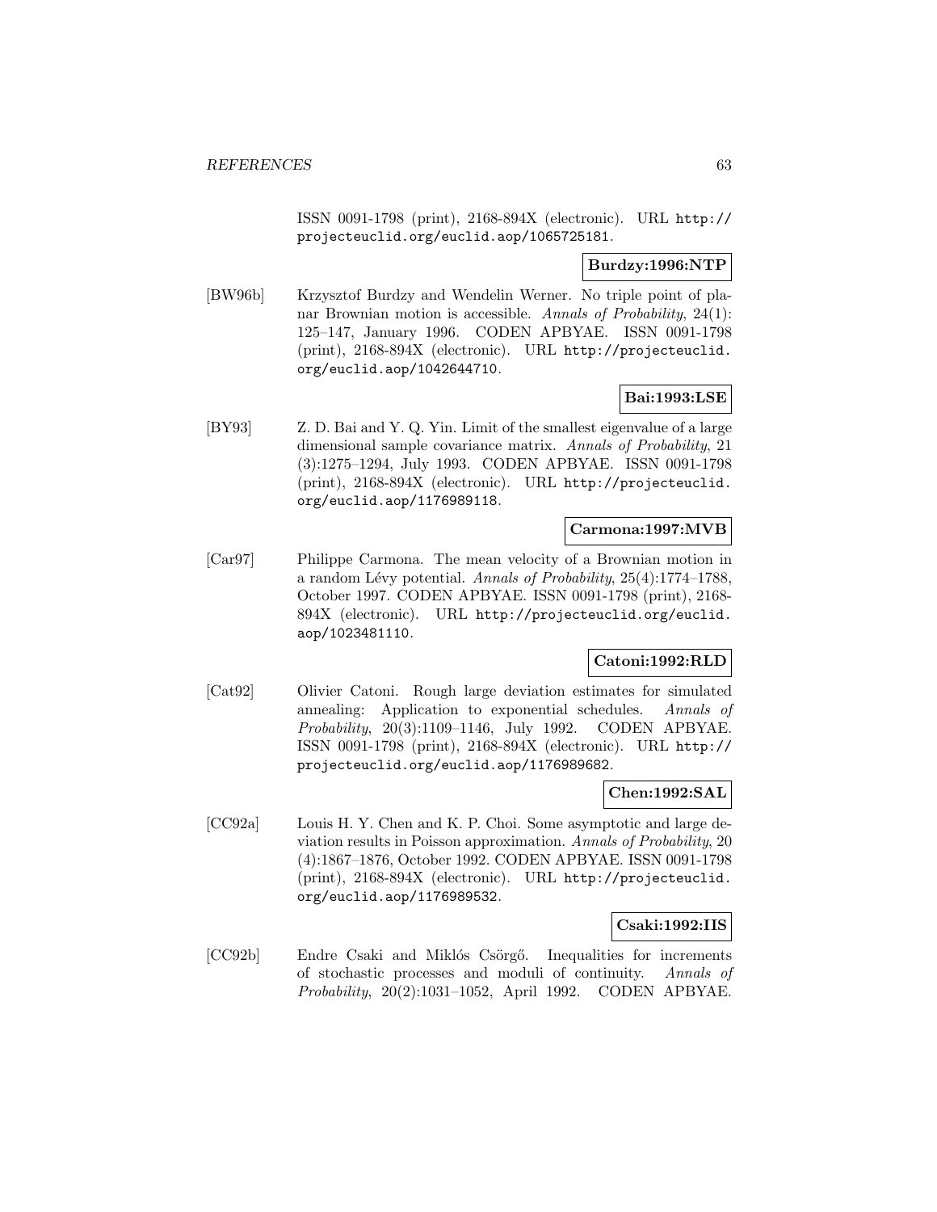ISSN 0091-1798 (print), 2168-894X (electronic). URL http://projecteuclid.org/euclid.aop/1065725181.

**Burdzy:1996:NTP**

[BW96b] Krzysztof Burdzy and Wendelin Werner. No triple point of planar Brownian motion is accessible. *Annals of Probability*, 24(1): 125–147, January 1996. CODEN APBYAE. ISSN 0091-1798 (print), 2168-894X (electronic). URL http://projecteuclid.org/euclid.aop/1042644710.

**Bai:1993:LSE**

[BY93] Z. D. Bai and Y. Q. Yin. Limit of the smallest eigenvalue of a large dimensional sample covariance matrix. *Annals of Probability*, 21 (3):1275–1294, July 1993. CODEN APBYAE. ISSN 0091-1798 (print), 2168-894X (electronic). URL http://projecteuclid.org/euclid.aop/1176989118.

**Carmona:1997:MVB**

[Car97] Philippe Carmona. The mean velocity of a Brownian motion in a random Lévy potential. *Annals of Probability*, 25(4):1774–1788, October 1997. CODEN APBYAE. ISSN 0091-1798 (print), 2168-894X (electronic). URL http://projecteuclid.org/euclid.aop/1023481110.

**Catoni:1992:RLD**

[Cat92] Olivier Catoni. Rough large deviation estimates for simulated annealing: Application to exponential schedules. *Annals of Probability*, 20(3):1109–1146, July 1992. CODEN APBYAE. ISSN 0091-1798 (print), 2168-894X (electronic). URL http://projecteuclid.org/euclid.aop/1176989682.

**Chen:1992:SAL**

[CC92a] Louis H. Y. Chen and K. P. Choi. Some asymptotic and large deviation results in Poisson approximation. *Annals of Probability*, 20 (4):1867–1876, October 1992. CODEN APBYAE. ISSN 0091-1798 (print), 2168-894X (electronic). URL http://projecteuclid.org/euclid.aop/1176989532.

**Csaki:1992:IIS**

[CC92b] Endre Csaki and Miklós Csörgő. Inequalities for increments of stochastic processes and moduli of continuity. *Annals of Probability*, 20(2):1031–1052, April 1992. CODEN APBYAE.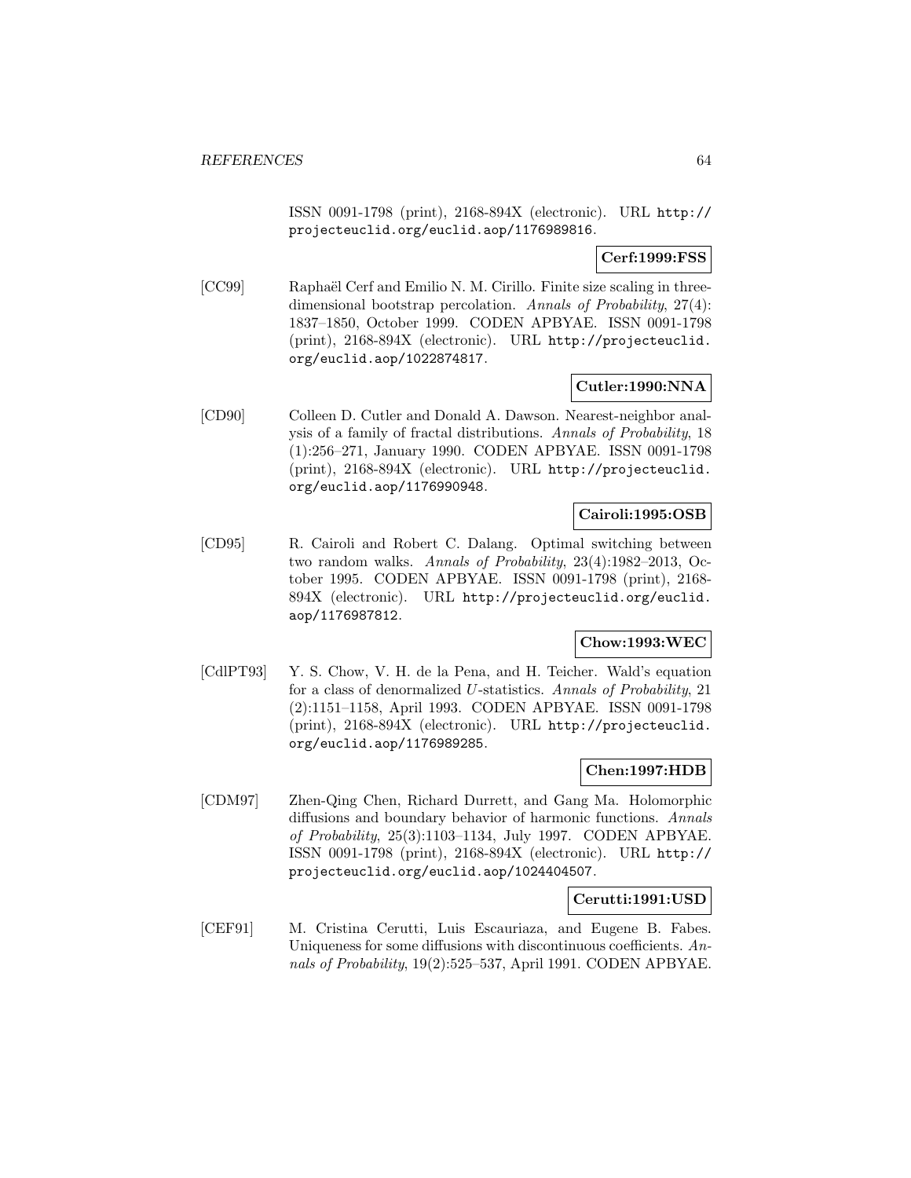ISSN 0091-1798 (print), 2168-894X (electronic). URL http://projecteuclid.org/euclid.aop/1176989816.

**Cerf:1999:FSS**

[CC99] Raphaël Cerf and Emilio N. M. Cirillo. Finite size scaling in three-dimensional bootstrap percolation. *Annals of Probability*, 27(4): 1837–1850, October 1999. CODEN APBYAE. ISSN 0091-1798 (print), 2168-894X (electronic). URL http://projecteuclid.org/euclid.aop/1022874817.

**Cutler:1990:NNA**

[CD90] Colleen D. Cutler and Donald A. Dawson. Nearest-neighbor analysis of a family of fractal distributions. *Annals of Probability*, 18 (1):256–271, January 1990. CODEN APBYAE. ISSN 0091-1798 (print), 2168-894X (electronic). URL http://projecteuclid.org/euclid.aop/1176990948.

**Cairoli:1995:OSB**

[CD95] R. Cairoli and Robert C. Dalang. Optimal switching between two random walks. *Annals of Probability*, 23(4):1982–2013, October 1995. CODEN APBYAE. ISSN 0091-1798 (print), 2168-894X (electronic). URL http://projecteuclid.org/euclid.aop/1176987812.

**Chow:1993:WEC**

[CdlPT93] Y. S. Chow, V. H. de la Pena, and H. Teicher. Wald's equation for a class of denormalized $U$-statistics. *Annals of Probability*, 21 (2):1151–1158, April 1993. CODEN APBYAE. ISSN 0091-1798 (print), 2168-894X (electronic). URL http://projecteuclid.org/euclid.aop/1176989285.

**Chen:1997:HDB**

[CDM97] Zhen-Qing Chen, Richard Durrett, and Gang Ma. Holomorphic diffusions and boundary behavior of harmonic functions. *Annals of Probability*, 25(3):1103–1134, July 1997. CODEN APBYAE. ISSN 0091-1798 (print), 2168-894X (electronic). URL http://projecteuclid.org/euclid.aop/1024404507.

**Cerutti:1991:USD**

[CEF91] M. Cristina Cerutti, Luis Escauriaza, and Eugene B. Fabes. Uniqueness for some diffusions with discontinuous coefficients. *Annals of Probability*, 19(2):525–537, April 1991. CODEN APBYAE.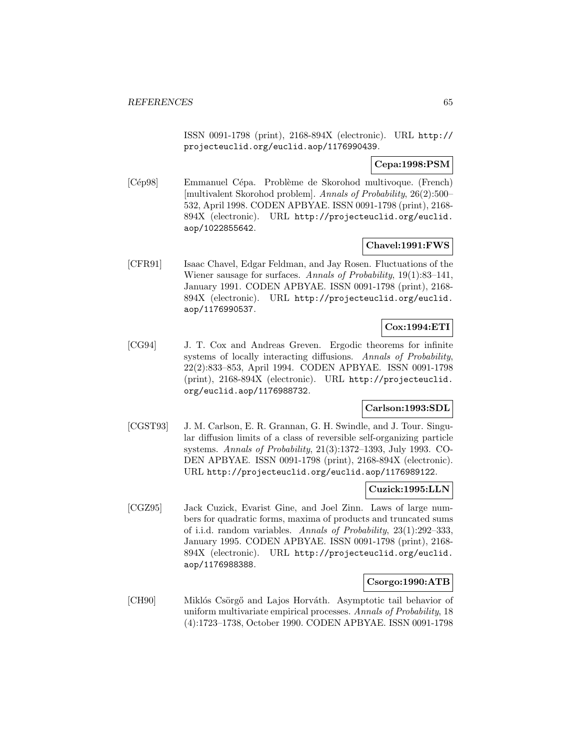ISSN 0091-1798 (print), 2168-894X (electronic). URL http://projecteuclid.org/euclid.aop/1176990439.

**Cepa:1998:PSM**

[Cép98] Emmanuel Cépa. Problème de Skorohod multivoque. (French) [multivalent Skorohod problem]. *Annals of Probability*, 26(2):500–532, April 1998. CODEN APBYAE. ISSN 0091-1798 (print), 2168-894X (electronic). URL http://projecteuclid.org/euclid.aop/1022855642.

**Chavel:1991:FWS**

[CFR91] Isaac Chavel, Edgar Feldman, and Jay Rosen. Fluctuations of the Wiener sausage for surfaces. *Annals of Probability*, 19(1):83–141, January 1991. CODEN APBYAE. ISSN 0091-1798 (print), 2168-894X (electronic). URL http://projecteuclid.org/euclid.aop/1176990537.

**Cox:1994:ETI**

[CG94] J. T. Cox and Andreas Greven. Ergodic theorems for infinite systems of locally interacting diffusions. *Annals of Probability*, 22(2):833–853, April 1994. CODEN APBYAE. ISSN 0091-1798 (print), 2168-894X (electronic). URL http://projecteuclid.org/euclid.aop/1176988732.

**Carlson:1993:SDL**

[CGST93] J. M. Carlson, E. R. Grannan, G. H. Swindle, and J. Tour. Singular diffusion limits of a class of reversible self-organizing particle systems. *Annals of Probability*, 21(3):1372–1393, July 1993. CODEN APBYAE. ISSN 0091-1798 (print), 2168-894X (electronic). URL http://projecteuclid.org/euclid.aop/1176989122.

**Cuzick:1995:LLN**

[CGZ95] Jack Cuzick, Evarist Gine, and Joel Zinn. Laws of large numbers for quadratic forms, maxima of products and truncated sums of i.i.d. random variables. *Annals of Probability*, 23(1):292–333, January 1995. CODEN APBYAE. ISSN 0091-1798 (print), 2168-894X (electronic). URL http://projecteuclid.org/euclid.aop/1176988388.

**Csorgo:1990:ATB**

[CH90] Miklós Csörgő and Lajos Horváth. Asymptotic tail behavior of uniform multivariate empirical processes. *Annals of Probability*, 18 (4):1723–1738, October 1990. CODEN APBYAE. ISSN 0091-1798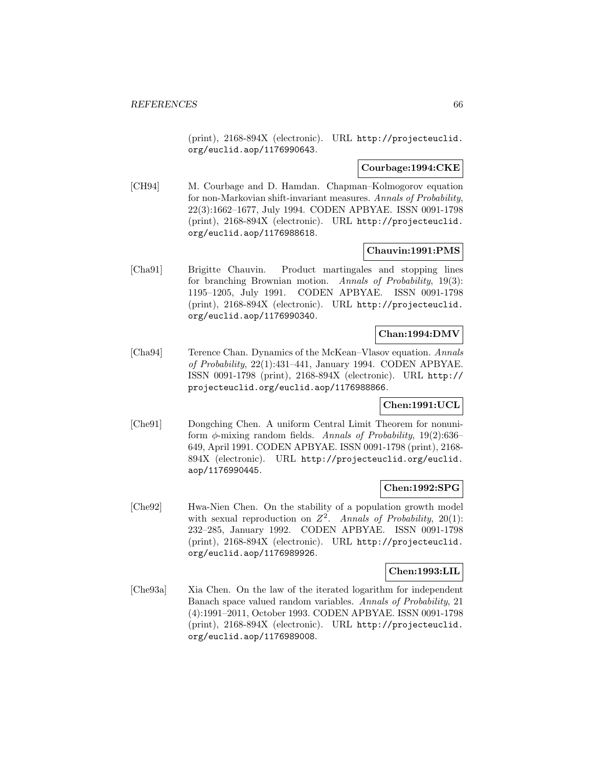(print), 2168-894X (electronic). URL http://projecteuclid.org/euclid.aop/1176990643.

**Courbage:1994:CKE**

[CH94] M. Courbage and D. Hamdan. Chapman–Kolmogorov equation for non-Markovian shift-invariant measures. *Annals of Probability*, 22(3):1662–1677, July 1994. CODEN APBYAE. ISSN 0091-1798 (print), 2168-894X (electronic). URL http://projecteuclid.org/euclid.aop/1176988618.

**Chauvin:1991:PMS**

[Cha91] Brigitte Chauvin. Product martingales and stopping lines for branching Brownian motion. *Annals of Probability*, 19(3): 1195–1205, July 1991. CODEN APBYAE. ISSN 0091-1798 (print), 2168-894X (electronic). URL http://projecteuclid.org/euclid.aop/1176990340.

**Chan:1994:DMV**

[Cha94] Terence Chan. Dynamics of the McKean–Vlasov equation. *Annals of Probability*, 22(1):431–441, January 1994. CODEN APBYAE. ISSN 0091-1798 (print), 2168-894X (electronic). URL http://projecteuclid.org/euclid.aop/1176988866.

**Chen:1991:UCL**

[Che91] Dongching Chen. A uniform Central Limit Theorem for nonuniform $\phi$-mixing random fields. *Annals of Probability*, 19(2):636–649, April 1991. CODEN APBYAE. ISSN 0091-1798 (print), 2168-894X (electronic). URL http://projecteuclid.org/euclid.aop/1176990445.

**Chen:1992:SPG**

[Che92] Hwa-Nien Chen. On the stability of a population growth model with sexual reproduction on $Z^2$. *Annals of Probability*, 20(1): 232–285, January 1992. CODEN APBYAE. ISSN 0091-1798 (print), 2168-894X (electronic). URL http://projecteuclid.org/euclid.aop/1176989926.

**Chen:1993:LIL**

[Che93a] Xia Chen. On the law of the iterated logarithm for independent Banach space valued random variables. *Annals of Probability*, 21 (4):1991–2011, October 1993. CODEN APBYAE. ISSN 0091-1798 (print), 2168-894X (electronic). URL http://projecteuclid.org/euclid.aop/1176989008.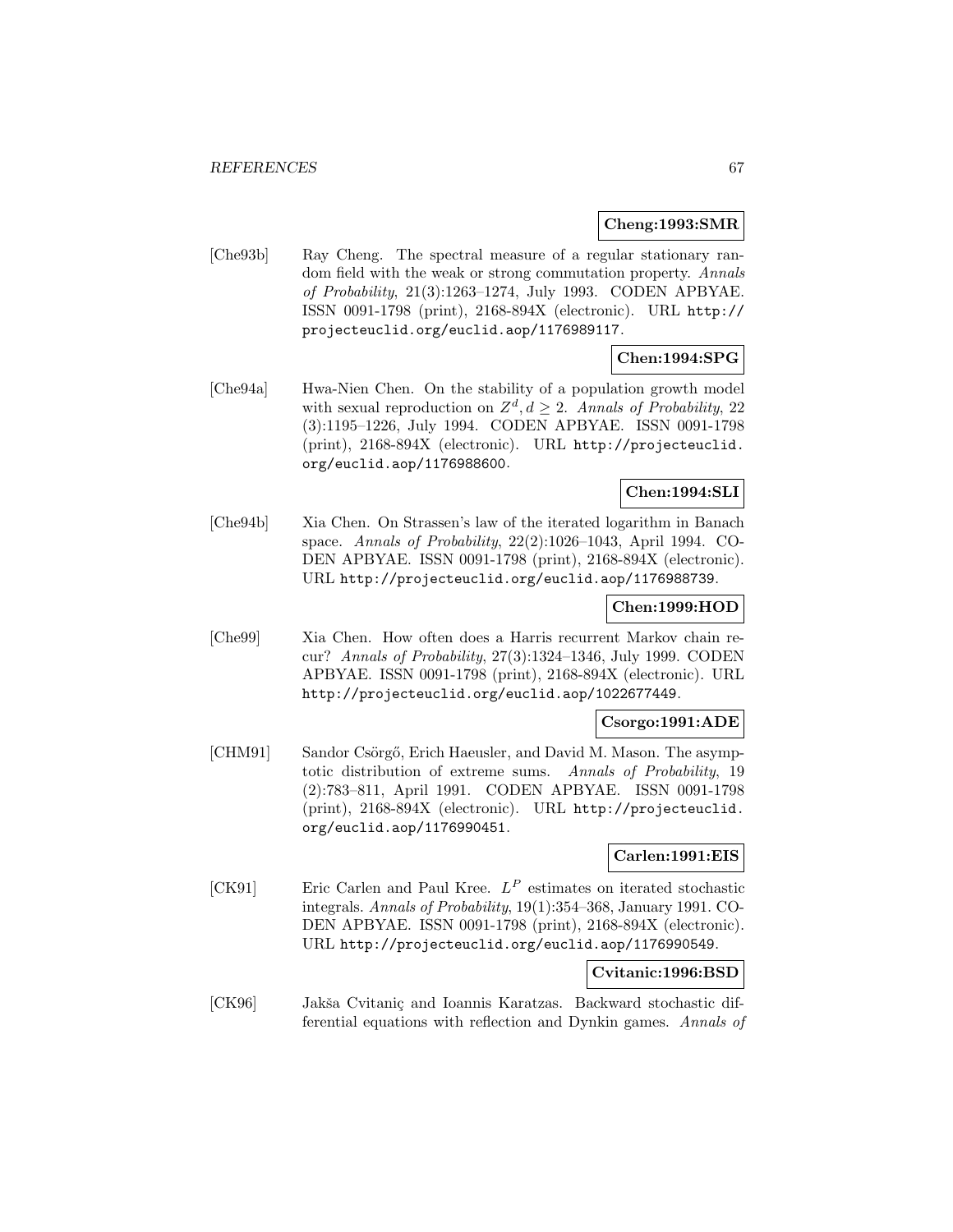**Cheng:1993:SMR**

[Che93b] Ray Cheng. The spectral measure of a regular stationary random field with the weak or strong commutation property. *Annals of Probability*, 21(3):1263–1274, July 1993. CODEN APBYAE. ISSN 0091-1798 (print), 2168-894X (electronic). URL `http://projecteuclid.org/euclid.aop/1176989117`.

**Chen:1994:SPG**

[Che94a] Hwa-Nien Chen. On the stability of a population growth model with sexual reproduction on $Z^d, d \geq 2$. *Annals of Probability*, 22 (3):1195–1226, July 1994. CODEN APBYAE. ISSN 0091-1798 (print), 2168-894X (electronic). URL `http://projecteuclid.org/euclid.aop/1176988600`.

**Chen:1994:SLI**

[Che94b] Xia Chen. On Strassen's law of the iterated logarithm in Banach space. *Annals of Probability*, 22(2):1026–1043, April 1994. CODEN APBYAE. ISSN 0091-1798 (print), 2168-894X (electronic). URL `http://projecteuclid.org/euclid.aop/1176988739`.

**Chen:1999:HOD**

[Che99] Xia Chen. How often does a Harris recurrent Markov chain recur? *Annals of Probability*, 27(3):1324–1346, July 1999. CODEN APBYAE. ISSN 0091-1798 (print), 2168-894X (electronic). URL `http://projecteuclid.org/euclid.aop/1022677449`.

**Csorgo:1991:ADE**

[CHM91] Sandor Csörgő, Erich Haeusler, and David M. Mason. The asymptotic distribution of extreme sums. *Annals of Probability*, 19 (2):783–811, April 1991. CODEN APBYAE. ISSN 0091-1798 (print), 2168-894X (electronic). URL `http://projecteuclid.org/euclid.aop/1176990451`.

**Carlen:1991:EIS**

[CK91] Eric Carlen and Paul Kree. $L^P$ estimates on iterated stochastic integrals. *Annals of Probability*, 19(1):354–368, January 1991. CODEN APBYAE. ISSN 0091-1798 (print), 2168-894X (electronic). URL `http://projecteuclid.org/euclid.aop/1176990549`.

**Cvitanic:1996:BSD**

[CK96] Jakša Cvitaniç and Ioannis Karatzas. Backward stochastic differential equations with reflection and Dynkin games. *Annals of*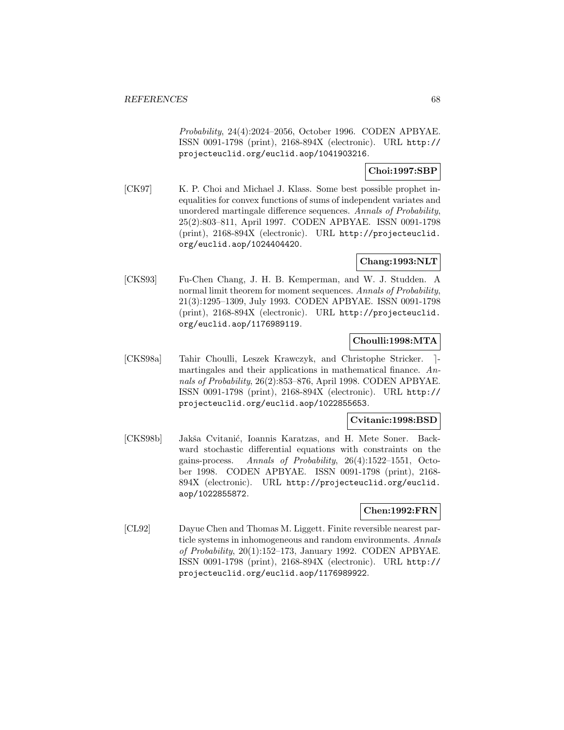*Probability*, 24(4):2024–2056, October 1996. CODEN APBYAE. ISSN 0091-1798 (print), 2168-894X (electronic). URL http://projecteuclid.org/euclid.aop/1041903216.

**Choi:1997:SBP**

[CK97] K. P. Choi and Michael J. Klass. Some best possible prophet inequalities for convex functions of sums of independent variates and unordered martingale difference sequences. *Annals of Probability*, 25(2):803–811, April 1997. CODEN APBYAE. ISSN 0091-1798 (print), 2168-894X (electronic). URL http://projecteuclid.org/euclid.aop/1024404420.

**Chang:1993:NLT**

[CKS93] Fu-Chen Chang, J. H. B. Kemperman, and W. J. Studden. A normal limit theorem for moment sequences. *Annals of Probability*, 21(3):1295–1309, July 1993. CODEN APBYAE. ISSN 0091-1798 (print), 2168-894X (electronic). URL http://projecteuclid.org/euclid.aop/1176989119.

**Choulli:1998:MTA**

[CKS98a] Tahir Choulli, Leszek Krawczyk, and Christophe Stricker. ]-martingales and their applications in mathematical finance. *Annals of Probability*, 26(2):853–876, April 1998. CODEN APBYAE. ISSN 0091-1798 (print), 2168-894X (electronic). URL http://projecteuclid.org/euclid.aop/1022855653.

**Cvitanic:1998:BSD**

[CKS98b] Jakša Cvitanić, Ioannis Karatzas, and H. Mete Soner. Backward stochastic differential equations with constraints on the gains-process. *Annals of Probability*, 26(4):1522–1551, October 1998. CODEN APBYAE. ISSN 0091-1798 (print), 2168-894X (electronic). URL http://projecteuclid.org/euclid.aop/1022855872.

**Chen:1992:FRN**

[CL92] Dayue Chen and Thomas M. Liggett. Finite reversible nearest particle systems in inhomogeneous and random environments. *Annals of Probability*, 20(1):152–173, January 1992. CODEN APBYAE. ISSN 0091-1798 (print), 2168-894X (electronic). URL http://projecteuclid.org/euclid.aop/1176989922.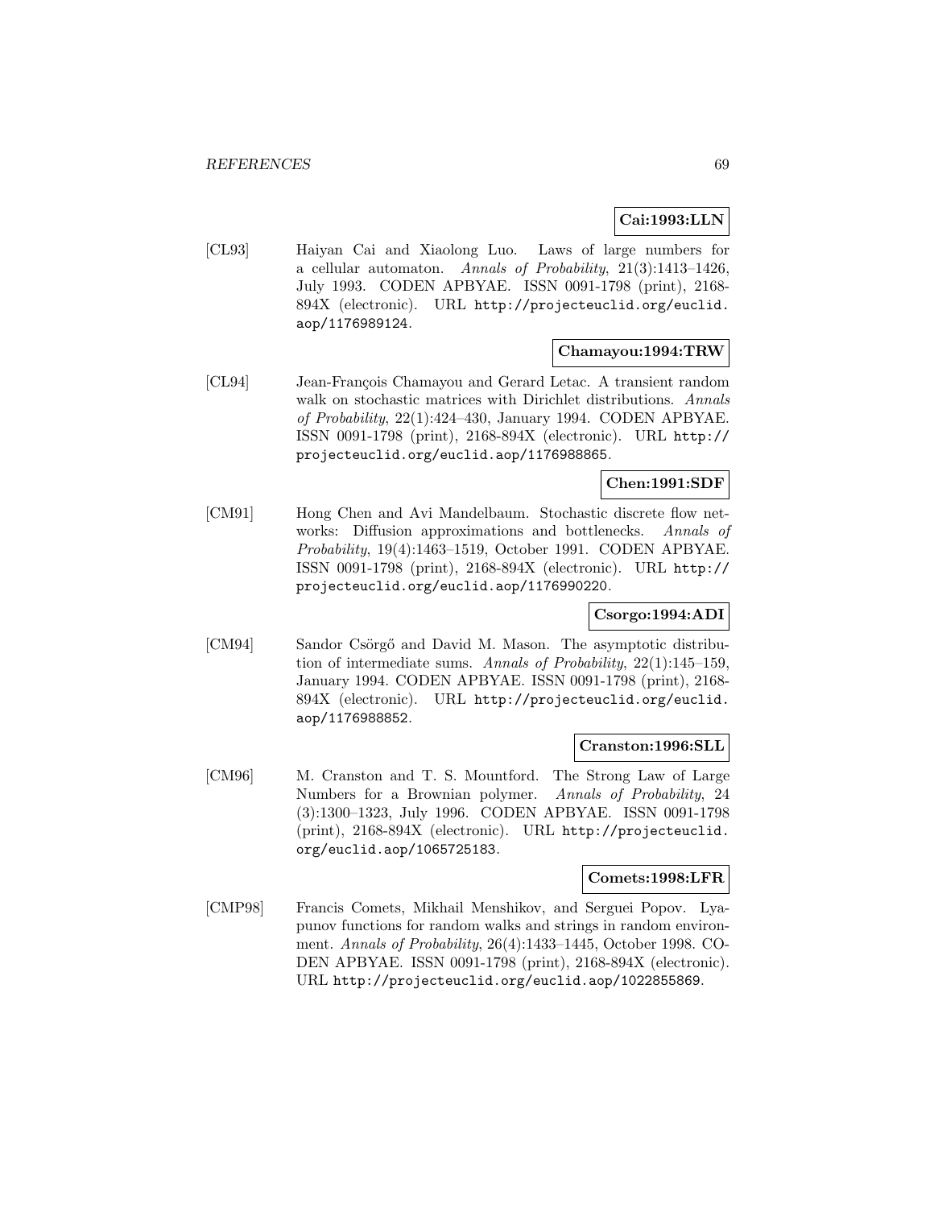**Cai:1993:LLN**

[CL93] Haiyan Cai and Xiaolong Luo. Laws of large numbers for a cellular automaton. *Annals of Probability*, 21(3):1413–1426, July 1993. CODEN APBYAE. ISSN 0091-1798 (print), 2168-894X (electronic). URL http://projecteuclid.org/euclid.aop/1176989124.

**Chamayou:1994:TRW**

[CL94] Jean-François Chamayou and Gerard Letac. A transient random walk on stochastic matrices with Dirichlet distributions. *Annals of Probability*, 22(1):424–430, January 1994. CODEN APBYAE. ISSN 0091-1798 (print), 2168-894X (electronic). URL http://projecteuclid.org/euclid.aop/1176988865.

**Chen:1991:SDF**

[CM91] Hong Chen and Avi Mandelbaum. Stochastic discrete flow networks: Diffusion approximations and bottlenecks. *Annals of Probability*, 19(4):1463–1519, October 1991. CODEN APBYAE. ISSN 0091-1798 (print), 2168-894X (electronic). URL http://projecteuclid.org/euclid.aop/1176990220.

**Csorgo:1994:ADI**

[CM94] Sandor Csörgő and David M. Mason. The asymptotic distribution of intermediate sums. *Annals of Probability*, 22(1):145–159, January 1994. CODEN APBYAE. ISSN 0091-1798 (print), 2168-894X (electronic). URL http://projecteuclid.org/euclid.aop/1176988852.

**Cranston:1996:SLL**

[CM96] M. Cranston and T. S. Mountford. The Strong Law of Large Numbers for a Brownian polymer. *Annals of Probability*, 24 (3):1300–1323, July 1996. CODEN APBYAE. ISSN 0091-1798 (print), 2168-894X (electronic). URL http://projecteuclid.org/euclid.aop/1065725183.

**Comets:1998:LFR**

[CMP98] Francis Comets, Mikhail Menshikov, and Serguei Popov. Lyapunov functions for random walks and strings in random environment. *Annals of Probability*, 26(4):1433–1445, October 1998. CODEN APBYAE. ISSN 0091-1798 (print), 2168-894X (electronic). URL http://projecteuclid.org/euclid.aop/1022855869.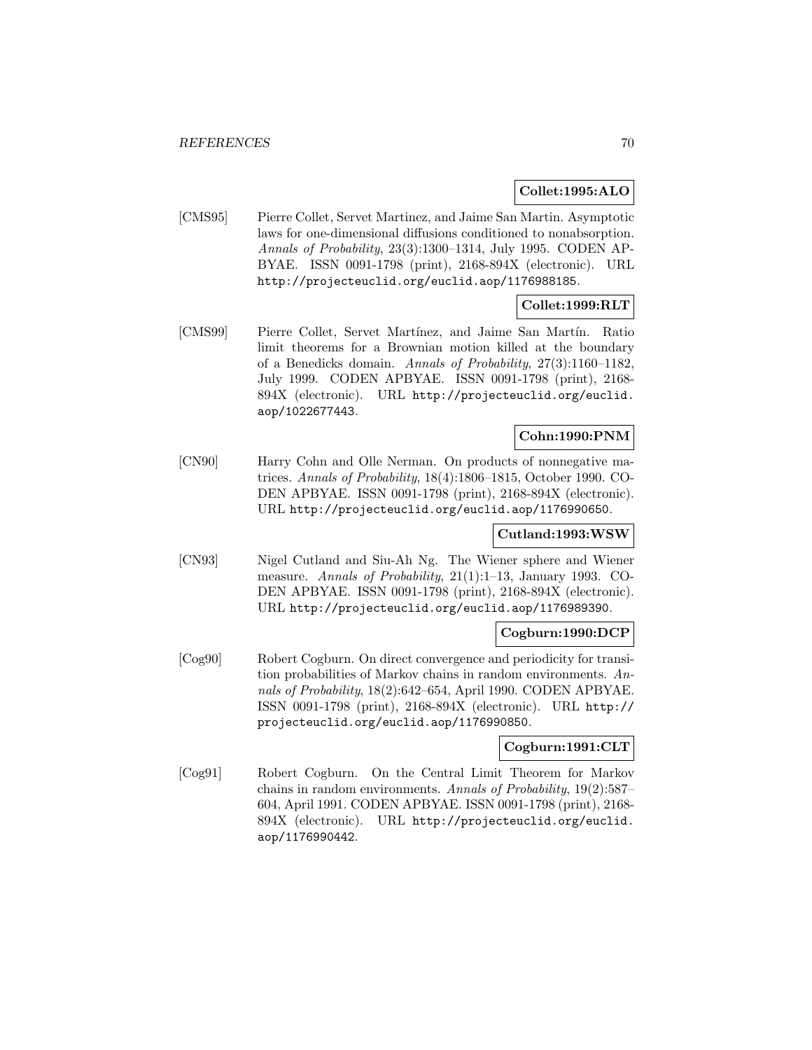**Collet:1995:ALO**

[CMS95] Pierre Collet, Servet Martinez, and Jaime San Martin. Asymptotic laws for one-dimensional diffusions conditioned to nonabsorption. *Annals of Probability*, 23(3):1300–1314, July 1995. CODEN APBYAE. ISSN 0091-1798 (print), 2168-894X (electronic). URL http://projecteuclid.org/euclid.aop/1176988185.

**Collet:1999:RLT**

[CMS99] Pierre Collet, Servet Martínez, and Jaime San Martín. Ratio limit theorems for a Brownian motion killed at the boundary of a Benedicks domain. *Annals of Probability*, 27(3):1160–1182, July 1999. CODEN APBYAE. ISSN 0091-1798 (print), 2168-894X (electronic). URL http://projecteuclid.org/euclid.aop/1022677443.

**Cohn:1990:PNM**

[CN90] Harry Cohn and Olle Nerman. On products of nonnegative matrices. *Annals of Probability*, 18(4):1806–1815, October 1990. CODEN APBYAE. ISSN 0091-1798 (print), 2168-894X (electronic). URL http://projecteuclid.org/euclid.aop/1176990650.

**Cutland:1993:WSW**

[CN93] Nigel Cutland and Siu-Ah Ng. The Wiener sphere and Wiener measure. *Annals of Probability*, 21(1):1–13, January 1993. CODEN APBYAE. ISSN 0091-1798 (print), 2168-894X (electronic). URL http://projecteuclid.org/euclid.aop/1176989390.

**Cogburn:1990:DCP**

[Cog90] Robert Cogburn. On direct convergence and periodicity for transition probabilities of Markov chains in random environments. *Annals of Probability*, 18(2):642–654, April 1990. CODEN APBYAE. ISSN 0091-1798 (print), 2168-894X (electronic). URL http://projecteuclid.org/euclid.aop/1176990850.

**Cogburn:1991:CLT**

[Cog91] Robert Cogburn. On the Central Limit Theorem for Markov chains in random environments. *Annals of Probability*, 19(2):587–604, April 1991. CODEN APBYAE. ISSN 0091-1798 (print), 2168-894X (electronic). URL http://projecteuclid.org/euclid.aop/1176990442.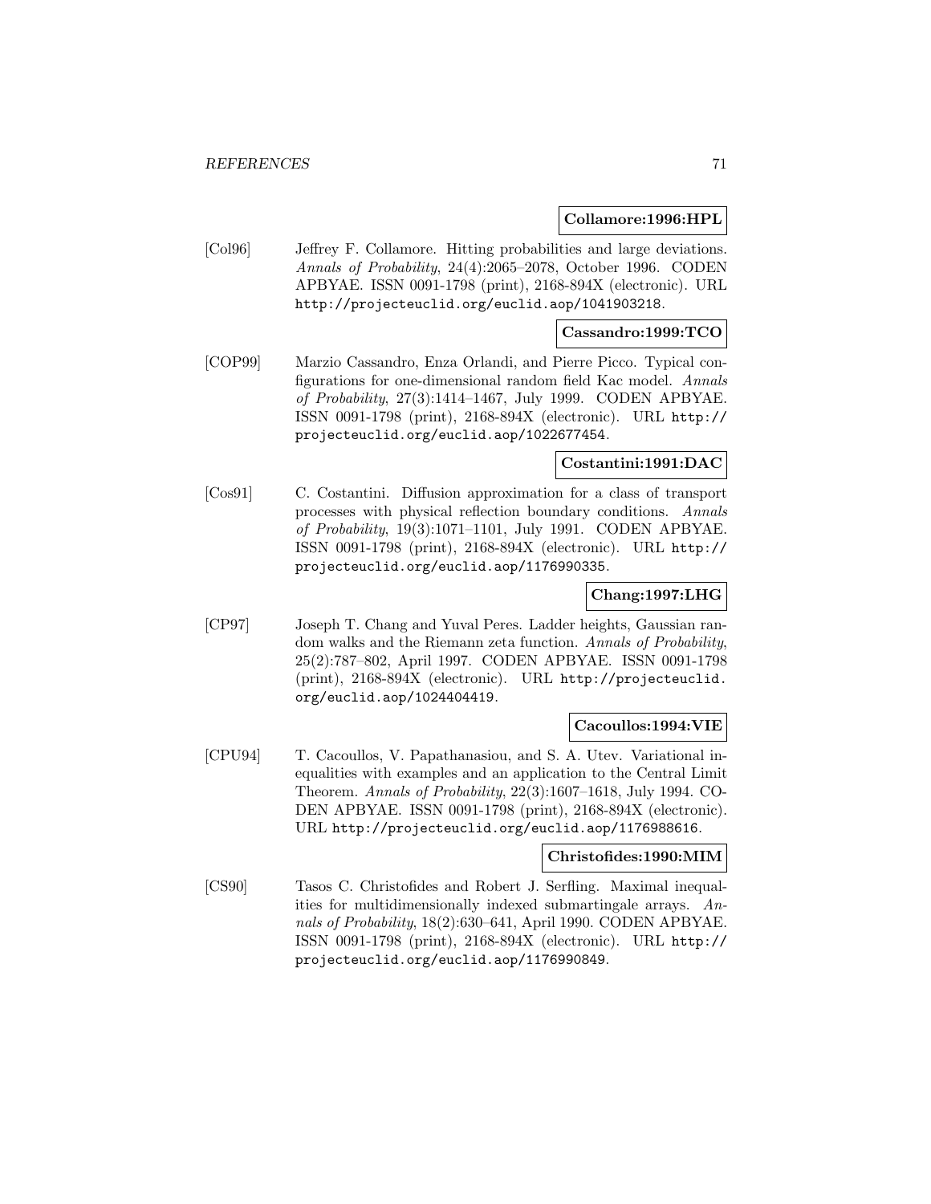**Collamore:1996:HPL**

[Col96] Jeffrey F. Collamore. Hitting probabilities and large deviations. *Annals of Probability*, 24(4):2065–2078, October 1996. CODEN APBYAE. ISSN 0091-1798 (print), 2168-894X (electronic). URL http://projecteuclid.org/euclid.aop/1041903218.

**Cassandro:1999:TCO**

[COP99] Marzio Cassandro, Enza Orlandi, and Pierre Picco. Typical configurations for one-dimensional random field Kac model. *Annals of Probability*, 27(3):1414–1467, July 1999. CODEN APBYAE. ISSN 0091-1798 (print), 2168-894X (electronic). URL http://projecteuclid.org/euclid.aop/1022677454.

**Costantini:1991:DAC**

[Cos91] C. Costantini. Diffusion approximation for a class of transport processes with physical reflection boundary conditions. *Annals of Probability*, 19(3):1071–1101, July 1991. CODEN APBYAE. ISSN 0091-1798 (print), 2168-894X (electronic). URL http://projecteuclid.org/euclid.aop/1176990335.

**Chang:1997:LHG**

[CP97] Joseph T. Chang and Yuval Peres. Ladder heights, Gaussian random walks and the Riemann zeta function. *Annals of Probability*, 25(2):787–802, April 1997. CODEN APBYAE. ISSN 0091-1798 (print), 2168-894X (electronic). URL http://projecteuclid.org/euclid.aop/1024404419.

**Cacoullos:1994:VIE**

[CPU94] T. Cacoullos, V. Papathanasiou, and S. A. Utev. Variational inequalities with examples and an application to the Central Limit Theorem. *Annals of Probability*, 22(3):1607–1618, July 1994. CODEN APBYAE. ISSN 0091-1798 (print), 2168-894X (electronic). URL http://projecteuclid.org/euclid.aop/1176988616.

**Christofides:1990:MIM**

[CS90] Tasos C. Christofides and Robert J. Serfling. Maximal inequalities for multidimensionally indexed submartingale arrays. *Annals of Probability*, 18(2):630–641, April 1990. CODEN APBYAE. ISSN 0091-1798 (print), 2168-894X (electronic). URL http://projecteuclid.org/euclid.aop/1176990849.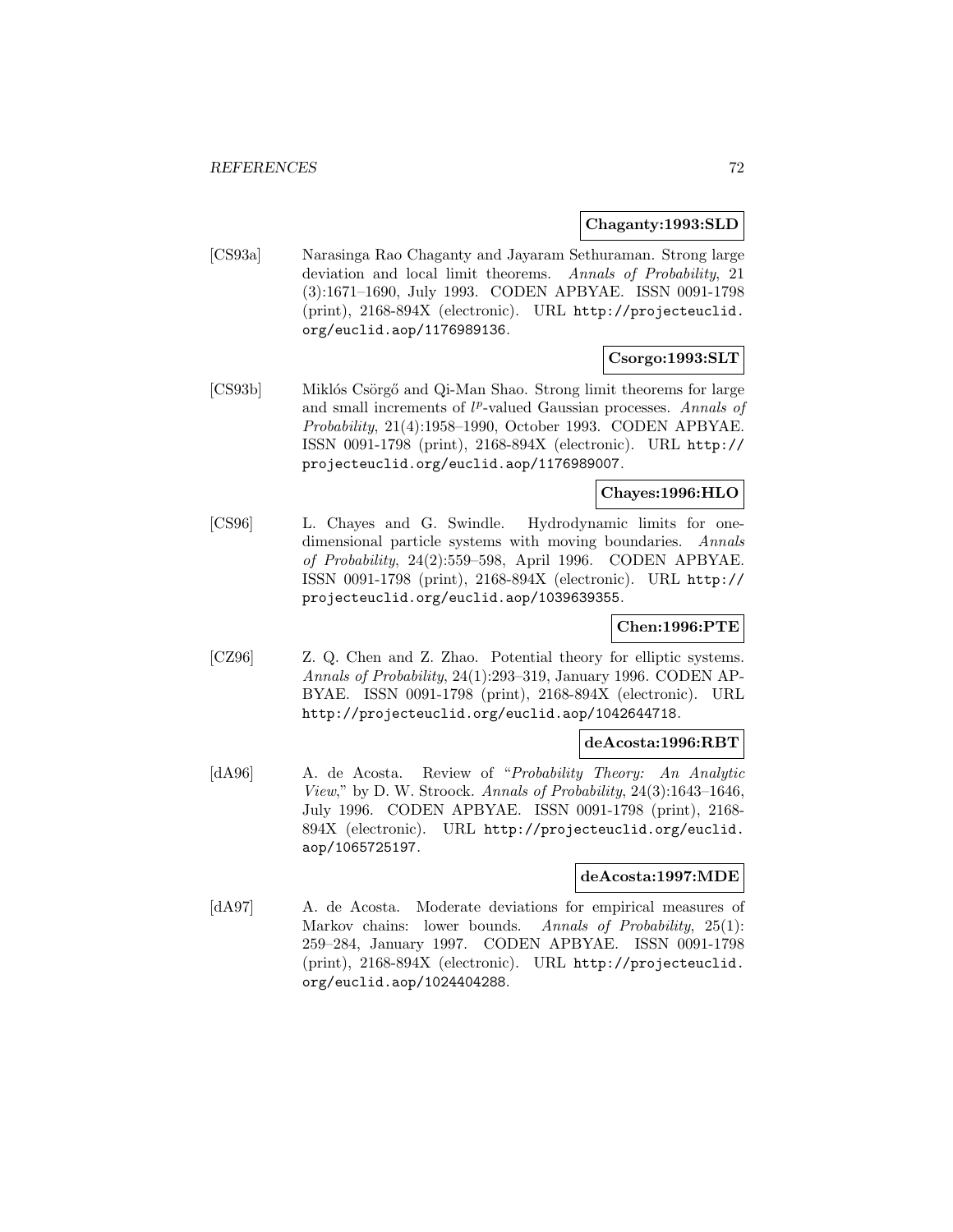**Chaganty:1993:SLD**

[CS93a] Narasinga Rao Chaganty and Jayaram Sethuraman. Strong large deviation and local limit theorems. *Annals of Probability*, 21 (3):1671–1690, July 1993. CODEN APBYAE. ISSN 0091-1798 (print), 2168-894X (electronic). URL http://projecteuclid.org/euclid.aop/1176989136.

**Csorgo:1993:SLT**

[CS93b] Miklós Csörgő and Qi-Man Shao. Strong limit theorems for large and small increments of $l^p$-valued Gaussian processes. *Annals of Probability*, 21(4):1958–1990, October 1993. CODEN APBYAE. ISSN 0091-1798 (print), 2168-894X (electronic). URL http://projecteuclid.org/euclid.aop/1176989007.

**Chayes:1996:HLO**

[CS96] L. Chayes and G. Swindle. Hydrodynamic limits for one-dimensional particle systems with moving boundaries. *Annals of Probability*, 24(2):559–598, April 1996. CODEN APBYAE. ISSN 0091-1798 (print), 2168-894X (electronic). URL http://projecteuclid.org/euclid.aop/1039639355.

**Chen:1996:PTE**

[CZ96] Z. Q. Chen and Z. Zhao. Potential theory for elliptic systems. *Annals of Probability*, 24(1):293–319, January 1996. CODEN APBYAE. ISSN 0091-1798 (print), 2168-894X (electronic). URL http://projecteuclid.org/euclid.aop/1042644718.

**deAcosta:1996:RBT**

[dA96] A. de Acosta. Review of "*Probability Theory: An Analytic View*," by D. W. Stroock. *Annals of Probability*, 24(3):1643–1646, July 1996. CODEN APBYAE. ISSN 0091-1798 (print), 2168-894X (electronic). URL http://projecteuclid.org/euclid.aop/1065725197.

**deAcosta:1997:MDE**

[dA97] A. de Acosta. Moderate deviations for empirical measures of Markov chains: lower bounds. *Annals of Probability*, 25(1): 259–284, January 1997. CODEN APBYAE. ISSN 0091-1798 (print), 2168-894X (electronic). URL http://projecteuclid.org/euclid.aop/1024404288.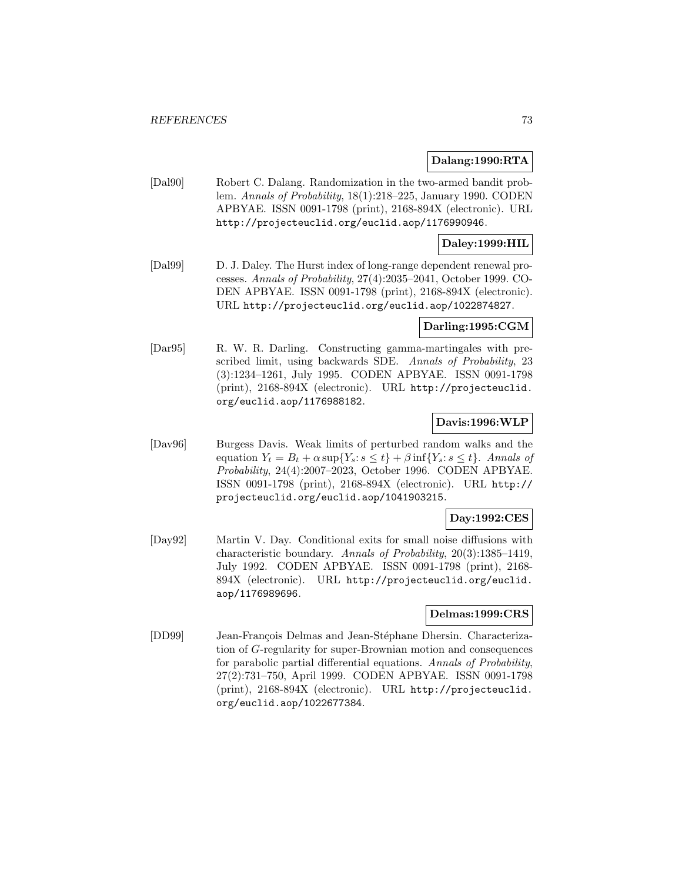**Dalang:1990:RTA**

[Dal90] Robert C. Dalang. Randomization in the two-armed bandit problem. *Annals of Probability*, 18(1):218–225, January 1990. CODEN APBYAE. ISSN 0091-1798 (print), 2168-894X (electronic). URL http://projecteuclid.org/euclid.aop/1176990946.

**Daley:1999:HIL**

[Dal99] D. J. Daley. The Hurst index of long-range dependent renewal processes. *Annals of Probability*, 27(4):2035–2041, October 1999. CODEN APBYAE. ISSN 0091-1798 (print), 2168-894X (electronic). URL http://projecteuclid.org/euclid.aop/1022874827.

**Darling:1995:CGM**

[Dar95] R. W. R. Darling. Constructing gamma-martingales with prescribed limit, using backwards SDE. *Annals of Probability*, 23 (3):1234–1261, July 1995. CODEN APBYAE. ISSN 0091-1798 (print), 2168-894X (electronic). URL http://projecteuclid.org/euclid.aop/1176988182.

**Davis:1996:WLP**

[Dav96] Burgess Davis. Weak limits of perturbed random walks and the equation $Y_t = B_t + \alpha \sup\{Y_s : s \leq t\} + \beta \inf\{Y_s : s \leq t\}$. *Annals of Probability*, 24(4):2007–2023, October 1996. CODEN APBYAE. ISSN 0091-1798 (print), 2168-894X (electronic). URL http://projecteuclid.org/euclid.aop/1041903215.

**Day:1992:CES**

[Day92] Martin V. Day. Conditional exits for small noise diffusions with characteristic boundary. *Annals of Probability*, 20(3):1385–1419, July 1992. CODEN APBYAE. ISSN 0091-1798 (print), 2168-894X (electronic). URL http://projecteuclid.org/euclid.aop/1176989696.

**Delmas:1999:CRS**

[DD99] Jean-François Delmas and Jean-Stéphane Dhersin. Characterization of $G$-regularity for super-Brownian motion and consequences for parabolic partial differential equations. *Annals of Probability*, 27(2):731–750, April 1999. CODEN APBYAE. ISSN 0091-1798 (print), 2168-894X (electronic). URL http://projecteuclid.org/euclid.aop/1022677384.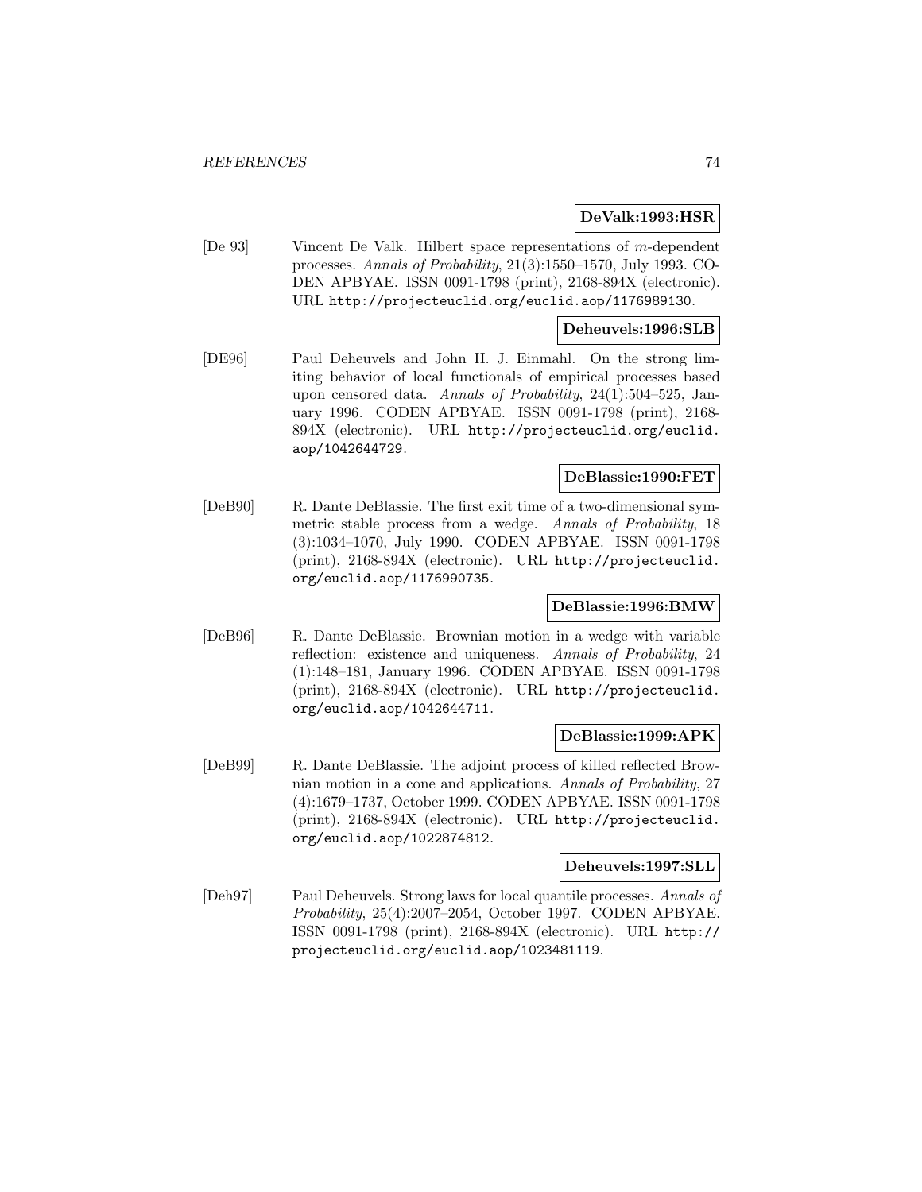**DeValk:1993:HSR**

[De 93] Vincent De Valk. Hilbert space representations of $m$-dependent processes. *Annals of Probability*, 21(3):1550–1570, July 1993. CODEN APBYAE. ISSN 0091-1798 (print), 2168-894X (electronic). URL http://projecteuclid.org/euclid.aop/1176989130.

**Deheuvels:1996:SLB**

[DE96] Paul Deheuvels and John H. J. Einmahl. On the strong limiting behavior of local functionals of empirical processes based upon censored data. *Annals of Probability*, 24(1):504–525, January 1996. CODEN APBYAE. ISSN 0091-1798 (print), 2168-894X (electronic). URL http://projecteuclid.org/euclid.aop/1042644729.

**DeBlassie:1990:FET**

[DeB90] R. Dante DeBlassie. The first exit time of a two-dimensional symmetric stable process from a wedge. *Annals of Probability*, 18 (3):1034–1070, July 1990. CODEN APBYAE. ISSN 0091-1798 (print), 2168-894X (electronic). URL http://projecteuclid.org/euclid.aop/1176990735.

**DeBlassie:1996:BMW**

[DeB96] R. Dante DeBlassie. Brownian motion in a wedge with variable reflection: existence and uniqueness. *Annals of Probability*, 24 (1):148–181, January 1996. CODEN APBYAE. ISSN 0091-1798 (print), 2168-894X (electronic). URL http://projecteuclid.org/euclid.aop/1042644711.

**DeBlassie:1999:APK**

[DeB99] R. Dante DeBlassie. The adjoint process of killed reflected Brownian motion in a cone and applications. *Annals of Probability*, 27 (4):1679–1737, October 1999. CODEN APBYAE. ISSN 0091-1798 (print), 2168-894X (electronic). URL http://projecteuclid.org/euclid.aop/1022874812.

**Deheuvels:1997:SLL**

[Deh97] Paul Deheuvels. Strong laws for local quantile processes. *Annals of Probability*, 25(4):2007–2054, October 1997. CODEN APBYAE. ISSN 0091-1798 (print), 2168-894X (electronic). URL http://projecteuclid.org/euclid.aop/1023481119.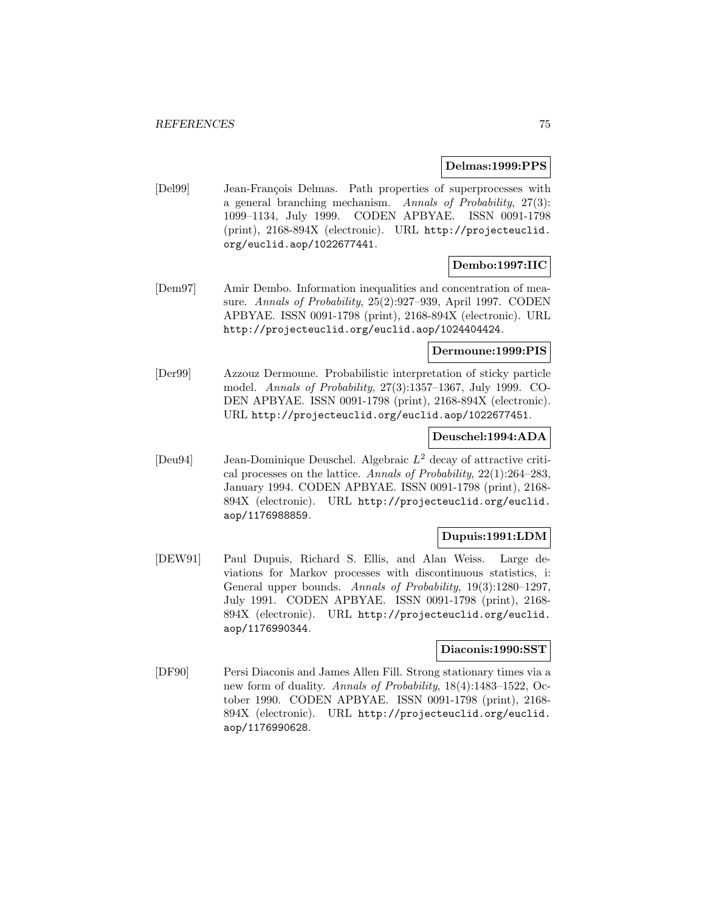**Delmas:1999:PPS**

[Del99] Jean-François Delmas. Path properties of superprocesses with a general branching mechanism. *Annals of Probability*, 27(3): 1099–1134, July 1999. CODEN APBYAE. ISSN 0091-1798 (print), 2168-894X (electronic). URL http://projecteuclid.org/euclid.aop/1022677441.

**Dembo:1997:IIC**

[Dem97] Amir Dembo. Information inequalities and concentration of measure. *Annals of Probability*, 25(2):927–939, April 1997. CODEN APBYAE. ISSN 0091-1798 (print), 2168-894X (electronic). URL http://projecteuclid.org/euclid.aop/1024404424.

**Dermoune:1999:PIS**

[Der99] Azzouz Dermoune. Probabilistic interpretation of sticky particle model. *Annals of Probability*, 27(3):1357–1367, July 1999. CODEN APBYAE. ISSN 0091-1798 (print), 2168-894X (electronic). URL http://projecteuclid.org/euclid.aop/1022677451.

**Deuschel:1994:ADA**

[Deu94] Jean-Dominique Deuschel. Algebraic $L^2$ decay of attractive critical processes on the lattice. *Annals of Probability*, 22(1):264–283, January 1994. CODEN APBYAE. ISSN 0091-1798 (print), 2168-894X (electronic). URL http://projecteuclid.org/euclid.aop/1176988859.

**Dupuis:1991:LDM**

[DEW91] Paul Dupuis, Richard S. Ellis, and Alan Weiss. Large deviations for Markov processes with discontinuous statistics, i: General upper bounds. *Annals of Probability*, 19(3):1280–1297, July 1991. CODEN APBYAE. ISSN 0091-1798 (print), 2168-894X (electronic). URL http://projecteuclid.org/euclid.aop/1176990344.

**Diaconis:1990:SST**

[DF90] Persi Diaconis and James Allen Fill. Strong stationary times via a new form of duality. *Annals of Probability*, 18(4):1483–1522, October 1990. CODEN APBYAE. ISSN 0091-1798 (print), 2168-894X (electronic). URL http://projecteuclid.org/euclid.aop/1176990628.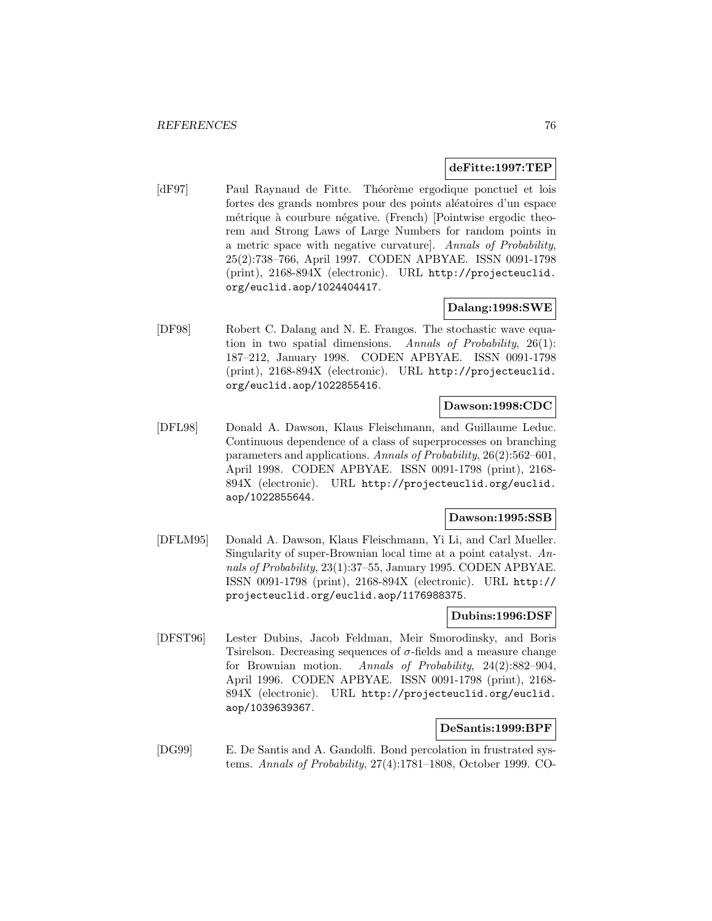**deFitte:1997:TEP**

[dF97] Paul Raynaud de Fitte. Théorème ergodique ponctuel et lois fortes des grands nombres pour des points aléatoires d'un espace métrique à courbure negative. (French) [Pointwise ergodic theorem and Strong Laws of Large Numbers for random points in a metric space with negative curvature]. *Annals of Probability*, 25(2):738–766, April 1997. CODEN APBYAE. ISSN 0091-1798 (print), 2168-894X (electronic). URL http://projecteuclid.org/euclid.aop/1024404417.

**Dalang:1998:SWE**

[DF98] Robert C. Dalang and N. E. Frangos. The stochastic wave equation in two spatial dimensions. *Annals of Probability*, 26(1): 187–212, January 1998. CODEN APBYAE. ISSN 0091-1798 (print), 2168-894X (electronic). URL http://projecteuclid.org/euclid.aop/1022855416.

**Dawson:1998:CDC**

[DFL98] Donald A. Dawson, Klaus Fleischmann, and Guillaume Leduc. Continuous dependence of a class of superprocesses on branching parameters and applications. *Annals of Probability*, 26(2):562–601, April 1998. CODEN APBYAE. ISSN 0091-1798 (print), 2168-894X (electronic). URL http://projecteuclid.org/euclid.aop/1022855644.

**Dawson:1995:SSB**

[DFLM95] Donald A. Dawson, Klaus Fleischmann, Yi Li, and Carl Mueller. Singularity of super-Brownian local time at a point catalyst. *Annals of Probability*, 23(1):37–55, January 1995. CODEN APBYAE. ISSN 0091-1798 (print), 2168-894X (electronic). URL http://projecteuclid.org/euclid.aop/1176988375.

**Dubins:1996:DSF**

[DFST96] Lester Dubins, Jacob Feldman, Meir Smorodinsky, and Boris Tsirelson. Decreasing sequences of $\sigma$-fields and a measure change for Brownian motion. *Annals of Probability*, 24(2):882–904, April 1996. CODEN APBYAE. ISSN 0091-1798 (print), 2168-894X (electronic). URL http://projecteuclid.org/euclid.aop/1039639367.

**DeSantis:1999:BPF**

[DG99] E. De Santis and A. Gandolfi. Bond percolation in frustrated systems. *Annals of Probability*, 27(4):1781–1808, October 1999. CO-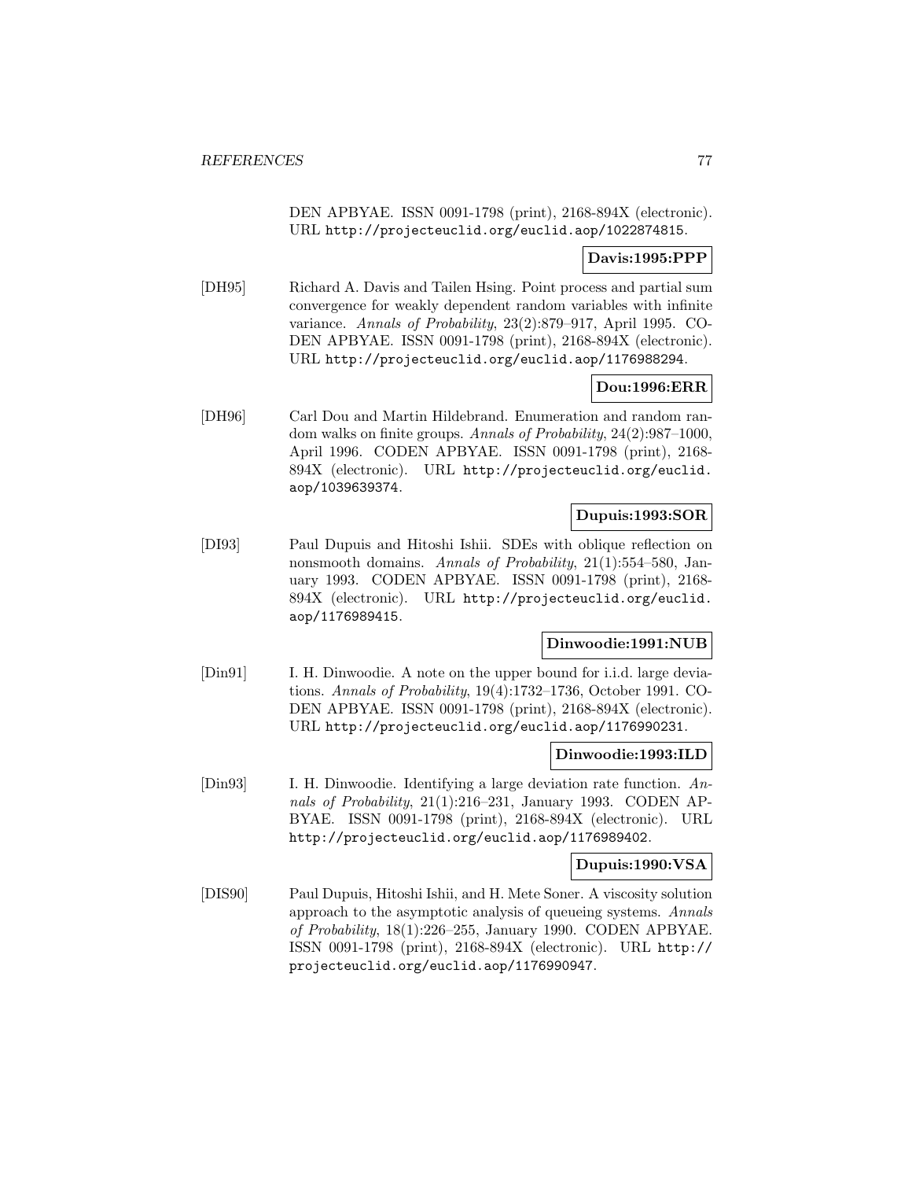DEN APBYAE. ISSN 0091-1798 (print), 2168-894X (electronic). URL http://projecteuclid.org/euclid.aop/1022874815.

**Davis:1995:PPP**

[DH95] Richard A. Davis and Tailen Hsing. Point process and partial sum convergence for weakly dependent random variables with infinite variance. *Annals of Probability*, 23(2):879–917, April 1995. CODEN APBYAE. ISSN 0091-1798 (print), 2168-894X (electronic). URL http://projecteuclid.org/euclid.aop/1176988294.

**Dou:1996:ERR**

[DH96] Carl Dou and Martin Hildebrand. Enumeration and random random walks on finite groups. *Annals of Probability*, 24(2):987–1000, April 1996. CODEN APBYAE. ISSN 0091-1798 (print), 2168-894X (electronic). URL http://projecteuclid.org/euclid.aop/1039639374.

**Dupuis:1993:SOR**

[DI93] Paul Dupuis and Hitoshi Ishii. SDEs with oblique reflection on nonsmooth domains. *Annals of Probability*, 21(1):554–580, January 1993. CODEN APBYAE. ISSN 0091-1798 (print), 2168-894X (electronic). URL http://projecteuclid.org/euclid.aop/1176989415.

**Dinwoodie:1991:NUB**

[Din91] I. H. Dinwoodie. A note on the upper bound for i.i.d. large deviations. *Annals of Probability*, 19(4):1732–1736, October 1991. CODEN APBYAE. ISSN 0091-1798 (print), 2168-894X (electronic). URL http://projecteuclid.org/euclid.aop/1176990231.

**Dinwoodie:1993:ILD**

[Din93] I. H. Dinwoodie. Identifying a large deviation rate function. *Annals of Probability*, 21(1):216–231, January 1993. CODEN APBYAE. ISSN 0091-1798 (print), 2168-894X (electronic). URL http://projecteuclid.org/euclid.aop/1176989402.

**Dupuis:1990:VSA**

[DIS90] Paul Dupuis, Hitoshi Ishii, and H. Mete Soner. A viscosity solution approach to the asymptotic analysis of queueing systems. *Annals of Probability*, 18(1):226–255, January 1990. CODEN APBYAE. ISSN 0091-1798 (print), 2168-894X (electronic). URL http://projecteuclid.org/euclid.aop/1176990947.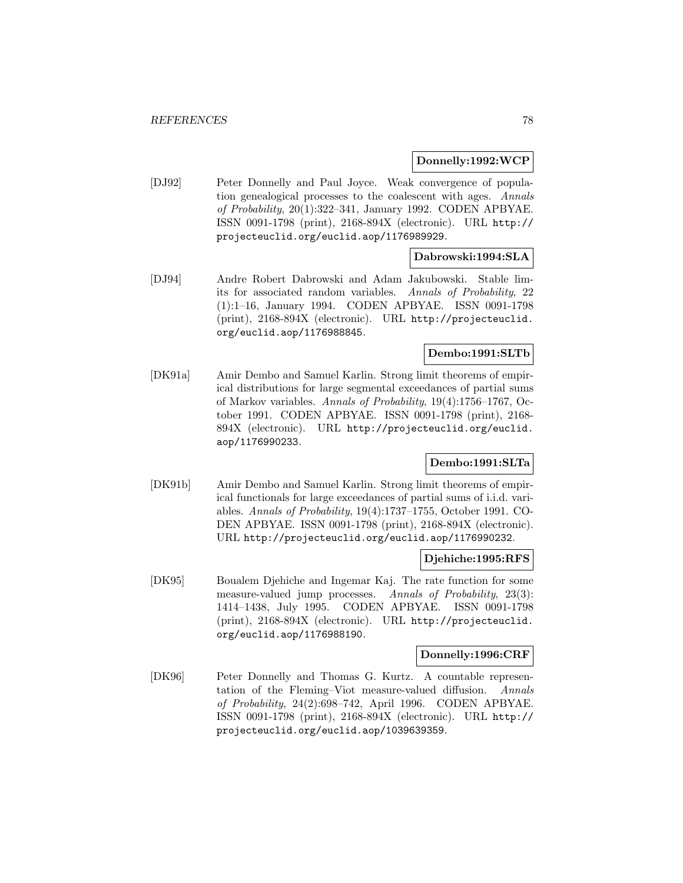**Donnelly:1992:WCP**

[DJ92] Peter Donnelly and Paul Joyce. Weak convergence of population genealogical processes to the coalescent with ages. *Annals of Probability*, 20(1):322–341, January 1992. CODEN APBYAE. ISSN 0091-1798 (print), 2168-894X (electronic). URL http://projecteuclid.org/euclid.aop/1176989929.

**Dabrowski:1994:SLA**

[DJ94] Andre Robert Dabrowski and Adam Jakubowski. Stable limits for associated random variables. *Annals of Probability*, 22 (1):1–16, January 1994. CODEN APBYAE. ISSN 0091-1798 (print), 2168-894X (electronic). URL http://projecteuclid.org/euclid.aop/1176988845.

**Dembo:1991:SLTb**

[DK91a] Amir Dembo and Samuel Karlin. Strong limit theorems of empirical distributions for large segmental exceedances of partial sums of Markov variables. *Annals of Probability*, 19(4):1756–1767, October 1991. CODEN APBYAE. ISSN 0091-1798 (print), 2168-894X (electronic). URL http://projecteuclid.org/euclid.aop/1176990233.

**Dembo:1991:SLTa**

[DK91b] Amir Dembo and Samuel Karlin. Strong limit theorems of empirical functionals for large exceedances of partial sums of i.i.d. variables. *Annals of Probability*, 19(4):1737–1755, October 1991. CODEN APBYAE. ISSN 0091-1798 (print), 2168-894X (electronic). URL http://projecteuclid.org/euclid.aop/1176990232.

**Djehiche:1995:RFS**

[DK95] Boualem Djehiche and Ingemar Kaj. The rate function for some measure-valued jump processes. *Annals of Probability*, 23(3): 1414–1438, July 1995. CODEN APBYAE. ISSN 0091-1798 (print), 2168-894X (electronic). URL http://projecteuclid.org/euclid.aop/1176988190.

**Donnelly:1996:CRF**

[DK96] Peter Donnelly and Thomas G. Kurtz. A countable representation of the Fleming–Viot measure-valued diffusion. *Annals of Probability*, 24(2):698–742, April 1996. CODEN APBYAE. ISSN 0091-1798 (print), 2168-894X (electronic). URL http://projecteuclid.org/euclid.aop/1039639359.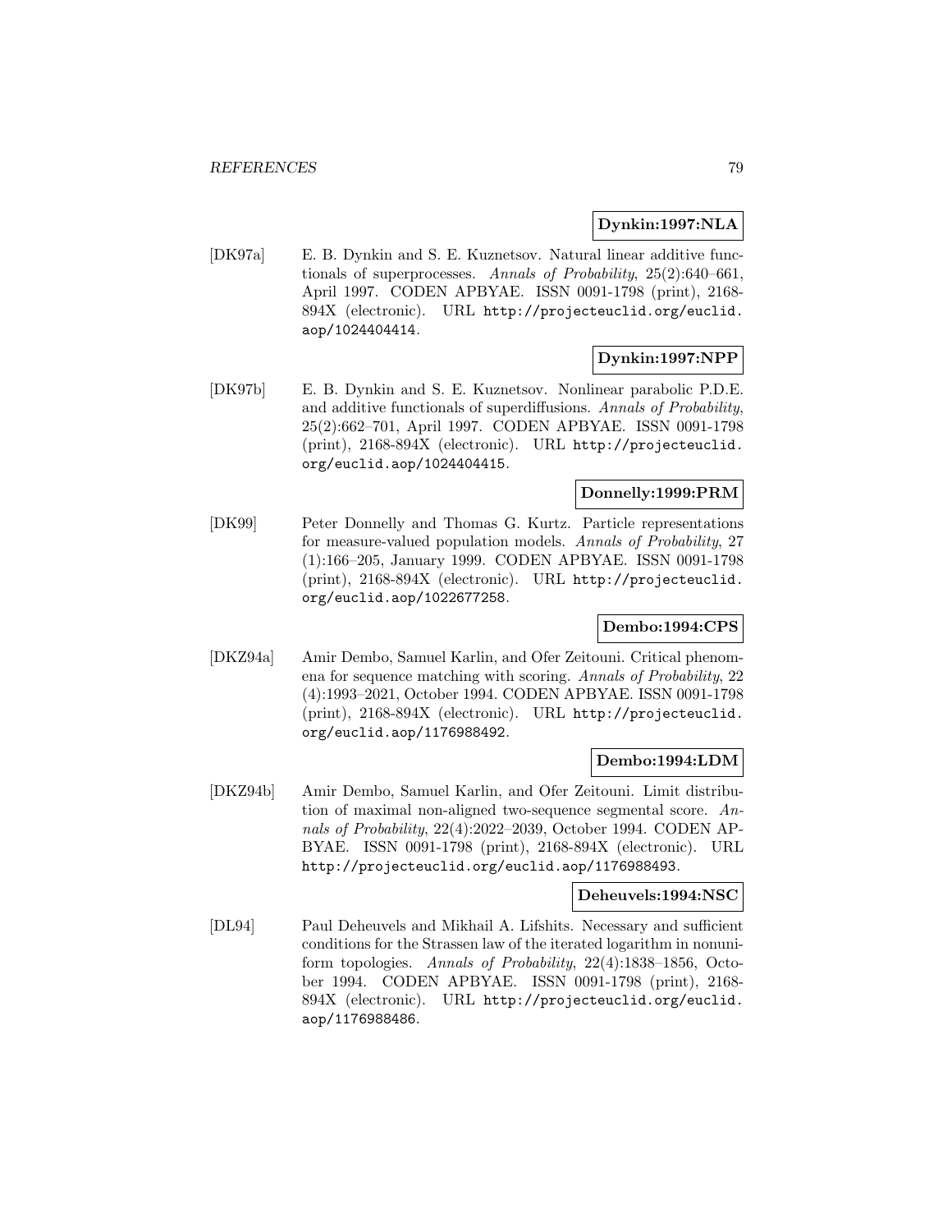**Dynkin:1997:NLA**

[DK97a] E. B. Dynkin and S. E. Kuznetsov. Natural linear additive functionals of superprocesses. *Annals of Probability*, 25(2):640–661, April 1997. CODEN APBYAE. ISSN 0091-1798 (print), 2168-894X (electronic). URL http://projecteuclid.org/euclid.aop/1024404414.

**Dynkin:1997:NPP**

[DK97b] E. B. Dynkin and S. E. Kuznetsov. Nonlinear parabolic P.D.E. and additive functionals of superdiffusions. *Annals of Probability*, 25(2):662–701, April 1997. CODEN APBYAE. ISSN 0091-1798 (print), 2168-894X (electronic). URL http://projecteuclid.org/euclid.aop/1024404415.

**Donnelly:1999:PRM**

[DK99] Peter Donnelly and Thomas G. Kurtz. Particle representations for measure-valued population models. *Annals of Probability*, 27 (1):166–205, January 1999. CODEN APBYAE. ISSN 0091-1798 (print), 2168-894X (electronic). URL http://projecteuclid.org/euclid.aop/1022677258.

**Dembo:1994:CPS**

[DKZ94a] Amir Dembo, Samuel Karlin, and Ofer Zeitouni. Critical phenomena for sequence matching with scoring. *Annals of Probability*, 22 (4):1993–2021, October 1994. CODEN APBYAE. ISSN 0091-1798 (print), 2168-894X (electronic). URL http://projecteuclid.org/euclid.aop/1176988492.

**Dembo:1994:LDM**

[DKZ94b] Amir Dembo, Samuel Karlin, and Ofer Zeitouni. Limit distribution of maximal non-aligned two-sequence segmental score. *Annals of Probability*, 22(4):2022–2039, October 1994. CODEN APBYAE. ISSN 0091-1798 (print), 2168-894X (electronic). URL http://projecteuclid.org/euclid.aop/1176988493.

**Deheuvels:1994:NSC**

[DL94] Paul Deheuvels and Mikhail A. Lifshits. Necessary and sufficient conditions for the Strassen law of the iterated logarithm in nonuniform topologies. *Annals of Probability*, 22(4):1838–1856, October 1994. CODEN APBYAE. ISSN 0091-1798 (print), 2168-894X (electronic). URL http://projecteuclid.org/euclid.aop/1176988486.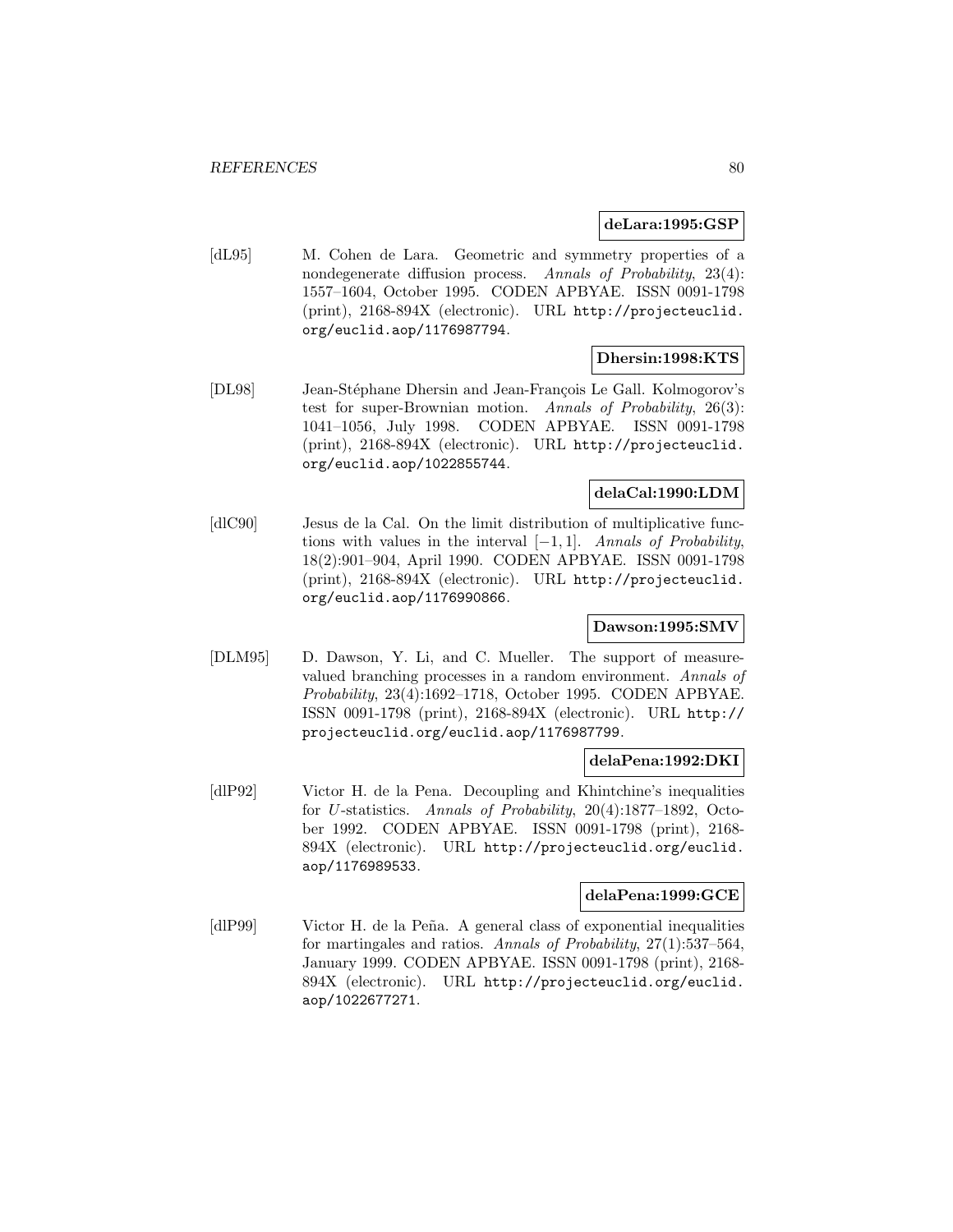**deLara:1995:GSP**

[dL95] M. Cohen de Lara. Geometric and symmetry properties of a nondegenerate diffusion process. *Annals of Probability*, 23(4): 1557–1604, October 1995. CODEN APBYAE. ISSN 0091-1798 (print), 2168-894X (electronic). URL `http://projecteuclid.org/euclid.aop/1176987794`.

**Dhersin:1998:KTS**

[DL98] Jean-Stéphane Dhersin and Jean-François Le Gall. Kolmogorov's test for super-Brownian motion. *Annals of Probability*, 26(3): 1041–1056, July 1998. CODEN APBYAE. ISSN 0091-1798 (print), 2168-894X (electronic). URL `http://projecteuclid.org/euclid.aop/1022855744`.

**delaCal:1990:LDM**

[dlC90] Jesus de la Cal. On the limit distribution of multiplicative functions with values in the interval $[-1, 1]$. *Annals of Probability*, 18(2):901–904, April 1990. CODEN APBYAE. ISSN 0091-1798 (print), 2168-894X (electronic). URL `http://projecteuclid.org/euclid.aop/1176990866`.

**Dawson:1995:SMV**

[DLM95] D. Dawson, Y. Li, and C. Mueller. The support of measure-valued branching processes in a random environment. *Annals of Probability*, 23(4):1692–1718, October 1995. CODEN APBYAE. ISSN 0091-1798 (print), 2168-894X (electronic). URL `http://projecteuclid.org/euclid.aop/1176987799`.

**delaPena:1992:DKI**

[dlP92] Victor H. de la Pena. Decoupling and Khintchine's inequalities for $U$-statistics. *Annals of Probability*, 20(4):1877–1892, October 1992. CODEN APBYAE. ISSN 0091-1798 (print), 2168-894X (electronic). URL `http://projecteuclid.org/euclid.aop/1176989533`.

**delaPena:1999:GCE**

[dlP99] Victor H. de la Peña. A general class of exponential inequalities for martingales and ratios. *Annals of Probability*, 27(1):537–564, January 1999. CODEN APBYAE. ISSN 0091-1798 (print), 2168-894X (electronic). URL `http://projecteuclid.org/euclid.aop/1022677271`.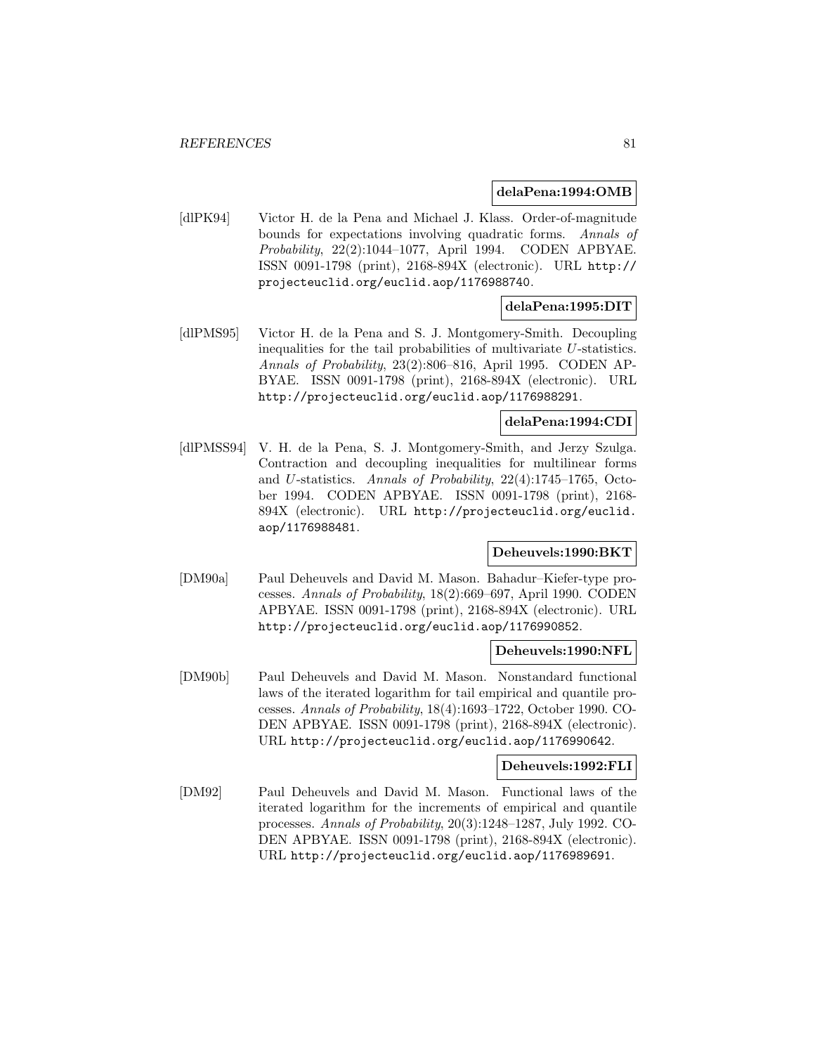**delaPena:1994:OMB**

[dlPK94] Victor H. de la Pena and Michael J. Klass. Order-of-magnitude bounds for expectations involving quadratic forms. *Annals of Probability*, 22(2):1044–1077, April 1994. CODEN APBYAE. ISSN 0091-1798 (print), 2168-894X (electronic). URL http://projecteuclid.org/euclid.aop/1176988740.

**delaPena:1995:DIT**

[dlPMS95] Victor H. de la Pena and S. J. Montgomery-Smith. Decoupling inequalities for the tail probabilities of multivariate $U$-statistics. *Annals of Probability*, 23(2):806–816, April 1995. CODEN APBYAE. ISSN 0091-1798 (print), 2168-894X (electronic). URL http://projecteuclid.org/euclid.aop/1176988291.

**delaPena:1994:CDI**

[dlPMSS94] V. H. de la Pena, S. J. Montgomery-Smith, and Jerzy Szulga. Contraction and decoupling inequalities for multilinear forms and $U$-statistics. *Annals of Probability*, 22(4):1745–1765, October 1994. CODEN APBYAE. ISSN 0091-1798 (print), 2168-894X (electronic). URL http://projecteuclid.org/euclid.aop/1176988481.

**Deheuvels:1990:BKT**

[DM90a] Paul Deheuvels and David M. Mason. Bahadur–Kiefer-type processes. *Annals of Probability*, 18(2):669–697, April 1990. CODEN APBYAE. ISSN 0091-1798 (print), 2168-894X (electronic). URL http://projecteuclid.org/euclid.aop/1176990852.

**Deheuvels:1990:NFL**

[DM90b] Paul Deheuvels and David M. Mason. Nonstandard functional laws of the iterated logarithm for tail empirical and quantile processes. *Annals of Probability*, 18(4):1693–1722, October 1990. CODEN APBYAE. ISSN 0091-1798 (print), 2168-894X (electronic). URL http://projecteuclid.org/euclid.aop/1176990642.

**Deheuvels:1992:FLI**

[DM92] Paul Deheuvels and David M. Mason. Functional laws of the iterated logarithm for the increments of empirical and quantile processes. *Annals of Probability*, 20(3):1248–1287, July 1992. CODEN APBYAE. ISSN 0091-1798 (print), 2168-894X (electronic). URL http://projecteuclid.org/euclid.aop/1176989691.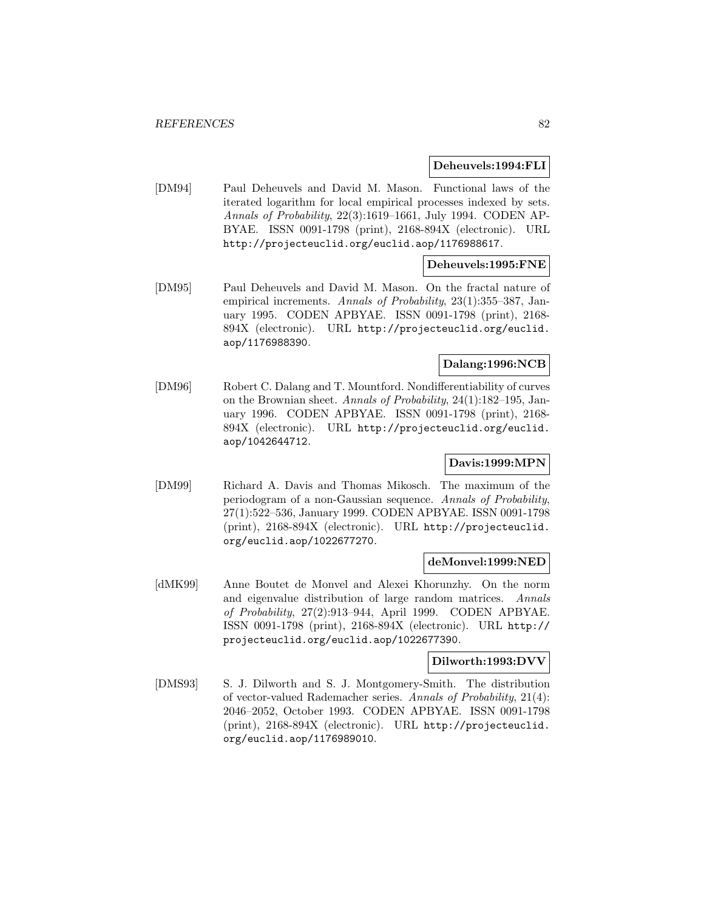**Deheuvels:1994:FLI**

[DM94] Paul Deheuvels and David M. Mason. Functional laws of the iterated logarithm for local empirical processes indexed by sets. *Annals of Probability*, 22(3):1619–1661, July 1994. CODEN APBYAE. ISSN 0091-1798 (print), 2168-894X (electronic). URL http://projecteuclid.org/euclid.aop/1176988617.

**Deheuvels:1995:FNE**

[DM95] Paul Deheuvels and David M. Mason. On the fractal nature of empirical increments. *Annals of Probability*, 23(1):355–387, January 1995. CODEN APBYAE. ISSN 0091-1798 (print), 2168-894X (electronic). URL http://projecteuclid.org/euclid.aop/1176988390.

**Dalang:1996:NCB**

[DM96] Robert C. Dalang and T. Mountford. Nondifferentiability of curves on the Brownian sheet. *Annals of Probability*, 24(1):182–195, January 1996. CODEN APBYAE. ISSN 0091-1798 (print), 2168-894X (electronic). URL http://projecteuclid.org/euclid.aop/1042644712.

**Davis:1999:MPN**

[DM99] Richard A. Davis and Thomas Mikosch. The maximum of the periodogram of a non-Gaussian sequence. *Annals of Probability*, 27(1):522–536, January 1999. CODEN APBYAE. ISSN 0091-1798 (print), 2168-894X (electronic). URL http://projecteuclid.org/euclid.aop/1022677270.

**deMonvel:1999:NED**

[dMK99] Anne Boutet de Monvel and Alexei Khorunzhy. On the norm and eigenvalue distribution of large random matrices. *Annals of Probability*, 27(2):913–944, April 1999. CODEN APBYAE. ISSN 0091-1798 (print), 2168-894X (electronic). URL http://projecteuclid.org/euclid.aop/1022677390.

**Dilworth:1993:DVV**

[DMS93] S. J. Dilworth and S. J. Montgomery-Smith. The distribution of vector-valued Rademacher series. *Annals of Probability*, 21(4):2046–2052, October 1993. CODEN APBYAE. ISSN 0091-1798 (print), 2168-894X (electronic). URL http://projecteuclid.org/euclid.aop/1176989010.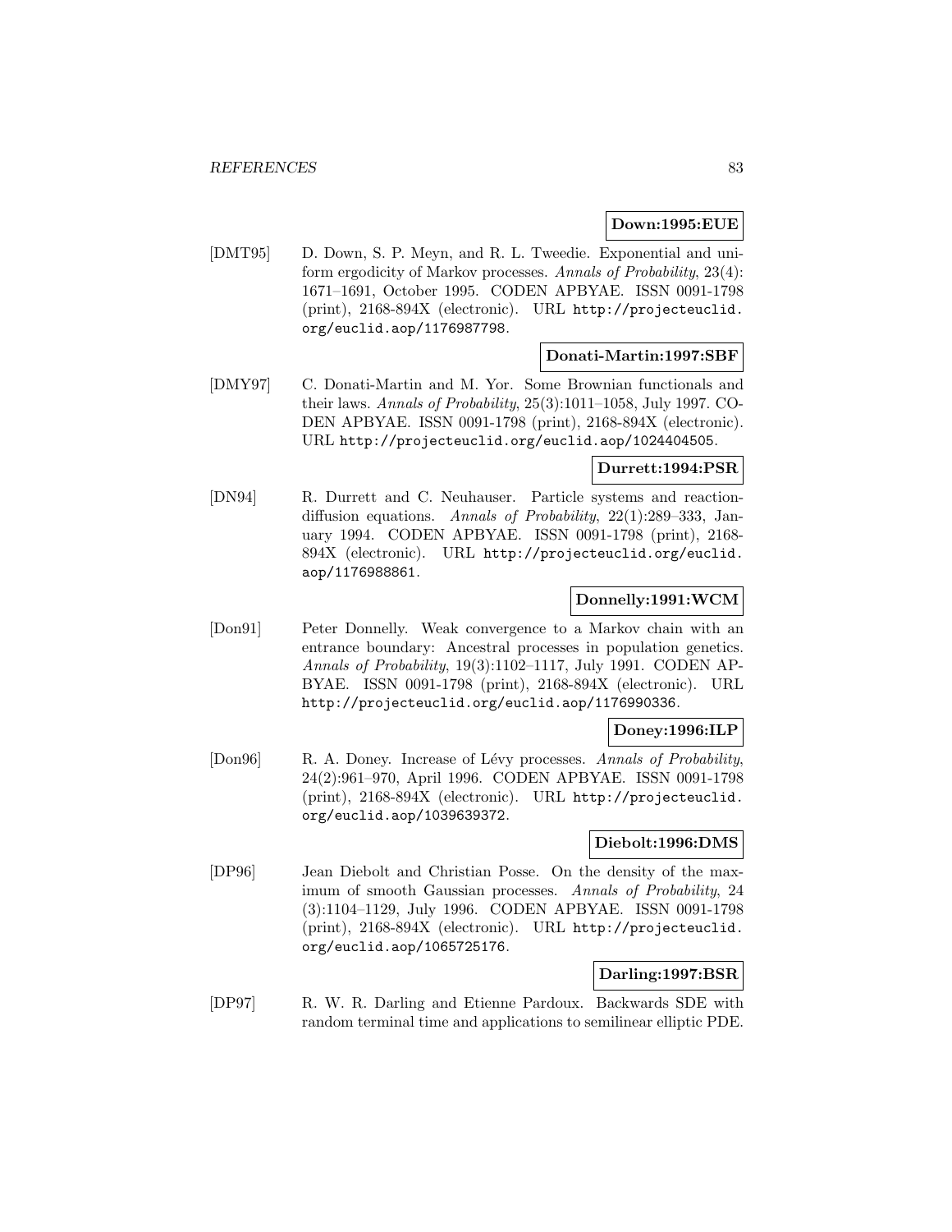**Down:1995:EUE**

[DMT95] D. Down, S. P. Meyn, and R. L. Tweedie. Exponential and uniform ergodicity of Markov processes. *Annals of Probability*, 23(4): 1671–1691, October 1995. CODEN APBYAE. ISSN 0091-1798 (print), 2168-894X (electronic). URL http://projecteuclid.org/euclid.aop/1176987798.

**Donati-Martin:1997:SBF**

[DMY97] C. Donati-Martin and M. Yor. Some Brownian functionals and their laws. *Annals of Probability*, 25(3):1011–1058, July 1997. CODEN APBYAE. ISSN 0091-1798 (print), 2168-894X (electronic). URL http://projecteuclid.org/euclid.aop/1024404505.

**Durrett:1994:PSR**

[DN94] R. Durrett and C. Neuhauser. Particle systems and reaction-diffusion equations. *Annals of Probability*, 22(1):289–333, January 1994. CODEN APBYAE. ISSN 0091-1798 (print), 2168-894X (electronic). URL http://projecteuclid.org/euclid.aop/1176988861.

**Donnelly:1991:WCM**

[Don91] Peter Donnelly. Weak convergence to a Markov chain with an entrance boundary: Ancestral processes in population genetics. *Annals of Probability*, 19(3):1102–1117, July 1991. CODEN APBYAE. ISSN 0091-1798 (print), 2168-894X (electronic). URL http://projecteuclid.org/euclid.aop/1176990336.

**Doney:1996:ILP**

[Don96] R. A. Doney. Increase of Lévy processes. *Annals of Probability*, 24(2):961–970, April 1996. CODEN APBYAE. ISSN 0091-1798 (print), 2168-894X (electronic). URL http://projecteuclid.org/euclid.aop/1039639372.

**Diebolt:1996:DMS**

[DP96] Jean Diebolt and Christian Posse. On the density of the maximum of smooth Gaussian processes. *Annals of Probability*, 24 (3):1104–1129, July 1996. CODEN APBYAE. ISSN 0091-1798 (print), 2168-894X (electronic). URL http://projecteuclid.org/euclid.aop/1065725176.

**Darling:1997:BSR**

[DP97] R. W. R. Darling and Etienne Pardoux. Backwards SDE with random terminal time and applications to semilinear elliptic PDE.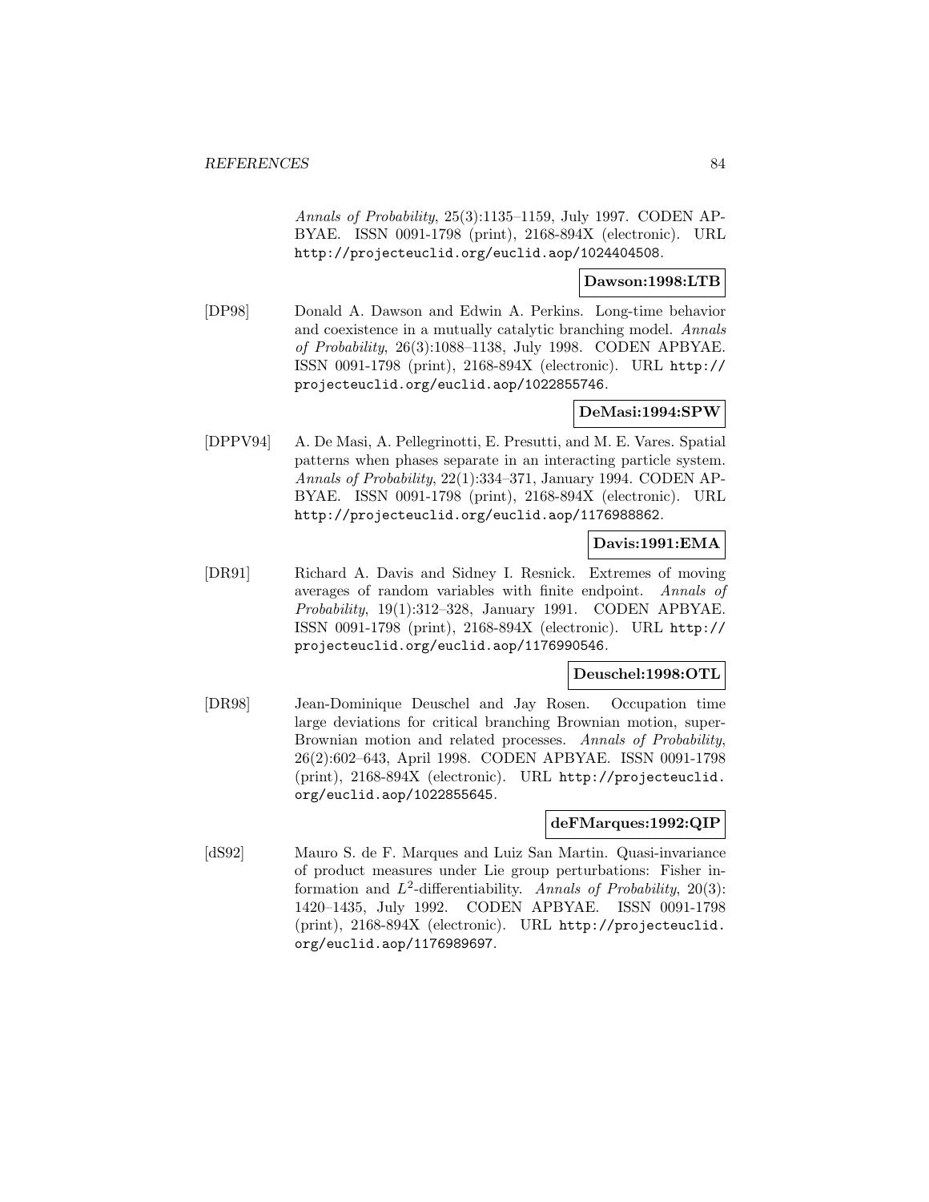*Annals of Probability*, 25(3):1135–1159, July 1997. CODEN APBYAE. ISSN 0091-1798 (print), 2168-894X (electronic). URL http://projecteuclid.org/euclid.aop/1024404508.

**Dawson:1998:LTB**

[DP98] Donald A. Dawson and Edwin A. Perkins. Long-time behavior and coexistence in a mutually catalytic branching model. *Annals of Probability*, 26(3):1088–1138, July 1998. CODEN APBYAE. ISSN 0091-1798 (print), 2168-894X (electronic). URL http://projecteuclid.org/euclid.aop/1022855746.

**DeMasi:1994:SPW**

[DPPV94] A. De Masi, A. Pellegrinotti, E. Presutti, and M. E. Vares. Spatial patterns when phases separate in an interacting particle system. *Annals of Probability*, 22(1):334–371, January 1994. CODEN APBYAE. ISSN 0091-1798 (print), 2168-894X (electronic). URL http://projecteuclid.org/euclid.aop/1176988862.

**Davis:1991:EMA**

[DR91] Richard A. Davis and Sidney I. Resnick. Extremes of moving averages of random variables with finite endpoint. *Annals of Probability*, 19(1):312–328, January 1991. CODEN APBYAE. ISSN 0091-1798 (print), 2168-894X (electronic). URL http://projecteuclid.org/euclid.aop/1176990546.

**Deuschel:1998:OTL**

[DR98] Jean-Dominique Deuschel and Jay Rosen. Occupation time large deviations for critical branching Brownian motion, super-Brownian motion and related processes. *Annals of Probability*, 26(2):602–643, April 1998. CODEN APBYAE. ISSN 0091-1798 (print), 2168-894X (electronic). URL http://projecteuclid.org/euclid.aop/1022855645.

**deFMarques:1992:QIP**

[dS92] Mauro S. de F. Marques and Luiz San Martin. Quasi-invariance of product measures under Lie group perturbations: Fisher information and $L^2$-differentiability. *Annals of Probability*, 20(3): 1420–1435, July 1992. CODEN APBYAE. ISSN 0091-1798 (print), 2168-894X (electronic). URL http://projecteuclid.org/euclid.aop/1176989697.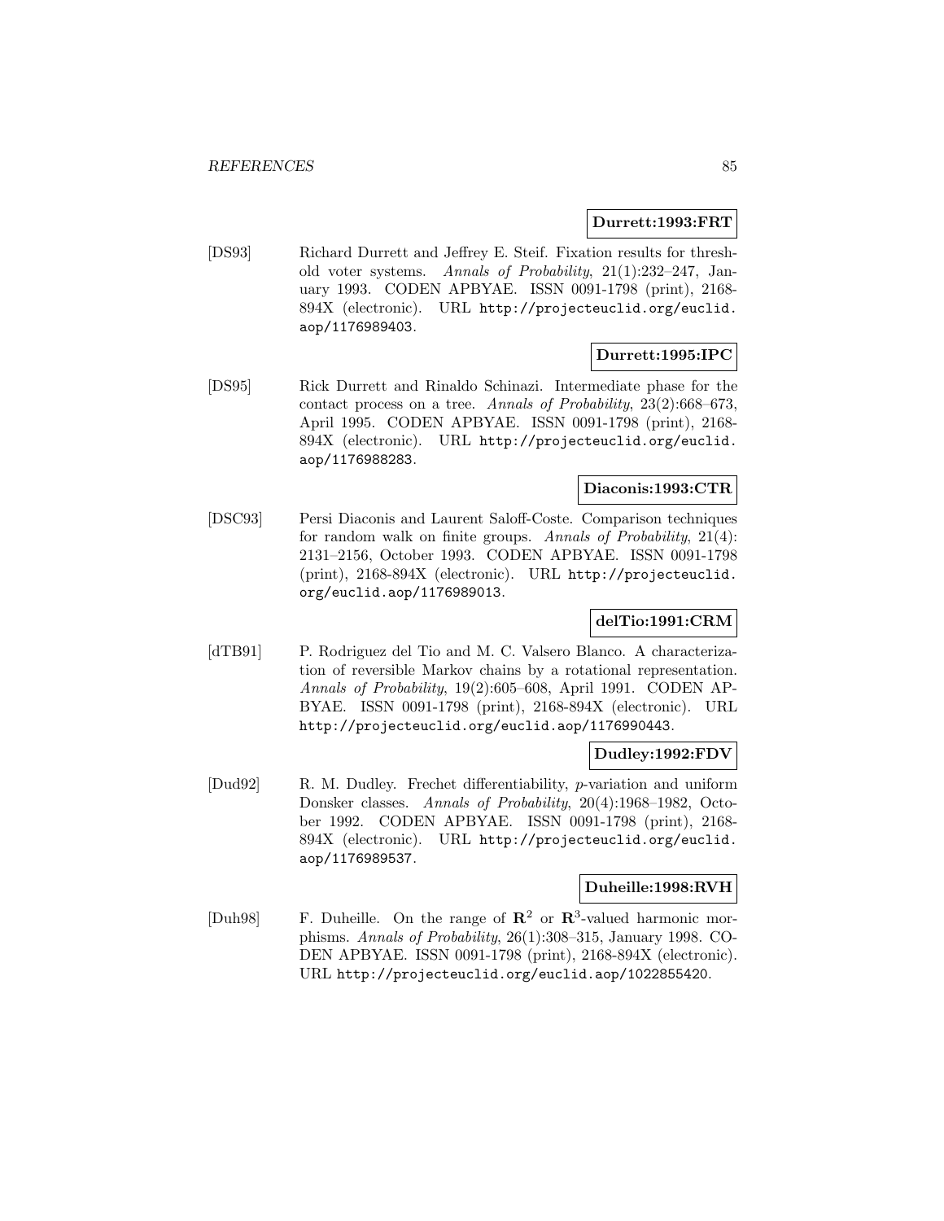**Durrett:1993:FRT**

[DS93] Richard Durrett and Jeffrey E. Steif. Fixation results for threshold voter systems. *Annals of Probability*, 21(1):232–247, January 1993. CODEN APBYAE. ISSN 0091-1798 (print), 2168-894X (electronic). URL http://projecteuclid.org/euclid.aop/1176989403.

**Durrett:1995:IPC**

[DS95] Rick Durrett and Rinaldo Schinazi. Intermediate phase for the contact process on a tree. *Annals of Probability*, 23(2):668–673, April 1995. CODEN APBYAE. ISSN 0091-1798 (print), 2168-894X (electronic). URL http://projecteuclid.org/euclid.aop/1176988283.

**Diaconis:1993:CTR**

[DSC93] Persi Diaconis and Laurent Saloff-Coste. Comparison techniques for random walk on finite groups. *Annals of Probability*, 21(4):2131–2156, October 1993. CODEN APBYAE. ISSN 0091-1798 (print), 2168-894X (electronic). URL http://projecteuclid.org/euclid.aop/1176989013.

**delTio:1991:CRM**

[dTB91] P. Rodriguez del Tio and M. C. Valsero Blanco. A characterization of reversible Markov chains by a rotational representation. *Annals of Probability*, 19(2):605–608, April 1991. CODEN APBYAE. ISSN 0091-1798 (print), 2168-894X (electronic). URL http://projecteuclid.org/euclid.aop/1176990443.

**Dudley:1992:FDV**

[Dud92] R. M. Dudley. Frechet differentiability, $p$-variation and uniform Donsker classes. *Annals of Probability*, 20(4):1968–1982, October 1992. CODEN APBYAE. ISSN 0091-1798 (print), 2168-894X (electronic). URL http://projecteuclid.org/euclid.aop/1176989537.

**Duheille:1998:RVH**

[Duh98] F. Duheille. On the range of $\mathbf{R}^2$ or $\mathbf{R}^3$-valued harmonic morphisms. *Annals of Probability*, 26(1):308–315, January 1998. CODEN APBYAE. ISSN 0091-1798 (print), 2168-894X (electronic). URL http://projecteuclid.org/euclid.aop/1022855420.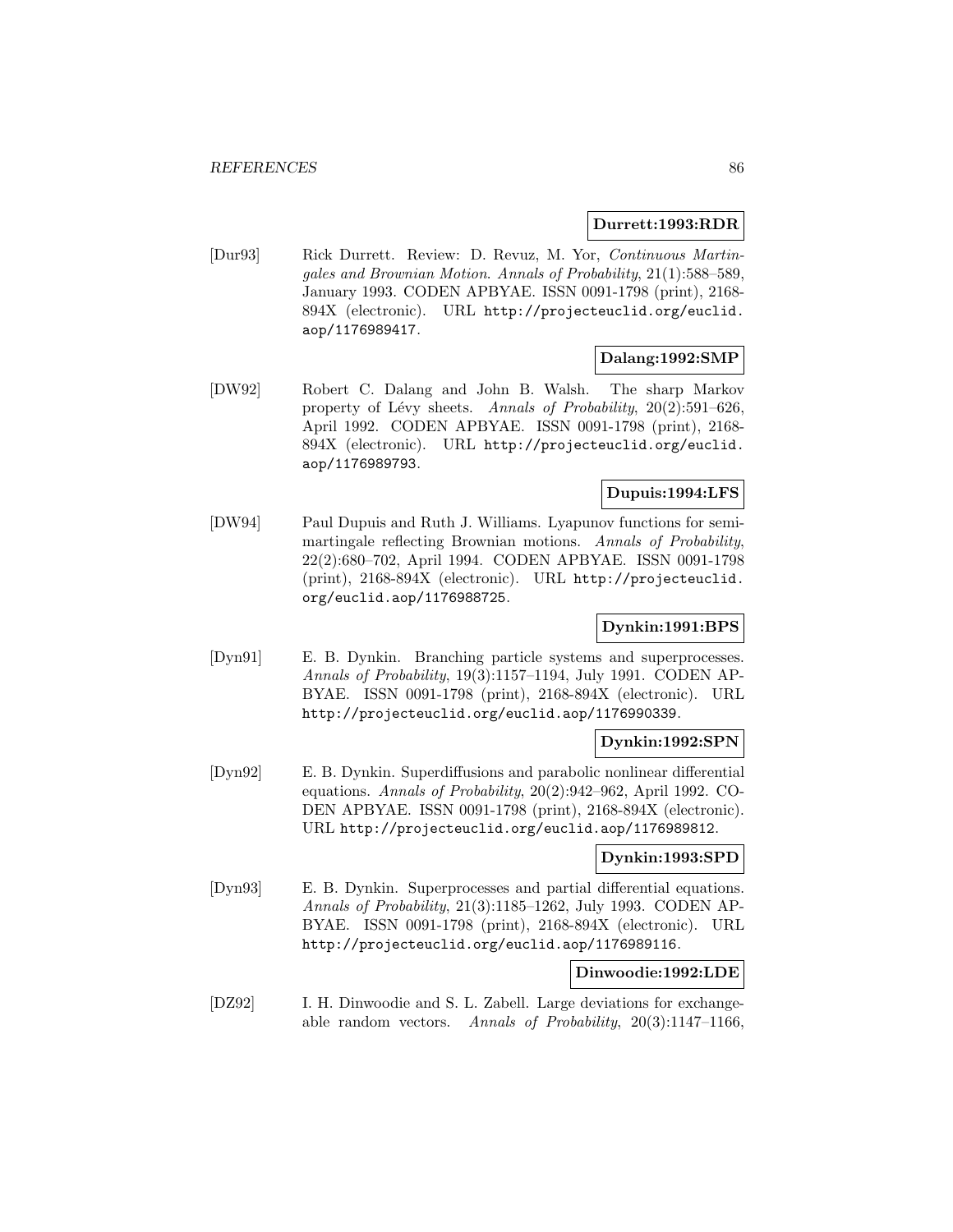**Durrett:1993:RDR**

[Dur93] Rick Durrett. Review: D. Revuz, M. Yor, *Continuous Martingales and Brownian Motion*. *Annals of Probability*, 21(1):588–589, January 1993. CODEN APBYAE. ISSN 0091-1798 (print), 2168-894X (electronic). URL http://projecteuclid.org/euclid.aop/1176989417.

**Dalang:1992:SMP**

[DW92] Robert C. Dalang and John B. Walsh. The sharp Markov property of Lévy sheets. *Annals of Probability*, 20(2):591–626, April 1992. CODEN APBYAE. ISSN 0091-1798 (print), 2168-894X (electronic). URL http://projecteuclid.org/euclid.aop/1176989793.

**Dupuis:1994:LFS**

[DW94] Paul Dupuis and Ruth J. Williams. Lyapunov functions for semimartingale reflecting Brownian motions. *Annals of Probability*, 22(2):680–702, April 1994. CODEN APBYAE. ISSN 0091-1798 (print), 2168-894X (electronic). URL http://projecteuclid.org/euclid.aop/1176988725.

**Dynkin:1991:BPS**

[Dyn91] E. B. Dynkin. Branching particle systems and superprocesses. *Annals of Probability*, 19(3):1157–1194, July 1991. CODEN APBYAE. ISSN 0091-1798 (print), 2168-894X (electronic). URL http://projecteuclid.org/euclid.aop/1176990339.

**Dynkin:1992:SPN**

[Dyn92] E. B. Dynkin. Superdiffusions and parabolic nonlinear differential equations. *Annals of Probability*, 20(2):942–962, April 1992. CODEN APBYAE. ISSN 0091-1798 (print), 2168-894X (electronic). URL http://projecteuclid.org/euclid.aop/1176989812.

**Dynkin:1993:SPD**

[Dyn93] E. B. Dynkin. Superprocesses and partial differential equations. *Annals of Probability*, 21(3):1185–1262, July 1993. CODEN APBYAE. ISSN 0091-1798 (print), 2168-894X (electronic). URL http://projecteuclid.org/euclid.aop/1176989116.

**Dinwoodie:1992:LDE**

[DZ92] I. H. Dinwoodie and S. L. Zabell. Large deviations for exchangeable random vectors. *Annals of Probability*, 20(3):1147–1166,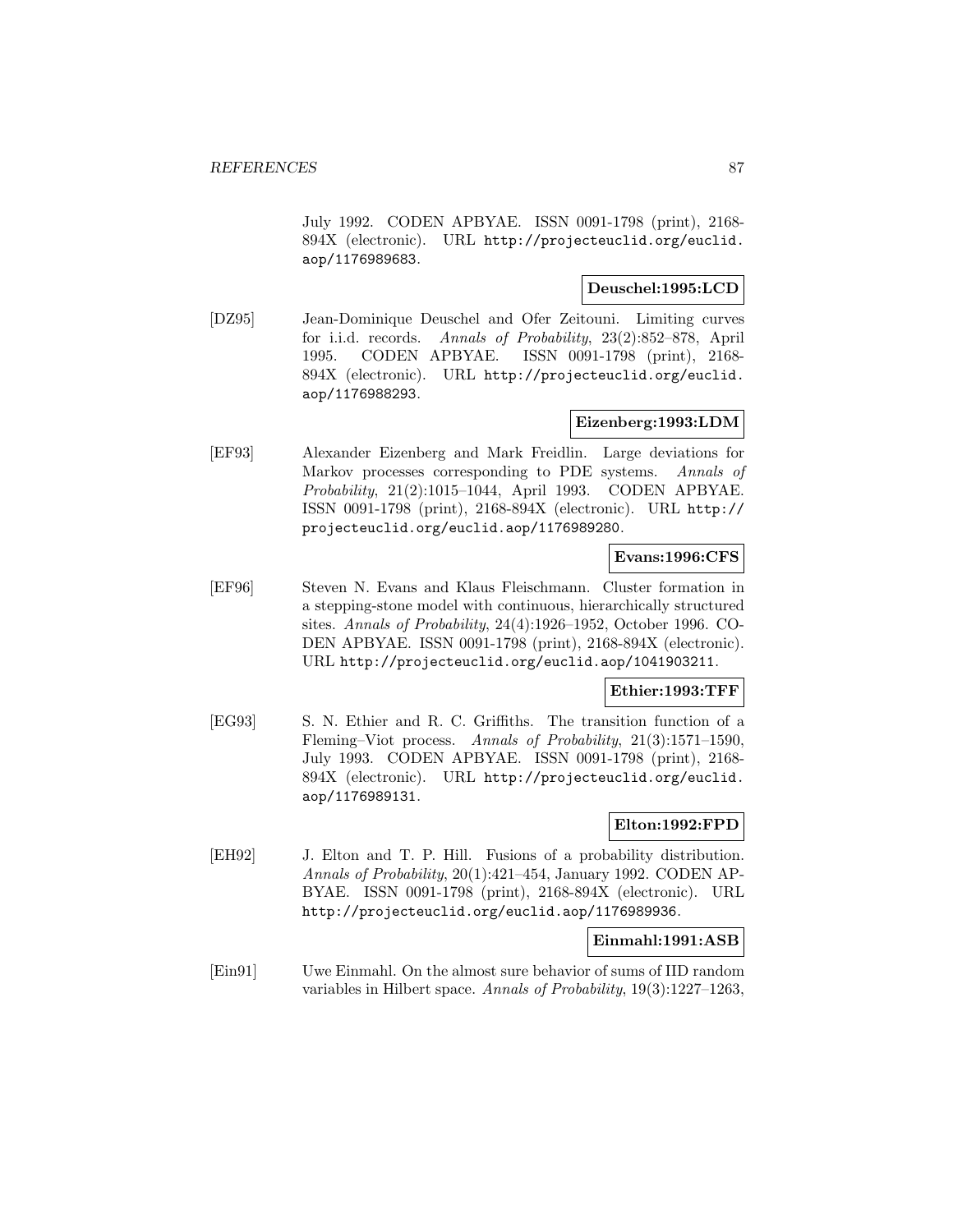July 1992. CODEN APBYAE. ISSN 0091-1798 (print), 2168-894X (electronic). URL http://projecteuclid.org/euclid.aop/1176989683.

**Deuschel:1995:LCD**

[DZ95] Jean-Dominique Deuschel and Ofer Zeitouni. Limiting curves for i.i.d. records. *Annals of Probability*, 23(2):852–878, April 1995. CODEN APBYAE. ISSN 0091-1798 (print), 2168-894X (electronic). URL http://projecteuclid.org/euclid.aop/1176988293.

**Eizenberg:1993:LDM**

[EF93] Alexander Eizenberg and Mark Freidlin. Large deviations for Markov processes corresponding to PDE systems. *Annals of Probability*, 21(2):1015–1044, April 1993. CODEN APBYAE. ISSN 0091-1798 (print), 2168-894X (electronic). URL http://projecteuclid.org/euclid.aop/1176989280.

**Evans:1996:CFS**

[EF96] Steven N. Evans and Klaus Fleischmann. Cluster formation in a stepping-stone model with continuous, hierarchically structured sites. *Annals of Probability*, 24(4):1926–1952, October 1996. CODEN APBYAE. ISSN 0091-1798 (print), 2168-894X (electronic). URL http://projecteuclid.org/euclid.aop/1041903211.

**Ethier:1993:TFF**

[EG93] S. N. Ethier and R. C. Griffiths. The transition function of a Fleming–Viot process. *Annals of Probability*, 21(3):1571–1590, July 1993. CODEN APBYAE. ISSN 0091-1798 (print), 2168-894X (electronic). URL http://projecteuclid.org/euclid.aop/1176989131.

**Elton:1992:FPD**

[EH92] J. Elton and T. P. Hill. Fusions of a probability distribution. *Annals of Probability*, 20(1):421–454, January 1992. CODEN APBYAE. ISSN 0091-1798 (print), 2168-894X (electronic). URL http://projecteuclid.org/euclid.aop/1176989936.

**Einmahl:1991:ASB**

[Ein91] Uwe Einmahl. On the almost sure behavior of sums of IID random variables in Hilbert space. *Annals of Probability*, 19(3):1227–1263,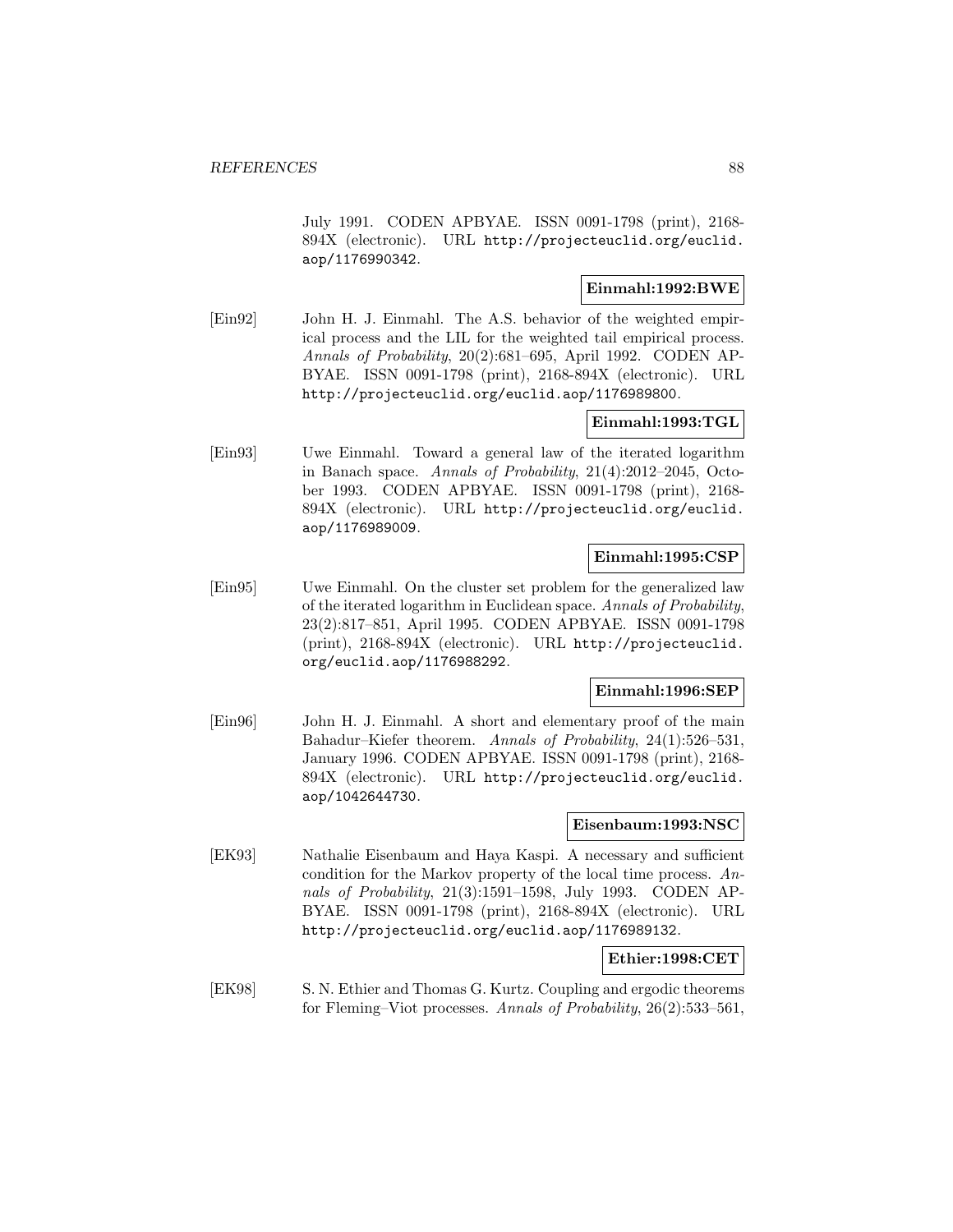July 1991. CODEN APBYAE. ISSN 0091-1798 (print), 2168-894X (electronic). URL http://projecteuclid.org/euclid.aop/1176990342.

**Einmahl:1992:BWE**

[Ein92] John H. J. Einmahl. The A.S. behavior of the weighted empirical process and the LIL for the weighted tail empirical process. *Annals of Probability*, 20(2):681–695, April 1992. CODEN APBYAE. ISSN 0091-1798 (print), 2168-894X (electronic). URL http://projecteuclid.org/euclid.aop/1176989800.

**Einmahl:1993:TGL**

[Ein93] Uwe Einmahl. Toward a general law of the iterated logarithm in Banach space. *Annals of Probability*, 21(4):2012–2045, October 1993. CODEN APBYAE. ISSN 0091-1798 (print), 2168-894X (electronic). URL http://projecteuclid.org/euclid.aop/1176989009.

**Einmahl:1995:CSP**

[Ein95] Uwe Einmahl. On the cluster set problem for the generalized law of the iterated logarithm in Euclidean space. *Annals of Probability*, 23(2):817–851, April 1995. CODEN APBYAE. ISSN 0091-1798 (print), 2168-894X (electronic). URL http://projecteuclid.org/euclid.aop/1176988292.

**Einmahl:1996:SEP**

[Ein96] John H. J. Einmahl. A short and elementary proof of the main Bahadur–Kiefer theorem. *Annals of Probability*, 24(1):526–531, January 1996. CODEN APBYAE. ISSN 0091-1798 (print), 2168-894X (electronic). URL http://projecteuclid.org/euclid.aop/1042644730.

**Eisenbaum:1993:NSC**

[EK93] Nathalie Eisenbaum and Haya Kaspi. A necessary and sufficient condition for the Markov property of the local time process. *Annals of Probability*, 21(3):1591–1598, July 1993. CODEN APBYAE. ISSN 0091-1798 (print), 2168-894X (electronic). URL http://projecteuclid.org/euclid.aop/1176989132.

**Ethier:1998:CET**

[EK98] S. N. Ethier and Thomas G. Kurtz. Coupling and ergodic theorems for Fleming–Viot processes. *Annals of Probability*, 26(2):533–561,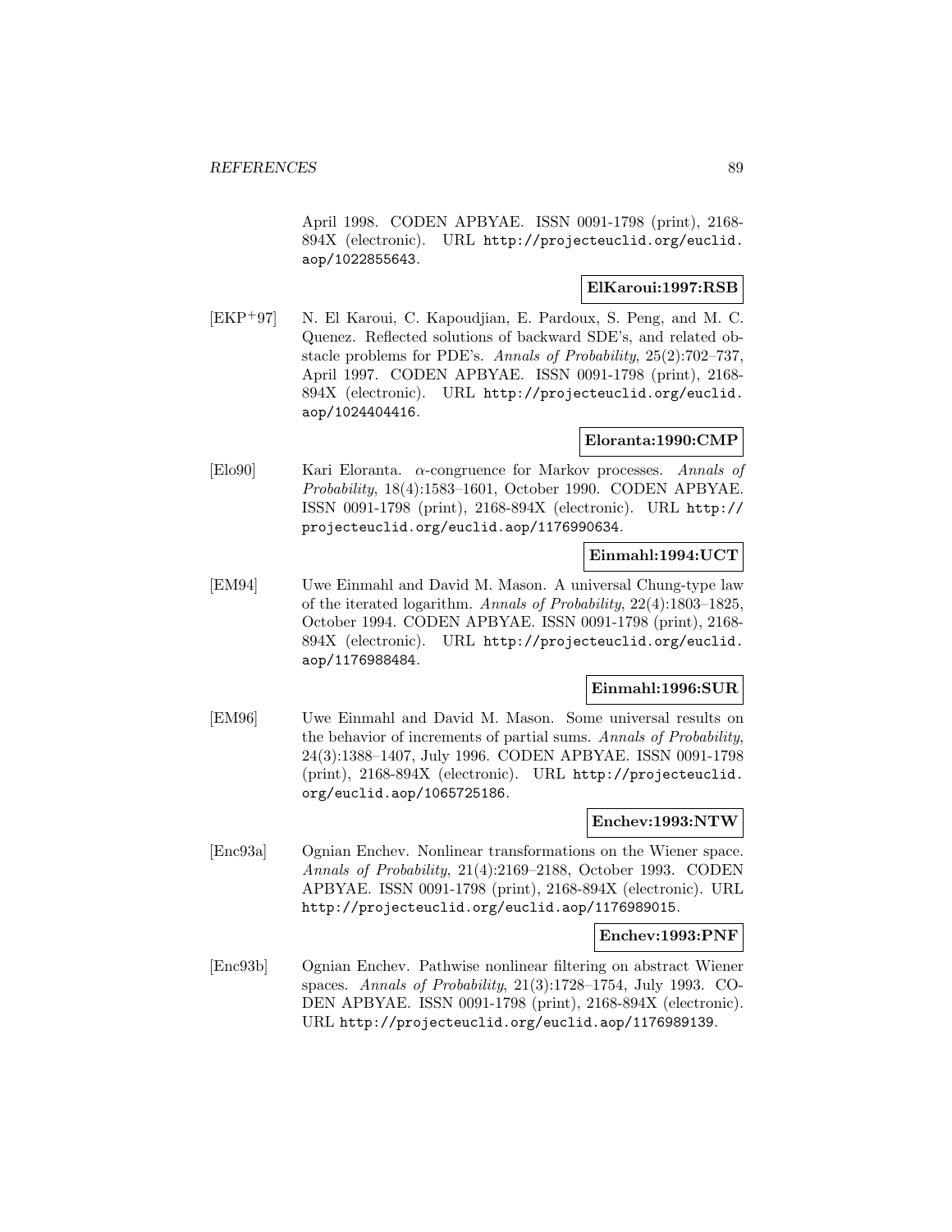April 1998. CODEN APBYAE. ISSN 0091-1798 (print), 2168-894X (electronic). URL http://projecteuclid.org/euclid.aop/1022855643.

**ElKaroui:1997:RSB**

[EKP+97] N. El Karoui, C. Kapoudjian, E. Pardoux, S. Peng, and M. C. Quenez. Reflected solutions of backward SDE's, and related obstacle problems for PDE's. *Annals of Probability*, 25(2):702–737, April 1997. CODEN APBYAE. ISSN 0091-1798 (print), 2168-894X (electronic). URL http://projecteuclid.org/euclid.aop/1024404416.

**Eloranta:1990:CMP**

[Elo90] Kari Eloranta. $\alpha$-congruence for Markov processes. *Annals of Probability*, 18(4):1583–1601, October 1990. CODEN APBYAE. ISSN 0091-1798 (print), 2168-894X (electronic). URL http://projecteuclid.org/euclid.aop/1176990634.

**Einmahl:1994:UCT**

[EM94] Uwe Einmahl and David M. Mason. A universal Chung-type law of the iterated logarithm. *Annals of Probability*, 22(4):1803–1825, October 1994. CODEN APBYAE. ISSN 0091-1798 (print), 2168-894X (electronic). URL http://projecteuclid.org/euclid.aop/1176988484.

**Einmahl:1996:SUR**

[EM96] Uwe Einmahl and David M. Mason. Some universal results on the behavior of increments of partial sums. *Annals of Probability*, 24(3):1388–1407, July 1996. CODEN APBYAE. ISSN 0091-1798 (print), 2168-894X (electronic). URL http://projecteuclid.org/euclid.aop/1065725186.

**Enchev:1993:NTW**

[Enc93a] Ognian Enchev. Nonlinear transformations on the Wiener space. *Annals of Probability*, 21(4):2169–2188, October 1993. CODEN APBYAE. ISSN 0091-1798 (print), 2168-894X (electronic). URL http://projecteuclid.org/euclid.aop/1176989015.

**Enchev:1993:PNF**

[Enc93b] Ognian Enchev. Pathwise nonlinear filtering on abstract Wiener spaces. *Annals of Probability*, 21(3):1728–1754, July 1993. CODEN APBYAE. ISSN 0091-1798 (print), 2168-894X (electronic). URL http://projecteuclid.org/euclid.aop/1176989139.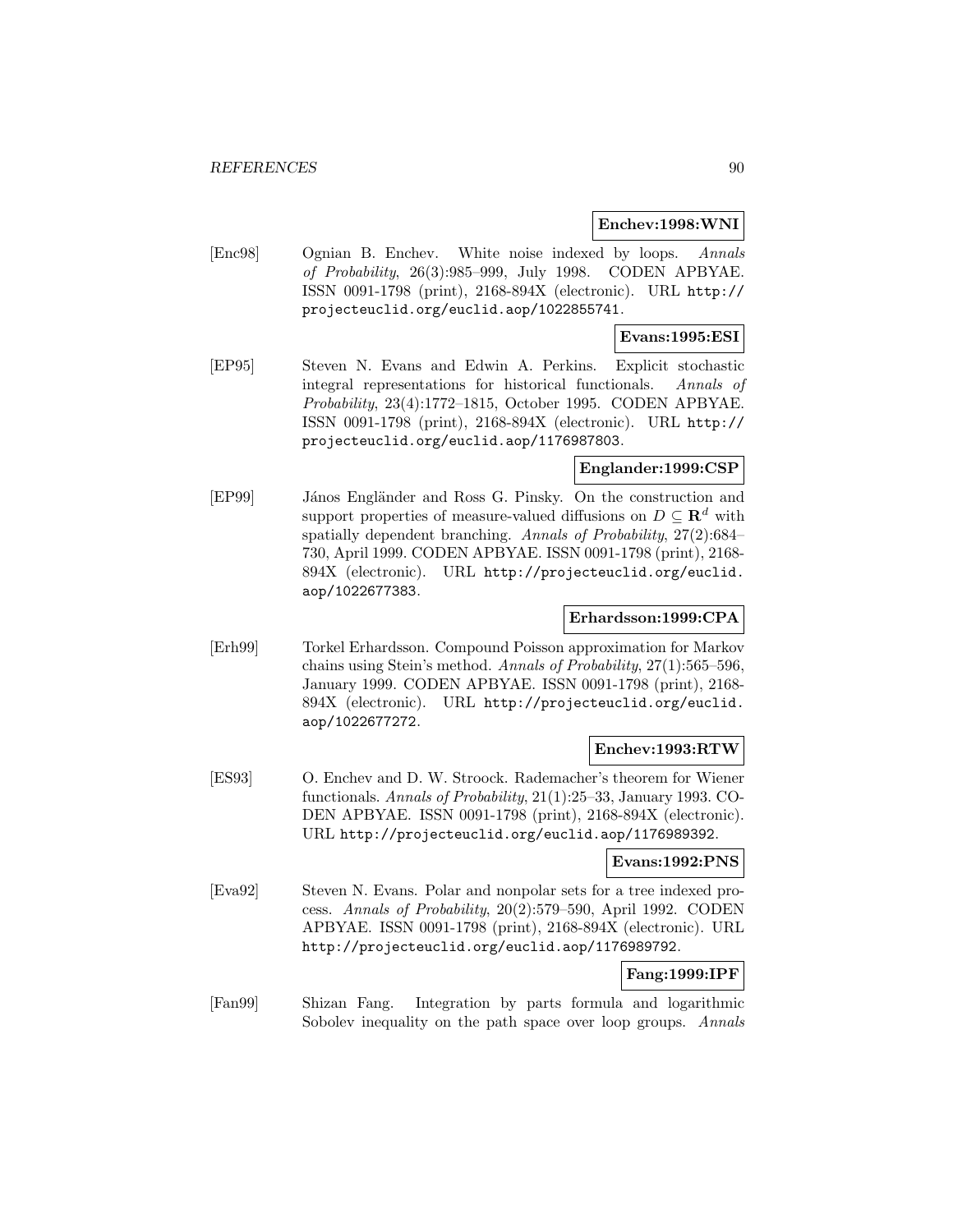**Enchev:1998:WNI**

[Enc98] Ognian B. Enchev. White noise indexed by loops. *Annals of Probability*, 26(3):985–999, July 1998. CODEN APBYAE. ISSN 0091-1798 (print), 2168-894X (electronic). URL `http://projecteuclid.org/euclid.aop/1022855741`.

**Evans:1995:ESI**

[EP95] Steven N. Evans and Edwin A. Perkins. Explicit stochastic integral representations for historical functionals. *Annals of Probability*, 23(4):1772–1815, October 1995. CODEN APBYAE. ISSN 0091-1798 (print), 2168-894X (electronic). URL `http://projecteuclid.org/euclid.aop/1176987803`.

**Englander:1999:CSP**

[EP99] János Engländer and Ross G. Pinsky. On the construction and support properties of measure-valued diffusions on $D \subseteq \mathbf{R}^d$ with spatially dependent branching. *Annals of Probability*, 27(2):684–730, April 1999. CODEN APBYAE. ISSN 0091-1798 (print), 2168-894X (electronic). URL `http://projecteuclid.org/euclid.aop/1022677383`.

**Erhardsson:1999:CPA**

[Erh99] Torkel Erhardsson. Compound Poisson approximation for Markov chains using Stein's method. *Annals of Probability*, 27(1):565–596, January 1999. CODEN APBYAE. ISSN 0091-1798 (print), 2168-894X (electronic). URL `http://projecteuclid.org/euclid.aop/1022677272`.

**Enchev:1993:RTW**

[ES93] O. Enchev and D. W. Stroock. Rademacher's theorem for Wiener functionals. *Annals of Probability*, 21(1):25–33, January 1993. CODEN APBYAE. ISSN 0091-1798 (print), 2168-894X (electronic). URL `http://projecteuclid.org/euclid.aop/1176989392`.

**Evans:1992:PNS**

[Eva92] Steven N. Evans. Polar and nonpolar sets for a tree indexed process. *Annals of Probability*, 20(2):579–590, April 1992. CODEN APBYAE. ISSN 0091-1798 (print), 2168-894X (electronic). URL `http://projecteuclid.org/euclid.aop/1176989792`.

**Fang:1999:IPF**

[Fan99] Shizan Fang. Integration by parts formula and logarithmic Sobolev inequality on the path space over loop groups. *Annals*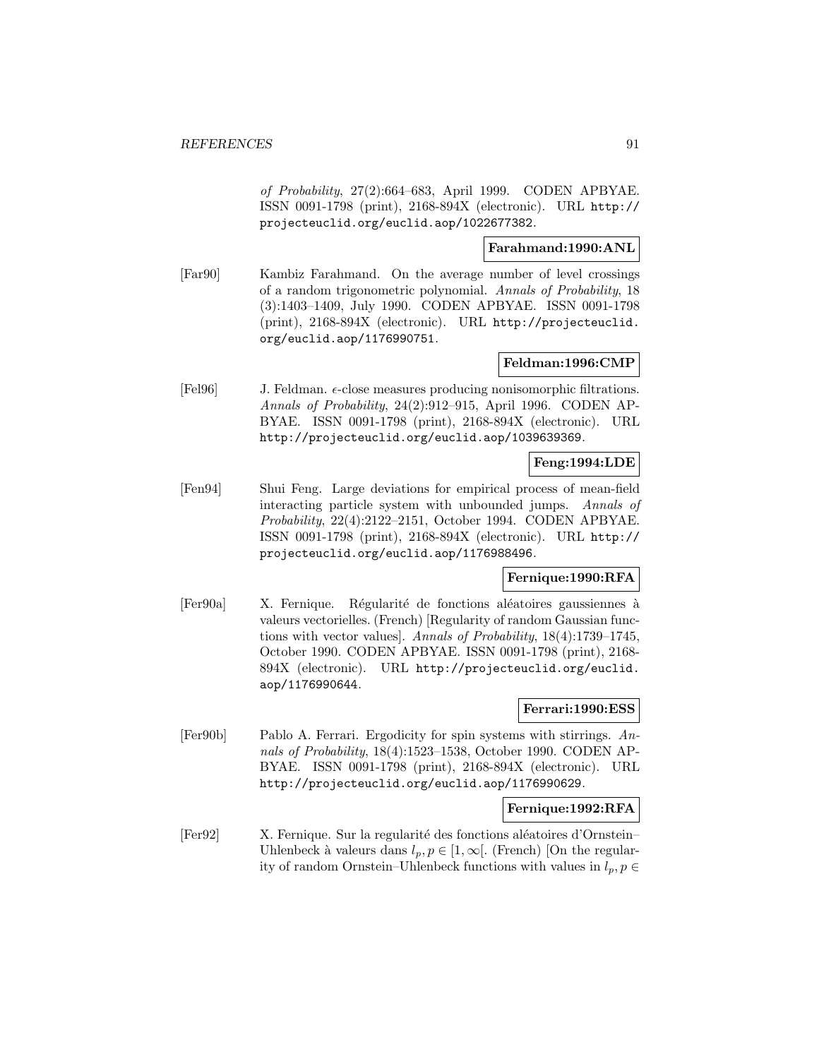*of Probability*, 27(2):664–683, April 1999. CODEN APBYAE. ISSN 0091-1798 (print), 2168-894X (electronic). URL http://projecteuclid.org/euclid.aop/1022677382.

**Farahmand:1990:ANL**

[Far90] Kambiz Farahmand. On the average number of level crossings of a random trigonometric polynomial. *Annals of Probability*, 18 (3):1403–1409, July 1990. CODEN APBYAE. ISSN 0091-1798 (print), 2168-894X (electronic). URL http://projecteuclid.org/euclid.aop/1176990751.

**Feldman:1996:CMP**

[Fel96] J. Feldman. $\epsilon$-close measures producing nonisomorphic filtrations. *Annals of Probability*, 24(2):912–915, April 1996. CODEN APBYAE. ISSN 0091-1798 (print), 2168-894X (electronic). URL http://projecteuclid.org/euclid.aop/1039639369.

**Feng:1994:LDE**

[Fen94] Shui Feng. Large deviations for empirical process of mean-field interacting particle system with unbounded jumps. *Annals of Probability*, 22(4):2122–2151, October 1994. CODEN APBYAE. ISSN 0091-1798 (print), 2168-894X (electronic). URL http://projecteuclid.org/euclid.aop/1176988496.

**Fernique:1990:RFA**

[Fer90a] X. Fernique. Régularité de fonctions aléatoires gaussiennes à valeurs vectorielles. (French) [Regularity of random Gaussian functions with vector values]. *Annals of Probability*, 18(4):1739–1745, October 1990. CODEN APBYAE. ISSN 0091-1798 (print), 2168-894X (electronic). URL http://projecteuclid.org/euclid.aop/1176990644.

**Ferrari:1990:ESS**

[Fer90b] Pablo A. Ferrari. Ergodicity for spin systems with stirrings. *Annals of Probability*, 18(4):1523–1538, October 1990. CODEN APBYAE. ISSN 0091-1798 (print), 2168-894X (electronic). URL http://projecteuclid.org/euclid.aop/1176990629.

**Fernique:1992:RFA**

[Fer92] X. Fernique. Sur la regularité des fonctions aléatoires d'Ornstein–Uhlenbeck à valeurs dans $l_p, p \in [1, \infty[$. (French) [On the regularity of random Ornstein–Uhlenbeck functions with values in $l_p, p \in$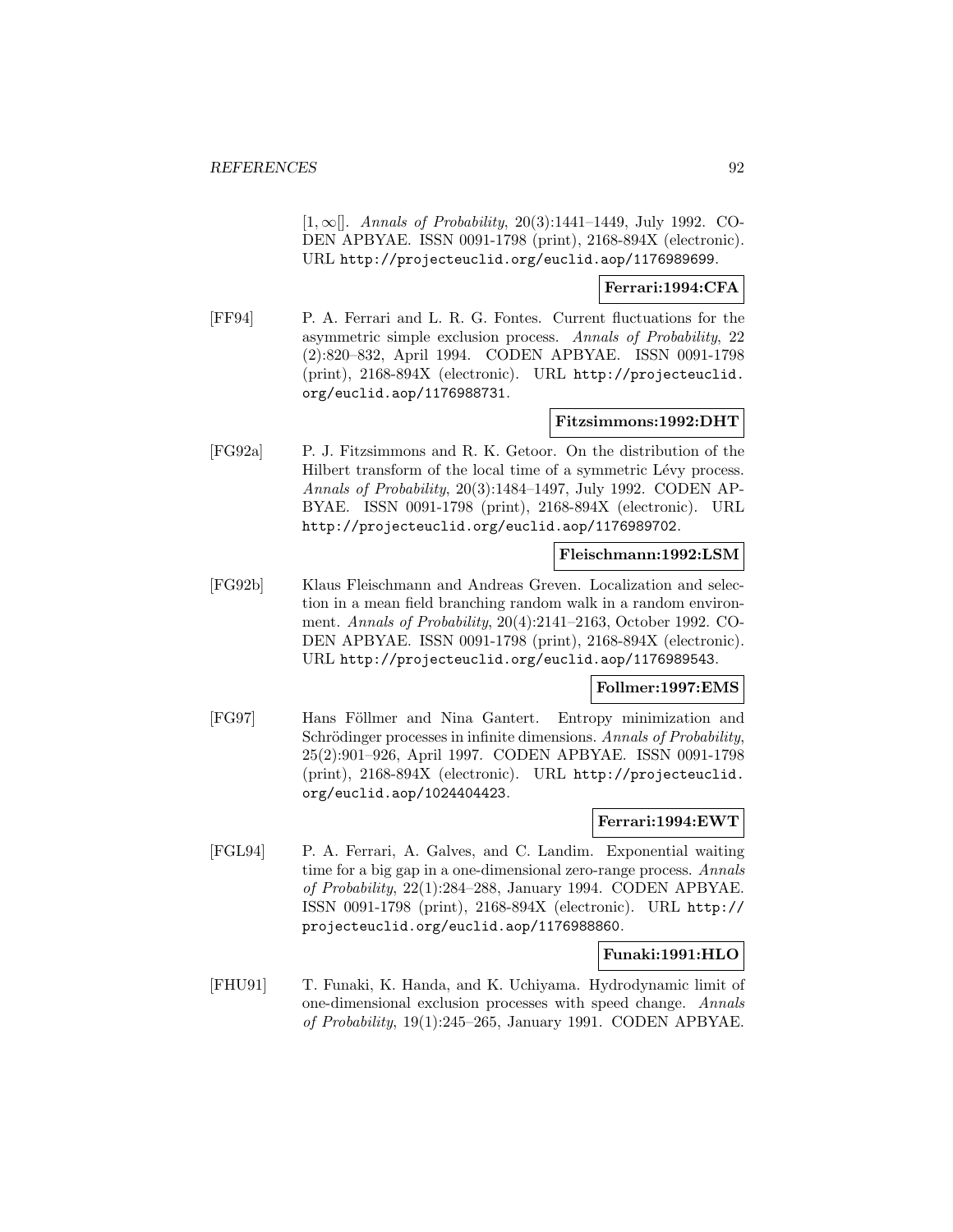$[1, \infty[$. *Annals of Probability*, 20(3):1441–1449, July 1992. CODEN APBYAE. ISSN 0091-1798 (print), 2168-894X (electronic). URL http://projecteuclid.org/euclid.aop/1176989699.

**Ferrari:1994:CFA**

[FF94] P. A. Ferrari and L. R. G. Fontes. Current fluctuations for the asymmetric simple exclusion process. *Annals of Probability*, 22 (2):820–832, April 1994. CODEN APBYAE. ISSN 0091-1798 (print), 2168-894X (electronic). URL http://projecteuclid.org/euclid.aop/1176988731.

**Fitzsimmons:1992:DHT**

[FG92a] P. J. Fitzsimmons and R. K. Getoor. On the distribution of the Hilbert transform of the local time of a symmetric Lévy process. *Annals of Probability*, 20(3):1484–1497, July 1992. CODEN APBYAE. ISSN 0091-1798 (print), 2168-894X (electronic). URL http://projecteuclid.org/euclid.aop/1176989702.

**Fleischmann:1992:LSM**

[FG92b] Klaus Fleischmann and Andreas Greven. Localization and selection in a mean field branching random walk in a random environment. *Annals of Probability*, 20(4):2141–2163, October 1992. CODEN APBYAE. ISSN 0091-1798 (print), 2168-894X (electronic). URL http://projecteuclid.org/euclid.aop/1176989543.

**Follmer:1997:EMS**

[FG97] Hans Föllmer and Nina Gantert. Entropy minimization and Schrödinger processes in infinite dimensions. *Annals of Probability*, 25(2):901–926, April 1997. CODEN APBYAE. ISSN 0091-1798 (print), 2168-894X (electronic). URL http://projecteuclid.org/euclid.aop/1024404423.

**Ferrari:1994:EWT**

[FGL94] P. A. Ferrari, A. Galves, and C. Landim. Exponential waiting time for a big gap in a one-dimensional zero-range process. *Annals of Probability*, 22(1):284–288, January 1994. CODEN APBYAE. ISSN 0091-1798 (print), 2168-894X (electronic). URL http://projecteuclid.org/euclid.aop/1176988860.

**Funaki:1991:HLO**

[FHU91] T. Funaki, K. Handa, and K. Uchiyama. Hydrodynamic limit of one-dimensional exclusion processes with speed change. *Annals of Probability*, 19(1):245–265, January 1991. CODEN APBYAE.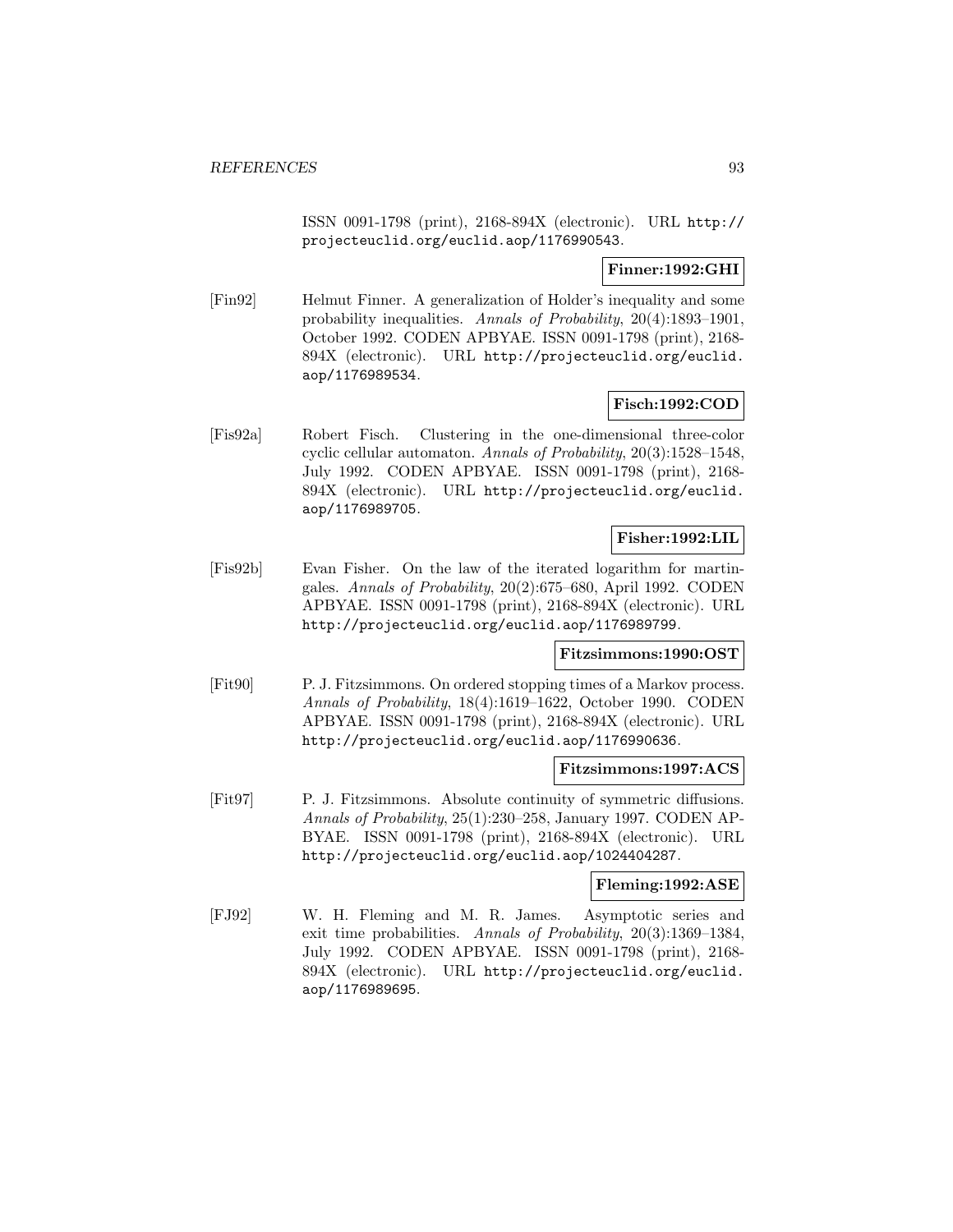ISSN 0091-1798 (print), 2168-894X (electronic). URL http://projecteuclid.org/euclid.aop/1176990543.

**Finner:1992:GHI**

[Fin92] Helmut Finner. A generalization of Holder's inequality and some probability inequalities. *Annals of Probability*, 20(4):1893–1901, October 1992. CODEN APBYAE. ISSN 0091-1798 (print), 2168-894X (electronic). URL http://projecteuclid.org/euclid.aop/1176989534.

**Fisch:1992:COD**

[Fis92a] Robert Fisch. Clustering in the one-dimensional three-color cyclic cellular automaton. *Annals of Probability*, 20(3):1528–1548, July 1992. CODEN APBYAE. ISSN 0091-1798 (print), 2168-894X (electronic). URL http://projecteuclid.org/euclid.aop/1176989705.

**Fisher:1992:LIL**

[Fis92b] Evan Fisher. On the law of the iterated logarithm for martingales. *Annals of Probability*, 20(2):675–680, April 1992. CODEN APBYAE. ISSN 0091-1798 (print), 2168-894X (electronic). URL http://projecteuclid.org/euclid.aop/1176989799.

**Fitzsimmons:1990:OST**

[Fit90] P. J. Fitzsimmons. On ordered stopping times of a Markov process. *Annals of Probability*, 18(4):1619–1622, October 1990. CODEN APBYAE. ISSN 0091-1798 (print), 2168-894X (electronic). URL http://projecteuclid.org/euclid.aop/1176990636.

**Fitzsimmons:1997:ACS**

[Fit97] P. J. Fitzsimmons. Absolute continuity of symmetric diffusions. *Annals of Probability*, 25(1):230–258, January 1997. CODEN APBYAE. ISSN 0091-1798 (print), 2168-894X (electronic). URL http://projecteuclid.org/euclid.aop/1024404287.

**Fleming:1992:ASE**

[FJ92] W. H. Fleming and M. R. James. Asymptotic series and exit time probabilities. *Annals of Probability*, 20(3):1369–1384, July 1992. CODEN APBYAE. ISSN 0091-1798 (print), 2168-894X (electronic). URL http://projecteuclid.org/euclid.aop/1176989695.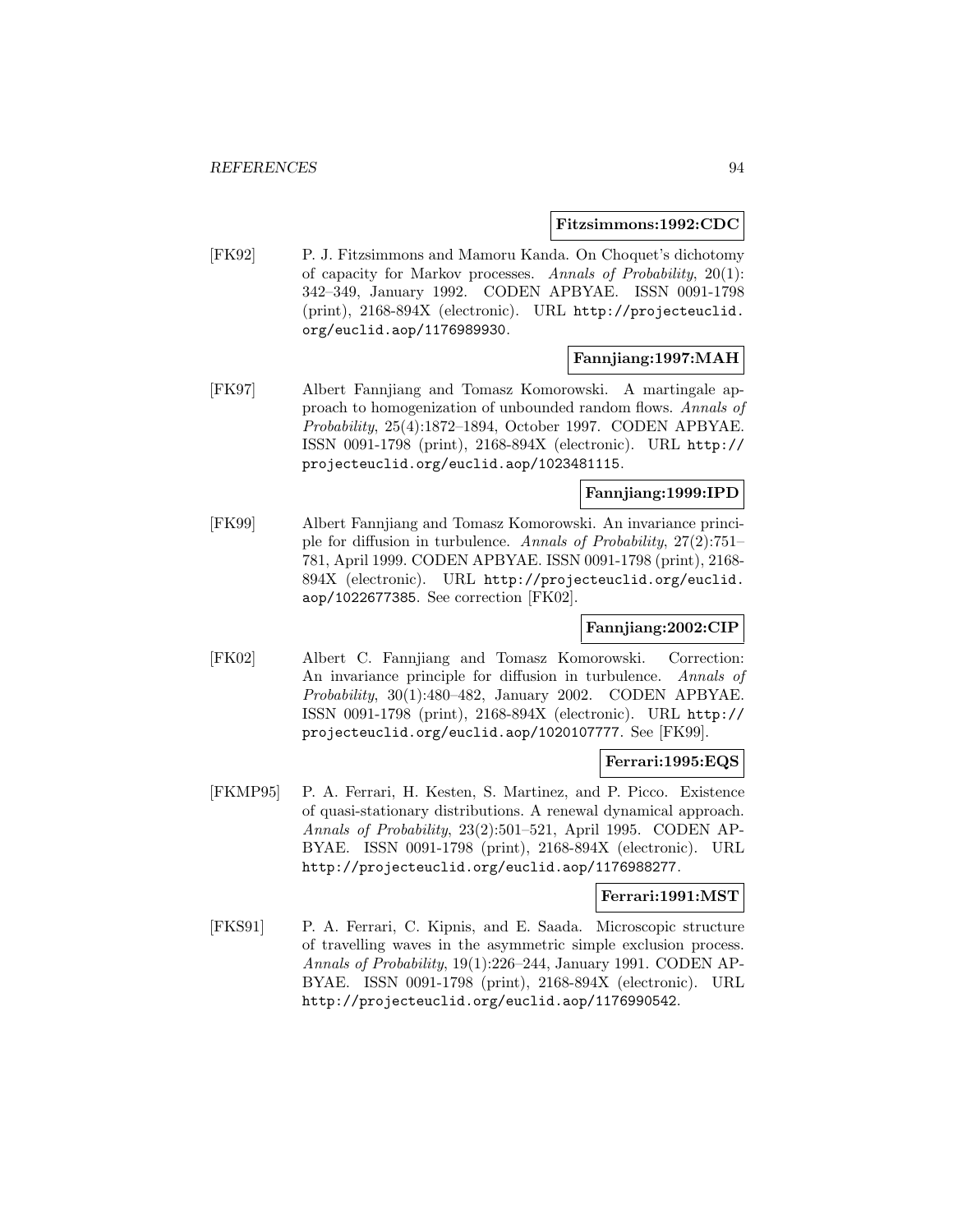**Fitzsimmons:1992:CDC**

[FK92] P. J. Fitzsimmons and Mamoru Kanda. On Choquet's dichotomy of capacity for Markov processes. *Annals of Probability*, 20(1): 342–349, January 1992. CODEN APBYAE. ISSN 0091-1798 (print), 2168-894X (electronic). URL http://projecteuclid.org/euclid.aop/1176989930.

**Fannjiang:1997:MAH**

[FK97] Albert Fannjiang and Tomasz Komorowski. A martingale approach to homogenization of unbounded random flows. *Annals of Probability*, 25(4):1872–1894, October 1997. CODEN APBYAE. ISSN 0091-1798 (print), 2168-894X (electronic). URL http://projecteuclid.org/euclid.aop/1023481115.

**Fannjiang:1999:IPD**

[FK99] Albert Fannjiang and Tomasz Komorowski. An invariance principle for diffusion in turbulence. *Annals of Probability*, 27(2):751–781, April 1999. CODEN APBYAE. ISSN 0091-1798 (print), 2168-894X (electronic). URL http://projecteuclid.org/euclid.aop/1022677385. See correction [FK02].

**Fannjiang:2002:CIP**

[FK02] Albert C. Fannjiang and Tomasz Komorowski. Correction: An invariance principle for diffusion in turbulence. *Annals of Probability*, 30(1):480–482, January 2002. CODEN APBYAE. ISSN 0091-1798 (print), 2168-894X (electronic). URL http://projecteuclid.org/euclid.aop/1020107777. See [FK99].

**Ferrari:1995:EQS**

[FKMP95] P. A. Ferrari, H. Kesten, S. Martinez, and P. Picco. Existence of quasi-stationary distributions. A renewal dynamical approach. *Annals of Probability*, 23(2):501–521, April 1995. CODEN APBYAE. ISSN 0091-1798 (print), 2168-894X (electronic). URL http://projecteuclid.org/euclid.aop/1176988277.

**Ferrari:1991:MST**

[FKS91] P. A. Ferrari, C. Kipnis, and E. Saada. Microscopic structure of travelling waves in the asymmetric simple exclusion process. *Annals of Probability*, 19(1):226–244, January 1991. CODEN APBYAE. ISSN 0091-1798 (print), 2168-894X (electronic). URL http://projecteuclid.org/euclid.aop/1176990542.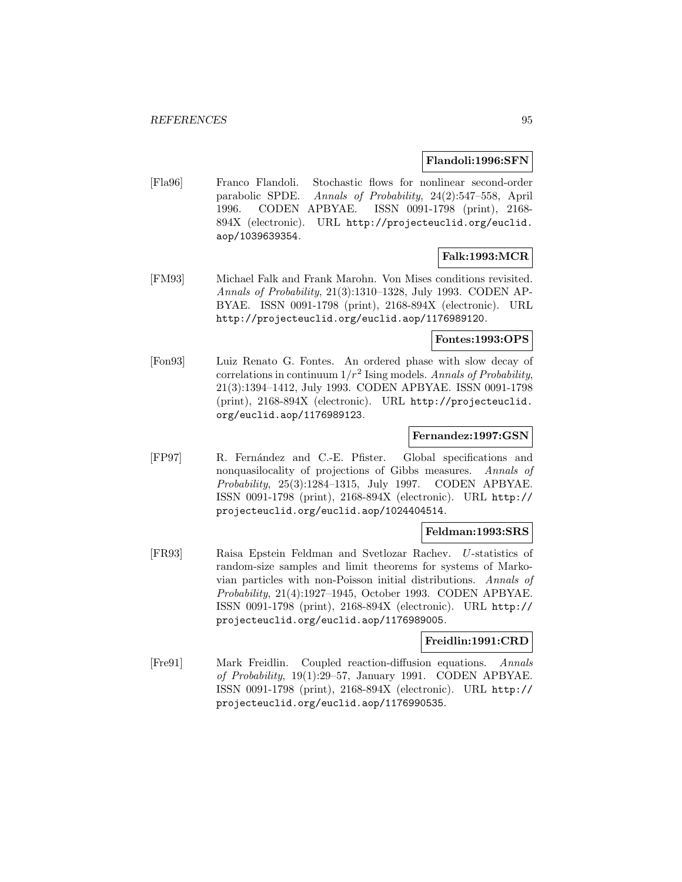**Flandoli:1996:SFN**

[Fla96] Franco Flandoli. Stochastic flows for nonlinear second-order parabolic SPDE. *Annals of Probability*, 24(2):547–558, April 1996. CODEN APBYAE. ISSN 0091-1798 (print), 2168-894X (electronic). URL http://projecteuclid.org/euclid.aop/1039639354.

**Falk:1993:MCR**

[FM93] Michael Falk and Frank Marohn. Von Mises conditions revisited. *Annals of Probability*, 21(3):1310–1328, July 1993. CODEN APBYAE. ISSN 0091-1798 (print), 2168-894X (electronic). URL http://projecteuclid.org/euclid.aop/1176989120.

**Fontes:1993:OPS**

[Fon93] Luiz Renato G. Fontes. An ordered phase with slow decay of correlations in continuum $1/r^2$ Ising models. *Annals of Probability*, 21(3):1394–1412, July 1993. CODEN APBYAE. ISSN 0091-1798 (print), 2168-894X (electronic). URL http://projecteuclid.org/euclid.aop/1176989123.

**Fernandez:1997:GSN**

[FP97] R. Fernández and C.-E. Pfister. Global specifications and nonquasilocality of projections of Gibbs measures. *Annals of Probability*, 25(3):1284–1315, July 1997. CODEN APBYAE. ISSN 0091-1798 (print), 2168-894X (electronic). URL http://projecteuclid.org/euclid.aop/1024404514.

**Feldman:1993:SRS**

[FR93] Raisa Epstein Feldman and Svetlozar Rachev. *U*-statistics of random-size samples and limit theorems for systems of Markovian particles with non-Poisson initial distributions. *Annals of Probability*, 21(4):1927–1945, October 1993. CODEN APBYAE. ISSN 0091-1798 (print), 2168-894X (electronic). URL http://projecteuclid.org/euclid.aop/1176989005.

**Freidlin:1991:CRD**

[Fre91] Mark Freidlin. Coupled reaction-diffusion equations. *Annals of Probability*, 19(1):29–57, January 1991. CODEN APBYAE. ISSN 0091-1798 (print), 2168-894X (electronic). URL http://projecteuclid.org/euclid.aop/1176990535.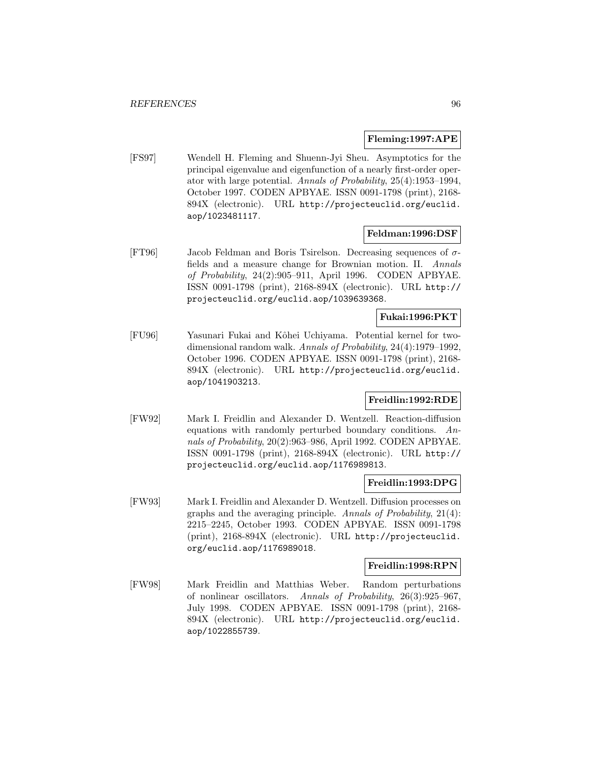**Fleming:1997:APE**

[FS97] Wendell H. Fleming and Shuenn-Jyi Sheu. Asymptotics for the principal eigenvalue and eigenfunction of a nearly first-order operator with large potential. *Annals of Probability*, 25(4):1953–1994, October 1997. CODEN APBYAE. ISSN 0091-1798 (print), 2168-894X (electronic). URL http://projecteuclid.org/euclid.aop/1023481117.

**Feldman:1996:DSF**

[FT96] Jacob Feldman and Boris Tsirelson. Decreasing sequences of $\sigma$-fields and a measure change for Brownian motion. II. *Annals of Probability*, 24(2):905–911, April 1996. CODEN APBYAE. ISSN 0091-1798 (print), 2168-894X (electronic). URL http://projecteuclid.org/euclid.aop/1039639368.

**Fukai:1996:PKT**

[FU96] Yasunari Fukai and Kôhei Uchiyama. Potential kernel for two-dimensional random walk. *Annals of Probability*, 24(4):1979–1992, October 1996. CODEN APBYAE. ISSN 0091-1798 (print), 2168-894X (electronic). URL http://projecteuclid.org/euclid.aop/1041903213.

**Freidlin:1992:RDE**

[FW92] Mark I. Freidlin and Alexander D. Wentzell. Reaction-diffusion equations with randomly perturbed boundary conditions. *Annals of Probability*, 20(2):963–986, April 1992. CODEN APBYAE. ISSN 0091-1798 (print), 2168-894X (electronic). URL http://projecteuclid.org/euclid.aop/1176989813.

**Freidlin:1993:DPG**

[FW93] Mark I. Freidlin and Alexander D. Wentzell. Diffusion processes on graphs and the averaging principle. *Annals of Probability*, 21(4): 2215–2245, October 1993. CODEN APBYAE. ISSN 0091-1798 (print), 2168-894X (electronic). URL http://projecteuclid.org/euclid.aop/1176989018.

**Freidlin:1998:RPN**

[FW98] Mark Freidlin and Matthias Weber. Random perturbations of nonlinear oscillators. *Annals of Probability*, 26(3):925–967, July 1998. CODEN APBYAE. ISSN 0091-1798 (print), 2168-894X (electronic). URL http://projecteuclid.org/euclid.aop/1022855739.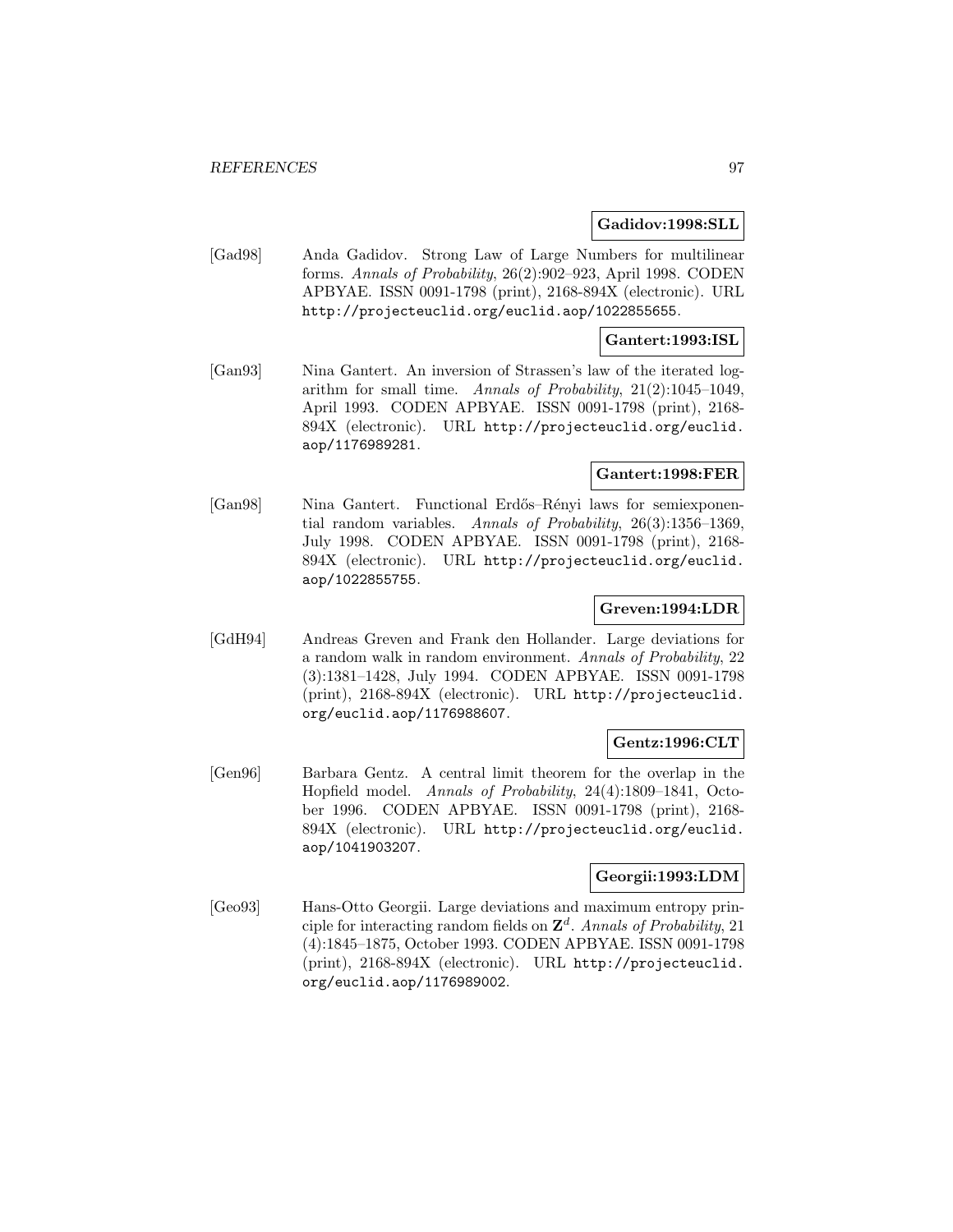**Gadidov:1998:SLL**

[Gad98] Anda Gadidov. Strong Law of Large Numbers for multilinear forms. *Annals of Probability*, 26(2):902–923, April 1998. CODEN APBYAE. ISSN 0091-1798 (print), 2168-894X (electronic). URL http://projecteuclid.org/euclid.aop/1022855655.

**Gantert:1993:ISL**

[Gan93] Nina Gantert. An inversion of Strassen's law of the iterated logarithm for small time. *Annals of Probability*, 21(2):1045–1049, April 1993. CODEN APBYAE. ISSN 0091-1798 (print), 2168-894X (electronic). URL http://projecteuclid.org/euclid.aop/1176989281.

**Gantert:1998:FER**

[Gan98] Nina Gantert. Functional Erdős–Rényi laws for semiexponential random variables. *Annals of Probability*, 26(3):1356–1369, July 1998. CODEN APBYAE. ISSN 0091-1798 (print), 2168-894X (electronic). URL http://projecteuclid.org/euclid.aop/1022855755.

**Greven:1994:LDR**

[GdH94] Andreas Greven and Frank den Hollander. Large deviations for a random walk in random environment. *Annals of Probability*, 22 (3):1381–1428, July 1994. CODEN APBYAE. ISSN 0091-1798 (print), 2168-894X (electronic). URL http://projecteuclid.org/euclid.aop/1176988607.

**Gentz:1996:CLT**

[Gen96] Barbara Gentz. A central limit theorem for the overlap in the Hopfield model. *Annals of Probability*, 24(4):1809–1841, October 1996. CODEN APBYAE. ISSN 0091-1798 (print), 2168-894X (electronic). URL http://projecteuclid.org/euclid.aop/1041903207.

**Georgii:1993:LDM**

[Geo93] Hans-Otto Georgii. Large deviations and maximum entropy principle for interacting random fields on $\mathbf{Z}^d$. *Annals of Probability*, 21 (4):1845–1875, October 1993. CODEN APBYAE. ISSN 0091-1798 (print), 2168-894X (electronic). URL http://projecteuclid.org/euclid.aop/1176989002.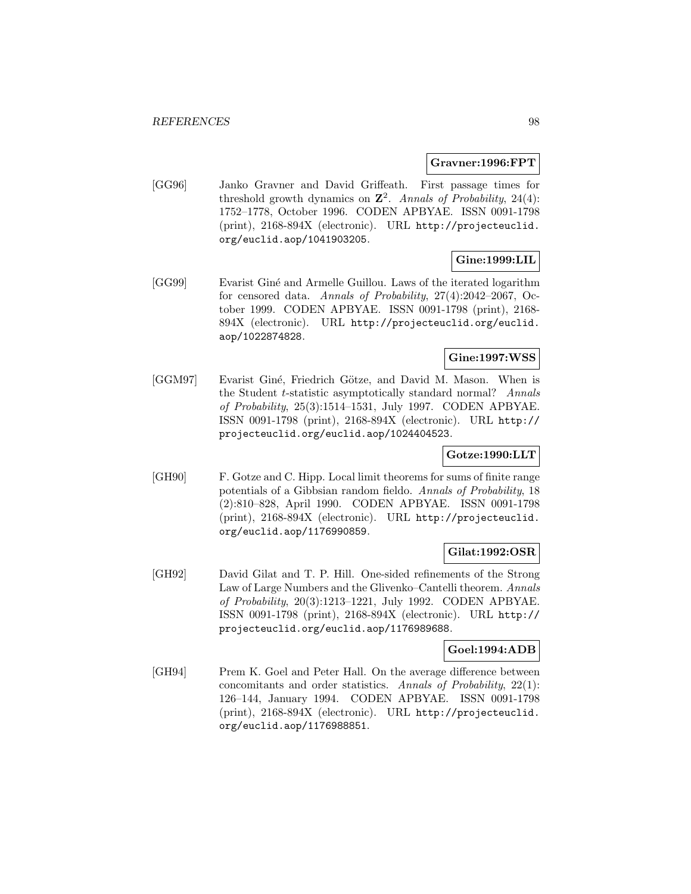**Gravner:1996:FPT**

[GG96] Janko Gravner and David Griffeath. First passage times for threshold growth dynamics on $\mathbf{Z}^2$. *Annals of Probability*, 24(4): 1752–1778, October 1996. CODEN APBYAE. ISSN 0091-1798 (print), 2168-894X (electronic). URL http://projecteuclid.org/euclid.aop/1041903205.

**Gine:1999:LIL**

[GG99] Evarist Giné and Armelle Guillou. Laws of the iterated logarithm for censored data. *Annals of Probability*, 27(4):2042–2067, October 1999. CODEN APBYAE. ISSN 0091-1798 (print), 2168-894X (electronic). URL http://projecteuclid.org/euclid.aop/1022874828.

**Gine:1997:WSS**

[GGM97] Evarist Giné, Friedrich Götze, and David M. Mason. When is the Student $t$-statistic asymptotically standard normal? *Annals of Probability*, 25(3):1514–1531, July 1997. CODEN APBYAE. ISSN 0091-1798 (print), 2168-894X (electronic). URL http://projecteuclid.org/euclid.aop/1024404523.

**Gotze:1990:LLT**

[GH90] F. Gotze and C. Hipp. Local limit theorems for sums of finite range potentials of a Gibbsian random fieldo. *Annals of Probability*, 18 (2):810–828, April 1990. CODEN APBYAE. ISSN 0091-1798 (print), 2168-894X (electronic). URL http://projecteuclid.org/euclid.aop/1176990859.

**Gilat:1992:OSR**

[GH92] David Gilat and T. P. Hill. One-sided refinements of the Strong Law of Large Numbers and the Glivenko–Cantelli theorem. *Annals of Probability*, 20(3):1213–1221, July 1992. CODEN APBYAE. ISSN 0091-1798 (print), 2168-894X (electronic). URL http://projecteuclid.org/euclid.aop/1176989688.

**Goel:1994:ADB**

[GH94] Prem K. Goel and Peter Hall. On the average difference between concomitants and order statistics. *Annals of Probability*, 22(1): 126–144, January 1994. CODEN APBYAE. ISSN 0091-1798 (print), 2168-894X (electronic). URL http://projecteuclid.org/euclid.aop/1176988851.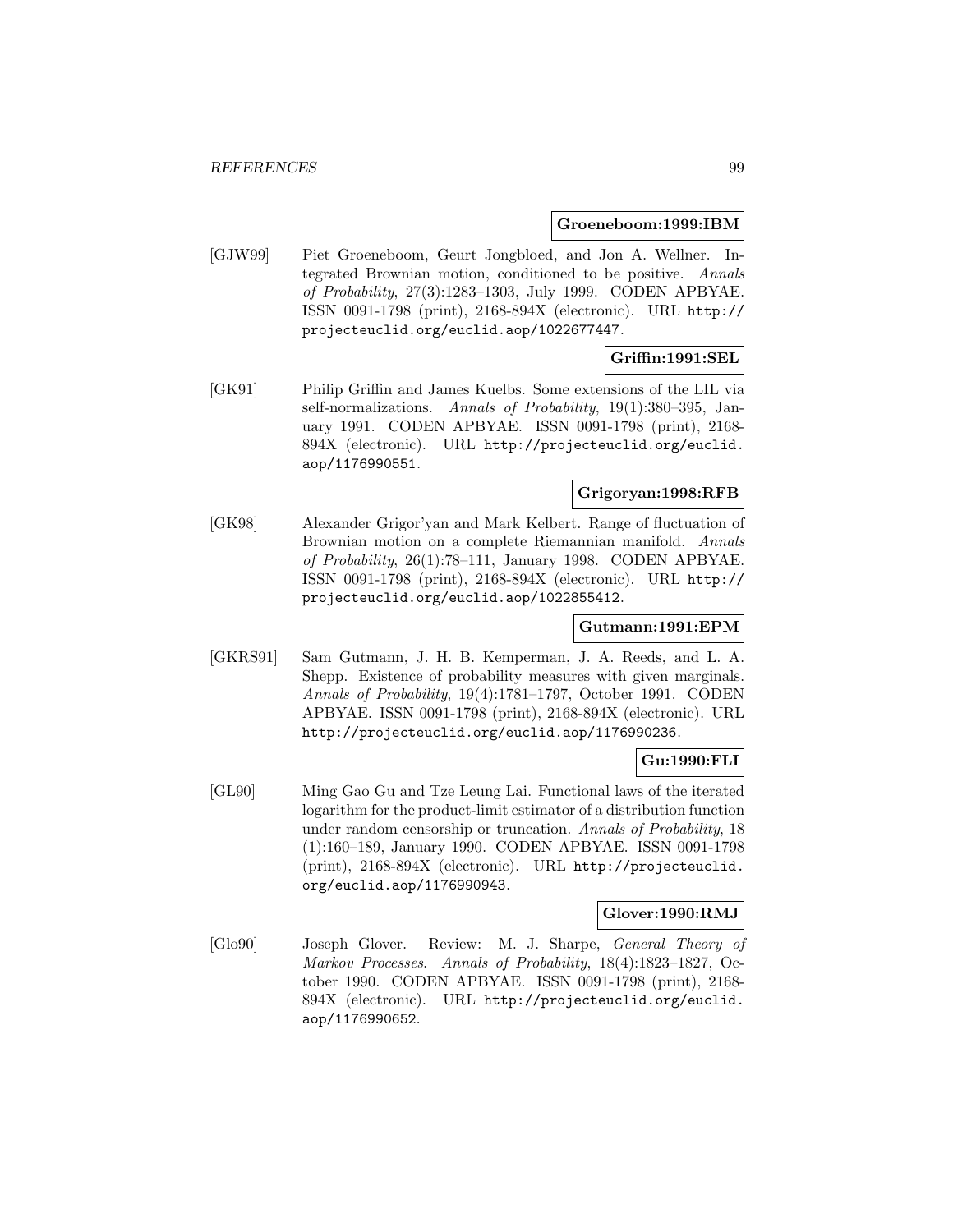**Groeneboom:1999:IBM**

[GJW99] Piet Groeneboom, Geurt Jongbloed, and Jon A. Wellner. Integrated Brownian motion, conditioned to be positive. *Annals of Probability*, 27(3):1283–1303, July 1999. CODEN APBYAE. ISSN 0091-1798 (print), 2168-894X (electronic). URL http://projecteuclid.org/euclid.aop/1022677447.

**Griffin:1991:SEL**

[GK91] Philip Griffin and James Kuelbs. Some extensions of the LIL via self-normalizations. *Annals of Probability*, 19(1):380–395, January 1991. CODEN APBYAE. ISSN 0091-1798 (print), 2168-894X (electronic). URL http://projecteuclid.org/euclid.aop/1176990551.

**Grigoryan:1998:RFB**

[GK98] Alexander Grigor'yan and Mark Kelbert. Range of fluctuation of Brownian motion on a complete Riemannian manifold. *Annals of Probability*, 26(1):78–111, January 1998. CODEN APBYAE. ISSN 0091-1798 (print), 2168-894X (electronic). URL http://projecteuclid.org/euclid.aop/1022855412.

**Gutmann:1991:EPM**

[GKRS91] Sam Gutmann, J. H. B. Kemperman, J. A. Reeds, and L. A. Shepp. Existence of probability measures with given marginals. *Annals of Probability*, 19(4):1781–1797, October 1991. CODEN APBYAE. ISSN 0091-1798 (print), 2168-894X (electronic). URL http://projecteuclid.org/euclid.aop/1176990236.

**Gu:1990:FLI**

[GL90] Ming Gao Gu and Tze Leung Lai. Functional laws of the iterated logarithm for the product-limit estimator of a distribution function under random censorship or truncation. *Annals of Probability*, 18 (1):160–189, January 1990. CODEN APBYAE. ISSN 0091-1798 (print), 2168-894X (electronic). URL http://projecteuclid.org/euclid.aop/1176990943.

**Glover:1990:RMJ**

[Glo90] Joseph Glover. Review: M. J. Sharpe, *General Theory of Markov Processes*. *Annals of Probability*, 18(4):1823–1827, October 1990. CODEN APBYAE. ISSN 0091-1798 (print), 2168-894X (electronic). URL http://projecteuclid.org/euclid.aop/1176990652.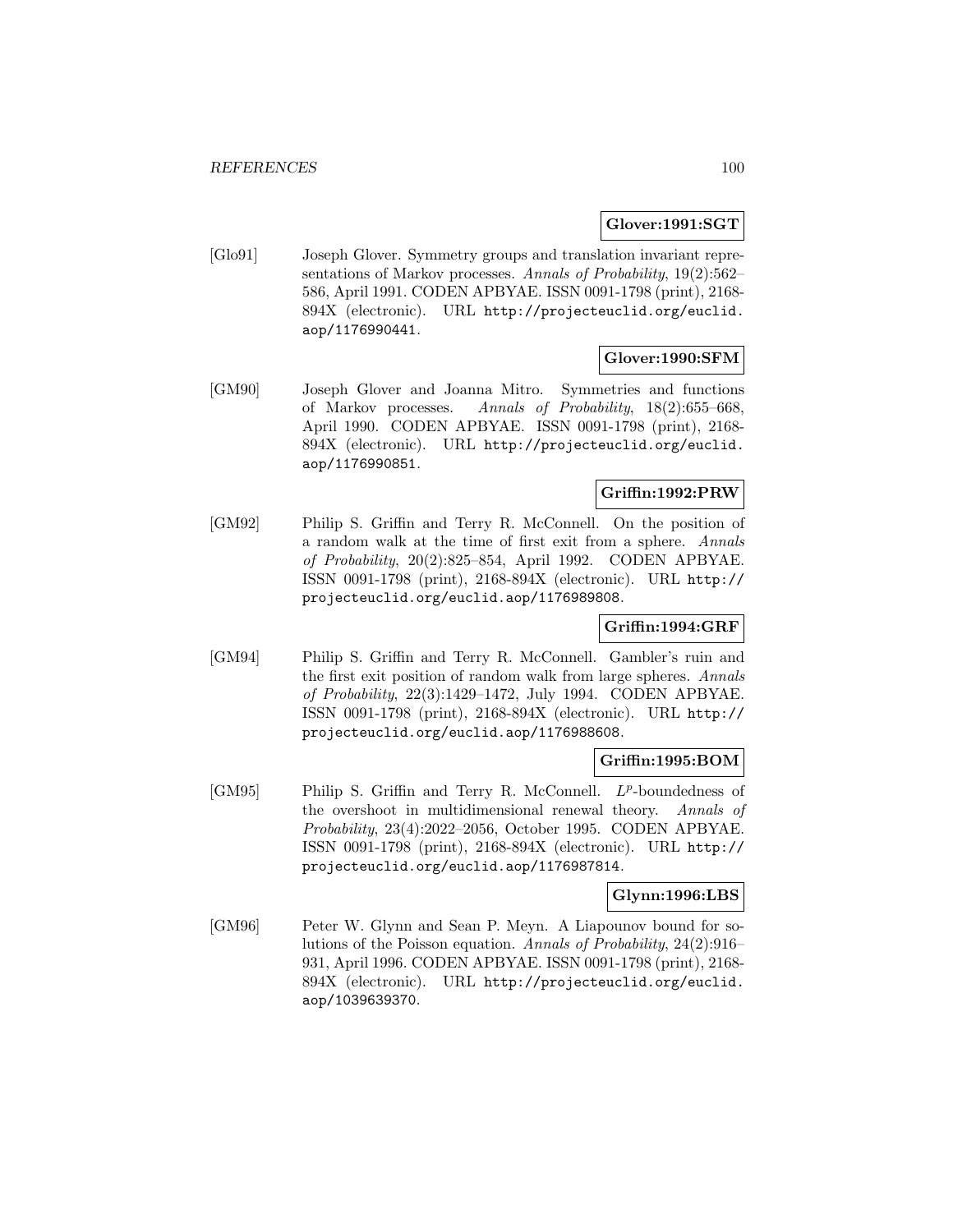**Glover:1991:SGT**

[Glo91] Joseph Glover. Symmetry groups and translation invariant representations of Markov processes. *Annals of Probability*, 19(2):562–586, April 1991. CODEN APBYAE. ISSN 0091-1798 (print), 2168-894X (electronic). URL http://projecteuclid.org/euclid.aop/1176990441.

**Glover:1990:SFM**

[GM90] Joseph Glover and Joanna Mitro. Symmetries and functions of Markov processes. *Annals of Probability*, 18(2):655–668, April 1990. CODEN APBYAE. ISSN 0091-1798 (print), 2168-894X (electronic). URL http://projecteuclid.org/euclid.aop/1176990851.

**Griffin:1992:PRW**

[GM92] Philip S. Griffin and Terry R. McConnell. On the position of a random walk at the time of first exit from a sphere. *Annals of Probability*, 20(2):825–854, April 1992. CODEN APBYAE. ISSN 0091-1798 (print), 2168-894X (electronic). URL http://projecteuclid.org/euclid.aop/1176989808.

**Griffin:1994:GRF**

[GM94] Philip S. Griffin and Terry R. McConnell. Gambler's ruin and the first exit position of random walk from large spheres. *Annals of Probability*, 22(3):1429–1472, July 1994. CODEN APBYAE. ISSN 0091-1798 (print), 2168-894X (electronic). URL http://projecteuclid.org/euclid.aop/1176988608.

**Griffin:1995:BOM**

[GM95] Philip S. Griffin and Terry R. McConnell. $L^p$-boundedness of the overshoot in multidimensional renewal theory. *Annals of Probability*, 23(4):2022–2056, October 1995. CODEN APBYAE. ISSN 0091-1798 (print), 2168-894X (electronic). URL http://projecteuclid.org/euclid.aop/1176987814.

**Glynn:1996:LBS**

[GM96] Peter W. Glynn and Sean P. Meyn. A Liapounov bound for solutions of the Poisson equation. *Annals of Probability*, 24(2):916–931, April 1996. CODEN APBYAE. ISSN 0091-1798 (print), 2168-894X (electronic). URL http://projecteuclid.org/euclid.aop/1039639370.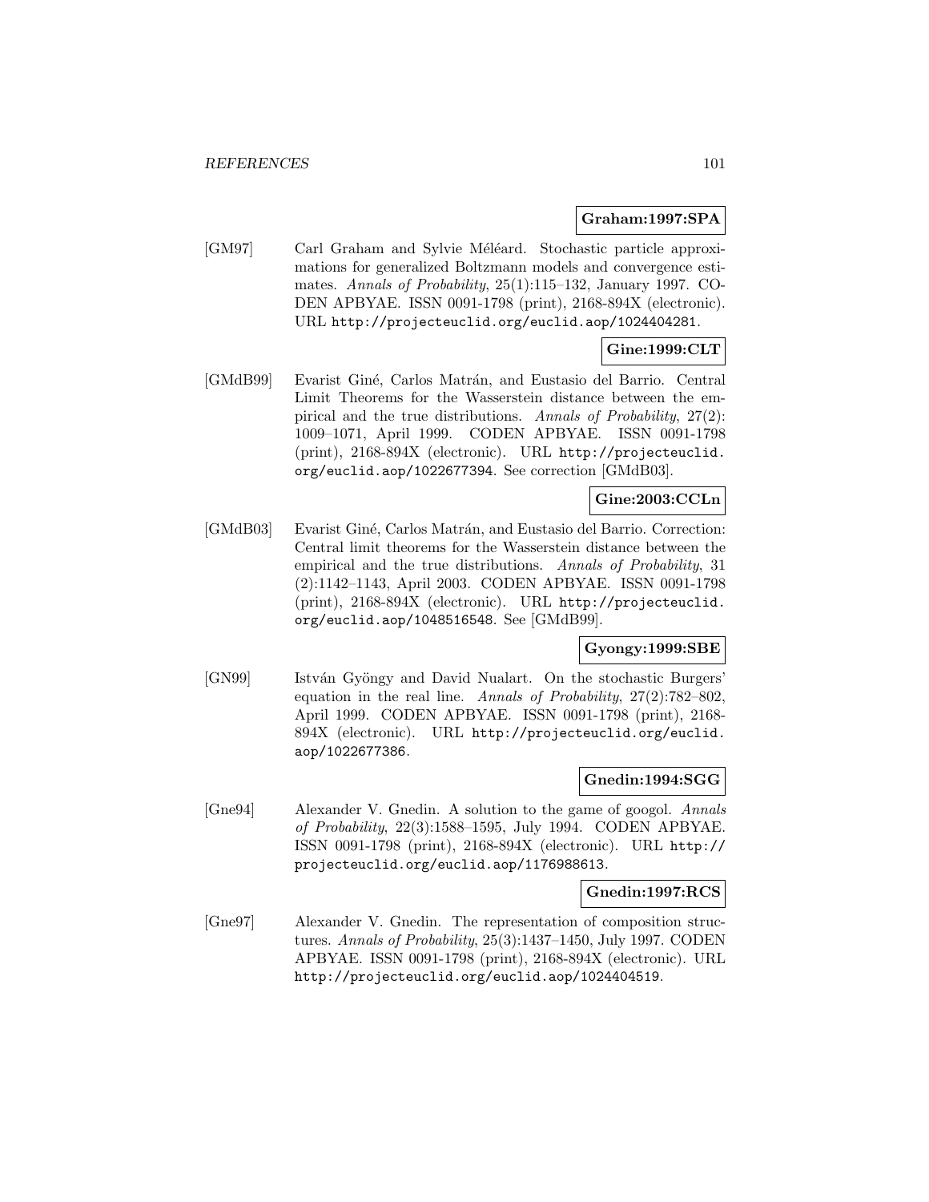**Graham:1997:SPA**

[GM97] Carl Graham and Sylvie Méléard. Stochastic particle approximations for generalized Boltzmann models and convergence estimates. *Annals of Probability*, 25(1):115–132, January 1997. CODEN APBYAE. ISSN 0091-1798 (print), 2168-894X (electronic). URL http://projecteuclid.org/euclid.aop/1024404281.

**Gine:1999:CLT**

[GMdB99] Evarist Giné, Carlos Matrán, and Eustasio del Barrio. Central Limit Theorems for the Wasserstein distance between the empirical and the true distributions. *Annals of Probability*, 27(2): 1009–1071, April 1999. CODEN APBYAE. ISSN 0091-1798 (print), 2168-894X (electronic). URL http://projecteuclid.org/euclid.aop/1022677394. See correction [GMdB03].

**Gine:2003:CCLn**

[GMdB03] Evarist Giné, Carlos Matrán, and Eustasio del Barrio. Correction: Central limit theorems for the Wasserstein distance between the empirical and the true distributions. *Annals of Probability*, 31 (2):1142–1143, April 2003. CODEN APBYAE. ISSN 0091-1798 (print), 2168-894X (electronic). URL http://projecteuclid.org/euclid.aop/1048516548. See [GMdB99].

**Gyongy:1999:SBE**

[GN99] István Gyöngy and David Nualart. On the stochastic Burgers' equation in the real line. *Annals of Probability*, 27(2):782–802, April 1999. CODEN APBYAE. ISSN 0091-1798 (print), 2168-894X (electronic). URL http://projecteuclid.org/euclid.aop/1022677386.

**Gnedin:1994:SGG**

[Gne94] Alexander V. Gnedin. A solution to the game of googol. *Annals of Probability*, 22(3):1588–1595, July 1994. CODEN APBYAE. ISSN 0091-1798 (print), 2168-894X (electronic). URL http://projecteuclid.org/euclid.aop/1176988613.

**Gnedin:1997:RCS**

[Gne97] Alexander V. Gnedin. The representation of composition structures. *Annals of Probability*, 25(3):1437–1450, July 1997. CODEN APBYAE. ISSN 0091-1798 (print), 2168-894X (electronic). URL http://projecteuclid.org/euclid.aop/1024404519.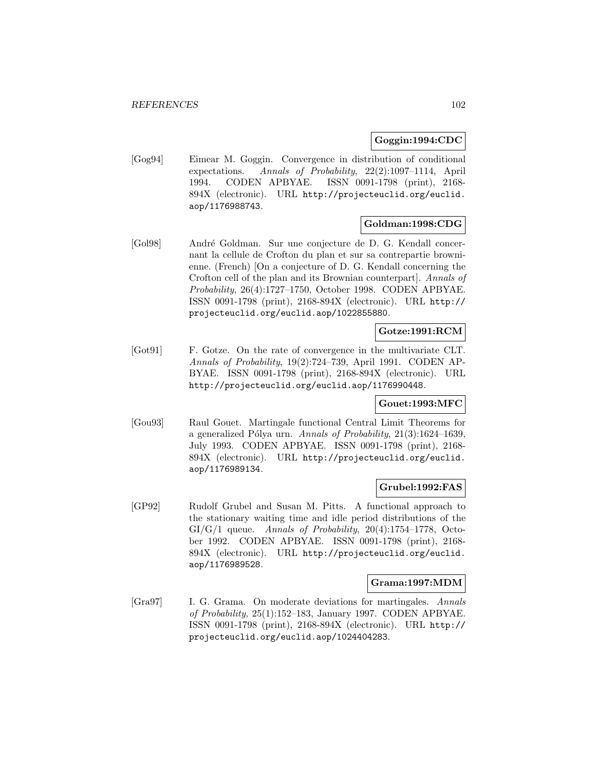**Goggin:1994:CDC**

[Gog94] Eimear M. Goggin. Convergence in distribution of conditional expectations. *Annals of Probability*, 22(2):1097–1114, April 1994. CODEN APBYAE. ISSN 0091-1798 (print), 2168-894X (electronic). URL http://projecteuclid.org/euclid.aop/1176988743.

**Goldman:1998:CDG**

[Gol98] André Goldman. Sur une conjecture de D. G. Kendall concernant la cellule de Crofton du plan et sur sa contrepartie brownienne. (French) [On a conjecture of D. G. Kendall concerning the Crofton cell of the plan and its Brownian counterpart]. *Annals of Probability*, 26(4):1727–1750, October 1998. CODEN APBYAE. ISSN 0091-1798 (print), 2168-894X (electronic). URL http://projecteuclid.org/euclid.aop/1022855880.

**Gotze:1991:RCM**

[Got91] F. Gotze. On the rate of convergence in the multivariate CLT. *Annals of Probability*, 19(2):724–739, April 1991. CODEN APBYAE. ISSN 0091-1798 (print), 2168-894X (electronic). URL http://projecteuclid.org/euclid.aop/1176990448.

**Gouet:1993:MFC**

[Gou93] Raul Gouet. Martingale functional Central Limit Theorems for a generalized Pólya urn. *Annals of Probability*, 21(3):1624–1639, July 1993. CODEN APBYAE. ISSN 0091-1798 (print), 2168-894X (electronic). URL http://projecteuclid.org/euclid.aop/1176989134.

**Grubel:1992:FAS**

[GP92] Rudolf Grubel and Susan M. Pitts. A functional approach to the stationary waiting time and idle period distributions of the GI/G/1 queue. *Annals of Probability*, 20(4):1754–1778, October 1992. CODEN APBYAE. ISSN 0091-1798 (print), 2168-894X (electronic). URL http://projecteuclid.org/euclid.aop/1176989528.

**Grama:1997:MDM**

[Gra97] I. G. Grama. On moderate deviations for martingales. *Annals of Probability*, 25(1):152–183, January 1997. CODEN APBYAE. ISSN 0091-1798 (print), 2168-894X (electronic). URL http://projecteuclid.org/euclid.aop/1024404283.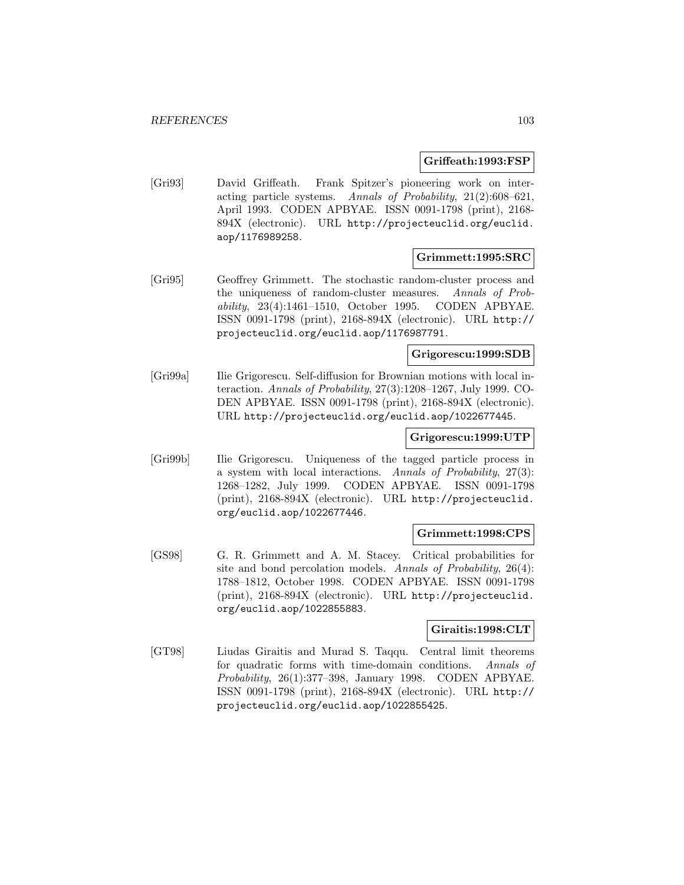**Griffeath:1993:FSP**

[Gri93] David Griffeath. Frank Spitzer's pioneering work on interacting particle systems. *Annals of Probability*, 21(2):608–621, April 1993. CODEN APBYAE. ISSN 0091-1798 (print), 2168-894X (electronic). URL http://projecteuclid.org/euclid.aop/1176989258.

**Grimmett:1995:SRC**

[Gri95] Geoffrey Grimmett. The stochastic random-cluster process and the uniqueness of random-cluster measures. *Annals of Probability*, 23(4):1461–1510, October 1995. CODEN APBYAE. ISSN 0091-1798 (print), 2168-894X (electronic). URL http://projecteuclid.org/euclid.aop/1176987791.

**Grigorescu:1999:SDB**

[Gri99a] Ilie Grigorescu. Self-diffusion for Brownian motions with local interaction. *Annals of Probability*, 27(3):1208–1267, July 1999. CODEN APBYAE. ISSN 0091-1798 (print), 2168-894X (electronic). URL http://projecteuclid.org/euclid.aop/1022677445.

**Grigorescu:1999:UTP**

[Gri99b] Ilie Grigorescu. Uniqueness of the tagged particle process in a system with local interactions. *Annals of Probability*, 27(3):1268–1282, July 1999. CODEN APBYAE. ISSN 0091-1798 (print), 2168-894X (electronic). URL http://projecteuclid.org/euclid.aop/1022677446.

**Grimmett:1998:CPS**

[GS98] G. R. Grimmett and A. M. Stacey. Critical probabilities for site and bond percolation models. *Annals of Probability*, 26(4):1788–1812, October 1998. CODEN APBYAE. ISSN 0091-1798 (print), 2168-894X (electronic). URL http://projecteuclid.org/euclid.aop/1022855883.

**Giraitis:1998:CLT**

[GT98] Liudas Giraitis and Murad S. Taqqu. Central limit theorems for quadratic forms with time-domain conditions. *Annals of Probability*, 26(1):377–398, January 1998. CODEN APBYAE. ISSN 0091-1798 (print), 2168-894X (electronic). URL http://projecteuclid.org/euclid.aop/1022855425.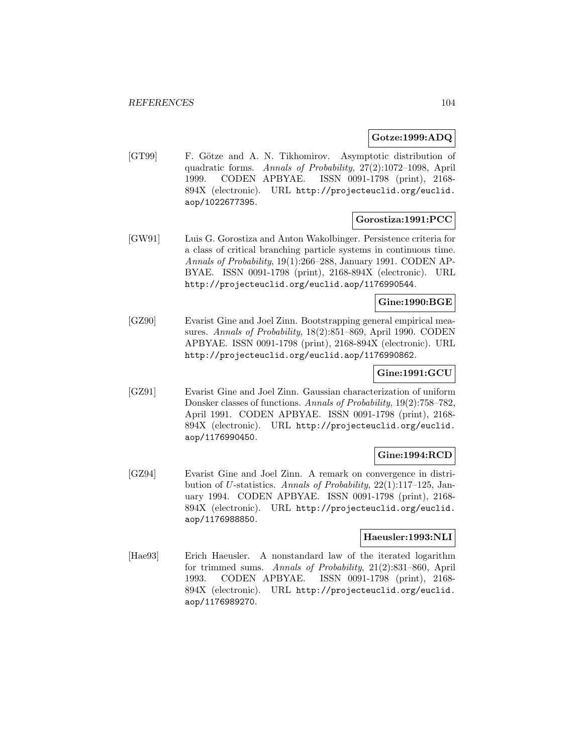**Gotze:1999:ADQ**

[GT99] F. Götze and A. N. Tikhomirov. Asymptotic distribution of quadratic forms. *Annals of Probability*, 27(2):1072–1098, April 1999. CODEN APBYAE. ISSN 0091-1798 (print), 2168-894X (electronic). URL http://projecteuclid.org/euclid.aop/1022677395.

**Gorostiza:1991:PCC**

[GW91] Luis G. Gorostiza and Anton Wakolbinger. Persistence criteria for a class of critical branching particle systems in continuous time. *Annals of Probability*, 19(1):266–288, January 1991. CODEN APBYAE. ISSN 0091-1798 (print), 2168-894X (electronic). URL http://projecteuclid.org/euclid.aop/1176990544.

**Gine:1990:BGE**

[GZ90] Evarist Gine and Joel Zinn. Bootstrapping general empirical measures. *Annals of Probability*, 18(2):851–869, April 1990. CODEN APBYAE. ISSN 0091-1798 (print), 2168-894X (electronic). URL http://projecteuclid.org/euclid.aop/1176990862.

**Gine:1991:GCU**

[GZ91] Evarist Gine and Joel Zinn. Gaussian characterization of uniform Donsker classes of functions. *Annals of Probability*, 19(2):758–782, April 1991. CODEN APBYAE. ISSN 0091-1798 (print), 2168-894X (electronic). URL http://projecteuclid.org/euclid.aop/1176990450.

**Gine:1994:RCD**

[GZ94] Evarist Gine and Joel Zinn. A remark on convergence in distribution of $U$-statistics. *Annals of Probability*, 22(1):117–125, January 1994. CODEN APBYAE. ISSN 0091-1798 (print), 2168-894X (electronic). URL http://projecteuclid.org/euclid.aop/1176988850.

**Haeusler:1993:NLI**

[Hae93] Erich Haeusler. A nonstandard law of the iterated logarithm for trimmed sums. *Annals of Probability*, 21(2):831–860, April 1993. CODEN APBYAE. ISSN 0091-1798 (print), 2168-894X (electronic). URL http://projecteuclid.org/euclid.aop/1176989270.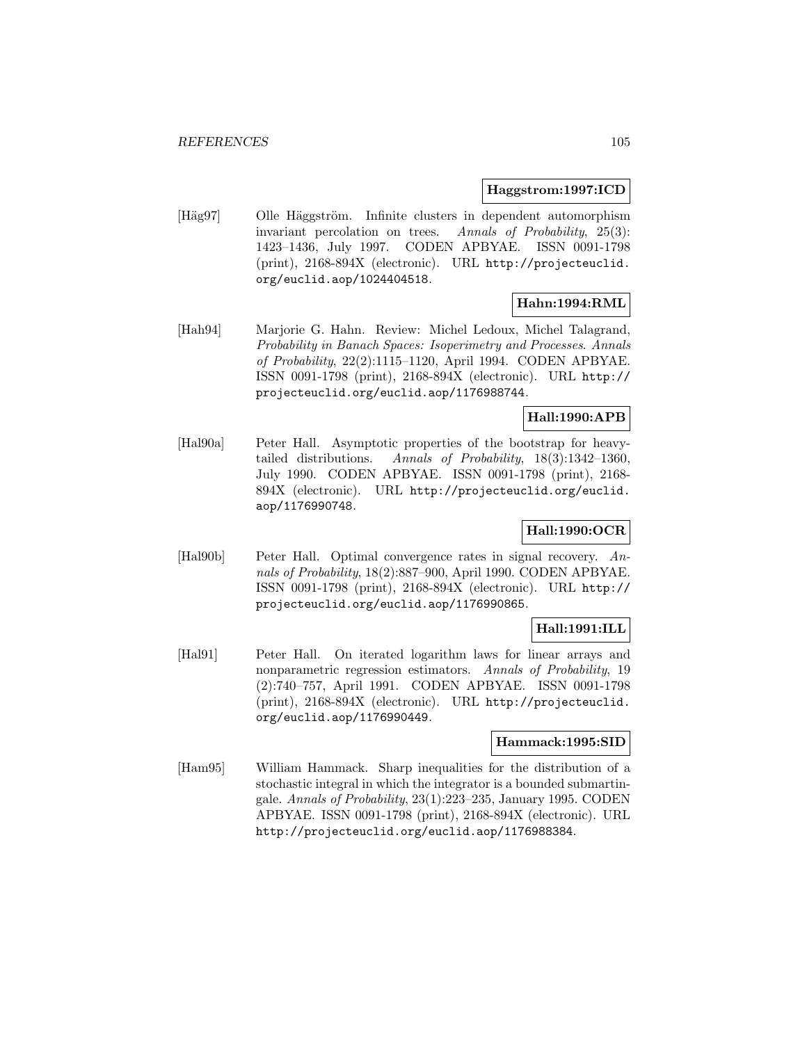**Haggstrom:1997:ICD**

[Häg97] Olle Häggström. Infinite clusters in dependent automorphism invariant percolation on trees. *Annals of Probability*, 25(3): 1423–1436, July 1997. CODEN APBYAE. ISSN 0091-1798 (print), 2168-894X (electronic). URL http://projecteuclid.org/euclid.aop/1024404518.

**Hahn:1994:RML**

[Hah94] Marjorie G. Hahn. Review: Michel Ledoux, Michel Talagrand, *Probability in Banach Spaces: Isoperimetry and Processes*. *Annals of Probability*, 22(2):1115–1120, April 1994. CODEN APBYAE. ISSN 0091-1798 (print), 2168-894X (electronic). URL http://projecteuclid.org/euclid.aop/1176988744.

**Hall:1990:APB**

[Hal90a] Peter Hall. Asymptotic properties of the bootstrap for heavy-tailed distributions. *Annals of Probability*, 18(3):1342–1360, July 1990. CODEN APBYAE. ISSN 0091-1798 (print), 2168-894X (electronic). URL http://projecteuclid.org/euclid.aop/1176990748.

**Hall:1990:OCR**

[Hal90b] Peter Hall. Optimal convergence rates in signal recovery. *Annals of Probability*, 18(2):887–900, April 1990. CODEN APBYAE. ISSN 0091-1798 (print), 2168-894X (electronic). URL http://projecteuclid.org/euclid.aop/1176990865.

**Hall:1991:ILL**

[Hal91] Peter Hall. On iterated logarithm laws for linear arrays and nonparametric regression estimators. *Annals of Probability*, 19 (2):740–757, April 1991. CODEN APBYAE. ISSN 0091-1798 (print), 2168-894X (electronic). URL http://projecteuclid.org/euclid.aop/1176990449.

**Hammack:1995:SID**

[Ham95] William Hammack. Sharp inequalities for the distribution of a stochastic integral in which the integrator is a bounded submartingale. *Annals of Probability*, 23(1):223–235, January 1995. CODEN APBYAE. ISSN 0091-1798 (print), 2168-894X (electronic). URL http://projecteuclid.org/euclid.aop/1176988384.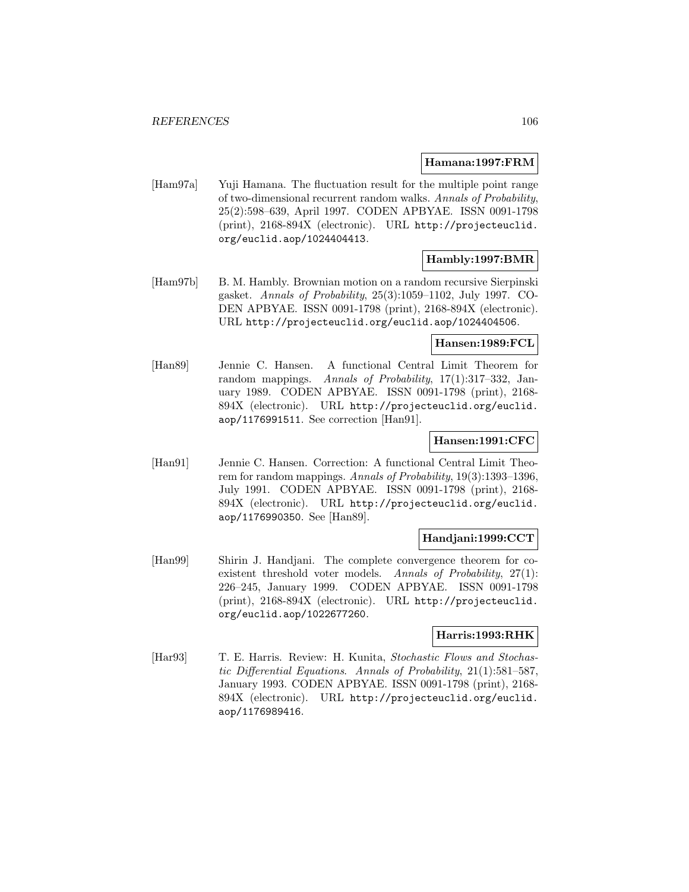**Hamana:1997:FRM**

[Ham97a] Yuji Hamana. The fluctuation result for the multiple point range of two-dimensional recurrent random walks. *Annals of Probability*, 25(2):598–639, April 1997. CODEN APBYAE. ISSN 0091-1798 (print), 2168-894X (electronic). URL http://projecteuclid.org/euclid.aop/1024404413.

**Hambly:1997:BMR**

[Ham97b] B. M. Hambly. Brownian motion on a random recursive Sierpinski gasket. *Annals of Probability*, 25(3):1059–1102, July 1997. CODEN APBYAE. ISSN 0091-1798 (print), 2168-894X (electronic). URL http://projecteuclid.org/euclid.aop/1024404506.

**Hansen:1989:FCL**

[Han89] Jennie C. Hansen. A functional Central Limit Theorem for random mappings. *Annals of Probability*, 17(1):317–332, January 1989. CODEN APBYAE. ISSN 0091-1798 (print), 2168-894X (electronic). URL http://projecteuclid.org/euclid.aop/1176991511. See correction [Han91].

**Hansen:1991:CFC**

[Han91] Jennie C. Hansen. Correction: A functional Central Limit Theorem for random mappings. *Annals of Probability*, 19(3):1393–1396, July 1991. CODEN APBYAE. ISSN 0091-1798 (print), 2168-894X (electronic). URL http://projecteuclid.org/euclid.aop/1176990350. See [Han89].

**Handjani:1999:CCT**

[Han99] Shirin J. Handjani. The complete convergence theorem for coexistent threshold voter models. *Annals of Probability*, 27(1):226–245, January 1999. CODEN APBYAE. ISSN 0091-1798 (print), 2168-894X (electronic). URL http://projecteuclid.org/euclid.aop/1022677260.

**Harris:1993:RHK**

[Har93] T. E. Harris. Review: H. Kunita, *Stochastic Flows and Stochastic Differential Equations*. *Annals of Probability*, 21(1):581–587, January 1993. CODEN APBYAE. ISSN 0091-1798 (print), 2168-894X (electronic). URL http://projecteuclid.org/euclid.aop/1176989416.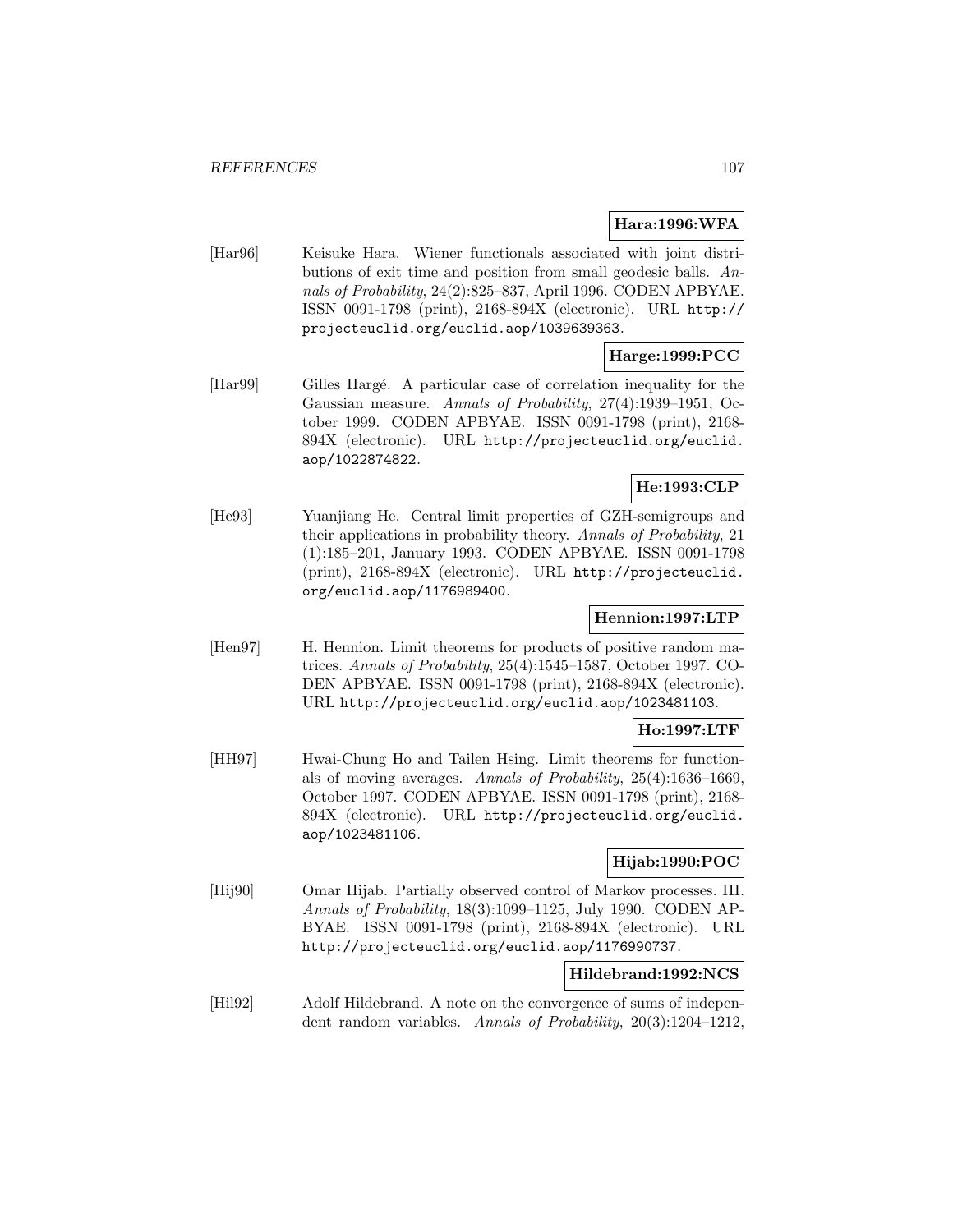**Hara:1996:WFA**

[Har96] Keisuke Hara. Wiener functionals associated with joint distributions of exit time and position from small geodesic balls. *Annals of Probability*, 24(2):825–837, April 1996. CODEN APBYAE. ISSN 0091-1798 (print), 2168-894X (electronic). URL `http://projecteuclid.org/euclid.aop/1039639363`.

**Harge:1999:PCC**

[Har99] Gilles Hargé. A particular case of correlation inequality for the Gaussian measure. *Annals of Probability*, 27(4):1939–1951, October 1999. CODEN APBYAE. ISSN 0091-1798 (print), 2168-894X (electronic). URL `http://projecteuclid.org/euclid.aop/1022874822`.

**He:1993:CLP**

[He93] Yuanjiang He. Central limit properties of GZH-semigroups and their applications in probability theory. *Annals of Probability*, 21 (1):185–201, January 1993. CODEN APBYAE. ISSN 0091-1798 (print), 2168-894X (electronic). URL `http://projecteuclid.org/euclid.aop/1176989400`.

**Hennion:1997:LTP**

[Hen97] H. Hennion. Limit theorems for products of positive random matrices. *Annals of Probability*, 25(4):1545–1587, October 1997. CODEN APBYAE. ISSN 0091-1798 (print), 2168-894X (electronic). URL `http://projecteuclid.org/euclid.aop/1023481103`.

**Ho:1997:LTF**

[HH97] Hwai-Chung Ho and Tailen Hsing. Limit theorems for functionals of moving averages. *Annals of Probability*, 25(4):1636–1669, October 1997. CODEN APBYAE. ISSN 0091-1798 (print), 2168-894X (electronic). URL `http://projecteuclid.org/euclid.aop/1023481106`.

**Hijab:1990:POC**

[Hij90] Omar Hijab. Partially observed control of Markov processes. III. *Annals of Probability*, 18(3):1099–1125, July 1990. CODEN APBYAE. ISSN 0091-1798 (print), 2168-894X (electronic). URL `http://projecteuclid.org/euclid.aop/1176990737`.

**Hildebrand:1992:NCS**

[Hil92] Adolf Hildebrand. A note on the convergence of sums of independent random variables. *Annals of Probability*, 20(3):1204–1212,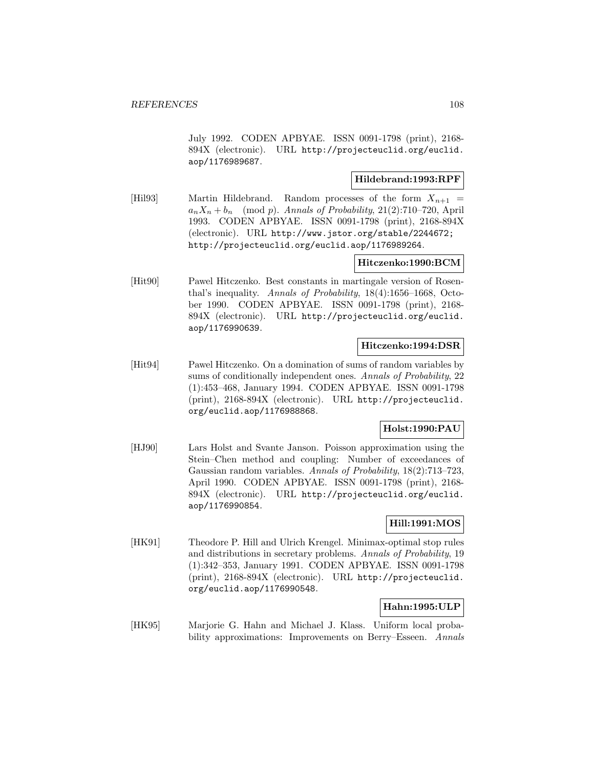July 1992. CODEN APBYAE. ISSN 0091-1798 (print), 2168-894X (electronic). URL http://projecteuclid.org/euclid.aop/1176989687.

**Hildebrand:1993:RPF**

[Hil93] Martin Hildebrand. Random processes of the form $X_{n+1} = a_n X_n + b_n \pmod p$. *Annals of Probability*, 21(2):710–720, April 1993. CODEN APBYAE. ISSN 0091-1798 (print), 2168-894X (electronic). URL http://www.jstor.org/stable/2244672; http://projecteuclid.org/euclid.aop/1176989264.

**Hitczenko:1990:BCM**

[Hit90] Pawel Hitczenko. Best constants in martingale version of Rosenthal's inequality. *Annals of Probability*, 18(4):1656–1668, October 1990. CODEN APBYAE. ISSN 0091-1798 (print), 2168-894X (electronic). URL http://projecteuclid.org/euclid.aop/1176990639.

**Hitczenko:1994:DSR**

[Hit94] Pawel Hitczenko. On a domination of sums of random variables by sums of conditionally independent ones. *Annals of Probability*, 22 (1):453–468, January 1994. CODEN APBYAE. ISSN 0091-1798 (print), 2168-894X (electronic). URL http://projecteuclid.org/euclid.aop/1176988868.

**Holst:1990:PAU**

[HJ90] Lars Holst and Svante Janson. Poisson approximation using the Stein–Chen method and coupling: Number of exceedances of Gaussian random variables. *Annals of Probability*, 18(2):713–723, April 1990. CODEN APBYAE. ISSN 0091-1798 (print), 2168-894X (electronic). URL http://projecteuclid.org/euclid.aop/1176990854.

**Hill:1991:MOS**

[HK91] Theodore P. Hill and Ulrich Krengel. Minimax-optimal stop rules and distributions in secretary problems. *Annals of Probability*, 19 (1):342–353, January 1991. CODEN APBYAE. ISSN 0091-1798 (print), 2168-894X (electronic). URL http://projecteuclid.org/euclid.aop/1176990548.

**Hahn:1995:ULP**

[HK95] Marjorie G. Hahn and Michael J. Klass. Uniform local probability approximations: Improvements on Berry–Esseen. *Annals*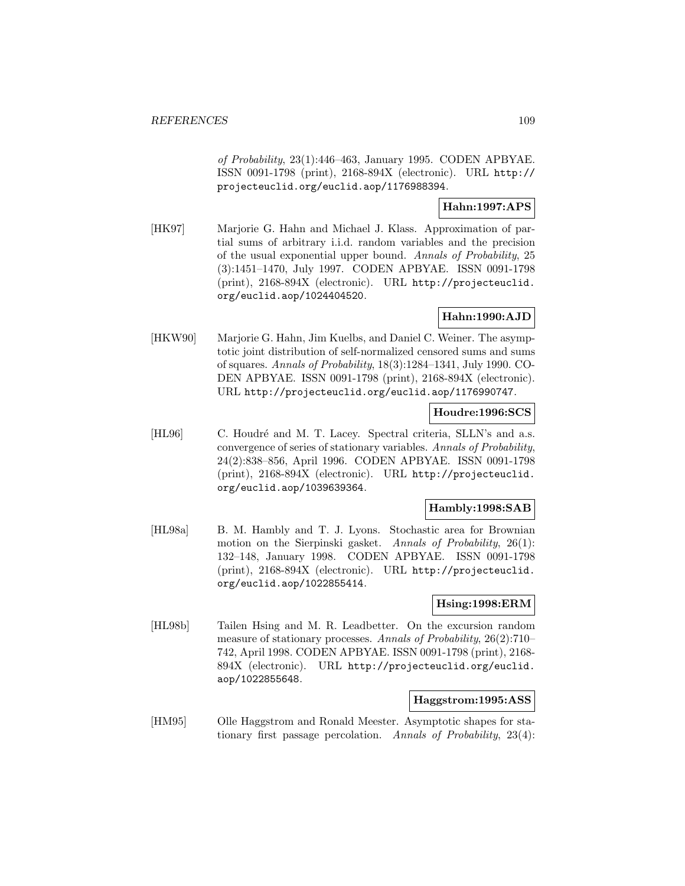*of Probability*, 23(1):446–463, January 1995. CODEN APBYAE. ISSN 0091-1798 (print), 2168-894X (electronic). URL http://projecteuclid.org/euclid.aop/1176988394.

**Hahn:1997:APS**

[HK97] Marjorie G. Hahn and Michael J. Klass. Approximation of partial sums of arbitrary i.i.d. random variables and the precision of the usual exponential upper bound. *Annals of Probability*, 25 (3):1451–1470, July 1997. CODEN APBYAE. ISSN 0091-1798 (print), 2168-894X (electronic). URL http://projecteuclid.org/euclid.aop/1024404520.

**Hahn:1990:AJD**

[HKW90] Marjorie G. Hahn, Jim Kuelbs, and Daniel C. Weiner. The asymptotic joint distribution of self-normalized censored sums and sums of squares. *Annals of Probability*, 18(3):1284–1341, July 1990. CODEN APBYAE. ISSN 0091-1798 (print), 2168-894X (electronic). URL http://projecteuclid.org/euclid.aop/1176990747.

**Houdre:1996:SCS**

[HL96] C. Houdré and M. T. Lacey. Spectral criteria, SLLN's and a.s. convergence of series of stationary variables. *Annals of Probability*, 24(2):838–856, April 1996. CODEN APBYAE. ISSN 0091-1798 (print), 2168-894X (electronic). URL http://projecteuclid.org/euclid.aop/1039639364.

**Hambly:1998:SAB**

[HL98a] B. M. Hambly and T. J. Lyons. Stochastic area for Brownian motion on the Sierpinski gasket. *Annals of Probability*, 26(1): 132–148, January 1998. CODEN APBYAE. ISSN 0091-1798 (print), 2168-894X (electronic). URL http://projecteuclid.org/euclid.aop/1022855414.

**Hsing:1998:ERM**

[HL98b] Tailen Hsing and M. R. Leadbetter. On the excursion random measure of stationary processes. *Annals of Probability*, 26(2):710–742, April 1998. CODEN APBYAE. ISSN 0091-1798 (print), 2168-894X (electronic). URL http://projecteuclid.org/euclid.aop/1022855648.

**Haggstrom:1995:ASS**

[HM95] Olle Haggstrom and Ronald Meester. Asymptotic shapes for stationary first passage percolation. *Annals of Probability*, 23(4):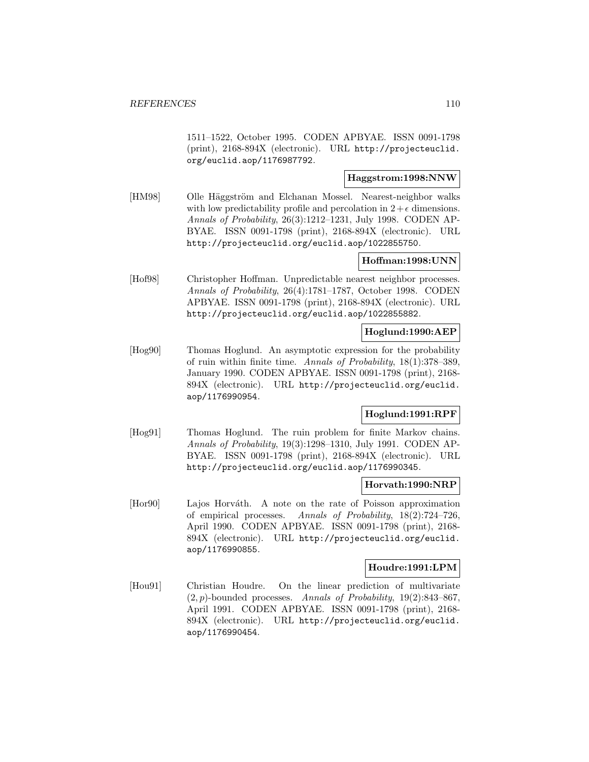1511–1522, October 1995. CODEN APBYAE. ISSN 0091-1798 (print), 2168-894X (electronic). URL http://projecteuclid.org/euclid.aop/1176987792.

**Haggstrom:1998:NNW**

[HM98] Olle Häggström and Elchanan Mossel. Nearest-neighbor walks with low predictability profile and percolation in $2+\epsilon$ dimensions. *Annals of Probability*, 26(3):1212–1231, July 1998. CODEN APBYAE. ISSN 0091-1798 (print), 2168-894X (electronic). URL http://projecteuclid.org/euclid.aop/1022855750.

**Hoffman:1998:UNN**

[Hof98] Christopher Hoffman. Unpredictable nearest neighbor processes. *Annals of Probability*, 26(4):1781–1787, October 1998. CODEN APBYAE. ISSN 0091-1798 (print), 2168-894X (electronic). URL http://projecteuclid.org/euclid.aop/1022855882.

**Hoglund:1990:AEP**

[Hog90] Thomas Hoglund. An asymptotic expression for the probability of ruin within finite time. *Annals of Probability*, 18(1):378–389, January 1990. CODEN APBYAE. ISSN 0091-1798 (print), 2168-894X (electronic). URL http://projecteuclid.org/euclid.aop/1176990954.

**Hoglund:1991:RPF**

[Hog91] Thomas Hoglund. The ruin problem for finite Markov chains. *Annals of Probability*, 19(3):1298–1310, July 1991. CODEN APBYAE. ISSN 0091-1798 (print), 2168-894X (electronic). URL http://projecteuclid.org/euclid.aop/1176990345.

**Horvath:1990:NRP**

[Hor90] Lajos Horváth. A note on the rate of Poisson approximation of empirical processes. *Annals of Probability*, 18(2):724–726, April 1990. CODEN APBYAE. ISSN 0091-1798 (print), 2168-894X (electronic). URL http://projecteuclid.org/euclid.aop/1176990855.

**Houdre:1991:LPM**

[Hou91] Christian Houdre. On the linear prediction of multivariate $(2, p)$-bounded processes. *Annals of Probability*, 19(2):843–867, April 1991. CODEN APBYAE. ISSN 0091-1798 (print), 2168-894X (electronic). URL http://projecteuclid.org/euclid.aop/1176990454.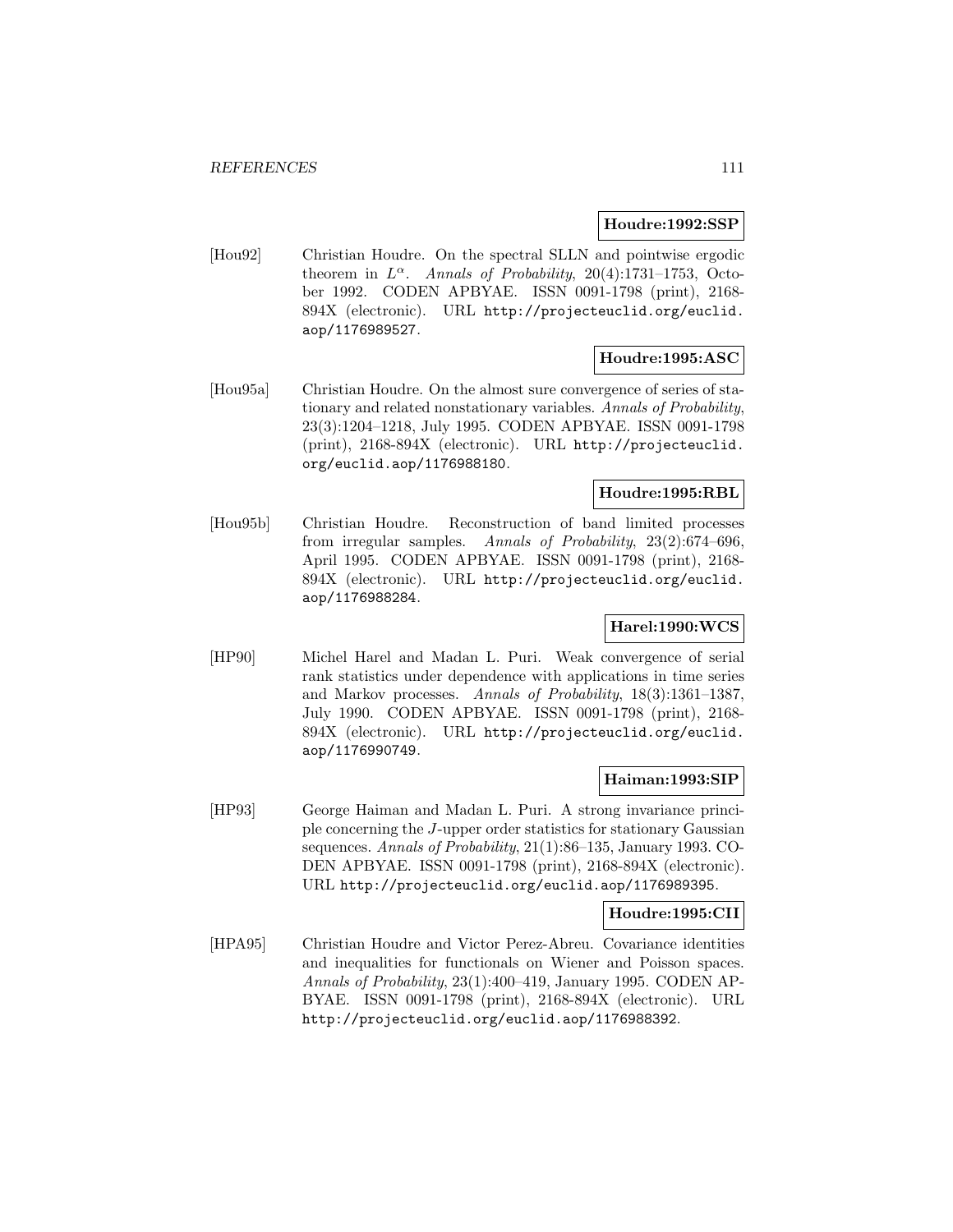**Houdre:1992:SSP**

[Hou92] Christian Houdre. On the spectral SLLN and pointwise ergodic theorem in $L^{\alpha}$. *Annals of Probability*, 20(4):1731–1753, October 1992. CODEN APBYAE. ISSN 0091-1798 (print), 2168-894X (electronic). URL http://projecteuclid.org/euclid.aop/1176989527.

**Houdre:1995:ASC**

[Hou95a] Christian Houdre. On the almost sure convergence of series of stationary and related nonstationary variables. *Annals of Probability*, 23(3):1204–1218, July 1995. CODEN APBYAE. ISSN 0091-1798 (print), 2168-894X (electronic). URL http://projecteuclid.org/euclid.aop/1176988180.

**Houdre:1995:RBL**

[Hou95b] Christian Houdre. Reconstruction of band limited processes from irregular samples. *Annals of Probability*, 23(2):674–696, April 1995. CODEN APBYAE. ISSN 0091-1798 (print), 2168-894X (electronic). URL http://projecteuclid.org/euclid.aop/1176988284.

**Harel:1990:WCS**

[HP90] Michel Harel and Madan L. Puri. Weak convergence of serial rank statistics under dependence with applications in time series and Markov processes. *Annals of Probability*, 18(3):1361–1387, July 1990. CODEN APBYAE. ISSN 0091-1798 (print), 2168-894X (electronic). URL http://projecteuclid.org/euclid.aop/1176990749.

**Haiman:1993:SIP**

[HP93] George Haiman and Madan L. Puri. A strong invariance principle concerning the $J$-upper order statistics for stationary Gaussian sequences. *Annals of Probability*, 21(1):86–135, January 1993. CODEN APBYAE. ISSN 0091-1798 (print), 2168-894X (electronic). URL http://projecteuclid.org/euclid.aop/1176989395.

**Houdre:1995:CII**

[HPA95] Christian Houdre and Victor Perez-Abreu. Covariance identities and inequalities for functionals on Wiener and Poisson spaces. *Annals of Probability*, 23(1):400–419, January 1995. CODEN APBYAE. ISSN 0091-1798 (print), 2168-894X (electronic). URL http://projecteuclid.org/euclid.aop/1176988392.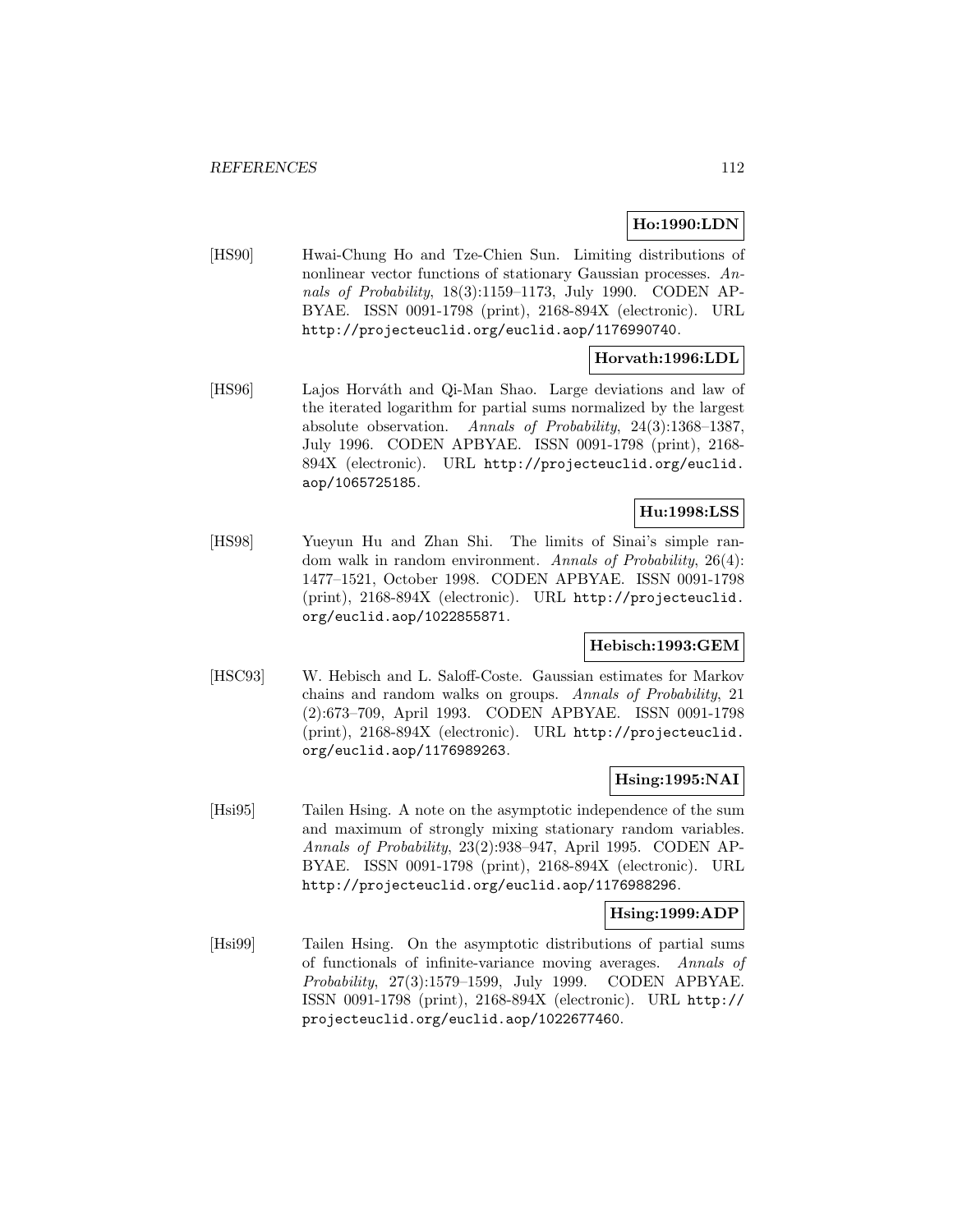**Ho:1990:LDN**

[HS90] Hwai-Chung Ho and Tze-Chien Sun. Limiting distributions of nonlinear vector functions of stationary Gaussian processes. *Annals of Probability*, 18(3):1159–1173, July 1990. CODEN APBYAE. ISSN 0091-1798 (print), 2168-894X (electronic). URL http://projecteuclid.org/euclid.aop/1176990740.

**Horvath:1996:LDL**

[HS96] Lajos Horváth and Qi-Man Shao. Large deviations and law of the iterated logarithm for partial sums normalized by the largest absolute observation. *Annals of Probability*, 24(3):1368–1387, July 1996. CODEN APBYAE. ISSN 0091-1798 (print), 2168-894X (electronic). URL http://projecteuclid.org/euclid.aop/1065725185.

**Hu:1998:LSS**

[HS98] Yueyun Hu and Zhan Shi. The limits of Sinai's simple random walk in random environment. *Annals of Probability*, 26(4):1477–1521, October 1998. CODEN APBYAE. ISSN 0091-1798 (print), 2168-894X (electronic). URL http://projecteuclid.org/euclid.aop/1022855871.

**Hebisch:1993:GEM**

[HSC93] W. Hebisch and L. Saloff-Coste. Gaussian estimates for Markov chains and random walks on groups. *Annals of Probability*, 21(2):673–709, April 1993. CODEN APBYAE. ISSN 0091-1798 (print), 2168-894X (electronic). URL http://projecteuclid.org/euclid.aop/1176989263.

**Hsing:1995:NAI**

[Hsi95] Tailen Hsing. A note on the asymptotic independence of the sum and maximum of strongly mixing stationary random variables. *Annals of Probability*, 23(2):938–947, April 1995. CODEN APBYAE. ISSN 0091-1798 (print), 2168-894X (electronic). URL http://projecteuclid.org/euclid.aop/1176988296.

**Hsing:1999:ADP**

[Hsi99] Tailen Hsing. On the asymptotic distributions of partial sums of functionals of infinite-variance moving averages. *Annals of Probability*, 27(3):1579–1599, July 1999. CODEN APBYAE. ISSN 0091-1798 (print), 2168-894X (electronic). URL http://projecteuclid.org/euclid.aop/1022677460.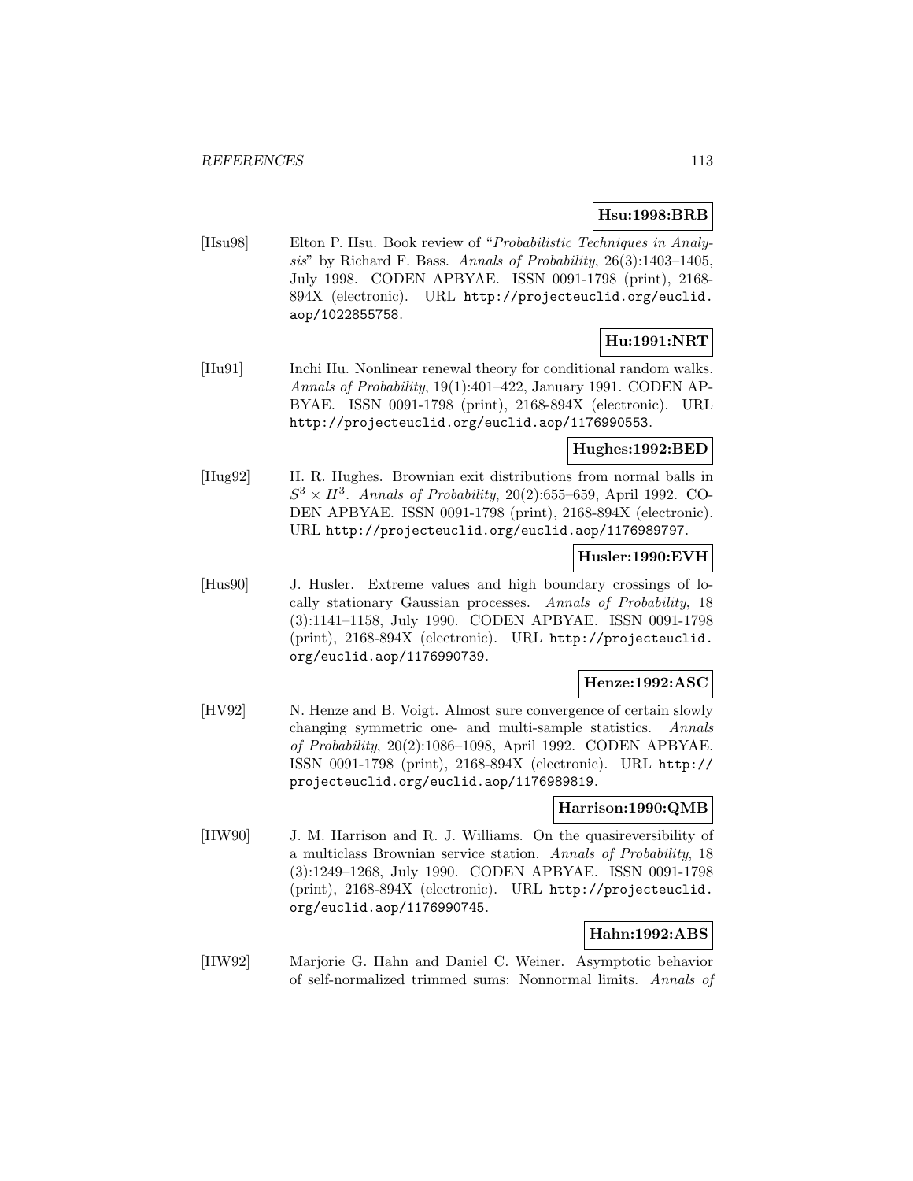**Hsu:1998:BRB**

[Hsu98] Elton P. Hsu. Book review of "*Probabilistic Techniques in Analysis*" by Richard F. Bass. *Annals of Probability*, 26(3):1403–1405, July 1998. CODEN APBYAE. ISSN 0091-1798 (print), 2168-894X (electronic). URL http://projecteuclid.org/euclid.aop/1022855758.

**Hu:1991:NRT**

[Hu91] Inchi Hu. Nonlinear renewal theory for conditional random walks. *Annals of Probability*, 19(1):401–422, January 1991. CODEN APBYAE. ISSN 0091-1798 (print), 2168-894X (electronic). URL http://projecteuclid.org/euclid.aop/1176990553.

**Hughes:1992:BED**

[Hug92] H. R. Hughes. Brownian exit distributions from normal balls in $S^3 \times H^3$. *Annals of Probability*, 20(2):655–659, April 1992. CODEN APBYAE. ISSN 0091-1798 (print), 2168-894X (electronic). URL http://projecteuclid.org/euclid.aop/1176989797.

**Husler:1990:EVH**

[Hus90] J. Husler. Extreme values and high boundary crossings of locally stationary Gaussian processes. *Annals of Probability*, 18 (3):1141–1158, July 1990. CODEN APBYAE. ISSN 0091-1798 (print), 2168-894X (electronic). URL http://projecteuclid.org/euclid.aop/1176990739.

**Henze:1992:ASC**

[HV92] N. Henze and B. Voigt. Almost sure convergence of certain slowly changing symmetric one- and multi-sample statistics. *Annals of Probability*, 20(2):1086–1098, April 1992. CODEN APBYAE. ISSN 0091-1798 (print), 2168-894X (electronic). URL http://projecteuclid.org/euclid.aop/1176989819.

**Harrison:1990:QMB**

[HW90] J. M. Harrison and R. J. Williams. On the quasireversibility of a multiclass Brownian service station. *Annals of Probability*, 18 (3):1249–1268, July 1990. CODEN APBYAE. ISSN 0091-1798 (print), 2168-894X (electronic). URL http://projecteuclid.org/euclid.aop/1176990745.

**Hahn:1992:ABS**

[HW92] Marjorie G. Hahn and Daniel C. Weiner. Asymptotic behavior of self-normalized trimmed sums: Nonnormal limits. *Annals of*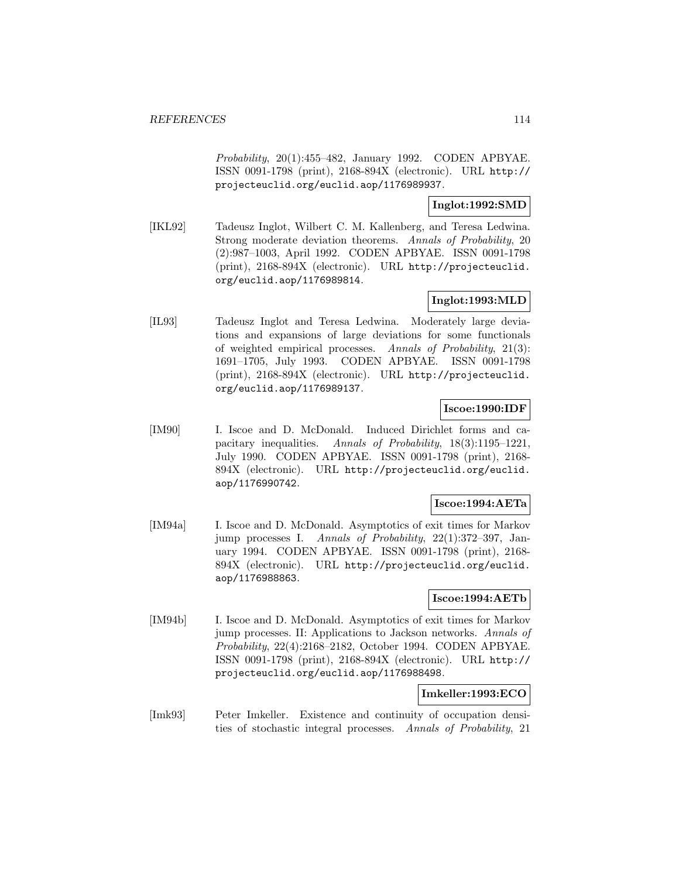*Probability*, 20(1):455–482, January 1992. CODEN APBYAE. ISSN 0091-1798 (print), 2168-894X (electronic). URL http://projecteuclid.org/euclid.aop/1176989937.

**Inglot:1992:SMD**

[IKL92] Tadeusz Inglot, Wilbert C. M. Kallenberg, and Teresa Ledwina. Strong moderate deviation theorems. *Annals of Probability*, 20 (2):987–1003, April 1992. CODEN APBYAE. ISSN 0091-1798 (print), 2168-894X (electronic). URL http://projecteuclid.org/euclid.aop/1176989814.

**Inglot:1993:MLD**

[IL93] Tadeusz Inglot and Teresa Ledwina. Moderately large deviations and expansions of large deviations for some functionals of weighted empirical processes. *Annals of Probability*, 21(3): 1691–1705, July 1993. CODEN APBYAE. ISSN 0091-1798 (print), 2168-894X (electronic). URL http://projecteuclid.org/euclid.aop/1176989137.

**Iscoe:1990:IDF**

[IM90] I. Iscoe and D. McDonald. Induced Dirichlet forms and capacitary inequalities. *Annals of Probability*, 18(3):1195–1221, July 1990. CODEN APBYAE. ISSN 0091-1798 (print), 2168-894X (electronic). URL http://projecteuclid.org/euclid.aop/1176990742.

**Iscoe:1994:AETa**

[IM94a] I. Iscoe and D. McDonald. Asymptotics of exit times for Markov jump processes I. *Annals of Probability*, 22(1):372–397, January 1994. CODEN APBYAE. ISSN 0091-1798 (print), 2168-894X (electronic). URL http://projecteuclid.org/euclid.aop/1176988863.

**Iscoe:1994:AETb**

[IM94b] I. Iscoe and D. McDonald. Asymptotics of exit times for Markov jump processes. II: Applications to Jackson networks. *Annals of Probability*, 22(4):2168–2182, October 1994. CODEN APBYAE. ISSN 0091-1798 (print), 2168-894X (electronic). URL http://projecteuclid.org/euclid.aop/1176988498.

**Imkeller:1993:ECO**

[Imk93] Peter Imkeller. Existence and continuity of occupation densities of stochastic integral processes. *Annals of Probability*, 21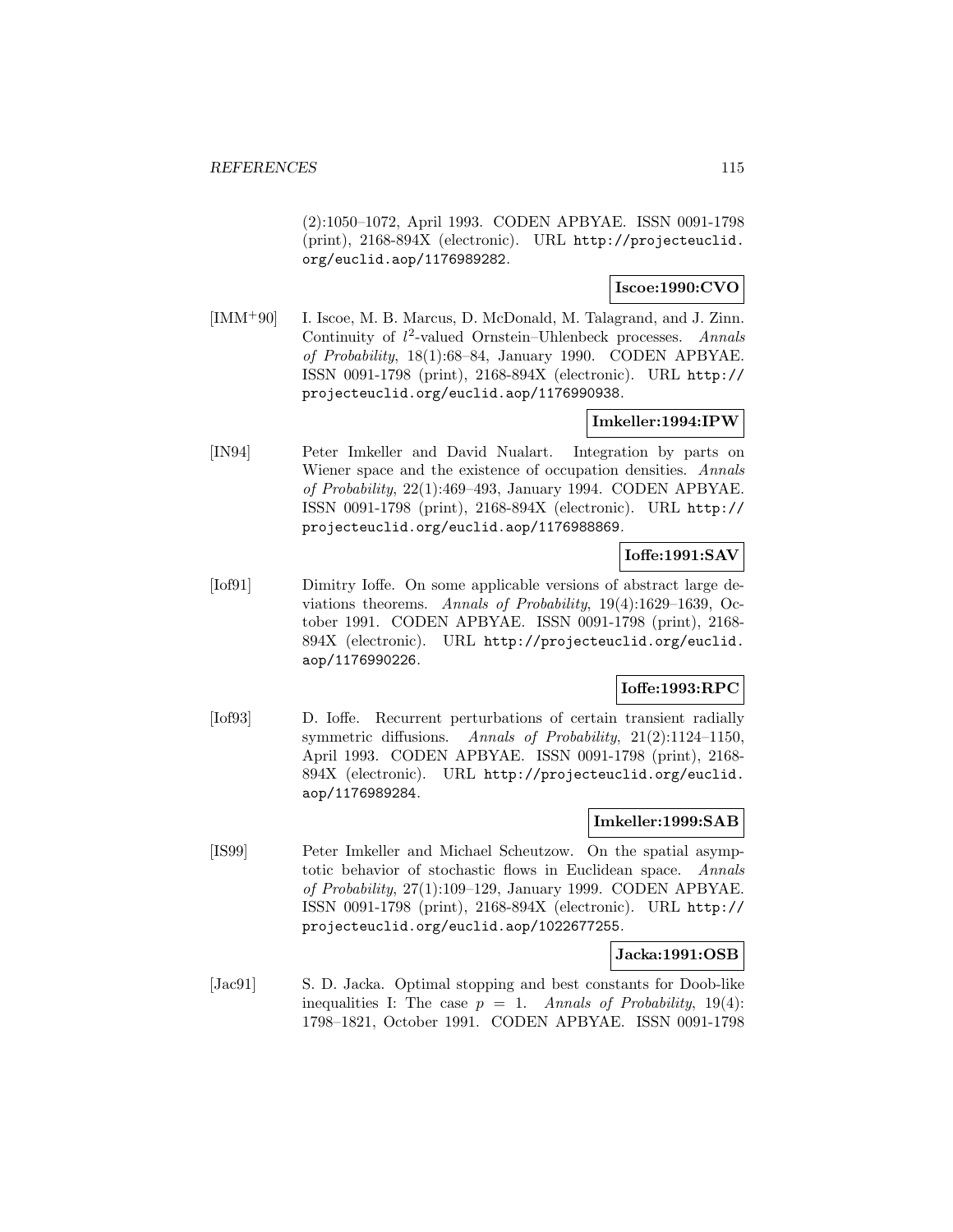(2):1050–1072, April 1993. CODEN APBYAE. ISSN 0091-1798 (print), 2168-894X (electronic). URL http://projecteuclid.org/euclid.aop/1176989282.

**Iscoe:1990:CVO**

[IMM+90] I. Iscoe, M. B. Marcus, D. McDonald, M. Talagrand, and J. Zinn. Continuity of $l^2$-valued Ornstein–Uhlenbeck processes. *Annals of Probability*, 18(1):68–84, January 1990. CODEN APBYAE. ISSN 0091-1798 (print), 2168-894X (electronic). URL http://projecteuclid.org/euclid.aop/1176990938.

**Imkeller:1994:IPW**

[IN94] Peter Imkeller and David Nualart. Integration by parts on Wiener space and the existence of occupation densities. *Annals of Probability*, 22(1):469–493, January 1994. CODEN APBYAE. ISSN 0091-1798 (print), 2168-894X (electronic). URL http://projecteuclid.org/euclid.aop/1176988869.

**Ioffe:1991:SAV**

[Iof91] Dimitry Ioffe. On some applicable versions of abstract large deviations theorems. *Annals of Probability*, 19(4):1629–1639, October 1991. CODEN APBYAE. ISSN 0091-1798 (print), 2168-894X (electronic). URL http://projecteuclid.org/euclid.aop/1176990226.

**Ioffe:1993:RPC**

[Iof93] D. Ioffe. Recurrent perturbations of certain transient radially symmetric diffusions. *Annals of Probability*, 21(2):1124–1150, April 1993. CODEN APBYAE. ISSN 0091-1798 (print), 2168-894X (electronic). URL http://projecteuclid.org/euclid.aop/1176989284.

**Imkeller:1999:SAB**

[IS99] Peter Imkeller and Michael Scheutzow. On the spatial asymptotic behavior of stochastic flows in Euclidean space. *Annals of Probability*, 27(1):109–129, January 1999. CODEN APBYAE. ISSN 0091-1798 (print), 2168-894X (electronic). URL http://projecteuclid.org/euclid.aop/1022677255.

**Jacka:1991:OSB**

[Jac91] S. D. Jacka. Optimal stopping and best constants for Doob-like inequalities I: The case $p = 1$. *Annals of Probability*, 19(4):1798–1821, October 1991. CODEN APBYAE. ISSN 0091-1798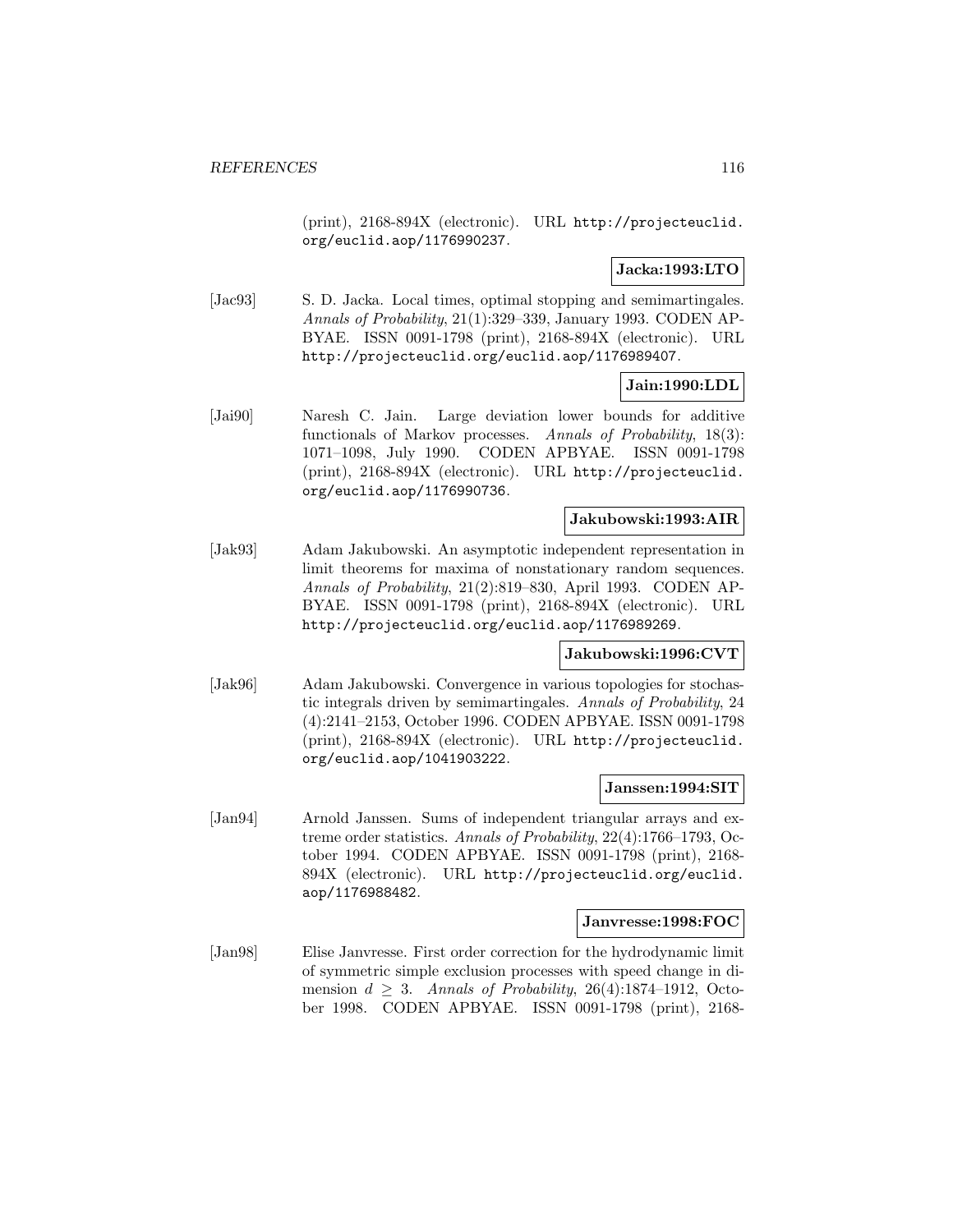(print), 2168-894X (electronic). URL http://projecteuclid.org/euclid.aop/1176990237.

**Jacka:1993:LTO**

[Jac93] S. D. Jacka. Local times, optimal stopping and semimartingales. *Annals of Probability*, 21(1):329–339, January 1993. CODEN APBYAE. ISSN 0091-1798 (print), 2168-894X (electronic). URL http://projecteuclid.org/euclid.aop/1176989407.

**Jain:1990:LDL**

[Jai90] Naresh C. Jain. Large deviation lower bounds for additive functionals of Markov processes. *Annals of Probability*, 18(3): 1071–1098, July 1990. CODEN APBYAE. ISSN 0091-1798 (print), 2168-894X (electronic). URL http://projecteuclid.org/euclid.aop/1176990736.

**Jakubowski:1993:AIR**

[Jak93] Adam Jakubowski. An asymptotic independent representation in limit theorems for maxima of nonstationary random sequences. *Annals of Probability*, 21(2):819–830, April 1993. CODEN APBYAE. ISSN 0091-1798 (print), 2168-894X (electronic). URL http://projecteuclid.org/euclid.aop/1176989269.

**Jakubowski:1996:CVT**

[Jak96] Adam Jakubowski. Convergence in various topologies for stochastic integrals driven by semimartingales. *Annals of Probability*, 24 (4):2141–2153, October 1996. CODEN APBYAE. ISSN 0091-1798 (print), 2168-894X (electronic). URL http://projecteuclid.org/euclid.aop/1041903222.

**Janssen:1994:SIT**

[Jan94] Arnold Janssen. Sums of independent triangular arrays and extreme order statistics. *Annals of Probability*, 22(4):1766–1793, October 1994. CODEN APBYAE. ISSN 0091-1798 (print), 2168-894X (electronic). URL http://projecteuclid.org/euclid.aop/1176988482.

**Janvresse:1998:FOC**

[Jan98] Elise Janvresse. First order correction for the hydrodynamic limit of symmetric simple exclusion processes with speed change in dimension $d \geq 3$. *Annals of Probability*, 26(4):1874–1912, October 1998. CODEN APBYAE. ISSN 0091-1798 (print), 2168-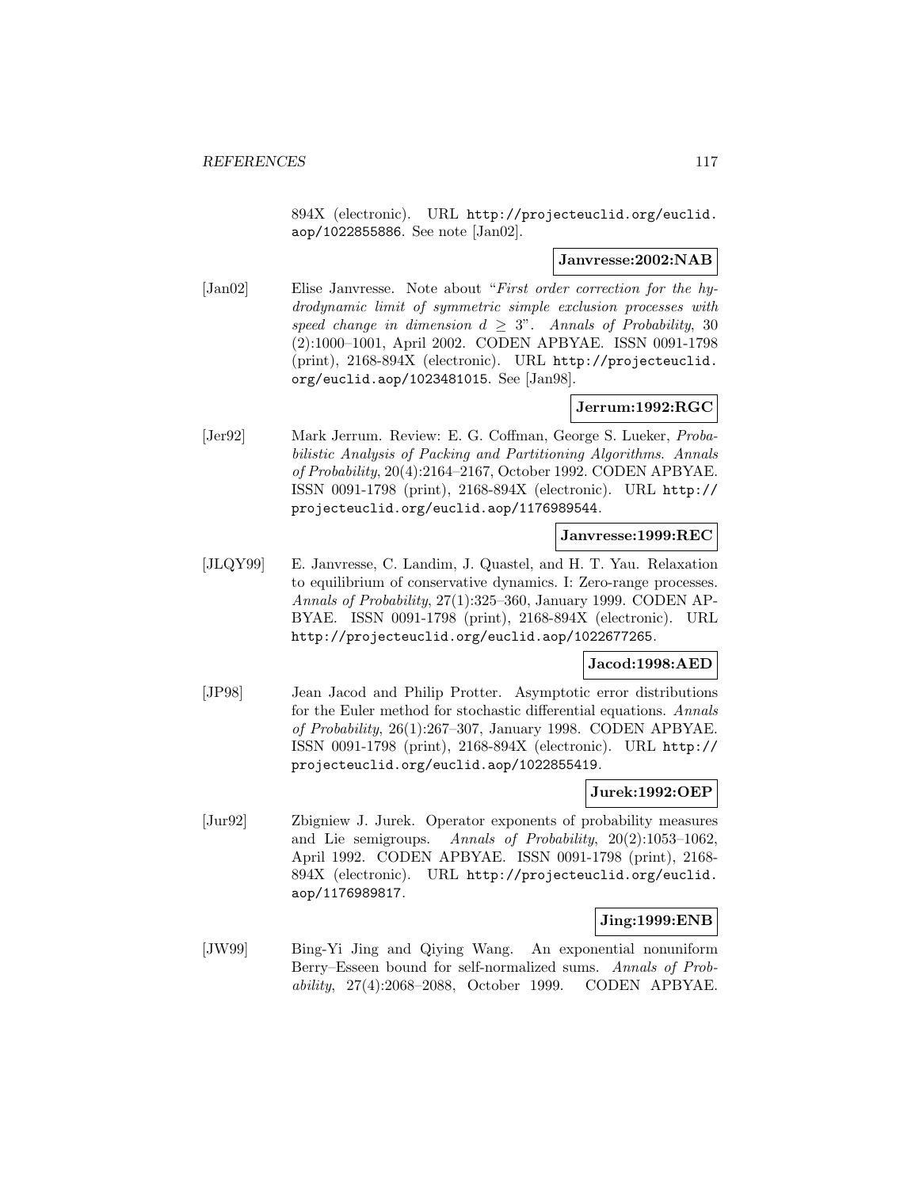894X (electronic). URL http://projecteuclid.org/euclid.aop/1022855886. See note [Jan02].

**Janvresse:2002:NAB**

[Jan02] Elise Janvresse. Note about "*First order correction for the hydrodynamic limit of symmetric simple exclusion processes with speed change in dimension $d \geq 3$*". *Annals of Probability*, 30 (2):1000–1001, April 2002. CODEN APBYAE. ISSN 0091-1798 (print), 2168-894X (electronic). URL http://projecteuclid.org/euclid.aop/1023481015. See [Jan98].

**Jerrum:1992:RGC**

[Jer92] Mark Jerrum. Review: E. G. Coffman, George S. Lueker, *Probabilistic Analysis of Packing and Partitioning Algorithms*. *Annals of Probability*, 20(4):2164–2167, October 1992. CODEN APBYAE. ISSN 0091-1798 (print), 2168-894X (electronic). URL http://projecteuclid.org/euclid.aop/1176989544.

**Janvresse:1999:REC**

[JLQY99] E. Janvresse, C. Landim, J. Quastel, and H. T. Yau. Relaxation to equilibrium of conservative dynamics. I: Zero-range processes. *Annals of Probability*, 27(1):325–360, January 1999. CODEN APBYAE. ISSN 0091-1798 (print), 2168-894X (electronic). URL http://projecteuclid.org/euclid.aop/1022677265.

**Jacod:1998:AED**

[JP98] Jean Jacod and Philip Protter. Asymptotic error distributions for the Euler method for stochastic differential equations. *Annals of Probability*, 26(1):267–307, January 1998. CODEN APBYAE. ISSN 0091-1798 (print), 2168-894X (electronic). URL http://projecteuclid.org/euclid.aop/1022855419.

**Jurek:1992:OEP**

[Jur92] Zbigniew J. Jurek. Operator exponents of probability measures and Lie semigroups. *Annals of Probability*, 20(2):1053–1062, April 1992. CODEN APBYAE. ISSN 0091-1798 (print), 2168-894X (electronic). URL http://projecteuclid.org/euclid.aop/1176989817.

**Jing:1999:ENB**

[JW99] Bing-Yi Jing and Qiying Wang. An exponential nonuniform Berry–Esseen bound for self-normalized sums. *Annals of Probability*, 27(4):2068–2088, October 1999. CODEN APBYAE.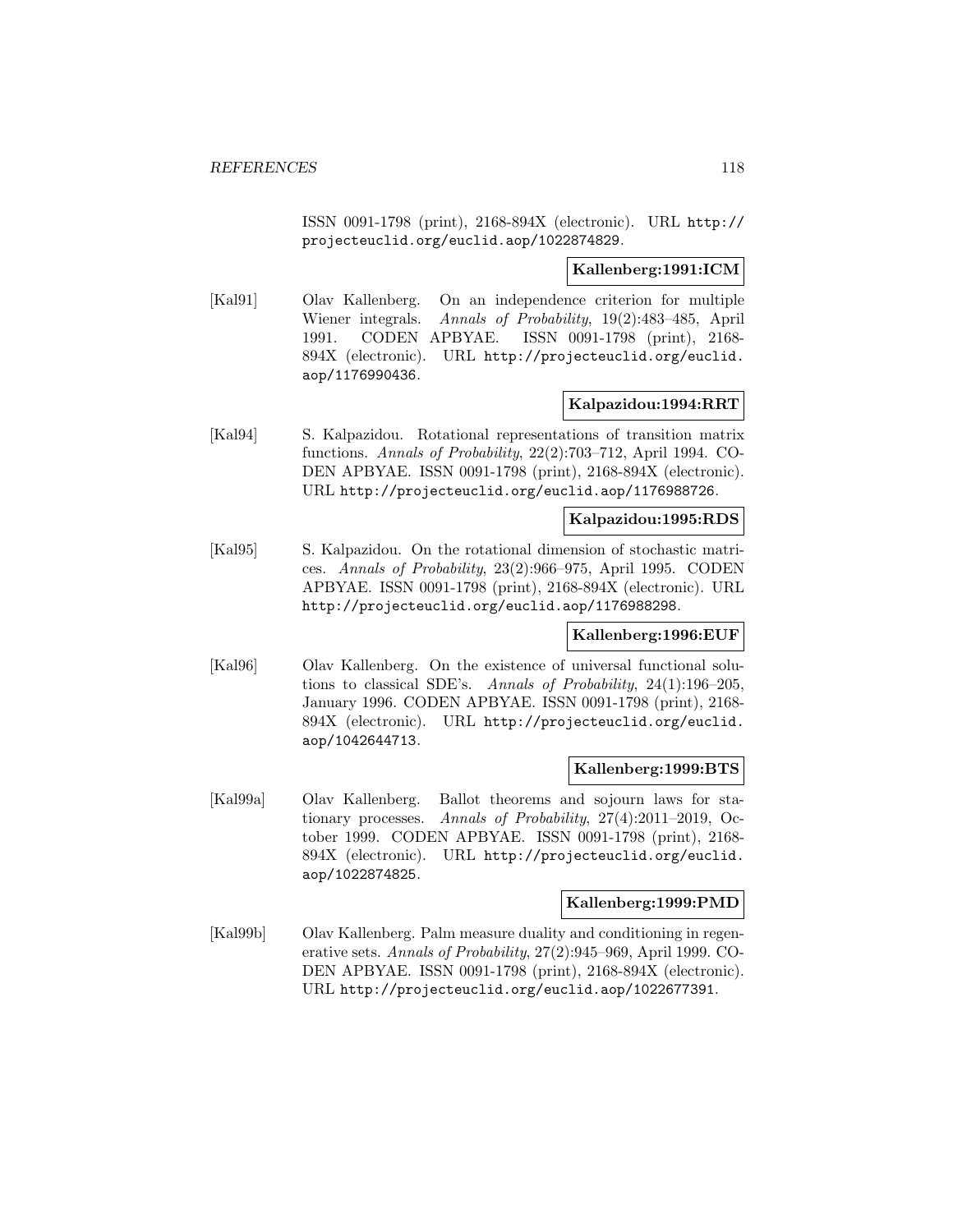ISSN 0091-1798 (print), 2168-894X (electronic). URL http://projecteuclid.org/euclid.aop/1022874829.

**Kallenberg:1991:ICM**

[Kal91] Olav Kallenberg. On an independence criterion for multiple Wiener integrals. *Annals of Probability*, 19(2):483–485, April 1991. CODEN APBYAE. ISSN 0091-1798 (print), 2168-894X (electronic). URL http://projecteuclid.org/euclid.aop/1176990436.

**Kalpazidou:1994:RRT**

[Kal94] S. Kalpazidou. Rotational representations of transition matrix functions. *Annals of Probability*, 22(2):703–712, April 1994. CODEN APBYAE. ISSN 0091-1798 (print), 2168-894X (electronic). URL http://projecteuclid.org/euclid.aop/1176988726.

**Kalpazidou:1995:RDS**

[Kal95] S. Kalpazidou. On the rotational dimension of stochastic matrices. *Annals of Probability*, 23(2):966–975, April 1995. CODEN APBYAE. ISSN 0091-1798 (print), 2168-894X (electronic). URL http://projecteuclid.org/euclid.aop/1176988298.

**Kallenberg:1996:EUF**

[Kal96] Olav Kallenberg. On the existence of universal functional solutions to classical SDE's. *Annals of Probability*, 24(1):196–205, January 1996. CODEN APBYAE. ISSN 0091-1798 (print), 2168-894X (electronic). URL http://projecteuclid.org/euclid.aop/1042644713.

**Kallenberg:1999:BTS**

[Kal99a] Olav Kallenberg. Ballot theorems and sojourn laws for stationary processes. *Annals of Probability*, 27(4):2011–2019, October 1999. CODEN APBYAE. ISSN 0091-1798 (print), 2168-894X (electronic). URL http://projecteuclid.org/euclid.aop/1022874825.

**Kallenberg:1999:PMD**

[Kal99b] Olav Kallenberg. Palm measure duality and conditioning in regenerative sets. *Annals of Probability*, 27(2):945–969, April 1999. CODEN APBYAE. ISSN 0091-1798 (print), 2168-894X (electronic). URL http://projecteuclid.org/euclid.aop/1022677391.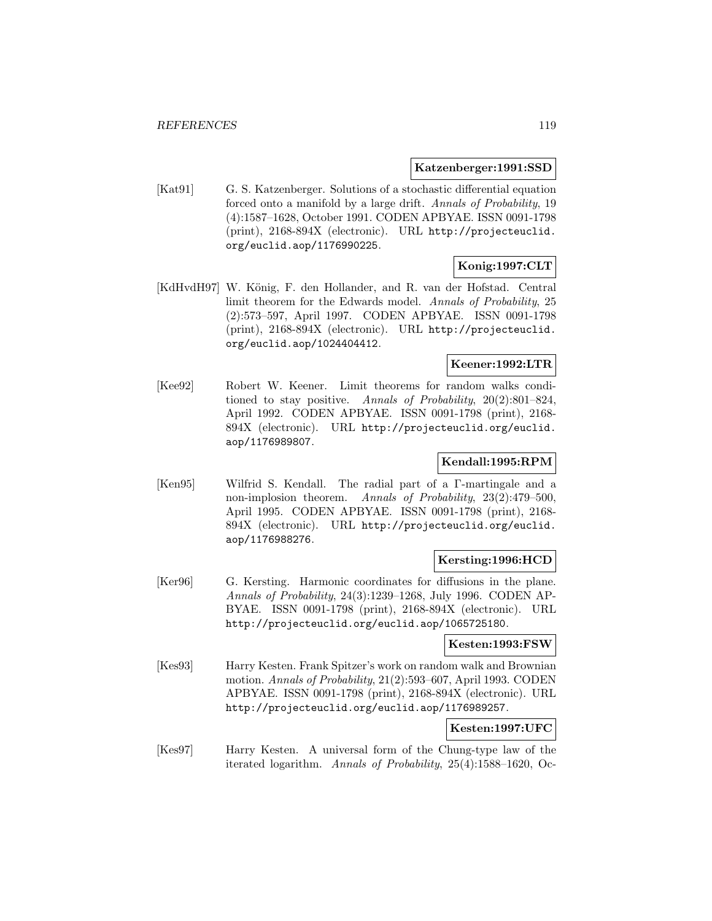**Katzenberger:1991:SSD**

[Kat91] G. S. Katzenberger. Solutions of a stochastic differential equation forced onto a manifold by a large drift. *Annals of Probability*, 19 (4):1587–1628, October 1991. CODEN APBYAE. ISSN 0091-1798 (print), 2168-894X (electronic). URL http://projecteuclid.org/euclid.aop/1176990225.

**Konig:1997:CLT**

[KdHvdH97] W. König, F. den Hollander, and R. van der Hofstad. Central limit theorem for the Edwards model. *Annals of Probability*, 25 (2):573–597, April 1997. CODEN APBYAE. ISSN 0091-1798 (print), 2168-894X (electronic). URL http://projecteuclid.org/euclid.aop/1024404412.

**Keener:1992:LTR**

[Kee92] Robert W. Keener. Limit theorems for random walks conditioned to stay positive. *Annals of Probability*, 20(2):801–824, April 1992. CODEN APBYAE. ISSN 0091-1798 (print), 2168-894X (electronic). URL http://projecteuclid.org/euclid.aop/1176989807.

**Kendall:1995:RPM**

[Ken95] Wilfrid S. Kendall. The radial part of a Γ-martingale and a non-implosion theorem. *Annals of Probability*, 23(2):479–500, April 1995. CODEN APBYAE. ISSN 0091-1798 (print), 2168-894X (electronic). URL http://projecteuclid.org/euclid.aop/1176988276.

**Kersting:1996:HCD**

[Ker96] G. Kersting. Harmonic coordinates for diffusions in the plane. *Annals of Probability*, 24(3):1239–1268, July 1996. CODEN APBYAE. ISSN 0091-1798 (print), 2168-894X (electronic). URL http://projecteuclid.org/euclid.aop/1065725180.

**Kesten:1993:FSW**

[Kes93] Harry Kesten. Frank Spitzer's work on random walk and Brownian motion. *Annals of Probability*, 21(2):593–607, April 1993. CODEN APBYAE. ISSN 0091-1798 (print), 2168-894X (electronic). URL http://projecteuclid.org/euclid.aop/1176989257.

**Kesten:1997:UFC**

[Kes97] Harry Kesten. A universal form of the Chung-type law of the iterated logarithm. *Annals of Probability*, 25(4):1588–1620, Oc-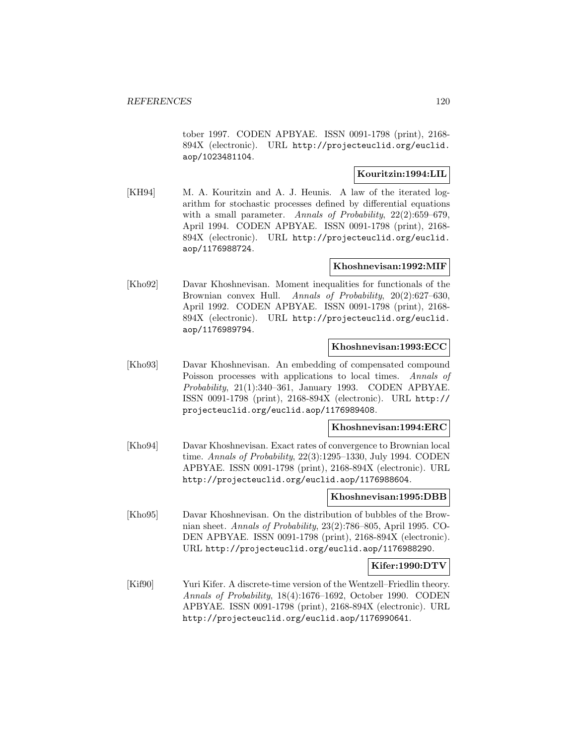tober 1997. CODEN APBYAE. ISSN 0091-1798 (print), 2168-894X (electronic). URL http://projecteuclid.org/euclid.aop/1023481104.

**Kouritzin:1994:LIL**

[KH94] M. A. Kouritzin and A. J. Heunis. A law of the iterated logarithm for stochastic processes defined by differential equations with a small parameter. *Annals of Probability*, 22(2):659–679, April 1994. CODEN APBYAE. ISSN 0091-1798 (print), 2168-894X (electronic). URL http://projecteuclid.org/euclid.aop/1176988724.

**Khoshnevisan:1992:MIF**

[Kho92] Davar Khoshnevisan. Moment inequalities for functionals of the Brownian convex Hull. *Annals of Probability*, 20(2):627–630, April 1992. CODEN APBYAE. ISSN 0091-1798 (print), 2168-894X (electronic). URL http://projecteuclid.org/euclid.aop/1176989794.

**Khoshnevisan:1993:ECC**

[Kho93] Davar Khoshnevisan. An embedding of compensated compound Poisson processes with applications to local times. *Annals of Probability*, 21(1):340–361, January 1993. CODEN APBYAE. ISSN 0091-1798 (print), 2168-894X (electronic). URL http://projecteuclid.org/euclid.aop/1176989408.

**Khoshnevisan:1994:ERC**

[Kho94] Davar Khoshnevisan. Exact rates of convergence to Brownian local time. *Annals of Probability*, 22(3):1295–1330, July 1994. CODEN APBYAE. ISSN 0091-1798 (print), 2168-894X (electronic). URL http://projecteuclid.org/euclid.aop/1176988604.

**Khoshnevisan:1995:DBB**

[Kho95] Davar Khoshnevisan. On the distribution of bubbles of the Brownian sheet. *Annals of Probability*, 23(2):786–805, April 1995. CODEN APBYAE. ISSN 0091-1798 (print), 2168-894X (electronic). URL http://projecteuclid.org/euclid.aop/1176988290.

**Kifer:1990:DTV**

[Kif90] Yuri Kifer. A discrete-time version of the Wentzell–Friedlin theory. *Annals of Probability*, 18(4):1676–1692, October 1990. CODEN APBYAE. ISSN 0091-1798 (print), 2168-894X (electronic). URL http://projecteuclid.org/euclid.aop/1176990641.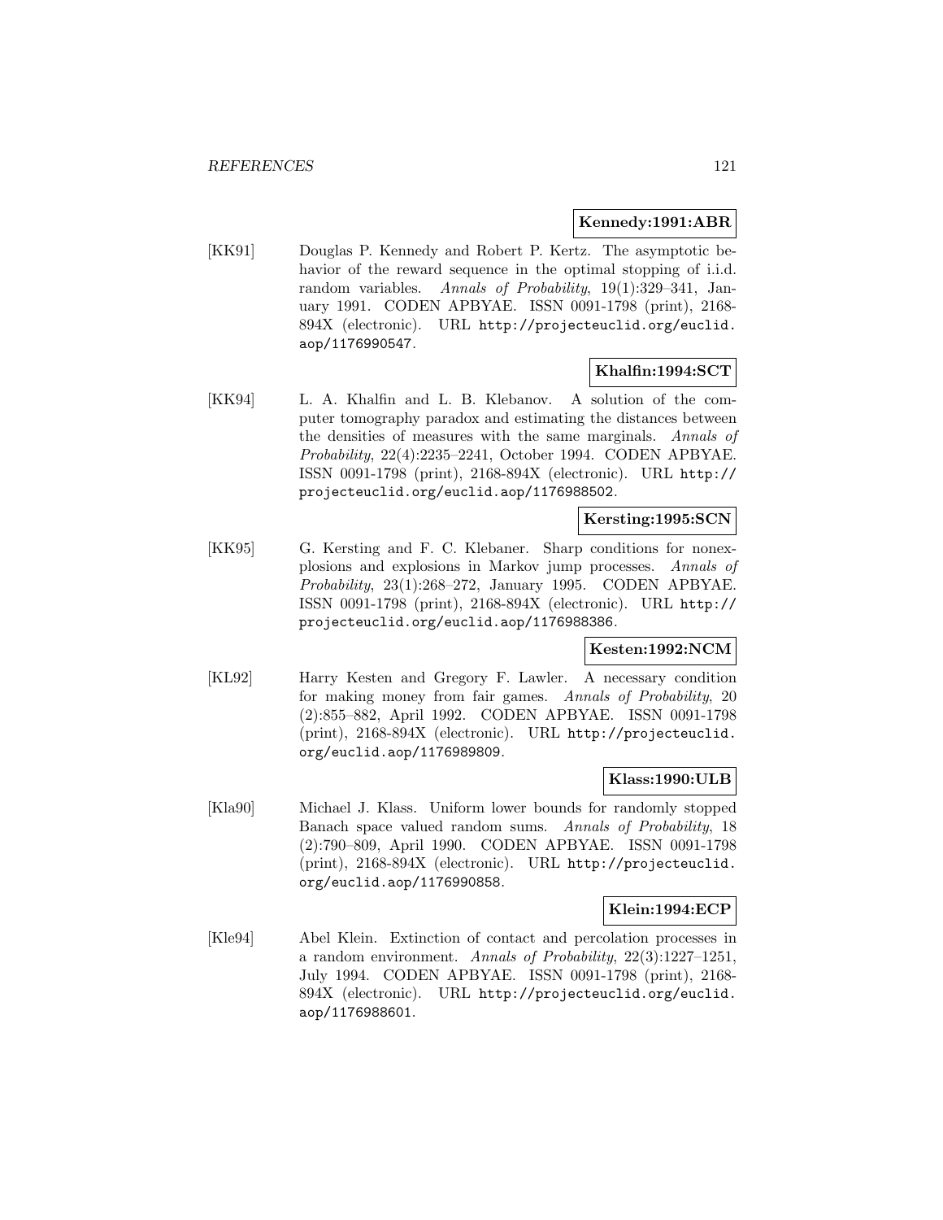**Kennedy:1991:ABR**

[KK91] Douglas P. Kennedy and Robert P. Kertz. The asymptotic behavior of the reward sequence in the optimal stopping of i.i.d. random variables. *Annals of Probability*, 19(1):329–341, January 1991. CODEN APBYAE. ISSN 0091-1798 (print), 2168-894X (electronic). URL http://projecteuclid.org/euclid.aop/1176990547.

**Khalfin:1994:SCT**

[KK94] L. A. Khalfin and L. B. Klebanov. A solution of the computer tomography paradox and estimating the distances between the densities of measures with the same marginals. *Annals of Probability*, 22(4):2235–2241, October 1994. CODEN APBYAE. ISSN 0091-1798 (print), 2168-894X (electronic). URL http://projecteuclid.org/euclid.aop/1176988502.

**Kersting:1995:SCN**

[KK95] G. Kersting and F. C. Klebaner. Sharp conditions for nonexplosions and explosions in Markov jump processes. *Annals of Probability*, 23(1):268–272, January 1995. CODEN APBYAE. ISSN 0091-1798 (print), 2168-894X (electronic). URL http://projecteuclid.org/euclid.aop/1176988386.

**Kesten:1992:NCM**

[KL92] Harry Kesten and Gregory F. Lawler. A necessary condition for making money from fair games. *Annals of Probability*, 20 (2):855–882, April 1992. CODEN APBYAE. ISSN 0091-1798 (print), 2168-894X (electronic). URL http://projecteuclid.org/euclid.aop/1176989809.

**Klass:1990:ULB**

[Kla90] Michael J. Klass. Uniform lower bounds for randomly stopped Banach space valued random sums. *Annals of Probability*, 18 (2):790–809, April 1990. CODEN APBYAE. ISSN 0091-1798 (print), 2168-894X (electronic). URL http://projecteuclid.org/euclid.aop/1176990858.

**Klein:1994:ECP**

[Kle94] Abel Klein. Extinction of contact and percolation processes in a random environment. *Annals of Probability*, 22(3):1227–1251, July 1994. CODEN APBYAE. ISSN 0091-1798 (print), 2168-894X (electronic). URL http://projecteuclid.org/euclid.aop/1176988601.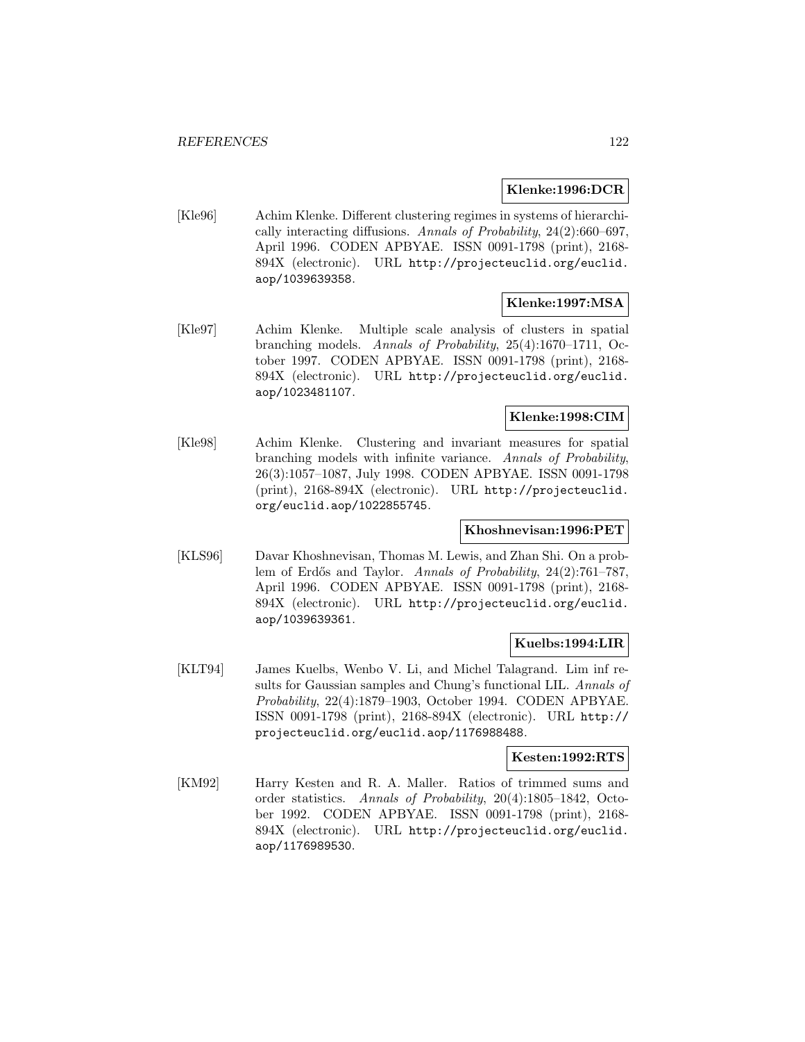**Klenke:1996:DCR**

[Kle96] Achim Klenke. Different clustering regimes in systems of hierarchically interacting diffusions. *Annals of Probability*, 24(2):660–697, April 1996. CODEN APBYAE. ISSN 0091-1798 (print), 2168-894X (electronic). URL http://projecteuclid.org/euclid.aop/1039639358.

**Klenke:1997:MSA**

[Kle97] Achim Klenke. Multiple scale analysis of clusters in spatial branching models. *Annals of Probability*, 25(4):1670–1711, October 1997. CODEN APBYAE. ISSN 0091-1798 (print), 2168-894X (electronic). URL http://projecteuclid.org/euclid.aop/1023481107.

**Klenke:1998:CIM**

[Kle98] Achim Klenke. Clustering and invariant measures for spatial branching models with infinite variance. *Annals of Probability*, 26(3):1057–1087, July 1998. CODEN APBYAE. ISSN 0091-1798 (print), 2168-894X (electronic). URL http://projecteuclid.org/euclid.aop/1022855745.

**Khoshnevisan:1996:PET**

[KLS96] Davar Khoshnevisan, Thomas M. Lewis, and Zhan Shi. On a problem of Erdős and Taylor. *Annals of Probability*, 24(2):761–787, April 1996. CODEN APBYAE. ISSN 0091-1798 (print), 2168-894X (electronic). URL http://projecteuclid.org/euclid.aop/1039639361.

**Kuelbs:1994:LIR**

[KLT94] James Kuelbs, Wenbo V. Li, and Michel Talagrand. Lim inf results for Gaussian samples and Chung's functional LIL. *Annals of Probability*, 22(4):1879–1903, October 1994. CODEN APBYAE. ISSN 0091-1798 (print), 2168-894X (electronic). URL http://projecteuclid.org/euclid.aop/1176988488.

**Kesten:1992:RTS**

[KM92] Harry Kesten and R. A. Maller. Ratios of trimmed sums and order statistics. *Annals of Probability*, 20(4):1805–1842, October 1992. CODEN APBYAE. ISSN 0091-1798 (print), 2168-894X (electronic). URL http://projecteuclid.org/euclid.aop/1176989530.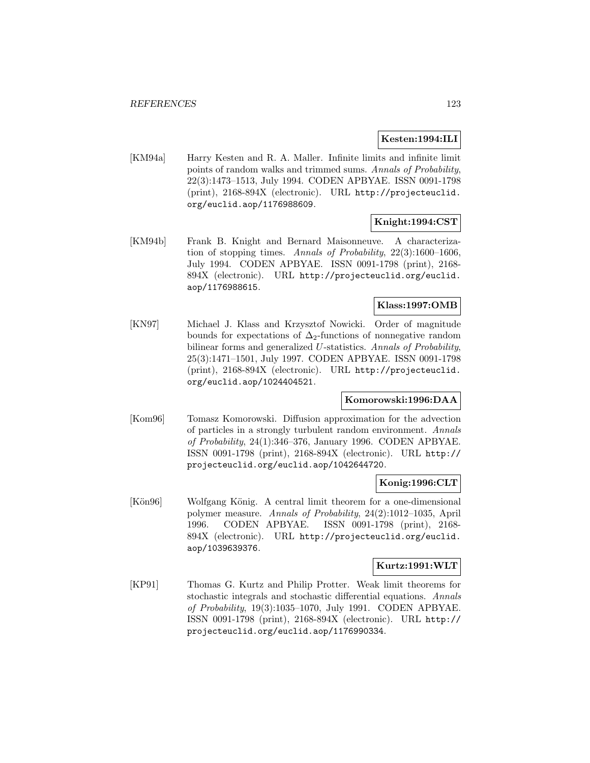**Kesten:1994:ILI**

[KM94a] Harry Kesten and R. A. Maller. Infinite limits and infinite limit points of random walks and trimmed sums. *Annals of Probability*, 22(3):1473–1513, July 1994. CODEN APBYAE. ISSN 0091-1798 (print), 2168-894X (electronic). URL http://projecteuclid.org/euclid.aop/1176988609.

**Knight:1994:CST**

[KM94b] Frank B. Knight and Bernard Maisonneuve. A characterization of stopping times. *Annals of Probability*, 22(3):1600–1606, July 1994. CODEN APBYAE. ISSN 0091-1798 (print), 2168-894X (electronic). URL http://projecteuclid.org/euclid.aop/1176988615.

**Klass:1997:OMB**

[KN97] Michael J. Klass and Krzysztof Nowicki. Order of magnitude bounds for expectations of $\Delta_2$-functions of nonnegative random bilinear forms and generalized $U$-statistics. *Annals of Probability*, 25(3):1471–1501, July 1997. CODEN APBYAE. ISSN 0091-1798 (print), 2168-894X (electronic). URL http://projecteuclid.org/euclid.aop/1024404521.

**Komorowski:1996:DAA**

[Kom96] Tomasz Komorowski. Diffusion approximation for the advection of particles in a strongly turbulent random environment. *Annals of Probability*, 24(1):346–376, January 1996. CODEN APBYAE. ISSN 0091-1798 (print), 2168-894X (electronic). URL http://projecteuclid.org/euclid.aop/1042644720.

**Konig:1996:CLT**

[Kön96] Wolfgang König. A central limit theorem for a one-dimensional polymer measure. *Annals of Probability*, 24(2):1012–1035, April 1996. CODEN APBYAE. ISSN 0091-1798 (print), 2168-894X (electronic). URL http://projecteuclid.org/euclid.aop/1039639376.

**Kurtz:1991:WLT**

[KP91] Thomas G. Kurtz and Philip Protter. Weak limit theorems for stochastic integrals and stochastic differential equations. *Annals of Probability*, 19(3):1035–1070, July 1991. CODEN APBYAE. ISSN 0091-1798 (print), 2168-894X (electronic). URL http://projecteuclid.org/euclid.aop/1176990334.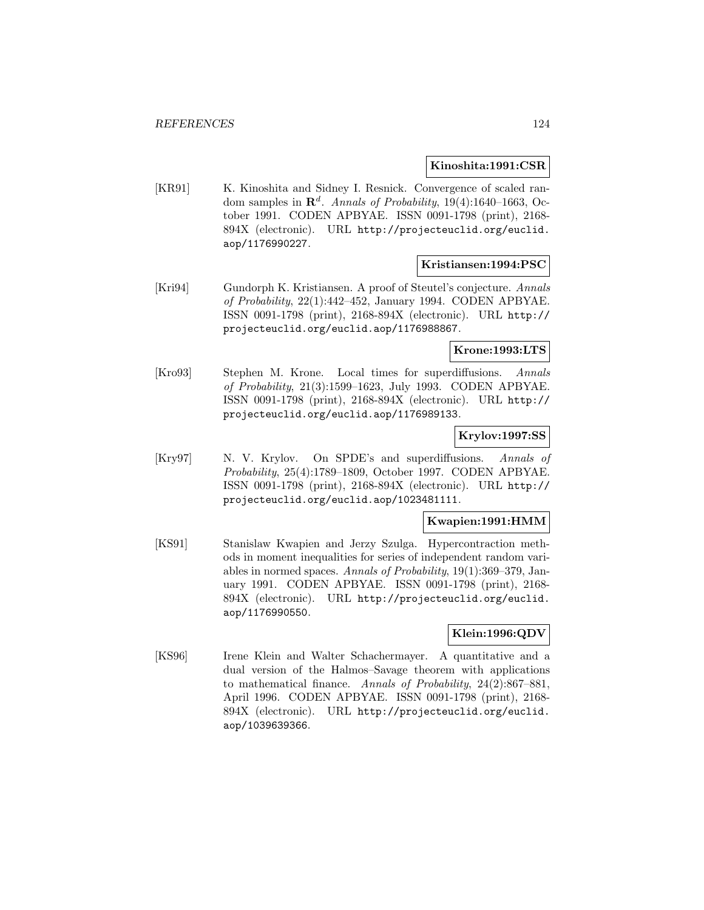**Kinoshita:1991:CSR**

[KR91] K. Kinoshita and Sidney I. Resnick. Convergence of scaled random samples in $\mathbf{R}^d$. *Annals of Probability*, 19(4):1640–1663, October 1991. CODEN APBYAE. ISSN 0091-1798 (print), 2168-894X (electronic). URL `http://projecteuclid.org/euclid.aop/1176990227`.

**Kristiansen:1994:PSC**

[Kri94] Gundorph K. Kristiansen. A proof of Steutel's conjecture. *Annals of Probability*, 22(1):442–452, January 1994. CODEN APBYAE. ISSN 0091-1798 (print), 2168-894X (electronic). URL `http://projecteuclid.org/euclid.aop/1176988867`.

**Krone:1993:LTS**

[Kro93] Stephen M. Krone. Local times for superdiffusions. *Annals of Probability*, 21(3):1599–1623, July 1993. CODEN APBYAE. ISSN 0091-1798 (print), 2168-894X (electronic). URL `http://projecteuclid.org/euclid.aop/1176989133`.

**Krylov:1997:SS**

[Kry97] N. V. Krylov. On SPDE's and superdiffusions. *Annals of Probability*, 25(4):1789–1809, October 1997. CODEN APBYAE. ISSN 0091-1798 (print), 2168-894X (electronic). URL `http://projecteuclid.org/euclid.aop/1023481111`.

**Kwapien:1991:HMM**

[KS91] Stanislaw Kwapien and Jerzy Szulga. Hypercontraction methods in moment inequalities for series of independent random variables in normed spaces. *Annals of Probability*, 19(1):369–379, January 1991. CODEN APBYAE. ISSN 0091-1798 (print), 2168-894X (electronic). URL `http://projecteuclid.org/euclid.aop/1176990550`.

**Klein:1996:QDV**

[KS96] Irene Klein and Walter Schachermayer. A quantitative and a dual version of the Halmos–Savage theorem with applications to mathematical finance. *Annals of Probability*, 24(2):867–881, April 1996. CODEN APBYAE. ISSN 0091-1798 (print), 2168-894X (electronic). URL `http://projecteuclid.org/euclid.aop/1039639366`.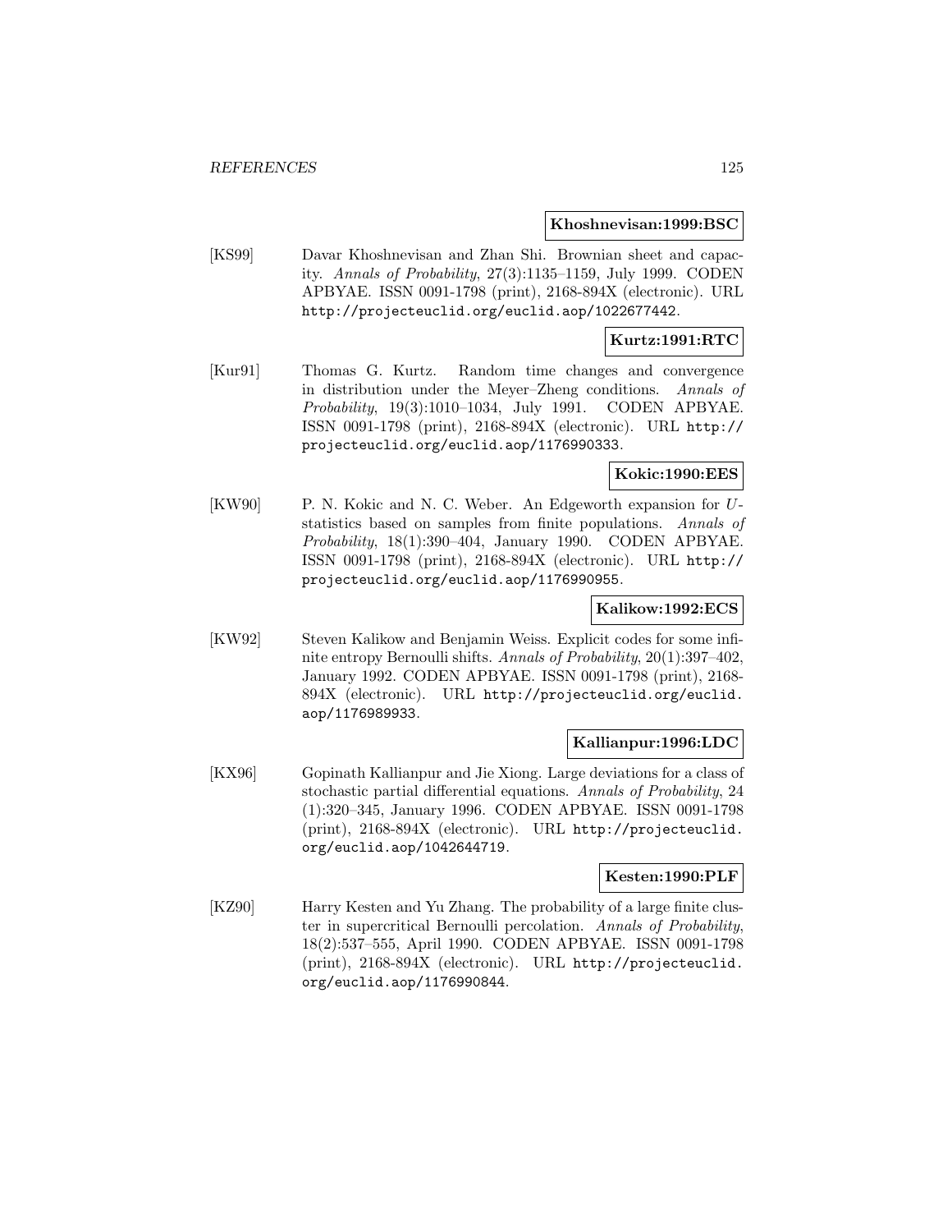**Khoshnevisan:1999:BSC**

[KS99] Davar Khoshnevisan and Zhan Shi. Brownian sheet and capacity. *Annals of Probability*, 27(3):1135–1159, July 1999. CODEN APBYAE. ISSN 0091-1798 (print), 2168-894X (electronic). URL http://projecteuclid.org/euclid.aop/1022677442.

**Kurtz:1991:RTC**

[Kur91] Thomas G. Kurtz. Random time changes and convergence in distribution under the Meyer–Zheng conditions. *Annals of Probability*, 19(3):1010–1034, July 1991. CODEN APBYAE. ISSN 0091-1798 (print), 2168-894X (electronic). URL http://projecteuclid.org/euclid.aop/1176990333.

**Kokic:1990:EES**

[KW90] P. N. Kokic and N. C. Weber. An Edgeworth expansion for $U$-statistics based on samples from finite populations. *Annals of Probability*, 18(1):390–404, January 1990. CODEN APBYAE. ISSN 0091-1798 (print), 2168-894X (electronic). URL http://projecteuclid.org/euclid.aop/1176990955.

**Kalikow:1992:ECS**

[KW92] Steven Kalikow and Benjamin Weiss. Explicit codes for some infinite entropy Bernoulli shifts. *Annals of Probability*, 20(1):397–402, January 1992. CODEN APBYAE. ISSN 0091-1798 (print), 2168-894X (electronic). URL http://projecteuclid.org/euclid.aop/1176989933.

**Kallianpur:1996:LDC**

[KX96] Gopinath Kallianpur and Jie Xiong. Large deviations for a class of stochastic partial differential equations. *Annals of Probability*, 24 (1):320–345, January 1996. CODEN APBYAE. ISSN 0091-1798 (print), 2168-894X (electronic). URL http://projecteuclid.org/euclid.aop/1042644719.

**Kesten:1990:PLF**

[KZ90] Harry Kesten and Yu Zhang. The probability of a large finite cluster in supercritical Bernoulli percolation. *Annals of Probability*, 18(2):537–555, April 1990. CODEN APBYAE. ISSN 0091-1798 (print), 2168-894X (electronic). URL http://projecteuclid.org/euclid.aop/1176990844.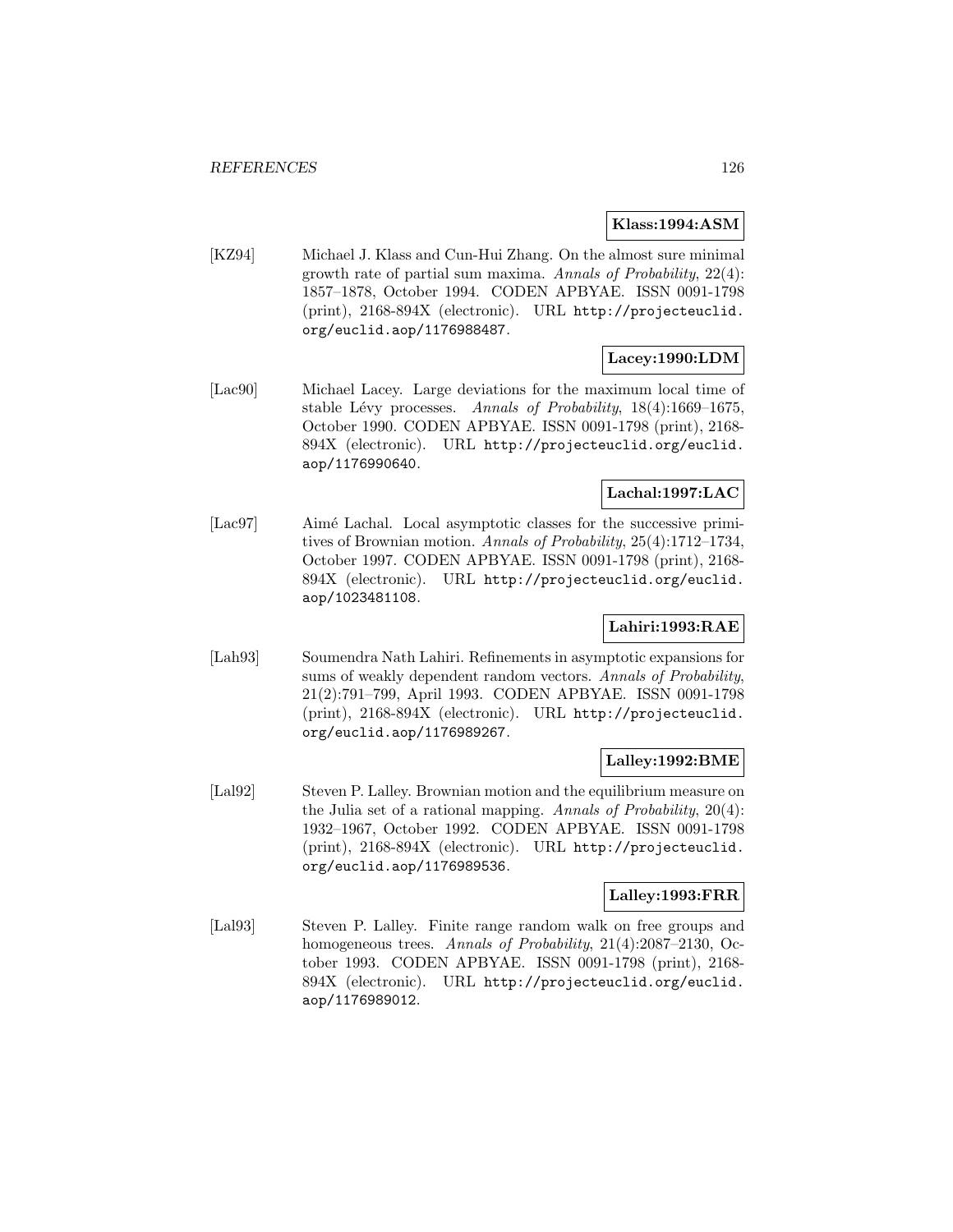**Klass:1994:ASM**

[KZ94] Michael J. Klass and Cun-Hui Zhang. On the almost sure minimal growth rate of partial sum maxima. *Annals of Probability*, 22(4): 1857–1878, October 1994. CODEN APBYAE. ISSN 0091-1798 (print), 2168-894X (electronic). URL http://projecteuclid.org/euclid.aop/1176988487.

**Lacey:1990:LDM**

[Lac90] Michael Lacey. Large deviations for the maximum local time of stable Lévy processes. *Annals of Probability*, 18(4):1669–1675, October 1990. CODEN APBYAE. ISSN 0091-1798 (print), 2168-894X (electronic). URL http://projecteuclid.org/euclid.aop/1176990640.

**Lachal:1997:LAC**

[Lac97] Aimé Lachal. Local asymptotic classes for the successive primitives of Brownian motion. *Annals of Probability*, 25(4):1712–1734, October 1997. CODEN APBYAE. ISSN 0091-1798 (print), 2168-894X (electronic). URL http://projecteuclid.org/euclid.aop/1023481108.

**Lahiri:1993:RAE**

[Lah93] Soumendra Nath Lahiri. Refinements in asymptotic expansions for sums of weakly dependent random vectors. *Annals of Probability*, 21(2):791–799, April 1993. CODEN APBYAE. ISSN 0091-1798 (print), 2168-894X (electronic). URL http://projecteuclid.org/euclid.aop/1176989267.

**Lalley:1992:BME**

[Lal92] Steven P. Lalley. Brownian motion and the equilibrium measure on the Julia set of a rational mapping. *Annals of Probability*, 20(4): 1932–1967, October 1992. CODEN APBYAE. ISSN 0091-1798 (print), 2168-894X (electronic). URL http://projecteuclid.org/euclid.aop/1176989536.

**Lalley:1993:FRR**

[Lal93] Steven P. Lalley. Finite range random walk on free groups and homogeneous trees. *Annals of Probability*, 21(4):2087–2130, October 1993. CODEN APBYAE. ISSN 0091-1798 (print), 2168-894X (electronic). URL http://projecteuclid.org/euclid.aop/1176989012.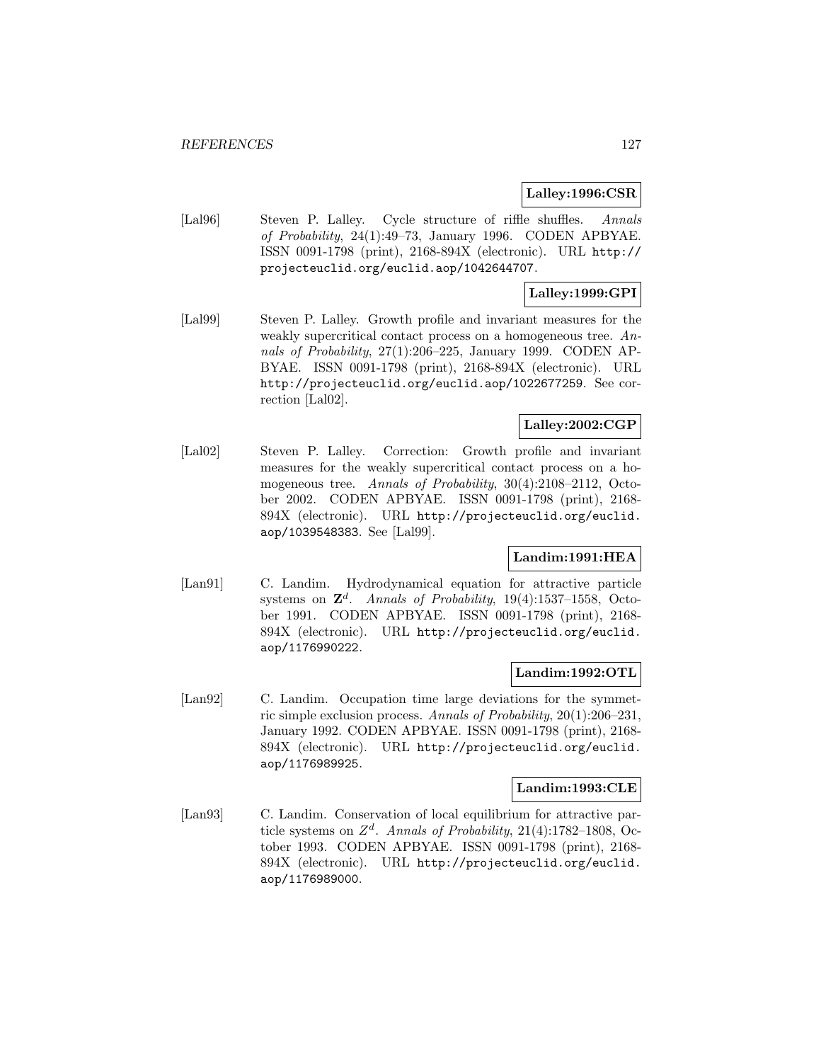**Lalley:1996:CSR**

[Lal96] Steven P. Lalley. Cycle structure of riffle shuffles. *Annals of Probability*, 24(1):49–73, January 1996. CODEN APBYAE. ISSN 0091-1798 (print), 2168-894X (electronic). URL http://projecteuclid.org/euclid.aop/1042644707.

**Lalley:1999:GPI**

[Lal99] Steven P. Lalley. Growth profile and invariant measures for the weakly supercritical contact process on a homogeneous tree. *Annals of Probability*, 27(1):206–225, January 1999. CODEN APBYAE. ISSN 0091-1798 (print), 2168-894X (electronic). URL http://projecteuclid.org/euclid.aop/1022677259. See correction [Lal02].

**Lalley:2002:CGP**

[Lal02] Steven P. Lalley. Correction: Growth profile and invariant measures for the weakly supercritical contact process on a homogeneous tree. *Annals of Probability*, 30(4):2108–2112, October 2002. CODEN APBYAE. ISSN 0091-1798 (print), 2168-894X (electronic). URL http://projecteuclid.org/euclid.aop/1039548383. See [Lal99].

**Landim:1991:HEA**

[Lan91] C. Landim. Hydrodynamical equation for attractive particle systems on $\mathbf{Z}^d$. *Annals of Probability*, 19(4):1537–1558, October 1991. CODEN APBYAE. ISSN 0091-1798 (print), 2168-894X (electronic). URL http://projecteuclid.org/euclid.aop/1176990222.

**Landim:1992:OTL**

[Lan92] C. Landim. Occupation time large deviations for the symmetric simple exclusion process. *Annals of Probability*, 20(1):206–231, January 1992. CODEN APBYAE. ISSN 0091-1798 (print), 2168-894X (electronic). URL http://projecteuclid.org/euclid.aop/1176989925.

**Landim:1993:CLE**

[Lan93] C. Landim. Conservation of local equilibrium for attractive particle systems on $Z^d$. *Annals of Probability*, 21(4):1782–1808, October 1993. CODEN APBYAE. ISSN 0091-1798 (print), 2168-894X (electronic). URL http://projecteuclid.org/euclid.aop/1176989000.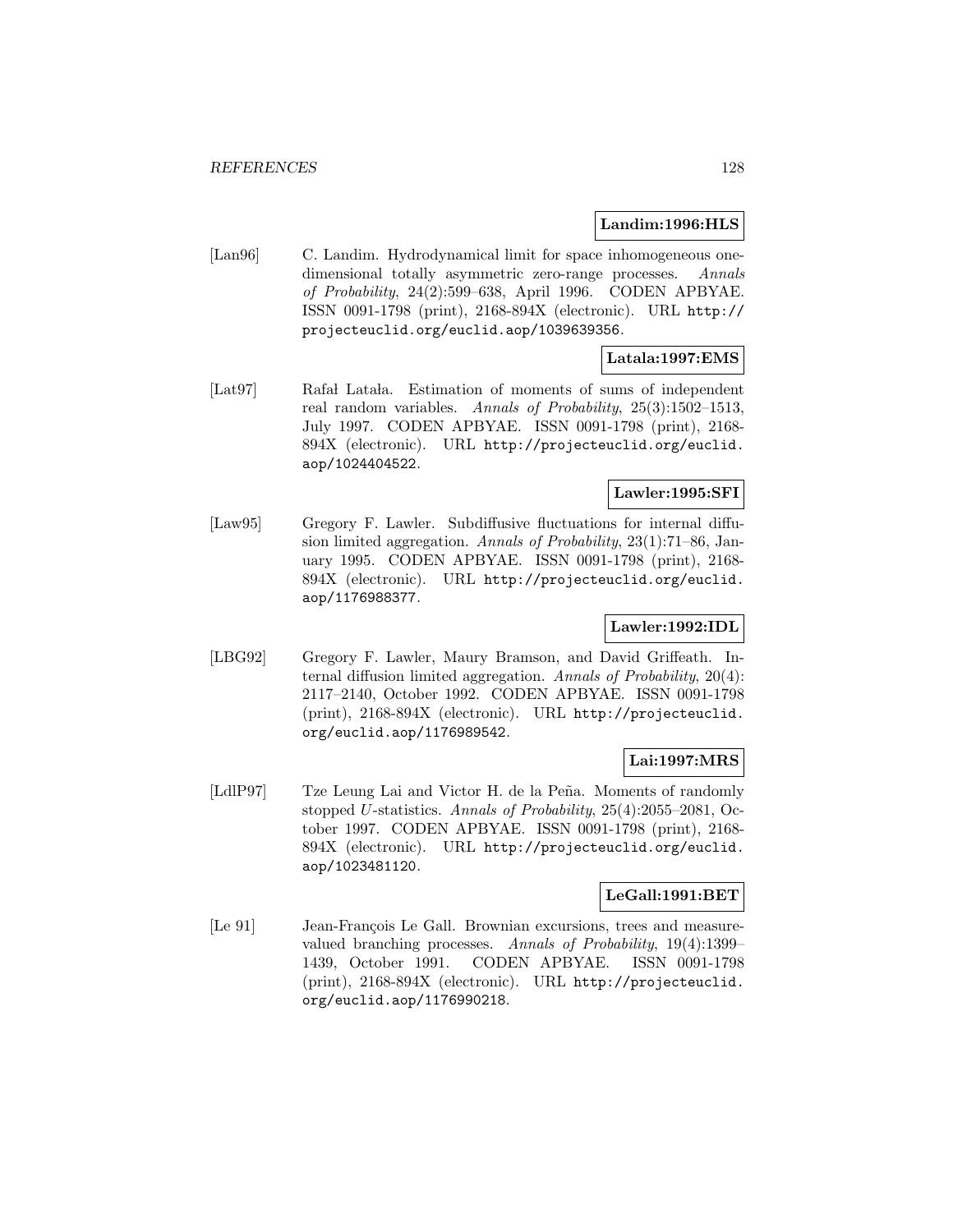**Landim:1996:HLS**

[Lan96] C. Landim. Hydrodynamical limit for space inhomogeneous one-dimensional totally asymmetric zero-range processes. *Annals of Probability*, 24(2):599–638, April 1996. CODEN APBYAE. ISSN 0091-1798 (print), 2168-894X (electronic). URL http://projecteuclid.org/euclid.aop/1039639356.

**Latala:1997:EMS**

[Lat97] Rafał Latała. Estimation of moments of sums of independent real random variables. *Annals of Probability*, 25(3):1502–1513, July 1997. CODEN APBYAE. ISSN 0091-1798 (print), 2168-894X (electronic). URL http://projecteuclid.org/euclid.aop/1024404522.

**Lawler:1995:SFI**

[Law95] Gregory F. Lawler. Subdiffusive fluctuations for internal diffusion limited aggregation. *Annals of Probability*, 23(1):71–86, January 1995. CODEN APBYAE. ISSN 0091-1798 (print), 2168-894X (electronic). URL http://projecteuclid.org/euclid.aop/1176988377.

**Lawler:1992:IDL**

[LBG92] Gregory F. Lawler, Maury Bramson, and David Griffeath. Internal diffusion limited aggregation. *Annals of Probability*, 20(4):2117–2140, October 1992. CODEN APBYAE. ISSN 0091-1798 (print), 2168-894X (electronic). URL http://projecteuclid.org/euclid.aop/1176989542.

**Lai:1997:MRS**

[LdlP97] Tze Leung Lai and Victor H. de la Peña. Moments of randomly stopped $U$-statistics. *Annals of Probability*, 25(4):2055–2081, October 1997. CODEN APBYAE. ISSN 0091-1798 (print), 2168-894X (electronic). URL http://projecteuclid.org/euclid.aop/1023481120.

**LeGall:1991:BET**

[Le 91] Jean-François Le Gall. Brownian excursions, trees and measure-valued branching processes. *Annals of Probability*, 19(4):1399–1439, October 1991. CODEN APBYAE. ISSN 0091-1798 (print), 2168-894X (electronic). URL http://projecteuclid.org/euclid.aop/1176990218.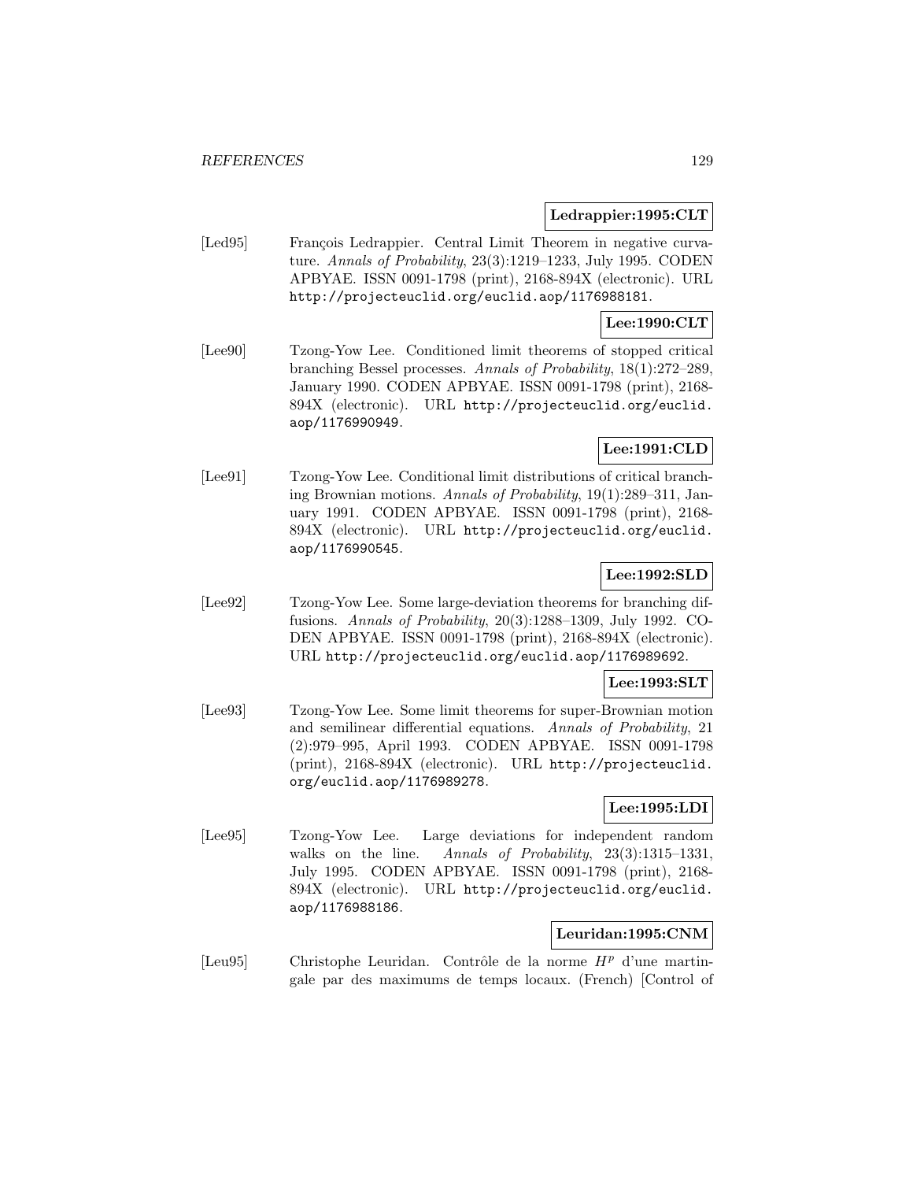**Ledrappier:1995:CLT**

[Led95] François Ledrappier. Central Limit Theorem in negative curvature. *Annals of Probability*, 23(3):1219–1233, July 1995. CODEN APBYAE. ISSN 0091-1798 (print), 2168-894X (electronic). URL http://projecteuclid.org/euclid.aop/1176988181.

**Lee:1990:CLT**

[Lee90] Tzong-Yow Lee. Conditioned limit theorems of stopped critical branching Bessel processes. *Annals of Probability*, 18(1):272–289, January 1990. CODEN APBYAE. ISSN 0091-1798 (print), 2168-894X (electronic). URL http://projecteuclid.org/euclid.aop/1176990949.

**Lee:1991:CLD**

[Lee91] Tzong-Yow Lee. Conditional limit distributions of critical branching Brownian motions. *Annals of Probability*, 19(1):289–311, January 1991. CODEN APBYAE. ISSN 0091-1798 (print), 2168-894X (electronic). URL http://projecteuclid.org/euclid.aop/1176990545.

**Lee:1992:SLD**

[Lee92] Tzong-Yow Lee. Some large-deviation theorems for branching diffusions. *Annals of Probability*, 20(3):1288–1309, July 1992. CODEN APBYAE. ISSN 0091-1798 (print), 2168-894X (electronic). URL http://projecteuclid.org/euclid.aop/1176989692.

**Lee:1993:SLT**

[Lee93] Tzong-Yow Lee. Some limit theorems for super-Brownian motion and semilinear differential equations. *Annals of Probability*, 21 (2):979–995, April 1993. CODEN APBYAE. ISSN 0091-1798 (print), 2168-894X (electronic). URL http://projecteuclid.org/euclid.aop/1176989278.

**Lee:1995:LDI**

[Lee95] Tzong-Yow Lee. Large deviations for independent random walks on the line. *Annals of Probability*, 23(3):1315–1331, July 1995. CODEN APBYAE. ISSN 0091-1798 (print), 2168-894X (electronic). URL http://projecteuclid.org/euclid.aop/1176988186.

**Leuridan:1995:CNM**

[Leu95] Christophe Leuridan. Contrôle de la norme $H^p$ d'une martingale par des maximums de temps locaux. (French) [Control of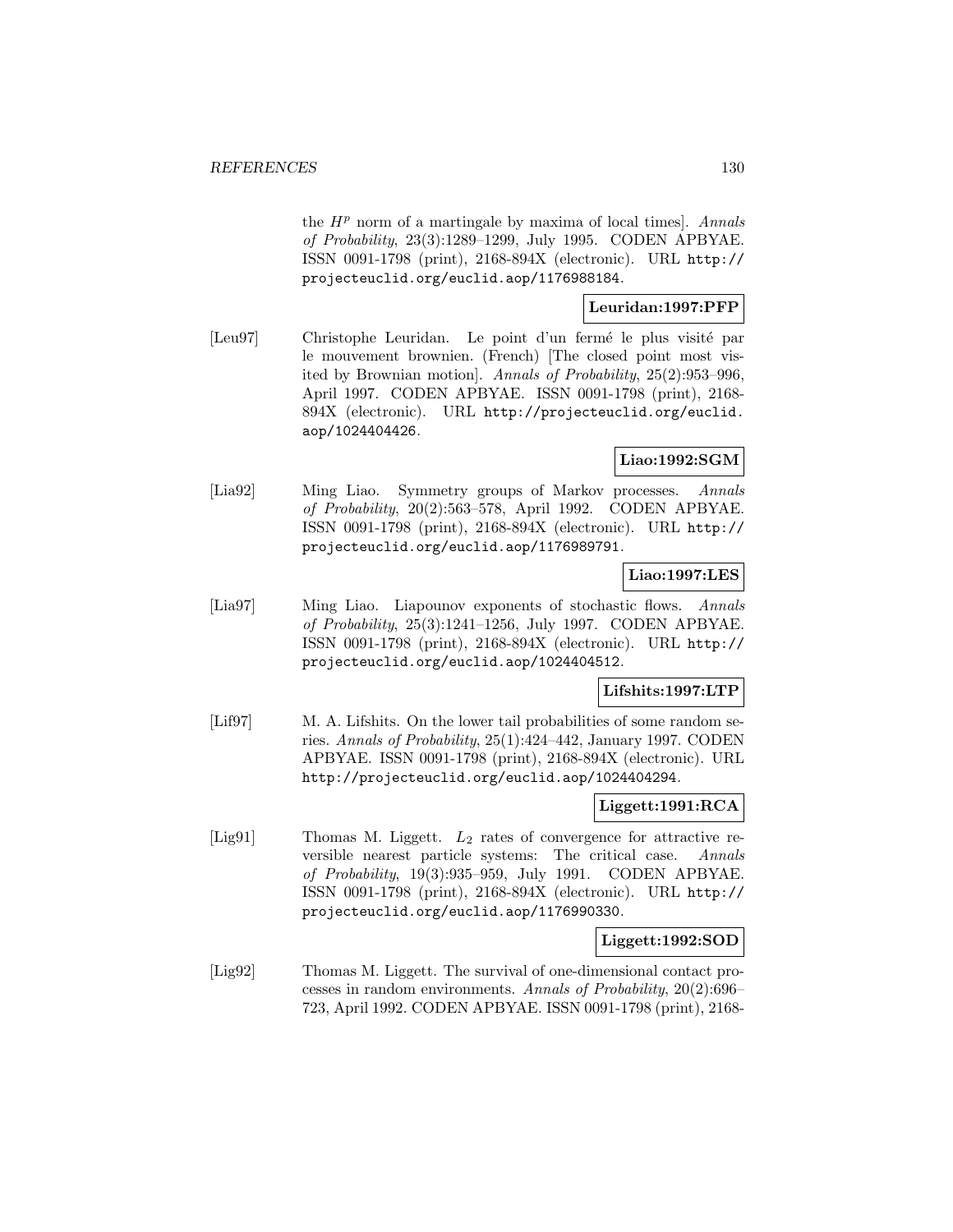the $H^p$ norm of a martingale by maxima of local times]. *Annals of Probability*, 23(3):1289–1299, July 1995. CODEN APBYAE. ISSN 0091-1798 (print), 2168-894X (electronic). URL http://projecteuclid.org/euclid.aop/1176988184.

**Leuridan:1997:PFP**

[Leu97] Christophe Leuridan. Le point d'un fermé le plus visité par le mouvement brownien. (French) [The closed point most visited by Brownian motion]. *Annals of Probability*, 25(2):953–996, April 1997. CODEN APBYAE. ISSN 0091-1798 (print), 2168-894X (electronic). URL http://projecteuclid.org/euclid.aop/1024404426.

**Liao:1992:SGM**

[Lia92] Ming Liao. Symmetry groups of Markov processes. *Annals of Probability*, 20(2):563–578, April 1992. CODEN APBYAE. ISSN 0091-1798 (print), 2168-894X (electronic). URL http://projecteuclid.org/euclid.aop/1176989791.

**Liao:1997:LES**

[Lia97] Ming Liao. Liapounov exponents of stochastic flows. *Annals of Probability*, 25(3):1241–1256, July 1997. CODEN APBYAE. ISSN 0091-1798 (print), 2168-894X (electronic). URL http://projecteuclid.org/euclid.aop/1024404512.

**Lifshits:1997:LTP**

[Lif97] M. A. Lifshits. On the lower tail probabilities of some random series. *Annals of Probability*, 25(1):424–442, January 1997. CODEN APBYAE. ISSN 0091-1798 (print), 2168-894X (electronic). URL http://projecteuclid.org/euclid.aop/1024404294.

**Liggett:1991:RCA**

[Lig91] Thomas M. Liggett. $L_2$ rates of convergence for attractive reversible nearest particle systems: The critical case. *Annals of Probability*, 19(3):935–959, July 1991. CODEN APBYAE. ISSN 0091-1798 (print), 2168-894X (electronic). URL http://projecteuclid.org/euclid.aop/1176990330.

**Liggett:1992:SOD**

[Lig92] Thomas M. Liggett. The survival of one-dimensional contact processes in random environments. *Annals of Probability*, 20(2):696–723, April 1992. CODEN APBYAE. ISSN 0091-1798 (print), 2168-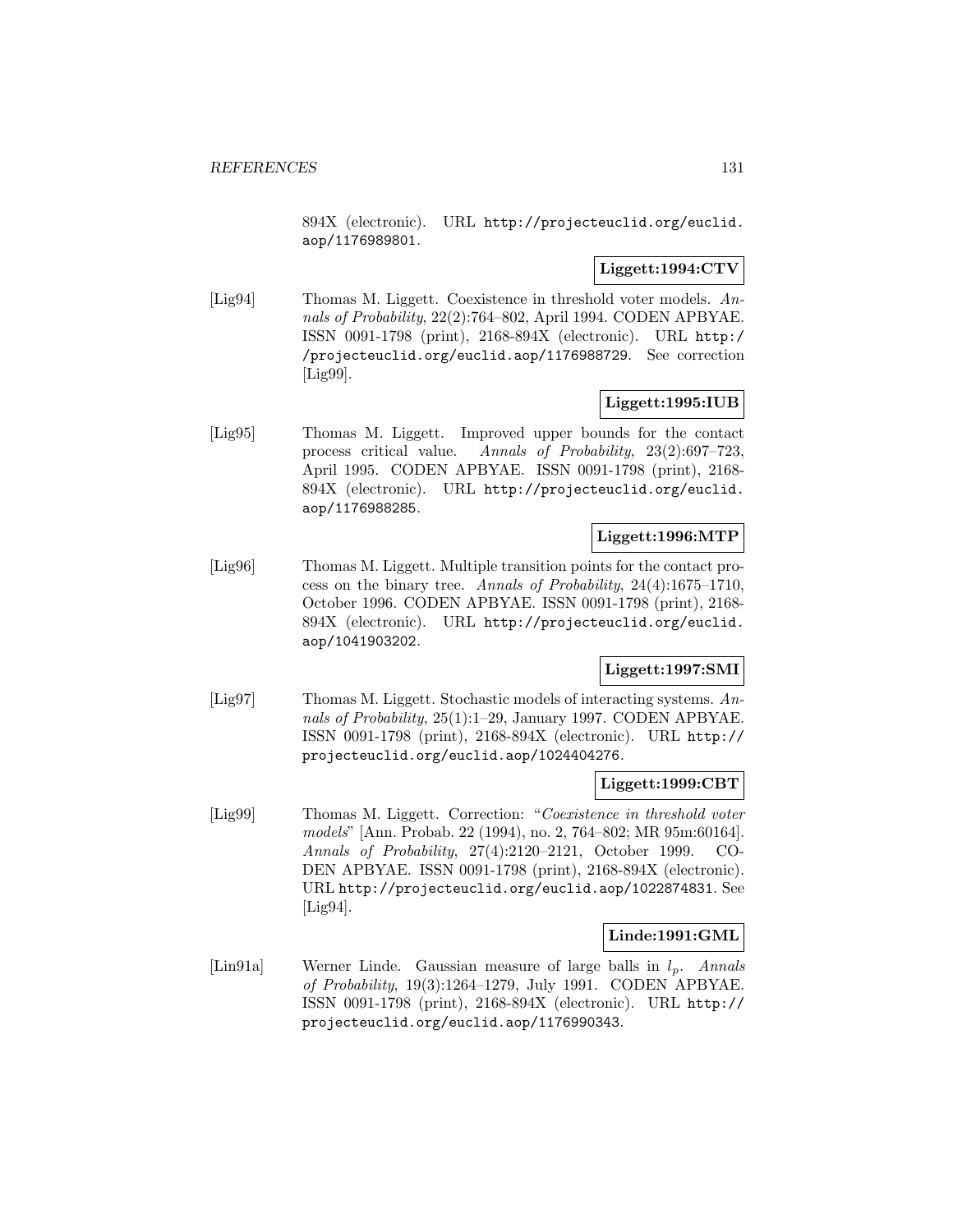894X (electronic). URL http://projecteuclid.org/euclid.aop/1176989801.

**Liggett:1994:CTV**

[Lig94] Thomas M. Liggett. Coexistence in threshold voter models. *Annals of Probability*, 22(2):764–802, April 1994. CODEN APBYAE. ISSN 0091-1798 (print), 2168-894X (electronic). URL http://projecteuclid.org/euclid.aop/1176988729. See correction [Lig99].

**Liggett:1995:IUB**

[Lig95] Thomas M. Liggett. Improved upper bounds for the contact process critical value. *Annals of Probability*, 23(2):697–723, April 1995. CODEN APBYAE. ISSN 0091-1798 (print), 2168-894X (electronic). URL http://projecteuclid.org/euclid.aop/1176988285.

**Liggett:1996:MTP**

[Lig96] Thomas M. Liggett. Multiple transition points for the contact process on the binary tree. *Annals of Probability*, 24(4):1675–1710, October 1996. CODEN APBYAE. ISSN 0091-1798 (print), 2168-894X (electronic). URL http://projecteuclid.org/euclid.aop/1041903202.

**Liggett:1997:SMI**

[Lig97] Thomas M. Liggett. Stochastic models of interacting systems. *Annals of Probability*, 25(1):1–29, January 1997. CODEN APBYAE. ISSN 0091-1798 (print), 2168-894X (electronic). URL http://projecteuclid.org/euclid.aop/1024404276.

**Liggett:1999:CBT**

[Lig99] Thomas M. Liggett. Correction: "*Coexistence in threshold voter models*" [Ann. Probab. 22 (1994), no. 2, 764–802; MR 95m:60164]. *Annals of Probability*, 27(4):2120–2121, October 1999. CODEN APBYAE. ISSN 0091-1798 (print), 2168-894X (electronic). URL http://projecteuclid.org/euclid.aop/1022874831. See [Lig94].

**Linde:1991:GML**

[Lin91a] Werner Linde. Gaussian measure of large balls in $l_p$. *Annals of Probability*, 19(3):1264–1279, July 1991. CODEN APBYAE. ISSN 0091-1798 (print), 2168-894X (electronic). URL http://projecteuclid.org/euclid.aop/1176990343.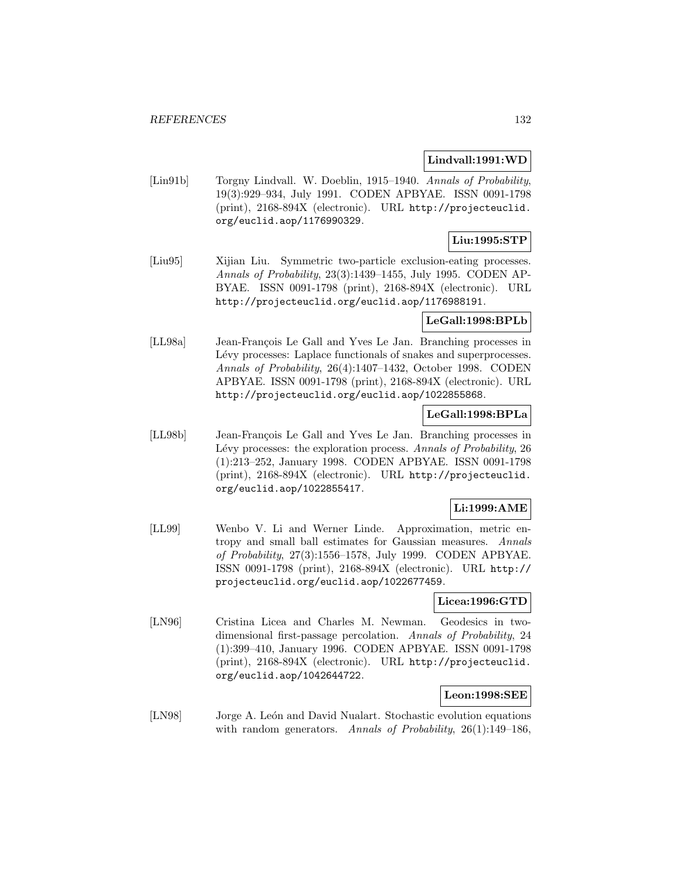**Lindvall:1991:WD**

[Lin91b] Torgny Lindvall. W. Doeblin, 1915–1940. *Annals of Probability*, 19(3):929–934, July 1991. CODEN APBYAE. ISSN 0091-1798 (print), 2168-894X (electronic). URL http://projecteuclid.org/euclid.aop/1176990329.

**Liu:1995:STP**

[Liu95] Xijian Liu. Symmetric two-particle exclusion-eating processes. *Annals of Probability*, 23(3):1439–1455, July 1995. CODEN APBYAE. ISSN 0091-1798 (print), 2168-894X (electronic). URL http://projecteuclid.org/euclid.aop/1176988191.

**LeGall:1998:BPLb**

[LL98a] Jean-François Le Gall and Yves Le Jan. Branching processes in Lévy processes: Laplace functionals of snakes and superprocesses. *Annals of Probability*, 26(4):1407–1432, October 1998. CODEN APBYAE. ISSN 0091-1798 (print), 2168-894X (electronic). URL http://projecteuclid.org/euclid.aop/1022855868.

**LeGall:1998:BPLa**

[LL98b] Jean-François Le Gall and Yves Le Jan. Branching processes in Lévy processes: the exploration process. *Annals of Probability*, 26 (1):213–252, January 1998. CODEN APBYAE. ISSN 0091-1798 (print), 2168-894X (electronic). URL http://projecteuclid.org/euclid.aop/1022855417.

**Li:1999:AME**

[LL99] Wenbo V. Li and Werner Linde. Approximation, metric entropy and small ball estimates for Gaussian measures. *Annals of Probability*, 27(3):1556–1578, July 1999. CODEN APBYAE. ISSN 0091-1798 (print), 2168-894X (electronic). URL http://projecteuclid.org/euclid.aop/1022677459.

**Licea:1996:GTD**

[LN96] Cristina Licea and Charles M. Newman. Geodesics in two-dimensional first-passage percolation. *Annals of Probability*, 24 (1):399–410, January 1996. CODEN APBYAE. ISSN 0091-1798 (print), 2168-894X (electronic). URL http://projecteuclid.org/euclid.aop/1042644722.

**Leon:1998:SEE**

[LN98] Jorge A. León and David Nualart. Stochastic evolution equations with random generators. *Annals of Probability*, 26(1):149–186,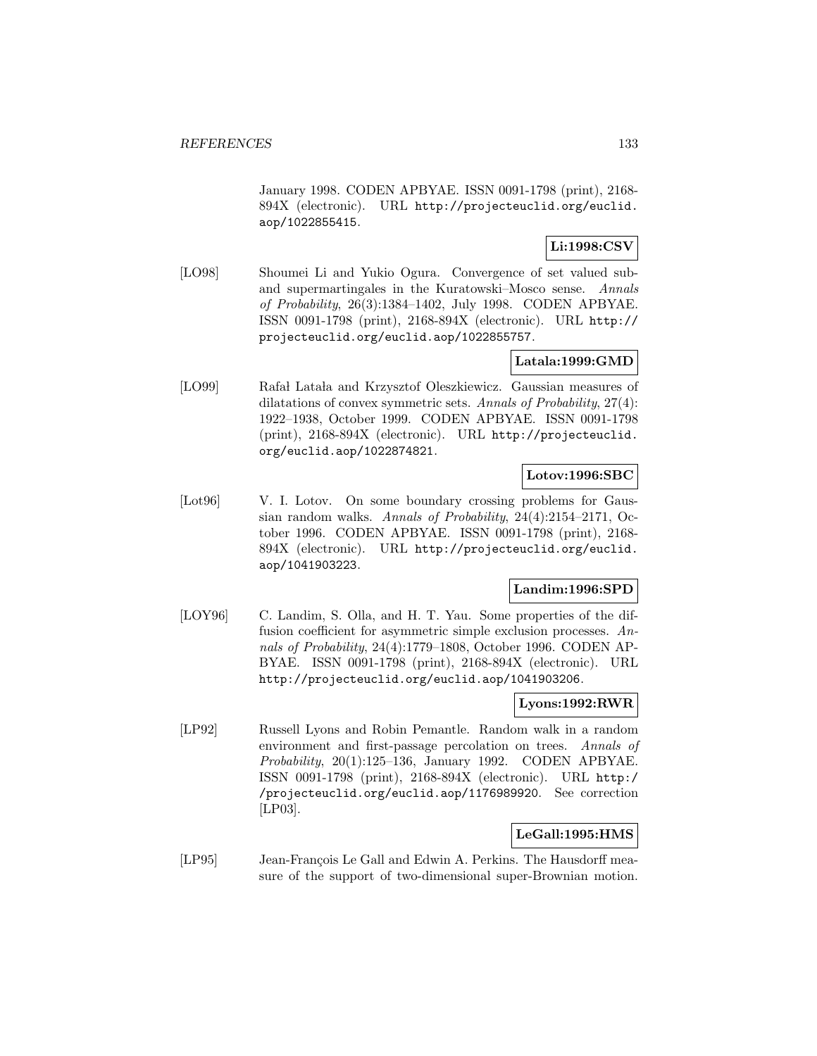January 1998. CODEN APBYAE. ISSN 0091-1798 (print), 2168-894X (electronic). URL http://projecteuclid.org/euclid.aop/1022855415.

**Li:1998:CSV**

[LO98] Shoumei Li and Yukio Ogura. Convergence of set valued sub- and supermartingales in the Kuratowski–Mosco sense. *Annals of Probability*, 26(3):1384–1402, July 1998. CODEN APBYAE. ISSN 0091-1798 (print), 2168-894X (electronic). URL http://projecteuclid.org/euclid.aop/1022855757.

**Latala:1999:GMD**

[LO99] Rafał Latała and Krzysztof Oleszkiewicz. Gaussian measures of dilatations of convex symmetric sets. *Annals of Probability*, 27(4): 1922–1938, October 1999. CODEN APBYAE. ISSN 0091-1798 (print), 2168-894X (electronic). URL http://projecteuclid.org/euclid.aop/1022874821.

**Lotov:1996:SBC**

[Lot96] V. I. Lotov. On some boundary crossing problems for Gaussian random walks. *Annals of Probability*, 24(4):2154–2171, October 1996. CODEN APBYAE. ISSN 0091-1798 (print), 2168-894X (electronic). URL http://projecteuclid.org/euclid.aop/1041903223.

**Landim:1996:SPD**

[LOY96] C. Landim, S. Olla, and H. T. Yau. Some properties of the diffusion coefficient for asymmetric simple exclusion processes. *Annals of Probability*, 24(4):1779–1808, October 1996. CODEN APBYAE. ISSN 0091-1798 (print), 2168-894X (electronic). URL http://projecteuclid.org/euclid.aop/1041903206.

**Lyons:1992:RWR**

[LP92] Russell Lyons and Robin Pemantle. Random walk in a random environment and first-passage percolation on trees. *Annals of Probability*, 20(1):125–136, January 1992. CODEN APBYAE. ISSN 0091-1798 (print), 2168-894X (electronic). URL http://projecteuclid.org/euclid.aop/1176989920. See correction [LP03].

**LeGall:1995:HMS**

[LP95] Jean-François Le Gall and Edwin A. Perkins. The Hausdorff measure of the support of two-dimensional super-Brownian motion.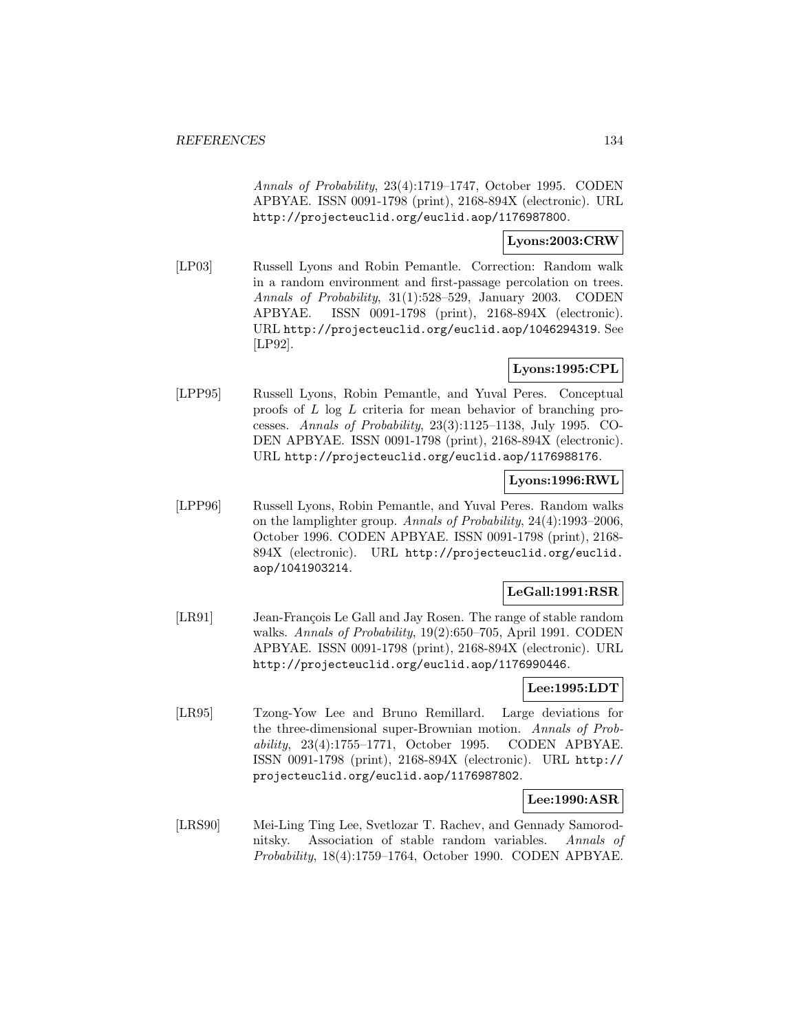*Annals of Probability*, 23(4):1719–1747, October 1995. CODEN APBYAE. ISSN 0091-1798 (print), 2168-894X (electronic). URL http://projecteuclid.org/euclid.aop/1176987800.

**Lyons:2003:CRW**

[LP03] Russell Lyons and Robin Pemantle. Correction: Random walk in a random environment and first-passage percolation on trees. *Annals of Probability*, 31(1):528–529, January 2003. CODEN APBYAE. ISSN 0091-1798 (print), 2168-894X (electronic). URL http://projecteuclid.org/euclid.aop/1046294319. See [LP92].

**Lyons:1995:CPL**

[LPP95] Russell Lyons, Robin Pemantle, and Yuval Peres. Conceptual proofs of $L$ log $L$ criteria for mean behavior of branching processes. *Annals of Probability*, 23(3):1125–1138, July 1995. CODEN APBYAE. ISSN 0091-1798 (print), 2168-894X (electronic). URL http://projecteuclid.org/euclid.aop/1176988176.

**Lyons:1996:RWL**

[LPP96] Russell Lyons, Robin Pemantle, and Yuval Peres. Random walks on the lamplighter group. *Annals of Probability*, 24(4):1993–2006, October 1996. CODEN APBYAE. ISSN 0091-1798 (print), 2168-894X (electronic). URL http://projecteuclid.org/euclid.aop/1041903214.

**LeGall:1991:RSR**

[LR91] Jean-François Le Gall and Jay Rosen. The range of stable random walks. *Annals of Probability*, 19(2):650–705, April 1991. CODEN APBYAE. ISSN 0091-1798 (print), 2168-894X (electronic). URL http://projecteuclid.org/euclid.aop/1176990446.

**Lee:1995:LDT**

[LR95] Tzong-Yow Lee and Bruno Remillard. Large deviations for the three-dimensional super-Brownian motion. *Annals of Probability*, 23(4):1755–1771, October 1995. CODEN APBYAE. ISSN 0091-1798 (print), 2168-894X (electronic). URL http://projecteuclid.org/euclid.aop/1176987802.

**Lee:1990:ASR**

[LRS90] Mei-Ling Ting Lee, Svetlozar T. Rachev, and Gennady Samorodnitsky. Association of stable random variables. *Annals of Probability*, 18(4):1759–1764, October 1990. CODEN APBYAE.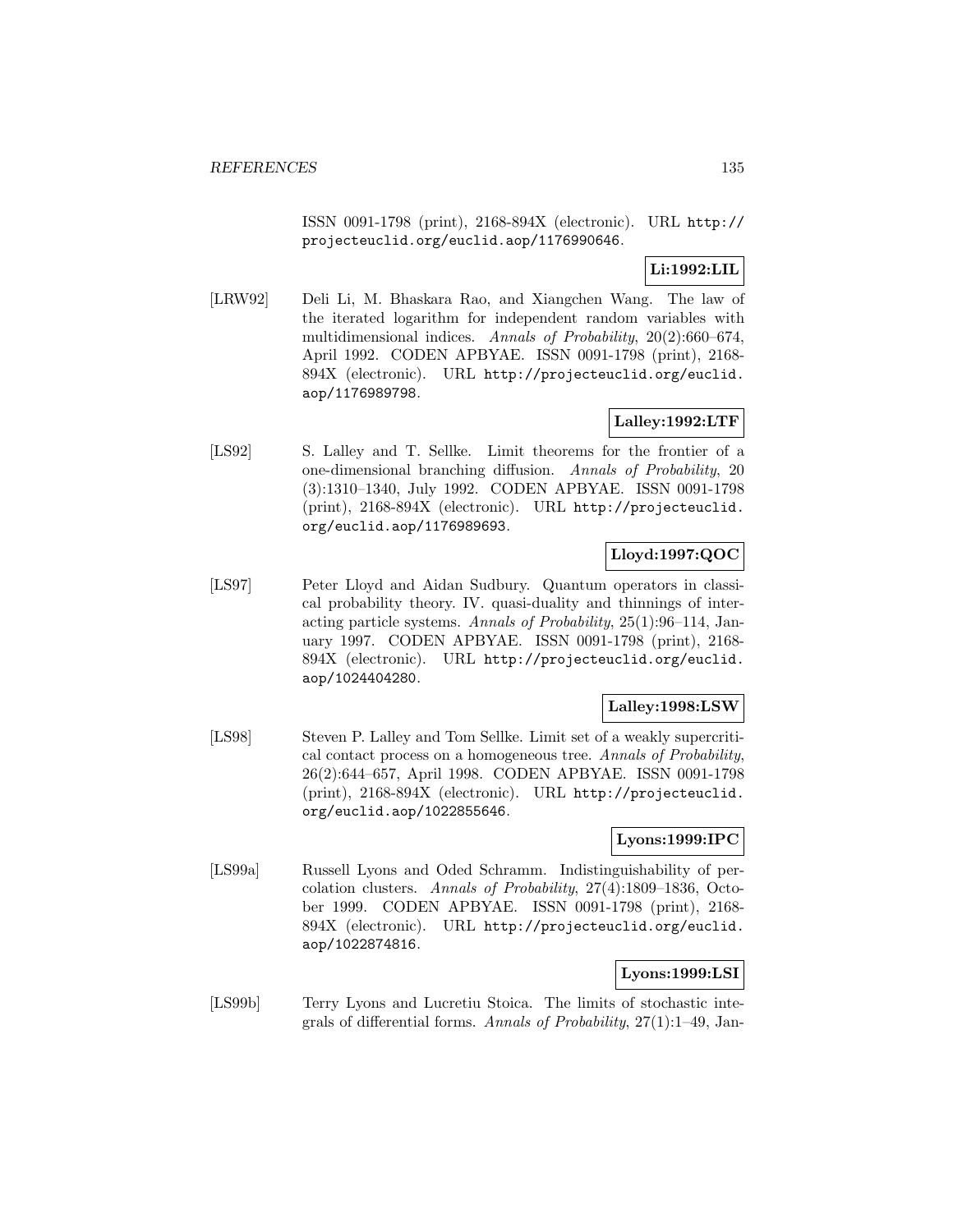ISSN 0091-1798 (print), 2168-894X (electronic). URL http://projecteuclid.org/euclid.aop/1176990646.

**Li:1992:LIL**

[LRW92] Deli Li, M. Bhaskara Rao, and Xiangchen Wang. The law of the iterated logarithm for independent random variables with multidimensional indices. *Annals of Probability*, 20(2):660–674, April 1992. CODEN APBYAE. ISSN 0091-1798 (print), 2168-894X (electronic). URL http://projecteuclid.org/euclid.aop/1176989798.

**Lalley:1992:LTF**

[LS92] S. Lalley and T. Sellke. Limit theorems for the frontier of a one-dimensional branching diffusion. *Annals of Probability*, 20 (3):1310–1340, July 1992. CODEN APBYAE. ISSN 0091-1798 (print), 2168-894X (electronic). URL http://projecteuclid.org/euclid.aop/1176989693.

**Lloyd:1997:QOC**

[LS97] Peter Lloyd and Aidan Sudbury. Quantum operators in classical probability theory. IV. quasi-duality and thinnings of interacting particle systems. *Annals of Probability*, 25(1):96–114, January 1997. CODEN APBYAE. ISSN 0091-1798 (print), 2168-894X (electronic). URL http://projecteuclid.org/euclid.aop/1024404280.

**Lalley:1998:LSW**

[LS98] Steven P. Lalley and Tom Sellke. Limit set of a weakly supercritical contact process on a homogeneous tree. *Annals of Probability*, 26(2):644–657, April 1998. CODEN APBYAE. ISSN 0091-1798 (print), 2168-894X (electronic). URL http://projecteuclid.org/euclid.aop/1022855646.

**Lyons:1999:IPC**

[LS99a] Russell Lyons and Oded Schramm. Indistinguishability of percolation clusters. *Annals of Probability*, 27(4):1809–1836, October 1999. CODEN APBYAE. ISSN 0091-1798 (print), 2168-894X (electronic). URL http://projecteuclid.org/euclid.aop/1022874816.

**Lyons:1999:LSI**

[LS99b] Terry Lyons and Lucretiu Stoica. The limits of stochastic integrals of differential forms. *Annals of Probability*, 27(1):1–49, Jan-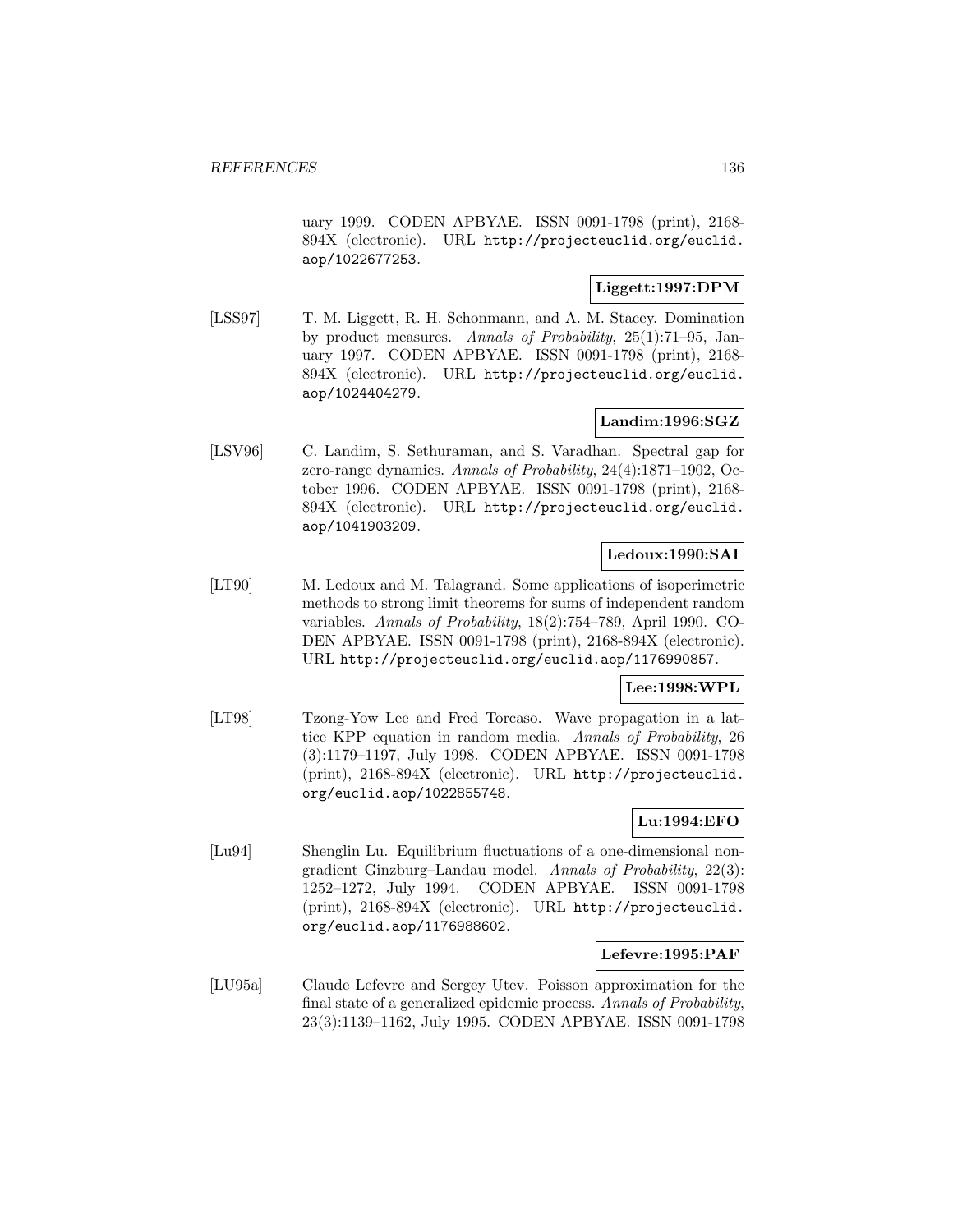uary 1999. CODEN APBYAE. ISSN 0091-1798 (print), 2168-894X (electronic). URL http://projecteuclid.org/euclid.aop/1022677253.

**Liggett:1997:DPM**

[LSS97] T. M. Liggett, R. H. Schonmann, and A. M. Stacey. Domination by product measures. *Annals of Probability*, 25(1):71–95, January 1997. CODEN APBYAE. ISSN 0091-1798 (print), 2168-894X (electronic). URL http://projecteuclid.org/euclid.aop/1024404279.

**Landim:1996:SGZ**

[LSV96] C. Landim, S. Sethuraman, and S. Varadhan. Spectral gap for zero-range dynamics. *Annals of Probability*, 24(4):1871–1902, October 1996. CODEN APBYAE. ISSN 0091-1798 (print), 2168-894X (electronic). URL http://projecteuclid.org/euclid.aop/1041903209.

**Ledoux:1990:SAI**

[LT90] M. Ledoux and M. Talagrand. Some applications of isoperimetric methods to strong limit theorems for sums of independent random variables. *Annals of Probability*, 18(2):754–789, April 1990. CODEN APBYAE. ISSN 0091-1798 (print), 2168-894X (electronic). URL http://projecteuclid.org/euclid.aop/1176990857.

**Lee:1998:WPL**

[LT98] Tzong-Yow Lee and Fred Torcaso. Wave propagation in a lattice KPP equation in random media. *Annals of Probability*, 26 (3):1179–1197, July 1998. CODEN APBYAE. ISSN 0091-1798 (print), 2168-894X (electronic). URL http://projecteuclid.org/euclid.aop/1022855748.

**Lu:1994:EFO**

[Lu94] Shenglin Lu. Equilibrium fluctuations of a one-dimensional nongradient Ginzburg–Landau model. *Annals of Probability*, 22(3): 1252–1272, July 1994. CODEN APBYAE. ISSN 0091-1798 (print), 2168-894X (electronic). URL http://projecteuclid.org/euclid.aop/1176988602.

**Lefevre:1995:PAF**

[LU95a] Claude Lefevre and Sergey Utev. Poisson approximation for the final state of a generalized epidemic process. *Annals of Probability*, 23(3):1139–1162, July 1995. CODEN APBYAE. ISSN 0091-1798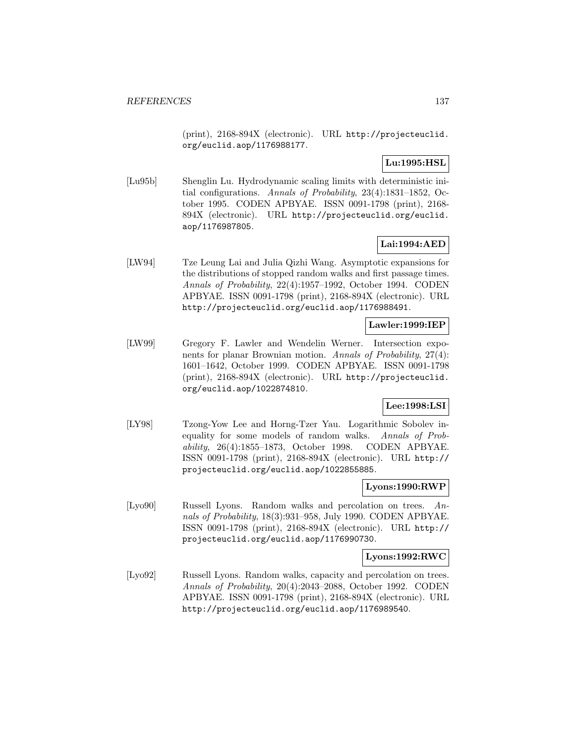(print), 2168-894X (electronic). URL http://projecteuclid.org/euclid.aop/1176988177.

**Lu:1995:HSL**

[Lu95b] Shenglin Lu. Hydrodynamic scaling limits with deterministic initial configurations. *Annals of Probability*, 23(4):1831–1852, October 1995. CODEN APBYAE. ISSN 0091-1798 (print), 2168-894X (electronic). URL http://projecteuclid.org/euclid.aop/1176987805.

**Lai:1994:AED**

[LW94] Tze Leung Lai and Julia Qizhi Wang. Asymptotic expansions for the distributions of stopped random walks and first passage times. *Annals of Probability*, 22(4):1957–1992, October 1994. CODEN APBYAE. ISSN 0091-1798 (print), 2168-894X (electronic). URL http://projecteuclid.org/euclid.aop/1176988491.

**Lawler:1999:IEP**

[LW99] Gregory F. Lawler and Wendelin Werner. Intersection exponents for planar Brownian motion. *Annals of Probability*, 27(4): 1601–1642, October 1999. CODEN APBYAE. ISSN 0091-1798 (print), 2168-894X (electronic). URL http://projecteuclid.org/euclid.aop/1022874810.

**Lee:1998:LSI**

[LY98] Tzong-Yow Lee and Horng-Tzer Yau. Logarithmic Sobolev inequality for some models of random walks. *Annals of Probability*, 26(4):1855–1873, October 1998. CODEN APBYAE. ISSN 0091-1798 (print), 2168-894X (electronic). URL http://projecteuclid.org/euclid.aop/1022855885.

**Lyons:1990:RWP**

[Lyo90] Russell Lyons. Random walks and percolation on trees. *Annals of Probability*, 18(3):931–958, July 1990. CODEN APBYAE. ISSN 0091-1798 (print), 2168-894X (electronic). URL http://projecteuclid.org/euclid.aop/1176990730.

**Lyons:1992:RWC**

[Lyo92] Russell Lyons. Random walks, capacity and percolation on trees. *Annals of Probability*, 20(4):2043–2088, October 1992. CODEN APBYAE. ISSN 0091-1798 (print), 2168-894X (electronic). URL http://projecteuclid.org/euclid.aop/1176989540.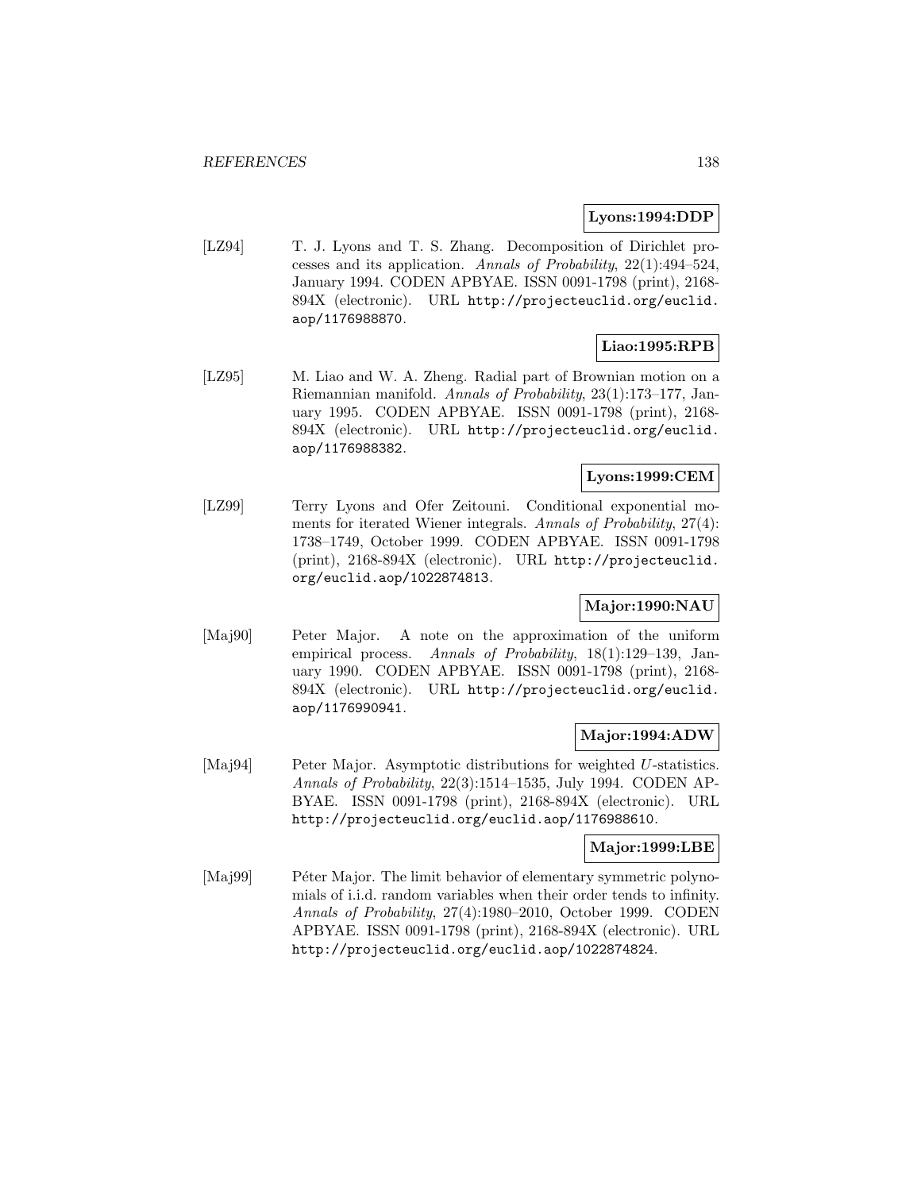**Lyons:1994:DDP**

[LZ94] T. J. Lyons and T. S. Zhang. Decomposition of Dirichlet processes and its application. *Annals of Probability*, 22(1):494–524, January 1994. CODEN APBYAE. ISSN 0091-1798 (print), 2168-894X (electronic). URL http://projecteuclid.org/euclid.aop/1176988870.

**Liao:1995:RPB**

[LZ95] M. Liao and W. A. Zheng. Radial part of Brownian motion on a Riemannian manifold. *Annals of Probability*, 23(1):173–177, January 1995. CODEN APBYAE. ISSN 0091-1798 (print), 2168-894X (electronic). URL http://projecteuclid.org/euclid.aop/1176988382.

**Lyons:1999:CEM**

[LZ99] Terry Lyons and Ofer Zeitouni. Conditional exponential moments for iterated Wiener integrals. *Annals of Probability*, 27(4): 1738–1749, October 1999. CODEN APBYAE. ISSN 0091-1798 (print), 2168-894X (electronic). URL http://projecteuclid.org/euclid.aop/1022874813.

**Major:1990:NAU**

[Maj90] Peter Major. A note on the approximation of the uniform empirical process. *Annals of Probability*, 18(1):129–139, January 1990. CODEN APBYAE. ISSN 0091-1798 (print), 2168-894X (electronic). URL http://projecteuclid.org/euclid.aop/1176990941.

**Major:1994:ADW**

[Maj94] Peter Major. Asymptotic distributions for weighted $U$-statistics. *Annals of Probability*, 22(3):1514–1535, July 1994. CODEN APBYAE. ISSN 0091-1798 (print), 2168-894X (electronic). URL http://projecteuclid.org/euclid.aop/1176988610.

**Major:1999:LBE**

[Maj99] Péter Major. The limit behavior of elementary symmetric polynomials of i.i.d. random variables when their order tends to infinity. *Annals of Probability*, 27(4):1980–2010, October 1999. CODEN APBYAE. ISSN 0091-1798 (print), 2168-894X (electronic). URL http://projecteuclid.org/euclid.aop/1022874824.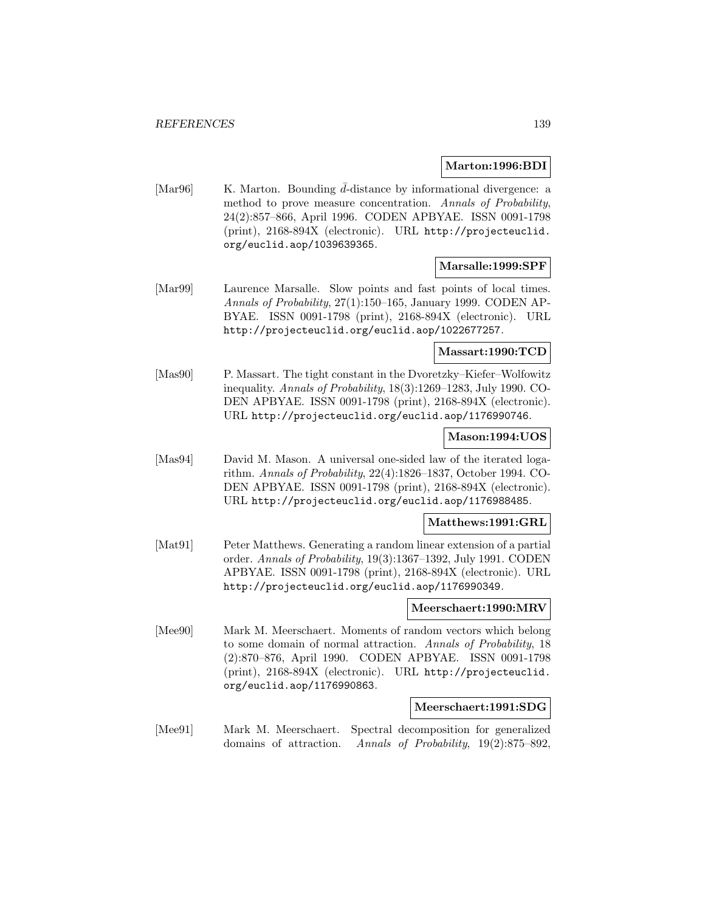**Marton:1996:BDI**

[Mar96] K. Marton. Bounding $\bar{d}$-distance by informational divergence: a method to prove measure concentration. *Annals of Probability*, 24(2):857–866, April 1996. CODEN APBYAE. ISSN 0091-1798 (print), 2168-894X (electronic). URL http://projecteuclid.org/euclid.aop/1039639365.

**Marsalle:1999:SPF**

[Mar99] Laurence Marsalle. Slow points and fast points of local times. *Annals of Probability*, 27(1):150–165, January 1999. CODEN APBYAE. ISSN 0091-1798 (print), 2168-894X (electronic). URL http://projecteuclid.org/euclid.aop/1022677257.

**Massart:1990:TCD**

[Mas90] P. Massart. The tight constant in the Dvoretzky–Kiefer–Wolfowitz inequality. *Annals of Probability*, 18(3):1269–1283, July 1990. CODEN APBYAE. ISSN 0091-1798 (print), 2168-894X (electronic). URL http://projecteuclid.org/euclid.aop/1176990746.

**Mason:1994:UOS**

[Mas94] David M. Mason. A universal one-sided law of the iterated logarithm. *Annals of Probability*, 22(4):1826–1837, October 1994. CODEN APBYAE. ISSN 0091-1798 (print), 2168-894X (electronic). URL http://projecteuclid.org/euclid.aop/1176988485.

**Matthews:1991:GRL**

[Mat91] Peter Matthews. Generating a random linear extension of a partial order. *Annals of Probability*, 19(3):1367–1392, July 1991. CODEN APBYAE. ISSN 0091-1798 (print), 2168-894X (electronic). URL http://projecteuclid.org/euclid.aop/1176990349.

**Meerschaert:1990:MRV**

[Mee90] Mark M. Meerschaert. Moments of random vectors which belong to some domain of normal attraction. *Annals of Probability*, 18(2):870–876, April 1990. CODEN APBYAE. ISSN 0091-1798 (print), 2168-894X (electronic). URL http://projecteuclid.org/euclid.aop/1176990863.

**Meerschaert:1991:SDG**

[Mee91] Mark M. Meerschaert. Spectral decomposition for generalized domains of attraction. *Annals of Probability*, 19(2):875–892,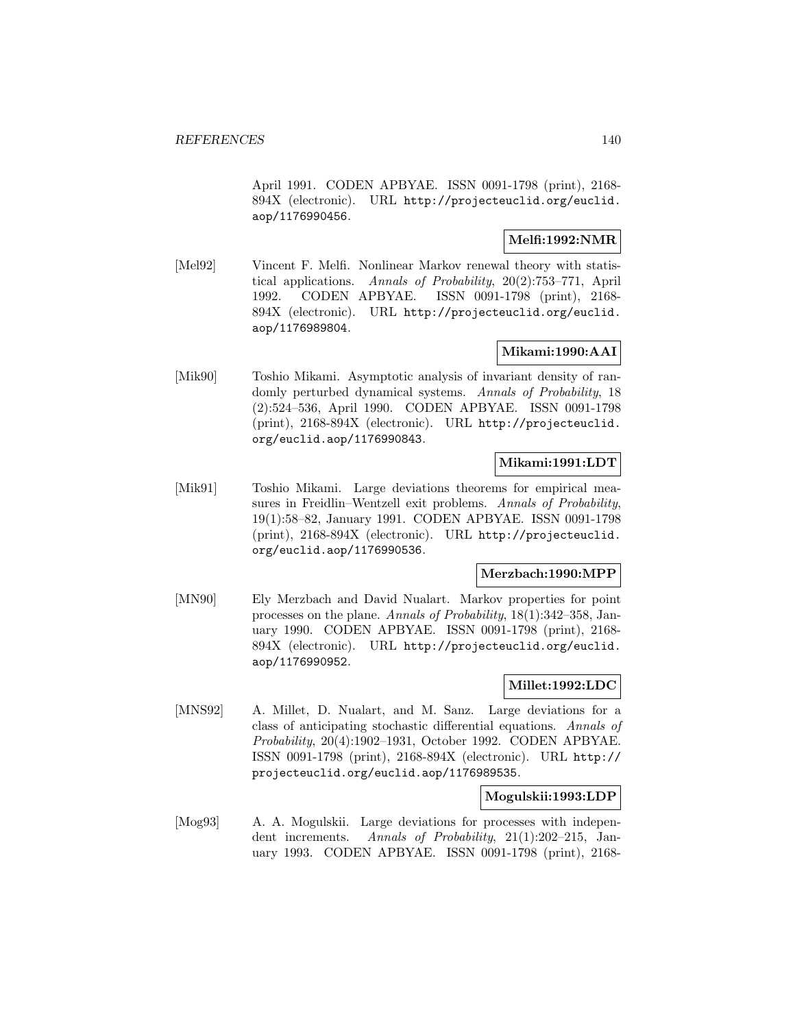April 1991. CODEN APBYAE. ISSN 0091-1798 (print), 2168-894X (electronic). URL http://projecteuclid.org/euclid.aop/1176990456.

**Melfi:1992:NMR**

[Mel92] Vincent F. Melfi. Nonlinear Markov renewal theory with statistical applications. *Annals of Probability*, 20(2):753–771, April 1992. CODEN APBYAE. ISSN 0091-1798 (print), 2168-894X (electronic). URL http://projecteuclid.org/euclid.aop/1176989804.

**Mikami:1990:AAI**

[Mik90] Toshio Mikami. Asymptotic analysis of invariant density of randomly perturbed dynamical systems. *Annals of Probability*, 18 (2):524–536, April 1990. CODEN APBYAE. ISSN 0091-1798 (print), 2168-894X (electronic). URL http://projecteuclid.org/euclid.aop/1176990843.

**Mikami:1991:LDT**

[Mik91] Toshio Mikami. Large deviations theorems for empirical measures in Freidlin–Wentzell exit problems. *Annals of Probability*, 19(1):58–82, January 1991. CODEN APBYAE. ISSN 0091-1798 (print), 2168-894X (electronic). URL http://projecteuclid.org/euclid.aop/1176990536.

**Merzbach:1990:MPP**

[MN90] Ely Merzbach and David Nualart. Markov properties for point processes on the plane. *Annals of Probability*, 18(1):342–358, January 1990. CODEN APBYAE. ISSN 0091-1798 (print), 2168-894X (electronic). URL http://projecteuclid.org/euclid.aop/1176990952.

**Millet:1992:LDC**

[MNS92] A. Millet, D. Nualart, and M. Sanz. Large deviations for a class of anticipating stochastic differential equations. *Annals of Probability*, 20(4):1902–1931, October 1992. CODEN APBYAE. ISSN 0091-1798 (print), 2168-894X (electronic). URL http://projecteuclid.org/euclid.aop/1176989535.

**Mogulskii:1993:LDP**

[Mog93] A. A. Mogulskii. Large deviations for processes with independent increments. *Annals of Probability*, 21(1):202–215, January 1993. CODEN APBYAE. ISSN 0091-1798 (print), 2168-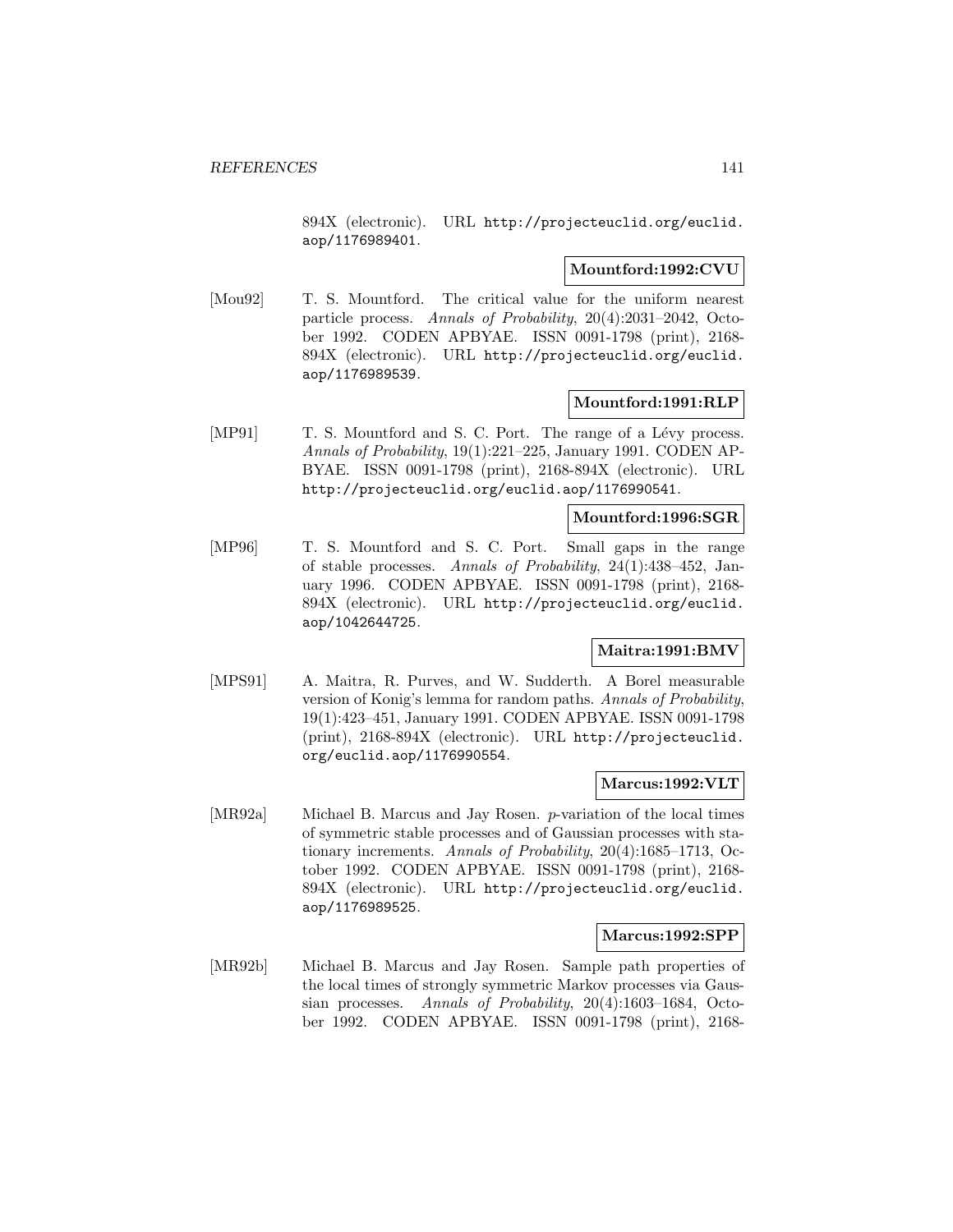894X (electronic). URL http://projecteuclid.org/euclid.aop/1176989401.

**Mountford:1992:CVU**

[Mou92] T. S. Mountford. The critical value for the uniform nearest particle process. *Annals of Probability*, 20(4):2031–2042, October 1992. CODEN APBYAE. ISSN 0091-1798 (print), 2168-894X (electronic). URL http://projecteuclid.org/euclid.aop/1176989539.

**Mountford:1991:RLP**

[MP91] T. S. Mountford and S. C. Port. The range of a Lévy process. *Annals of Probability*, 19(1):221–225, January 1991. CODEN APBYAE. ISSN 0091-1798 (print), 2168-894X (electronic). URL http://projecteuclid.org/euclid.aop/1176990541.

**Mountford:1996:SGR**

[MP96] T. S. Mountford and S. C. Port. Small gaps in the range of stable processes. *Annals of Probability*, 24(1):438–452, January 1996. CODEN APBYAE. ISSN 0091-1798 (print), 2168-894X (electronic). URL http://projecteuclid.org/euclid.aop/1042644725.

**Maitra:1991:BMV**

[MPS91] A. Maitra, R. Purves, and W. Sudderth. A Borel measurable version of Konig's lemma for random paths. *Annals of Probability*, 19(1):423–451, January 1991. CODEN APBYAE. ISSN 0091-1798 (print), 2168-894X (electronic). URL http://projecteuclid.org/euclid.aop/1176990554.

**Marcus:1992:VLT**

[MR92a] Michael B. Marcus and Jay Rosen. $p$-variation of the local times of symmetric stable processes and of Gaussian processes with stationary increments. *Annals of Probability*, 20(4):1685–1713, October 1992. CODEN APBYAE. ISSN 0091-1798 (print), 2168-894X (electronic). URL http://projecteuclid.org/euclid.aop/1176989525.

**Marcus:1992:SPP**

[MR92b] Michael B. Marcus and Jay Rosen. Sample path properties of the local times of strongly symmetric Markov processes via Gaussian processes. *Annals of Probability*, 20(4):1603–1684, October 1992. CODEN APBYAE. ISSN 0091-1798 (print), 2168-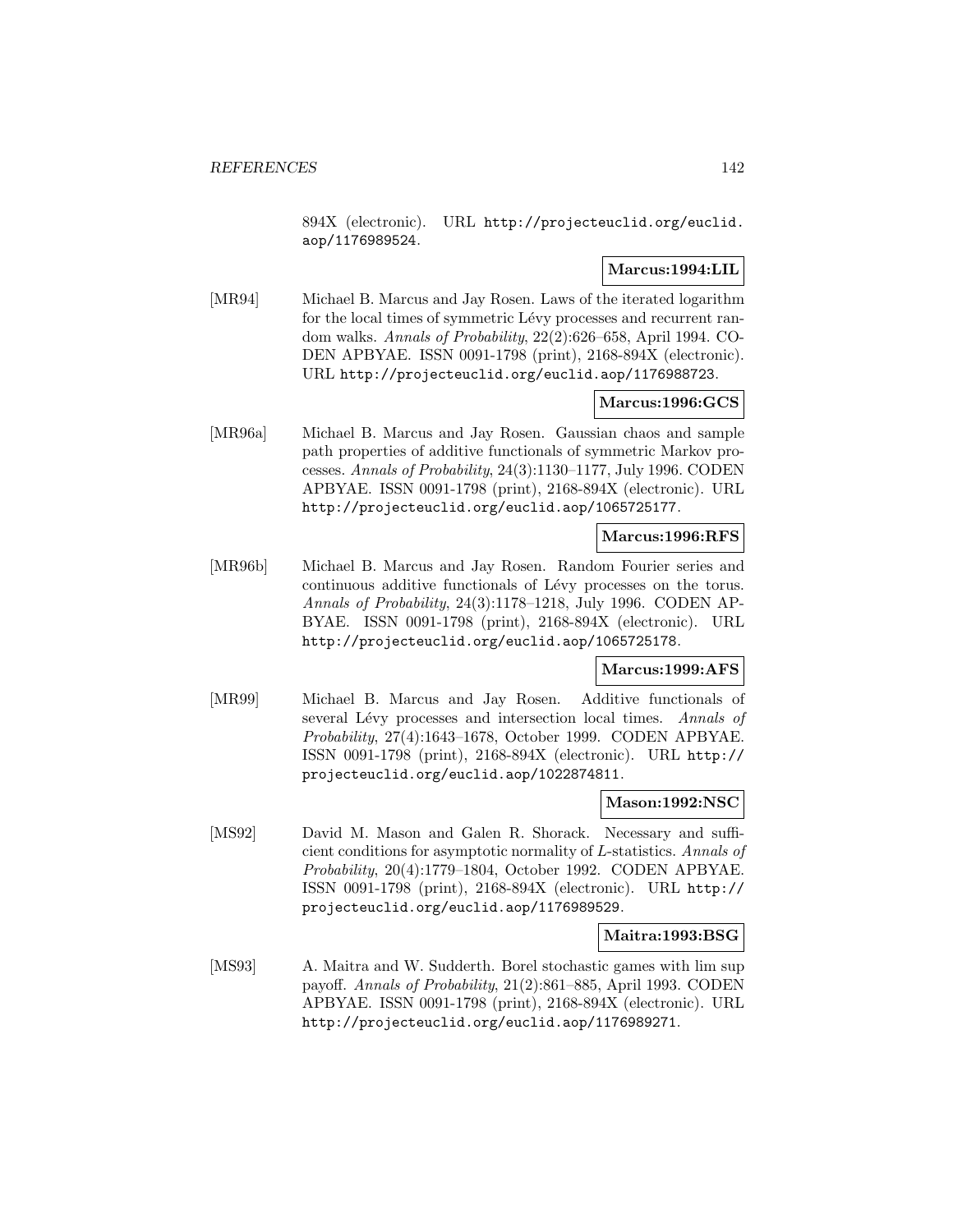894X (electronic). URL http://projecteuclid.org/euclid.aop/1176989524.

**Marcus:1994:LIL**

[MR94] Michael B. Marcus and Jay Rosen. Laws of the iterated logarithm for the local times of symmetric Lévy processes and recurrent random walks. *Annals of Probability*, 22(2):626–658, April 1994. CODEN APBYAE. ISSN 0091-1798 (print), 2168-894X (electronic). URL http://projecteuclid.org/euclid.aop/1176988723.

**Marcus:1996:GCS**

[MR96a] Michael B. Marcus and Jay Rosen. Gaussian chaos and sample path properties of additive functionals of symmetric Markov processes. *Annals of Probability*, 24(3):1130–1177, July 1996. CODEN APBYAE. ISSN 0091-1798 (print), 2168-894X (electronic). URL http://projecteuclid.org/euclid.aop/1065725177.

**Marcus:1996:RFS**

[MR96b] Michael B. Marcus and Jay Rosen. Random Fourier series and continuous additive functionals of Lévy processes on the torus. *Annals of Probability*, 24(3):1178–1218, July 1996. CODEN APBYAE. ISSN 0091-1798 (print), 2168-894X (electronic). URL http://projecteuclid.org/euclid.aop/1065725178.

**Marcus:1999:AFS**

[MR99] Michael B. Marcus and Jay Rosen. Additive functionals of several Lévy processes and intersection local times. *Annals of Probability*, 27(4):1643–1678, October 1999. CODEN APBYAE. ISSN 0091-1798 (print), 2168-894X (electronic). URL http://projecteuclid.org/euclid.aop/1022874811.

**Mason:1992:NSC**

[MS92] David M. Mason and Galen R. Shorack. Necessary and sufficient conditions for asymptotic normality of $L$-statistics. *Annals of Probability*, 20(4):1779–1804, October 1992. CODEN APBYAE. ISSN 0091-1798 (print), 2168-894X (electronic). URL http://projecteuclid.org/euclid.aop/1176989529.

**Maitra:1993:BSG**

[MS93] A. Maitra and W. Sudderth. Borel stochastic games with lim sup payoff. *Annals of Probability*, 21(2):861–885, April 1993. CODEN APBYAE. ISSN 0091-1798 (print), 2168-894X (electronic). URL http://projecteuclid.org/euclid.aop/1176989271.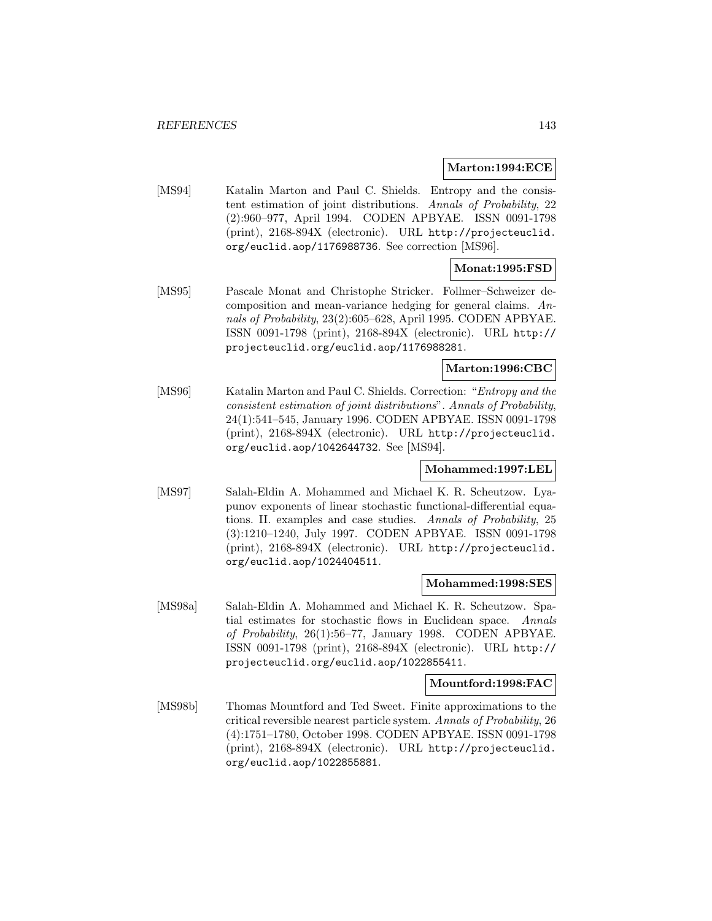**Marton:1994:ECE**

[MS94] Katalin Marton and Paul C. Shields. Entropy and the consistent estimation of joint distributions. *Annals of Probability*, 22 (2):960–977, April 1994. CODEN APBYAE. ISSN 0091-1798 (print), 2168-894X (electronic). URL http://projecteuclid.org/euclid.aop/1176988736. See correction [MS96].

**Monat:1995:FSD**

[MS95] Pascale Monat and Christophe Stricker. Follmer–Schweizer decomposition and mean-variance hedging for general claims. *Annals of Probability*, 23(2):605–628, April 1995. CODEN APBYAE. ISSN 0091-1798 (print), 2168-894X (electronic). URL http://projecteuclid.org/euclid.aop/1176988281.

**Marton:1996:CBC**

[MS96] Katalin Marton and Paul C. Shields. Correction: "*Entropy and the consistent estimation of joint distributions*". *Annals of Probability*, 24(1):541–545, January 1996. CODEN APBYAE. ISSN 0091-1798 (print), 2168-894X (electronic). URL http://projecteuclid.org/euclid.aop/1042644732. See [MS94].

**Mohammed:1997:LEL**

[MS97] Salah-Eldin A. Mohammed and Michael K. R. Scheutzow. Lyapunov exponents of linear stochastic functional-differential equations. II. examples and case studies. *Annals of Probability*, 25 (3):1210–1240, July 1997. CODEN APBYAE. ISSN 0091-1798 (print), 2168-894X (electronic). URL http://projecteuclid.org/euclid.aop/1024404511.

**Mohammed:1998:SES**

[MS98a] Salah-Eldin A. Mohammed and Michael K. R. Scheutzow. Spatial estimates for stochastic flows in Euclidean space. *Annals of Probability*, 26(1):56–77, January 1998. CODEN APBYAE. ISSN 0091-1798 (print), 2168-894X (electronic). URL http://projecteuclid.org/euclid.aop/1022855411.

**Mountford:1998:FAC**

[MS98b] Thomas Mountford and Ted Sweet. Finite approximations to the critical reversible nearest particle system. *Annals of Probability*, 26 (4):1751–1780, October 1998. CODEN APBYAE. ISSN 0091-1798 (print), 2168-894X (electronic). URL http://projecteuclid.org/euclid.aop/1022855881.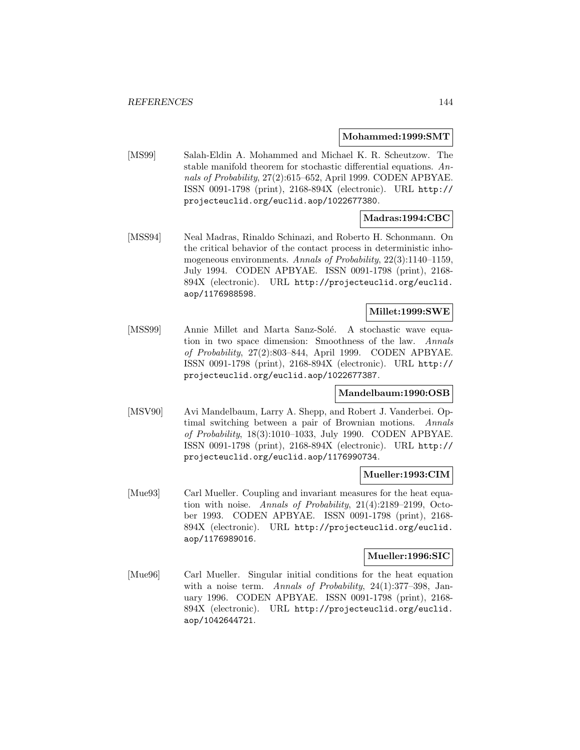**Mohammed:1999:SMT**

[MS99] Salah-Eldin A. Mohammed and Michael K. R. Scheutzow. The stable manifold theorem for stochastic differential equations. *Annals of Probability*, 27(2):615–652, April 1999. CODEN APBYAE. ISSN 0091-1798 (print), 2168-894X (electronic). URL http://projecteuclid.org/euclid.aop/1022677380.

**Madras:1994:CBC**

[MSS94] Neal Madras, Rinaldo Schinazi, and Roberto H. Schonmann. On the critical behavior of the contact process in deterministic inhomogeneous environments. *Annals of Probability*, 22(3):1140–1159, July 1994. CODEN APBYAE. ISSN 0091-1798 (print), 2168-894X (electronic). URL http://projecteuclid.org/euclid.aop/1176988598.

**Millet:1999:SWE**

[MSS99] Annie Millet and Marta Sanz-Solé. A stochastic wave equation in two space dimension: Smoothness of the law. *Annals of Probability*, 27(2):803–844, April 1999. CODEN APBYAE. ISSN 0091-1798 (print), 2168-894X (electronic). URL http://projecteuclid.org/euclid.aop/1022677387.

**Mandelbaum:1990:OSB**

[MSV90] Avi Mandelbaum, Larry A. Shepp, and Robert J. Vanderbei. Optimal switching between a pair of Brownian motions. *Annals of Probability*, 18(3):1010–1033, July 1990. CODEN APBYAE. ISSN 0091-1798 (print), 2168-894X (electronic). URL http://projecteuclid.org/euclid.aop/1176990734.

**Mueller:1993:CIM**

[Mue93] Carl Mueller. Coupling and invariant measures for the heat equation with noise. *Annals of Probability*, 21(4):2189–2199, October 1993. CODEN APBYAE. ISSN 0091-1798 (print), 2168-894X (electronic). URL http://projecteuclid.org/euclid.aop/1176989016.

**Mueller:1996:SIC**

[Mue96] Carl Mueller. Singular initial conditions for the heat equation with a noise term. *Annals of Probability*, 24(1):377–398, January 1996. CODEN APBYAE. ISSN 0091-1798 (print), 2168-894X (electronic). URL http://projecteuclid.org/euclid.aop/1042644721.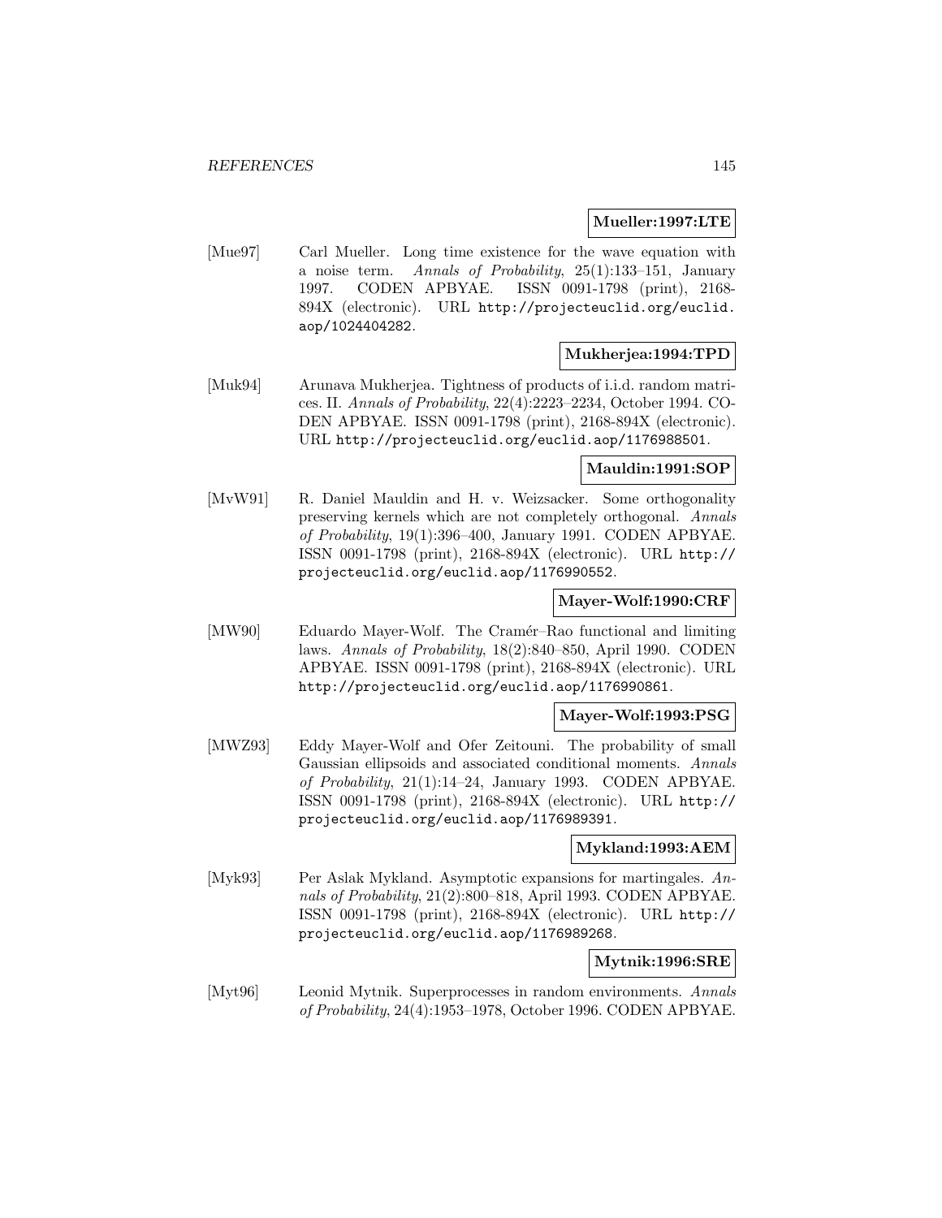**Mueller:1997:LTE**

[Mue97] Carl Mueller. Long time existence for the wave equation with a noise term. *Annals of Probability*, 25(1):133–151, January 1997. CODEN APBYAE. ISSN 0091-1798 (print), 2168-894X (electronic). URL http://projecteuclid.org/euclid.aop/1024404282.

**Mukherjea:1994:TPD**

[Muk94] Arunava Mukherjea. Tightness of products of i.i.d. random matrices. II. *Annals of Probability*, 22(4):2223–2234, October 1994. CODEN APBYAE. ISSN 0091-1798 (print), 2168-894X (electronic). URL http://projecteuclid.org/euclid.aop/1176988501.

**Mauldin:1991:SOP**

[MvW91] R. Daniel Mauldin and H. v. Weizsacker. Some orthogonality preserving kernels which are not completely orthogonal. *Annals of Probability*, 19(1):396–400, January 1991. CODEN APBYAE. ISSN 0091-1798 (print), 2168-894X (electronic). URL http://projecteuclid.org/euclid.aop/1176990552.

**Mayer-Wolf:1990:CRF**

[MW90] Eduardo Mayer-Wolf. The Cramér–Rao functional and limiting laws. *Annals of Probability*, 18(2):840–850, April 1990. CODEN APBYAE. ISSN 0091-1798 (print), 2168-894X (electronic). URL http://projecteuclid.org/euclid.aop/1176990861.

**Mayer-Wolf:1993:PSG**

[MWZ93] Eddy Mayer-Wolf and Ofer Zeitouni. The probability of small Gaussian ellipsoids and associated conditional moments. *Annals of Probability*, 21(1):14–24, January 1993. CODEN APBYAE. ISSN 0091-1798 (print), 2168-894X (electronic). URL http://projecteuclid.org/euclid.aop/1176989391.

**Mykland:1993:AEM**

[Myk93] Per Aslak Mykland. Asymptotic expansions for martingales. *Annals of Probability*, 21(2):800–818, April 1993. CODEN APBYAE. ISSN 0091-1798 (print), 2168-894X (electronic). URL http://projecteuclid.org/euclid.aop/1176989268.

**Mytnik:1996:SRE**

[Myt96] Leonid Mytnik. Superprocesses in random environments. *Annals of Probability*, 24(4):1953–1978, October 1996. CODEN APBYAE.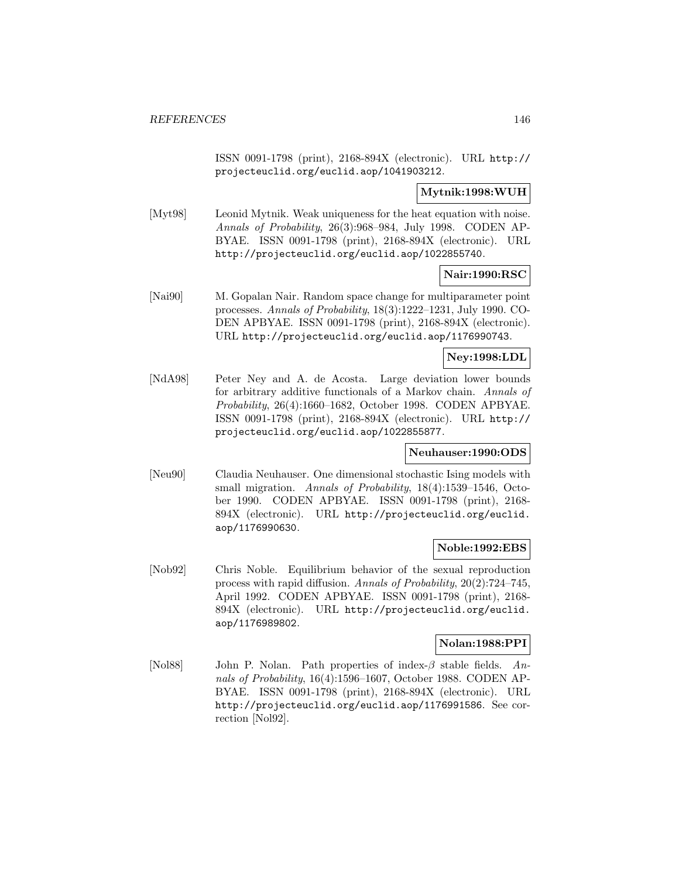ISSN 0091-1798 (print), 2168-894X (electronic). URL http://projecteuclid.org/euclid.aop/1041903212.

**Mytnik:1998:WUH**

[Myt98] Leonid Mytnik. Weak uniqueness for the heat equation with noise. *Annals of Probability*, 26(3):968–984, July 1998. CODEN APBYAE. ISSN 0091-1798 (print), 2168-894X (electronic). URL http://projecteuclid.org/euclid.aop/1022855740.

**Nair:1990:RSC**

[Nai90] M. Gopalan Nair. Random space change for multiparameter point processes. *Annals of Probability*, 18(3):1222–1231, July 1990. CODEN APBYAE. ISSN 0091-1798 (print), 2168-894X (electronic). URL http://projecteuclid.org/euclid.aop/1176990743.

**Ney:1998:LDL**

[NdA98] Peter Ney and A. de Acosta. Large deviation lower bounds for arbitrary additive functionals of a Markov chain. *Annals of Probability*, 26(4):1660–1682, October 1998. CODEN APBYAE. ISSN 0091-1798 (print), 2168-894X (electronic). URL http://projecteuclid.org/euclid.aop/1022855877.

**Neuhauser:1990:ODS**

[Neu90] Claudia Neuhauser. One dimensional stochastic Ising models with small migration. *Annals of Probability*, 18(4):1539–1546, October 1990. CODEN APBYAE. ISSN 0091-1798 (print), 2168-894X (electronic). URL http://projecteuclid.org/euclid.aop/1176990630.

**Noble:1992:EBS**

[Nob92] Chris Noble. Equilibrium behavior of the sexual reproduction process with rapid diffusion. *Annals of Probability*, 20(2):724–745, April 1992. CODEN APBYAE. ISSN 0091-1798 (print), 2168-894X (electronic). URL http://projecteuclid.org/euclid.aop/1176989802.

**Nolan:1988:PPI**

[Nol88] John P. Nolan. Path properties of index-$\beta$ stable fields. *Annals of Probability*, 16(4):1596–1607, October 1988. CODEN APBYAE. ISSN 0091-1798 (print), 2168-894X (electronic). URL http://projecteuclid.org/euclid.aop/1176991586. See correction [Nol92].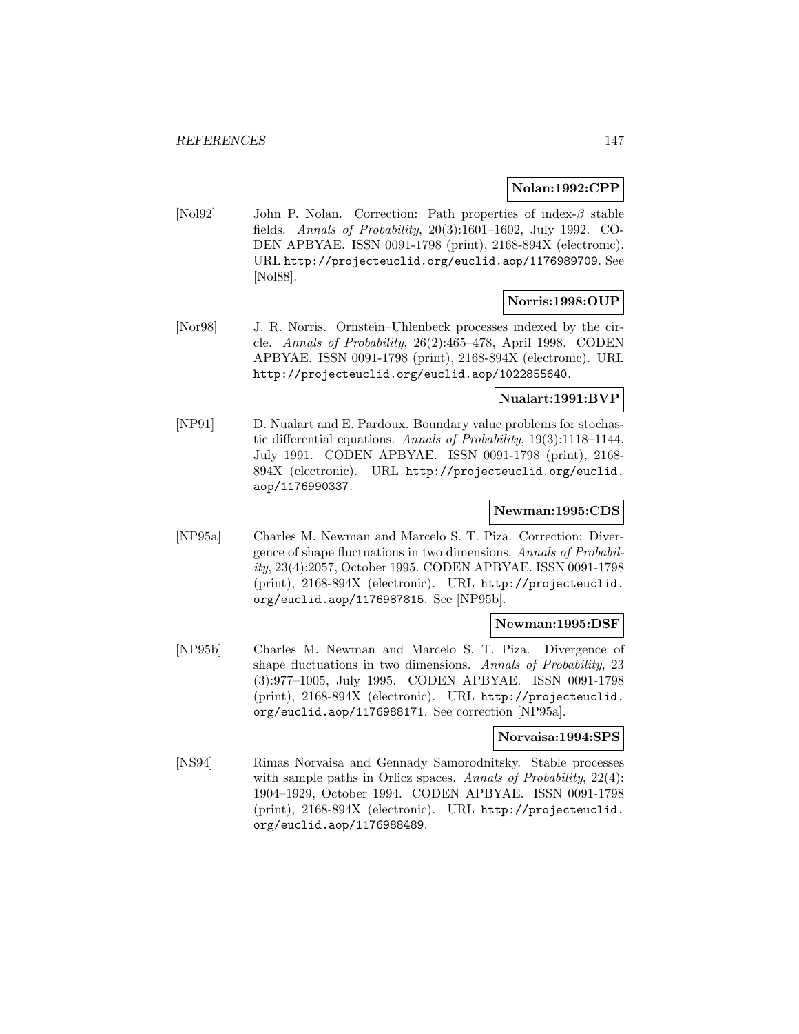**Nolan:1992:CPP**

[Nol92] John P. Nolan. Correction: Path properties of index-$\beta$ stable fields. *Annals of Probability*, 20(3):1601–1602, July 1992. CODEN APBYAE. ISSN 0091-1798 (print), 2168-894X (electronic). URL http://projecteuclid.org/euclid.aop/1176989709. See [Nol88].

**Norris:1998:OUP**

[Nor98] J. R. Norris. Ornstein–Uhlenbeck processes indexed by the circle. *Annals of Probability*, 26(2):465–478, April 1998. CODEN APBYAE. ISSN 0091-1798 (print), 2168-894X (electronic). URL http://projecteuclid.org/euclid.aop/1022855640.

**Nualart:1991:BVP**

[NP91] D. Nualart and E. Pardoux. Boundary value problems for stochastic differential equations. *Annals of Probability*, 19(3):1118–1144, July 1991. CODEN APBYAE. ISSN 0091-1798 (print), 2168-894X (electronic). URL http://projecteuclid.org/euclid.aop/1176990337.

**Newman:1995:CDS**

[NP95a] Charles M. Newman and Marcelo S. T. Piza. Correction: Divergence of shape fluctuations in two dimensions. *Annals of Probability*, 23(4):2057, October 1995. CODEN APBYAE. ISSN 0091-1798 (print), 2168-894X (electronic). URL http://projecteuclid.org/euclid.aop/1176987815. See [NP95b].

**Newman:1995:DSF**

[NP95b] Charles M. Newman and Marcelo S. T. Piza. Divergence of shape fluctuations in two dimensions. *Annals of Probability*, 23 (3):977–1005, July 1995. CODEN APBYAE. ISSN 0091-1798 (print), 2168-894X (electronic). URL http://projecteuclid.org/euclid.aop/1176988171. See correction [NP95a].

**Norvaisa:1994:SPS**

[NS94] Rimas Norvaisa and Gennady Samorodnitsky. Stable processes with sample paths in Orlicz spaces. *Annals of Probability*, 22(4): 1904–1929, October 1994. CODEN APBYAE. ISSN 0091-1798 (print), 2168-894X (electronic). URL http://projecteuclid.org/euclid.aop/1176988489.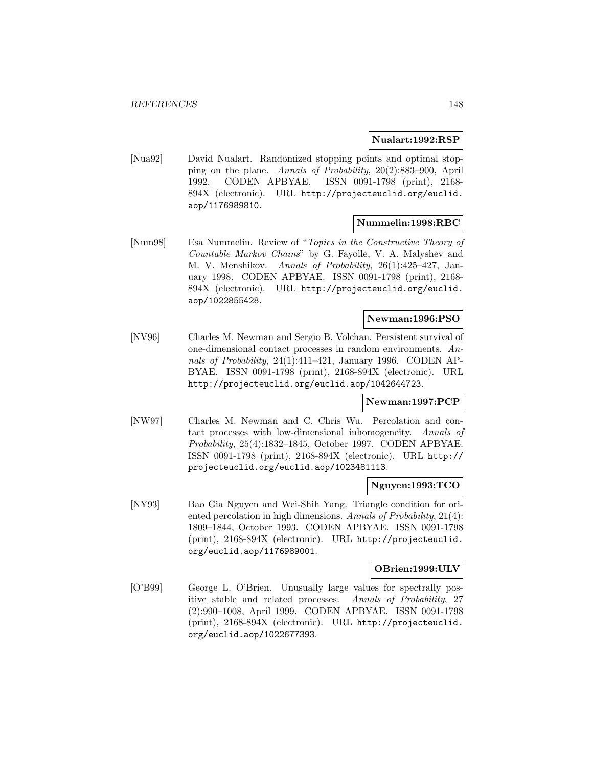**Nualart:1992:RSP**

[Nua92] David Nualart. Randomized stopping points and optimal stopping on the plane. *Annals of Probability*, 20(2):883–900, April 1992. CODEN APBYAE. ISSN 0091-1798 (print), 2168-894X (electronic). URL http://projecteuclid.org/euclid.aop/1176989810.

**Nummelin:1998:RBC**

[Num98] Esa Nummelin. Review of "*Topics in the Constructive Theory of Countable Markov Chains*" by G. Fayolle, V. A. Malyshev and M. V. Menshikov. *Annals of Probability*, 26(1):425–427, January 1998. CODEN APBYAE. ISSN 0091-1798 (print), 2168-894X (electronic). URL http://projecteuclid.org/euclid.aop/1022855428.

**Newman:1996:PSO**

[NV96] Charles M. Newman and Sergio B. Volchan. Persistent survival of one-dimensional contact processes in random environments. *Annals of Probability*, 24(1):411–421, January 1996. CODEN APBYAE. ISSN 0091-1798 (print), 2168-894X (electronic). URL http://projecteuclid.org/euclid.aop/1042644723.

**Newman:1997:PCP**

[NW97] Charles M. Newman and C. Chris Wu. Percolation and contact processes with low-dimensional inhomogeneity. *Annals of Probability*, 25(4):1832–1845, October 1997. CODEN APBYAE. ISSN 0091-1798 (print), 2168-894X (electronic). URL http://projecteuclid.org/euclid.aop/1023481113.

**Nguyen:1993:TCO**

[NY93] Bao Gia Nguyen and Wei-Shih Yang. Triangle condition for oriented percolation in high dimensions. *Annals of Probability*, 21(4):1809–1844, October 1993. CODEN APBYAE. ISSN 0091-1798 (print), 2168-894X (electronic). URL http://projecteuclid.org/euclid.aop/1176989001.

**OBrien:1999:ULV**

[O'B99] George L. O'Brien. Unusually large values for spectrally positive stable and related processes. *Annals of Probability*, 27(2):990–1008, April 1999. CODEN APBYAE. ISSN 0091-1798 (print), 2168-894X (electronic). URL http://projecteuclid.org/euclid.aop/1022677393.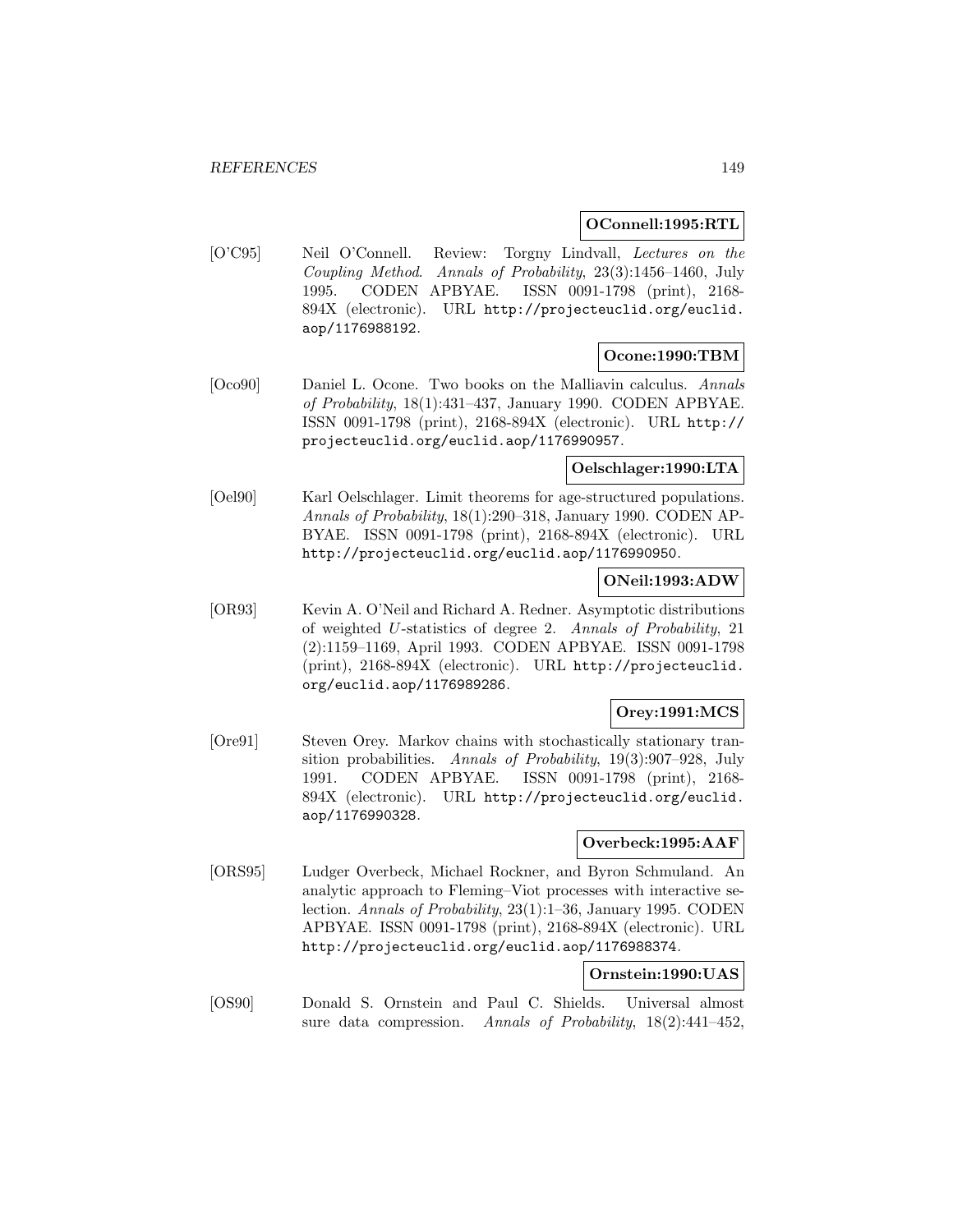**OConnell:1995:RTL**

[O'C95] Neil O'Connell. Review: Torgny Lindvall, *Lectures on the Coupling Method*. *Annals of Probability*, 23(3):1456–1460, July 1995. CODEN APBYAE. ISSN 0091-1798 (print), 2168-894X (electronic). URL http://projecteuclid.org/euclid.aop/1176988192.

**Ocone:1990:TBM**

[Oco90] Daniel L. Ocone. Two books on the Malliavin calculus. *Annals of Probability*, 18(1):431–437, January 1990. CODEN APBYAE. ISSN 0091-1798 (print), 2168-894X (electronic). URL http://projecteuclid.org/euclid.aop/1176990957.

**Oelschlager:1990:LTA**

[Oel90] Karl Oelschlager. Limit theorems for age-structured populations. *Annals of Probability*, 18(1):290–318, January 1990. CODEN APBYAE. ISSN 0091-1798 (print), 2168-894X (electronic). URL http://projecteuclid.org/euclid.aop/1176990950.

**ONeil:1993:ADW**

[OR93] Kevin A. O'Neil and Richard A. Redner. Asymptotic distributions of weighted $U$-statistics of degree 2. *Annals of Probability*, 21 (2):1159–1169, April 1993. CODEN APBYAE. ISSN 0091-1798 (print), 2168-894X (electronic). URL http://projecteuclid.org/euclid.aop/1176989286.

**Orey:1991:MCS**

[Ore91] Steven Orey. Markov chains with stochastically stationary transition probabilities. *Annals of Probability*, 19(3):907–928, July 1991. CODEN APBYAE. ISSN 0091-1798 (print), 2168-894X (electronic). URL http://projecteuclid.org/euclid.aop/1176990328.

**Overbeck:1995:AAF**

[ORS95] Ludger Overbeck, Michael Rockner, and Byron Schmuland. An analytic approach to Fleming–Viot processes with interactive selection. *Annals of Probability*, 23(1):1–36, January 1995. CODEN APBYAE. ISSN 0091-1798 (print), 2168-894X (electronic). URL http://projecteuclid.org/euclid.aop/1176988374.

**Ornstein:1990:UAS**

[OS90] Donald S. Ornstein and Paul C. Shields. Universal almost sure data compression. *Annals of Probability*, 18(2):441–452,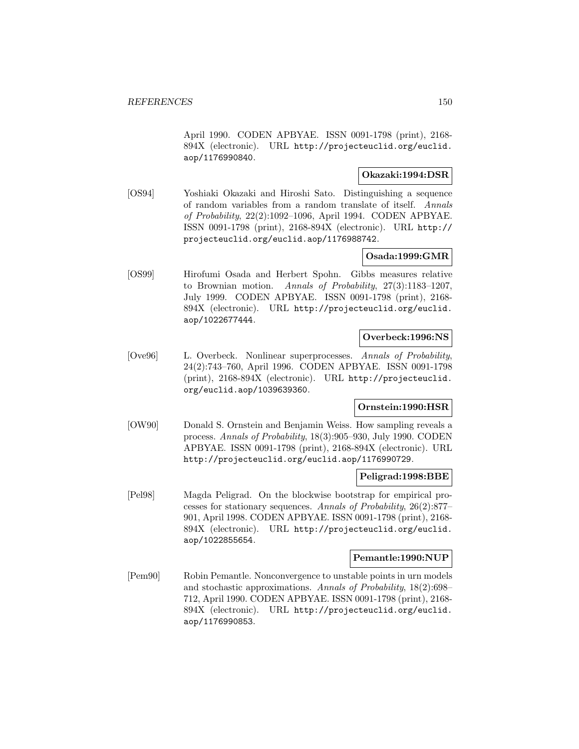April 1990. CODEN APBYAE. ISSN 0091-1798 (print), 2168-894X (electronic). URL http://projecteuclid.org/euclid.aop/1176990840.

**Okazaki:1994:DSR**

[OS94] Yoshiaki Okazaki and Hiroshi Sato. Distinguishing a sequence of random variables from a random translate of itself. *Annals of Probability*, 22(2):1092–1096, April 1994. CODEN APBYAE. ISSN 0091-1798 (print), 2168-894X (electronic). URL http://projecteuclid.org/euclid.aop/1176988742.

**Osada:1999:GMR**

[OS99] Hirofumi Osada and Herbert Spohn. Gibbs measures relative to Brownian motion. *Annals of Probability*, 27(3):1183–1207, July 1999. CODEN APBYAE. ISSN 0091-1798 (print), 2168-894X (electronic). URL http://projecteuclid.org/euclid.aop/1022677444.

**Overbeck:1996:NS**

[Ove96] L. Overbeck. Nonlinear superprocesses. *Annals of Probability*, 24(2):743–760, April 1996. CODEN APBYAE. ISSN 0091-1798 (print), 2168-894X (electronic). URL http://projecteuclid.org/euclid.aop/1039639360.

**Ornstein:1990:HSR**

[OW90] Donald S. Ornstein and Benjamin Weiss. How sampling reveals a process. *Annals of Probability*, 18(3):905–930, July 1990. CODEN APBYAE. ISSN 0091-1798 (print), 2168-894X (electronic). URL http://projecteuclid.org/euclid.aop/1176990729.

**Peligrad:1998:BBE**

[Pel98] Magda Peligrad. On the blockwise bootstrap for empirical processes for stationary sequences. *Annals of Probability*, 26(2):877–901, April 1998. CODEN APBYAE. ISSN 0091-1798 (print), 2168-894X (electronic). URL http://projecteuclid.org/euclid.aop/1022855654.

**Pemantle:1990:NUP**

[Pem90] Robin Pemantle. Nonconvergence to unstable points in urn models and stochastic approximations. *Annals of Probability*, 18(2):698–712, April 1990. CODEN APBYAE. ISSN 0091-1798 (print), 2168-894X (electronic). URL http://projecteuclid.org/euclid.aop/1176990853.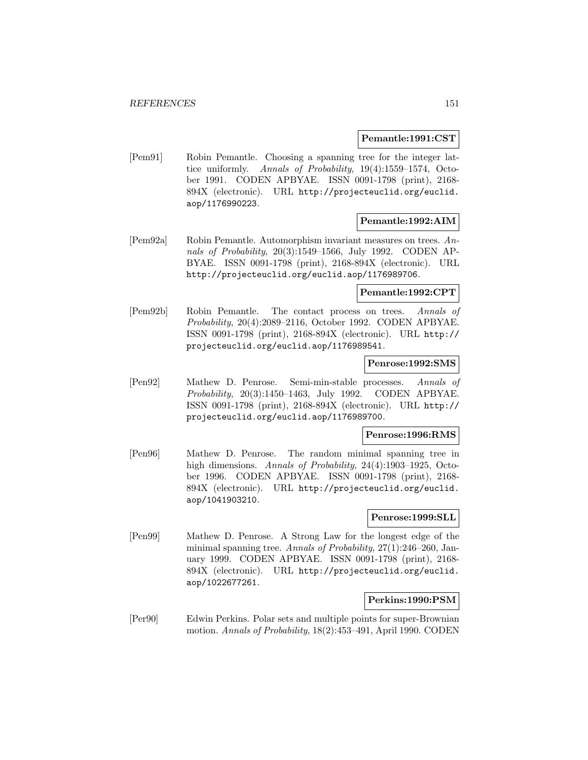**Pemantle:1991:CST**

[Pem91] Robin Pemantle. Choosing a spanning tree for the integer lattice uniformly. *Annals of Probability*, 19(4):1559–1574, October 1991. CODEN APBYAE. ISSN 0091-1798 (print), 2168-894X (electronic). URL http://projecteuclid.org/euclid.aop/1176990223.

**Pemantle:1992:AIM**

[Pem92a] Robin Pemantle. Automorphism invariant measures on trees. *Annals of Probability*, 20(3):1549–1566, July 1992. CODEN APBYAE. ISSN 0091-1798 (print), 2168-894X (electronic). URL http://projecteuclid.org/euclid.aop/1176989706.

**Pemantle:1992:CPT**

[Pem92b] Robin Pemantle. The contact process on trees. *Annals of Probability*, 20(4):2089–2116, October 1992. CODEN APBYAE. ISSN 0091-1798 (print), 2168-894X (electronic). URL http://projecteuclid.org/euclid.aop/1176989541.

**Penrose:1992:SMS**

[Pen92] Mathew D. Penrose. Semi-min-stable processes. *Annals of Probability*, 20(3):1450–1463, July 1992. CODEN APBYAE. ISSN 0091-1798 (print), 2168-894X (electronic). URL http://projecteuclid.org/euclid.aop/1176989700.

**Penrose:1996:RMS**

[Pen96] Mathew D. Penrose. The random minimal spanning tree in high dimensions. *Annals of Probability*, 24(4):1903–1925, October 1996. CODEN APBYAE. ISSN 0091-1798 (print), 2168-894X (electronic). URL http://projecteuclid.org/euclid.aop/1041903210.

**Penrose:1999:SLL**

[Pen99] Mathew D. Penrose. A Strong Law for the longest edge of the minimal spanning tree. *Annals of Probability*, 27(1):246–260, January 1999. CODEN APBYAE. ISSN 0091-1798 (print), 2168-894X (electronic). URL http://projecteuclid.org/euclid.aop/1022677261.

**Perkins:1990:PSM**

[Per90] Edwin Perkins. Polar sets and multiple points for super-Brownian motion. *Annals of Probability*, 18(2):453–491, April 1990. CODEN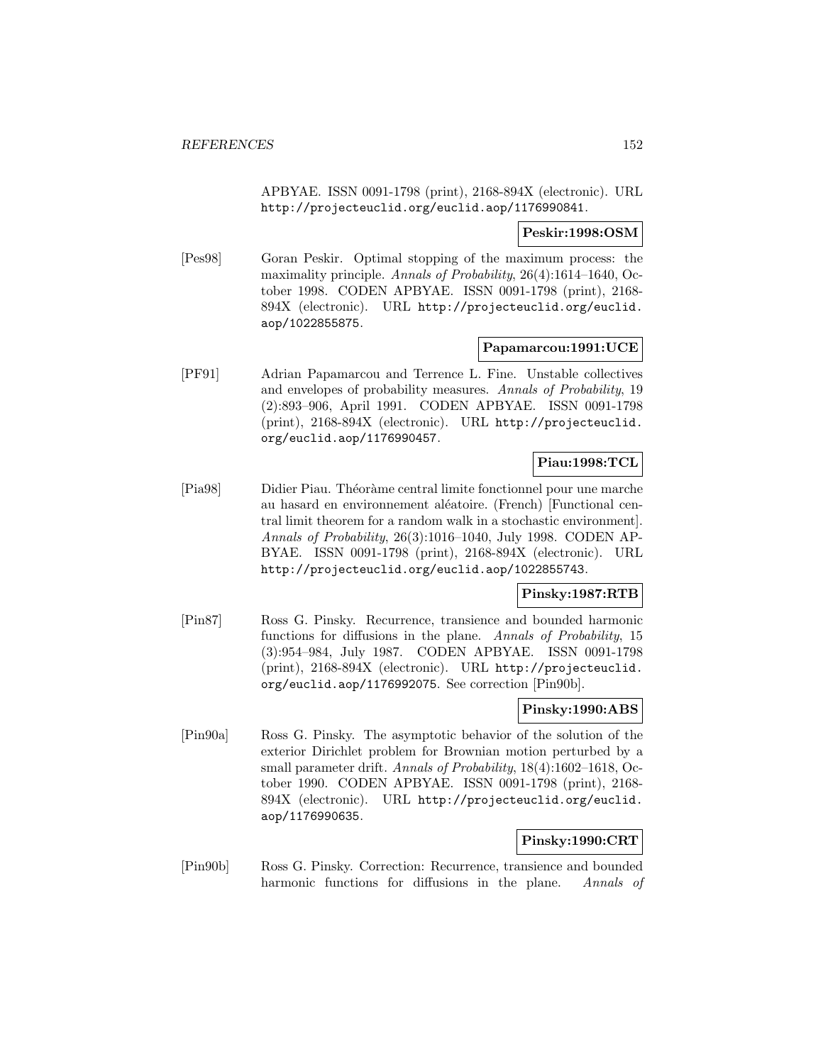APBYAE. ISSN 0091-1798 (print), 2168-894X (electronic). URL http://projecteuclid.org/euclid.aop/1176990841.

**Peskir:1998:OSM**

[Pes98] Goran Peskir. Optimal stopping of the maximum process: the maximality principle. *Annals of Probability*, 26(4):1614–1640, October 1998. CODEN APBYAE. ISSN 0091-1798 (print), 2168-894X (electronic). URL http://projecteuclid.org/euclid.aop/1022855875.

**Papamarcou:1991:UCE**

[PF91] Adrian Papamarcou and Terrence L. Fine. Unstable collectives and envelopes of probability measures. *Annals of Probability*, 19 (2):893–906, April 1991. CODEN APBYAE. ISSN 0091-1798 (print), 2168-894X (electronic). URL http://projecteuclid.org/euclid.aop/1176990457.

**Piau:1998:TCL**

[Pia98] Didier Piau. Théoràme central limite fonctionnel pour une marche au hasard en environnement aléatoire. (French) [Functional central limit theorem for a random walk in a stochastic environment]. *Annals of Probability*, 26(3):1016–1040, July 1998. CODEN APBYAE. ISSN 0091-1798 (print), 2168-894X (electronic). URL http://projecteuclid.org/euclid.aop/1022855743.

**Pinsky:1987:RTB**

[Pin87] Ross G. Pinsky. Recurrence, transience and bounded harmonic functions for diffusions in the plane. *Annals of Probability*, 15 (3):954–984, July 1987. CODEN APBYAE. ISSN 0091-1798 (print), 2168-894X (electronic). URL http://projecteuclid.org/euclid.aop/1176992075. See correction [Pin90b].

**Pinsky:1990:ABS**

[Pin90a] Ross G. Pinsky. The asymptotic behavior of the solution of the exterior Dirichlet problem for Brownian motion perturbed by a small parameter drift. *Annals of Probability*, 18(4):1602–1618, October 1990. CODEN APBYAE. ISSN 0091-1798 (print), 2168-894X (electronic). URL http://projecteuclid.org/euclid.aop/1176990635.

**Pinsky:1990:CRT**

[Pin90b] Ross G. Pinsky. Correction: Recurrence, transience and bounded harmonic functions for diffusions in the plane. *Annals of*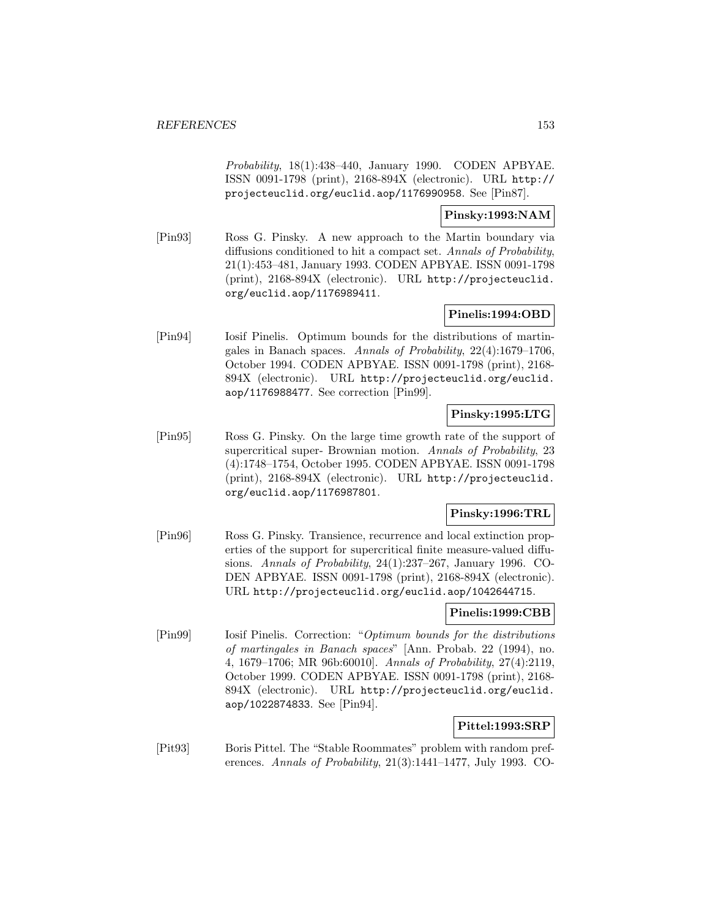*Probability*, 18(1):438–440, January 1990. CODEN APBYAE. ISSN 0091-1798 (print), 2168-894X (electronic). URL http://projecteuclid.org/euclid.aop/1176990958. See [Pin87].

**Pinsky:1993:NAM**

[Pin93] Ross G. Pinsky. A new approach to the Martin boundary via diffusions conditioned to hit a compact set. *Annals of Probability*, 21(1):453–481, January 1993. CODEN APBYAE. ISSN 0091-1798 (print), 2168-894X (electronic). URL http://projecteuclid.org/euclid.aop/1176989411.

**Pinelis:1994:OBD**

[Pin94] Iosif Pinelis. Optimum bounds for the distributions of martingales in Banach spaces. *Annals of Probability*, 22(4):1679–1706, October 1994. CODEN APBYAE. ISSN 0091-1798 (print), 2168-894X (electronic). URL http://projecteuclid.org/euclid.aop/1176988477. See correction [Pin99].

**Pinsky:1995:LTG**

[Pin95] Ross G. Pinsky. On the large time growth rate of the support of supercritical super- Brownian motion. *Annals of Probability*, 23 (4):1748–1754, October 1995. CODEN APBYAE. ISSN 0091-1798 (print), 2168-894X (electronic). URL http://projecteuclid.org/euclid.aop/1176987801.

**Pinsky:1996:TRL**

[Pin96] Ross G. Pinsky. Transience, recurrence and local extinction properties of the support for supercritical finite measure-valued diffusions. *Annals of Probability*, 24(1):237–267, January 1996. CODEN APBYAE. ISSN 0091-1798 (print), 2168-894X (electronic). URL http://projecteuclid.org/euclid.aop/1042644715.

**Pinelis:1999:CBB**

[Pin99] Iosif Pinelis. Correction: "*Optimum bounds for the distributions of martingales in Banach spaces*" [Ann. Probab. 22 (1994), no. 4, 1679–1706; MR 96b:60010]. *Annals of Probability*, 27(4):2119, October 1999. CODEN APBYAE. ISSN 0091-1798 (print), 2168-894X (electronic). URL http://projecteuclid.org/euclid.aop/1022874833. See [Pin94].

**Pittel:1993:SRP**

[Pit93] Boris Pittel. The "Stable Roommates" problem with random preferences. *Annals of Probability*, 21(3):1441–1477, July 1993. CO-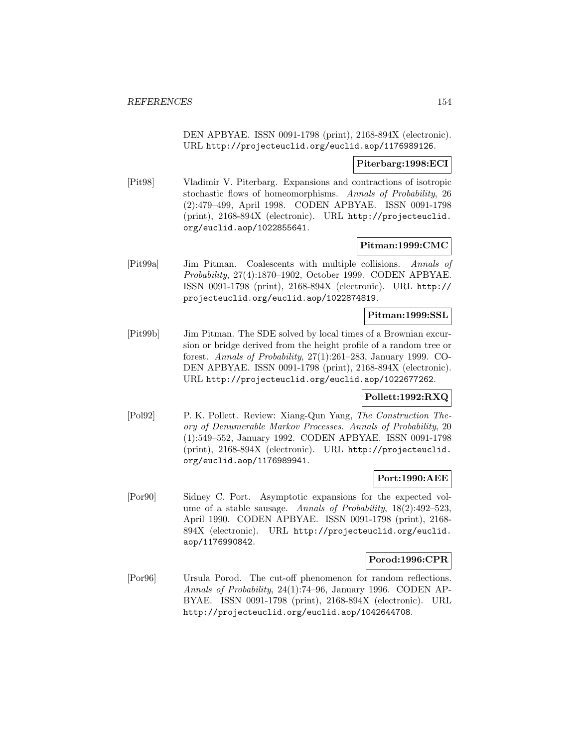DEN APBYAE. ISSN 0091-1798 (print), 2168-894X (electronic). URL http://projecteuclid.org/euclid.aop/1176989126.

**Piterbarg:1998:ECI**

[Pit98] Vladimir V. Piterbarg. Expansions and contractions of isotropic stochastic flows of homeomorphisms. *Annals of Probability*, 26 (2):479–499, April 1998. CODEN APBYAE. ISSN 0091-1798 (print), 2168-894X (electronic). URL http://projecteuclid.org/euclid.aop/1022855641.

**Pitman:1999:CMC**

[Pit99a] Jim Pitman. Coalescents with multiple collisions. *Annals of Probability*, 27(4):1870–1902, October 1999. CODEN APBYAE. ISSN 0091-1798 (print), 2168-894X (electronic). URL http://projecteuclid.org/euclid.aop/1022874819.

**Pitman:1999:SSL**

[Pit99b] Jim Pitman. The SDE solved by local times of a Brownian excursion or bridge derived from the height profile of a random tree or forest. *Annals of Probability*, 27(1):261–283, January 1999. CODEN APBYAE. ISSN 0091-1798 (print), 2168-894X (electronic). URL http://projecteuclid.org/euclid.aop/1022677262.

**Pollett:1992:RXQ**

[Pol92] P. K. Pollett. Review: Xiang-Qun Yang, *The Construction Theory of Denumerable Markov Processes*. *Annals of Probability*, 20 (1):549–552, January 1992. CODEN APBYAE. ISSN 0091-1798 (print), 2168-894X (electronic). URL http://projecteuclid.org/euclid.aop/1176989941.

**Port:1990:AEE**

[Por90] Sidney C. Port. Asymptotic expansions for the expected volume of a stable sausage. *Annals of Probability*, 18(2):492–523, April 1990. CODEN APBYAE. ISSN 0091-1798 (print), 2168-894X (electronic). URL http://projecteuclid.org/euclid.aop/1176990842.

**Porod:1996:CPR**

[Por96] Ursula Porod. The cut-off phenomenon for random reflections. *Annals of Probability*, 24(1):74–96, January 1996. CODEN APBYAE. ISSN 0091-1798 (print), 2168-894X (electronic). URL http://projecteuclid.org/euclid.aop/1042644708.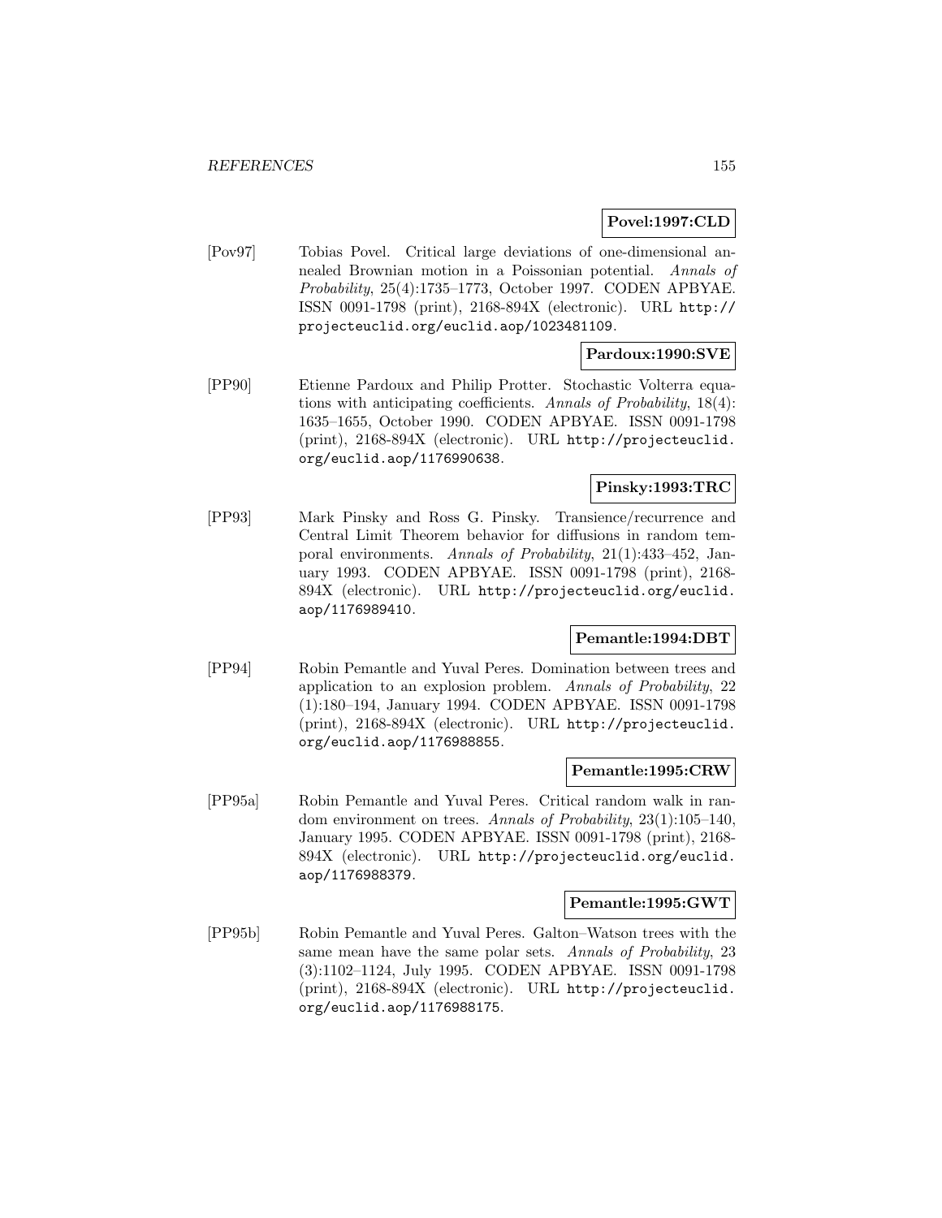**Povel:1997:CLD**

[Pov97] Tobias Povel. Critical large deviations of one-dimensional annealed Brownian motion in a Poissonian potential. *Annals of Probability*, 25(4):1735–1773, October 1997. CODEN APBYAE. ISSN 0091-1798 (print), 2168-894X (electronic). URL http://projecteuclid.org/euclid.aop/1023481109.

**Pardoux:1990:SVE**

[PP90] Etienne Pardoux and Philip Protter. Stochastic Volterra equations with anticipating coefficients. *Annals of Probability*, 18(4): 1635–1655, October 1990. CODEN APBYAE. ISSN 0091-1798 (print), 2168-894X (electronic). URL http://projecteuclid.org/euclid.aop/1176990638.

**Pinsky:1993:TRC**

[PP93] Mark Pinsky and Ross G. Pinsky. Transience/recurrence and Central Limit Theorem behavior for diffusions in random temporal environments. *Annals of Probability*, 21(1):433–452, January 1993. CODEN APBYAE. ISSN 0091-1798 (print), 2168-894X (electronic). URL http://projecteuclid.org/euclid.aop/1176989410.

**Pemantle:1994:DBT**

[PP94] Robin Pemantle and Yuval Peres. Domination between trees and application to an explosion problem. *Annals of Probability*, 22 (1):180–194, January 1994. CODEN APBYAE. ISSN 0091-1798 (print), 2168-894X (electronic). URL http://projecteuclid.org/euclid.aop/1176988855.

**Pemantle:1995:CRW**

[PP95a] Robin Pemantle and Yuval Peres. Critical random walk in random environment on trees. *Annals of Probability*, 23(1):105–140, January 1995. CODEN APBYAE. ISSN 0091-1798 (print), 2168-894X (electronic). URL http://projecteuclid.org/euclid.aop/1176988379.

**Pemantle:1995:GWT**

[PP95b] Robin Pemantle and Yuval Peres. Galton–Watson trees with the same mean have the same polar sets. *Annals of Probability*, 23 (3):1102–1124, July 1995. CODEN APBYAE. ISSN 0091-1798 (print), 2168-894X (electronic). URL http://projecteuclid.org/euclid.aop/1176988175.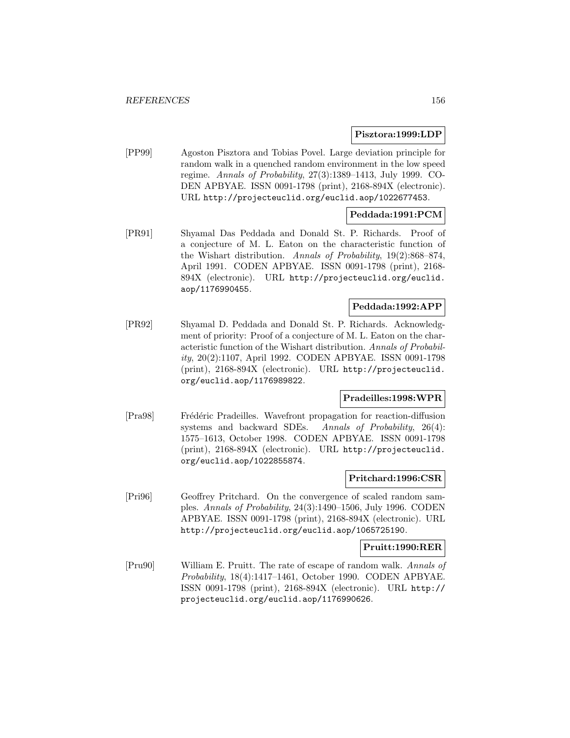**Pisztora:1999:LDP**

[PP99] Agoston Pisztora and Tobias Povel. Large deviation principle for random walk in a quenched random environment in the low speed regime. *Annals of Probability*, 27(3):1389–1413, July 1999. CODEN APBYAE. ISSN 0091-1798 (print), 2168-894X (electronic). URL `http://projecteuclid.org/euclid.aop/1022677453`.

**Peddada:1991:PCM**

[PR91] Shyamal Das Peddada and Donald St. P. Richards. Proof of a conjecture of M. L. Eaton on the characteristic function of the Wishart distribution. *Annals of Probability*, 19(2):868–874, April 1991. CODEN APBYAE. ISSN 0091-1798 (print), 2168-894X (electronic). URL `http://projecteuclid.org/euclid.aop/1176990455`.

**Peddada:1992:APP**

[PR92] Shyamal D. Peddada and Donald St. P. Richards. Acknowledgment of priority: Proof of a conjecture of M. L. Eaton on the characteristic function of the Wishart distribution. *Annals of Probability*, 20(2):1107, April 1992. CODEN APBYAE. ISSN 0091-1798 (print), 2168-894X (electronic). URL `http://projecteuclid.org/euclid.aop/1176989822`.

**Pradeilles:1998:WPR**

[Pra98] Frédéric Pradeilles. Wavefront propagation for reaction-diffusion systems and backward SDEs. *Annals of Probability*, 26(4): 1575–1613, October 1998. CODEN APBYAE. ISSN 0091-1798 (print), 2168-894X (electronic). URL `http://projecteuclid.org/euclid.aop/1022855874`.

**Pritchard:1996:CSR**

[Pri96] Geoffrey Pritchard. On the convergence of scaled random samples. *Annals of Probability*, 24(3):1490–1506, July 1996. CODEN APBYAE. ISSN 0091-1798 (print), 2168-894X (electronic). URL `http://projecteuclid.org/euclid.aop/1065725190`.

**Pruitt:1990:RER**

[Pru90] William E. Pruitt. The rate of escape of random walk. *Annals of Probability*, 18(4):1417–1461, October 1990. CODEN APBYAE. ISSN 0091-1798 (print), 2168-894X (electronic). URL `http://projecteuclid.org/euclid.aop/1176990626`.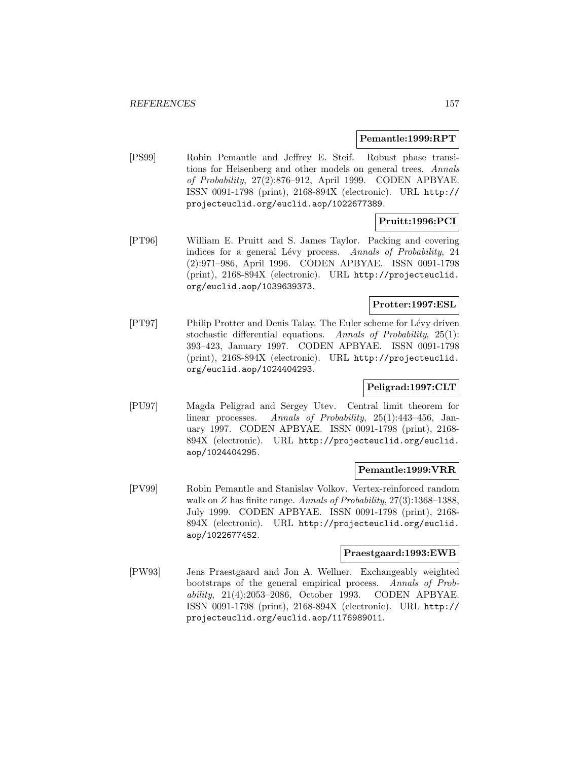**Pemantle:1999:RPT**

[PS99] Robin Pemantle and Jeffrey E. Steif. Robust phase transitions for Heisenberg and other models on general trees. *Annals of Probability*, 27(2):876–912, April 1999. CODEN APBYAE. ISSN 0091-1798 (print), 2168-894X (electronic). URL http://projecteuclid.org/euclid.aop/1022677389.

**Pruitt:1996:PCI**

[PT96] William E. Pruitt and S. James Taylor. Packing and covering indices for a general Lévy process. *Annals of Probability*, 24 (2):971–986, April 1996. CODEN APBYAE. ISSN 0091-1798 (print), 2168-894X (electronic). URL http://projecteuclid.org/euclid.aop/1039639373.

**Protter:1997:ESL**

[PT97] Philip Protter and Denis Talay. The Euler scheme for Lévy driven stochastic differential equations. *Annals of Probability*, 25(1): 393–423, January 1997. CODEN APBYAE. ISSN 0091-1798 (print), 2168-894X (electronic). URL http://projecteuclid.org/euclid.aop/1024404293.

**Peligrad:1997:CLT**

[PU97] Magda Peligrad and Sergey Utev. Central limit theorem for linear processes. *Annals of Probability*, 25(1):443–456, January 1997. CODEN APBYAE. ISSN 0091-1798 (print), 2168-894X (electronic). URL http://projecteuclid.org/euclid.aop/1024404295.

**Pemantle:1999:VRR**

[PV99] Robin Pemantle and Stanislav Volkov. Vertex-reinforced random walk on $Z$ has finite range. *Annals of Probability*, 27(3):1368–1388, July 1999. CODEN APBYAE. ISSN 0091-1798 (print), 2168-894X (electronic). URL http://projecteuclid.org/euclid.aop/1022677452.

**Praestgaard:1993:EWB**

[PW93] Jens Praestgaard and Jon A. Wellner. Exchangeably weighted bootstraps of the general empirical process. *Annals of Probability*, 21(4):2053–2086, October 1993. CODEN APBYAE. ISSN 0091-1798 (print), 2168-894X (electronic). URL http://projecteuclid.org/euclid.aop/1176989011.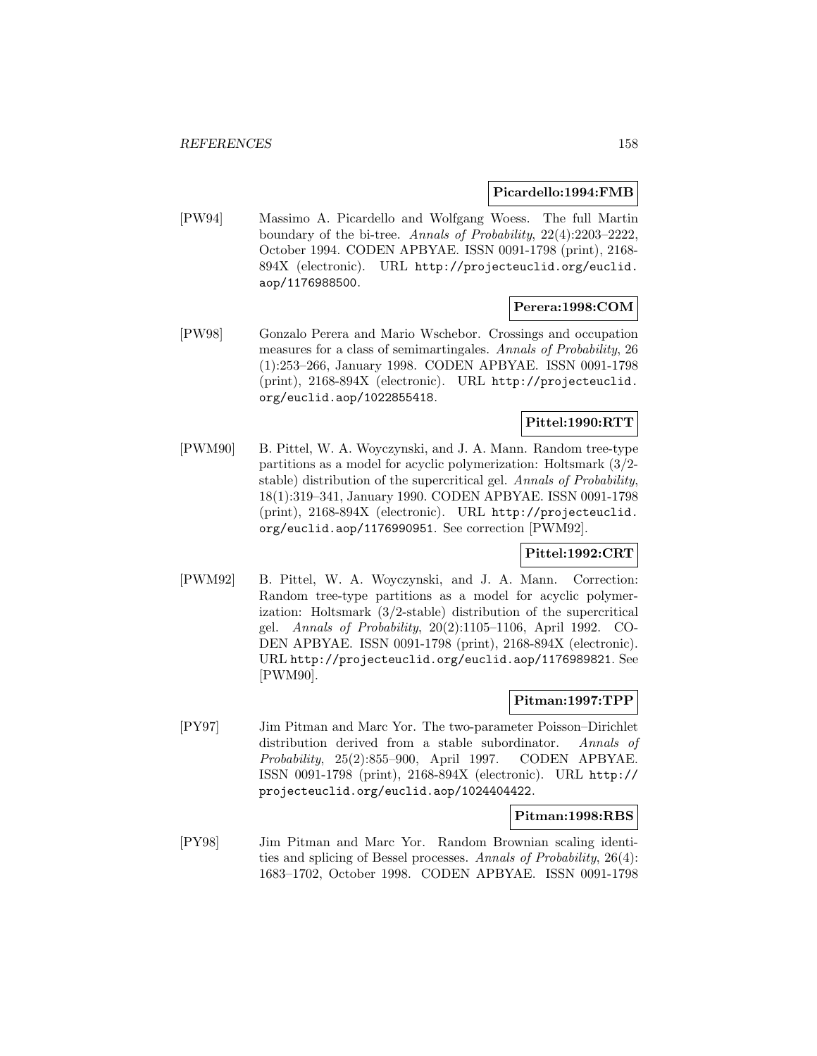**Picardello:1994:FMB**

[PW94] Massimo A. Picardello and Wolfgang Woess. The full Martin boundary of the bi-tree. *Annals of Probability*, 22(4):2203–2222, October 1994. CODEN APBYAE. ISSN 0091-1798 (print), 2168-894X (electronic). URL `http://projecteuclid.org/euclid.aop/1176988500`.

**Perera:1998:COM**

[PW98] Gonzalo Perera and Mario Wschebor. Crossings and occupation measures for a class of semimartingales. *Annals of Probability*, 26 (1):253–266, January 1998. CODEN APBYAE. ISSN 0091-1798 (print), 2168-894X (electronic). URL `http://projecteuclid.org/euclid.aop/1022855418`.

**Pittel:1990:RTT**

[PWM90] B. Pittel, W. A. Woyczynski, and J. A. Mann. Random tree-type partitions as a model for acyclic polymerization: Holtsmark (3/2-stable) distribution of the supercritical gel. *Annals of Probability*, 18(1):319–341, January 1990. CODEN APBYAE. ISSN 0091-1798 (print), 2168-894X (electronic). URL `http://projecteuclid.org/euclid.aop/1176990951`. See correction [PWM92].

**Pittel:1992:CRT**

[PWM92] B. Pittel, W. A. Woyczynski, and J. A. Mann. Correction: Random tree-type partitions as a model for acyclic polymerization: Holtsmark (3/2-stable) distribution of the supercritical gel. *Annals of Probability*, 20(2):1105–1106, April 1992. CODEN APBYAE. ISSN 0091-1798 (print), 2168-894X (electronic). URL `http://projecteuclid.org/euclid.aop/1176989821`. See [PWM90].

**Pitman:1997:TPP**

[PY97] Jim Pitman and Marc Yor. The two-parameter Poisson–Dirichlet distribution derived from a stable subordinator. *Annals of Probability*, 25(2):855–900, April 1997. CODEN APBYAE. ISSN 0091-1798 (print), 2168-894X (electronic). URL `http://projecteuclid.org/euclid.aop/1024404422`.

**Pitman:1998:RBS**

[PY98] Jim Pitman and Marc Yor. Random Brownian scaling identities and splicing of Bessel processes. *Annals of Probability*, 26(4): 1683–1702, October 1998. CODEN APBYAE. ISSN 0091-1798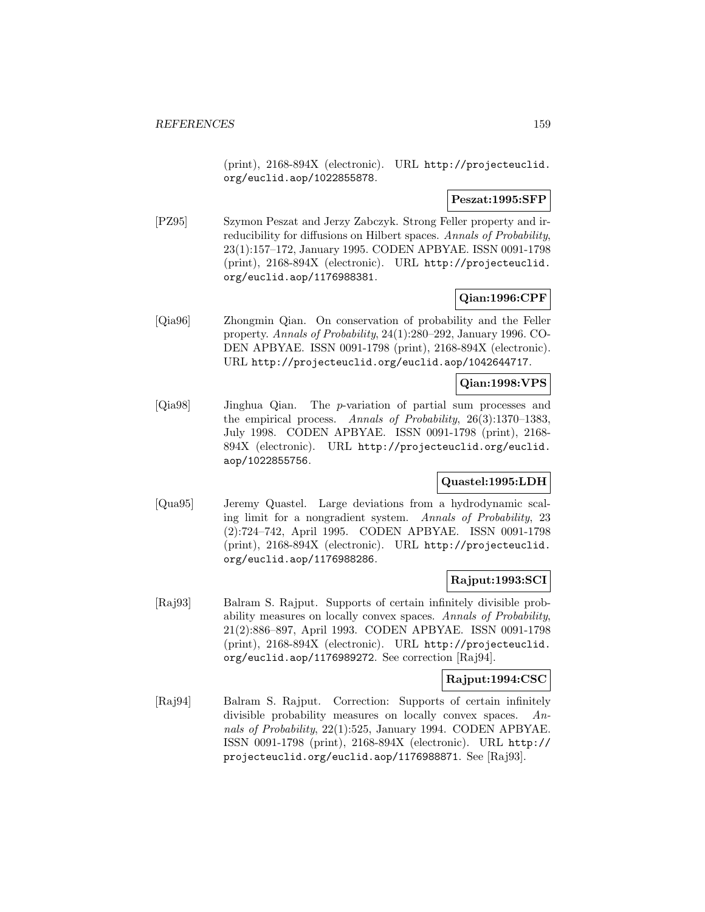(print), 2168-894X (electronic). URL http://projecteuclid.org/euclid.aop/1022855878.

**Peszat:1995:SFP**

[PZ95] Szymon Peszat and Jerzy Zabczyk. Strong Feller property and irreducibility for diffusions on Hilbert spaces. *Annals of Probability*, 23(1):157–172, January 1995. CODEN APBYAE. ISSN 0091-1798 (print), 2168-894X (electronic). URL http://projecteuclid.org/euclid.aop/1176988381.

**Qian:1996:CPF**

[Qia96] Zhongmin Qian. On conservation of probability and the Feller property. *Annals of Probability*, 24(1):280–292, January 1996. CODEN APBYAE. ISSN 0091-1798 (print), 2168-894X (electronic). URL http://projecteuclid.org/euclid.aop/1042644717.

**Qian:1998:VPS**

[Qia98] Jinghua Qian. The $p$-variation of partial sum processes and the empirical process. *Annals of Probability*, 26(3):1370–1383, July 1998. CODEN APBYAE. ISSN 0091-1798 (print), 2168-894X (electronic). URL http://projecteuclid.org/euclid.aop/1022855756.

**Quastel:1995:LDH**

[Qua95] Jeremy Quastel. Large deviations from a hydrodynamic scaling limit for a nongradient system. *Annals of Probability*, 23 (2):724–742, April 1995. CODEN APBYAE. ISSN 0091-1798 (print), 2168-894X (electronic). URL http://projecteuclid.org/euclid.aop/1176988286.

**Rajput:1993:SCI**

[Raj93] Balram S. Rajput. Supports of certain infinitely divisible probability measures on locally convex spaces. *Annals of Probability*, 21(2):886–897, April 1993. CODEN APBYAE. ISSN 0091-1798 (print), 2168-894X (electronic). URL http://projecteuclid.org/euclid.aop/1176989272. See correction [Raj94].

**Rajput:1994:CSC**

[Raj94] Balram S. Rajput. Correction: Supports of certain infinitely divisible probability measures on locally convex spaces. *Annals of Probability*, 22(1):525, January 1994. CODEN APBYAE. ISSN 0091-1798 (print), 2168-894X (electronic). URL http://projecteuclid.org/euclid.aop/1176988871. See [Raj93].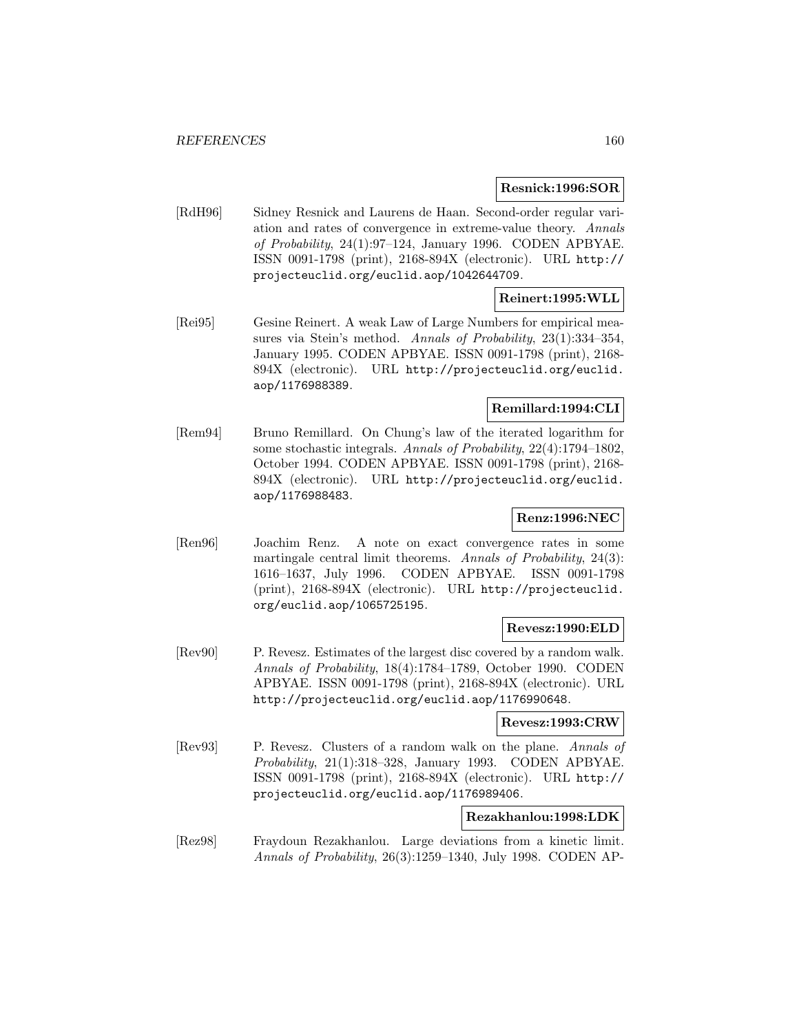**Resnick:1996:SOR**

[RdH96] Sidney Resnick and Laurens de Haan. Second-order regular variation and rates of convergence in extreme-value theory. *Annals of Probability*, 24(1):97–124, January 1996. CODEN APBYAE. ISSN 0091-1798 (print), 2168-894X (electronic). URL http://projecteuclid.org/euclid.aop/1042644709.

**Reinert:1995:WLL**

[Rei95] Gesine Reinert. A weak Law of Large Numbers for empirical measures via Stein's method. *Annals of Probability*, 23(1):334–354, January 1995. CODEN APBYAE. ISSN 0091-1798 (print), 2168-894X (electronic). URL http://projecteuclid.org/euclid.aop/1176988389.

**Remillard:1994:CLI**

[Rem94] Bruno Remillard. On Chung's law of the iterated logarithm for some stochastic integrals. *Annals of Probability*, 22(4):1794–1802, October 1994. CODEN APBYAE. ISSN 0091-1798 (print), 2168-894X (electronic). URL http://projecteuclid.org/euclid.aop/1176988483.

**Renz:1996:NEC**

[Ren96] Joachim Renz. A note on exact convergence rates in some martingale central limit theorems. *Annals of Probability*, 24(3):1616–1637, July 1996. CODEN APBYAE. ISSN 0091-1798 (print), 2168-894X (electronic). URL http://projecteuclid.org/euclid.aop/1065725195.

**Revesz:1990:ELD**

[Rev90] P. Revesz. Estimates of the largest disc covered by a random walk. *Annals of Probability*, 18(4):1784–1789, October 1990. CODEN APBYAE. ISSN 0091-1798 (print), 2168-894X (electronic). URL http://projecteuclid.org/euclid.aop/1176990648.

**Revesz:1993:CRW**

[Rev93] P. Revesz. Clusters of a random walk on the plane. *Annals of Probability*, 21(1):318–328, January 1993. CODEN APBYAE. ISSN 0091-1798 (print), 2168-894X (electronic). URL http://projecteuclid.org/euclid.aop/1176989406.

**Rezakhanlou:1998:LDK**

[Rez98] Fraydoun Rezakhanlou. Large deviations from a kinetic limit. *Annals of Probability*, 26(3):1259–1340, July 1998. CODEN AP-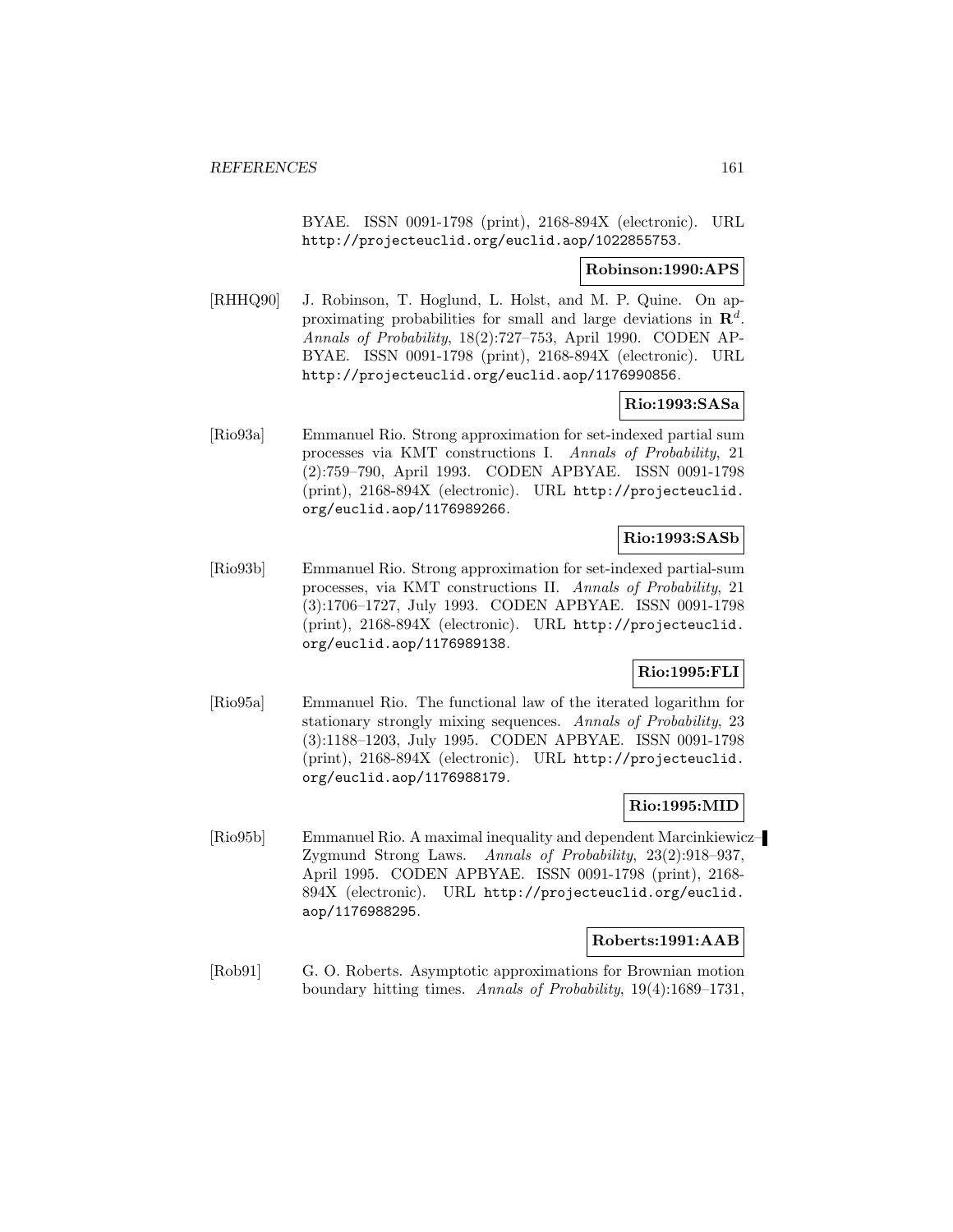BYAE. ISSN 0091-1798 (print), 2168-894X (electronic). URL http://projecteuclid.org/euclid.aop/1022855753.

**Robinson:1990:APS**

[RHHQ90] J. Robinson, T. Hoglund, L. Holst, and M. P. Quine. On approximating probabilities for small and large deviations in $\mathbf{R}^d$. *Annals of Probability*, 18(2):727–753, April 1990. CODEN APBYAE. ISSN 0091-1798 (print), 2168-894X (electronic). URL http://projecteuclid.org/euclid.aop/1176990856.

**Rio:1993:SASa**

[Rio93a] Emmanuel Rio. Strong approximation for set-indexed partial sum processes via KMT constructions I. *Annals of Probability*, 21 (2):759–790, April 1993. CODEN APBYAE. ISSN 0091-1798 (print), 2168-894X (electronic). URL http://projecteuclid.org/euclid.aop/1176989266.

**Rio:1993:SASb**

[Rio93b] Emmanuel Rio. Strong approximation for set-indexed partial-sum processes, via KMT constructions II. *Annals of Probability*, 21 (3):1706–1727, July 1993. CODEN APBYAE. ISSN 0091-1798 (print), 2168-894X (electronic). URL http://projecteuclid.org/euclid.aop/1176989138.

**Rio:1995:FLI**

[Rio95a] Emmanuel Rio. The functional law of the iterated logarithm for stationary strongly mixing sequences. *Annals of Probability*, 23 (3):1188–1203, July 1995. CODEN APBYAE. ISSN 0091-1798 (print), 2168-894X (electronic). URL http://projecteuclid.org/euclid.aop/1176988179.

**Rio:1995:MID**

[Rio95b] Emmanuel Rio. A maximal inequality and dependent Marcinkiewicz–Zygmund Strong Laws. *Annals of Probability*, 23(2):918–937, April 1995. CODEN APBYAE. ISSN 0091-1798 (print), 2168-894X (electronic). URL http://projecteuclid.org/euclid.aop/1176988295.

**Roberts:1991:AAB**

[Rob91] G. O. Roberts. Asymptotic approximations for Brownian motion boundary hitting times. *Annals of Probability*, 19(4):1689–1731,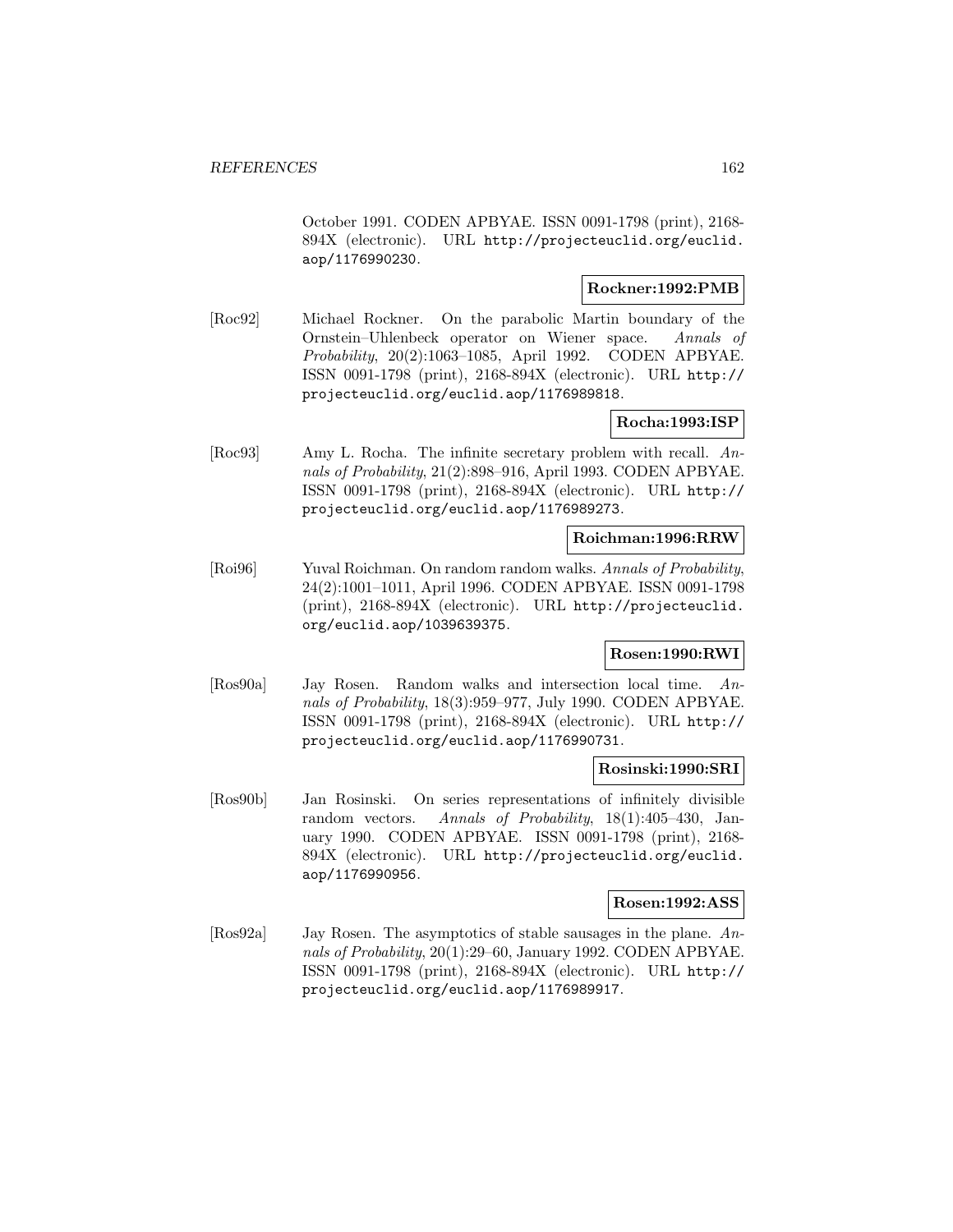October 1991. CODEN APBYAE. ISSN 0091-1798 (print), 2168-894X (electronic). URL http://projecteuclid.org/euclid.aop/1176990230.

**Rockner:1992:PMB**

[Roc92] Michael Rockner. On the parabolic Martin boundary of the Ornstein–Uhlenbeck operator on Wiener space. *Annals of Probability*, 20(2):1063–1085, April 1992. CODEN APBYAE. ISSN 0091-1798 (print), 2168-894X (electronic). URL http://projecteuclid.org/euclid.aop/1176989818.

**Rocha:1993:ISP**

[Roc93] Amy L. Rocha. The infinite secretary problem with recall. *Annals of Probability*, 21(2):898–916, April 1993. CODEN APBYAE. ISSN 0091-1798 (print), 2168-894X (electronic). URL http://projecteuclid.org/euclid.aop/1176989273.

**Roichman:1996:RRW**

[Roi96] Yuval Roichman. On random random walks. *Annals of Probability*, 24(2):1001–1011, April 1996. CODEN APBYAE. ISSN 0091-1798 (print), 2168-894X (electronic). URL http://projecteuclid.org/euclid.aop/1039639375.

**Rosen:1990:RWI**

[Ros90a] Jay Rosen. Random walks and intersection local time. *Annals of Probability*, 18(3):959–977, July 1990. CODEN APBYAE. ISSN 0091-1798 (print), 2168-894X (electronic). URL http://projecteuclid.org/euclid.aop/1176990731.

**Rosinski:1990:SRI**

[Ros90b] Jan Rosinski. On series representations of infinitely divisible random vectors. *Annals of Probability*, 18(1):405–430, January 1990. CODEN APBYAE. ISSN 0091-1798 (print), 2168-894X (electronic). URL http://projecteuclid.org/euclid.aop/1176990956.

**Rosen:1992:ASS**

[Ros92a] Jay Rosen. The asymptotics of stable sausages in the plane. *Annals of Probability*, 20(1):29–60, January 1992. CODEN APBYAE. ISSN 0091-1798 (print), 2168-894X (electronic). URL http://projecteuclid.org/euclid.aop/1176989917.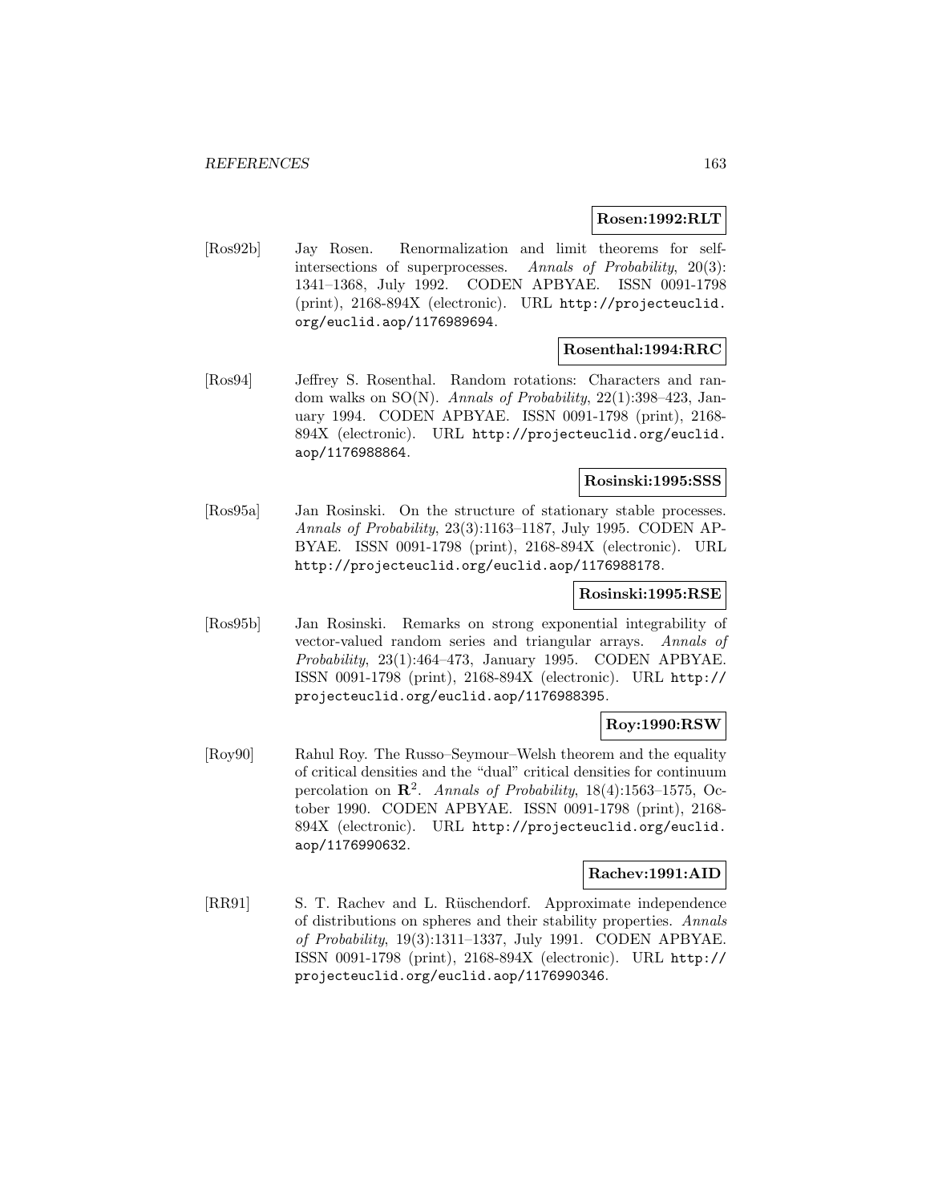**Rosen:1992:RLT**

[Ros92b] Jay Rosen. Renormalization and limit theorems for self-intersections of superprocesses. *Annals of Probability*, 20(3): 1341–1368, July 1992. CODEN APBYAE. ISSN 0091-1798 (print), 2168-894X (electronic). URL http://projecteuclid.org/euclid.aop/1176989694.

**Rosenthal:1994:RRC**

[Ros94] Jeffrey S. Rosenthal. Random rotations: Characters and random walks on SO(N). *Annals of Probability*, 22(1):398–423, January 1994. CODEN APBYAE. ISSN 0091-1798 (print), 2168-894X (electronic). URL http://projecteuclid.org/euclid.aop/1176988864.

**Rosinski:1995:SSS**

[Ros95a] Jan Rosinski. On the structure of stationary stable processes. *Annals of Probability*, 23(3):1163–1187, July 1995. CODEN APBYAE. ISSN 0091-1798 (print), 2168-894X (electronic). URL http://projecteuclid.org/euclid.aop/1176988178.

**Rosinski:1995:RSE**

[Ros95b] Jan Rosinski. Remarks on strong exponential integrability of vector-valued random series and triangular arrays. *Annals of Probability*, 23(1):464–473, January 1995. CODEN APBYAE. ISSN 0091-1798 (print), 2168-894X (electronic). URL http://projecteuclid.org/euclid.aop/1176988395.

**Roy:1990:RSW**

[Roy90] Rahul Roy. The Russo–Seymour–Welsh theorem and the equality of critical densities and the "dual" critical densities for continuum percolation on $\mathbf{R}^2$. *Annals of Probability*, 18(4):1563–1575, October 1990. CODEN APBYAE. ISSN 0091-1798 (print), 2168-894X (electronic). URL http://projecteuclid.org/euclid.aop/1176990632.

**Rachev:1991:AID**

[RR91] S. T. Rachev and L. Rüschendorf. Approximate independence of distributions on spheres and their stability properties. *Annals of Probability*, 19(3):1311–1337, July 1991. CODEN APBYAE. ISSN 0091-1798 (print), 2168-894X (electronic). URL http://projecteuclid.org/euclid.aop/1176990346.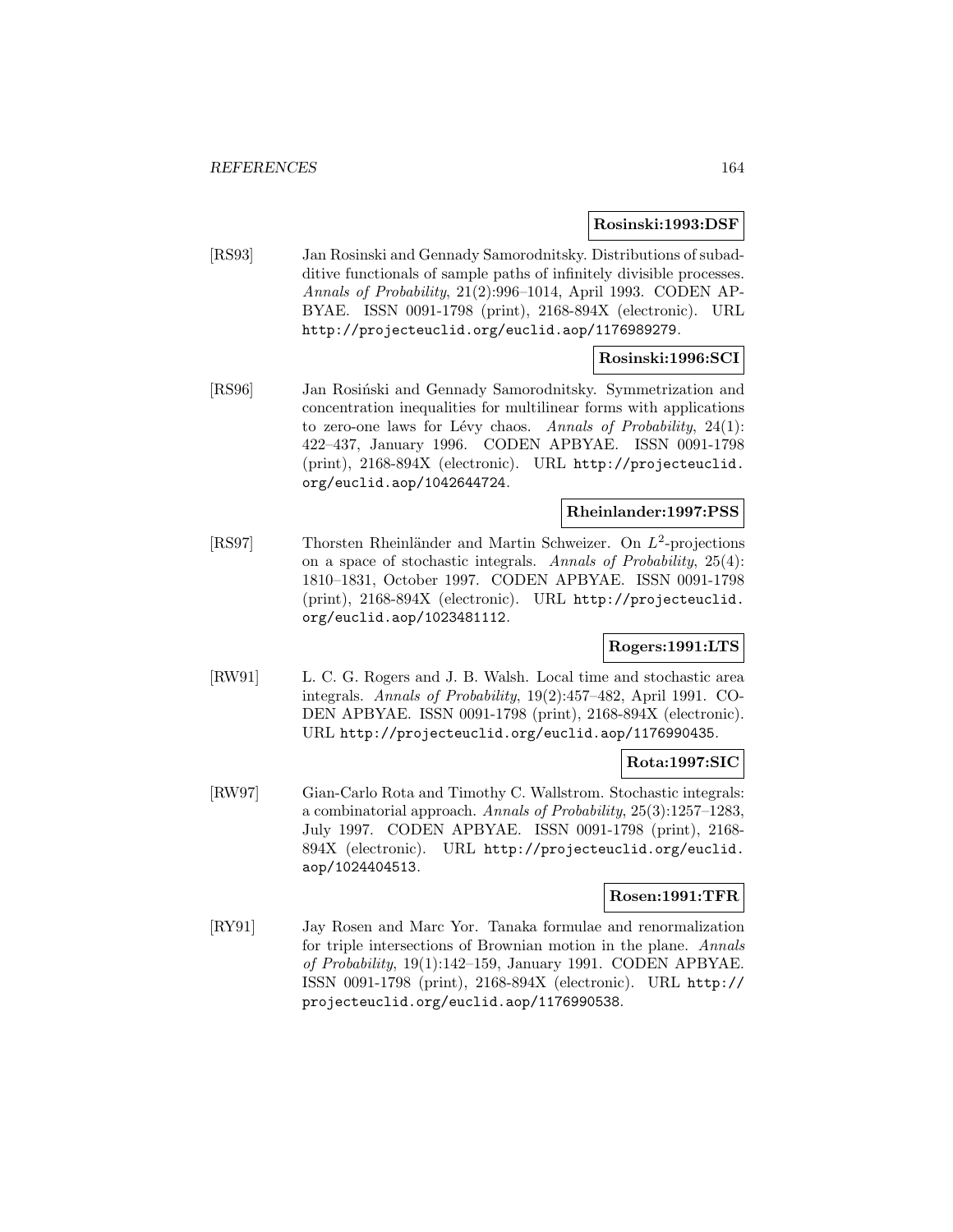**Rosinski:1993:DSF**

[RS93] Jan Rosinski and Gennady Samorodnitsky. Distributions of subadditive functionals of sample paths of infinitely divisible processes. *Annals of Probability*, 21(2):996–1014, April 1993. CODEN APBYAE. ISSN 0091-1798 (print), 2168-894X (electronic). URL http://projecteuclid.org/euclid.aop/1176989279.

**Rosinski:1996:SCI**

[RS96] Jan Rosiński and Gennady Samorodnitsky. Symmetrization and concentration inequalities for multilinear forms with applications to zero-one laws for Lévy chaos. *Annals of Probability*, 24(1): 422–437, January 1996. CODEN APBYAE. ISSN 0091-1798 (print), 2168-894X (electronic). URL http://projecteuclid.org/euclid.aop/1042644724.

**Rheinlander:1997:PSS**

[RS97] Thorsten Rheinländer and Martin Schweizer. On $L^2$-projections on a space of stochastic integrals. *Annals of Probability*, 25(4): 1810–1831, October 1997. CODEN APBYAE. ISSN 0091-1798 (print), 2168-894X (electronic). URL http://projecteuclid.org/euclid.aop/1023481112.

**Rogers:1991:LTS**

[RW91] L. C. G. Rogers and J. B. Walsh. Local time and stochastic area integrals. *Annals of Probability*, 19(2):457–482, April 1991. CODEN APBYAE. ISSN 0091-1798 (print), 2168-894X (electronic). URL http://projecteuclid.org/euclid.aop/1176990435.

**Rota:1997:SIC**

[RW97] Gian-Carlo Rota and Timothy C. Wallstrom. Stochastic integrals: a combinatorial approach. *Annals of Probability*, 25(3):1257–1283, July 1997. CODEN APBYAE. ISSN 0091-1798 (print), 2168-894X (electronic). URL http://projecteuclid.org/euclid.aop/1024404513.

**Rosen:1991:TFR**

[RY91] Jay Rosen and Marc Yor. Tanaka formulae and renormalization for triple intersections of Brownian motion in the plane. *Annals of Probability*, 19(1):142–159, January 1991. CODEN APBYAE. ISSN 0091-1798 (print), 2168-894X (electronic). URL http://projecteuclid.org/euclid.aop/1176990538.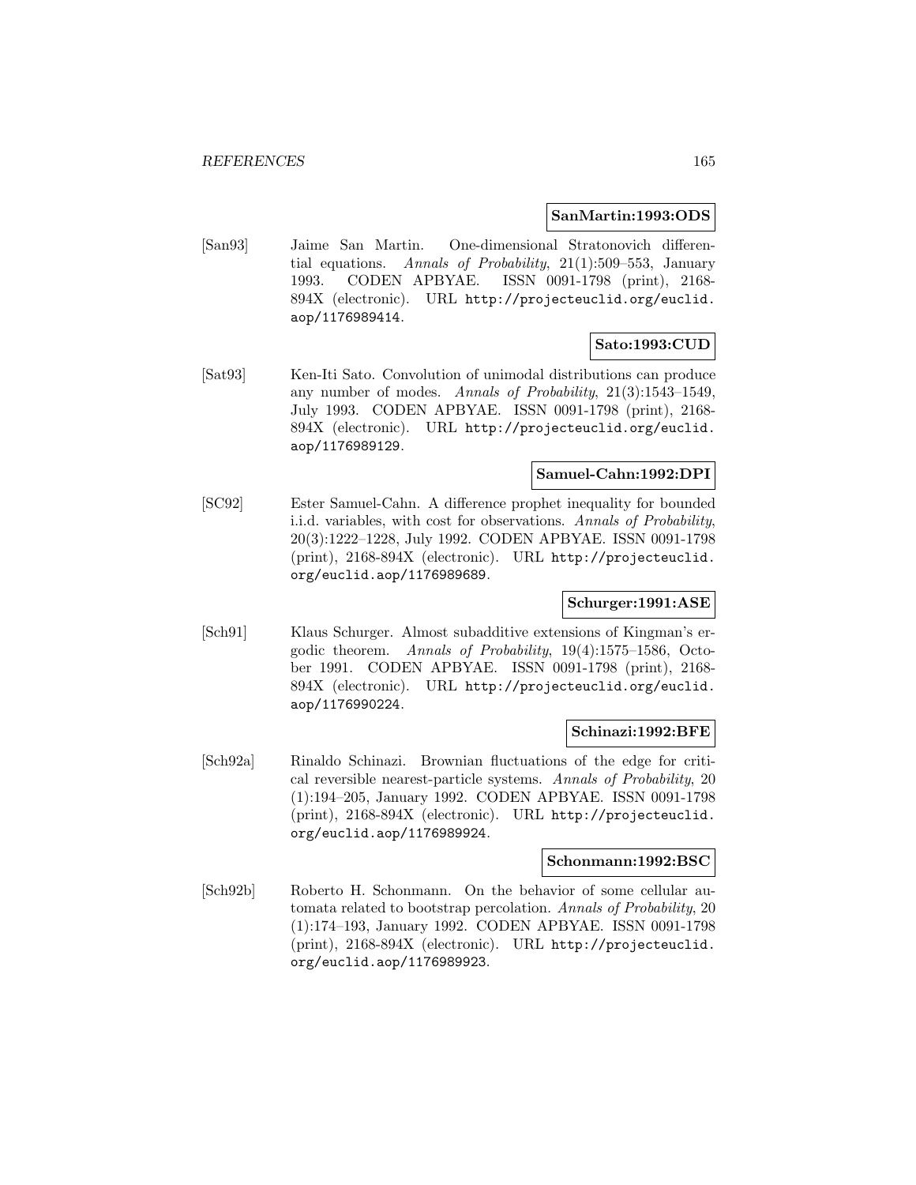**SanMartin:1993:ODS**

[San93] Jaime San Martin. One-dimensional Stratonovich differential equations. *Annals of Probability*, 21(1):509–553, January 1993. CODEN APBYAE. ISSN 0091-1798 (print), 2168-894X (electronic). URL http://projecteuclid.org/euclid.aop/1176989414.

**Sato:1993:CUD**

[Sat93] Ken-Iti Sato. Convolution of unimodal distributions can produce any number of modes. *Annals of Probability*, 21(3):1543–1549, July 1993. CODEN APBYAE. ISSN 0091-1798 (print), 2168-894X (electronic). URL http://projecteuclid.org/euclid.aop/1176989129.

**Samuel-Cahn:1992:DPI**

[SC92] Ester Samuel-Cahn. A difference prophet inequality for bounded i.i.d. variables, with cost for observations. *Annals of Probability*, 20(3):1222–1228, July 1992. CODEN APBYAE. ISSN 0091-1798 (print), 2168-894X (electronic). URL http://projecteuclid.org/euclid.aop/1176989689.

**Schurger:1991:ASE**

[Sch91] Klaus Schurger. Almost subadditive extensions of Kingman's ergodic theorem. *Annals of Probability*, 19(4):1575–1586, October 1991. CODEN APBYAE. ISSN 0091-1798 (print), 2168-894X (electronic). URL http://projecteuclid.org/euclid.aop/1176990224.

**Schinazi:1992:BFE**

[Sch92a] Rinaldo Schinazi. Brownian fluctuations of the edge for critical reversible nearest-particle systems. *Annals of Probability*, 20(1):194–205, January 1992. CODEN APBYAE. ISSN 0091-1798 (print), 2168-894X (electronic). URL http://projecteuclid.org/euclid.aop/1176989924.

**Schonmann:1992:BSC**

[Sch92b] Roberto H. Schonmann. On the behavior of some cellular automata related to bootstrap percolation. *Annals of Probability*, 20(1):174–193, January 1992. CODEN APBYAE. ISSN 0091-1798 (print), 2168-894X (electronic). URL http://projecteuclid.org/euclid.aop/1176989923.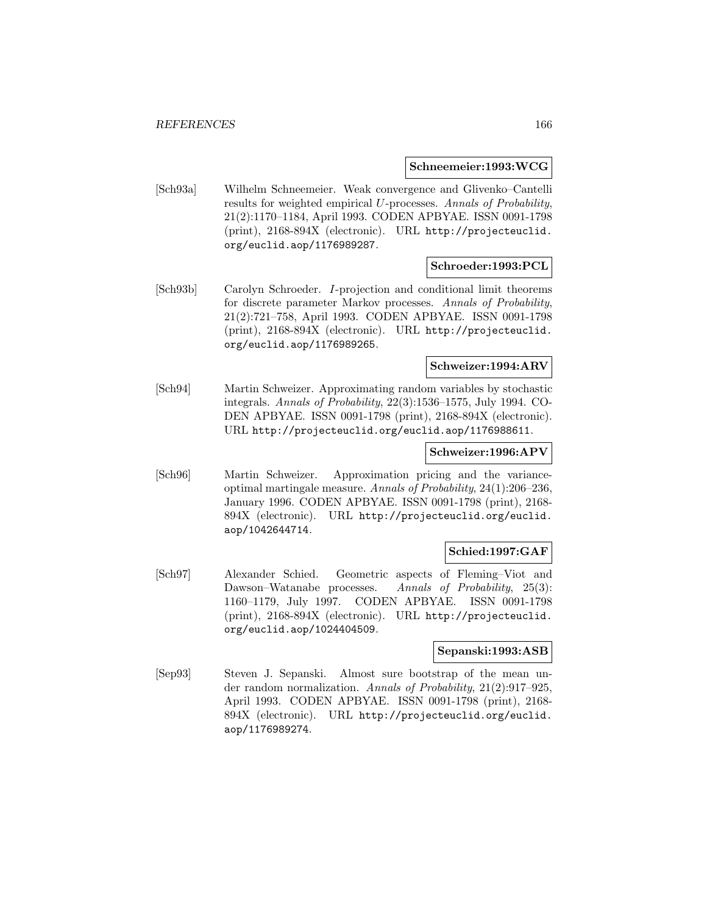**Schneemeier:1993:WCG**

[Sch93a] Wilhelm Schneemeier. Weak convergence and Glivenko–Cantelli results for weighted empirical $U$-processes. *Annals of Probability*, 21(2):1170–1184, April 1993. CODEN APBYAE. ISSN 0091-1798 (print), 2168-894X (electronic). URL `http://projecteuclid.org/euclid.aop/1176989287`.

**Schroeder:1993:PCL**

[Sch93b] Carolyn Schroeder. $I$-projection and conditional limit theorems for discrete parameter Markov processes. *Annals of Probability*, 21(2):721–758, April 1993. CODEN APBYAE. ISSN 0091-1798 (print), 2168-894X (electronic). URL `http://projecteuclid.org/euclid.aop/1176989265`.

**Schweizer:1994:ARV**

[Sch94] Martin Schweizer. Approximating random variables by stochastic integrals. *Annals of Probability*, 22(3):1536–1575, July 1994. CODEN APBYAE. ISSN 0091-1798 (print), 2168-894X (electronic). URL `http://projecteuclid.org/euclid.aop/1176988611`.

**Schweizer:1996:APV**

[Sch96] Martin Schweizer. Approximation pricing and the variance-optimal martingale measure. *Annals of Probability*, 24(1):206–236, January 1996. CODEN APBYAE. ISSN 0091-1798 (print), 2168-894X (electronic). URL `http://projecteuclid.org/euclid.aop/1042644714`.

**Schied:1997:GAF**

[Sch97] Alexander Schied. Geometric aspects of Fleming–Viot and Dawson–Watanabe processes. *Annals of Probability*, 25(3): 1160–1179, July 1997. CODEN APBYAE. ISSN 0091-1798 (print), 2168-894X (electronic). URL `http://projecteuclid.org/euclid.aop/1024404509`.

**Sepanski:1993:ASB**

[Sep93] Steven J. Sepanski. Almost sure bootstrap of the mean under random normalization. *Annals of Probability*, 21(2):917–925, April 1993. CODEN APBYAE. ISSN 0091-1798 (print), 2168-894X (electronic). URL `http://projecteuclid.org/euclid.aop/1176989274`.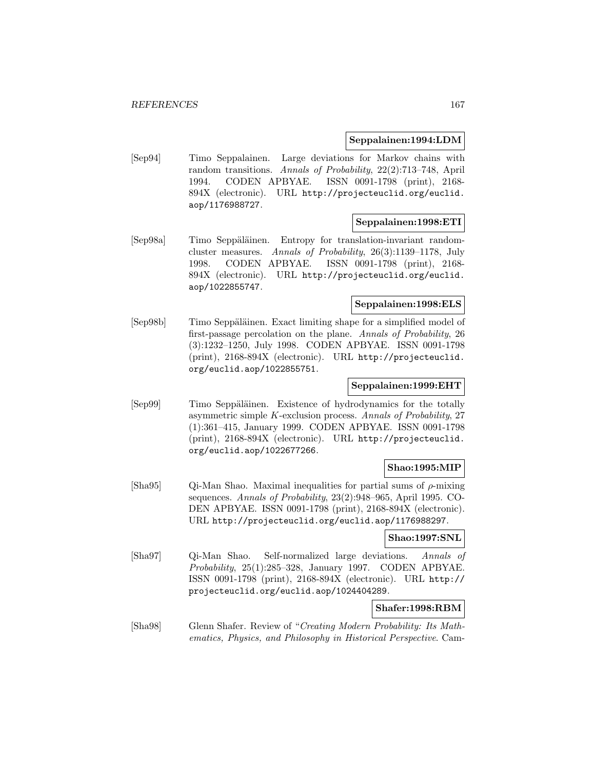**Seppalainen:1994:LDM**

[Sep94] Timo Seppalainen. Large deviations for Markov chains with random transitions. *Annals of Probability*, 22(2):713–748, April 1994. CODEN APBYAE. ISSN 0091-1798 (print), 2168-894X (electronic). URL http://projecteuclid.org/euclid.aop/1176988727.

**Seppalainen:1998:ETI**

[Sep98a] Timo Seppäläinen. Entropy for translation-invariant random-cluster measures. *Annals of Probability*, 26(3):1139–1178, July 1998. CODEN APBYAE. ISSN 0091-1798 (print), 2168-894X (electronic). URL http://projecteuclid.org/euclid.aop/1022855747.

**Seppalainen:1998:ELS**

[Sep98b] Timo Seppäläinen. Exact limiting shape for a simplified model of first-passage percolation on the plane. *Annals of Probability*, 26 (3):1232–1250, July 1998. CODEN APBYAE. ISSN 0091-1798 (print), 2168-894X (electronic). URL http://projecteuclid.org/euclid.aop/1022855751.

**Seppalainen:1999:EHT**

[Sep99] Timo Seppäläinen. Existence of hydrodynamics for the totally asymmetric simple $K$-exclusion process. *Annals of Probability*, 27 (1):361–415, January 1999. CODEN APBYAE. ISSN 0091-1798 (print), 2168-894X (electronic). URL http://projecteuclid.org/euclid.aop/1022677266.

**Shao:1995:MIP**

[Sha95] Qi-Man Shao. Maximal inequalities for partial sums of $\rho$-mixing sequences. *Annals of Probability*, 23(2):948–965, April 1995. CODEN APBYAE. ISSN 0091-1798 (print), 2168-894X (electronic). URL http://projecteuclid.org/euclid.aop/1176988297.

**Shao:1997:SNL**

[Sha97] Qi-Man Shao. Self-normalized large deviations. *Annals of Probability*, 25(1):285–328, January 1997. CODEN APBYAE. ISSN 0091-1798 (print), 2168-894X (electronic). URL http://projecteuclid.org/euclid.aop/1024404289.

**Shafer:1998:RBM**

[Sha98] Glenn Shafer. Review of "*Creating Modern Probability: Its Mathematics, Physics, and Philosophy in Historical Perspective*. Cam-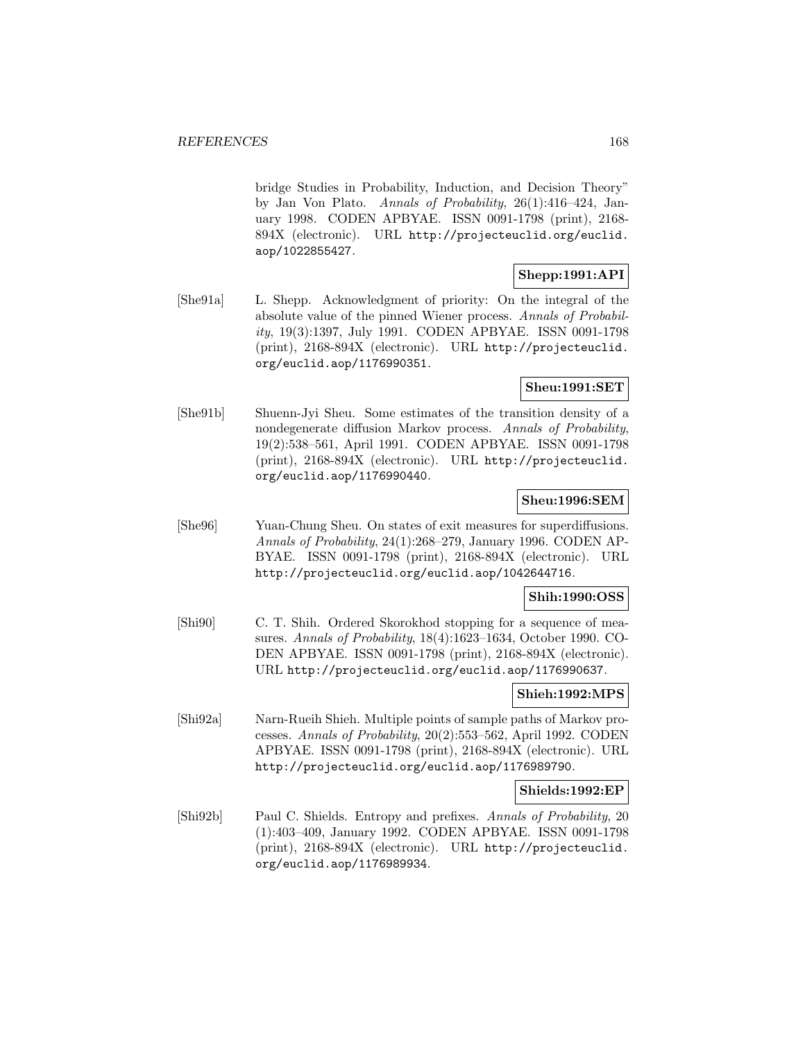bridge Studies in Probability, Induction, and Decision Theory" by Jan Von Plato. *Annals of Probability*, 26(1):416–424, January 1998. CODEN APBYAE. ISSN 0091-1798 (print), 2168-894X (electronic). URL http://projecteuclid.org/euclid.aop/1022855427.

**Shepp:1991:API**

[She91a] L. Shepp. Acknowledgment of priority: On the integral of the absolute value of the pinned Wiener process. *Annals of Probability*, 19(3):1397, July 1991. CODEN APBYAE. ISSN 0091-1798 (print), 2168-894X (electronic). URL http://projecteuclid.org/euclid.aop/1176990351.

**Sheu:1991:SET**

[She91b] Shuenn-Jyi Sheu. Some estimates of the transition density of a nondegenerate diffusion Markov process. *Annals of Probability*, 19(2):538–561, April 1991. CODEN APBYAE. ISSN 0091-1798 (print), 2168-894X (electronic). URL http://projecteuclid.org/euclid.aop/1176990440.

**Sheu:1996:SEM**

[She96] Yuan-Chung Sheu. On states of exit measures for superdiffusions. *Annals of Probability*, 24(1):268–279, January 1996. CODEN APBYAE. ISSN 0091-1798 (print), 2168-894X (electronic). URL http://projecteuclid.org/euclid.aop/1042644716.

**Shih:1990:OSS**

[Shi90] C. T. Shih. Ordered Skorokhod stopping for a sequence of measures. *Annals of Probability*, 18(4):1623–1634, October 1990. CODEN APBYAE. ISSN 0091-1798 (print), 2168-894X (electronic). URL http://projecteuclid.org/euclid.aop/1176990637.

**Shieh:1992:MPS**

[Shi92a] Narn-Rueih Shieh. Multiple points of sample paths of Markov processes. *Annals of Probability*, 20(2):553–562, April 1992. CODEN APBYAE. ISSN 0091-1798 (print), 2168-894X (electronic). URL http://projecteuclid.org/euclid.aop/1176989790.

**Shields:1992:EP**

[Shi92b] Paul C. Shields. Entropy and prefixes. *Annals of Probability*, 20 (1):403–409, January 1992. CODEN APBYAE. ISSN 0091-1798 (print), 2168-894X (electronic). URL http://projecteuclid.org/euclid.aop/1176989934.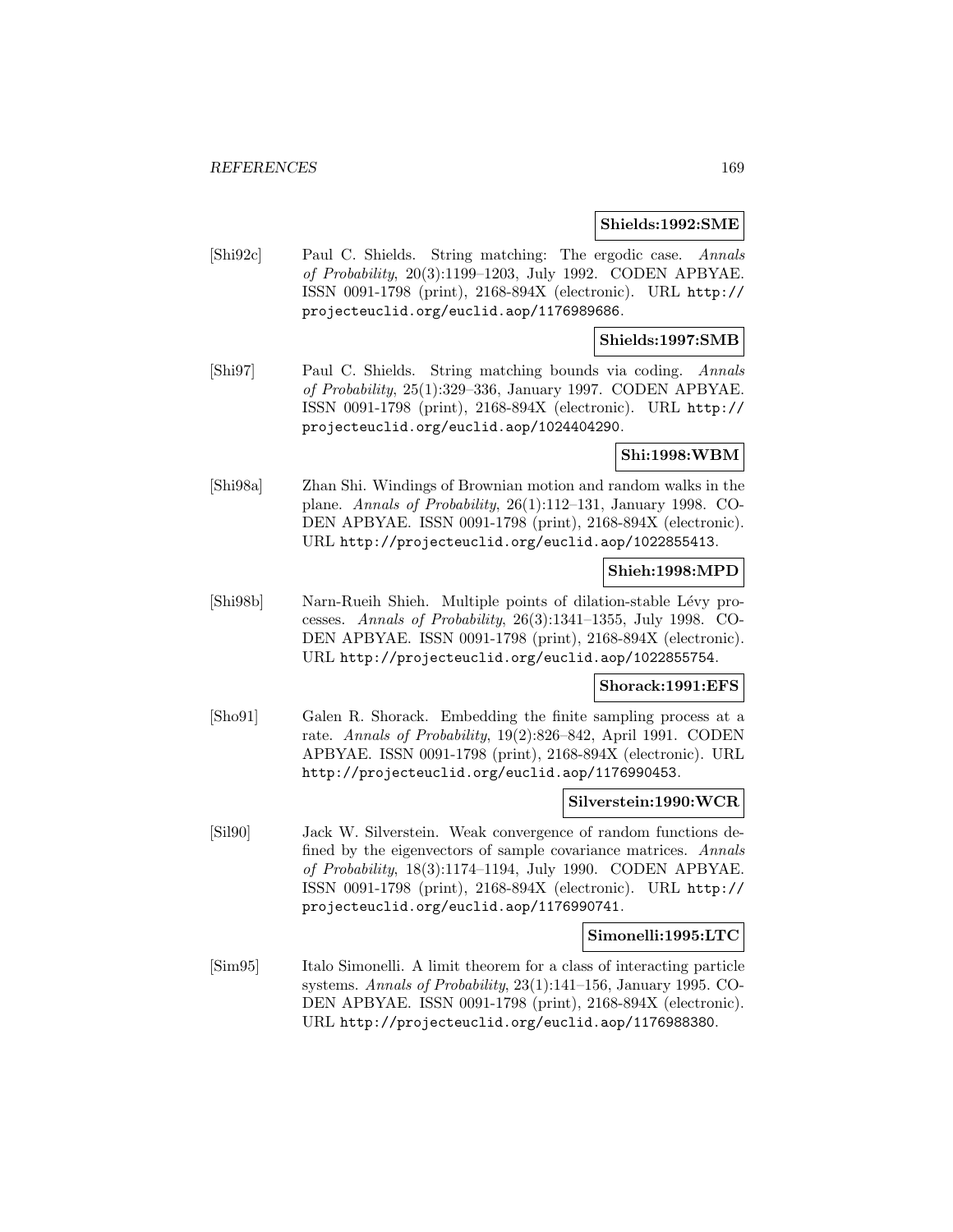**Shields:1992:SME**

[Shi92c] Paul C. Shields. String matching: The ergodic case. *Annals of Probability*, 20(3):1199–1203, July 1992. CODEN APBYAE. ISSN 0091-1798 (print), 2168-894X (electronic). URL http://projecteuclid.org/euclid.aop/1176989686.

**Shields:1997:SMB**

[Shi97] Paul C. Shields. String matching bounds via coding. *Annals of Probability*, 25(1):329–336, January 1997. CODEN APBYAE. ISSN 0091-1798 (print), 2168-894X (electronic). URL http://projecteuclid.org/euclid.aop/1024404290.

**Shi:1998:WBM**

[Shi98a] Zhan Shi. Windings of Brownian motion and random walks in the plane. *Annals of Probability*, 26(1):112–131, January 1998. CODEN APBYAE. ISSN 0091-1798 (print), 2168-894X (electronic). URL http://projecteuclid.org/euclid.aop/1022855413.

**Shieh:1998:MPD**

[Shi98b] Narn-Rueih Shieh. Multiple points of dilation-stable Lévy processes. *Annals of Probability*, 26(3):1341–1355, July 1998. CODEN APBYAE. ISSN 0091-1798 (print), 2168-894X (electronic). URL http://projecteuclid.org/euclid.aop/1022855754.

**Shorack:1991:EFS**

[Sho91] Galen R. Shorack. Embedding the finite sampling process at a rate. *Annals of Probability*, 19(2):826–842, April 1991. CODEN APBYAE. ISSN 0091-1798 (print), 2168-894X (electronic). URL http://projecteuclid.org/euclid.aop/1176990453.

**Silverstein:1990:WCR**

[Sil90] Jack W. Silverstein. Weak convergence of random functions defined by the eigenvectors of sample covariance matrices. *Annals of Probability*, 18(3):1174–1194, July 1990. CODEN APBYAE. ISSN 0091-1798 (print), 2168-894X (electronic). URL http://projecteuclid.org/euclid.aop/1176990741.

**Simonelli:1995:LTC**

[Sim95] Italo Simonelli. A limit theorem for a class of interacting particle systems. *Annals of Probability*, 23(1):141–156, January 1995. CODEN APBYAE. ISSN 0091-1798 (print), 2168-894X (electronic). URL http://projecteuclid.org/euclid.aop/1176988380.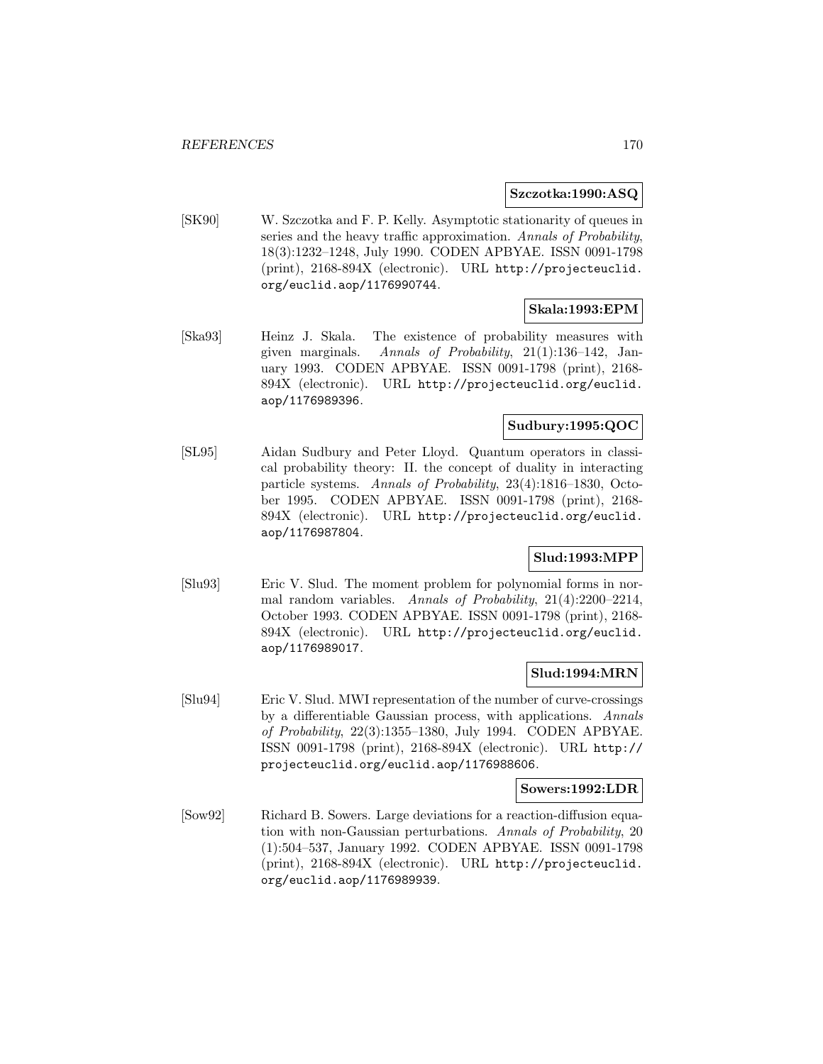**Szczotka:1990:ASQ**

[SK90] W. Szczotka and F. P. Kelly. Asymptotic stationarity of queues in series and the heavy traffic approximation. *Annals of Probability*, 18(3):1232–1248, July 1990. CODEN APBYAE. ISSN 0091-1798 (print), 2168-894X (electronic). URL `http://projecteuclid.org/euclid.aop/1176990744`.

**Skala:1993:EPM**

[Ska93] Heinz J. Skala. The existence of probability measures with given marginals. *Annals of Probability*, 21(1):136–142, January 1993. CODEN APBYAE. ISSN 0091-1798 (print), 2168-894X (electronic). URL `http://projecteuclid.org/euclid.aop/1176989396`.

**Sudbury:1995:QOC**

[SL95] Aidan Sudbury and Peter Lloyd. Quantum operators in classical probability theory: II. the concept of duality in interacting particle systems. *Annals of Probability*, 23(4):1816–1830, October 1995. CODEN APBYAE. ISSN 0091-1798 (print), 2168-894X (electronic). URL `http://projecteuclid.org/euclid.aop/1176987804`.

**Slud:1993:MPP**

[Slu93] Eric V. Slud. The moment problem for polynomial forms in normal random variables. *Annals of Probability*, 21(4):2200–2214, October 1993. CODEN APBYAE. ISSN 0091-1798 (print), 2168-894X (electronic). URL `http://projecteuclid.org/euclid.aop/1176989017`.

**Slud:1994:MRN**

[Slu94] Eric V. Slud. MWI representation of the number of curve-crossings by a differentiable Gaussian process, with applications. *Annals of Probability*, 22(3):1355–1380, July 1994. CODEN APBYAE. ISSN 0091-1798 (print), 2168-894X (electronic). URL `http://projecteuclid.org/euclid.aop/1176988606`.

**Sowers:1992:LDR**

[Sow92] Richard B. Sowers. Large deviations for a reaction-diffusion equation with non-Gaussian perturbations. *Annals of Probability*, 20(1):504–537, January 1992. CODEN APBYAE. ISSN 0091-1798 (print), 2168-894X (electronic). URL `http://projecteuclid.org/euclid.aop/1176989939`.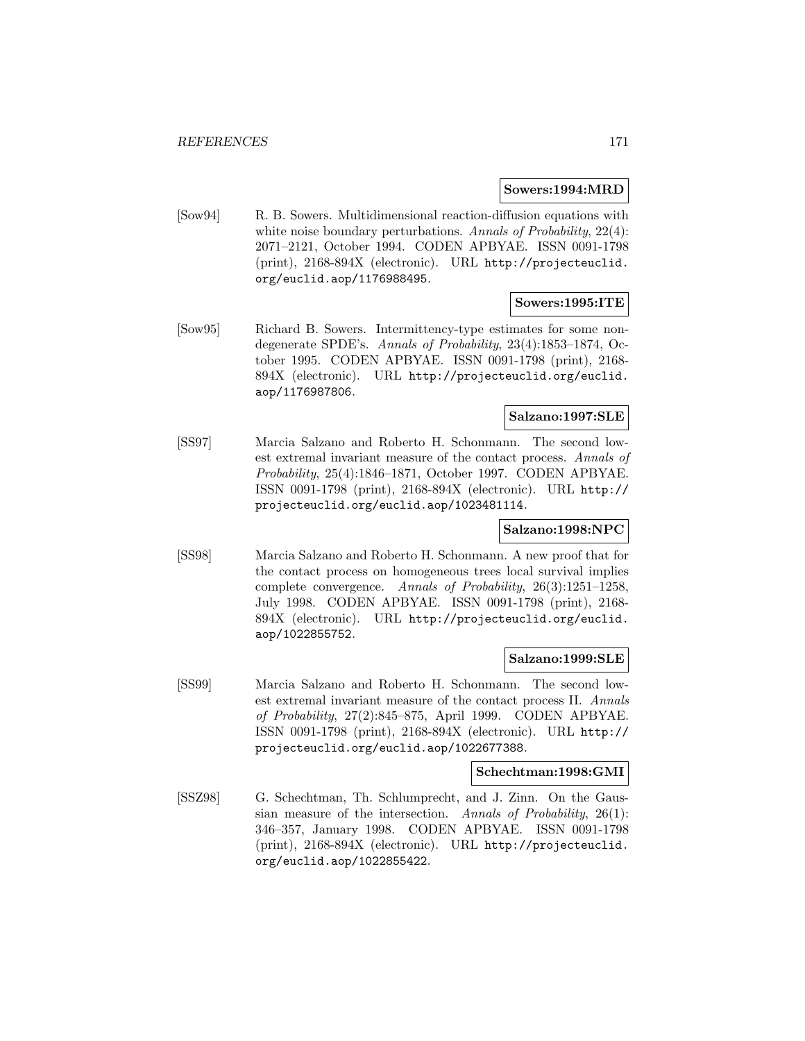**Sowers:1994:MRD**

[Sow94] R. B. Sowers. Multidimensional reaction-diffusion equations with white noise boundary perturbations. *Annals of Probability*, 22(4): 2071–2121, October 1994. CODEN APBYAE. ISSN 0091-1798 (print), 2168-894X (electronic). URL http://projecteuclid.org/euclid.aop/1176988495.

**Sowers:1995:ITE**

[Sow95] Richard B. Sowers. Intermittency-type estimates for some nondegenerate SPDE's. *Annals of Probability*, 23(4):1853–1874, October 1995. CODEN APBYAE. ISSN 0091-1798 (print), 2168-894X (electronic). URL http://projecteuclid.org/euclid.aop/1176987806.

**Salzano:1997:SLE**

[SS97] Marcia Salzano and Roberto H. Schonmann. The second lowest extremal invariant measure of the contact process. *Annals of Probability*, 25(4):1846–1871, October 1997. CODEN APBYAE. ISSN 0091-1798 (print), 2168-894X (electronic). URL http://projecteuclid.org/euclid.aop/1023481114.

**Salzano:1998:NPC**

[SS98] Marcia Salzano and Roberto H. Schonmann. A new proof that for the contact process on homogeneous trees local survival implies complete convergence. *Annals of Probability*, 26(3):1251–1258, July 1998. CODEN APBYAE. ISSN 0091-1798 (print), 2168-894X (electronic). URL http://projecteuclid.org/euclid.aop/1022855752.

**Salzano:1999:SLE**

[SS99] Marcia Salzano and Roberto H. Schonmann. The second lowest extremal invariant measure of the contact process II. *Annals of Probability*, 27(2):845–875, April 1999. CODEN APBYAE. ISSN 0091-1798 (print), 2168-894X (electronic). URL http://projecteuclid.org/euclid.aop/1022677388.

**Schechtman:1998:GMI**

[SSZ98] G. Schechtman, Th. Schlumprecht, and J. Zinn. On the Gaussian measure of the intersection. *Annals of Probability*, 26(1): 346–357, January 1998. CODEN APBYAE. ISSN 0091-1798 (print), 2168-894X (electronic). URL http://projecteuclid.org/euclid.aop/1022855422.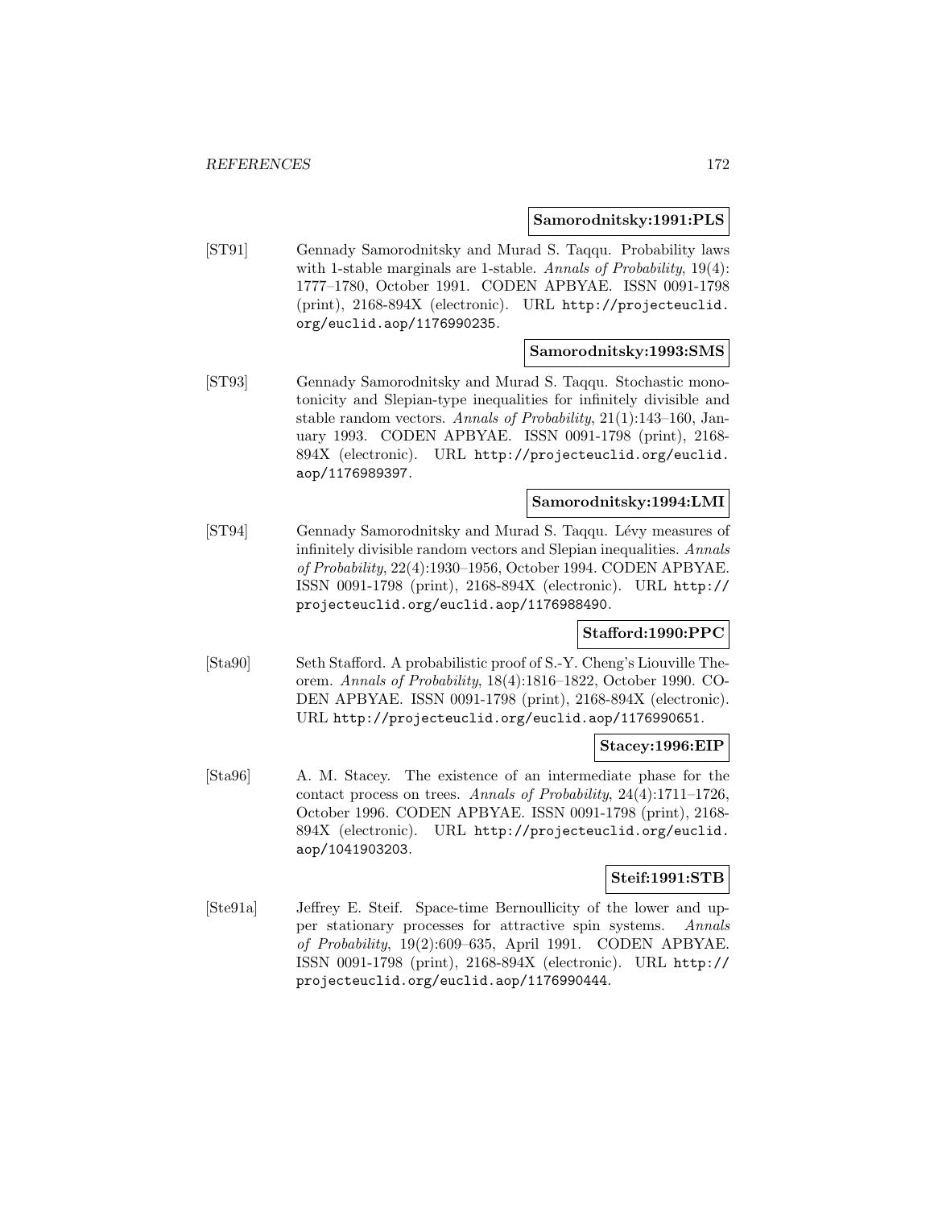**Samorodnitsky:1991:PLS**

[ST91] Gennady Samorodnitsky and Murad S. Taqqu. Probability laws with 1-stable marginals are 1-stable. *Annals of Probability*, 19(4): 1777–1780, October 1991. CODEN APBYAE. ISSN 0091-1798 (print), 2168-894X (electronic). URL http://projecteuclid.org/euclid.aop/1176990235.

**Samorodnitsky:1993:SMS**

[ST93] Gennady Samorodnitsky and Murad S. Taqqu. Stochastic monotonicity and Slepian-type inequalities for infinitely divisible and stable random vectors. *Annals of Probability*, 21(1):143–160, January 1993. CODEN APBYAE. ISSN 0091-1798 (print), 2168-894X (electronic). URL http://projecteuclid.org/euclid.aop/1176989397.

**Samorodnitsky:1994:LMI**

[ST94] Gennady Samorodnitsky and Murad S. Taqqu. Lévy measures of infinitely divisible random vectors and Slepian inequalities. *Annals of Probability*, 22(4):1930–1956, October 1994. CODEN APBYAE. ISSN 0091-1798 (print), 2168-894X (electronic). URL http://projecteuclid.org/euclid.aop/1176988490.

**Stafford:1990:PPC**

[Sta90] Seth Stafford. A probabilistic proof of S.-Y. Cheng's Liouville Theorem. *Annals of Probability*, 18(4):1816–1822, October 1990. CODEN APBYAE. ISSN 0091-1798 (print), 2168-894X (electronic). URL http://projecteuclid.org/euclid.aop/1176990651.

**Stacey:1996:EIP**

[Sta96] A. M. Stacey. The existence of an intermediate phase for the contact process on trees. *Annals of Probability*, 24(4):1711–1726, October 1996. CODEN APBYAE. ISSN 0091-1798 (print), 2168-894X (electronic). URL http://projecteuclid.org/euclid.aop/1041903203.

**Steif:1991:STB**

[Ste91a] Jeffrey E. Steif. Space-time Bernoullicity of the lower and upper stationary processes for attractive spin systems. *Annals of Probability*, 19(2):609–635, April 1991. CODEN APBYAE. ISSN 0091-1798 (print), 2168-894X (electronic). URL http://projecteuclid.org/euclid.aop/1176990444.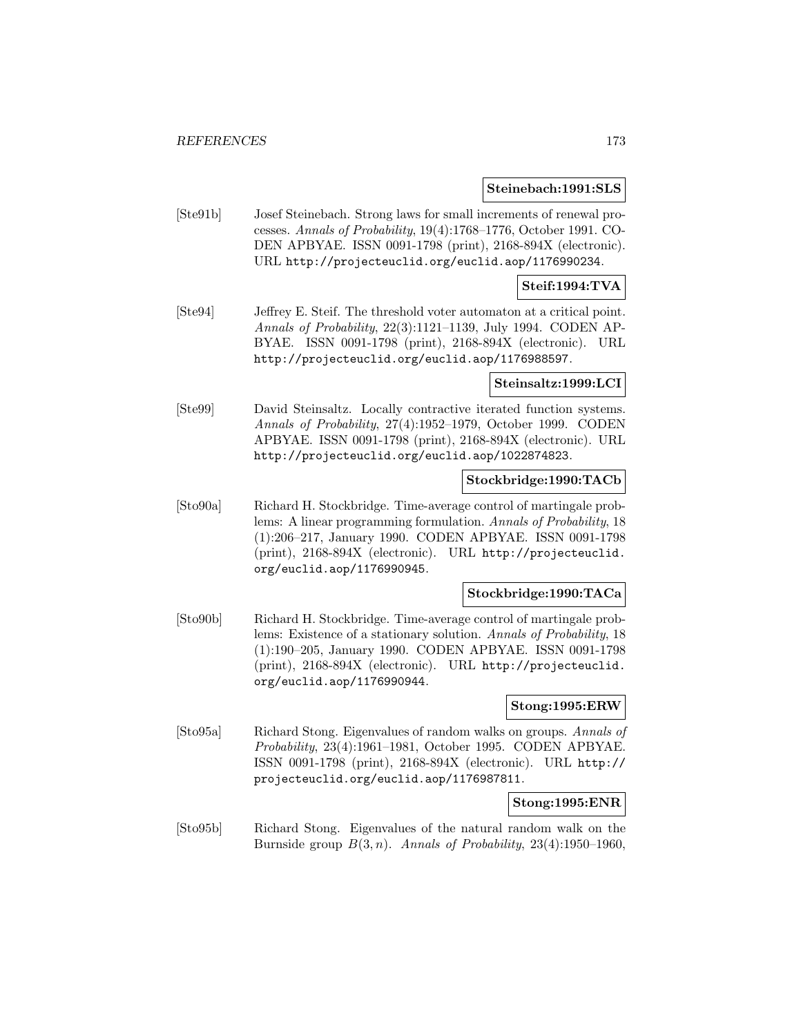**Steinebach:1991:SLS**

[Ste91b] Josef Steinebach. Strong laws for small increments of renewal processes. *Annals of Probability*, 19(4):1768–1776, October 1991. CODEN APBYAE. ISSN 0091-1798 (print), 2168-894X (electronic). URL http://projecteuclid.org/euclid.aop/1176990234.

**Steif:1994:TVA**

[Ste94] Jeffrey E. Steif. The threshold voter automaton at a critical point. *Annals of Probability*, 22(3):1121–1139, July 1994. CODEN APBYAE. ISSN 0091-1798 (print), 2168-894X (electronic). URL http://projecteuclid.org/euclid.aop/1176988597.

**Steinsaltz:1999:LCI**

[Ste99] David Steinsaltz. Locally contractive iterated function systems. *Annals of Probability*, 27(4):1952–1979, October 1999. CODEN APBYAE. ISSN 0091-1798 (print), 2168-894X (electronic). URL http://projecteuclid.org/euclid.aop/1022874823.

**Stockbridge:1990:TACb**

[Sto90a] Richard H. Stockbridge. Time-average control of martingale problems: A linear programming formulation. *Annals of Probability*, 18 (1):206–217, January 1990. CODEN APBYAE. ISSN 0091-1798 (print), 2168-894X (electronic). URL http://projecteuclid.org/euclid.aop/1176990945.

**Stockbridge:1990:TACa**

[Sto90b] Richard H. Stockbridge. Time-average control of martingale problems: Existence of a stationary solution. *Annals of Probability*, 18 (1):190–205, January 1990. CODEN APBYAE. ISSN 0091-1798 (print), 2168-894X (electronic). URL http://projecteuclid.org/euclid.aop/1176990944.

**Stong:1995:ERW**

[Sto95a] Richard Stong. Eigenvalues of random walks on groups. *Annals of Probability*, 23(4):1961–1981, October 1995. CODEN APBYAE. ISSN 0091-1798 (print), 2168-894X (electronic). URL http://projecteuclid.org/euclid.aop/1176987811.

**Stong:1995:ENR**

[Sto95b] Richard Stong. Eigenvalues of the natural random walk on the Burnside group $B(3, n)$. *Annals of Probability*, 23(4):1950–1960,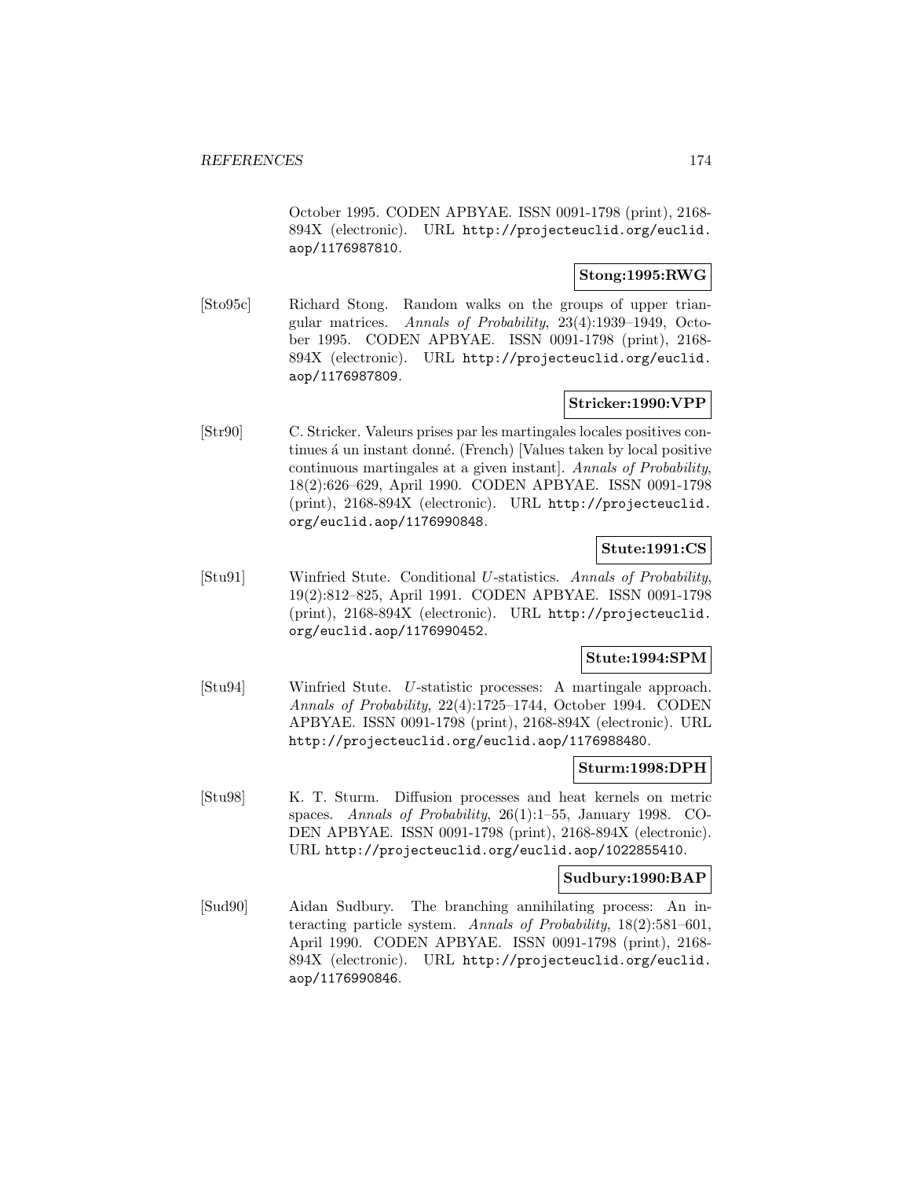October 1995. CODEN APBYAE. ISSN 0091-1798 (print), 2168-894X (electronic). URL http://projecteuclid.org/euclid.aop/1176987810.

**Stong:1995:RWG**

[Sto95c] Richard Stong. Random walks on the groups of upper triangular matrices. *Annals of Probability*, 23(4):1939–1949, October 1995. CODEN APBYAE. ISSN 0091-1798 (print), 2168-894X (electronic). URL http://projecteuclid.org/euclid.aop/1176987809.

**Stricker:1990:VPP**

[Str90] C. Stricker. Valeurs prises par les martingales locales positives continues á un instant donné. (French) [Values taken by local positive continuous martingales at a given instant]. *Annals of Probability*, 18(2):626–629, April 1990. CODEN APBYAE. ISSN 0091-1798 (print), 2168-894X (electronic). URL http://projecteuclid.org/euclid.aop/1176990848.

**Stute:1991:CS**

[Stu91] Winfried Stute. Conditional $U$-statistics. *Annals of Probability*, 19(2):812–825, April 1991. CODEN APBYAE. ISSN 0091-1798 (print), 2168-894X (electronic). URL http://projecteuclid.org/euclid.aop/1176990452.

**Stute:1994:SPM**

[Stu94] Winfried Stute. $U$-statistic processes: A martingale approach. *Annals of Probability*, 22(4):1725–1744, October 1994. CODEN APBYAE. ISSN 0091-1798 (print), 2168-894X (electronic). URL http://projecteuclid.org/euclid.aop/1176988480.

**Sturm:1998:DPH**

[Stu98] K. T. Sturm. Diffusion processes and heat kernels on metric spaces. *Annals of Probability*, 26(1):1–55, January 1998. CODEN APBYAE. ISSN 0091-1798 (print), 2168-894X (electronic). URL http://projecteuclid.org/euclid.aop/1022855410.

**Sudbury:1990:BAP**

[Sud90] Aidan Sudbury. The branching annihilating process: An interacting particle system. *Annals of Probability*, 18(2):581–601, April 1990. CODEN APBYAE. ISSN 0091-1798 (print), 2168-894X (electronic). URL http://projecteuclid.org/euclid.aop/1176990846.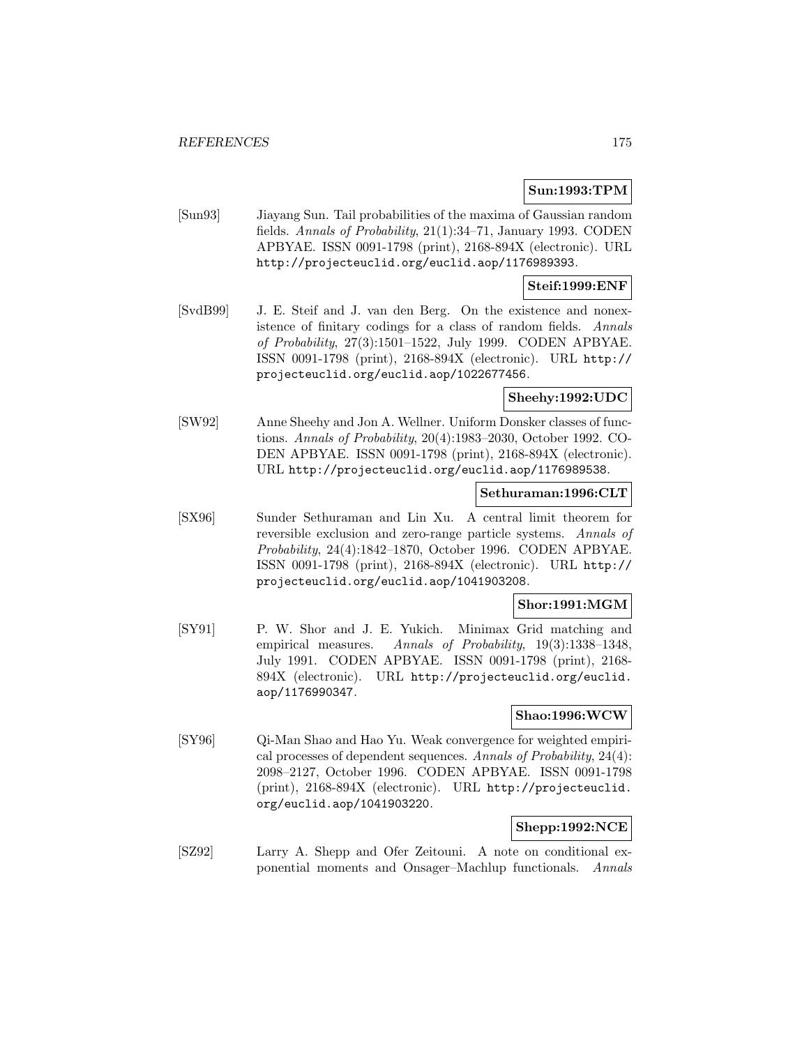**Sun:1993:TPM**

[Sun93] Jiayang Sun. Tail probabilities of the maxima of Gaussian random fields. *Annals of Probability*, 21(1):34–71, January 1993. CODEN APBYAE. ISSN 0091-1798 (print), 2168-894X (electronic). URL `http://projecteuclid.org/euclid.aop/1176989393`.

**Steif:1999:ENF**

[SvdB99] J. E. Steif and J. van den Berg. On the existence and nonexistence of finitary codings for a class of random fields. *Annals of Probability*, 27(3):1501–1522, July 1999. CODEN APBYAE. ISSN 0091-1798 (print), 2168-894X (electronic). URL `http://projecteuclid.org/euclid.aop/1022677456`.

**Sheehy:1992:UDC**

[SW92] Anne Sheehy and Jon A. Wellner. Uniform Donsker classes of functions. *Annals of Probability*, 20(4):1983–2030, October 1992. CODEN APBYAE. ISSN 0091-1798 (print), 2168-894X (electronic). URL `http://projecteuclid.org/euclid.aop/1176989538`.

**Sethuraman:1996:CLT**

[SX96] Sunder Sethuraman and Lin Xu. A central limit theorem for reversible exclusion and zero-range particle systems. *Annals of Probability*, 24(4):1842–1870, October 1996. CODEN APBYAE. ISSN 0091-1798 (print), 2168-894X (electronic). URL `http://projecteuclid.org/euclid.aop/1041903208`.

**Shor:1991:MGM**

[SY91] P. W. Shor and J. E. Yukich. Minimax Grid matching and empirical measures. *Annals of Probability*, 19(3):1338–1348, July 1991. CODEN APBYAE. ISSN 0091-1798 (print), 2168-894X (electronic). URL `http://projecteuclid.org/euclid.aop/1176990347`.

**Shao:1996:WCW**

[SY96] Qi-Man Shao and Hao Yu. Weak convergence for weighted empirical processes of dependent sequences. *Annals of Probability*, 24(4):2098–2127, October 1996. CODEN APBYAE. ISSN 0091-1798 (print), 2168-894X (electronic). URL `http://projecteuclid.org/euclid.aop/1041903220`.

**Shepp:1992:NCE**

[SZ92] Larry A. Shepp and Ofer Zeitouni. A note on conditional exponential moments and Onsager–Machlup functionals. *Annals*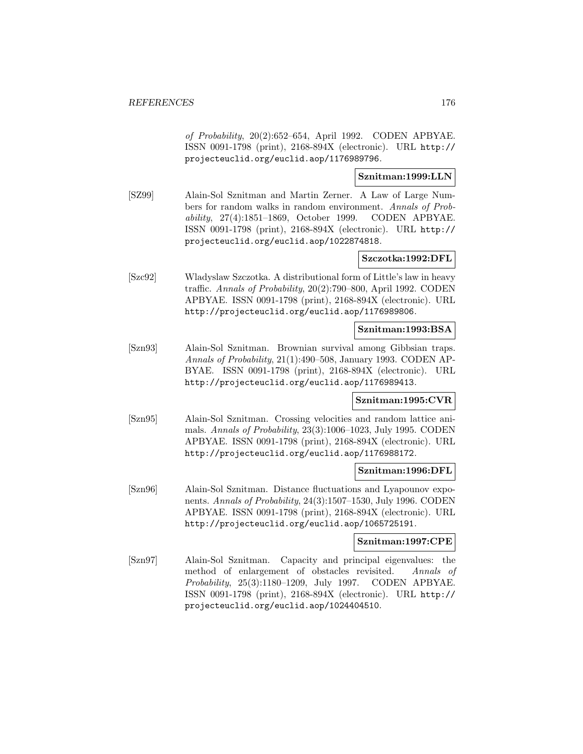of Probability, 20(2):652–654, April 1992. CODEN APBYAE. ISSN 0091-1798 (print), 2168-894X (electronic). URL http://projecteuclid.org/euclid.aop/1176989796.

**Sznitman:1999:LLN**

[SZ99] Alain-Sol Sznitman and Martin Zerner. A Law of Large Numbers for random walks in random environment. *Annals of Probability*, 27(4):1851–1869, October 1999. CODEN APBYAE. ISSN 0091-1798 (print), 2168-894X (electronic). URL http://projecteuclid.org/euclid.aop/1022874818.

**Szczotka:1992:DFL**

[Szc92] Wladyslaw Szczotka. A distributional form of Little's law in heavy traffic. *Annals of Probability*, 20(2):790–800, April 1992. CODEN APBYAE. ISSN 0091-1798 (print), 2168-894X (electronic). URL http://projecteuclid.org/euclid.aop/1176989806.

**Sznitman:1993:BSA**

[Szn93] Alain-Sol Sznitman. Brownian survival among Gibbsian traps. *Annals of Probability*, 21(1):490–508, January 1993. CODEN APBYAE. ISSN 0091-1798 (print), 2168-894X (electronic). URL http://projecteuclid.org/euclid.aop/1176989413.

**Sznitman:1995:CVR**

[Szn95] Alain-Sol Sznitman. Crossing velocities and random lattice animals. *Annals of Probability*, 23(3):1006–1023, July 1995. CODEN APBYAE. ISSN 0091-1798 (print), 2168-894X (electronic). URL http://projecteuclid.org/euclid.aop/1176988172.

**Sznitman:1996:DFL**

[Szn96] Alain-Sol Sznitman. Distance fluctuations and Lyapounov exponents. *Annals of Probability*, 24(3):1507–1530, July 1996. CODEN APBYAE. ISSN 0091-1798 (print), 2168-894X (electronic). URL http://projecteuclid.org/euclid.aop/1065725191.

**Sznitman:1997:CPE**

[Szn97] Alain-Sol Sznitman. Capacity and principal eigenvalues: the method of enlargement of obstacles revisited. *Annals of Probability*, 25(3):1180–1209, July 1997. CODEN APBYAE. ISSN 0091-1798 (print), 2168-894X (electronic). URL http://projecteuclid.org/euclid.aop/1024404510.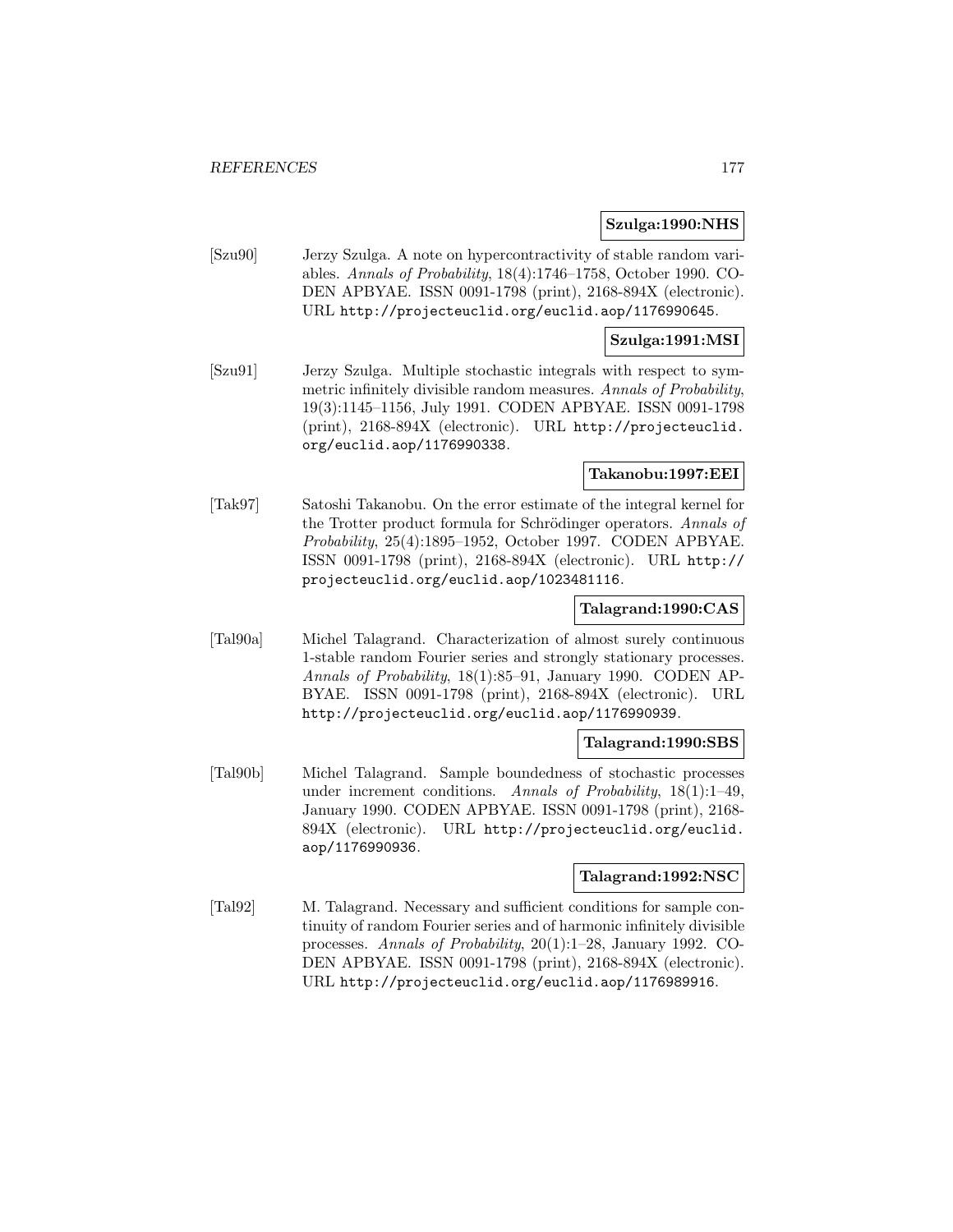**Szulga:1990:NHS**

[Szu90] Jerzy Szulga. A note on hypercontractivity of stable random variables. *Annals of Probability*, 18(4):1746–1758, October 1990. CODEN APBYAE. ISSN 0091-1798 (print), 2168-894X (electronic). URL http://projecteuclid.org/euclid.aop/1176990645.

**Szulga:1991:MSI**

[Szu91] Jerzy Szulga. Multiple stochastic integrals with respect to symmetric infinitely divisible random measures. *Annals of Probability*, 19(3):1145–1156, July 1991. CODEN APBYAE. ISSN 0091-1798 (print), 2168-894X (electronic). URL http://projecteuclid.org/euclid.aop/1176990338.

**Takanobu:1997:EEI**

[Tak97] Satoshi Takanobu. On the error estimate of the integral kernel for the Trotter product formula for Schrödinger operators. *Annals of Probability*, 25(4):1895–1952, October 1997. CODEN APBYAE. ISSN 0091-1798 (print), 2168-894X (electronic). URL http://projecteuclid.org/euclid.aop/1023481116.

**Talagrand:1990:CAS**

[Tal90a] Michel Talagrand. Characterization of almost surely continuous 1-stable random Fourier series and strongly stationary processes. *Annals of Probability*, 18(1):85–91, January 1990. CODEN APBYAE. ISSN 0091-1798 (print), 2168-894X (electronic). URL http://projecteuclid.org/euclid.aop/1176990939.

**Talagrand:1990:SBS**

[Tal90b] Michel Talagrand. Sample boundedness of stochastic processes under increment conditions. *Annals of Probability*, 18(1):1–49, January 1990. CODEN APBYAE. ISSN 0091-1798 (print), 2168-894X (electronic). URL http://projecteuclid.org/euclid.aop/1176990936.

**Talagrand:1992:NSC**

[Tal92] M. Talagrand. Necessary and sufficient conditions for sample continuity of random Fourier series and of harmonic infinitely divisible processes. *Annals of Probability*, 20(1):1–28, January 1992. CODEN APBYAE. ISSN 0091-1798 (print), 2168-894X (electronic). URL http://projecteuclid.org/euclid.aop/1176989916.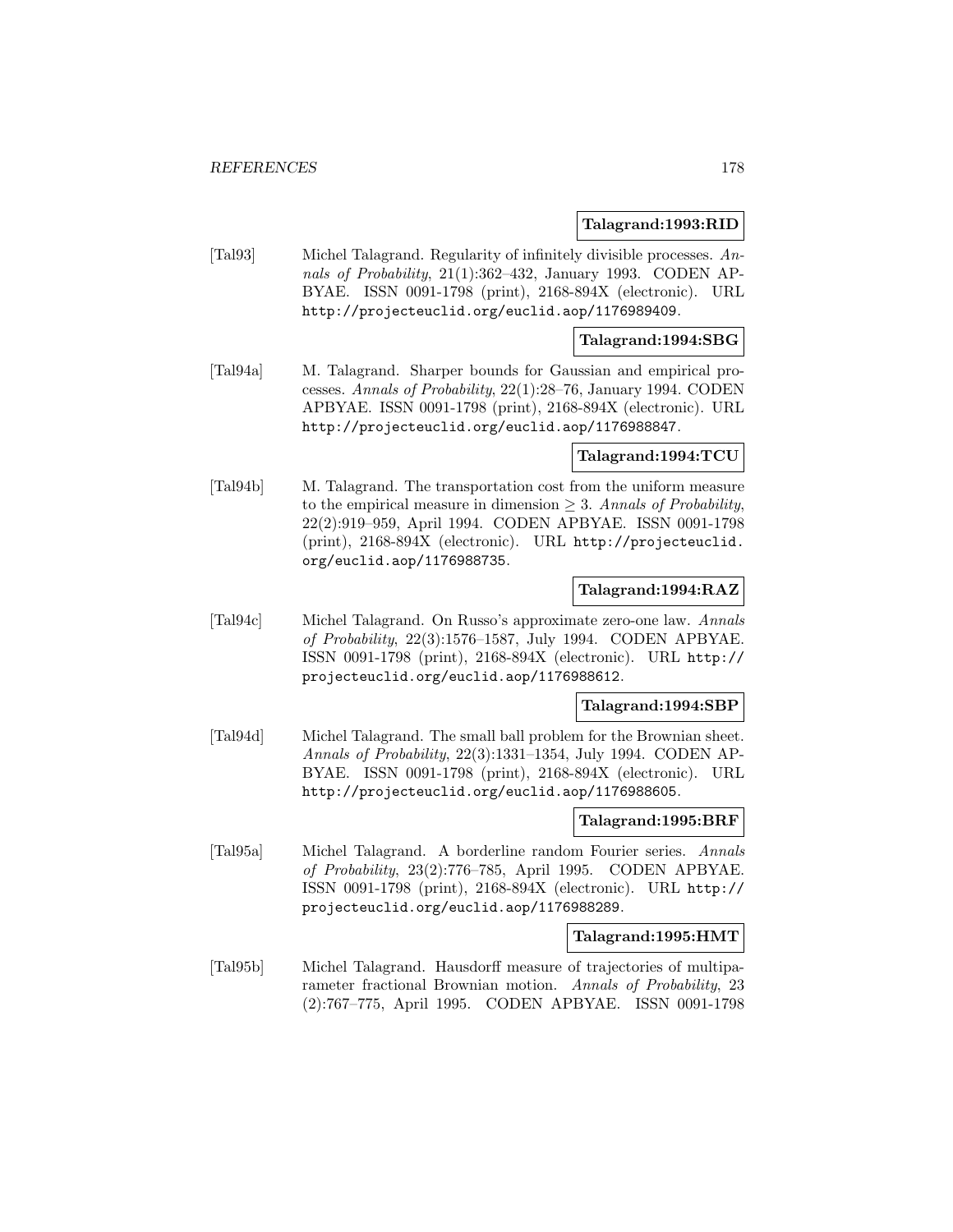**Talagrand:1993:RID**

[Tal93] Michel Talagrand. Regularity of infinitely divisible processes. *Annals of Probability*, 21(1):362–432, January 1993. CODEN APBYAE. ISSN 0091-1798 (print), 2168-894X (electronic). URL http://projecteuclid.org/euclid.aop/1176989409.

**Talagrand:1994:SBG**

[Tal94a] M. Talagrand. Sharper bounds for Gaussian and empirical processes. *Annals of Probability*, 22(1):28–76, January 1994. CODEN APBYAE. ISSN 0091-1798 (print), 2168-894X (electronic). URL http://projecteuclid.org/euclid.aop/1176988847.

**Talagrand:1994:TCU**

[Tal94b] M. Talagrand. The transportation cost from the uniform measure to the empirical measure in dimension $\geq 3$. *Annals of Probability*, 22(2):919–959, April 1994. CODEN APBYAE. ISSN 0091-1798 (print), 2168-894X (electronic). URL http://projecteuclid.org/euclid.aop/1176988735.

**Talagrand:1994:RAZ**

[Tal94c] Michel Talagrand. On Russo's approximate zero-one law. *Annals of Probability*, 22(3):1576–1587, July 1994. CODEN APBYAE. ISSN 0091-1798 (print), 2168-894X (electronic). URL http://projecteuclid.org/euclid.aop/1176988612.

**Talagrand:1994:SBP**

[Tal94d] Michel Talagrand. The small ball problem for the Brownian sheet. *Annals of Probability*, 22(3):1331–1354, July 1994. CODEN APBYAE. ISSN 0091-1798 (print), 2168-894X (electronic). URL http://projecteuclid.org/euclid.aop/1176988605.

**Talagrand:1995:BRF**

[Tal95a] Michel Talagrand. A borderline random Fourier series. *Annals of Probability*, 23(2):776–785, April 1995. CODEN APBYAE. ISSN 0091-1798 (print), 2168-894X (electronic). URL http://projecteuclid.org/euclid.aop/1176988289.

**Talagrand:1995:HMT**

[Tal95b] Michel Talagrand. Hausdorff measure of trajectories of multiparameter fractional Brownian motion. *Annals of Probability*, 23 (2):767–775, April 1995. CODEN APBYAE. ISSN 0091-1798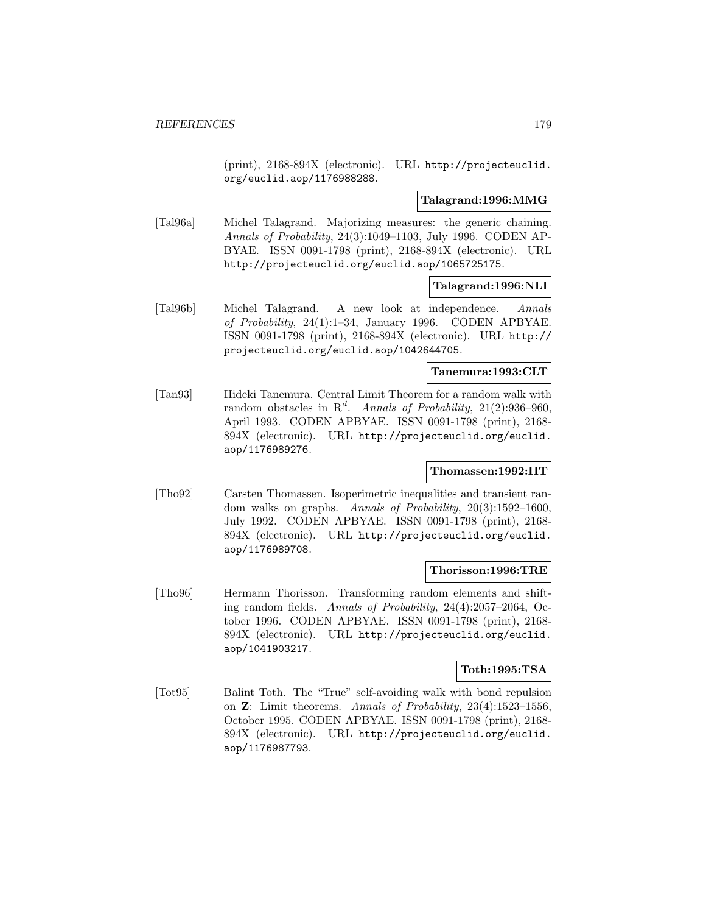(print), 2168-894X (electronic). URL http://projecteuclid.org/euclid.aop/1176988288.

**Talagrand:1996:MMG**

[Tal96a] Michel Talagrand. Majorizing measures: the generic chaining. *Annals of Probability*, 24(3):1049–1103, July 1996. CODEN APBYAE. ISSN 0091-1798 (print), 2168-894X (electronic). URL http://projecteuclid.org/euclid.aop/1065725175.

**Talagrand:1996:NLI**

[Tal96b] Michel Talagrand. A new look at independence. *Annals of Probability*, 24(1):1–34, January 1996. CODEN APBYAE. ISSN 0091-1798 (print), 2168-894X (electronic). URL http://projecteuclid.org/euclid.aop/1042644705.

**Tanemura:1993:CLT**

[Tan93] Hideki Tanemura. Central Limit Theorem for a random walk with random obstacles in $R^d$. *Annals of Probability*, 21(2):936–960, April 1993. CODEN APBYAE. ISSN 0091-1798 (print), 2168-894X (electronic). URL http://projecteuclid.org/euclid.aop/1176989276.

**Thomassen:1992:IIT**

[Tho92] Carsten Thomassen. Isoperimetric inequalities and transient random walks on graphs. *Annals of Probability*, 20(3):1592–1600, July 1992. CODEN APBYAE. ISSN 0091-1798 (print), 2168-894X (electronic). URL http://projecteuclid.org/euclid.aop/1176989708.

**Thorisson:1996:TRE**

[Tho96] Hermann Thorisson. Transforming random elements and shifting random fields. *Annals of Probability*, 24(4):2057–2064, October 1996. CODEN APBYAE. ISSN 0091-1798 (print), 2168-894X (electronic). URL http://projecteuclid.org/euclid.aop/1041903217.

**Toth:1995:TSA**

[Tot95] Balint Toth. The "True" self-avoiding walk with bond repulsion on **Z**: Limit theorems. *Annals of Probability*, 23(4):1523–1556, October 1995. CODEN APBYAE. ISSN 0091-1798 (print), 2168-894X (electronic). URL http://projecteuclid.org/euclid.aop/1176987793.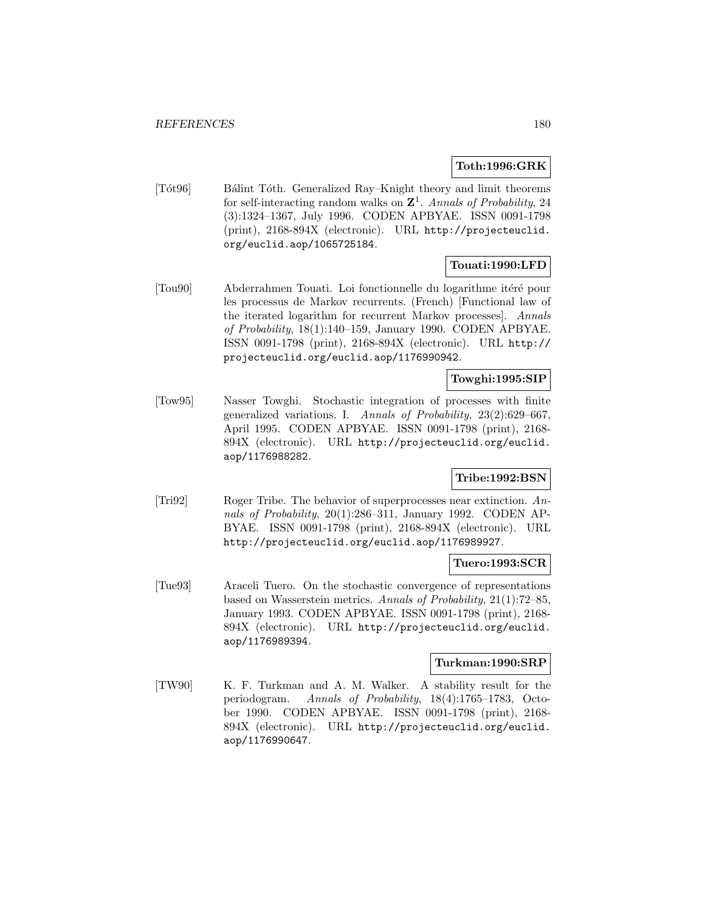**Toth:1996:GRK**

[Tót96] Bálint Tóth. Generalized Ray–Knight theory and limit theorems for self-interacting random walks on $\mathbf{Z}^1$. *Annals of Probability*, 24 (3):1324–1367, July 1996. CODEN APBYAE. ISSN 0091-1798 (print), 2168-894X (electronic). URL http://projecteuclid.org/euclid.aop/1065725184.

**Touati:1990:LFD**

[Tou90] Abderrahmen Touati. Loi fonctionnelle du logarithme itéré pour les processus de Markov recurrents. (French) [Functional law of the iterated logarithm for recurrent Markov processes]. *Annals of Probability*, 18(1):140–159, January 1990. CODEN APBYAE. ISSN 0091-1798 (print), 2168-894X (electronic). URL http://projecteuclid.org/euclid.aop/1176990942.

**Towghi:1995:SIP**

[Tow95] Nasser Towghi. Stochastic integration of processes with finite generalized variations. I. *Annals of Probability*, 23(2):629–667, April 1995. CODEN APBYAE. ISSN 0091-1798 (print), 2168-894X (electronic). URL http://projecteuclid.org/euclid.aop/1176988282.

**Tribe:1992:BSN**

[Tri92] Roger Tribe. The behavior of superprocesses near extinction. *Annals of Probability*, 20(1):286–311, January 1992. CODEN APBYAE. ISSN 0091-1798 (print), 2168-894X (electronic). URL http://projecteuclid.org/euclid.aop/1176989927.

**Tuero:1993:SCR**

[Tue93] Araceli Tuero. On the stochastic convergence of representations based on Wasserstein metrics. *Annals of Probability*, 21(1):72–85, January 1993. CODEN APBYAE. ISSN 0091-1798 (print), 2168-894X (electronic). URL http://projecteuclid.org/euclid.aop/1176989394.

**Turkman:1990:SRP**

[TW90] K. F. Turkman and A. M. Walker. A stability result for the periodogram. *Annals of Probability*, 18(4):1765–1783, October 1990. CODEN APBYAE. ISSN 0091-1798 (print), 2168-894X (electronic). URL http://projecteuclid.org/euclid.aop/1176990647.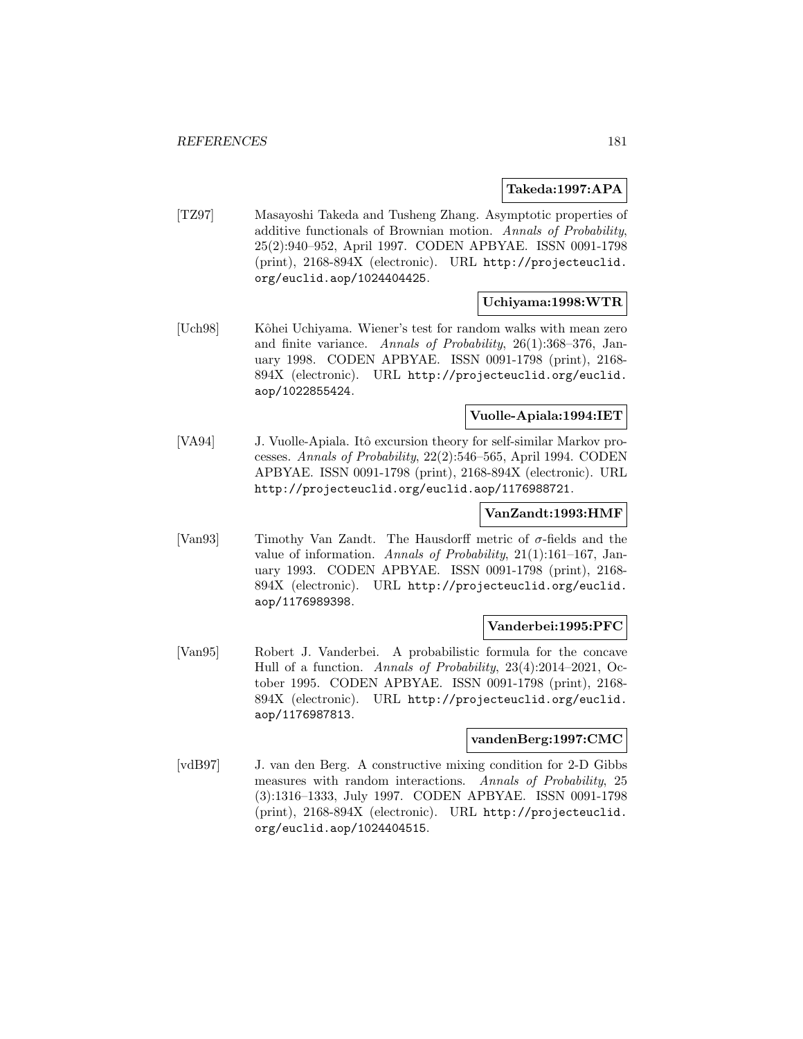**Takeda:1997:APA**

[TZ97] Masayoshi Takeda and Tusheng Zhang. Asymptotic properties of additive functionals of Brownian motion. *Annals of Probability*, 25(2):940–952, April 1997. CODEN APBYAE. ISSN 0091-1798 (print), 2168-894X (electronic). URL http://projecteuclid.org/euclid.aop/1024404425.

**Uchiyama:1998:WTR**

[Uch98] Kôhei Uchiyama. Wiener's test for random walks with mean zero and finite variance. *Annals of Probability*, 26(1):368–376, January 1998. CODEN APBYAE. ISSN 0091-1798 (print), 2168-894X (electronic). URL http://projecteuclid.org/euclid.aop/1022855424.

**Vuolle-Apiala:1994:IET**

[VA94] J. Vuolle-Apiala. Itô excursion theory for self-similar Markov processes. *Annals of Probability*, 22(2):546–565, April 1994. CODEN APBYAE. ISSN 0091-1798 (print), 2168-894X (electronic). URL http://projecteuclid.org/euclid.aop/1176988721.

**VanZandt:1993:HMF**

[Van93] Timothy Van Zandt. The Hausdorff metric of $\sigma$-fields and the value of information. *Annals of Probability*, 21(1):161–167, January 1993. CODEN APBYAE. ISSN 0091-1798 (print), 2168-894X (electronic). URL http://projecteuclid.org/euclid.aop/1176989398.

**Vanderbei:1995:PFC**

[Van95] Robert J. Vanderbei. A probabilistic formula for the concave Hull of a function. *Annals of Probability*, 23(4):2014–2021, October 1995. CODEN APBYAE. ISSN 0091-1798 (print), 2168-894X (electronic). URL http://projecteuclid.org/euclid.aop/1176987813.

**vandenBerg:1997:CMC**

[vdB97] J. van den Berg. A constructive mixing condition for 2-D Gibbs measures with random interactions. *Annals of Probability*, 25 (3):1316–1333, July 1997. CODEN APBYAE. ISSN 0091-1798 (print), 2168-894X (electronic). URL http://projecteuclid.org/euclid.aop/1024404515.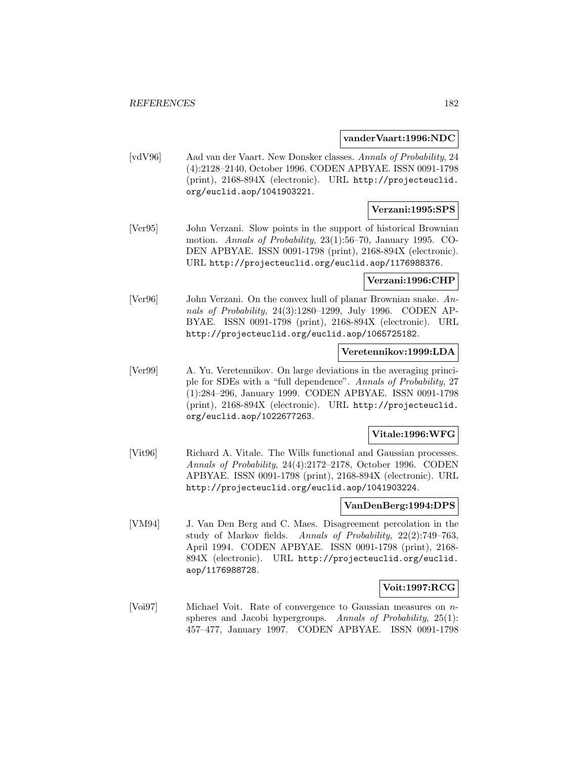**vanderVaart:1996:NDC**

[vdV96] Aad van der Vaart. New Donsker classes. *Annals of Probability*, 24 (4):2128–2140, October 1996. CODEN APBYAE. ISSN 0091-1798 (print), 2168-894X (electronic). URL http://projecteuclid.org/euclid.aop/1041903221.

**Verzani:1995:SPS**

[Ver95] John Verzani. Slow points in the support of historical Brownian motion. *Annals of Probability*, 23(1):56–70, January 1995. CODEN APBYAE. ISSN 0091-1798 (print), 2168-894X (electronic). URL http://projecteuclid.org/euclid.aop/1176988376.

**Verzani:1996:CHP**

[Ver96] John Verzani. On the convex hull of planar Brownian snake. *Annals of Probability*, 24(3):1280–1299, July 1996. CODEN APBYAE. ISSN 0091-1798 (print), 2168-894X (electronic). URL http://projecteuclid.org/euclid.aop/1065725182.

**Veretennikov:1999:LDA**

[Ver99] A. Yu. Veretennikov. On large deviations in the averaging principle for SDEs with a "full dependence". *Annals of Probability*, 27 (1):284–296, January 1999. CODEN APBYAE. ISSN 0091-1798 (print), 2168-894X (electronic). URL http://projecteuclid.org/euclid.aop/1022677263.

**Vitale:1996:WFG**

[Vit96] Richard A. Vitale. The Wills functional and Gaussian processes. *Annals of Probability*, 24(4):2172–2178, October 1996. CODEN APBYAE. ISSN 0091-1798 (print), 2168-894X (electronic). URL http://projecteuclid.org/euclid.aop/1041903224.

**VanDenBerg:1994:DPS**

[VM94] J. Van Den Berg and C. Maes. Disagreement percolation in the study of Markov fields. *Annals of Probability*, 22(2):749–763, April 1994. CODEN APBYAE. ISSN 0091-1798 (print), 2168-894X (electronic). URL http://projecteuclid.org/euclid.aop/1176988728.

**Voit:1997:RCG**

[Voi97] Michael Voit. Rate of convergence to Gaussian measures on $n$-spheres and Jacobi hypergroups. *Annals of Probability*, 25(1): 457–477, January 1997. CODEN APBYAE. ISSN 0091-1798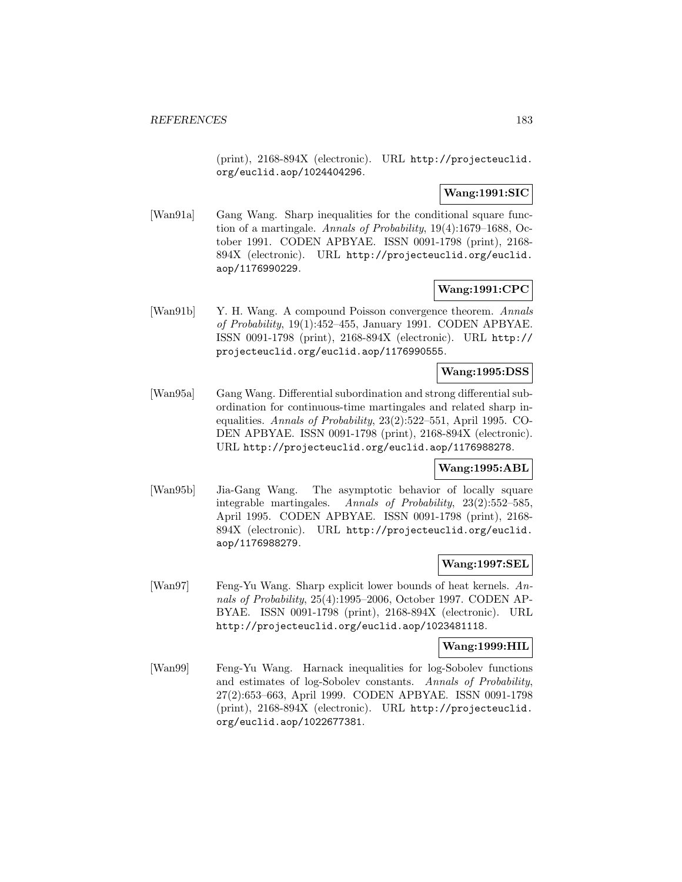(print), 2168-894X (electronic). URL http://projecteuclid.org/euclid.aop/1024404296.

**Wang:1991:SIC**

[Wan91a] Gang Wang. Sharp inequalities for the conditional square function of a martingale. *Annals of Probability*, 19(4):1679–1688, October 1991. CODEN APBYAE. ISSN 0091-1798 (print), 2168-894X (electronic). URL http://projecteuclid.org/euclid.aop/1176990229.

**Wang:1991:CPC**

[Wan91b] Y. H. Wang. A compound Poisson convergence theorem. *Annals of Probability*, 19(1):452–455, January 1991. CODEN APBYAE. ISSN 0091-1798 (print), 2168-894X (electronic). URL http://projecteuclid.org/euclid.aop/1176990555.

**Wang:1995:DSS**

[Wan95a] Gang Wang. Differential subordination and strong differential subordination for continuous-time martingales and related sharp inequalities. *Annals of Probability*, 23(2):522–551, April 1995. CODEN APBYAE. ISSN 0091-1798 (print), 2168-894X (electronic). URL http://projecteuclid.org/euclid.aop/1176988278.

**Wang:1995:ABL**

[Wan95b] Jia-Gang Wang. The asymptotic behavior of locally square integrable martingales. *Annals of Probability*, 23(2):552–585, April 1995. CODEN APBYAE. ISSN 0091-1798 (print), 2168-894X (electronic). URL http://projecteuclid.org/euclid.aop/1176988279.

**Wang:1997:SEL**

[Wan97] Feng-Yu Wang. Sharp explicit lower bounds of heat kernels. *Annals of Probability*, 25(4):1995–2006, October 1997. CODEN APBYAE. ISSN 0091-1798 (print), 2168-894X (electronic). URL http://projecteuclid.org/euclid.aop/1023481118.

**Wang:1999:HIL**

[Wan99] Feng-Yu Wang. Harnack inequalities for log-Sobolev functions and estimates of log-Sobolev constants. *Annals of Probability*, 27(2):653–663, April 1999. CODEN APBYAE. ISSN 0091-1798 (print), 2168-894X (electronic). URL http://projecteuclid.org/euclid.aop/1022677381.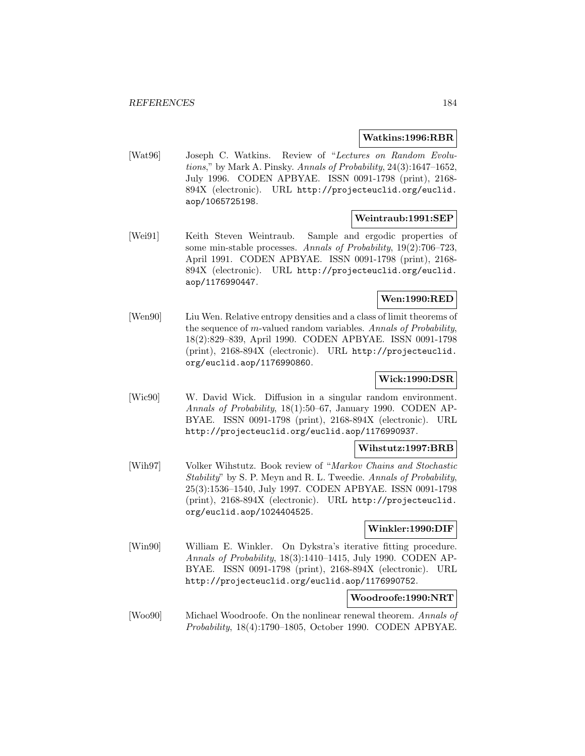**Watkins:1996:RBR**

[Wat96] Joseph C. Watkins. Review of "*Lectures on Random Evolutions*," by Mark A. Pinsky. *Annals of Probability*, 24(3):1647–1652, July 1996. CODEN APBYAE. ISSN 0091-1798 (print), 2168-894X (electronic). URL http://projecteuclid.org/euclid.aop/1065725198.

**Weintraub:1991:SEP**

[Wei91] Keith Steven Weintraub. Sample and ergodic properties of some min-stable processes. *Annals of Probability*, 19(2):706–723, April 1991. CODEN APBYAE. ISSN 0091-1798 (print), 2168-894X (electronic). URL http://projecteuclid.org/euclid.aop/1176990447.

**Wen:1990:RED**

[Wen90] Liu Wen. Relative entropy densities and a class of limit theorems of the sequence of $m$-valued random variables. *Annals of Probability*, 18(2):829–839, April 1990. CODEN APBYAE. ISSN 0091-1798 (print), 2168-894X (electronic). URL http://projecteuclid.org/euclid.aop/1176990860.

**Wick:1990:DSR**

[Wic90] W. David Wick. Diffusion in a singular random environment. *Annals of Probability*, 18(1):50–67, January 1990. CODEN APBYAE. ISSN 0091-1798 (print), 2168-894X (electronic). URL http://projecteuclid.org/euclid.aop/1176990937.

**Wihstutz:1997:BRB**

[Wih97] Volker Wihstutz. Book review of "*Markov Chains and Stochastic Stability*" by S. P. Meyn and R. L. Tweedie. *Annals of Probability*, 25(3):1536–1540, July 1997. CODEN APBYAE. ISSN 0091-1798 (print), 2168-894X (electronic). URL http://projecteuclid.org/euclid.aop/1024404525.

**Winkler:1990:DIF**

[Win90] William E. Winkler. On Dykstra's iterative fitting procedure. *Annals of Probability*, 18(3):1410–1415, July 1990. CODEN APBYAE. ISSN 0091-1798 (print), 2168-894X (electronic). URL http://projecteuclid.org/euclid.aop/1176990752.

**Woodroofe:1990:NRT**

[Woo90] Michael Woodroofe. On the nonlinear renewal theorem. *Annals of Probability*, 18(4):1790–1805, October 1990. CODEN APBYAE.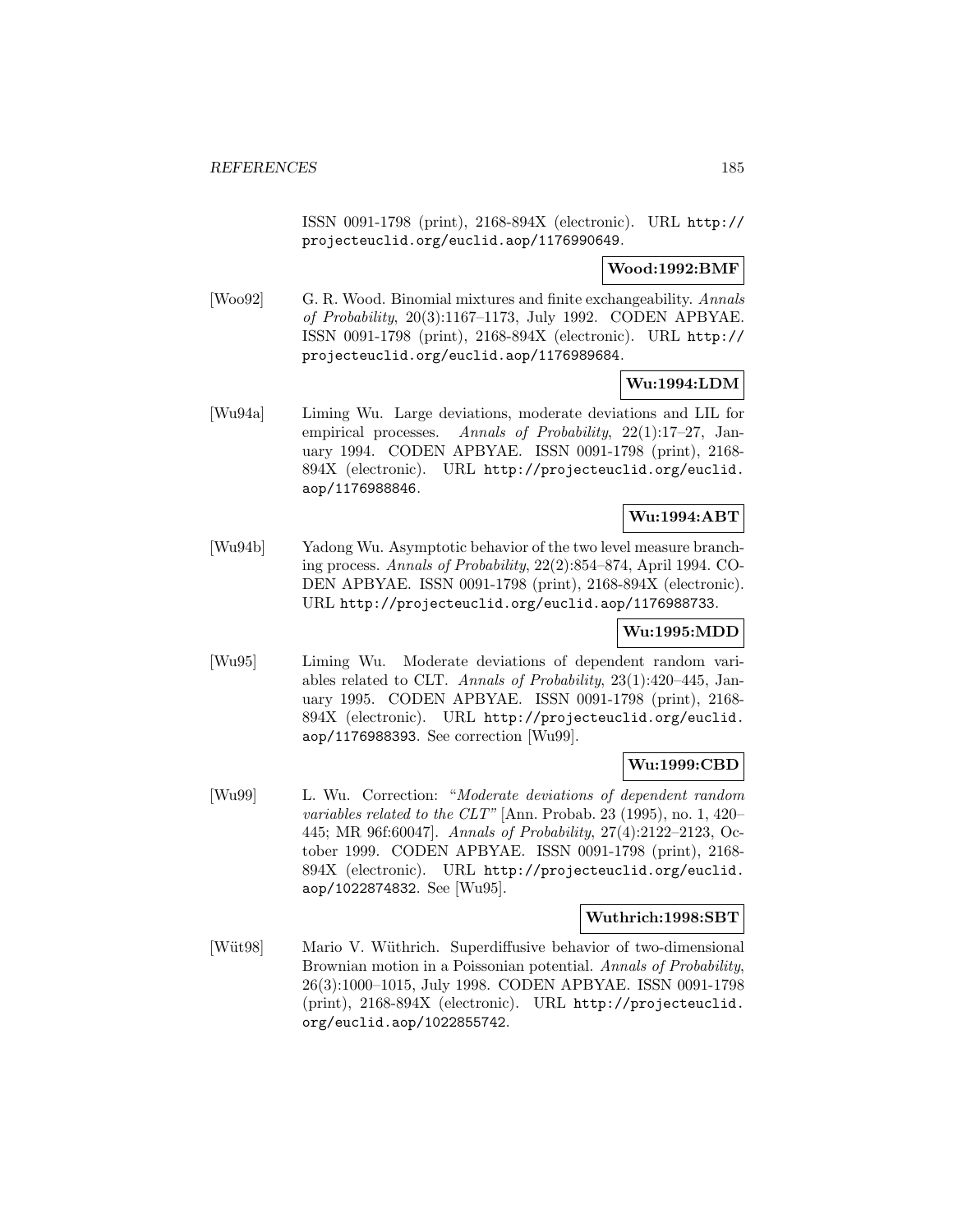ISSN 0091-1798 (print), 2168-894X (electronic). URL http://projecteuclid.org/euclid.aop/1176990649.

**Wood:1992:BMF**

[Woo92] G. R. Wood. Binomial mixtures and finite exchangeability. *Annals of Probability*, 20(3):1167–1173, July 1992. CODEN APBYAE. ISSN 0091-1798 (print), 2168-894X (electronic). URL http://projecteuclid.org/euclid.aop/1176989684.

**Wu:1994:LDM**

[Wu94a] Liming Wu. Large deviations, moderate deviations and LIL for empirical processes. *Annals of Probability*, 22(1):17–27, January 1994. CODEN APBYAE. ISSN 0091-1798 (print), 2168-894X (electronic). URL http://projecteuclid.org/euclid.aop/1176988846.

**Wu:1994:ABT**

[Wu94b] Yadong Wu. Asymptotic behavior of the two level measure branching process. *Annals of Probability*, 22(2):854–874, April 1994. CODEN APBYAE. ISSN 0091-1798 (print), 2168-894X (electronic). URL http://projecteuclid.org/euclid.aop/1176988733.

**Wu:1995:MDD**

[Wu95] Liming Wu. Moderate deviations of dependent random variables related to CLT. *Annals of Probability*, 23(1):420–445, January 1995. CODEN APBYAE. ISSN 0091-1798 (print), 2168-894X (electronic). URL http://projecteuclid.org/euclid.aop/1176988393. See correction [Wu99].

**Wu:1999:CBD**

[Wu99] L. Wu. Correction: "*Moderate deviations of dependent random variables related to the CLT*" [Ann. Probab. 23 (1995), no. 1, 420–445; MR 96f:60047]. *Annals of Probability*, 27(4):2122–2123, October 1999. CODEN APBYAE. ISSN 0091-1798 (print), 2168-894X (electronic). URL http://projecteuclid.org/euclid.aop/1022874832. See [Wu95].

**Wuthrich:1998:SBT**

[Wüt98] Mario V. Wüthrich. Superdiffusive behavior of two-dimensional Brownian motion in a Poissonian potential. *Annals of Probability*, 26(3):1000–1015, July 1998. CODEN APBYAE. ISSN 0091-1798 (print), 2168-894X (electronic). URL http://projecteuclid.org/euclid.aop/1022855742.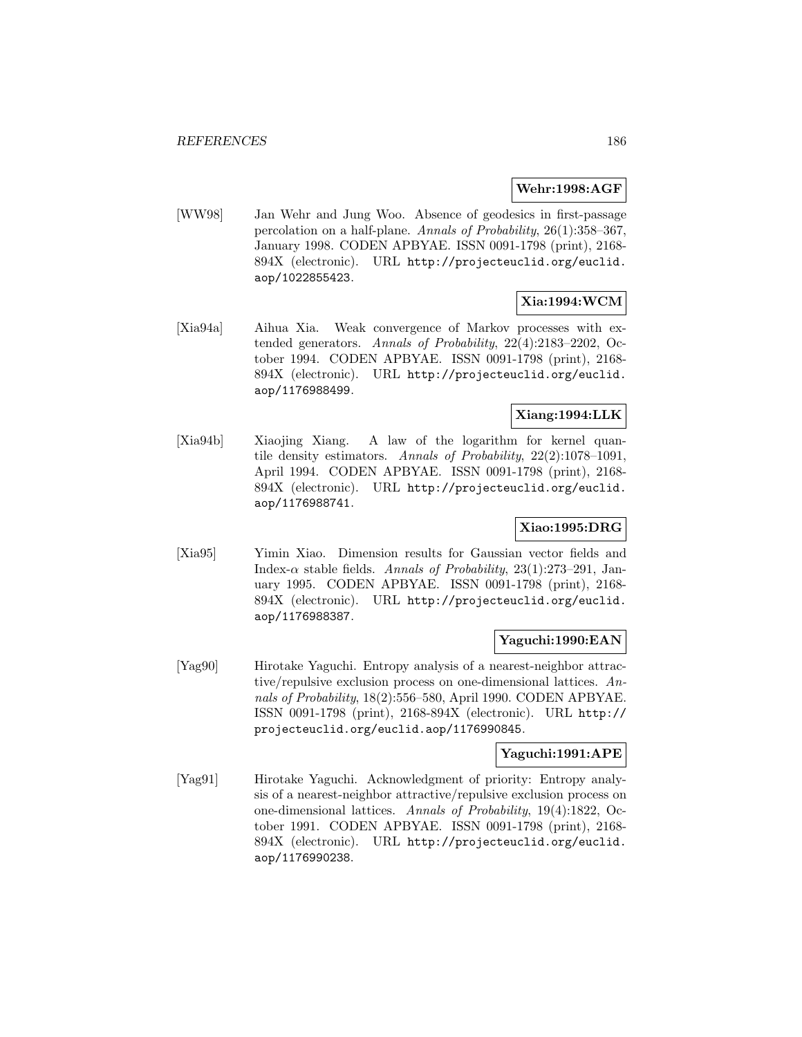**Wehr:1998:AGF**

[WW98] Jan Wehr and Jung Woo. Absence of geodesics in first-passage percolation on a half-plane. *Annals of Probability*, 26(1):358–367, January 1998. CODEN APBYAE. ISSN 0091-1798 (print), 2168-894X (electronic). URL http://projecteuclid.org/euclid.aop/1022855423.

**Xia:1994:WCM**

[Xia94a] Aihua Xia. Weak convergence of Markov processes with extended generators. *Annals of Probability*, 22(4):2183–2202, October 1994. CODEN APBYAE. ISSN 0091-1798 (print), 2168-894X (electronic). URL http://projecteuclid.org/euclid.aop/1176988499.

**Xiang:1994:LLK**

[Xia94b] Xiaojing Xiang. A law of the logarithm for kernel quantile density estimators. *Annals of Probability*, 22(2):1078–1091, April 1994. CODEN APBYAE. ISSN 0091-1798 (print), 2168-894X (electronic). URL http://projecteuclid.org/euclid.aop/1176988741.

**Xiao:1995:DRG**

[Xia95] Yimin Xiao. Dimension results for Gaussian vector fields and Index-$\alpha$ stable fields. *Annals of Probability*, 23(1):273–291, January 1995. CODEN APBYAE. ISSN 0091-1798 (print), 2168-894X (electronic). URL http://projecteuclid.org/euclid.aop/1176988387.

**Yaguchi:1990:EAN**

[Yag90] Hirotake Yaguchi. Entropy analysis of a nearest-neighbor attractive/repulsive exclusion process on one-dimensional lattices. *Annals of Probability*, 18(2):556–580, April 1990. CODEN APBYAE. ISSN 0091-1798 (print), 2168-894X (electronic). URL http://projecteuclid.org/euclid.aop/1176990845.

**Yaguchi:1991:APE**

[Yag91] Hirotake Yaguchi. Acknowledgment of priority: Entropy analysis of a nearest-neighbor attractive/repulsive exclusion process on one-dimensional lattices. *Annals of Probability*, 19(4):1822, October 1991. CODEN APBYAE. ISSN 0091-1798 (print), 2168-894X (electronic). URL http://projecteuclid.org/euclid.aop/1176990238.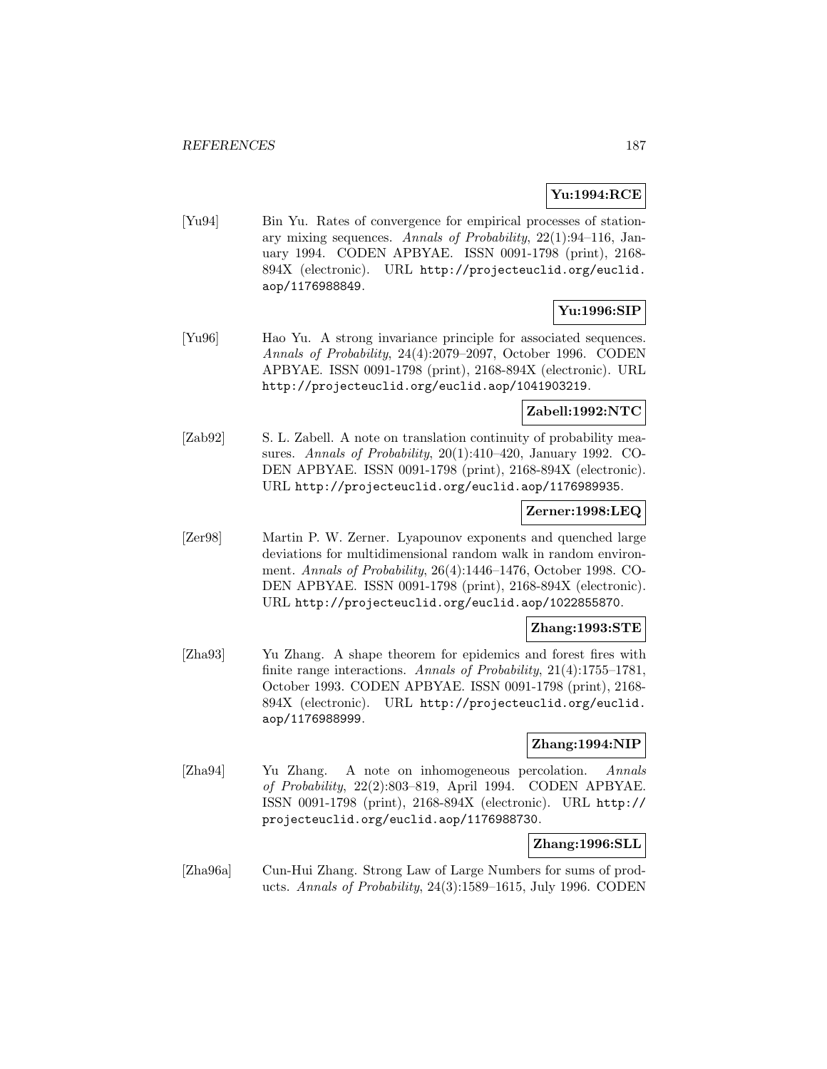**Yu:1994:RCE**

[Yu94] Bin Yu. Rates of convergence for empirical processes of stationary mixing sequences. *Annals of Probability*, 22(1):94–116, January 1994. CODEN APBYAE. ISSN 0091-1798 (print), 2168-894X (electronic). URL http://projecteuclid.org/euclid.aop/1176988849.

**Yu:1996:SIP**

[Yu96] Hao Yu. A strong invariance principle for associated sequences. *Annals of Probability*, 24(4):2079–2097, October 1996. CODEN APBYAE. ISSN 0091-1798 (print), 2168-894X (electronic). URL http://projecteuclid.org/euclid.aop/1041903219.

**Zabell:1992:NTC**

[Zab92] S. L. Zabell. A note on translation continuity of probability measures. *Annals of Probability*, 20(1):410–420, January 1992. CODEN APBYAE. ISSN 0091-1798 (print), 2168-894X (electronic). URL http://projecteuclid.org/euclid.aop/1176989935.

**Zerner:1998:LEQ**

[Zer98] Martin P. W. Zerner. Lyapounov exponents and quenched large deviations for multidimensional random walk in random environment. *Annals of Probability*, 26(4):1446–1476, October 1998. CODEN APBYAE. ISSN 0091-1798 (print), 2168-894X (electronic). URL http://projecteuclid.org/euclid.aop/1022855870.

**Zhang:1993:STE**

[Zha93] Yu Zhang. A shape theorem for epidemics and forest fires with finite range interactions. *Annals of Probability*, 21(4):1755–1781, October 1993. CODEN APBYAE. ISSN 0091-1798 (print), 2168-894X (electronic). URL http://projecteuclid.org/euclid.aop/1176988999.

**Zhang:1994:NIP**

[Zha94] Yu Zhang. A note on inhomogeneous percolation. *Annals of Probability*, 22(2):803–819, April 1994. CODEN APBYAE. ISSN 0091-1798 (print), 2168-894X (electronic). URL http://projecteuclid.org/euclid.aop/1176988730.

**Zhang:1996:SLL**

[Zha96a] Cun-Hui Zhang. Strong Law of Large Numbers for sums of products. *Annals of Probability*, 24(3):1589–1615, July 1996. CODEN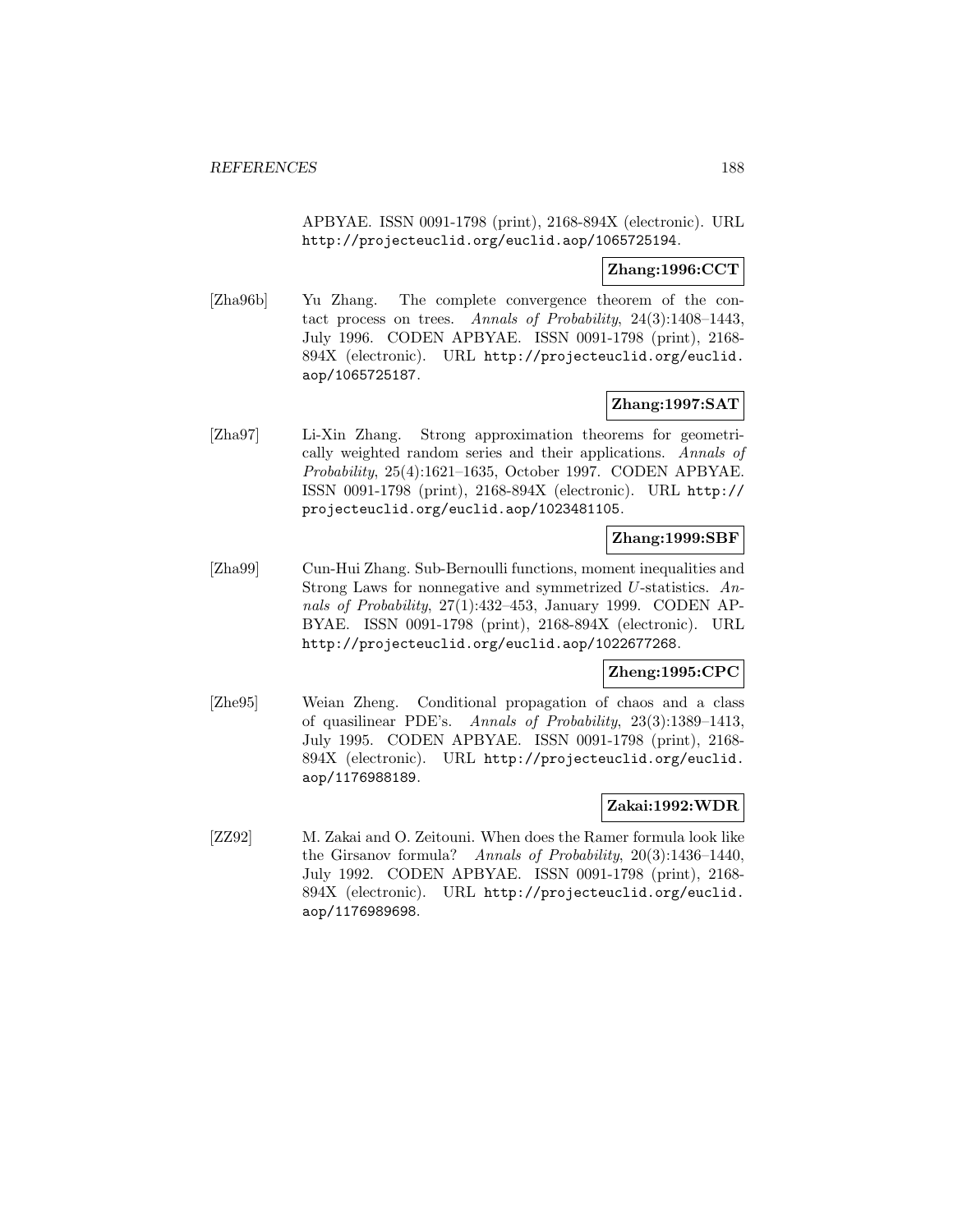APBYAE. ISSN 0091-1798 (print), 2168-894X (electronic). URL http://projecteuclid.org/euclid.aop/1065725194.

**Zhang:1996:CCT**

[Zha96b] Yu Zhang. The complete convergence theorem of the contact process on trees. *Annals of Probability*, 24(3):1408–1443, July 1996. CODEN APBYAE. ISSN 0091-1798 (print), 2168-894X (electronic). URL http://projecteuclid.org/euclid.aop/1065725187.

**Zhang:1997:SAT**

[Zha97] Li-Xin Zhang. Strong approximation theorems for geometrically weighted random series and their applications. *Annals of Probability*, 25(4):1621–1635, October 1997. CODEN APBYAE. ISSN 0091-1798 (print), 2168-894X (electronic). URL http://projecteuclid.org/euclid.aop/1023481105.

**Zhang:1999:SBF**

[Zha99] Cun-Hui Zhang. Sub-Bernoulli functions, moment inequalities and Strong Laws for nonnegative and symmetrized $U$-statistics. *Annals of Probability*, 27(1):432–453, January 1999. CODEN APBYAE. ISSN 0091-1798 (print), 2168-894X (electronic). URL http://projecteuclid.org/euclid.aop/1022677268.

**Zheng:1995:CPC**

[Zhe95] Weian Zheng. Conditional propagation of chaos and a class of quasilinear PDE's. *Annals of Probability*, 23(3):1389–1413, July 1995. CODEN APBYAE. ISSN 0091-1798 (print), 2168-894X (electronic). URL http://projecteuclid.org/euclid.aop/1176988189.

**Zakai:1992:WDR**

[ZZ92] M. Zakai and O. Zeitouni. When does the Ramer formula look like the Girsanov formula? *Annals of Probability*, 20(3):1436–1440, July 1992. CODEN APBYAE. ISSN 0091-1798 (print), 2168-894X (electronic). URL http://projecteuclid.org/euclid.aop/1176989698.